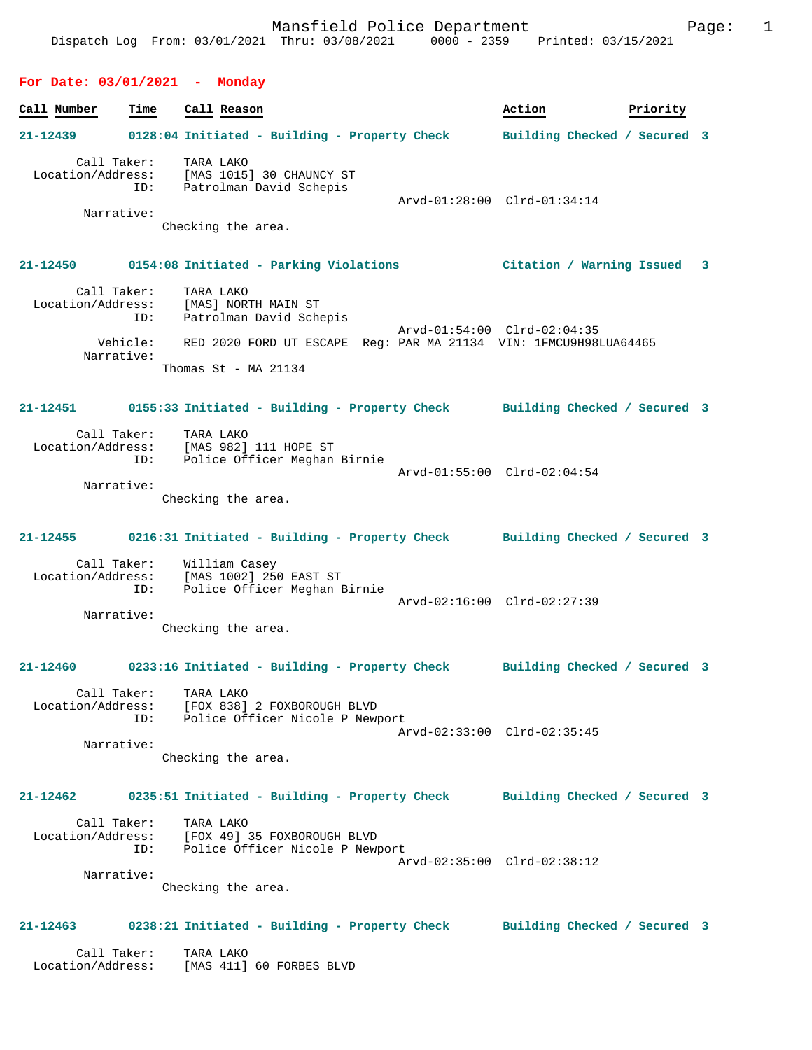Mansfield Police Department

Dispatch Log From: 03/01/2021 Thru: 03/08/2021 0000 - 2359 Printed: 03/15/2021

## For Date: 03/01/2021 - Monday

| Call Number | Time | Call Reason | Action | Priority |
|---|---|---|---|---|

**21-12439** 0128:04 Initiated - Building - Property Check — Building Checked / Secured — 3

Call Taker: TARA LAKO
Location/Address: [MAS 1015] 30 CHAUNCY ST
ID: Patrolman David Schepis
Arvd-01:28:00 Clrd-01:34:14
Narrative:
Checking the area.

**21-12450** 0154:08 Initiated - Parking Violations — Citation / Warning Issued — 3

Call Taker: TARA LAKO
Location/Address: [MAS] NORTH MAIN ST
ID: Patrolman David Schepis
Arvd-01:54:00 Clrd-02:04:35
Vehicle: RED 2020 FORD UT ESCAPE Reg: PAR MA 21134 VIN: 1FMCU9H98LUA64465
Narrative:
Thomas St - MA 21134

**21-12451** 0155:33 Initiated - Building - Property Check — Building Checked / Secured — 3

Call Taker: TARA LAKO
Location/Address: [MAS 982] 111 HOPE ST
ID: Police Officer Meghan Birnie
Arvd-01:55:00 Clrd-02:04:54
Narrative:
Checking the area.

**21-12455** 0216:31 Initiated - Building - Property Check — Building Checked / Secured — 3

Call Taker: William Casey
Location/Address: [MAS 1002] 250 EAST ST
ID: Police Officer Meghan Birnie
Arvd-02:16:00 Clrd-02:27:39
Narrative:
Checking the area.

**21-12460** 0233:16 Initiated - Building - Property Check — Building Checked / Secured — 3

Call Taker: TARA LAKO
Location/Address: [FOX 838] 2 FOXBOROUGH BLVD
ID: Police Officer Nicole P Newport
Arvd-02:33:00 Clrd-02:35:45
Narrative:
Checking the area.

**21-12462** 0235:51 Initiated - Building - Property Check — Building Checked / Secured — 3

Call Taker: TARA LAKO
Location/Address: [FOX 49] 35 FOXBOROUGH BLVD
ID: Police Officer Nicole P Newport
Arvd-02:35:00 Clrd-02:38:12
Narrative:
Checking the area.

**21-12463** 0238:21 Initiated - Building - Property Check — Building Checked / Secured — 3

Call Taker: TARA LAKO
Location/Address: [MAS 411] 60 FORBES BLVD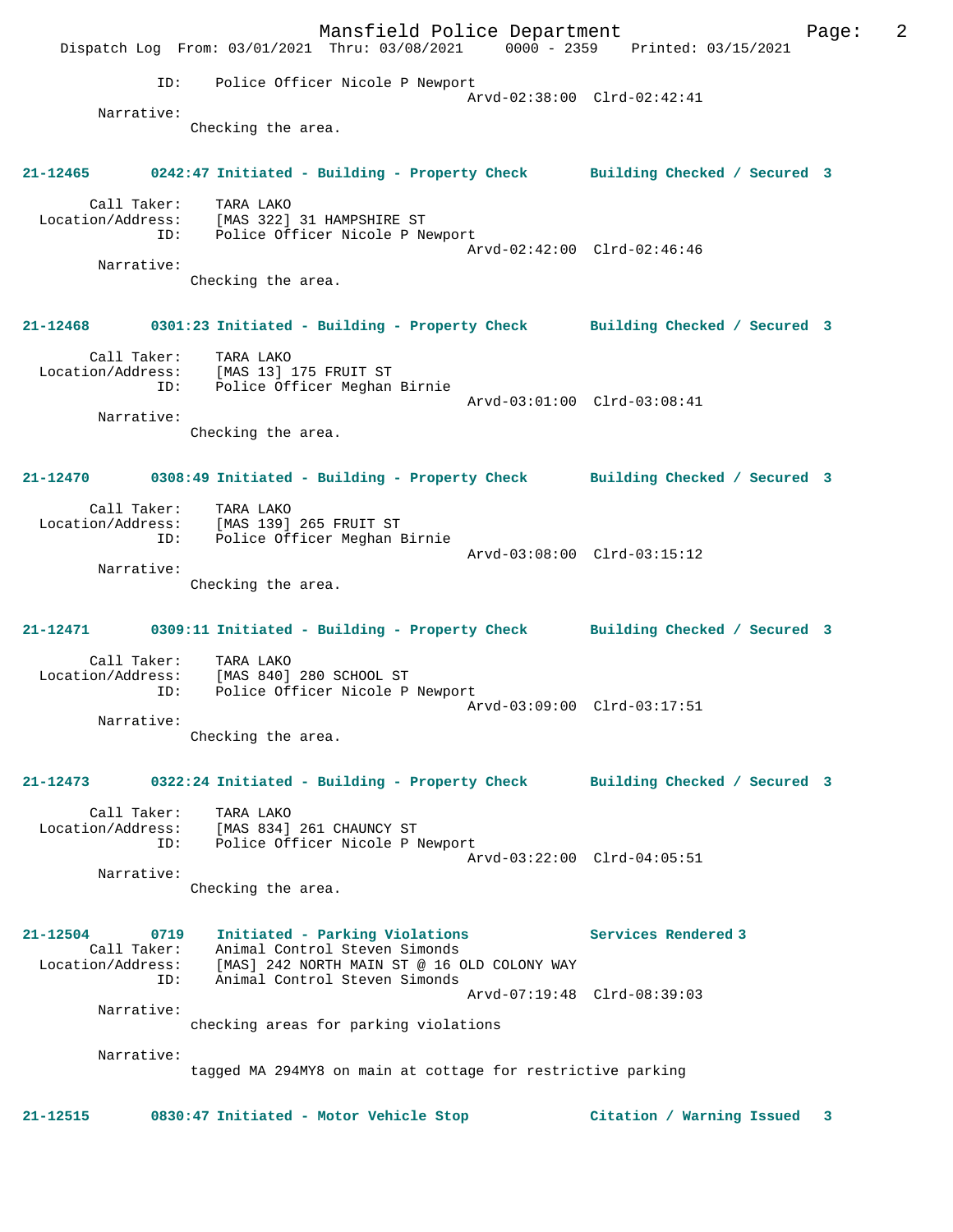ID: Police Officer Nicole P Newport
Arvd-02:38:00 Clrd-02:42:41

Narrative:
Checking the area.

**21-12465 0242:47 Initiated - Building - Property Check Building Checked / Secured 3**

Call Taker: TARA LAKO
Location/Address: [MAS 322] 31 HAMPSHIRE ST
ID: Police Officer Nicole P Newport
Arvd-02:42:00 Clrd-02:46:46

Narrative:
Checking the area.

**21-12468 0301:23 Initiated - Building - Property Check Building Checked / Secured 3**

Call Taker: TARA LAKO
Location/Address: [MAS 13] 175 FRUIT ST
ID: Police Officer Meghan Birnie
Arvd-03:01:00 Clrd-03:08:41

Narrative:
Checking the area.

**21-12470 0308:49 Initiated - Building - Property Check Building Checked / Secured 3**

Call Taker: TARA LAKO
Location/Address: [MAS 139] 265 FRUIT ST
ID: Police Officer Meghan Birnie
Arvd-03:08:00 Clrd-03:15:12

Narrative:
Checking the area.

**21-12471 0309:11 Initiated - Building - Property Check Building Checked / Secured 3**

Call Taker: TARA LAKO
Location/Address: [MAS 840] 280 SCHOOL ST
ID: Police Officer Nicole P Newport
Arvd-03:09:00 Clrd-03:17:51

Narrative:
Checking the area.

**21-12473 0322:24 Initiated - Building - Property Check Building Checked / Secured 3**

Call Taker: TARA LAKO
Location/Address: [MAS 834] 261 CHAUNCY ST
ID: Police Officer Nicole P Newport
Arvd-03:22:00 Clrd-04:05:51

Narrative:
Checking the area.

**21-12504 0719 Initiated - Parking Violations Services Rendered 3**

Call Taker: Animal Control Steven Simonds
Location/Address: [MAS] 242 NORTH MAIN ST @ 16 OLD COLONY WAY
ID: Animal Control Steven Simonds
Arvd-07:19:48 Clrd-08:39:03

Narrative:
checking areas for parking violations

Narrative:
tagged MA 294MY8 on main at cottage for restrictive parking

**21-12515 0830:47 Initiated - Motor Vehicle Stop Citation / Warning Issued 3**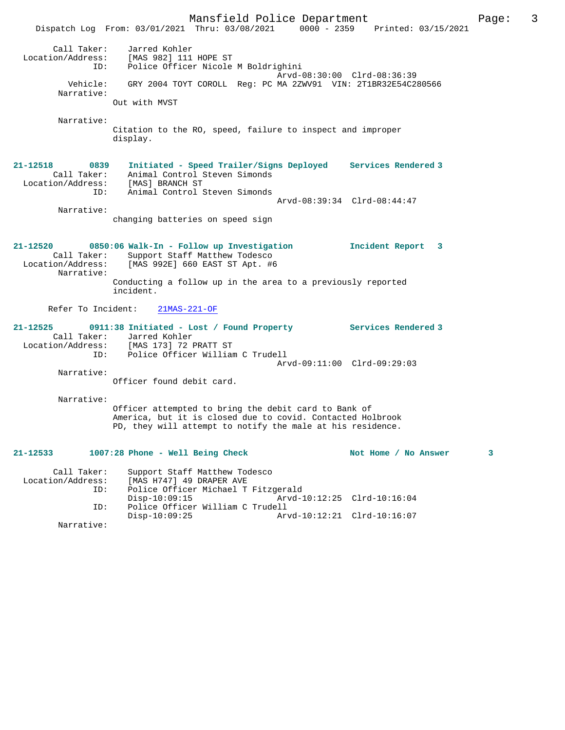Call Taker: Jarred Kohler
Location/Address: [MAS 982] 111 HOPE ST
ID: Police Officer Nicole M Boldrighini
Arvd-08:30:00 Clrd-08:36:39
Vehicle: GRY 2004 TOYT COROLL Reg: PC MA 2ZWV91 VIN: 2T1BR32E54C280566
Narrative:
Out with MVST

Narrative:
Citation to the RO, speed, failure to inspect and improper display.

**21-12518 0839 Initiated - Speed Trailer/Signs Deployed Services Rendered 3**
Call Taker: Animal Control Steven Simonds
Location/Address: [MAS] BRANCH ST
ID: Animal Control Steven Simonds
Arvd-08:39:34 Clrd-08:44:47
Narrative:
changing batteries on speed sign

**21-12520 0850:06 Walk-In - Follow up Investigation Incident Report 3**
Call Taker: Support Staff Matthew Todesco
Location/Address: [MAS 992E] 660 EAST ST Apt. #6
Narrative:
Conducting a follow up in the area to a previously reported incident.

Refer To Incident: 21MAS-221-OF

**21-12525 0911:38 Initiated - Lost / Found Property Services Rendered 3**
Call Taker: Jarred Kohler
Location/Address: [MAS 173] 72 PRATT ST
ID: Police Officer William C Trudell
Arvd-09:11:00 Clrd-09:29:03
Narrative:
Officer found debit card.

Narrative:
Officer attempted to bring the debit card to Bank of America, but it is closed due to covid. Contacted Holbrook PD, they will attempt to notify the male at his residence.

**21-12533 1007:28 Phone - Well Being Check Not Home / No Answer 3**

Call Taker: Support Staff Matthew Todesco
Location/Address: [MAS H747] 49 DRAPER AVE
ID: Police Officer Michael T Fitzgerald
Disp-10:09:15 Arvd-10:12:25 Clrd-10:16:04
ID: Police Officer William C Trudell
Disp-10:09:25 Arvd-10:12:21 Clrd-10:16:07
Narrative: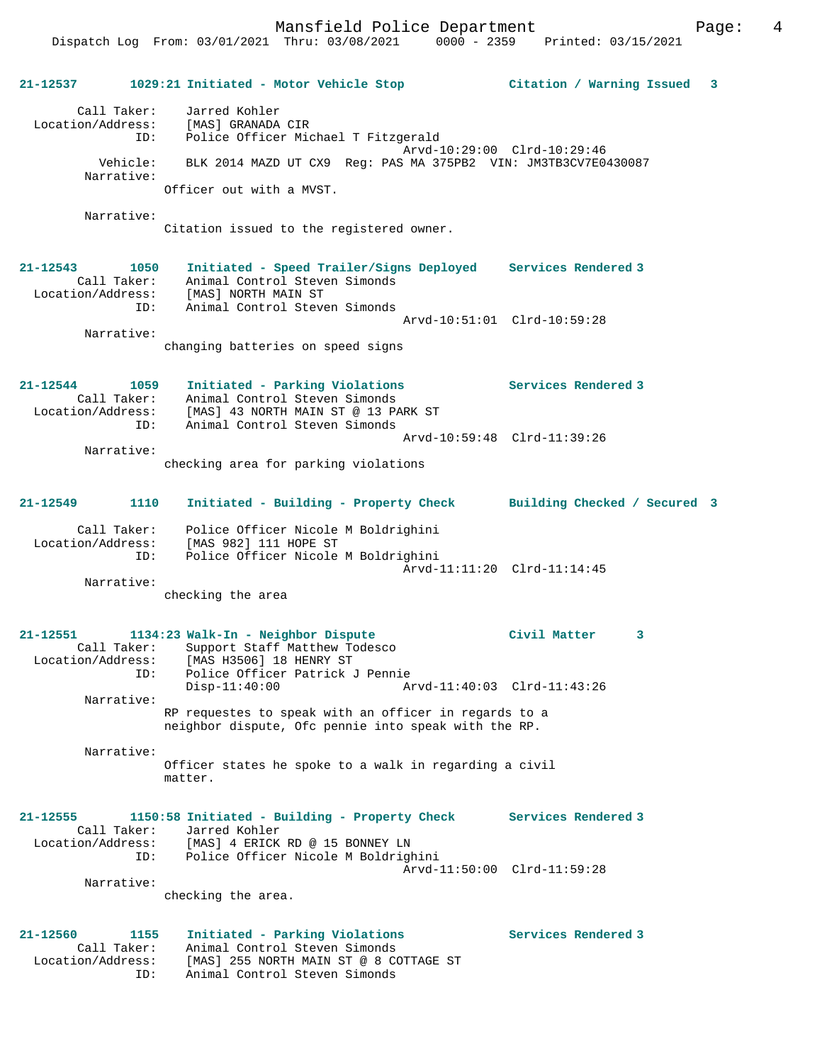**21-12537 1029:21 Initiated - Motor Vehicle Stop — Citation / Warning Issued 3**

```
        Call Taker:    Jarred Kohler
  Location/Address:    [MAS] GRANADA CIR
                ID:    Police Officer Michael T Fitzgerald
                                              Arvd-10:29:00  Clrd-10:29:46
           Vehicle:    BLK 2014 MAZD UT CX9  Reg: PAS MA 375PB2  VIN: JM3TB3CV7E0430087
         Narrative:
                Officer out with a MVST.

         Narrative:
                Citation issued to the registered owner.
```

**21-12543 1050 Initiated - Speed Trailer/Signs Deployed — Services Rendered 3**

```
        Call Taker:    Animal Control Steven Simonds
  Location/Address:    [MAS] NORTH MAIN ST
                ID:    Animal Control Steven Simonds
                                              Arvd-10:51:01  Clrd-10:59:28
         Narrative:
                changing batteries on speed signs
```

**21-12544 1059 Initiated - Parking Violations — Services Rendered 3**

```
        Call Taker:    Animal Control Steven Simonds
  Location/Address:    [MAS] 43 NORTH MAIN ST @ 13 PARK ST
                ID:    Animal Control Steven Simonds
                                              Arvd-10:59:48  Clrd-11:39:26
         Narrative:
                checking area for parking violations
```

**21-12549 1110 Initiated - Building - Property Check — Building Checked / Secured 3**

```
        Call Taker:    Police Officer Nicole M Boldrighini
  Location/Address:    [MAS 982] 111 HOPE ST
                ID:    Police Officer Nicole M Boldrighini
                                              Arvd-11:11:20  Clrd-11:14:45
         Narrative:
                checking the area
```

**21-12551 1134:23 Walk-In - Neighbor Dispute — Civil Matter 3**

```
        Call Taker:    Support Staff Matthew Todesco
  Location/Address:    [MAS H3506] 18 HENRY ST
                ID:    Police Officer Patrick J Pennie
                       Disp-11:40:00          Arvd-11:40:03  Clrd-11:43:26
         Narrative:
                RP requestes to speak with an officer in regards to a
                neighbor dispute, Ofc pennie into speak with the RP.

         Narrative:
                Officer states he spoke to a walk in regarding a civil
                matter.
```

**21-12555 1150:58 Initiated - Building - Property Check — Services Rendered 3**

```
        Call Taker:    Jarred Kohler
  Location/Address:    [MAS] 4 ERICK RD @ 15 BONNEY LN
                ID:    Police Officer Nicole M Boldrighini
                                              Arvd-11:50:00  Clrd-11:59:28
         Narrative:
                checking the area.
```

**21-12560 1155 Initiated - Parking Violations — Services Rendered 3**

```
        Call Taker:    Animal Control Steven Simonds
  Location/Address:    [MAS] 255 NORTH MAIN ST @ 8 COTTAGE ST
                ID:    Animal Control Steven Simonds
```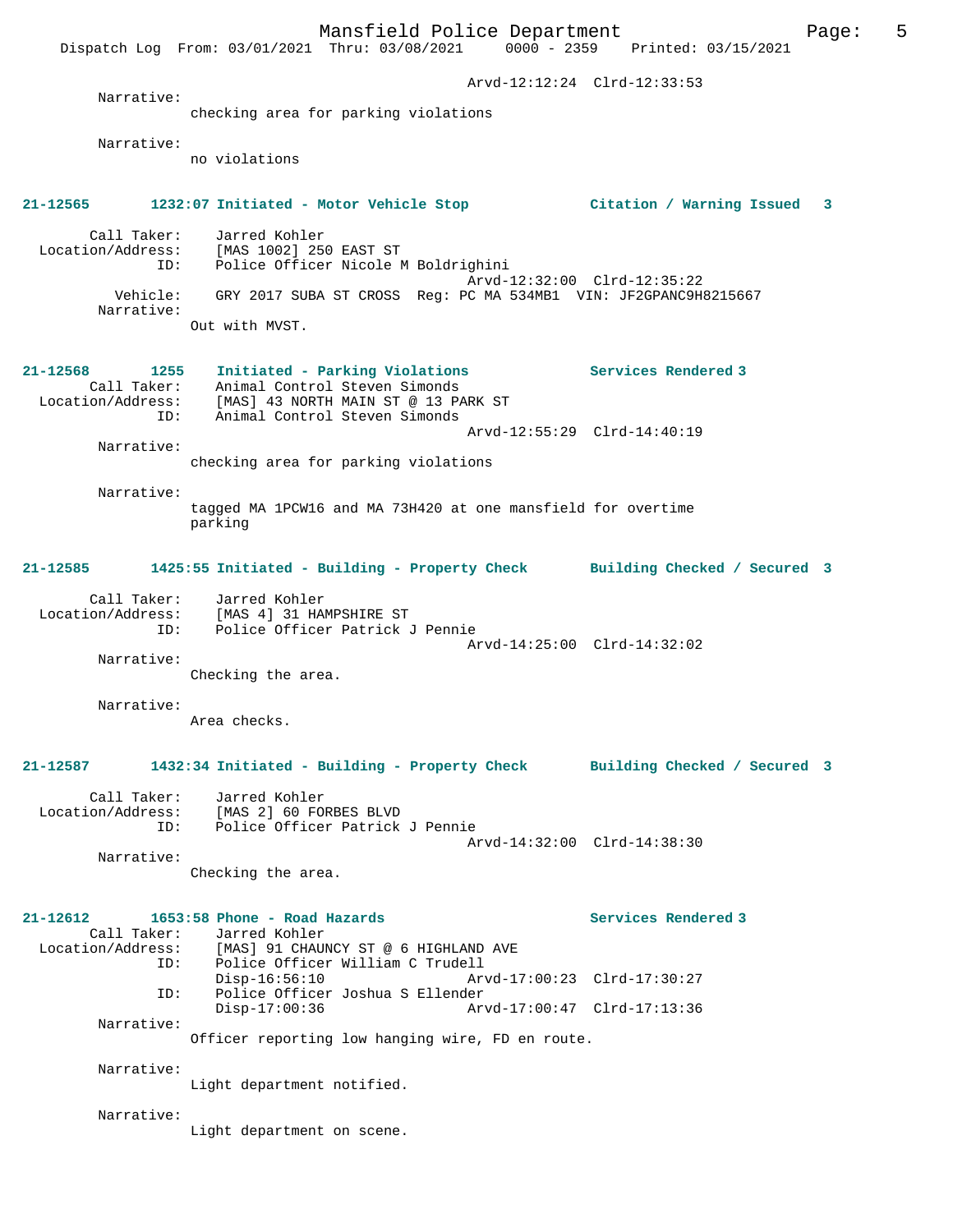Arvd-12:12:24 Clrd-12:33:53

Narrative:
checking area for parking violations

Narrative:
no violations

**21-12565 1232:07 Initiated - Motor Vehicle Stop Citation / Warning Issued 3**

Call Taker: Jarred Kohler
Location/Address: [MAS 1002] 250 EAST ST
ID: Police Officer Nicole M Boldrighini
Arvd-12:32:00 Clrd-12:35:22
Vehicle: GRY 2017 SUBA ST CROSS Reg: PC MA 534MB1 VIN: JF2GPANC9H8215667
Narrative:
Out with MVST.

**21-12568 1255 Initiated - Parking Violations Services Rendered 3**

Call Taker: Animal Control Steven Simonds
Location/Address: [MAS] 43 NORTH MAIN ST @ 13 PARK ST
ID: Animal Control Steven Simonds
Arvd-12:55:29 Clrd-14:40:19
Narrative:
checking area for parking violations

Narrative:
tagged MA 1PCW16 and MA 73H420 at one mansfield for overtime parking

**21-12585 1425:55 Initiated - Building - Property Check Building Checked / Secured 3**

Call Taker: Jarred Kohler
Location/Address: [MAS 4] 31 HAMPSHIRE ST
ID: Police Officer Patrick J Pennie
Arvd-14:25:00 Clrd-14:32:02
Narrative:
Checking the area.

Narrative:
Area checks.

**21-12587 1432:34 Initiated - Building - Property Check Building Checked / Secured 3**

Call Taker: Jarred Kohler
Location/Address: [MAS 2] 60 FORBES BLVD
ID: Police Officer Patrick J Pennie
Arvd-14:32:00 Clrd-14:38:30
Narrative:
Checking the area.

**21-12612 1653:58 Phone - Road Hazards Services Rendered 3**

Call Taker: Jarred Kohler
Location/Address: [MAS] 91 CHAUNCY ST @ 6 HIGHLAND AVE
ID: Police Officer William C Trudell
Disp-16:56:10 Arvd-17:00:23 Clrd-17:30:27
ID: Police Officer Joshua S Ellender
Disp-17:00:36 Arvd-17:00:47 Clrd-17:13:36
Narrative:
Officer reporting low hanging wire, FD en route.

Narrative:
Light department notified.

Narrative:
Light department on scene.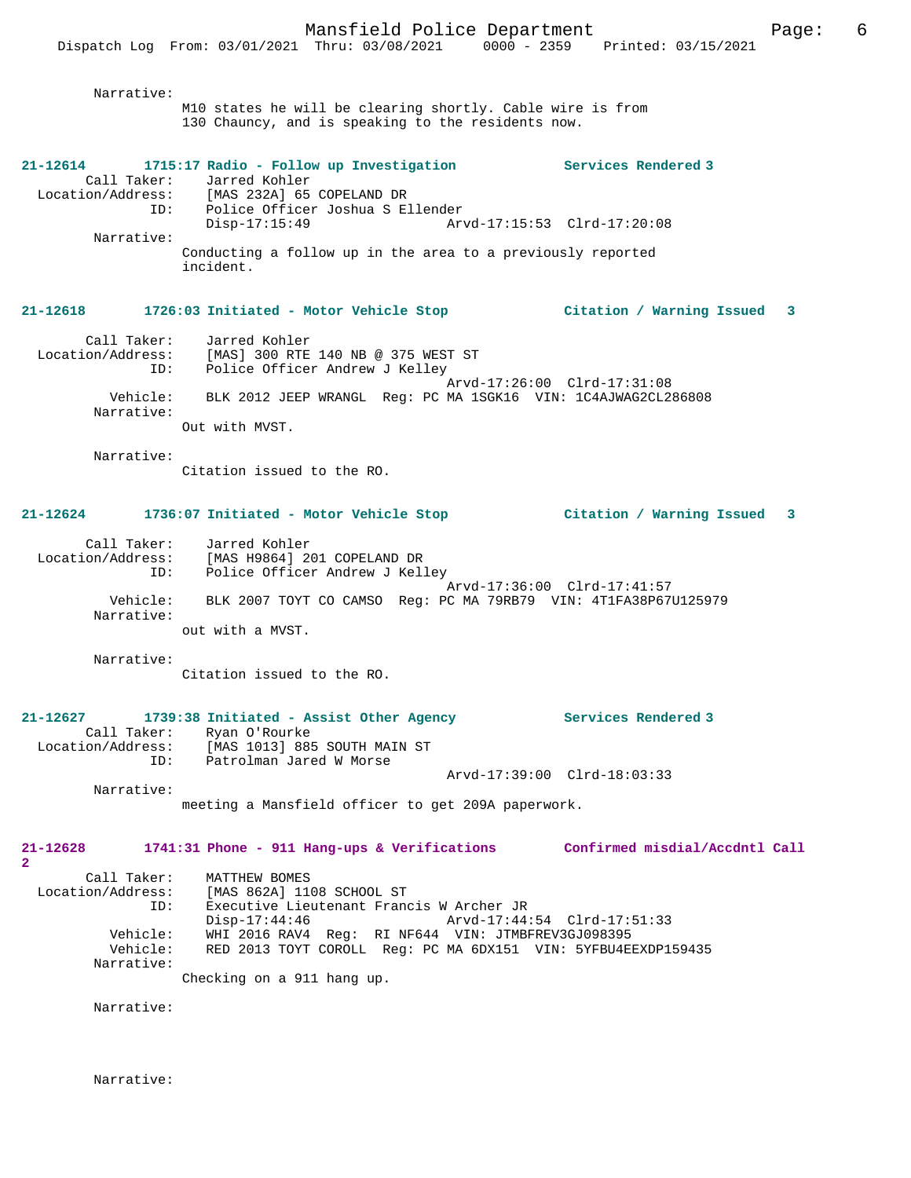Narrative:
M10 states he will be clearing shortly. Cable wire is from 130 Chauncy, and is speaking to the residents now.

**21-12614 1715:17 Radio - Follow up Investigation — Services Rendered 3**

Call Taker: Jarred Kohler
Location/Address: [MAS 232A] 65 COPELAND DR
ID: Police Officer Joshua S Ellender
Disp-17:15:49 Arvd-17:15:53 Clrd-17:20:08

Narrative:
Conducting a follow up in the area to a previously reported incident.

**21-12618 1726:03 Initiated - Motor Vehicle Stop — Citation / Warning Issued 3**

Call Taker: Jarred Kohler
Location/Address: [MAS] 300 RTE 140 NB @ 375 WEST ST
ID: Police Officer Andrew J Kelley
Arvd-17:26:00 Clrd-17:31:08
Vehicle: BLK 2012 JEEP WRANGL Reg: PC MA 1SGK16 VIN: 1C4AJWAG2CL286808

Narrative:
Out with MVST.

Narrative:
Citation issued to the RO.

**21-12624 1736:07 Initiated - Motor Vehicle Stop — Citation / Warning Issued 3**

Call Taker: Jarred Kohler
Location/Address: [MAS H9864] 201 COPELAND DR
ID: Police Officer Andrew J Kelley
Arvd-17:36:00 Clrd-17:41:57
Vehicle: BLK 2007 TOYT CO CAMSO Reg: PC MA 79RB79 VIN: 4T1FA38P67U125979

Narrative:
out with a MVST.

Narrative:
Citation issued to the RO.

**21-12627 1739:38 Initiated - Assist Other Agency — Services Rendered 3**

Call Taker: Ryan O'Rourke
Location/Address: [MAS 1013] 885 SOUTH MAIN ST
ID: Patrolman Jared W Morse
Arvd-17:39:00 Clrd-18:03:33

Narrative:
meeting a Mansfield officer to get 209A paperwork.

**21-12628 1741:31 Phone - 911 Hang-ups & Verifications — Confirmed misdial/Accdntl Call 2**

Call Taker: MATTHEW BOMES
Location/Address: [MAS 862A] 1108 SCHOOL ST
ID: Executive Lieutenant Francis W Archer JR
Disp-17:44:46 Arvd-17:44:54 Clrd-17:51:33
Vehicle: WHI 2016 RAV4 Reg: RI NF644 VIN: JTMBFREV3GJ098395
Vehicle: RED 2013 TOYT COROLL Reg: PC MA 6DX151 VIN: 5YFBU4EEXDP159435

Narrative:
Checking on a 911 hang up.

Narrative:

Narrative: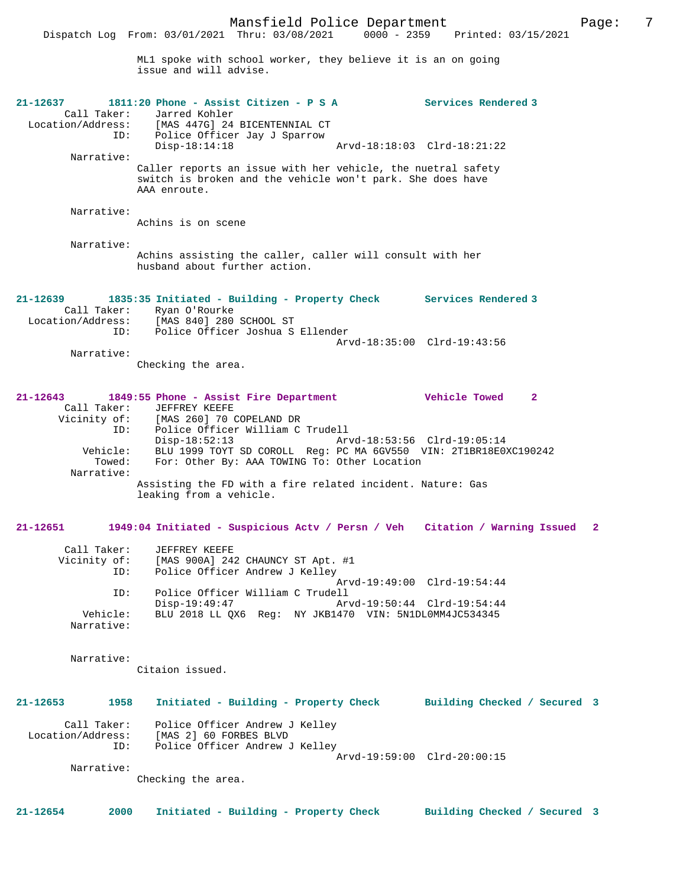ML1 spoke with school worker, they believe it is an on going issue and will advise.

**21-12637 1811:20 Phone - Assist Citizen - P S A — Services Rendered 3**

Call Taker: Jarred Kohler
Location/Address: [MAS 447G] 24 BICENTENNIAL CT
ID: Police Officer Jay J Sparrow
Disp-18:14:18 Arvd-18:18:03 Clrd-18:21:22

Narrative:
Caller reports an issue with her vehicle, the nuetral safety switch is broken and the vehicle won't park. She does have AAA enroute.

Narrative:
Achins is on scene

Narrative:
Achins assisting the caller, caller will consult with her husband about further action.

**21-12639 1835:35 Initiated - Building - Property Check — Services Rendered 3**

Call Taker: Ryan O'Rourke
Location/Address: [MAS 840] 280 SCHOOL ST
ID: Police Officer Joshua S Ellender
Arvd-18:35:00 Clrd-19:43:56

Narrative:
Checking the area.

**21-12643 1849:55 Phone - Assist Fire Department — Vehicle Towed 2**

Call Taker: JEFFREY KEEFE
Vicinity of: [MAS 260] 70 COPELAND DR
ID: Police Officer William C Trudell
Disp-18:52:13 Arvd-18:53:56 Clrd-19:05:14
Vehicle: BLU 1999 TOYT SD COROLL Reg: PC MA 6GV550 VIN: 2T1BR18E0XC190242
Towed: For: Other By: AAA TOWING To: Other Location

Narrative:
Assisting the FD with a fire related incident. Nature: Gas leaking from a vehicle.

**21-12651 1949:04 Initiated - Suspicious Actv / Persn / Veh — Citation / Warning Issued 2**

Call Taker: JEFFREY KEEFE
Vicinity of: [MAS 900A] 242 CHAUNCY ST Apt. #1
ID: Police Officer Andrew J Kelley
Arvd-19:49:00 Clrd-19:54:44
ID: Police Officer William C Trudell
Disp-19:49:47 Arvd-19:50:44 Clrd-19:54:44
Vehicle: BLU 2018 LL QX6 Reg: NY JKB1470 VIN: 5N1DL0MM4JC534345

Narrative:

Narrative:
Citaion issued.

**21-12653 1958 Initiated - Building - Property Check — Building Checked / Secured 3**

Call Taker: Police Officer Andrew J Kelley
Location/Address: [MAS 2] 60 FORBES BLVD
ID: Police Officer Andrew J Kelley
Arvd-19:59:00 Clrd-20:00:15

Narrative:
Checking the area.

**21-12654 2000 Initiated - Building - Property Check — Building Checked / Secured 3**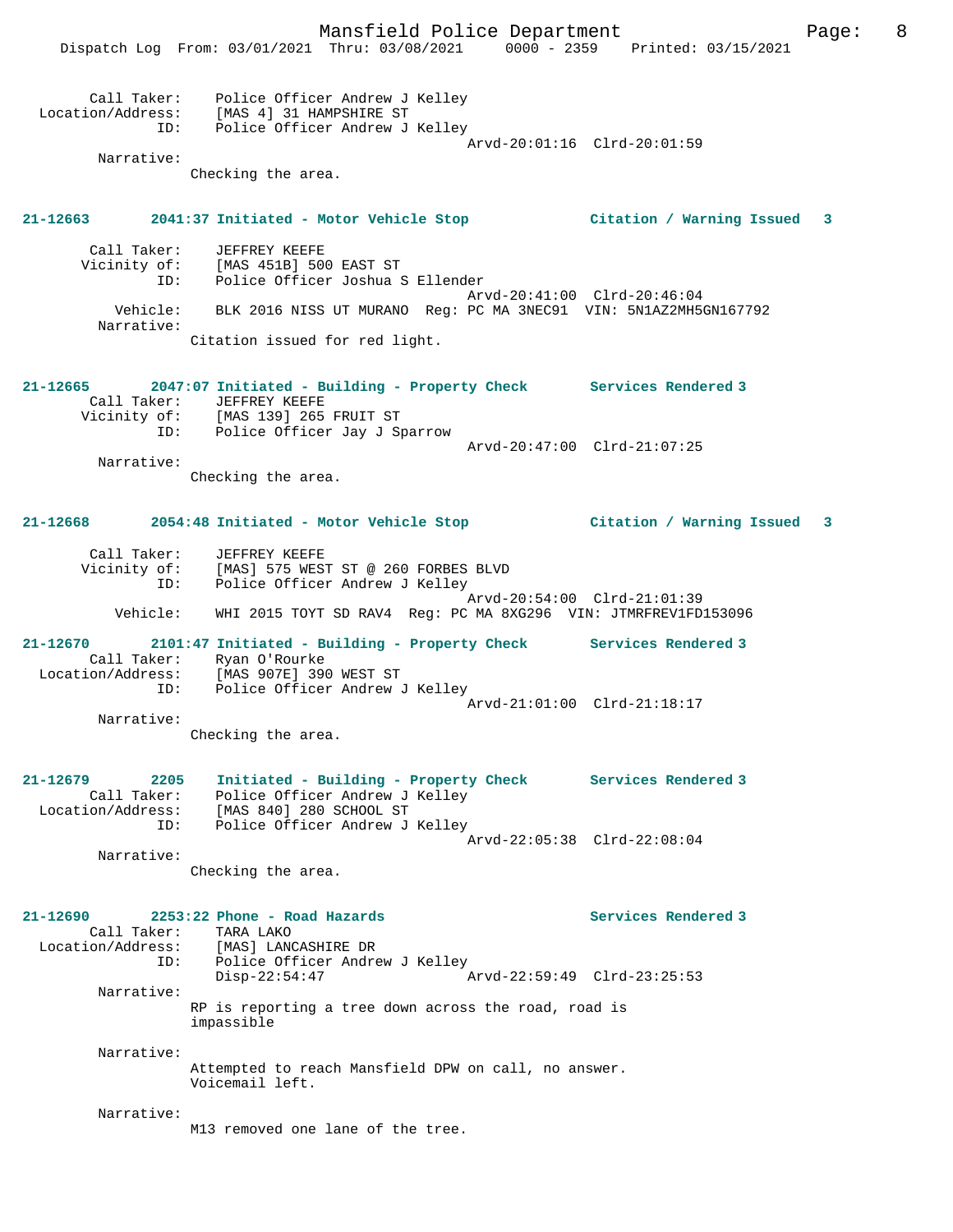Call Taker: Police Officer Andrew J Kelley
Location/Address: [MAS 4] 31 HAMPSHIRE ST
ID: Police Officer Andrew J Kelley
Arvd-20:01:16 Clrd-20:01:59
Narrative:
Checking the area.

**21-12663 2041:37 Initiated - Motor Vehicle Stop Citation / Warning Issued 3**

Call Taker: JEFFREY KEEFE
Vicinity of: [MAS 451B] 500 EAST ST
ID: Police Officer Joshua S Ellender
Arvd-20:41:00 Clrd-20:46:04
Vehicle: BLK 2016 NISS UT MURANO Reg: PC MA 3NEC91 VIN: 5N1AZ2MH5GN167792
Narrative:
Citation issued for red light.

**21-12665 2047:07 Initiated - Building - Property Check Services Rendered 3**

Call Taker: JEFFREY KEEFE
Vicinity of: [MAS 139] 265 FRUIT ST
ID: Police Officer Jay J Sparrow
Arvd-20:47:00 Clrd-21:07:25
Narrative:
Checking the area.

**21-12668 2054:48 Initiated - Motor Vehicle Stop Citation / Warning Issued 3**

Call Taker: JEFFREY KEEFE
Vicinity of: [MAS] 575 WEST ST @ 260 FORBES BLVD
ID: Police Officer Andrew J Kelley
Arvd-20:54:00 Clrd-21:01:39
Vehicle: WHI 2015 TOYT SD RAV4 Reg: PC MA 8XG296 VIN: JTMRFREV1FD153096

**21-12670 2101:47 Initiated - Building - Property Check Services Rendered 3**

Call Taker: Ryan O'Rourke
Location/Address: [MAS 907E] 390 WEST ST
ID: Police Officer Andrew J Kelley
Arvd-21:01:00 Clrd-21:18:17
Narrative:
Checking the area.

**21-12679 2205 Initiated - Building - Property Check Services Rendered 3**

Call Taker: Police Officer Andrew J Kelley
Location/Address: [MAS 840] 280 SCHOOL ST
ID: Police Officer Andrew J Kelley
Arvd-22:05:38 Clrd-22:08:04
Narrative:
Checking the area.

**21-12690 2253:22 Phone - Road Hazards Services Rendered 3**

Call Taker: TARA LAKO
Location/Address: [MAS] LANCASHIRE DR
ID: Police Officer Andrew J Kelley
Disp-22:54:47 Arvd-22:59:49 Clrd-23:25:53
Narrative:
RP is reporting a tree down across the road, road is impassible

Narrative:
Attempted to reach Mansfield DPW on call, no answer. Voicemail left.

Narrative:
M13 removed one lane of the tree.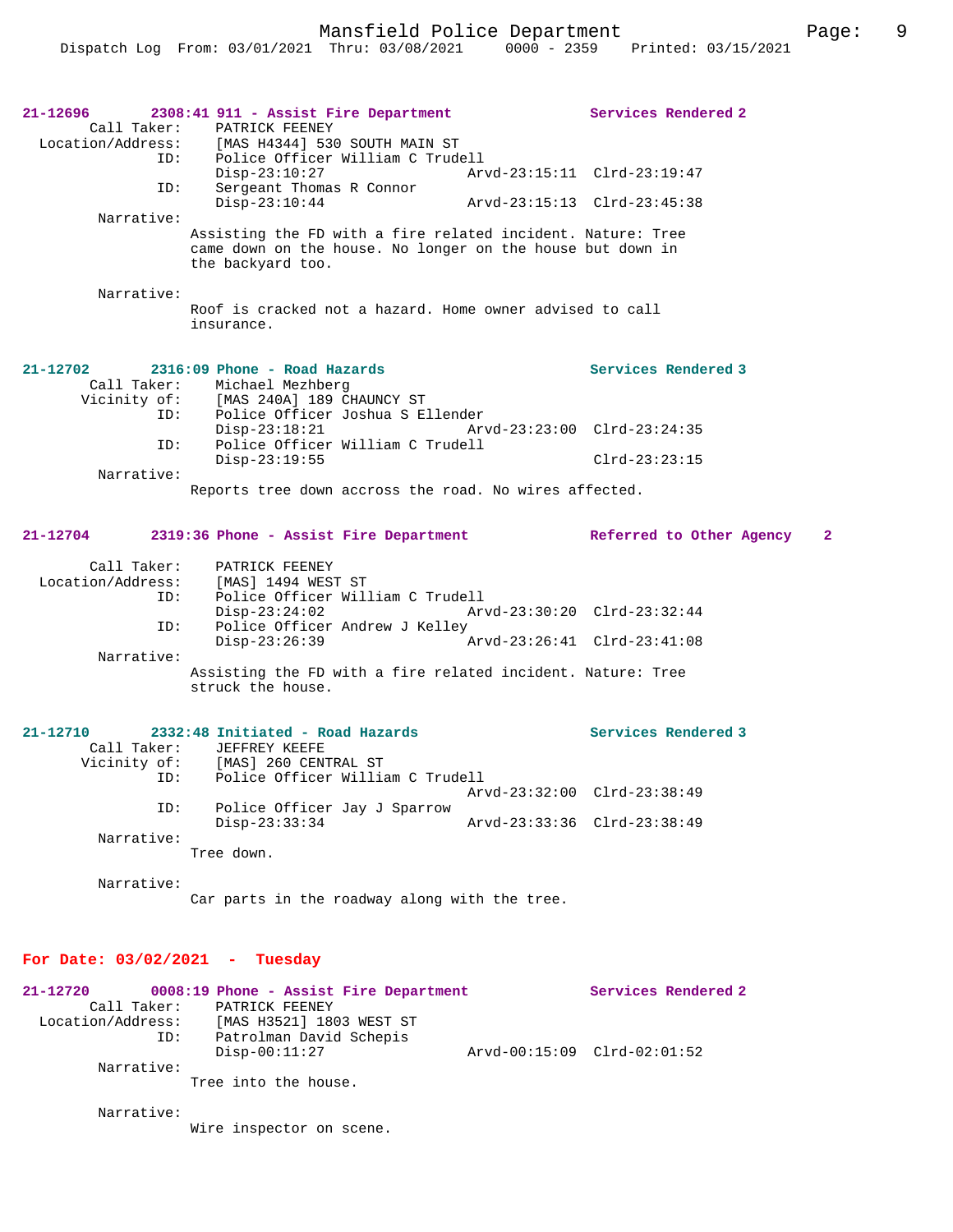**21-12696 2308:41 911 - Assist Fire Department — Services Rendered 2**

Call Taker: PATRICK FEENEY
Location/Address: [MAS H4344] 530 SOUTH MAIN ST
ID: Police Officer William C Trudell
Disp-23:10:27 Arvd-23:15:11 Clrd-23:19:47
ID: Sergeant Thomas R Connor
Disp-23:10:44 Arvd-23:15:13 Clrd-23:45:38

Narrative:
Assisting the FD with a fire related incident. Nature: Tree came down on the house. No longer on the house but down in the backyard too.

Narrative:
Roof is cracked not a hazard. Home owner advised to call insurance.

**21-12702 2316:09 Phone - Road Hazards — Services Rendered 3**

Call Taker: Michael Mezhberg
Vicinity of: [MAS 240A] 189 CHAUNCY ST
ID: Police Officer Joshua S Ellender
Disp-23:18:21 Arvd-23:23:00 Clrd-23:24:35
ID: Police Officer William C Trudell
Disp-23:19:55 Clrd-23:23:15

Narrative:
Reports tree down accross the road. No wires affected.

**21-12704 2319:36 Phone - Assist Fire Department — Referred to Other Agency 2**

Call Taker: PATRICK FEENEY
Location/Address: [MAS] 1494 WEST ST
ID: Police Officer William C Trudell
Disp-23:24:02 Arvd-23:30:20 Clrd-23:32:44
ID: Police Officer Andrew J Kelley
Disp-23:26:39 Arvd-23:26:41 Clrd-23:41:08

Narrative:
Assisting the FD with a fire related incident. Nature: Tree struck the house.

**21-12710 2332:48 Initiated - Road Hazards — Services Rendered 3**

Call Taker: JEFFREY KEEFE
Vicinity of: [MAS] 260 CENTRAL ST
ID: Police Officer William C Trudell
Arvd-23:32:00 Clrd-23:38:49
ID: Police Officer Jay J Sparrow
Disp-23:33:34 Arvd-23:33:36 Clrd-23:38:49

Narrative:
Tree down.

Narrative:
Car parts in the roadway along with the tree.

## For Date: 03/02/2021 - Tuesday

**21-12720 0008:19 Phone - Assist Fire Department — Services Rendered 2**

Call Taker: PATRICK FEENEY
Location/Address: [MAS H3521] 1803 WEST ST
ID: Patrolman David Schepis
Disp-00:11:27 Arvd-00:15:09 Clrd-02:01:52

Narrative:
Tree into the house.

Narrative:
Wire inspector on scene.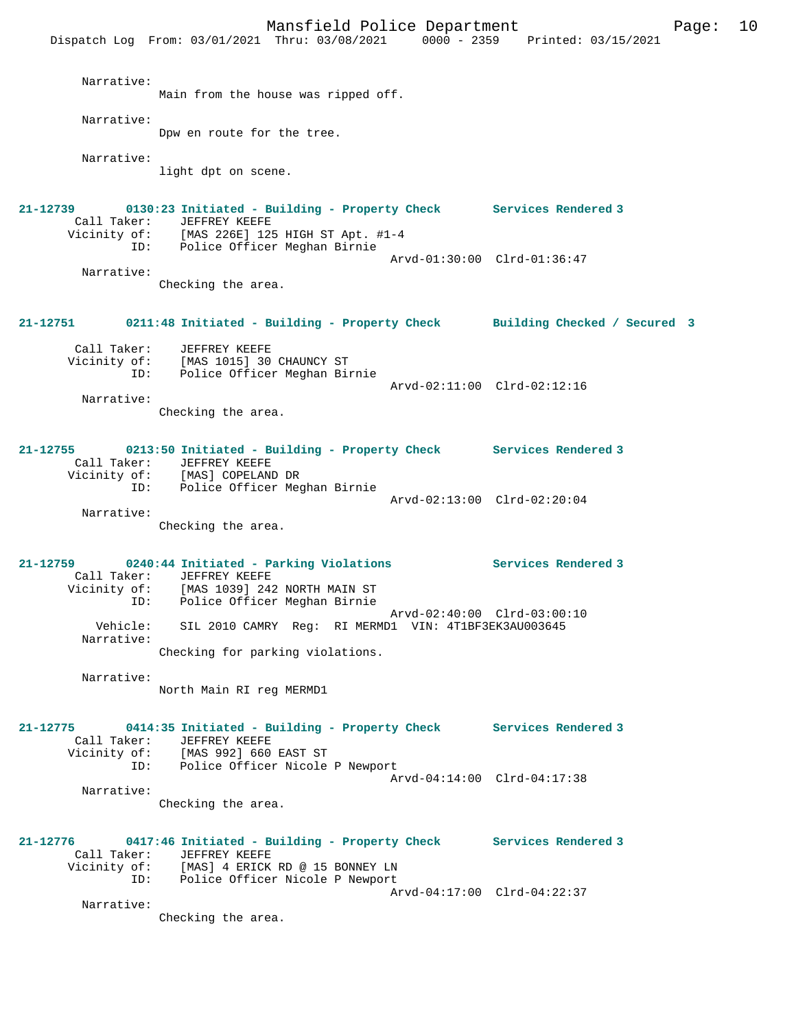Narrative:
Main from the house was ripped off.

Narrative:
Dpw en route for the tree.

Narrative:
light dpt on scene.

**21-12739 0130:23 Initiated - Building - Property Check Services Rendered 3**
Call Taker: JEFFREY KEEFE
Vicinity of: [MAS 226E] 125 HIGH ST Apt. #1-4
ID: Police Officer Meghan Birnie
Arvd-01:30:00 Clrd-01:36:47
Narrative:
Checking the area.

**21-12751 0211:48 Initiated - Building - Property Check Building Checked / Secured 3**
Call Taker: JEFFREY KEEFE
Vicinity of: [MAS 1015] 30 CHAUNCY ST
ID: Police Officer Meghan Birnie
Arvd-02:11:00 Clrd-02:12:16
Narrative:
Checking the area.

**21-12755 0213:50 Initiated - Building - Property Check Services Rendered 3**
Call Taker: JEFFREY KEEFE
Vicinity of: [MAS] COPELAND DR
ID: Police Officer Meghan Birnie
Arvd-02:13:00 Clrd-02:20:04
Narrative:
Checking the area.

**21-12759 0240:44 Initiated - Parking Violations Services Rendered 3**
Call Taker: JEFFREY KEEFE
Vicinity of: [MAS 1039] 242 NORTH MAIN ST
ID: Police Officer Meghan Birnie
Arvd-02:40:00 Clrd-03:00:10
Vehicle: SIL 2010 CAMRY Reg: RI MERMD1 VIN: 4T1BF3EK3AU003645
Narrative:
Checking for parking violations.

Narrative:
North Main RI reg MERMD1

**21-12775 0414:35 Initiated - Building - Property Check Services Rendered 3**
Call Taker: JEFFREY KEEFE
Vicinity of: [MAS 992] 660 EAST ST
ID: Police Officer Nicole P Newport
Arvd-04:14:00 Clrd-04:17:38
Narrative:
Checking the area.

**21-12776 0417:46 Initiated - Building - Property Check Services Rendered 3**
Call Taker: JEFFREY KEEFE
Vicinity of: [MAS] 4 ERICK RD @ 15 BONNEY LN
ID: Police Officer Nicole P Newport
Arvd-04:17:00 Clrd-04:22:37
Narrative:
Checking the area.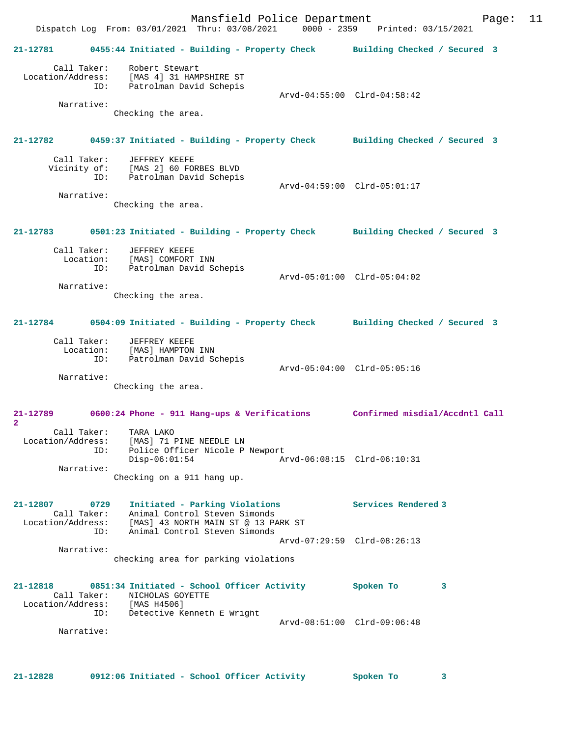Dispatch Log From: 03/01/2021 Thru: 03/08/2021 0000 - 2359 Printed: 03/15/2021

**21-12781** 0455:44 Initiated - Building - Property Check Building Checked / Secured 3

Call Taker: Robert Stewart
Location/Address: [MAS 4] 31 HAMPSHIRE ST
ID: Patrolman David Schepis
Arvd-04:55:00 Clrd-04:58:42

Narrative:
Checking the area.

**21-12782** 0459:37 Initiated - Building - Property Check Building Checked / Secured 3

Call Taker: JEFFREY KEEFE
Vicinity of: [MAS 2] 60 FORBES BLVD
ID: Patrolman David Schepis
Arvd-04:59:00 Clrd-05:01:17

Narrative:
Checking the area.

**21-12783** 0501:23 Initiated - Building - Property Check Building Checked / Secured 3

Call Taker: JEFFREY KEEFE
Location: [MAS] COMFORT INN
ID: Patrolman David Schepis
Arvd-05:01:00 Clrd-05:04:02

Narrative:
Checking the area.

**21-12784** 0504:09 Initiated - Building - Property Check Building Checked / Secured 3

Call Taker: JEFFREY KEEFE
Location: [MAS] HAMPTON INN
ID: Patrolman David Schepis
Arvd-05:04:00 Clrd-05:05:16

Narrative:
Checking the area.

**21-12789** 0600:24 Phone - 911 Hang-ups & Verifications Confirmed misdial/Accdntl Call 2

Call Taker: TARA LAKO
Location/Address: [MAS] 71 PINE NEEDLE LN
ID: Police Officer Nicole P Newport
Disp-06:01:54 Arvd-06:08:15 Clrd-06:10:31

Narrative:
Checking on a 911 hang up.

**21-12807** 0729 Initiated - Parking Violations Services Rendered 3

Call Taker: Animal Control Steven Simonds
Location/Address: [MAS] 43 NORTH MAIN ST @ 13 PARK ST
ID: Animal Control Steven Simonds
Arvd-07:29:59 Clrd-08:26:13

Narrative:
checking area for parking violations

**21-12818** 0851:34 Initiated - School Officer Activity Spoken To 3

Call Taker: NICHOLAS GOYETTE
Location/Address: [MAS H4506]
ID: Detective Kenneth E Wright
Arvd-08:51:00 Clrd-09:06:48

Narrative:

**21-12828** 0912:06 Initiated - School Officer Activity Spoken To 3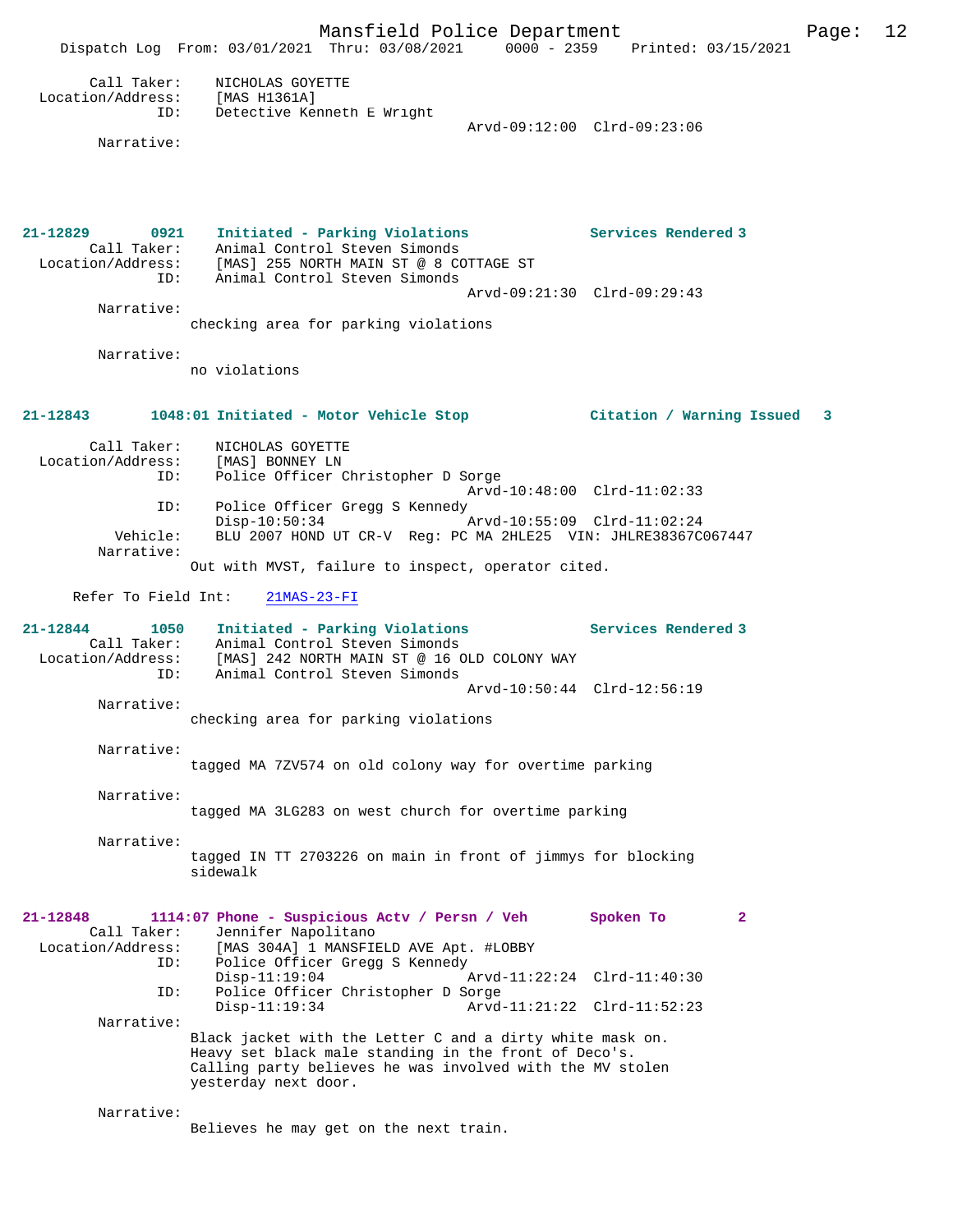```
        Call Taker:    NICHOLAS GOYETTE
  Location/Address:    [MAS H1361A]
                ID:    Detective Kenneth E Wright
                                                 Arvd-09:12:00  Clrd-09:23:06
         Narrative:
```

```
21-12829        0921    Initiated - Parking Violations            Services Rendered 3
        Call Taker:    Animal Control Steven Simonds
  Location/Address:    [MAS] 255 NORTH MAIN ST @ 8 COTTAGE ST
                ID:    Animal Control Steven Simonds
                                                 Arvd-09:21:30  Clrd-09:29:43
         Narrative:
                   checking area for parking violations

         Narrative:
                   no violations
```

```
21-12843        1048:01 Initiated - Motor Vehicle Stop            Citation / Warning Issued   3

        Call Taker:    NICHOLAS GOYETTE
  Location/Address:    [MAS] BONNEY LN
                ID:    Police Officer Christopher D Sorge
                                                 Arvd-10:48:00  Clrd-11:02:33
                ID:    Police Officer Gregg S Kennedy
                       Disp-10:50:34             Arvd-10:55:09  Clrd-11:02:24
           Vehicle:    BLU 2007 HOND UT CR-V  Reg: PC MA 2HLE25  VIN: JHLRE38367C067447
         Narrative:
                   Out with MVST, failure to inspect, operator cited.

     Refer To Field Int:    21MAS-23-FI
```

```
21-12844        1050    Initiated - Parking Violations            Services Rendered 3
        Call Taker:    Animal Control Steven Simonds
  Location/Address:    [MAS] 242 NORTH MAIN ST @ 16 OLD COLONY WAY
                ID:    Animal Control Steven Simonds
                                                 Arvd-10:50:44  Clrd-12:56:19
         Narrative:
                   checking area for parking violations

         Narrative:
                   tagged MA 7ZV574 on old colony way for overtime parking

         Narrative:
                   tagged MA 3LG283 on west church for overtime parking

         Narrative:
                   tagged IN TT 2703226 on main in front of jimmys for blocking
                   sidewalk
```

```
21-12848        1114:07 Phone - Suspicious Actv / Persn / Veh       Spoken To        2
        Call Taker:    Jennifer Napolitano
  Location/Address:    [MAS 304A] 1 MANSFIELD AVE Apt. #LOBBY
                ID:    Police Officer Gregg S Kennedy
                       Disp-11:19:04             Arvd-11:22:24  Clrd-11:40:30
                ID:    Police Officer Christopher D Sorge
                       Disp-11:19:34             Arvd-11:21:22  Clrd-11:52:23
         Narrative:
                   Black jacket with the Letter C and a dirty white mask on.
                   Heavy set black male standing in the front of Deco's.
                   Calling party believes he was involved with the MV stolen
                   yesterday next door.

         Narrative:
                   Believes he may get on the next train.
```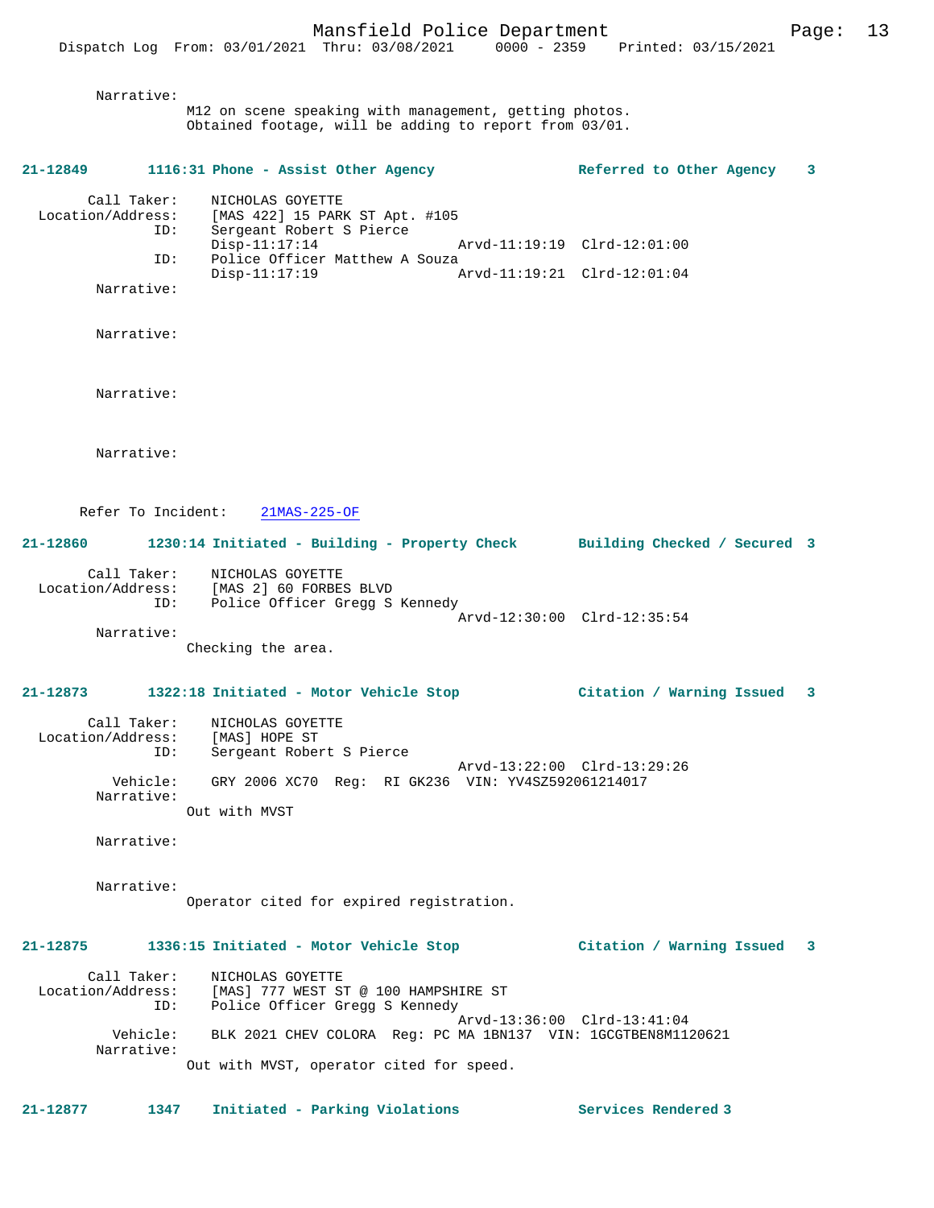Narrative:
M12 on scene speaking with management, getting photos.
Obtained footage, will be adding to report from 03/01.

**21-12849 1116:31 Phone - Assist Other Agency — Referred to Other Agency 3**

Call Taker: NICHOLAS GOYETTE
Location/Address: [MAS 422] 15 PARK ST Apt. #105
ID: Sergeant Robert S Pierce
Disp-11:17:14 Arvd-11:19:19 Clrd-12:01:00
ID: Police Officer Matthew A Souza
Disp-11:17:19 Arvd-11:19:21 Clrd-12:01:04
Narrative:

Narrative:

Narrative:

Narrative:

Refer To Incident: 21MAS-225-OF

**21-12860 1230:14 Initiated - Building - Property Check — Building Checked / Secured 3**

Call Taker: NICHOLAS GOYETTE
Location/Address: [MAS 2] 60 FORBES BLVD
ID: Police Officer Gregg S Kennedy
Arvd-12:30:00 Clrd-12:35:54
Narrative:
Checking the area.

**21-12873 1322:18 Initiated - Motor Vehicle Stop — Citation / Warning Issued 3**

Call Taker: NICHOLAS GOYETTE
Location/Address: [MAS] HOPE ST
ID: Sergeant Robert S Pierce
Arvd-13:22:00 Clrd-13:29:26
Vehicle: GRY 2006 XC70 Reg: RI GK236 VIN: YV4SZ592061214017
Narrative:
Out with MVST

Narrative:

Narrative:
Operator cited for expired registration.

**21-12875 1336:15 Initiated - Motor Vehicle Stop — Citation / Warning Issued 3**

Call Taker: NICHOLAS GOYETTE
Location/Address: [MAS] 777 WEST ST @ 100 HAMPSHIRE ST
ID: Police Officer Gregg S Kennedy
Arvd-13:36:00 Clrd-13:41:04
Vehicle: BLK 2021 CHEV COLORA Reg: PC MA 1BN137 VIN: 1GCGTBEN8M1120621
Narrative:
Out with MVST, operator cited for speed.

**21-12877 1347 Initiated - Parking Violations — Services Rendered 3**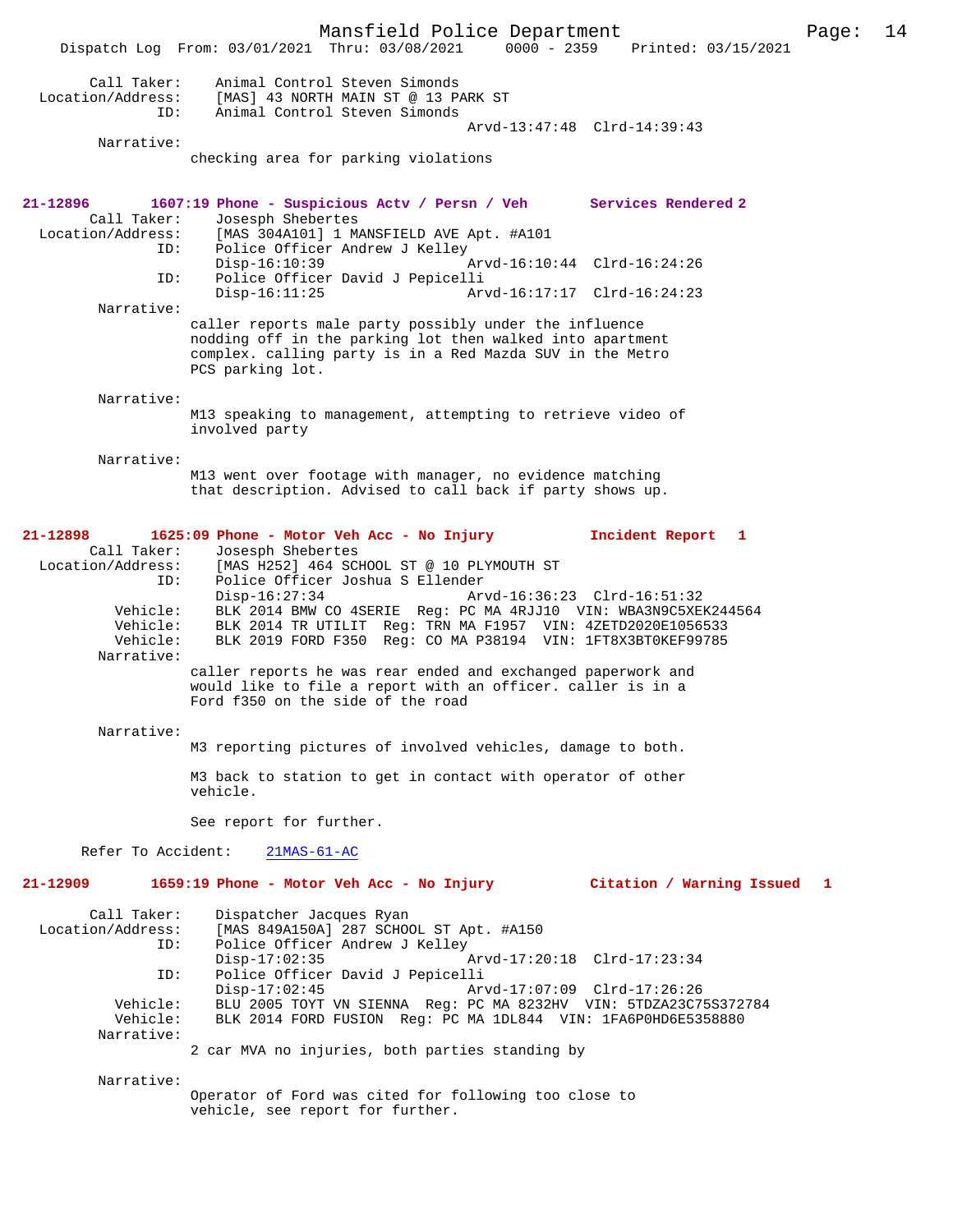```
        Call Taker:    Animal Control Steven Simonds
  Location/Address:    [MAS] 43 NORTH MAIN ST @ 13 PARK ST
                ID:    Animal Control Steven Simonds
                                              Arvd-13:47:48  Clrd-14:39:43
         Narrative:
                 checking area for parking violations


21-12896        1607:19 Phone - Suspicious Actv / Persn / Veh       Services Rendered 2
        Call Taker:    Josesph Shebertes
  Location/Address:    [MAS 304A101] 1 MANSFIELD AVE Apt. #A101
                ID:    Police Officer Andrew J Kelley
                       Disp-16:10:39                  Arvd-16:10:44  Clrd-16:24:26
                ID:    Police Officer David J Pepicelli
                       Disp-16:11:25                  Arvd-16:17:17  Clrd-16:24:23
         Narrative:
                 caller reports male party possibly under the influence
                 nodding off in the parking lot then walked into apartment
                 complex. calling party is in a Red Mazda SUV in the Metro
                 PCS parking lot.

         Narrative:
                 M13 speaking to management, attempting to retrieve video of
                 involved party

         Narrative:
                 M13 went over footage with manager, no evidence matching
                 that description. Advised to call back if party shows up.


21-12898        1625:09 Phone - Motor Veh Acc - No Injury          Incident Report  1
        Call Taker:    Josesph Shebertes
  Location/Address:    [MAS H252] 464 SCHOOL ST @ 10 PLYMOUTH ST
                ID:    Police Officer Joshua S Ellender
                       Disp-16:27:34                  Arvd-16:36:23  Clrd-16:51:32
           Vehicle:    BLK 2014 BMW CO 4SERIE  Reg: PC MA 4RJJ10  VIN: WBA3N9C5XEK244564
           Vehicle:    BLK 2014 TR UTILIT  Reg: TRN MA F1957  VIN: 4ZETD2020E1056533
           Vehicle:    BLK 2019 FORD F350  Reg: CO MA P38194  VIN: 1FT8X3BT0KEF99785
         Narrative:
                 caller reports he was rear ended and exchanged paperwork and
                 would like to file a report with an officer. caller is in a
                 Ford f350 on the side of the road

         Narrative:
                 M3 reporting pictures of involved vehicles, damage to both.

                 M3 back to station to get in contact with operator of other
                 vehicle.

                 See report for further.

      Refer To Accident:    21MAS-61-AC

21-12909        1659:19 Phone - Motor Veh Acc - No Injury          Citation / Warning Issued  1

        Call Taker:    Dispatcher Jacques Ryan
  Location/Address:    [MAS 849A150A] 287 SCHOOL ST Apt. #A150
                ID:    Police Officer Andrew J Kelley
                       Disp-17:02:35                  Arvd-17:20:18  Clrd-17:23:34
                ID:    Police Officer David J Pepicelli
                       Disp-17:02:45                  Arvd-17:07:09  Clrd-17:26:26
           Vehicle:    BLU 2005 TOYT VN SIENNA  Reg: PC MA 8232HV  VIN: 5TDZA23C75S372784
           Vehicle:    BLK 2014 FORD FUSION  Reg: PC MA 1DL844  VIN: 1FA6P0HD6E5358880
         Narrative:
                 2 car MVA no injuries, both parties standing by

         Narrative:
                 Operator of Ford was cited for following too close to
                 vehicle, see report for further.
```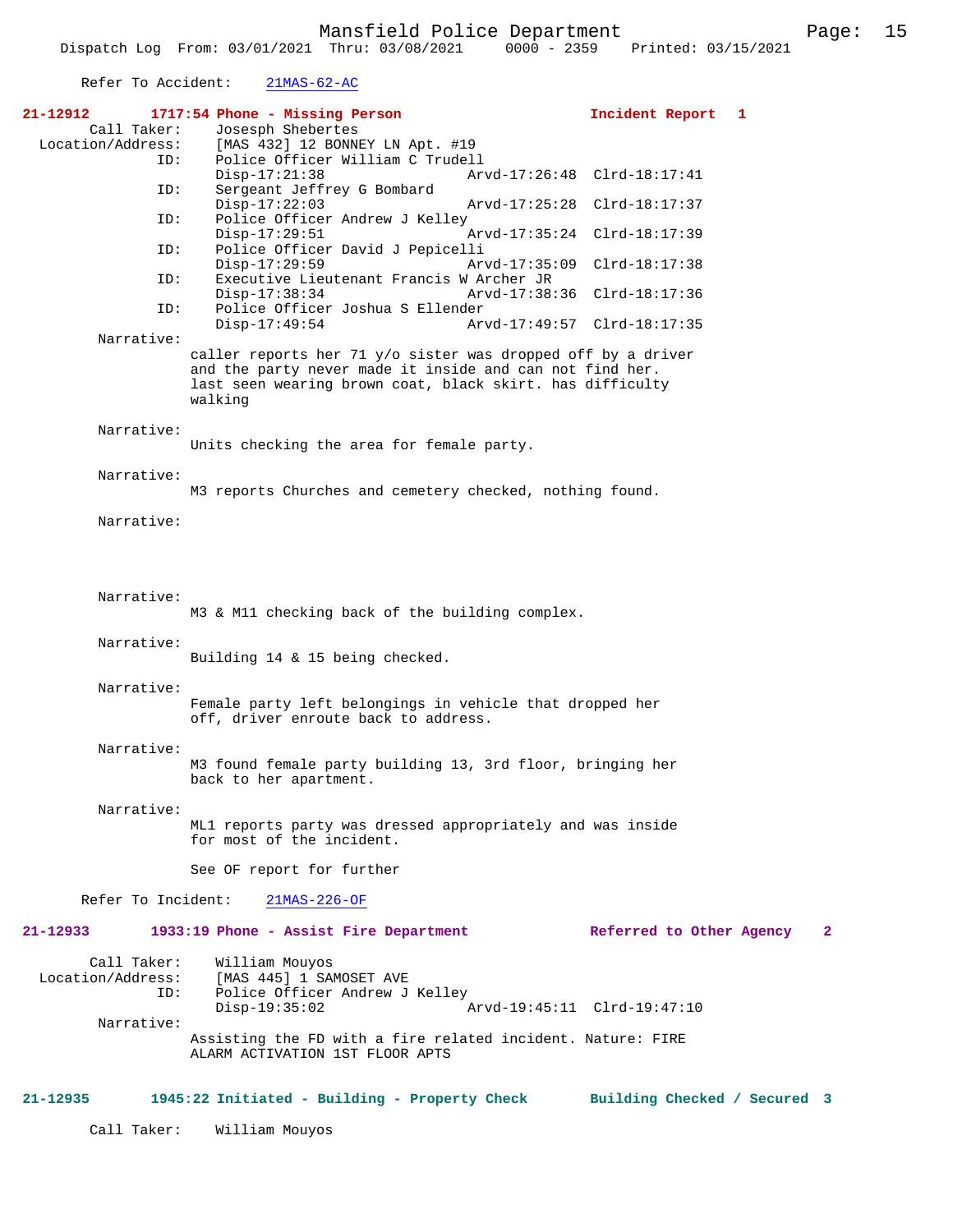Refer To Accident: 21MAS-62-AC

**21-12912 1717:54 Phone - Missing Person Incident Report 1**

Call Taker: Josesph Shebertes
Location/Address: [MAS 432] 12 BONNEY LN Apt. #19
ID: Police Officer William C Trudell
Disp-17:21:38 Arvd-17:26:48 Clrd-18:17:41
ID: Sergeant Jeffrey G Bombard
Disp-17:22:03 Arvd-17:25:28 Clrd-18:17:37
ID: Police Officer Andrew J Kelley
Disp-17:29:51 Arvd-17:35:24 Clrd-18:17:39
ID: Police Officer David J Pepicelli
Disp-17:29:59 Arvd-17:35:09 Clrd-18:17:38
ID: Executive Lieutenant Francis W Archer JR
Disp-17:38:34 Arvd-17:38:36 Clrd-18:17:36
ID: Police Officer Joshua S Ellender
Disp-17:49:54 Arvd-17:49:57 Clrd-18:17:35

Narrative:
caller reports her 71 y/o sister was dropped off by a driver and the party never made it inside and can not find her. last seen wearing brown coat, black skirt. has difficulty walking

Narrative:
Units checking the area for female party.

Narrative:
M3 reports Churches and cemetery checked, nothing found.

Narrative:

Narrative:
M3 & M11 checking back of the building complex.

Narrative:
Building 14 & 15 being checked.

Narrative:
Female party left belongings in vehicle that dropped her off, driver enroute back to address.

Narrative:
M3 found female party building 13, 3rd floor, bringing her back to her apartment.

Narrative:
ML1 reports party was dressed appropriately and was inside for most of the incident.

See OF report for further

Refer To Incident: 21MAS-226-OF

**21-12933 1933:19 Phone - Assist Fire Department Referred to Other Agency 2**

Call Taker: William Mouyos
Location/Address: [MAS 445] 1 SAMOSET AVE
ID: Police Officer Andrew J Kelley
Disp-19:35:02 Arvd-19:45:11 Clrd-19:47:10

Narrative:
Assisting the FD with a fire related incident. Nature: FIRE ALARM ACTIVATION 1ST FLOOR APTS

**21-12935 1945:22 Initiated - Building - Property Check Building Checked / Secured 3**

Call Taker: William Mouyos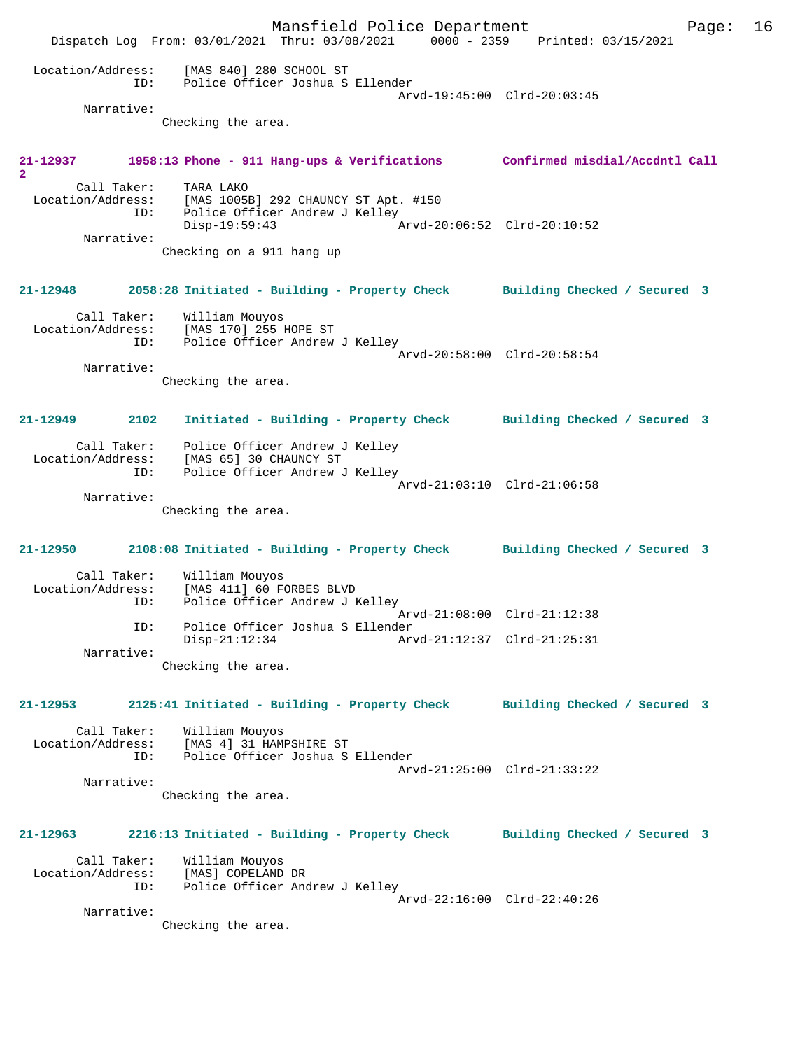Location/Address: [MAS 840] 280 SCHOOL ST
ID: Police Officer Joshua S Ellender
Arvd-19:45:00 Clrd-20:03:45
Narrative:
Checking the area.

**21-12937 1958:13 Phone - 911 Hang-ups & Verifications Confirmed misdial/Accdntl Call 2**

Call Taker: TARA LAKO
Location/Address: [MAS 1005B] 292 CHAUNCY ST Apt. #150
ID: Police Officer Andrew J Kelley
Disp-19:59:43 Arvd-20:06:52 Clrd-20:10:52
Narrative:
Checking on a 911 hang up

**21-12948 2058:28 Initiated - Building - Property Check Building Checked / Secured 3**

Call Taker: William Mouyos
Location/Address: [MAS 170] 255 HOPE ST
ID: Police Officer Andrew J Kelley
Arvd-20:58:00 Clrd-20:58:54
Narrative:
Checking the area.

**21-12949 2102 Initiated - Building - Property Check Building Checked / Secured 3**

Call Taker: Police Officer Andrew J Kelley
Location/Address: [MAS 65] 30 CHAUNCY ST
ID: Police Officer Andrew J Kelley
Arvd-21:03:10 Clrd-21:06:58
Narrative:
Checking the area.

**21-12950 2108:08 Initiated - Building - Property Check Building Checked / Secured 3**

Call Taker: William Mouyos
Location/Address: [MAS 411] 60 FORBES BLVD
ID: Police Officer Andrew J Kelley
Arvd-21:08:00 Clrd-21:12:38
ID: Police Officer Joshua S Ellender
Disp-21:12:34 Arvd-21:12:37 Clrd-21:25:31
Narrative:
Checking the area.

**21-12953 2125:41 Initiated - Building - Property Check Building Checked / Secured 3**

Call Taker: William Mouyos
Location/Address: [MAS 4] 31 HAMPSHIRE ST
ID: Police Officer Joshua S Ellender
Arvd-21:25:00 Clrd-21:33:22
Narrative:
Checking the area.

**21-12963 2216:13 Initiated - Building - Property Check Building Checked / Secured 3**

Call Taker: William Mouyos
Location/Address: [MAS] COPELAND DR
ID: Police Officer Andrew J Kelley
Arvd-22:16:00 Clrd-22:40:26
Narrative:
Checking the area.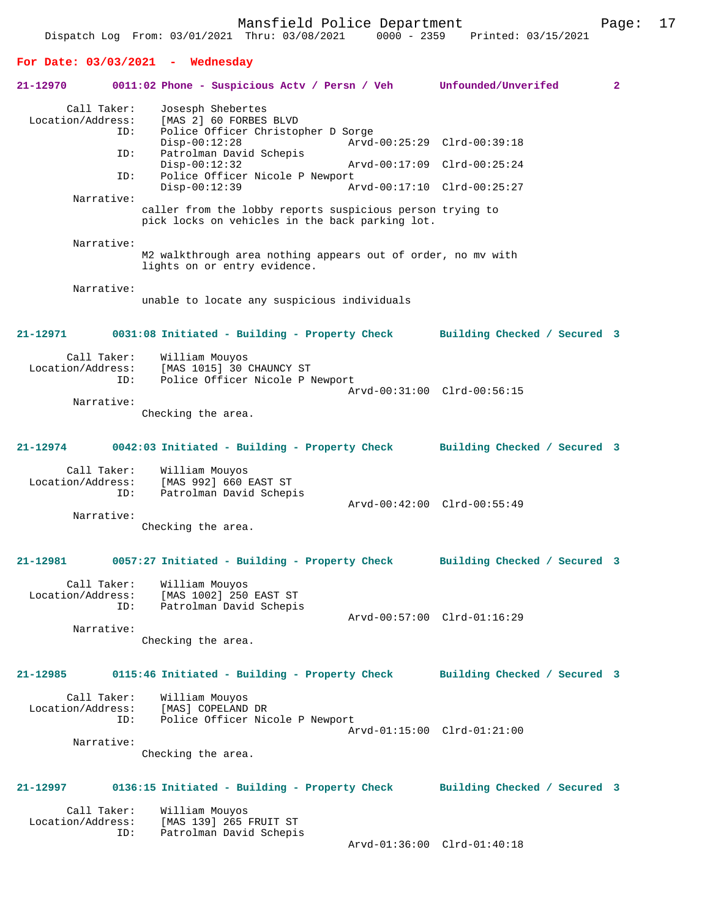**For Date: 03/03/2021 - Wednesday**

**21-12970 0011:02 Phone - Suspicious Actv / Persn / Veh Unfounded/Unverifed 2**

```
        Call Taker:    Josesph Shebertes
  Location/Address:    [MAS 2] 60 FORBES BLVD
                ID:    Police Officer Christopher D Sorge
                       Disp-00:12:28                 Arvd-00:25:29  Clrd-00:39:18
                ID:    Patrolman David Schepis
                       Disp-00:12:32                 Arvd-00:17:09  Clrd-00:25:24
                ID:    Police Officer Nicole P Newport
                       Disp-00:12:39                 Arvd-00:17:10  Clrd-00:25:27
         Narrative:
                      caller from the lobby reports suspicious person trying to
                      pick locks on vehicles in the back parking lot.

         Narrative:
                      M2 walkthrough area nothing appears out of order, no mv with
                      lights on or entry evidence.

         Narrative:
                      unable to locate any suspicious individuals
```

**21-12971 0031:08 Initiated - Building - Property Check Building Checked / Secured 3**

```
        Call Taker:    William Mouyos
  Location/Address:    [MAS 1015] 30 CHAUNCY ST
                ID:    Police Officer Nicole P Newport
                                                     Arvd-00:31:00  Clrd-00:56:15
         Narrative:
                      Checking the area.
```

**21-12974 0042:03 Initiated - Building - Property Check Building Checked / Secured 3**

```
        Call Taker:    William Mouyos
  Location/Address:    [MAS 992] 660 EAST ST
                ID:    Patrolman David Schepis
                                                     Arvd-00:42:00  Clrd-00:55:49
         Narrative:
                      Checking the area.
```

**21-12981 0057:27 Initiated - Building - Property Check Building Checked / Secured 3**

```
        Call Taker:    William Mouyos
  Location/Address:    [MAS 1002] 250 EAST ST
                ID:    Patrolman David Schepis
                                                     Arvd-00:57:00  Clrd-01:16:29
         Narrative:
                      Checking the area.
```

**21-12985 0115:46 Initiated - Building - Property Check Building Checked / Secured 3**

```
        Call Taker:    William Mouyos
  Location/Address:    [MAS] COPELAND DR
                ID:    Police Officer Nicole P Newport
                                                     Arvd-01:15:00  Clrd-01:21:00
         Narrative:
                      Checking the area.
```

**21-12997 0136:15 Initiated - Building - Property Check Building Checked / Secured 3**

```
        Call Taker:    William Mouyos
  Location/Address:    [MAS 139] 265 FRUIT ST
                ID:    Patrolman David Schepis
                                                     Arvd-01:36:00  Clrd-01:40:18
```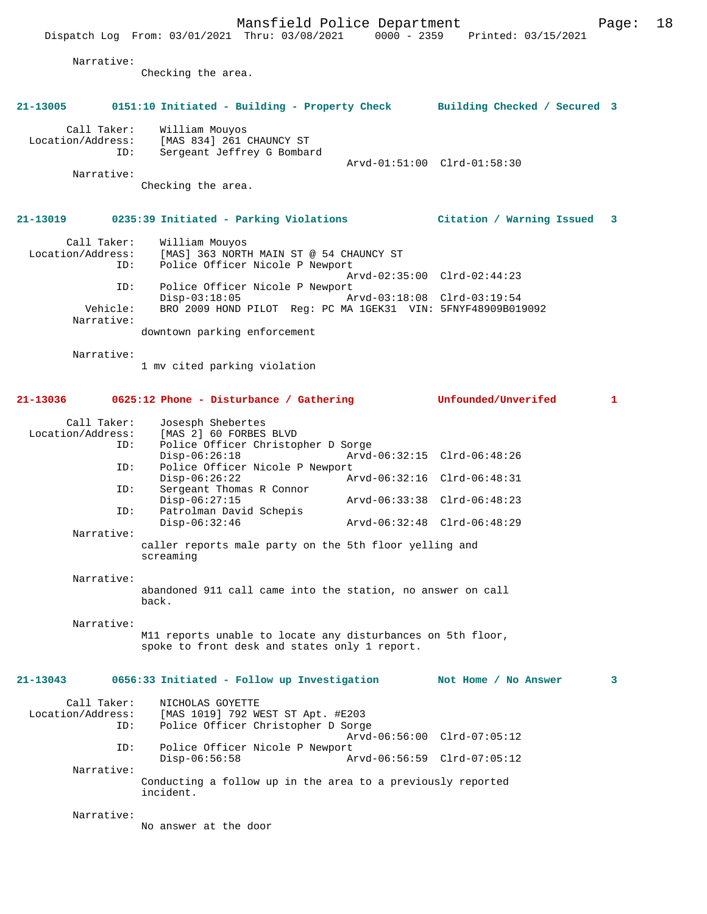Narrative:
Checking the area.

**21-13005 0151:10 Initiated - Building - Property Check Building Checked / Secured 3**

Call Taker: William Mouyos
Location/Address: [MAS 834] 261 CHAUNCY ST
ID: Sergeant Jeffrey G Bombard
Arvd-01:51:00 Clrd-01:58:30
Narrative:
Checking the area.

**21-13019 0235:39 Initiated - Parking Violations Citation / Warning Issued 3**

Call Taker: William Mouyos
Location/Address: [MAS] 363 NORTH MAIN ST @ 54 CHAUNCY ST
ID: Police Officer Nicole P Newport
Arvd-02:35:00 Clrd-02:44:23
ID: Police Officer Nicole P Newport
Disp-03:18:05 Arvd-03:18:08 Clrd-03:19:54
Vehicle: BRO 2009 HOND PILOT Reg: PC MA 1GEK31 VIN: 5FNYF48909B019092
Narrative:
downtown parking enforcement

Narrative:
1 mv cited parking violation

**21-13036 0625:12 Phone - Disturbance / Gathering Unfounded/Unverifed 1**

Call Taker: Josesph Shebertes
Location/Address: [MAS 2] 60 FORBES BLVD
ID: Police Officer Christopher D Sorge
Disp-06:26:18 Arvd-06:32:15 Clrd-06:48:26
ID: Police Officer Nicole P Newport
Disp-06:26:22 Arvd-06:32:16 Clrd-06:48:31
ID: Sergeant Thomas R Connor
Disp-06:27:15 Arvd-06:33:38 Clrd-06:48:23
ID: Patrolman David Schepis
Disp-06:32:46 Arvd-06:32:48 Clrd-06:48:29
Narrative:
caller reports male party on the 5th floor yelling and screaming

Narrative:
abandoned 911 call came into the station, no answer on call back.

Narrative:
M11 reports unable to locate any disturbances on 5th floor, spoke to front desk and states only 1 report.

**21-13043 0656:33 Initiated - Follow up Investigation Not Home / No Answer 3**

Call Taker: NICHOLAS GOYETTE
Location/Address: [MAS 1019] 792 WEST ST Apt. #E203
ID: Police Officer Christopher D Sorge
Arvd-06:56:00 Clrd-07:05:12
ID: Police Officer Nicole P Newport
Disp-06:56:58 Arvd-06:56:59 Clrd-07:05:12
Narrative:
Conducting a follow up in the area to a previously reported incident.

Narrative:
No answer at the door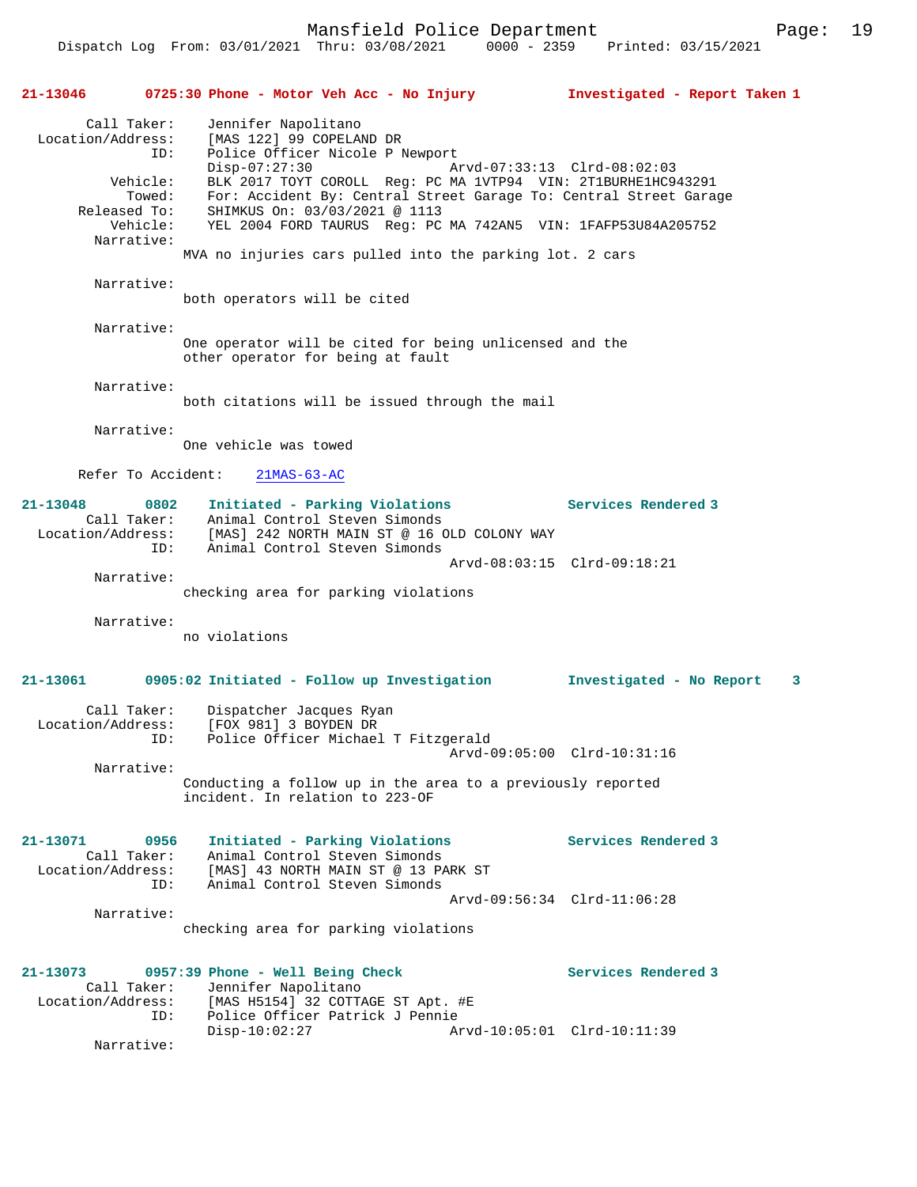**21-13046 0725:30 Phone - Motor Veh Acc - No Injury — Investigated - Report Taken 1**

Call Taker: Jennifer Napolitano
Location/Address: [MAS 122] 99 COPELAND DR
ID: Police Officer Nicole P Newport
Disp-07:27:30 Arvd-07:33:13 Clrd-08:02:03
Vehicle: BLK 2017 TOYT COROLL Reg: PC MA 1VTP94 VIN: 2T1BURHE1HC943291
Towed: For: Accident By: Central Street Garage To: Central Street Garage
Released To: SHIMKUS On: 03/03/2021 @ 1113
Vehicle: YEL 2004 FORD TAURUS Reg: PC MA 742AN5 VIN: 1FAFP53U84A205752

Narrative:
MVA no injuries cars pulled into the parking lot. 2 cars

Narrative:
both operators will be cited

Narrative:
One operator will be cited for being unlicensed and the other operator for being at fault

Narrative:
both citations will be issued through the mail

Narrative:
One vehicle was towed

Refer To Accident: 21MAS-63-AC

**21-13048 0802 Initiated - Parking Violations — Services Rendered 3**

Call Taker: Animal Control Steven Simonds
Location/Address: [MAS] 242 NORTH MAIN ST @ 16 OLD COLONY WAY
ID: Animal Control Steven Simonds
Arvd-08:03:15 Clrd-09:18:21

Narrative:
checking area for parking violations

Narrative:
no violations

**21-13061 0905:02 Initiated - Follow up Investigation — Investigated - No Report 3**

Call Taker: Dispatcher Jacques Ryan
Location/Address: [FOX 981] 3 BOYDEN DR
ID: Police Officer Michael T Fitzgerald
Arvd-09:05:00 Clrd-10:31:16

Narrative:
Conducting a follow up in the area to a previously reported incident. In relation to 223-OF

**21-13071 0956 Initiated - Parking Violations — Services Rendered 3**

Call Taker: Animal Control Steven Simonds
Location/Address: [MAS] 43 NORTH MAIN ST @ 13 PARK ST
ID: Animal Control Steven Simonds
Arvd-09:56:34 Clrd-11:06:28

Narrative:
checking area for parking violations

**21-13073 0957:39 Phone - Well Being Check — Services Rendered 3**

Call Taker: Jennifer Napolitano
Location/Address: [MAS H5154] 32 COTTAGE ST Apt. #E
ID: Police Officer Patrick J Pennie
Disp-10:02:27 Arvd-10:05:01 Clrd-10:11:39

Narrative: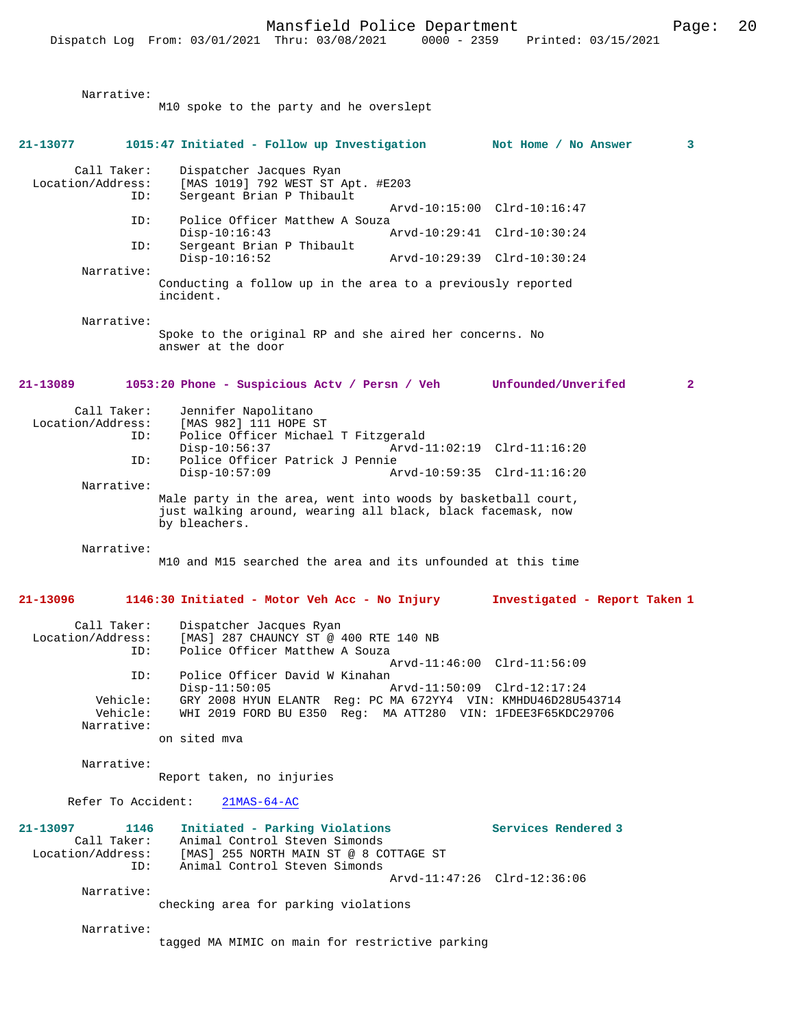Narrative:
M10 spoke to the party and he overslept

**21-13077 1015:47 Initiated - Follow up Investigation — Not Home / No Answer — 3**

Call Taker: Dispatcher Jacques Ryan
Location/Address: [MAS 1019] 792 WEST ST Apt. #E203
ID: Sergeant Brian P Thibault
Arvd-10:15:00 Clrd-10:16:47
ID: Police Officer Matthew A Souza
Disp-10:16:43 Arvd-10:29:41 Clrd-10:30:24
ID: Sergeant Brian P Thibault
Disp-10:16:52 Arvd-10:29:39 Clrd-10:30:24
Narrative:
Conducting a follow up in the area to a previously reported incident.

Narrative:
Spoke to the original RP and she aired her concerns. No answer at the door

**21-13089 1053:20 Phone - Suspicious Actv / Persn / Veh — Unfounded/Unverifed — 2**

Call Taker: Jennifer Napolitano
Location/Address: [MAS 982] 111 HOPE ST
ID: Police Officer Michael T Fitzgerald
Disp-10:56:37 Arvd-11:02:19 Clrd-11:16:20
ID: Police Officer Patrick J Pennie
Disp-10:57:09 Arvd-10:59:35 Clrd-11:16:20
Narrative:
Male party in the area, went into woods by basketball court, just walking around, wearing all black, black facemask, now by bleachers.

Narrative:
M10 and M15 searched the area and its unfounded at this time

**21-13096 1146:30 Initiated - Motor Veh Acc - No Injury — Investigated - Report Taken 1**

Call Taker: Dispatcher Jacques Ryan
Location/Address: [MAS] 287 CHAUNCY ST @ 400 RTE 140 NB
ID: Police Officer Matthew A Souza
Arvd-11:46:00 Clrd-11:56:09
ID: Police Officer David W Kinahan
Disp-11:50:05 Arvd-11:50:09 Clrd-12:17:24
Vehicle: GRY 2008 HYUN ELANTR Reg: PC MA 672YY4 VIN: KMHDU46D28U543714
Vehicle: WHI 2019 FORD BU E350 Reg: MA ATT280 VIN: 1FDEE3F65KDC29706
Narrative:
on sited mva

Narrative:
Report taken, no injuries

Refer To Accident: 21MAS-64-AC

**21-13097 1146 Initiated - Parking Violations — Services Rendered 3**

Call Taker: Animal Control Steven Simonds
Location/Address: [MAS] 255 NORTH MAIN ST @ 8 COTTAGE ST
ID: Animal Control Steven Simonds
Arvd-11:47:26 Clrd-12:36:06
Narrative:
checking area for parking violations

Narrative:
tagged MA MIMIC on main for restrictive parking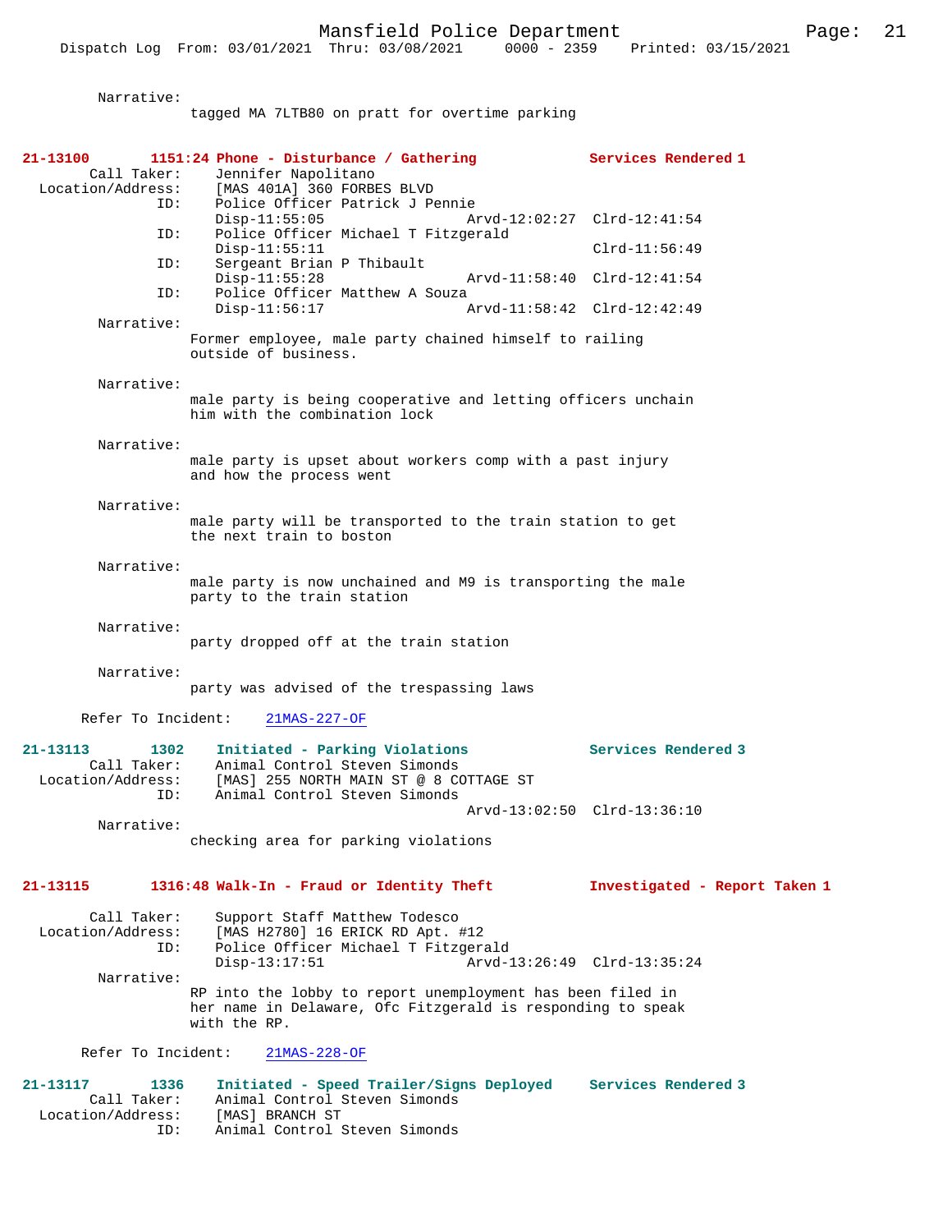Narrative:
tagged MA 7LTB80 on pratt for overtime parking

**21-13100 1151:24 Phone - Disturbance / Gathering Services Rendered 1**

Call Taker: Jennifer Napolitano
Location/Address: [MAS 401A] 360 FORBES BLVD
ID: Police Officer Patrick J Pennie
Disp-11:55:05 Arvd-12:02:27 Clrd-12:41:54
ID: Police Officer Michael T Fitzgerald
Disp-11:55:11 Clrd-11:56:49
ID: Sergeant Brian P Thibault
Disp-11:55:28 Arvd-11:58:40 Clrd-12:41:54
ID: Police Officer Matthew A Souza
Disp-11:56:17 Arvd-11:58:42 Clrd-12:42:49

Narrative:
Former employee, male party chained himself to railing outside of business.

Narrative:
male party is being cooperative and letting officers unchain him with the combination lock

Narrative:
male party is upset about workers comp with a past injury and how the process went

Narrative:
male party will be transported to the train station to get the next train to boston

Narrative:
male party is now unchained and M9 is transporting the male party to the train station

Narrative:
party dropped off at the train station

Narrative:
party was advised of the trespassing laws

Refer To Incident: 21MAS-227-OF

**21-13113 1302 Initiated - Parking Violations Services Rendered 3**

Call Taker: Animal Control Steven Simonds
Location/Address: [MAS] 255 NORTH MAIN ST @ 8 COTTAGE ST
ID: Animal Control Steven Simonds
Arvd-13:02:50 Clrd-13:36:10

Narrative:
checking area for parking violations

**21-13115 1316:48 Walk-In - Fraud or Identity Theft Investigated - Report Taken 1**

Call Taker: Support Staff Matthew Todesco
Location/Address: [MAS H2780] 16 ERICK RD Apt. #12
ID: Police Officer Michael T Fitzgerald
Disp-13:17:51 Arvd-13:26:49 Clrd-13:35:24

Narrative:
RP into the lobby to report unemployment has been filed in her name in Delaware, Ofc Fitzgerald is responding to speak with the RP.

Refer To Incident: 21MAS-228-OF

**21-13117 1336 Initiated - Speed Trailer/Signs Deployed Services Rendered 3**

Call Taker: Animal Control Steven Simonds
Location/Address: [MAS] BRANCH ST
ID: Animal Control Steven Simonds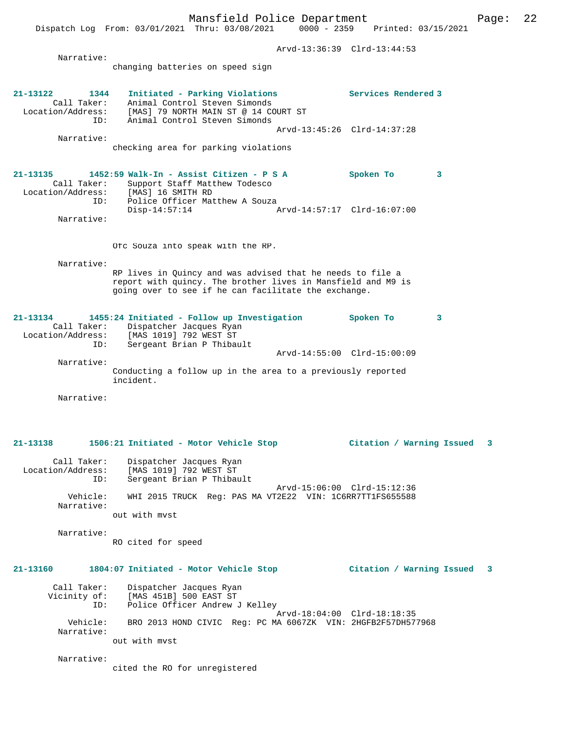Arvd-13:36:39 Clrd-13:44:53

Narrative:
changing batteries on speed sign

**21-13122 1344 Initiated - Parking Violations Services Rendered 3**

Call Taker: Animal Control Steven Simonds
Location/Address: [MAS] 79 NORTH MAIN ST @ 14 COURT ST
ID: Animal Control Steven Simonds
Arvd-13:45:26 Clrd-14:37:28

Narrative:
checking area for parking violations

**21-13135 1452:59 Walk-In - Assist Citizen - P S A Spoken To 3**

Call Taker: Support Staff Matthew Todesco
Location/Address: [MAS] 16 SMITH RD
ID: Police Officer Matthew A Souza
Disp-14:57:14 Arvd-14:57:17 Clrd-16:07:00

Narrative:

Ofc Souza into speak with the RP.

Narrative:
RP lives in Quincy and was advised that he needs to file a report with quincy. The brother lives in Mansfield and M9 is going over to see if he can facilitate the exchange.

**21-13134 1455:24 Initiated - Follow up Investigation Spoken To 3**

Call Taker: Dispatcher Jacques Ryan
Location/Address: [MAS 1019] 792 WEST ST
ID: Sergeant Brian P Thibault
Arvd-14:55:00 Clrd-15:00:09

Narrative:
Conducting a follow up in the area to a previously reported incident.

Narrative:

**21-13138 1506:21 Initiated - Motor Vehicle Stop Citation / Warning Issued 3**

Call Taker: Dispatcher Jacques Ryan
Location/Address: [MAS 1019] 792 WEST ST
ID: Sergeant Brian P Thibault
Arvd-15:06:00 Clrd-15:12:36
Vehicle: WHI 2015 TRUCK Reg: PAS MA VT2E22 VIN: 1C6RR7TT1FS655588

Narrative:
out with mvst

Narrative:
RO cited for speed

**21-13160 1804:07 Initiated - Motor Vehicle Stop Citation / Warning Issued 3**

Call Taker: Dispatcher Jacques Ryan
Vicinity of: [MAS 451B] 500 EAST ST
ID: Police Officer Andrew J Kelley
Arvd-18:04:00 Clrd-18:18:35
Vehicle: BRO 2013 HOND CIVIC Reg: PC MA 6067ZK VIN: 2HGFB2F57DH577968

Narrative:
out with mvst

Narrative:
cited the RO for unregistered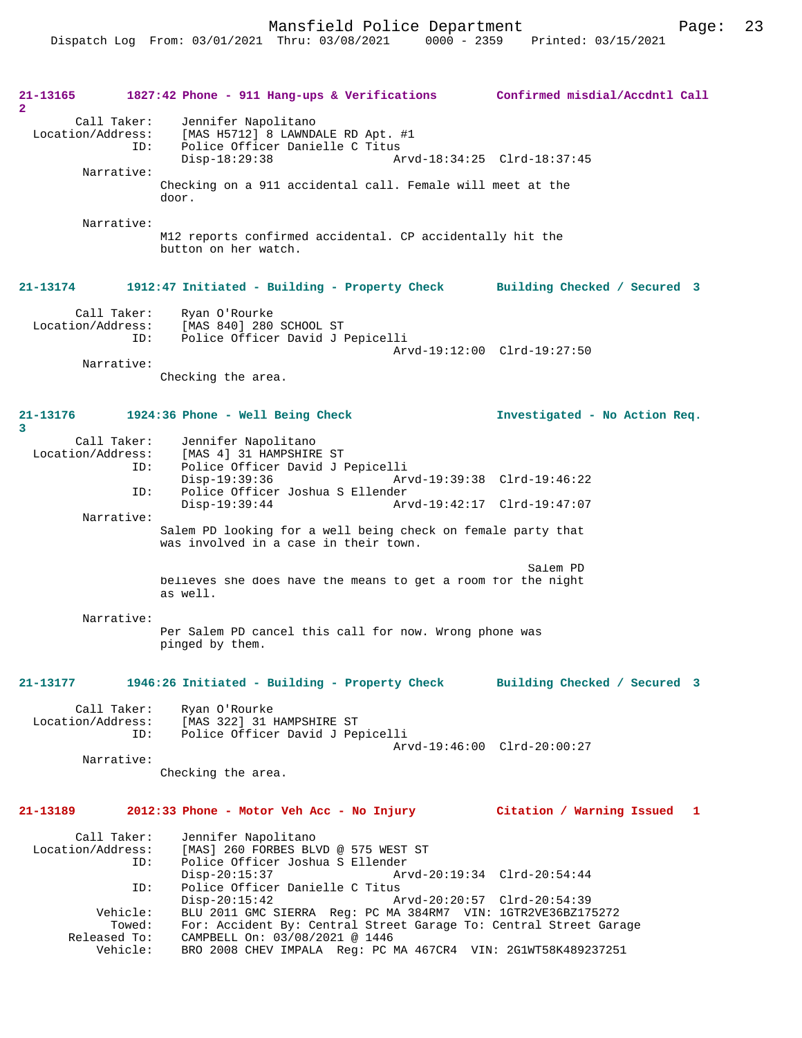**21-13165 1827:42 Phone - 911 Hang-ups & Verifications Confirmed misdial/Accdntl Call 2**

Call Taker: Jennifer Napolitano
Location/Address: [MAS H5712] 8 LAWNDALE RD Apt. #1
ID: Police Officer Danielle C Titus
Disp-18:29:38 Arvd-18:34:25 Clrd-18:37:45

Narrative:
Checking on a 911 accidental call. Female will meet at the door.

Narrative:
M12 reports confirmed accidental. CP accidentally hit the button on her watch.

**21-13174 1912:47 Initiated - Building - Property Check Building Checked / Secured 3**

Call Taker: Ryan O'Rourke
Location/Address: [MAS 840] 280 SCHOOL ST
ID: Police Officer David J Pepicelli
Arvd-19:12:00 Clrd-19:27:50

Narrative:
Checking the area.

**21-13176 1924:36 Phone - Well Being Check Investigated - No Action Req. 3**

Call Taker: Jennifer Napolitano
Location/Address: [MAS 4] 31 HAMPSHIRE ST
ID: Police Officer David J Pepicelli
Disp-19:39:36 Arvd-19:39:38 Clrd-19:46:22
ID: Police Officer Joshua S Ellender
Disp-19:39:44 Arvd-19:42:17 Clrd-19:47:07

Narrative:
Salem PD looking for a well being check on female party that was involved in a case in their town.

Salem PD believes she does have the means to get a room for the night as well.

Narrative:
Per Salem PD cancel this call for now. Wrong phone was pinged by them.

**21-13177 1946:26 Initiated - Building - Property Check Building Checked / Secured 3**

Call Taker: Ryan O'Rourke
Location/Address: [MAS 322] 31 HAMPSHIRE ST
ID: Police Officer David J Pepicelli
Arvd-19:46:00 Clrd-20:00:27

Narrative:
Checking the area.

**21-13189 2012:33 Phone - Motor Veh Acc - No Injury Citation / Warning Issued 1**

Call Taker: Jennifer Napolitano
Location/Address: [MAS] 260 FORBES BLVD @ 575 WEST ST
ID: Police Officer Joshua S Ellender
Disp-20:15:37 Arvd-20:19:34 Clrd-20:54:44
ID: Police Officer Danielle C Titus
Disp-20:15:42 Arvd-20:20:57 Clrd-20:54:39
Vehicle: BLU 2011 GMC SIERRA Reg: PC MA 384RM7 VIN: 1GTR2VE36BZ175272
Towed: For: Accident By: Central Street Garage To: Central Street Garage
Released To: CAMPBELL On: 03/08/2021 @ 1446
Vehicle: BRO 2008 CHEV IMPALA Reg: PC MA 467CR4 VIN: 2G1WT58K489237251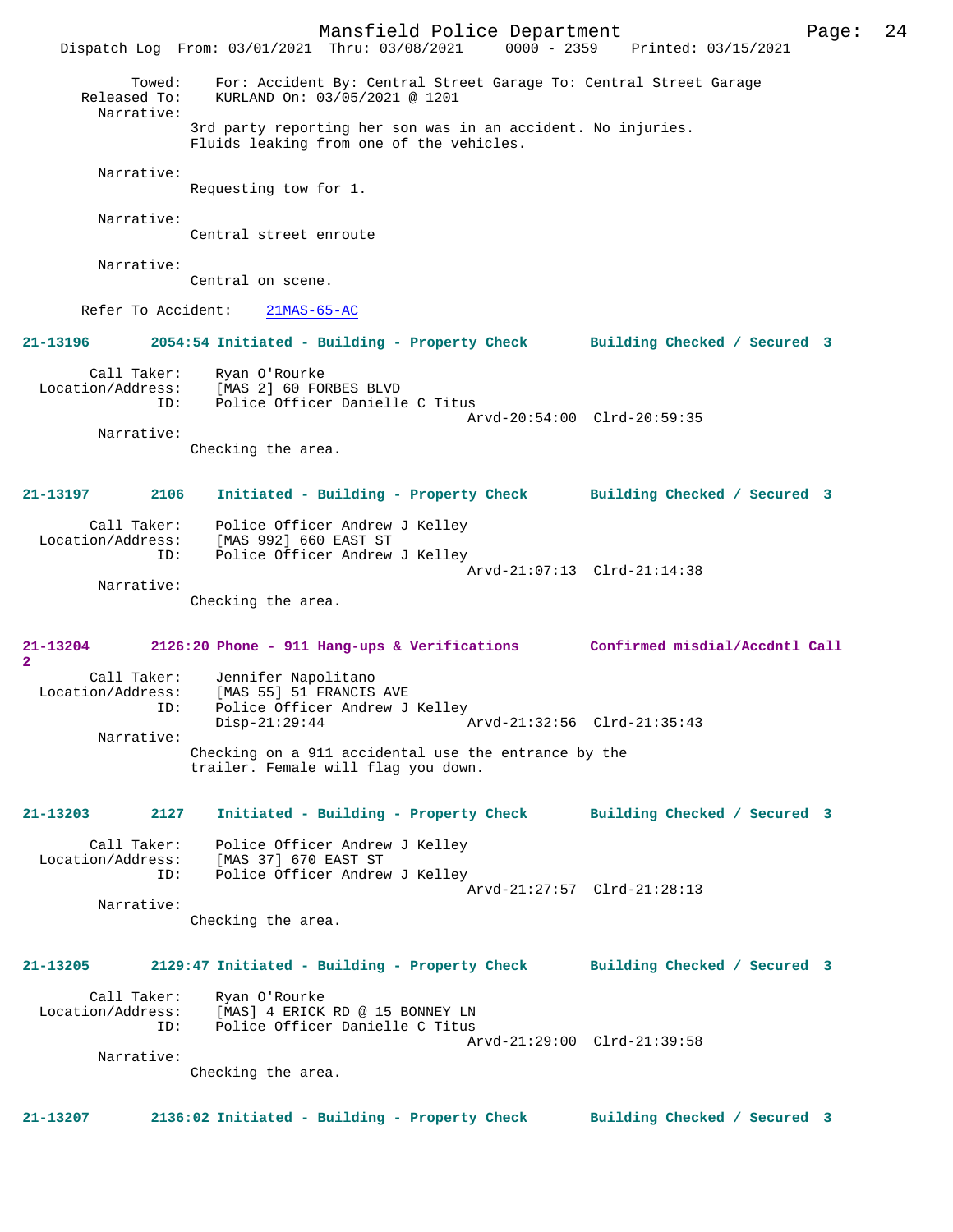Towed: For: Accident By: Central Street Garage To: Central Street Garage
Released To: KURLAND On: 03/05/2021 @ 1201

Narrative:
3rd party reporting her son was in an accident. No injuries. Fluids leaking from one of the vehicles.

Narrative:
Requesting tow for 1.

Narrative:
Central street enroute

Narrative:
Central on scene.

Refer To Accident: 21MAS-65-AC

**21-13196 2054:54 Initiated - Building - Property Check Building Checked / Secured 3**

Call Taker: Ryan O'Rourke
Location/Address: [MAS 2] 60 FORBES BLVD
ID: Police Officer Danielle C Titus
Arvd-20:54:00 Clrd-20:59:35

Narrative:
Checking the area.

**21-13197 2106 Initiated - Building - Property Check Building Checked / Secured 3**

Call Taker: Police Officer Andrew J Kelley
Location/Address: [MAS 992] 660 EAST ST
ID: Police Officer Andrew J Kelley
Arvd-21:07:13 Clrd-21:14:38

Narrative:
Checking the area.

**21-13204 2126:20 Phone - 911 Hang-ups & Verifications Confirmed misdial/Accdntl Call 2**

Call Taker: Jennifer Napolitano
Location/Address: [MAS 55] 51 FRANCIS AVE
ID: Police Officer Andrew J Kelley
Disp-21:29:44 Arvd-21:32:56 Clrd-21:35:43

Narrative:
Checking on a 911 accidental use the entrance by the trailer. Female will flag you down.

**21-13203 2127 Initiated - Building - Property Check Building Checked / Secured 3**

Call Taker: Police Officer Andrew J Kelley
Location/Address: [MAS 37] 670 EAST ST
ID: Police Officer Andrew J Kelley
Arvd-21:27:57 Clrd-21:28:13

Narrative:
Checking the area.

**21-13205 2129:47 Initiated - Building - Property Check Building Checked / Secured 3**

Call Taker: Ryan O'Rourke
Location/Address: [MAS] 4 ERICK RD @ 15 BONNEY LN
ID: Police Officer Danielle C Titus
Arvd-21:29:00 Clrd-21:39:58

Narrative:
Checking the area.

**21-13207 2136:02 Initiated - Building - Property Check Building Checked / Secured 3**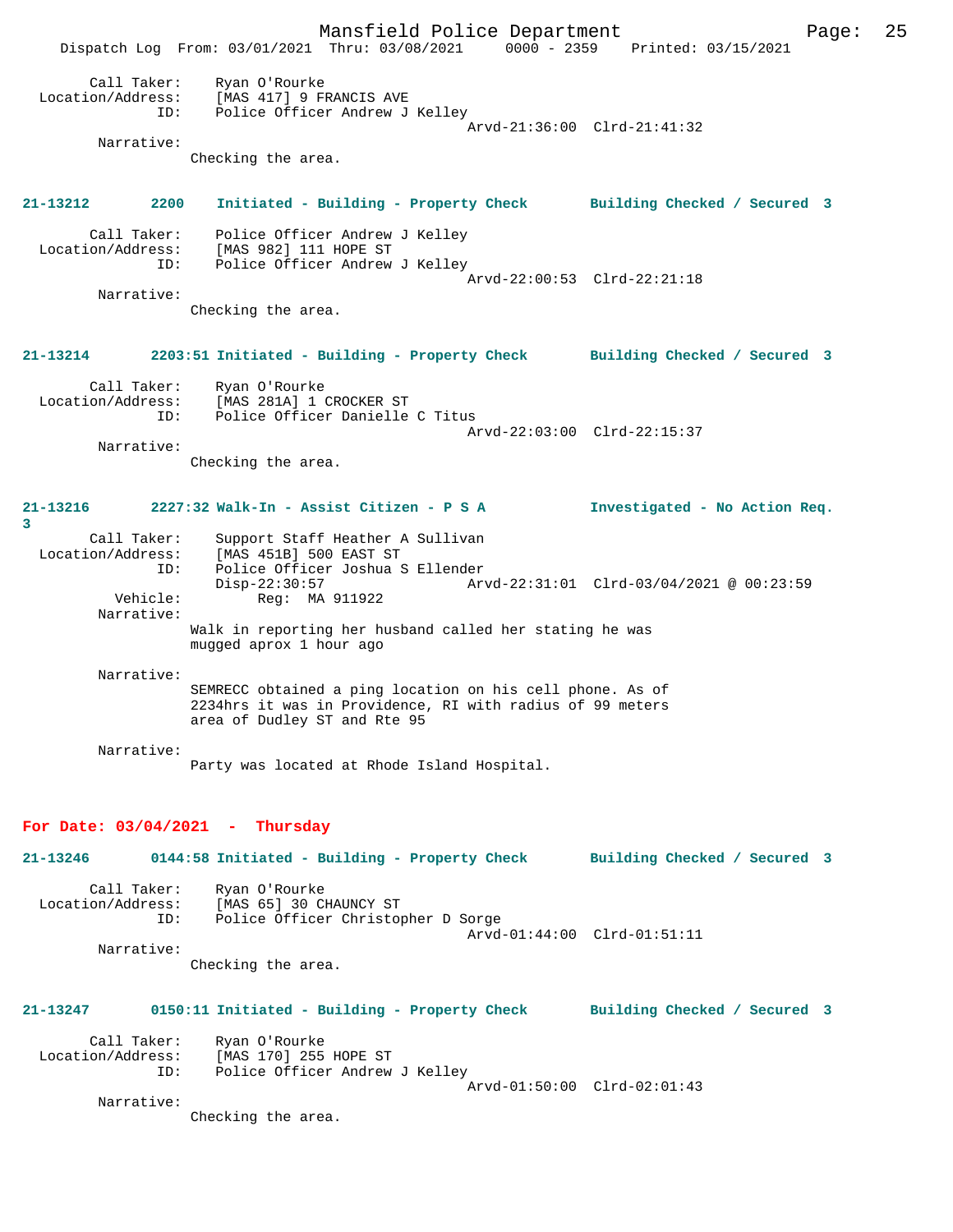Call Taker: Ryan O'Rourke
Location/Address: [MAS 417] 9 FRANCIS AVE
ID: Police Officer Andrew J Kelley
Arvd-21:36:00 Clrd-21:41:32

Narrative:
Checking the area.

**21-13212 2200 Initiated - Building - Property Check Building Checked / Secured 3**

Call Taker: Police Officer Andrew J Kelley
Location/Address: [MAS 982] 111 HOPE ST
ID: Police Officer Andrew J Kelley
Arvd-22:00:53 Clrd-22:21:18

Narrative:
Checking the area.

**21-13214 2203:51 Initiated - Building - Property Check Building Checked / Secured 3**

Call Taker: Ryan O'Rourke
Location/Address: [MAS 281A] 1 CROCKER ST
ID: Police Officer Danielle C Titus
Arvd-22:03:00 Clrd-22:15:37

Narrative:
Checking the area.

**21-13216 2227:32 Walk-In - Assist Citizen - P S A Investigated - No Action Req. 3**

Call Taker: Support Staff Heather A Sullivan
Location/Address: [MAS 451B] 500 EAST ST
ID: Police Officer Joshua S Ellender
Disp-22:30:57 Arvd-22:31:01 Clrd-03/04/2021 @ 00:23:59
Vehicle: Reg: MA 911922

Narrative:
Walk in reporting her husband called her stating he was mugged aprox 1 hour ago

Narrative:
SEMRECC obtained a ping location on his cell phone. As of 2234hrs it was in Providence, RI with radius of 99 meters area of Dudley ST and Rte 95

Narrative:
Party was located at Rhode Island Hospital.

## For Date: 03/04/2021 - Thursday

**21-13246 0144:58 Initiated - Building - Property Check Building Checked / Secured 3**

Call Taker: Ryan O'Rourke
Location/Address: [MAS 65] 30 CHAUNCY ST
ID: Police Officer Christopher D Sorge
Arvd-01:44:00 Clrd-01:51:11

Narrative:
Checking the area.

**21-13247 0150:11 Initiated - Building - Property Check Building Checked / Secured 3**

Call Taker: Ryan O'Rourke
Location/Address: [MAS 170] 255 HOPE ST
ID: Police Officer Andrew J Kelley
Arvd-01:50:00 Clrd-02:01:43

Narrative:
Checking the area.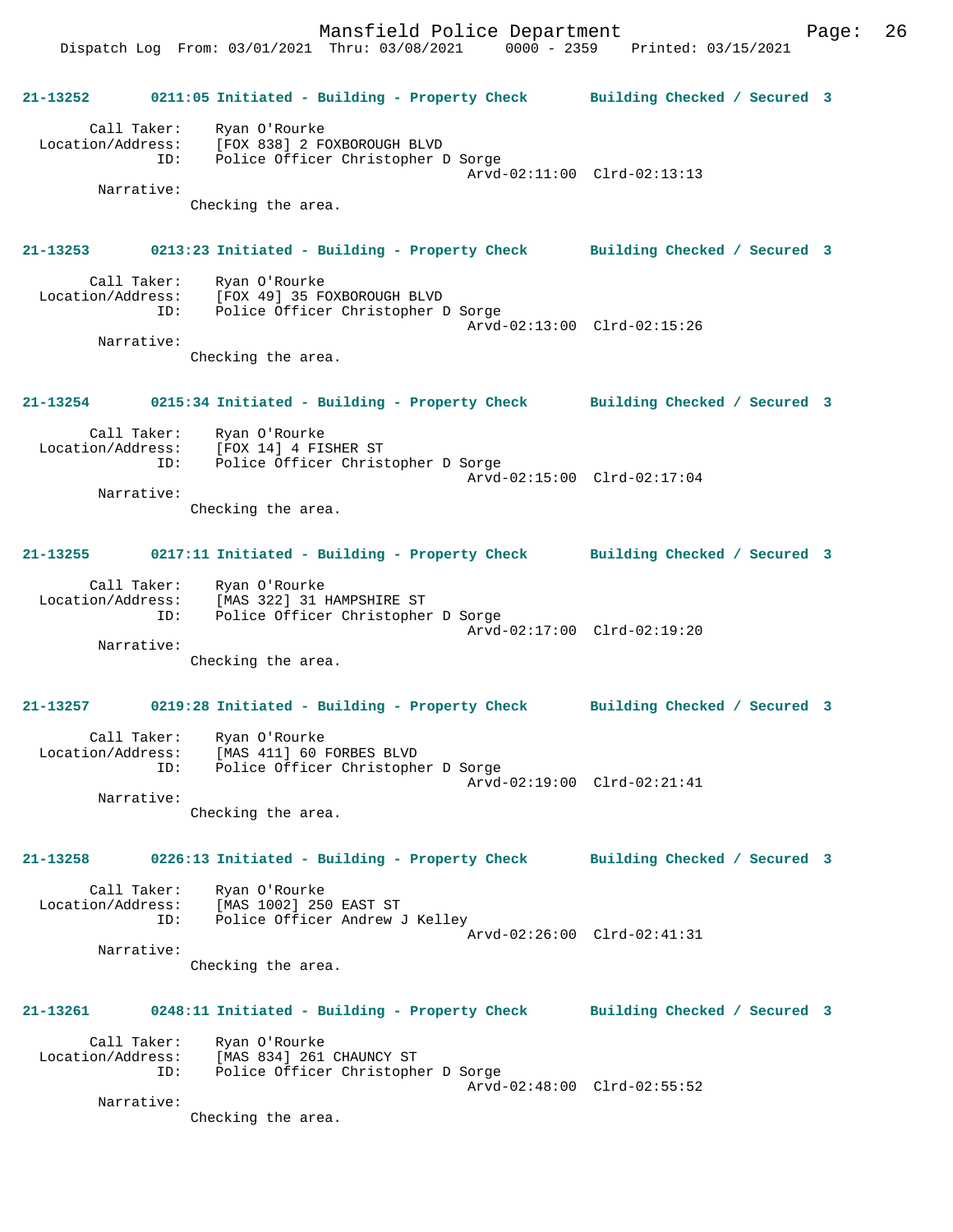**21-13252 0211:05 Initiated - Building - Property Check Building Checked / Secured 3**

Call Taker: Ryan O'Rourke
Location/Address: [FOX 838] 2 FOXBOROUGH BLVD
ID: Police Officer Christopher D Sorge
Arvd-02:11:00 Clrd-02:13:13
Narrative:
Checking the area.

**21-13253 0213:23 Initiated - Building - Property Check Building Checked / Secured 3**

Call Taker: Ryan O'Rourke
Location/Address: [FOX 49] 35 FOXBOROUGH BLVD
ID: Police Officer Christopher D Sorge
Arvd-02:13:00 Clrd-02:15:26
Narrative:
Checking the area.

**21-13254 0215:34 Initiated - Building - Property Check Building Checked / Secured 3**

Call Taker: Ryan O'Rourke
Location/Address: [FOX 14] 4 FISHER ST
ID: Police Officer Christopher D Sorge
Arvd-02:15:00 Clrd-02:17:04
Narrative:
Checking the area.

**21-13255 0217:11 Initiated - Building - Property Check Building Checked / Secured 3**

Call Taker: Ryan O'Rourke
Location/Address: [MAS 322] 31 HAMPSHIRE ST
ID: Police Officer Christopher D Sorge
Arvd-02:17:00 Clrd-02:19:20
Narrative:
Checking the area.

**21-13257 0219:28 Initiated - Building - Property Check Building Checked / Secured 3**

Call Taker: Ryan O'Rourke
Location/Address: [MAS 411] 60 FORBES BLVD
ID: Police Officer Christopher D Sorge
Arvd-02:19:00 Clrd-02:21:41
Narrative:
Checking the area.

**21-13258 0226:13 Initiated - Building - Property Check Building Checked / Secured 3**

Call Taker: Ryan O'Rourke
Location/Address: [MAS 1002] 250 EAST ST
ID: Police Officer Andrew J Kelley
Arvd-02:26:00 Clrd-02:41:31
Narrative:
Checking the area.

**21-13261 0248:11 Initiated - Building - Property Check Building Checked / Secured 3**

Call Taker: Ryan O'Rourke
Location/Address: [MAS 834] 261 CHAUNCY ST
ID: Police Officer Christopher D Sorge
Arvd-02:48:00 Clrd-02:55:52
Narrative:
Checking the area.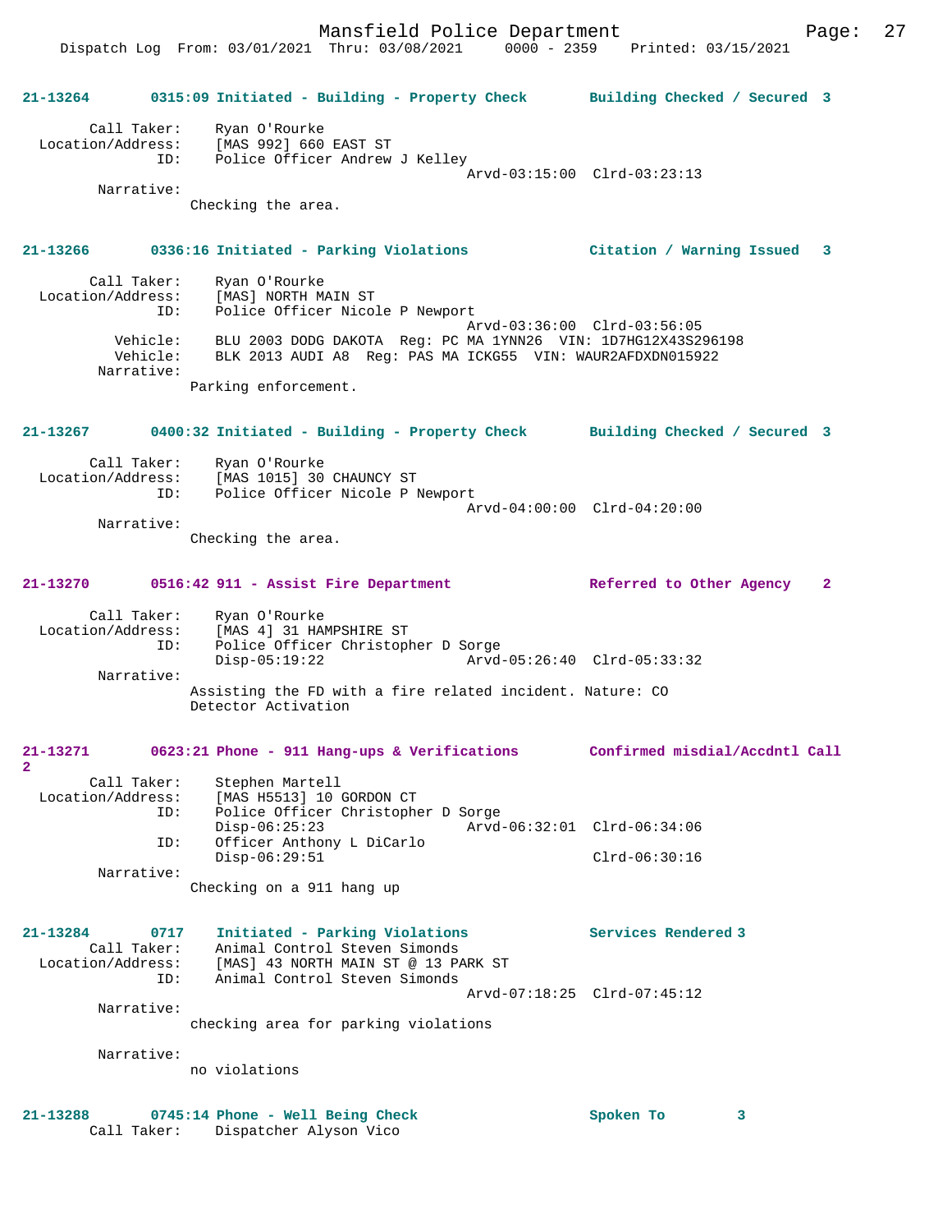**21-13264 0315:09 Initiated - Building - Property Check Building Checked / Secured 3**

```
        Call Taker:    Ryan O'Rourke
  Location/Address:    [MAS 992] 660 EAST ST
                ID:    Police Officer Andrew J Kelley
                                                Arvd-03:15:00  Clrd-03:23:13
         Narrative:
                 Checking the area.
```

**21-13266 0336:16 Initiated - Parking Violations Citation / Warning Issued 3**

```
        Call Taker:    Ryan O'Rourke
  Location/Address:    [MAS] NORTH MAIN ST
                ID:    Police Officer Nicole P Newport
                                                Arvd-03:36:00  Clrd-03:56:05
           Vehicle:    BLU 2003 DODG DAKOTA  Reg: PC MA 1YNN26  VIN: 1D7HG12X43S296198
           Vehicle:    BLK 2013 AUDI A8  Reg: PAS MA ICKG55  VIN: WAUR2AFDXDN015922
         Narrative:
                 Parking enforcement.
```

**21-13267 0400:32 Initiated - Building - Property Check Building Checked / Secured 3**

```
        Call Taker:    Ryan O'Rourke
  Location/Address:    [MAS 1015] 30 CHAUNCY ST
                ID:    Police Officer Nicole P Newport
                                                Arvd-04:00:00  Clrd-04:20:00
         Narrative:
                 Checking the area.
```

**21-13270 0516:42 911 - Assist Fire Department Referred to Other Agency 2**

```
        Call Taker:    Ryan O'Rourke
  Location/Address:    [MAS 4] 31 HAMPSHIRE ST
                ID:    Police Officer Christopher D Sorge
                       Disp-05:19:22            Arvd-05:26:40  Clrd-05:33:32
         Narrative:
                 Assisting the FD with a fire related incident. Nature: CO
                 Detector Activation
```

**21-13271 0623:21 Phone - 911 Hang-ups & Verifications Confirmed misdial/Accdntl Call 2**

```
        Call Taker:    Stephen Martell
  Location/Address:    [MAS H5513] 10 GORDON CT
                ID:    Police Officer Christopher D Sorge
                       Disp-06:25:23            Arvd-06:32:01  Clrd-06:34:06
                ID:    Officer Anthony L DiCarlo
                       Disp-06:29:51                           Clrd-06:30:16
         Narrative:
                 Checking on a 911 hang up
```

**21-13284 0717 Initiated - Parking Violations Services Rendered 3**

```
        Call Taker:    Animal Control Steven Simonds
  Location/Address:    [MAS] 43 NORTH MAIN ST @ 13 PARK ST
                ID:    Animal Control Steven Simonds
                                                Arvd-07:18:25  Clrd-07:45:12
         Narrative:
                 checking area for parking violations

         Narrative:
                 no violations
```

**21-13288 0745:14 Phone - Well Being Check Spoken To 3**

```
        Call Taker:    Dispatcher Alyson Vico
```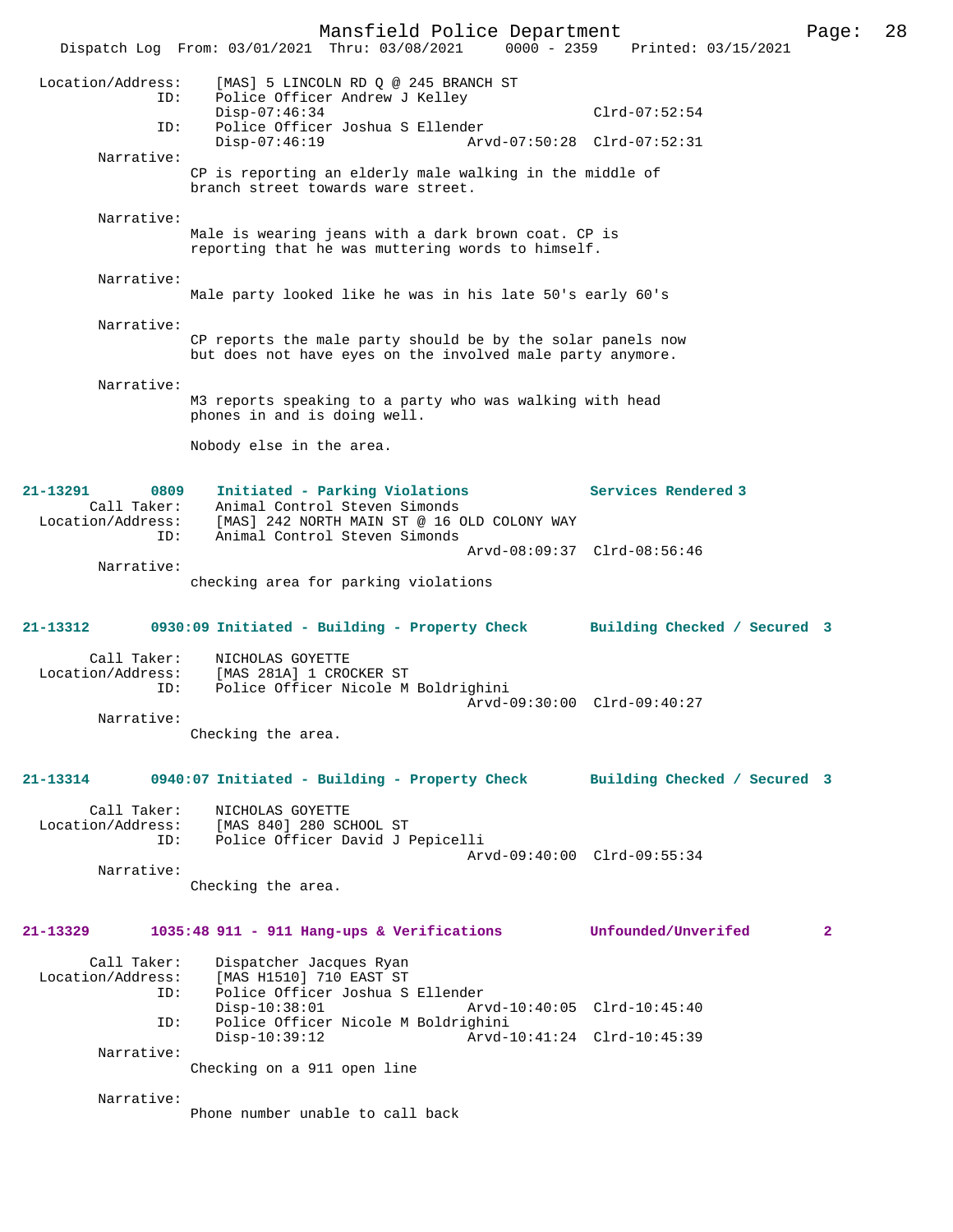Location/Address: [MAS] 5 LINCOLN RD Q @ 245 BRANCH ST
ID: Police Officer Andrew J Kelley
Disp-07:46:34 Clrd-07:52:54
ID: Police Officer Joshua S Ellender
Disp-07:46:19 Arvd-07:50:28 Clrd-07:52:31
Narrative:
CP is reporting an elderly male walking in the middle of branch street towards ware street.

Narrative:
Male is wearing jeans with a dark brown coat. CP is reporting that he was muttering words to himself.

Narrative:
Male party looked like he was in his late 50's early 60's

Narrative:
CP reports the male party should be by the solar panels now but does not have eyes on the involved male party anymore.

Narrative:
M3 reports speaking to a party who was walking with head phones in and is doing well.

Nobody else in the area.

**21-13291 0809 Initiated - Parking Violations — Services Rendered 3**
Call Taker: Animal Control Steven Simonds
Location/Address: [MAS] 242 NORTH MAIN ST @ 16 OLD COLONY WAY
ID: Animal Control Steven Simonds
Arvd-08:09:37 Clrd-08:56:46
Narrative:
checking area for parking violations

**21-13312 0930:09 Initiated - Building - Property Check — Building Checked / Secured 3**
Call Taker: NICHOLAS GOYETTE
Location/Address: [MAS 281A] 1 CROCKER ST
ID: Police Officer Nicole M Boldrighini
Arvd-09:30:00 Clrd-09:40:27
Narrative:
Checking the area.

**21-13314 0940:07 Initiated - Building - Property Check — Building Checked / Secured 3**
Call Taker: NICHOLAS GOYETTE
Location/Address: [MAS 840] 280 SCHOOL ST
ID: Police Officer David J Pepicelli
Arvd-09:40:00 Clrd-09:55:34
Narrative:
Checking the area.

**21-13329 1035:48 911 - 911 Hang-ups & Verifications — Unfounded/Unverifed 2**
Call Taker: Dispatcher Jacques Ryan
Location/Address: [MAS H1510] 710 EAST ST
ID: Police Officer Joshua S Ellender
Disp-10:38:01 Arvd-10:40:05 Clrd-10:45:40
ID: Police Officer Nicole M Boldrighini
Disp-10:39:12 Arvd-10:41:24 Clrd-10:45:39
Narrative:
Checking on a 911 open line

Narrative:
Phone number unable to call back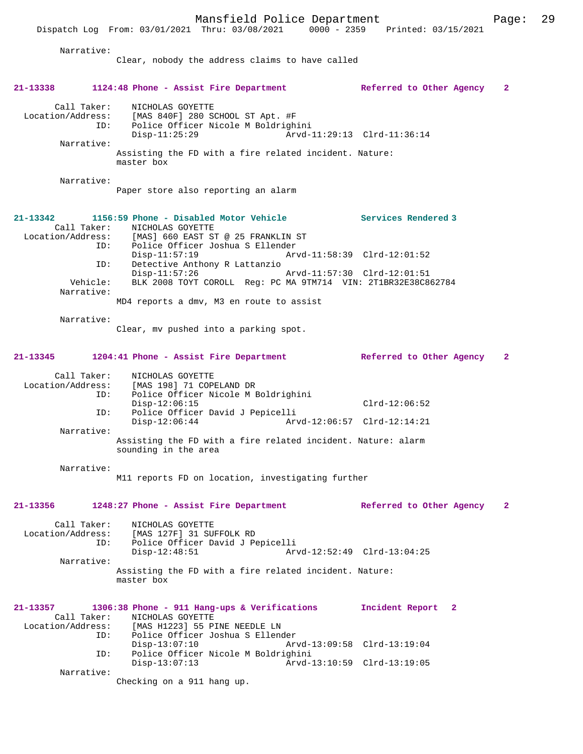Narrative:
Clear, nobody the address claims to have called

**21-13338 1124:48 Phone - Assist Fire Department Referred to Other Agency 2**

Call Taker: NICHOLAS GOYETTE
Location/Address: [MAS 840F] 280 SCHOOL ST Apt. #F
ID: Police Officer Nicole M Boldrighini
Disp-11:25:29 Arvd-11:29:13 Clrd-11:36:14
Narrative:
Assisting the FD with a fire related incident. Nature: master box

Narrative:
Paper store also reporting an alarm

**21-13342 1156:59 Phone - Disabled Motor Vehicle Services Rendered 3**

Call Taker: NICHOLAS GOYETTE
Location/Address: [MAS] 660 EAST ST @ 25 FRANKLIN ST
ID: Police Officer Joshua S Ellender
Disp-11:57:19 Arvd-11:58:39 Clrd-12:01:52
ID: Detective Anthony R Lattanzio
Disp-11:57:26 Arvd-11:57:30 Clrd-12:01:51
Vehicle: BLK 2008 TOYT COROLL Reg: PC MA 9TM714 VIN: 2T1BR32E38C862784
Narrative:
MD4 reports a dmv, M3 en route to assist

Narrative:
Clear, mv pushed into a parking spot.

**21-13345 1204:41 Phone - Assist Fire Department Referred to Other Agency 2**

Call Taker: NICHOLAS GOYETTE
Location/Address: [MAS 198] 71 COPELAND DR
ID: Police Officer Nicole M Boldrighini
Disp-12:06:15 Clrd-12:06:52
ID: Police Officer David J Pepicelli
Disp-12:06:44 Arvd-12:06:57 Clrd-12:14:21
Narrative:
Assisting the FD with a fire related incident. Nature: alarm sounding in the area

Narrative:
M11 reports FD on location, investigating further

**21-13356 1248:27 Phone - Assist Fire Department Referred to Other Agency 2**

Call Taker: NICHOLAS GOYETTE
Location/Address: [MAS 127F] 31 SUFFOLK RD
ID: Police Officer David J Pepicelli
Disp-12:48:51 Arvd-12:52:49 Clrd-13:04:25
Narrative:
Assisting the FD with a fire related incident. Nature: master box

**21-13357 1306:38 Phone - 911 Hang-ups & Verifications Incident Report 2**

Call Taker: NICHOLAS GOYETTE
Location/Address: [MAS H1223] 55 PINE NEEDLE LN
ID: Police Officer Joshua S Ellender
Disp-13:07:10 Arvd-13:09:58 Clrd-13:19:04
ID: Police Officer Nicole M Boldrighini
Disp-13:07:13 Arvd-13:10:59 Clrd-13:19:05
Narrative:
Checking on a 911 hang up.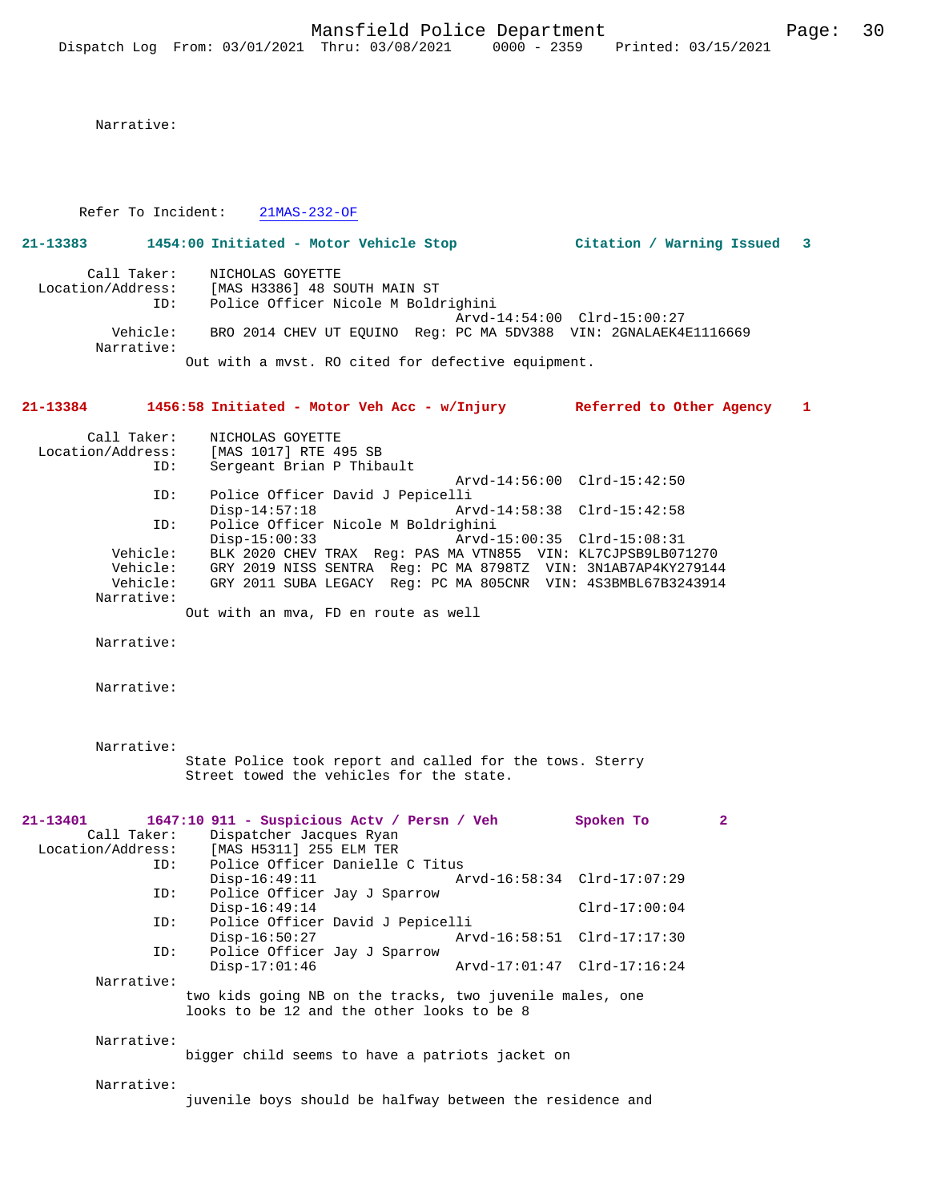Narrative:

Refer To Incident: 21MAS-232-OF

**21-13383 1454:00 Initiated - Motor Vehicle Stop Citation / Warning Issued 3**

```
        Call Taker:    NICHOLAS GOYETTE
  Location/Address:    [MAS H3386] 48 SOUTH MAIN ST
                ID:    Police Officer Nicole M Boldrighini
                                           Arvd-14:54:00  Clrd-15:00:27
           Vehicle:    BRO 2014 CHEV UT EQUINO  Reg: PC MA 5DV388  VIN: 2GNALAEK4E1116669
         Narrative:
                     Out with a mvst. RO cited for defective equipment.
```

**21-13384 1456:58 Initiated - Motor Veh Acc - w/Injury Referred to Other Agency 1**

```
        Call Taker:    NICHOLAS GOYETTE
  Location/Address:    [MAS 1017] RTE 495 SB
                ID:    Sergeant Brian P Thibault
                                           Arvd-14:56:00  Clrd-15:42:50
                ID:    Police Officer David J Pepicelli
                       Disp-14:57:18       Arvd-14:58:38  Clrd-15:42:58
                ID:    Police Officer Nicole M Boldrighini
                       Disp-15:00:33       Arvd-15:00:35  Clrd-15:08:31
           Vehicle:    BLK 2020 CHEV TRAX  Reg: PAS MA VTN855  VIN: KL7CJPSB9LB071270
           Vehicle:    GRY 2019 NISS SENTRA  Reg: PC MA 8798TZ  VIN: 3N1AB7AP4KY279144
           Vehicle:    GRY 2011 SUBA LEGACY  Reg: PC MA 805CNR  VIN: 4S3BMBL67B3243914
         Narrative:
                     Out with an mva, FD en route as well

         Narrative:

         Narrative:

         Narrative:
                     State Police took report and called for the tows. Sterry
                     Street towed the vehicles for the state.
```

**21-13401 1647:10 911 - Suspicious Actv / Persn / Veh Spoken To 2**

```
        Call Taker:    Dispatcher Jacques Ryan
  Location/Address:    [MAS H5311] 255 ELM TER
                ID:    Police Officer Danielle C Titus
                       Disp-16:49:11       Arvd-16:58:34  Clrd-17:07:29
                ID:    Police Officer Jay J Sparrow
                       Disp-16:49:14                      Clrd-17:00:04
                ID:    Police Officer David J Pepicelli
                       Disp-16:50:27       Arvd-16:58:51  Clrd-17:17:30
                ID:    Police Officer Jay J Sparrow
                       Disp-17:01:46       Arvd-17:01:47  Clrd-17:16:24
         Narrative:
                     two kids going NB on the tracks, two juvenile males, one
                     looks to be 12 and the other looks to be 8

         Narrative:
                     bigger child seems to have a patriots jacket on

         Narrative:
                     juvenile boys should be halfway between the residence and
```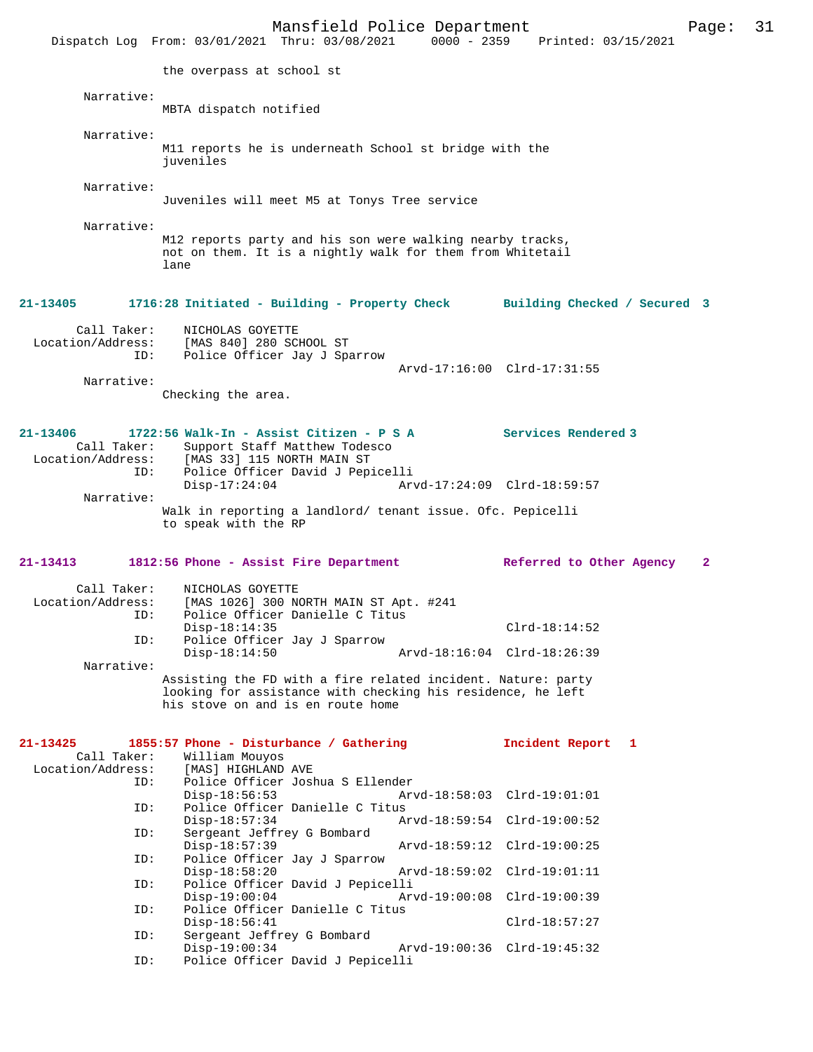the overpass at school st

Narrative:
MBTA dispatch notified

Narrative:
M11 reports he is underneath School st bridge with the juveniles

Narrative:
Juveniles will meet M5 at Tonys Tree service

Narrative:
M12 reports party and his son were walking nearby tracks, not on them. It is a nightly walk for them from Whitetail lane

**21-13405 1716:28 Initiated - Building - Property Check Building Checked / Secured 3**

Call Taker: NICHOLAS GOYETTE
Location/Address: [MAS 840] 280 SCHOOL ST
ID: Police Officer Jay J Sparrow
Arvd-17:16:00 Clrd-17:31:55

Narrative:
Checking the area.

**21-13406 1722:56 Walk-In - Assist Citizen - P S A Services Rendered 3**

Call Taker: Support Staff Matthew Todesco
Location/Address: [MAS 33] 115 NORTH MAIN ST
ID: Police Officer David J Pepicelli
Disp-17:24:04 Arvd-17:24:09 Clrd-18:59:57

Narrative:
Walk in reporting a landlord/ tenant issue. Ofc. Pepicelli to speak with the RP

**21-13413 1812:56 Phone - Assist Fire Department Referred to Other Agency 2**

Call Taker: NICHOLAS GOYETTE
Location/Address: [MAS 1026] 300 NORTH MAIN ST Apt. #241
ID: Police Officer Danielle C Titus
Disp-18:14:35 Clrd-18:14:52
ID: Police Officer Jay J Sparrow
Disp-18:14:50 Arvd-18:16:04 Clrd-18:26:39

Narrative:
Assisting the FD with a fire related incident. Nature: party looking for assistance with checking his residence, he left his stove on and is en route home

**21-13425 1855:57 Phone - Disturbance / Gathering Incident Report 1**

Call Taker: William Mouyos
Location/Address: [MAS] HIGHLAND AVE
ID: Police Officer Joshua S Ellender
Disp-18:56:53 Arvd-18:58:03 Clrd-19:01:01
ID: Police Officer Danielle C Titus
Disp-18:57:34 Arvd-18:59:54 Clrd-19:00:52
ID: Sergeant Jeffrey G Bombard
Disp-18:57:39 Arvd-18:59:12 Clrd-19:00:25
ID: Police Officer Jay J Sparrow
Disp-18:58:20 Arvd-18:59:02 Clrd-19:01:11
ID: Police Officer David J Pepicelli
Disp-19:00:04 Arvd-19:00:08 Clrd-19:00:39
ID: Police Officer Danielle C Titus
Disp-18:56:41 Clrd-18:57:27
ID: Sergeant Jeffrey G Bombard
Disp-19:00:34 Arvd-19:00:36 Clrd-19:45:32
ID: Police Officer David J Pepicelli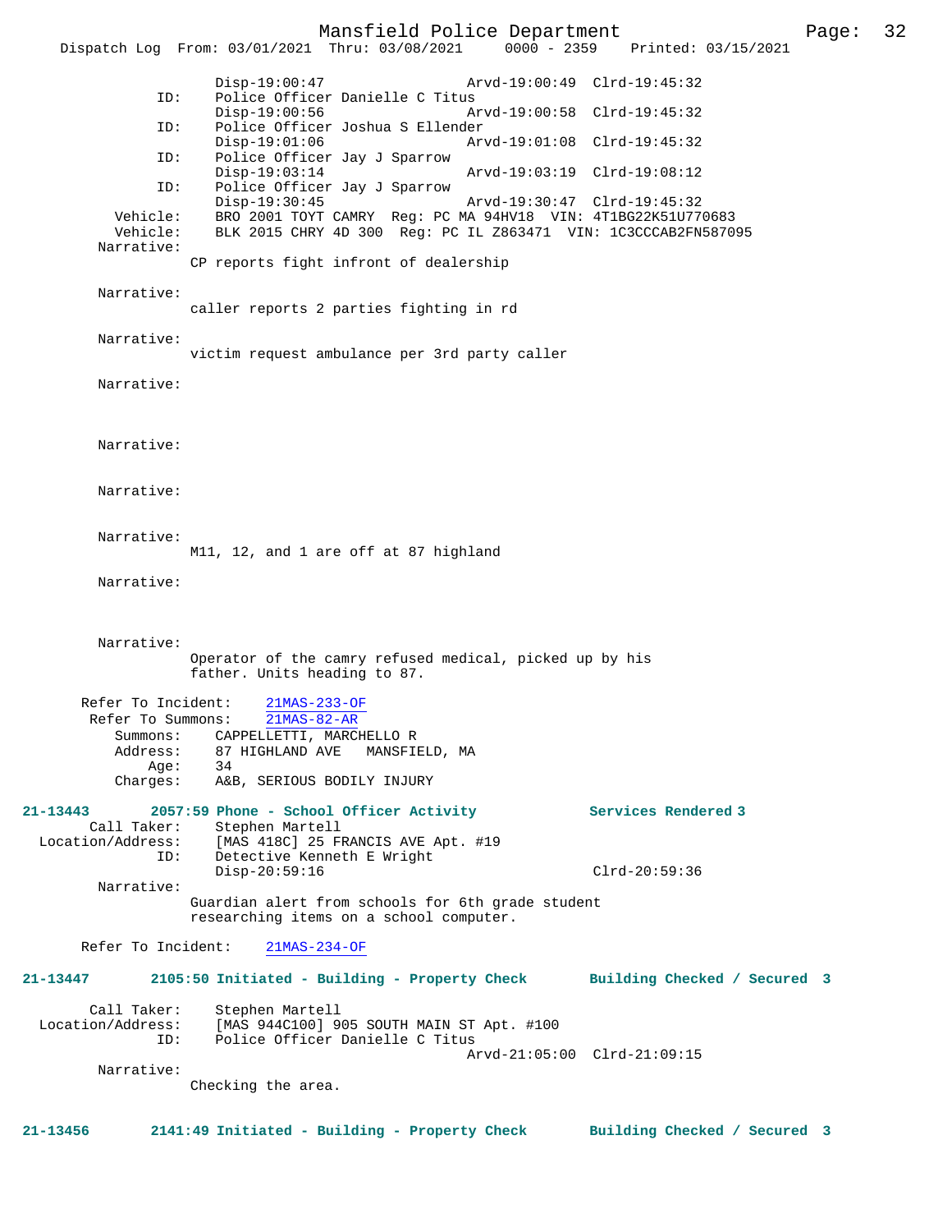```
                Disp-19:00:47                 Arvd-19:00:49  Clrd-19:45:32
            ID:    Police Officer Danielle C Titus
                Disp-19:00:56                 Arvd-19:00:58  Clrd-19:45:32
            ID:    Police Officer Joshua S Ellender
                Disp-19:01:06                 Arvd-19:01:08  Clrd-19:45:32
            ID:    Police Officer Jay J Sparrow
                Disp-19:03:14                 Arvd-19:03:19  Clrd-19:08:12
            ID:    Police Officer Jay J Sparrow
                Disp-19:30:45                 Arvd-19:30:47  Clrd-19:45:32
       Vehicle:    BRO 2001 TOYT CAMRY  Reg: PC MA 94HV18  VIN: 4T1BG22K51U770683
       Vehicle:    BLK 2015 CHRY 4D 300  Reg: PC IL Z863471  VIN: 1C3CCCAB2FN587095
     Narrative:
                CP reports fight infront of dealership

     Narrative:
                caller reports 2 parties fighting in rd

     Narrative:
                victim request ambulance per 3rd party caller

     Narrative:

     Narrative:

     Narrative:

     Narrative:
                M11, 12, and 1 are off at 87 highland

     Narrative:

     Narrative:
                Operator of the camry refused medical, picked up by his
                father. Units heading to 87.

   Refer To Incident:    21MAS-233-OF
    Refer To Summons:    21MAS-82-AR
        Summons:    CAPPELLETTI, MARCHELLO R
        Address:    87 HIGHLAND AVE   MANSFIELD, MA
            Age:    34
        Charges:    A&B, SERIOUS BODILY INJURY

21-13443     2057:59 Phone - School Officer Activity          Services Rendered 3
     Call Taker:    Stephen Martell
  Location/Address:    [MAS 418C] 25 FRANCIS AVE Apt. #19
            ID:    Detective Kenneth E Wright
                Disp-20:59:16                                Clrd-20:59:36
     Narrative:
                Guardian alert from schools for 6th grade student
                researching items on a school computer.

   Refer To Incident:    21MAS-234-OF

21-13447     2105:50 Initiated - Building - Property Check      Building Checked / Secured  3

     Call Taker:    Stephen Martell
  Location/Address:    [MAS 944C100] 905 SOUTH MAIN ST Apt. #100
            ID:    Police Officer Danielle C Titus
                                              Arvd-21:05:00  Clrd-21:09:15
     Narrative:
                Checking the area.

21-13456     2141:49 Initiated - Building - Property Check      Building Checked / Secured  3
```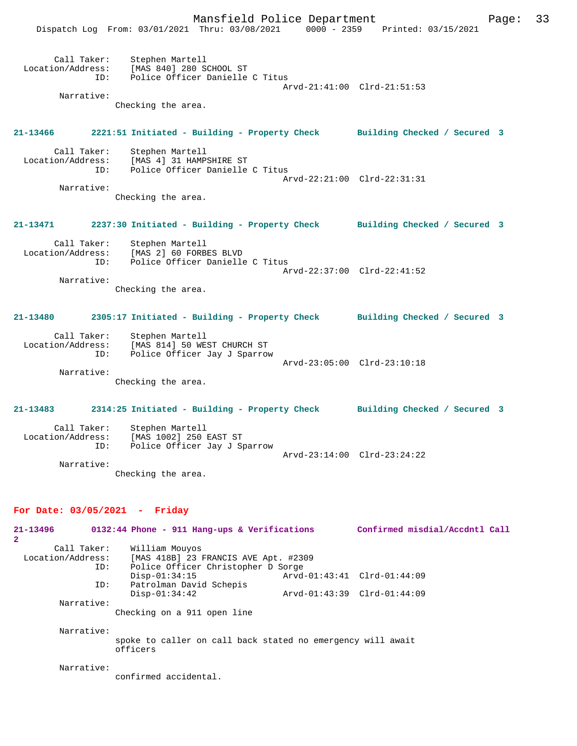Call Taker: Stephen Martell
Location/Address: [MAS 840] 280 SCHOOL ST
ID: Police Officer Danielle C Titus
Arvd-21:41:00 Clrd-21:51:53

Narrative:
Checking the area.

**21-13466 2221:51 Initiated - Building - Property Check Building Checked / Secured 3**

Call Taker: Stephen Martell
Location/Address: [MAS 4] 31 HAMPSHIRE ST
ID: Police Officer Danielle C Titus
Arvd-22:21:00 Clrd-22:31:31

Narrative:
Checking the area.

**21-13471 2237:30 Initiated - Building - Property Check Building Checked / Secured 3**

Call Taker: Stephen Martell
Location/Address: [MAS 2] 60 FORBES BLVD
ID: Police Officer Danielle C Titus
Arvd-22:37:00 Clrd-22:41:52

Narrative:
Checking the area.

**21-13480 2305:17 Initiated - Building - Property Check Building Checked / Secured 3**

Call Taker: Stephen Martell
Location/Address: [MAS 814] 50 WEST CHURCH ST
ID: Police Officer Jay J Sparrow
Arvd-23:05:00 Clrd-23:10:18

Narrative:
Checking the area.

**21-13483 2314:25 Initiated - Building - Property Check Building Checked / Secured 3**

Call Taker: Stephen Martell
Location/Address: [MAS 1002] 250 EAST ST
ID: Police Officer Jay J Sparrow
Arvd-23:14:00 Clrd-23:24:22

Narrative:
Checking the area.

## For Date: 03/05/2021 - Friday

**21-13496 0132:44 Phone - 911 Hang-ups & Verifications Confirmed misdial/Accdntl Call 2**

Call Taker: William Mouyos
Location/Address: [MAS 418B] 23 FRANCIS AVE Apt. #2309
ID: Police Officer Christopher D Sorge
Disp-01:34:15 Arvd-01:43:41 Clrd-01:44:09
ID: Patrolman David Schepis
Disp-01:34:42 Arvd-01:43:39 Clrd-01:44:09

Narrative:
Checking on a 911 open line

Narrative:
spoke to caller on call back stated no emergency will await officers

Narrative:
confirmed accidental.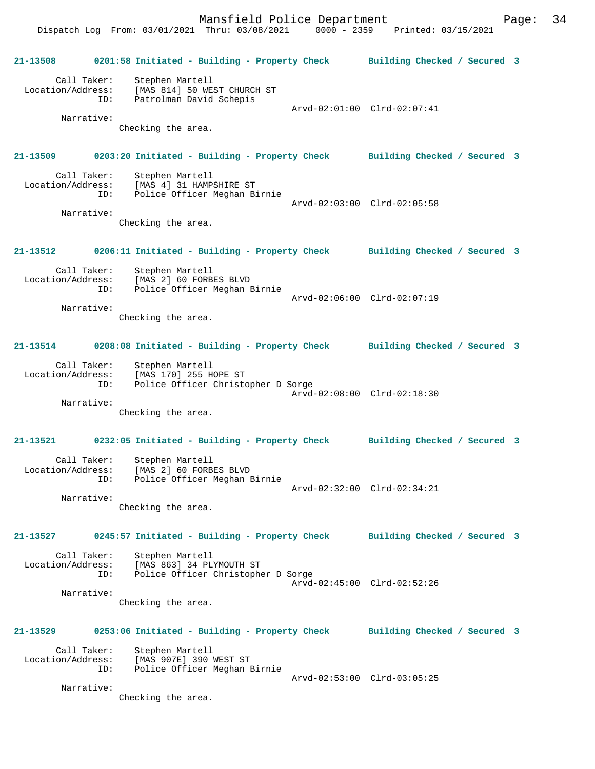**21-13508 0201:58 Initiated - Building - Property Check Building Checked / Secured 3**

Call Taker: Stephen Martell
Location/Address: [MAS 814] 50 WEST CHURCH ST
ID: Patrolman David Schepis
Arvd-02:01:00 Clrd-02:07:41
Narrative:
Checking the area.

**21-13509 0203:20 Initiated - Building - Property Check Building Checked / Secured 3**

Call Taker: Stephen Martell
Location/Address: [MAS 4] 31 HAMPSHIRE ST
ID: Police Officer Meghan Birnie
Arvd-02:03:00 Clrd-02:05:58
Narrative:
Checking the area.

**21-13512 0206:11 Initiated - Building - Property Check Building Checked / Secured 3**

Call Taker: Stephen Martell
Location/Address: [MAS 2] 60 FORBES BLVD
ID: Police Officer Meghan Birnie
Arvd-02:06:00 Clrd-02:07:19
Narrative:
Checking the area.

**21-13514 0208:08 Initiated - Building - Property Check Building Checked / Secured 3**

Call Taker: Stephen Martell
Location/Address: [MAS 170] 255 HOPE ST
ID: Police Officer Christopher D Sorge
Arvd-02:08:00 Clrd-02:18:30
Narrative:
Checking the area.

**21-13521 0232:05 Initiated - Building - Property Check Building Checked / Secured 3**

Call Taker: Stephen Martell
Location/Address: [MAS 2] 60 FORBES BLVD
ID: Police Officer Meghan Birnie
Arvd-02:32:00 Clrd-02:34:21
Narrative:
Checking the area.

**21-13527 0245:57 Initiated - Building - Property Check Building Checked / Secured 3**

Call Taker: Stephen Martell
Location/Address: [MAS 863] 34 PLYMOUTH ST
ID: Police Officer Christopher D Sorge
Arvd-02:45:00 Clrd-02:52:26
Narrative:
Checking the area.

**21-13529 0253:06 Initiated - Building - Property Check Building Checked / Secured 3**

Call Taker: Stephen Martell
Location/Address: [MAS 907E] 390 WEST ST
ID: Police Officer Meghan Birnie
Arvd-02:53:00 Clrd-03:05:25
Narrative:
Checking the area.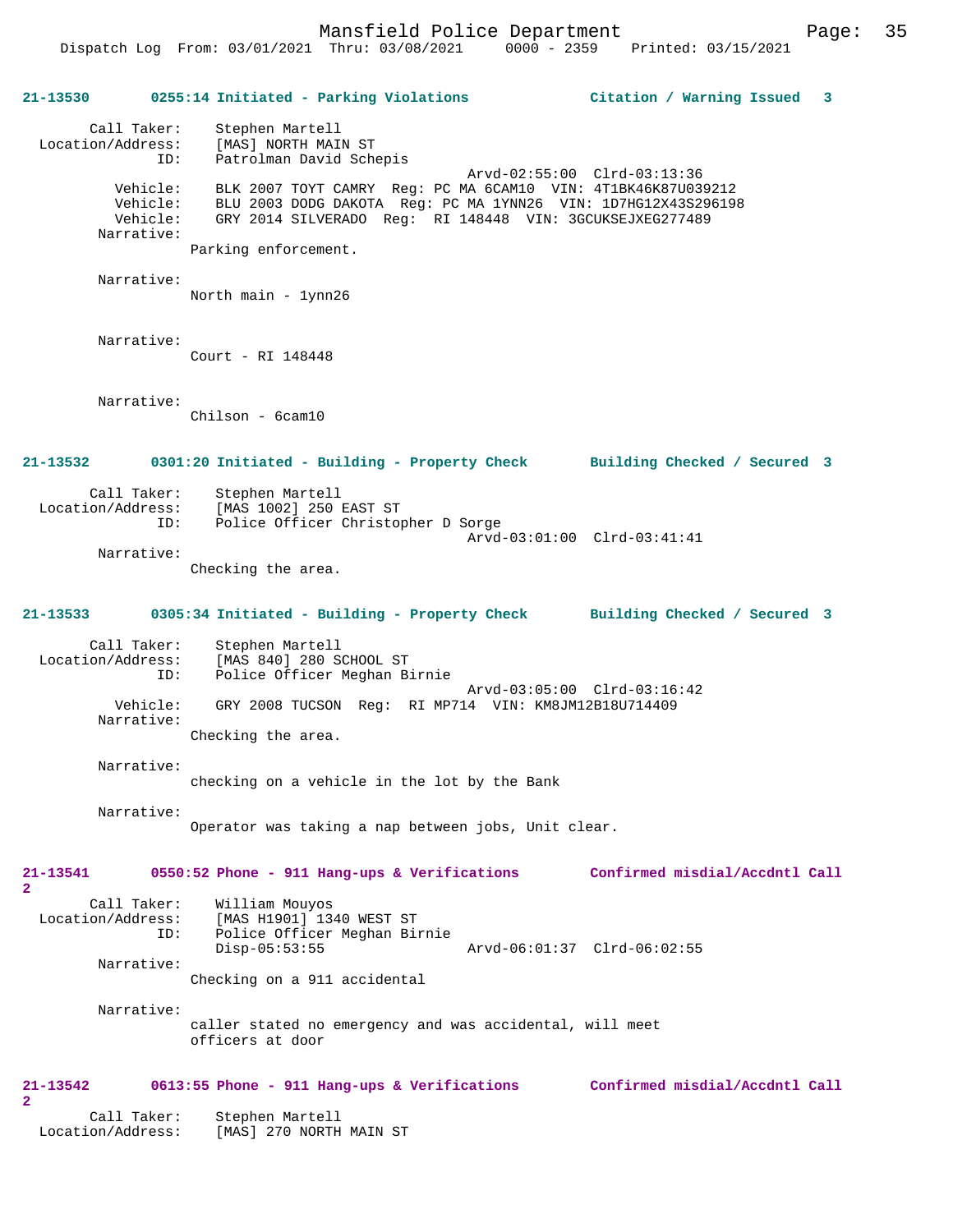**21-13530 0255:14 Initiated - Parking Violations — Citation / Warning Issued 3**

Call Taker: Stephen Martell
Location/Address: [MAS] NORTH MAIN ST
ID: Patrolman David Schepis
Arvd-02:55:00 Clrd-03:13:36
Vehicle: BLK 2007 TOYT CAMRY Reg: PC MA 6CAM10 VIN: 4T1BK46K87U039212
Vehicle: BLU 2003 DODG DAKOTA Reg: PC MA 1YNN26 VIN: 1D7HG12X43S296198
Vehicle: GRY 2014 SILVERADO Reg: RI 148448 VIN: 3GCUKSEJXEG277489
Narrative:
Parking enforcement.

Narrative:
North main - 1ynn26

Narrative:
Court - RI 148448

Narrative:
Chilson - 6cam10

**21-13532 0301:20 Initiated - Building - Property Check — Building Checked / Secured 3**

Call Taker: Stephen Martell
Location/Address: [MAS 1002] 250 EAST ST
ID: Police Officer Christopher D Sorge
Arvd-03:01:00 Clrd-03:41:41
Narrative:
Checking the area.

**21-13533 0305:34 Initiated - Building - Property Check — Building Checked / Secured 3**

Call Taker: Stephen Martell
Location/Address: [MAS 840] 280 SCHOOL ST
ID: Police Officer Meghan Birnie
Arvd-03:05:00 Clrd-03:16:42
Vehicle: GRY 2008 TUCSON Reg: RI MP714 VIN: KM8JM12B18U714409
Narrative:
Checking the area.

Narrative:
checking on a vehicle in the lot by the Bank

Narrative:
Operator was taking a nap between jobs, Unit clear.

**21-13541 0550:52 Phone - 911 Hang-ups & Verifications — Confirmed misdial/Accdntl Call 2**

Call Taker: William Mouyos
Location/Address: [MAS H1901] 1340 WEST ST
ID: Police Officer Meghan Birnie
Disp-05:53:55 Arvd-06:01:37 Clrd-06:02:55
Narrative:
Checking on a 911 accidental

Narrative:
caller stated no emergency and was accidental, will meet officers at door

**21-13542 0613:55 Phone - 911 Hang-ups & Verifications — Confirmed misdial/Accdntl Call 2**

Call Taker: Stephen Martell
Location/Address: [MAS] 270 NORTH MAIN ST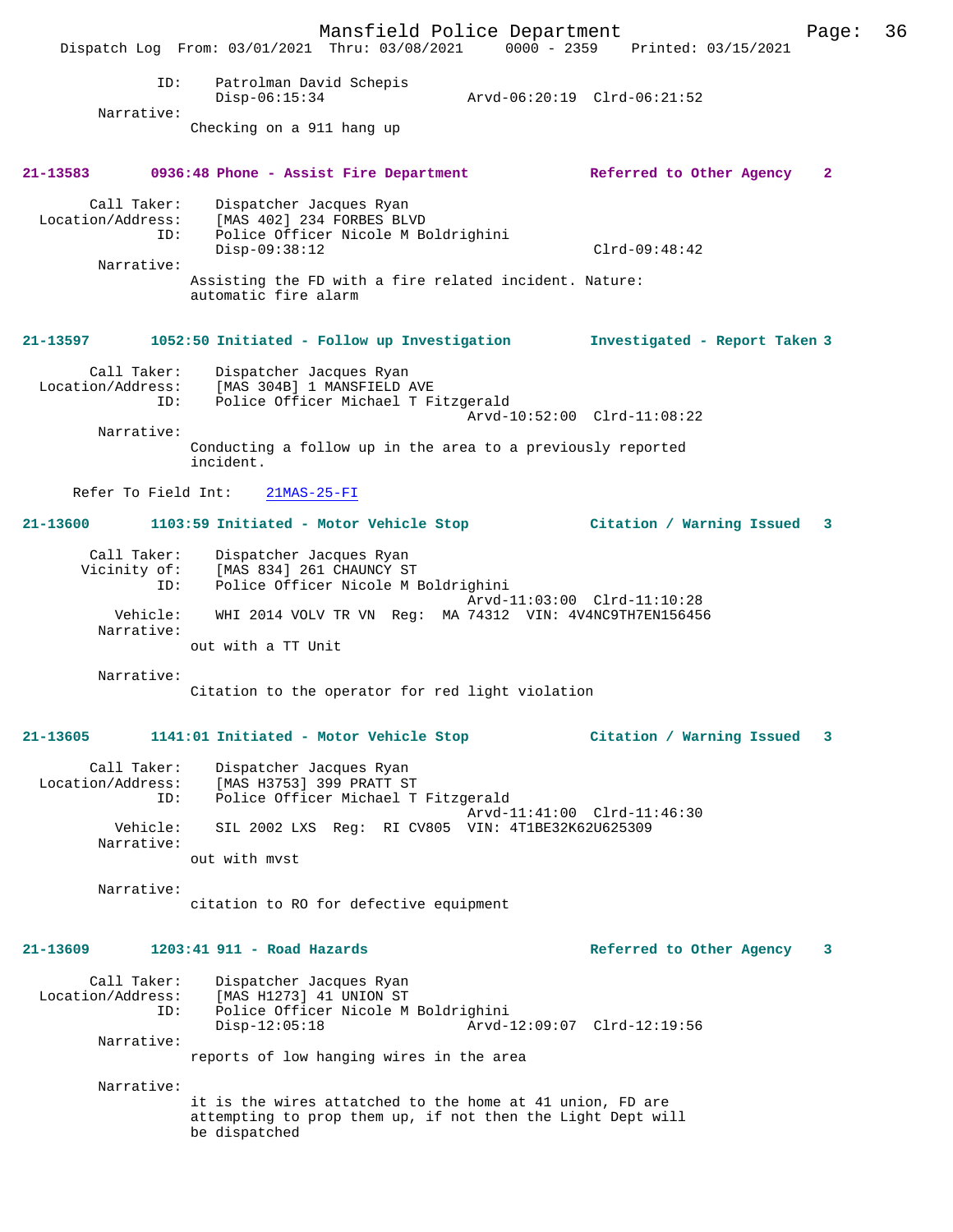```
            ID:    Patrolman David Schepis
                   Disp-06:15:34                 Arvd-06:20:19  Clrd-06:21:52
      Narrative:
                  Checking on a 911 hang up
```

**21-13583 0936:48 Phone - Assist Fire Department — Referred to Other Agency 2**

```
      Call Taker:    Dispatcher Jacques Ryan
Location/Address:    [MAS 402] 234 FORBES BLVD
             ID:    Police Officer Nicole M Boldrighini
                   Disp-09:38:12                               Clrd-09:48:42
      Narrative:
                  Assisting the FD with a fire related incident. Nature:
                  automatic fire alarm
```

**21-13597 1052:50 Initiated - Follow up Investigation — Investigated - Report Taken 3**

```
      Call Taker:    Dispatcher Jacques Ryan
Location/Address:    [MAS 304B] 1 MANSFIELD AVE
             ID:    Police Officer Michael T Fitzgerald
                                                 Arvd-10:52:00  Clrd-11:08:22
      Narrative:
                  Conducting a follow up in the area to a previously reported
                  incident.

   Refer To Field Int:    21MAS-25-FI
```

**21-13600 1103:59 Initiated - Motor Vehicle Stop — Citation / Warning Issued 3**

```
      Call Taker:    Dispatcher Jacques Ryan
     Vicinity of:    [MAS 834] 261 CHAUNCY ST
             ID:    Police Officer Nicole M Boldrighini
                                                 Arvd-11:03:00  Clrd-11:10:28
        Vehicle:    WHI 2014 VOLV TR VN  Reg:  MA 74312  VIN: 4V4NC9TH7EN156456
      Narrative:
                  out with a TT Unit

      Narrative:
                  Citation to the operator for red light violation
```

**21-13605 1141:01 Initiated - Motor Vehicle Stop — Citation / Warning Issued 3**

```
      Call Taker:    Dispatcher Jacques Ryan
Location/Address:    [MAS H3753] 399 PRATT ST
             ID:    Police Officer Michael T Fitzgerald
                                                 Arvd-11:41:00  Clrd-11:46:30
        Vehicle:    SIL 2002 LXS  Reg:  RI CV805  VIN: 4T1BE32K62U625309
      Narrative:
                  out with mvst

      Narrative:
                  citation to RO for defective equipment
```

**21-13609 1203:41 911 - Road Hazards — Referred to Other Agency 3**

```
      Call Taker:    Dispatcher Jacques Ryan
Location/Address:    [MAS H1273] 41 UNION ST
             ID:    Police Officer Nicole M Boldrighini
                   Disp-12:05:18                 Arvd-12:09:07  Clrd-12:19:56
      Narrative:
                  reports of low hanging wires in the area

      Narrative:
                  it is the wires attatched to the home at 41 union, FD are
                  attempting to prop them up, if not then the Light Dept will
                  be dispatched
```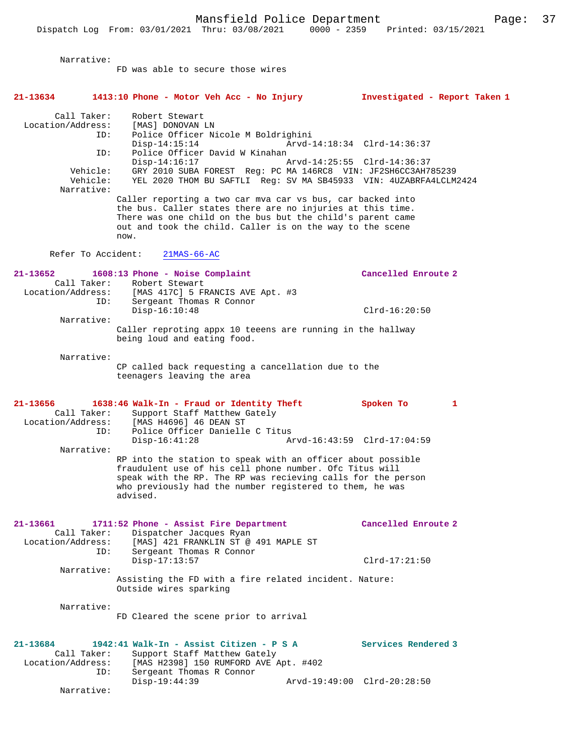Narrative:
FD was able to secure those wires

**21-13634 1413:10 Phone - Motor Veh Acc - No Injury — Investigated - Report Taken 1**

Call Taker: Robert Stewart
Location/Address: [MAS] DONOVAN LN
ID: Police Officer Nicole M Boldrighini
Disp-14:15:14 Arvd-14:18:34 Clrd-14:36:37
ID: Police Officer David W Kinahan
Disp-14:16:17 Arvd-14:25:55 Clrd-14:36:37
Vehicle: GRY 2010 SUBA FOREST Reg: PC MA 146RC8 VIN: JF2SH6CC3AH785239
Vehicle: YEL 2020 THOM BU SAFTLI Reg: SV MA SB45933 VIN: 4UZABRFA4LCLM2424
Narrative:
Caller reporting a two car mva car vs bus, car backed into the bus. Caller states there are no injuries at this time. There was one child on the bus but the child's parent came out and took the child. Caller is on the way to the scene now.

Refer To Accident: 21MAS-66-AC

**21-13652 1608:13 Phone - Noise Complaint — Cancelled Enroute 2**

Call Taker: Robert Stewart
Location/Address: [MAS 417C] 5 FRANCIS AVE Apt. #3
ID: Sergeant Thomas R Connor
Disp-16:10:48 Clrd-16:20:50
Narrative:
Caller reproting appx 10 teeens are running in the hallway being loud and eating food.

Narrative:
CP called back requesting a cancellation due to the teenagers leaving the area

**21-13656 1638:46 Walk-In - Fraud or Identity Theft — Spoken To 1**

Call Taker: Support Staff Matthew Gately
Location/Address: [MAS H4696] 46 DEAN ST
ID: Police Officer Danielle C Titus
Disp-16:41:28 Arvd-16:43:59 Clrd-17:04:59
Narrative:
RP into the station to speak with an officer about possible fraudulent use of his cell phone number. Ofc Titus will speak with the RP. The RP was recieving calls for the person who previously had the number registered to them, he was advised.

**21-13661 1711:52 Phone - Assist Fire Department — Cancelled Enroute 2**

Call Taker: Dispatcher Jacques Ryan
Location/Address: [MAS] 421 FRANKLIN ST @ 491 MAPLE ST
ID: Sergeant Thomas R Connor
Disp-17:13:57 Clrd-17:21:50
Narrative:
Assisting the FD with a fire related incident. Nature: Outside wires sparking

Narrative:
FD Cleared the scene prior to arrival

**21-13684 1942:41 Walk-In - Assist Citizen - P S A — Services Rendered 3**

Call Taker: Support Staff Matthew Gately
Location/Address: [MAS H2398] 150 RUMFORD AVE Apt. #402
ID: Sergeant Thomas R Connor
Disp-19:44:39 Arvd-19:49:00 Clrd-20:28:50
Narrative: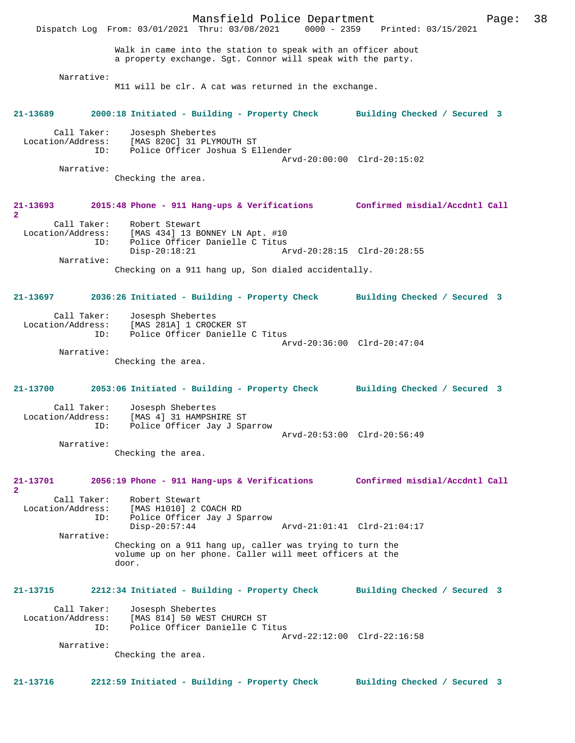Walk in came into the station to speak with an officer about a property exchange. Sgt. Connor will speak with the party.

Narrative:
M11 will be clr. A cat was returned in the exchange.

**21-13689 2000:18 Initiated - Building - Property Check Building Checked / Secured 3**

Call Taker: Josesph Shebertes
Location/Address: [MAS 820C] 31 PLYMOUTH ST
ID: Police Officer Joshua S Ellender
Arvd-20:00:00 Clrd-20:15:02
Narrative:
Checking the area.

**21-13693 2015:48 Phone - 911 Hang-ups & Verifications Confirmed misdial/Accdntl Call 2**

Call Taker: Robert Stewart
Location/Address: [MAS 434] 13 BONNEY LN Apt. #10
ID: Police Officer Danielle C Titus
Disp-20:18:21 Arvd-20:28:15 Clrd-20:28:55
Narrative:
Checking on a 911 hang up, Son dialed accidentally.

**21-13697 2036:26 Initiated - Building - Property Check Building Checked / Secured 3**

Call Taker: Josesph Shebertes
Location/Address: [MAS 281A] 1 CROCKER ST
ID: Police Officer Danielle C Titus
Arvd-20:36:00 Clrd-20:47:04
Narrative:
Checking the area.

**21-13700 2053:06 Initiated - Building - Property Check Building Checked / Secured 3**

Call Taker: Josesph Shebertes
Location/Address: [MAS 4] 31 HAMPSHIRE ST
ID: Police Officer Jay J Sparrow
Arvd-20:53:00 Clrd-20:56:49
Narrative:
Checking the area.

**21-13701 2056:19 Phone - 911 Hang-ups & Verifications Confirmed misdial/Accdntl Call 2**

Call Taker: Robert Stewart
Location/Address: [MAS H1010] 2 COACH RD
ID: Police Officer Jay J Sparrow
Disp-20:57:44 Arvd-21:01:41 Clrd-21:04:17
Narrative:
Checking on a 911 hang up, caller was trying to turn the volume up on her phone. Caller will meet officers at the door.

**21-13715 2212:34 Initiated - Building - Property Check Building Checked / Secured 3**

Call Taker: Josesph Shebertes
Location/Address: [MAS 814] 50 WEST CHURCH ST
ID: Police Officer Danielle C Titus
Arvd-22:12:00 Clrd-22:16:58
Narrative:
Checking the area.

**21-13716 2212:59 Initiated - Building - Property Check Building Checked / Secured 3**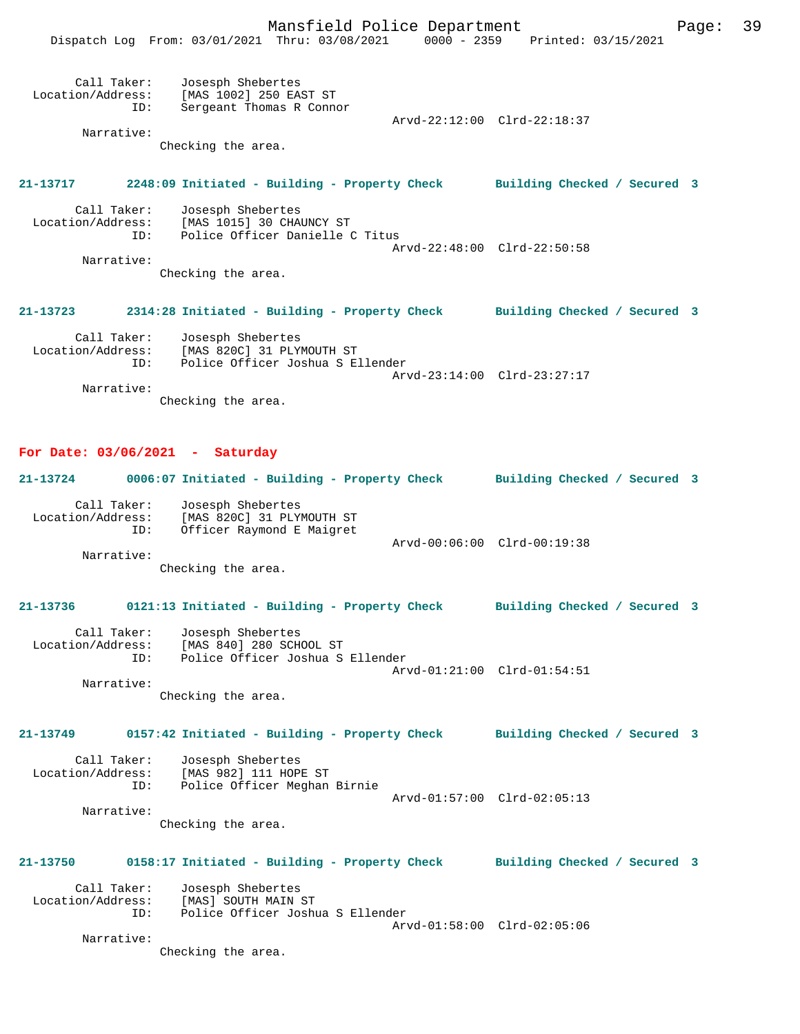Call Taker: Josesph Shebertes
Location/Address: [MAS 1002] 250 EAST ST
ID: Sergeant Thomas R Connor
Arvd-22:12:00 Clrd-22:18:37
Narrative:
Checking the area.

**21-13717 2248:09 Initiated - Building - Property Check Building Checked / Secured 3**

Call Taker: Josesph Shebertes
Location/Address: [MAS 1015] 30 CHAUNCY ST
ID: Police Officer Danielle C Titus
Arvd-22:48:00 Clrd-22:50:58
Narrative:
Checking the area.

**21-13723 2314:28 Initiated - Building - Property Check Building Checked / Secured 3**

Call Taker: Josesph Shebertes
Location/Address: [MAS 820C] 31 PLYMOUTH ST
ID: Police Officer Joshua S Ellender
Arvd-23:14:00 Clrd-23:27:17
Narrative:
Checking the area.

## For Date: 03/06/2021 - Saturday

**21-13724 0006:07 Initiated - Building - Property Check Building Checked / Secured 3**

Call Taker: Josesph Shebertes
Location/Address: [MAS 820C] 31 PLYMOUTH ST
ID: Officer Raymond E Maigret
Arvd-00:06:00 Clrd-00:19:38
Narrative:
Checking the area.

**21-13736 0121:13 Initiated - Building - Property Check Building Checked / Secured 3**

Call Taker: Josesph Shebertes
Location/Address: [MAS 840] 280 SCHOOL ST
ID: Police Officer Joshua S Ellender
Arvd-01:21:00 Clrd-01:54:51
Narrative:
Checking the area.

**21-13749 0157:42 Initiated - Building - Property Check Building Checked / Secured 3**

Call Taker: Josesph Shebertes
Location/Address: [MAS 982] 111 HOPE ST
ID: Police Officer Meghan Birnie
Arvd-01:57:00 Clrd-02:05:13
Narrative:
Checking the area.

**21-13750 0158:17 Initiated - Building - Property Check Building Checked / Secured 3**

Call Taker: Josesph Shebertes
Location/Address: [MAS] SOUTH MAIN ST
ID: Police Officer Joshua S Ellender
Arvd-01:58:00 Clrd-02:05:06
Narrative:
Checking the area.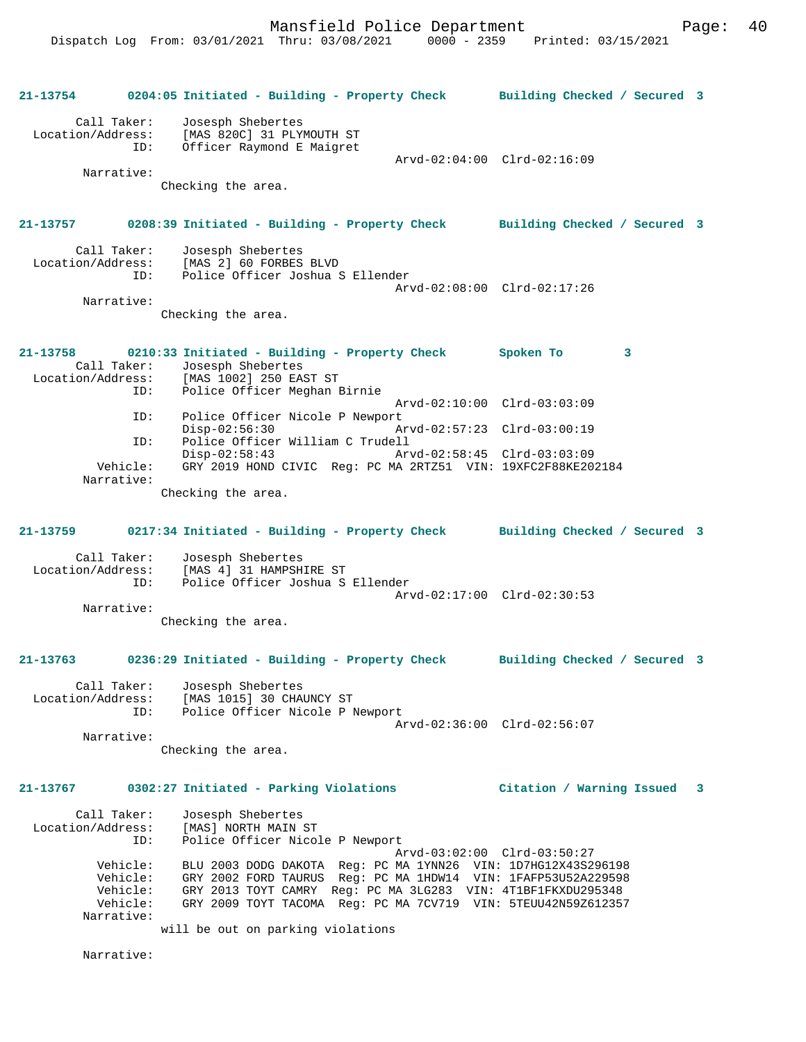21-13754 0204:05 Initiated - Building - Property Check Building Checked / Secured 3

Call Taker: Josesph Shebertes
Location/Address: [MAS 820C] 31 PLYMOUTH ST
ID: Officer Raymond E Maigret
Arvd-02:04:00 Clrd-02:16:09
Narrative:
Checking the area.

21-13757 0208:39 Initiated - Building - Property Check Building Checked / Secured 3

Call Taker: Josesph Shebertes
Location/Address: [MAS 2] 60 FORBES BLVD
ID: Police Officer Joshua S Ellender
Arvd-02:08:00 Clrd-02:17:26
Narrative:
Checking the area.

21-13758 0210:33 Initiated - Building - Property Check Spoken To 3
Call Taker: Josesph Shebertes
Location/Address: [MAS 1002] 250 EAST ST
ID: Police Officer Meghan Birnie
Arvd-02:10:00 Clrd-03:03:09
ID: Police Officer Nicole P Newport
Disp-02:56:30 Arvd-02:57:23 Clrd-03:00:19
ID: Police Officer William C Trudell
Disp-02:58:43 Arvd-02:58:45 Clrd-03:03:09
Vehicle: GRY 2019 HOND CIVIC Reg: PC MA 2RTZ51 VIN: 19XFC2F88KE202184
Narrative:
Checking the area.

21-13759 0217:34 Initiated - Building - Property Check Building Checked / Secured 3

Call Taker: Josesph Shebertes
Location/Address: [MAS 4] 31 HAMPSHIRE ST
ID: Police Officer Joshua S Ellender
Arvd-02:17:00 Clrd-02:30:53
Narrative:
Checking the area.

21-13763 0236:29 Initiated - Building - Property Check Building Checked / Secured 3

Call Taker: Josesph Shebertes
Location/Address: [MAS 1015] 30 CHAUNCY ST
ID: Police Officer Nicole P Newport
Arvd-02:36:00 Clrd-02:56:07
Narrative:
Checking the area.

21-13767 0302:27 Initiated - Parking Violations Citation / Warning Issued 3

Call Taker: Josesph Shebertes
Location/Address: [MAS] NORTH MAIN ST
ID: Police Officer Nicole P Newport
Arvd-03:02:00 Clrd-03:50:27
Vehicle: BLU 2003 DODG DAKOTA Reg: PC MA 1YNN26 VIN: 1D7HG12X43S296198
Vehicle: GRY 2002 FORD TAURUS Reg: PC MA 1HDW14 VIN: 1FAFP53U52A229598
Vehicle: GRY 2013 TOYT CAMRY Reg: PC MA 3LG283 VIN: 4T1BF1FKXDU295348
Vehicle: GRY 2009 TOYT TACOMA Reg: PC MA 7CV719 VIN: 5TEUU42N59Z612357
Narrative:
will be out on parking violations

Narrative: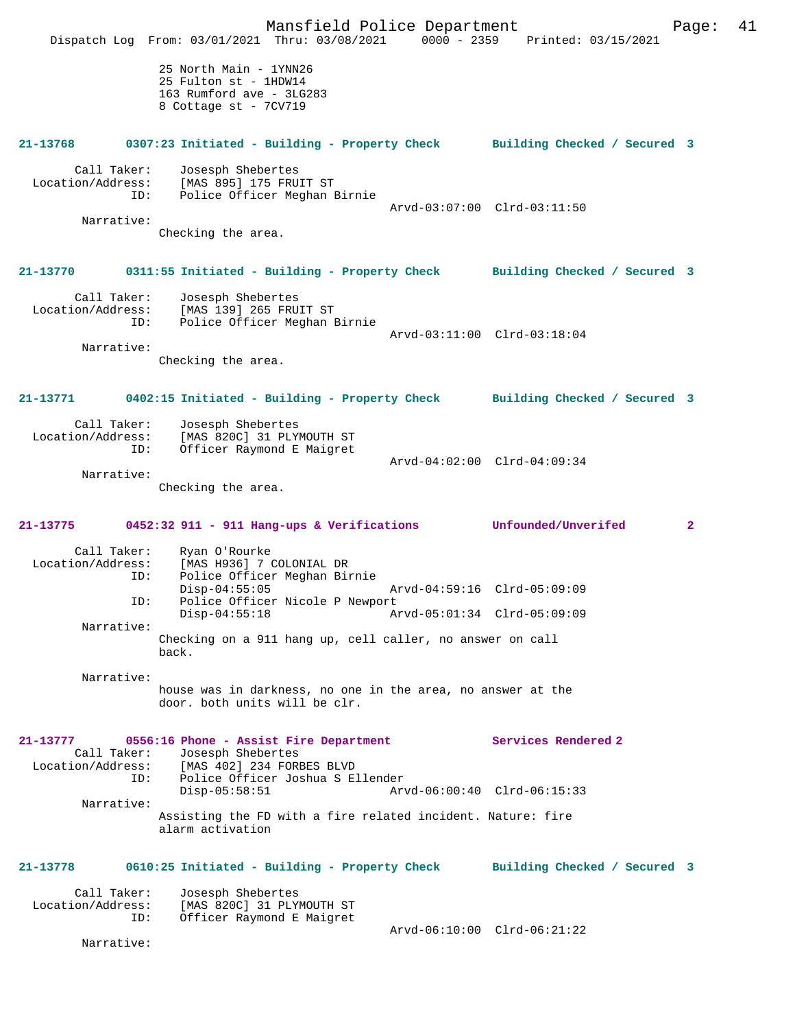25 North Main - 1YNN26
25 Fulton st - 1HDW14
163 Rumford ave - 3LG283
8 Cottage st - 7CV719

**21-13768 0307:23 Initiated - Building - Property Check Building Checked / Secured 3**

Call Taker: Josesph Shebertes
Location/Address: [MAS 895] 175 FRUIT ST
ID: Police Officer Meghan Birnie
Arvd-03:07:00 Clrd-03:11:50

Narrative:
Checking the area.

**21-13770 0311:55 Initiated - Building - Property Check Building Checked / Secured 3**

Call Taker: Josesph Shebertes
Location/Address: [MAS 139] 265 FRUIT ST
ID: Police Officer Meghan Birnie
Arvd-03:11:00 Clrd-03:18:04

Narrative:
Checking the area.

**21-13771 0402:15 Initiated - Building - Property Check Building Checked / Secured 3**

Call Taker: Josesph Shebertes
Location/Address: [MAS 820C] 31 PLYMOUTH ST
ID: Officer Raymond E Maigret
Arvd-04:02:00 Clrd-04:09:34

Narrative:
Checking the area.

**21-13775 0452:32 911 - 911 Hang-ups & Verifications Unfounded/Unverifed 2**

Call Taker: Ryan O'Rourke
Location/Address: [MAS H936] 7 COLONIAL DR
ID: Police Officer Meghan Birnie
Disp-04:55:05 Arvd-04:59:16 Clrd-05:09:09
ID: Police Officer Nicole P Newport
Disp-04:55:18 Arvd-05:01:34 Clrd-05:09:09

Narrative:
Checking on a 911 hang up, cell caller, no answer on call back.

Narrative:
house was in darkness, no one in the area, no answer at the door. both units will be clr.

**21-13777 0556:16 Phone - Assist Fire Department Services Rendered 2**

Call Taker: Josesph Shebertes
Location/Address: [MAS 402] 234 FORBES BLVD
ID: Police Officer Joshua S Ellender
Disp-05:58:51 Arvd-06:00:40 Clrd-06:15:33

Narrative:
Assisting the FD with a fire related incident. Nature: fire alarm activation

**21-13778 0610:25 Initiated - Building - Property Check Building Checked / Secured 3**

Call Taker: Josesph Shebertes
Location/Address: [MAS 820C] 31 PLYMOUTH ST
ID: Officer Raymond E Maigret
Arvd-06:10:00 Clrd-06:21:22

Narrative: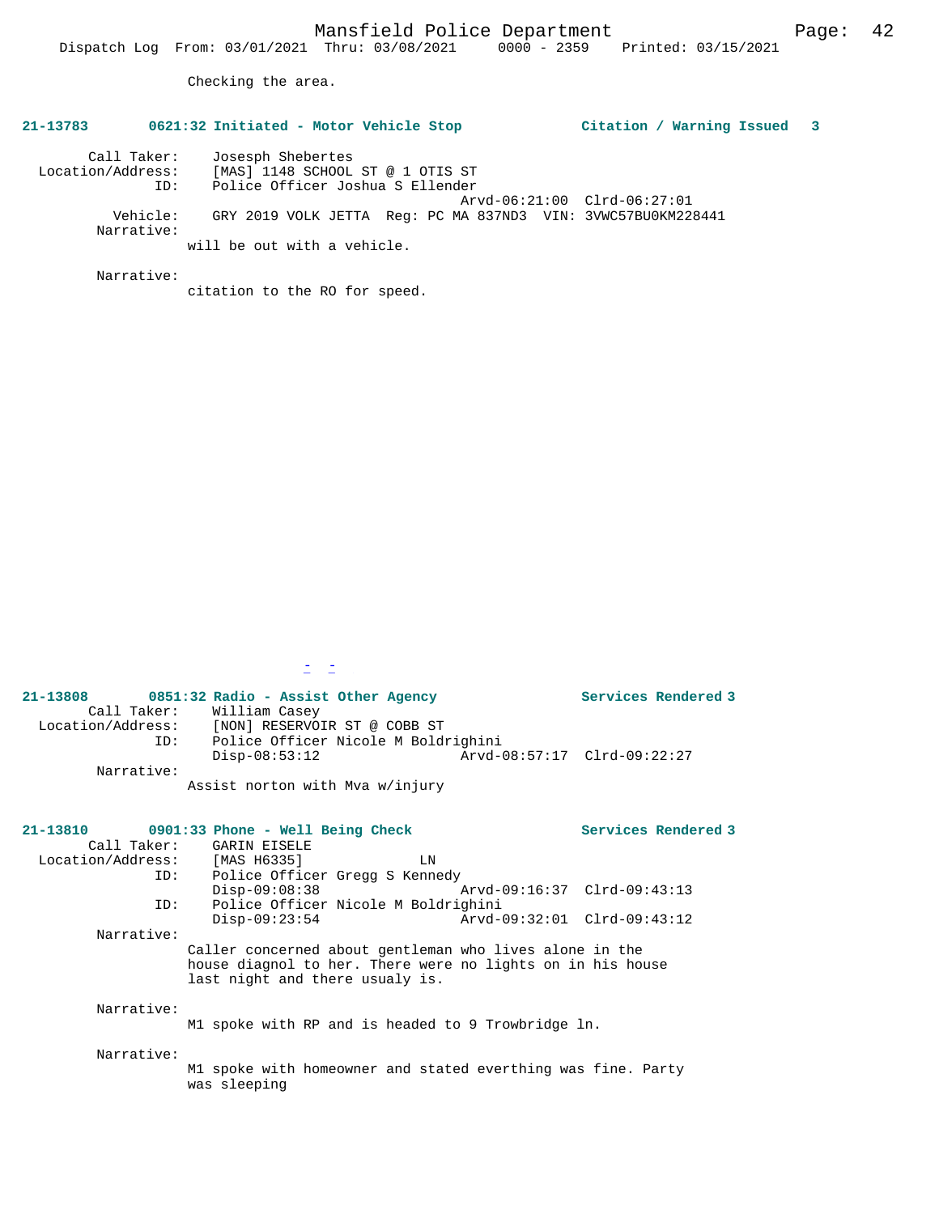Checking the area.

**21-13783 0621:32 Initiated - Motor Vehicle Stop Citation / Warning Issued 3**

```
        Call Taker:    Josesph Shebertes
  Location/Address:    [MAS] 1148 SCHOOL ST @ 1 OTIS ST
                ID:    Police Officer Joshua S Ellender
                                           Arvd-06:21:00  Clrd-06:27:01
           Vehicle:    GRY 2019 VOLK JETTA  Reg: PC MA 837ND3  VIN: 3VWC57BU0KM228441
         Narrative:
                will be out with a vehicle.

         Narrative:
                citation to the RO for speed.
```

**21-13808 0851:32 Radio - Assist Other Agency Services Rendered 3**

```
        Call Taker:    William Casey
  Location/Address:    [NON] RESERVOIR ST @ COBB ST
                ID:    Police Officer Nicole M Boldrighini
                       Disp-08:53:12        Arvd-08:57:17  Clrd-09:22:27
         Narrative:
                Assist norton with Mva w/injury
```

**21-13810 0901:33 Phone - Well Being Check Services Rendered 3**

```
        Call Taker:    GARIN EISELE
  Location/Address:    [MAS H6335]              LN
                ID:    Police Officer Gregg S Kennedy
                       Disp-09:08:38        Arvd-09:16:37  Clrd-09:43:13
                ID:    Police Officer Nicole M Boldrighini
                       Disp-09:23:54        Arvd-09:32:01  Clrd-09:43:12
         Narrative:
                Caller concerned about gentleman who lives alone in the
                house diagnol to her. There were no lights on in his house
                last night and there usualy is.

         Narrative:
                M1 spoke with RP and is headed to 9 Trowbridge ln.

         Narrative:
                M1 spoke with homeowner and stated everthing was fine. Party
                was sleeping
```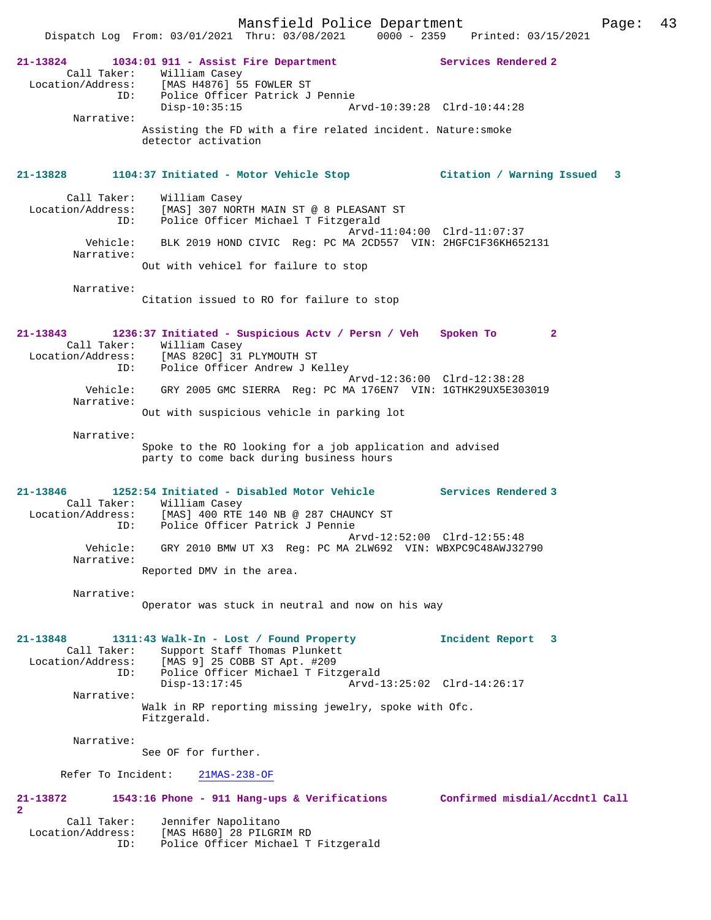Mansfield Police Department
Dispatch Log From: 03/01/2021 Thru: 03/08/2021 0000 - 2359 Printed: 03/15/2021

**21-13824 1034:01 911 - Assist Fire Department Services Rendered 2**

Call Taker: William Casey
Location/Address: [MAS H4876] 55 FOWLER ST
ID: Police Officer Patrick J Pennie
Disp-10:35:15 Arvd-10:39:28 Clrd-10:44:28

Narrative:
Assisting the FD with a fire related incident. Nature:smoke detector activation

**21-13828 1104:37 Initiated - Motor Vehicle Stop Citation / Warning Issued 3**

Call Taker: William Casey
Location/Address: [MAS] 307 NORTH MAIN ST @ 8 PLEASANT ST
ID: Police Officer Michael T Fitzgerald
Arvd-11:04:00 Clrd-11:07:37
Vehicle: BLK 2019 HOND CIVIC Reg: PC MA 2CD557 VIN: 2HGFC1F36KH652131

Narrative:
Out with vehicel for failure to stop

Narrative:
Citation issued to RO for failure to stop

**21-13843 1236:37 Initiated - Suspicious Actv / Persn / Veh Spoken To 2**

Call Taker: William Casey
Location/Address: [MAS 820C] 31 PLYMOUTH ST
ID: Police Officer Andrew J Kelley
Arvd-12:36:00 Clrd-12:38:28
Vehicle: GRY 2005 GMC SIERRA Reg: PC MA 176EN7 VIN: 1GTHK29UX5E303019

Narrative:
Out with suspicious vehicle in parking lot

Narrative:
Spoke to the RO looking for a job application and advised party to come back during business hours

**21-13846 1252:54 Initiated - Disabled Motor Vehicle Services Rendered 3**

Call Taker: William Casey
Location/Address: [MAS] 400 RTE 140 NB @ 287 CHAUNCY ST
ID: Police Officer Patrick J Pennie
Arvd-12:52:00 Clrd-12:55:48
Vehicle: GRY 2010 BMW UT X3 Reg: PC MA 2LW692 VIN: WBXPC9C48AWJ32790

Narrative:
Reported DMV in the area.

Narrative:
Operator was stuck in neutral and now on his way

**21-13848 1311:43 Walk-In - Lost / Found Property Incident Report 3**

Call Taker: Support Staff Thomas Plunkett
Location/Address: [MAS 9] 25 COBB ST Apt. #209
ID: Police Officer Michael T Fitzgerald
Disp-13:17:45 Arvd-13:25:02 Clrd-14:26:17

Narrative:
Walk in RP reporting missing jewelry, spoke with Ofc. Fitzgerald.

Narrative:
See OF for further.

Refer To Incident: 21MAS-238-OF

**21-13872 1543:16 Phone - 911 Hang-ups & Verifications Confirmed misdial/Accdntl Call 2**

Call Taker: Jennifer Napolitano
Location/Address: [MAS H680] 28 PILGRIM RD
ID: Police Officer Michael T Fitzgerald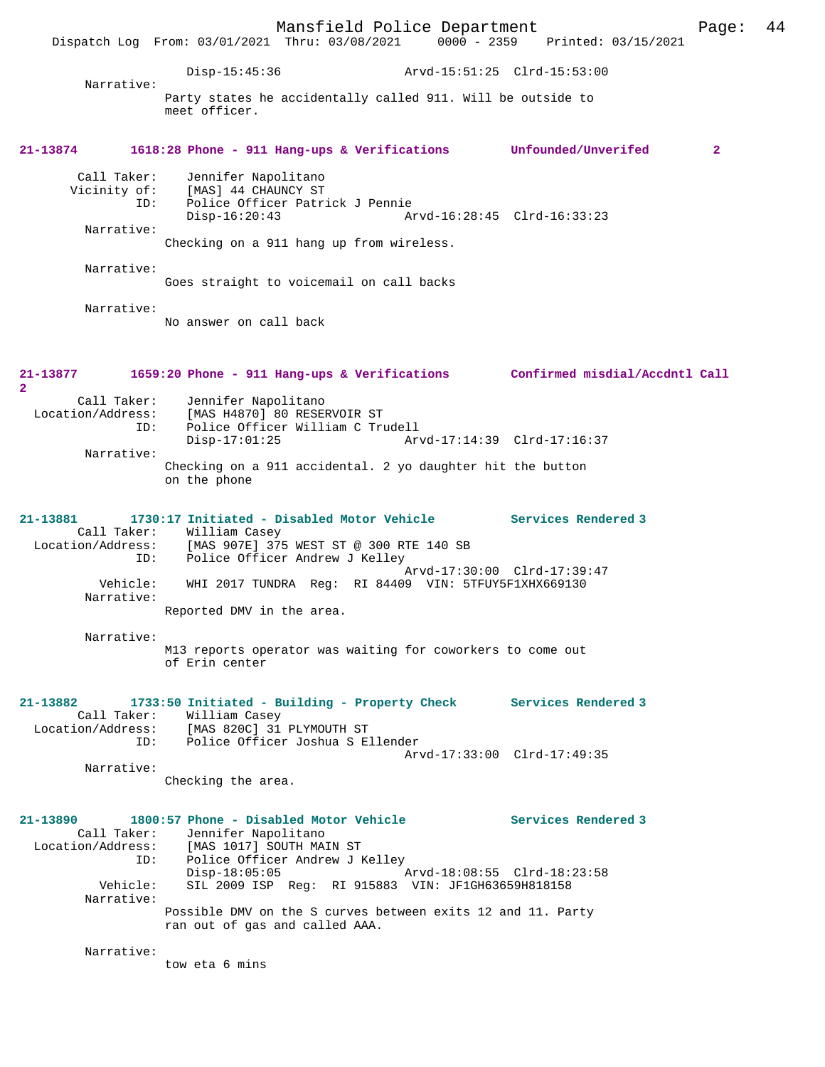Disp-15:45:36 Arvd-15:51:25 Clrd-15:53:00

Narrative:
Party states he accidentally called 911. Will be outside to meet officer.

**21-13874 1618:28 Phone - 911 Hang-ups & Verifications Unfounded/Unverifed 2**

Call Taker: Jennifer Napolitano
Vicinity of: [MAS] 44 CHAUNCY ST
ID: Police Officer Patrick J Pennie
Disp-16:20:43 Arvd-16:28:45 Clrd-16:33:23

Narrative:
Checking on a 911 hang up from wireless.

Narrative:
Goes straight to voicemail on call backs

Narrative:
No answer on call back

**21-13877 1659:20 Phone - 911 Hang-ups & Verifications Confirmed misdial/Accdntl Call 2**

Call Taker: Jennifer Napolitano
Location/Address: [MAS H4870] 80 RESERVOIR ST
ID: Police Officer William C Trudell
Disp-17:01:25 Arvd-17:14:39 Clrd-17:16:37

Narrative:
Checking on a 911 accidental. 2 yo daughter hit the button on the phone

**21-13881 1730:17 Initiated - Disabled Motor Vehicle Services Rendered 3**

Call Taker: William Casey
Location/Address: [MAS 907E] 375 WEST ST @ 300 RTE 140 SB
ID: Police Officer Andrew J Kelley
Arvd-17:30:00 Clrd-17:39:47
Vehicle: WHI 2017 TUNDRA Reg: RI 84409 VIN: 5TFUY5F1XHX669130

Narrative:
Reported DMV in the area.

Narrative:
M13 reports operator was waiting for coworkers to come out of Erin center

**21-13882 1733:50 Initiated - Building - Property Check Services Rendered 3**

Call Taker: William Casey
Location/Address: [MAS 820C] 31 PLYMOUTH ST
ID: Police Officer Joshua S Ellender
Arvd-17:33:00 Clrd-17:49:35

Narrative:
Checking the area.

**21-13890 1800:57 Phone - Disabled Motor Vehicle Services Rendered 3**

Call Taker: Jennifer Napolitano
Location/Address: [MAS 1017] SOUTH MAIN ST
ID: Police Officer Andrew J Kelley
Disp-18:05:05 Arvd-18:08:55 Clrd-18:23:58
Vehicle: SIL 2009 ISP Reg: RI 915883 VIN: JF1GH63659H818158

Narrative:
Possible DMV on the S curves between exits 12 and 11. Party ran out of gas and called AAA.

Narrative:
tow eta 6 mins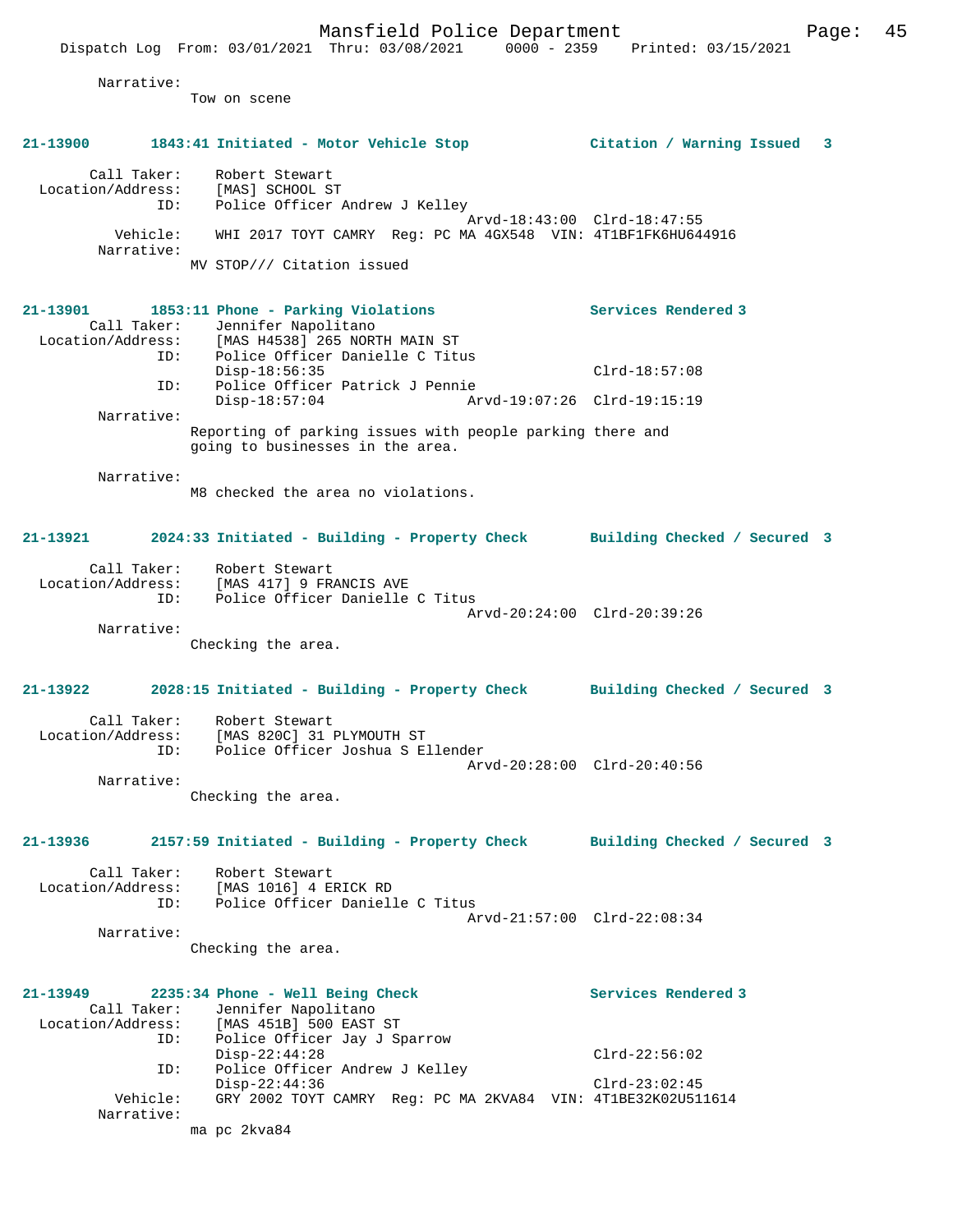Narrative:
Tow on scene

**21-13900 1843:41 Initiated - Motor Vehicle Stop — Citation / Warning Issued 3**

Call Taker: Robert Stewart
Location/Address: [MAS] SCHOOL ST
ID: Police Officer Andrew J Kelley
Arvd-18:43:00 Clrd-18:47:55
Vehicle: WHI 2017 TOYT CAMRY Reg: PC MA 4GX548 VIN: 4T1BF1FK6HU644916
Narrative:
MV STOP/// Citation issued

**21-13901 1853:11 Phone - Parking Violations — Services Rendered 3**

Call Taker: Jennifer Napolitano
Location/Address: [MAS H4538] 265 NORTH MAIN ST
ID: Police Officer Danielle C Titus
Disp-18:56:35 Clrd-18:57:08
ID: Police Officer Patrick J Pennie
Disp-18:57:04 Arvd-19:07:26 Clrd-19:15:19
Narrative:
Reporting of parking issues with people parking there and going to businesses in the area.

Narrative:
M8 checked the area no violations.

**21-13921 2024:33 Initiated - Building - Property Check — Building Checked / Secured 3**

Call Taker: Robert Stewart
Location/Address: [MAS 417] 9 FRANCIS AVE
ID: Police Officer Danielle C Titus
Arvd-20:24:00 Clrd-20:39:26
Narrative:
Checking the area.

**21-13922 2028:15 Initiated - Building - Property Check — Building Checked / Secured 3**

Call Taker: Robert Stewart
Location/Address: [MAS 820C] 31 PLYMOUTH ST
ID: Police Officer Joshua S Ellender
Arvd-20:28:00 Clrd-20:40:56
Narrative:
Checking the area.

**21-13936 2157:59 Initiated - Building - Property Check — Building Checked / Secured 3**

Call Taker: Robert Stewart
Location/Address: [MAS 1016] 4 ERICK RD
ID: Police Officer Danielle C Titus
Arvd-21:57:00 Clrd-22:08:34
Narrative:
Checking the area.

**21-13949 2235:34 Phone - Well Being Check — Services Rendered 3**

Call Taker: Jennifer Napolitano
Location/Address: [MAS 451B] 500 EAST ST
ID: Police Officer Jay J Sparrow
Disp-22:44:28 Clrd-22:56:02
ID: Police Officer Andrew J Kelley
Disp-22:44:36 Clrd-23:02:45
Vehicle: GRY 2002 TOYT CAMRY Reg: PC MA 2KVA84 VIN: 4T1BE32K02U511614
Narrative:
ma pc 2kva84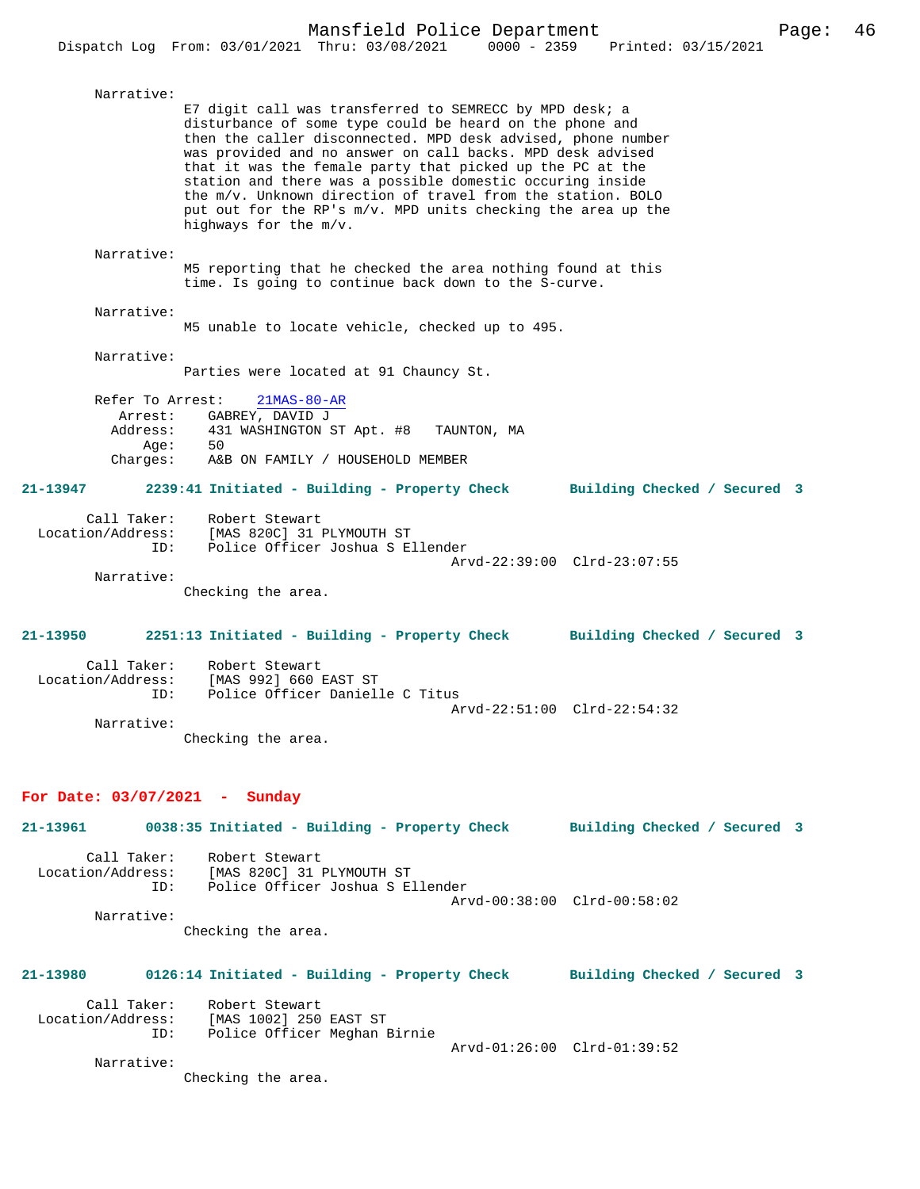Narrative:

E7 digit call was transferred to SEMRECC by MPD desk; a disturbance of some type could be heard on the phone and then the caller disconnected. MPD desk advised, phone number was provided and no answer on call backs. MPD desk advised that it was the female party that picked up the PC at the station and there was a possible domestic occuring inside the m/v. Unknown direction of travel from the station. BOLO put out for the RP's m/v. MPD units checking the area up the highways for the m/v.

Narrative:

M5 reporting that he checked the area nothing found at this time. Is going to continue back down to the S-curve.

Narrative:

M5 unable to locate vehicle, checked up to 495.

Narrative:

Parties were located at 91 Chauncy St.

Refer To Arrest: 21MAS-80-AR
Arrest: GABREY, DAVID J
Address: 431 WASHINGTON ST Apt. #8 TAUNTON, MA
Age: 50
Charges: A&B ON FAMILY / HOUSEHOLD MEMBER

**21-13947 2239:41 Initiated - Building - Property Check Building Checked / Secured 3**

Call Taker: Robert Stewart
Location/Address: [MAS 820C] 31 PLYMOUTH ST
ID: Police Officer Joshua S Ellender
Arvd-22:39:00 Clrd-23:07:55

Narrative:

Checking the area.

**21-13950 2251:13 Initiated - Building - Property Check Building Checked / Secured 3**

Call Taker: Robert Stewart
Location/Address: [MAS 992] 660 EAST ST
ID: Police Officer Danielle C Titus
Arvd-22:51:00 Clrd-22:54:32

Narrative:

Checking the area.

## For Date: 03/07/2021 - Sunday

**21-13961 0038:35 Initiated - Building - Property Check Building Checked / Secured 3**

Call Taker: Robert Stewart
Location/Address: [MAS 820C] 31 PLYMOUTH ST
ID: Police Officer Joshua S Ellender
Arvd-00:38:00 Clrd-00:58:02

Narrative:

Checking the area.

**21-13980 0126:14 Initiated - Building - Property Check Building Checked / Secured 3**

Call Taker: Robert Stewart
Location/Address: [MAS 1002] 250 EAST ST
ID: Police Officer Meghan Birnie
Arvd-01:26:00 Clrd-01:39:52

Narrative:

Checking the area.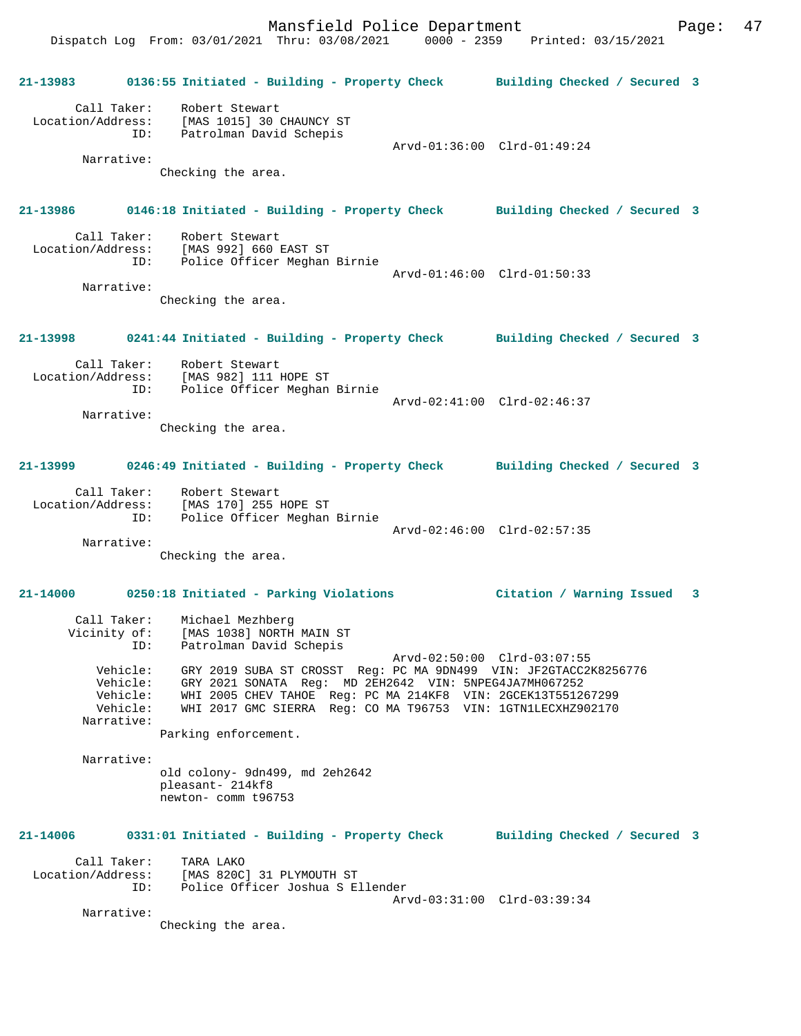21-13983 0136:55 Initiated - Building - Property Check Building Checked / Secured 3

Call Taker: Robert Stewart
Location/Address: [MAS 1015] 30 CHAUNCY ST
ID: Patrolman David Schepis
Arvd-01:36:00 Clrd-01:49:24
Narrative:
Checking the area.

21-13986 0146:18 Initiated - Building - Property Check Building Checked / Secured 3

Call Taker: Robert Stewart
Location/Address: [MAS 992] 660 EAST ST
ID: Police Officer Meghan Birnie
Arvd-01:46:00 Clrd-01:50:33
Narrative:
Checking the area.

21-13998 0241:44 Initiated - Building - Property Check Building Checked / Secured 3

Call Taker: Robert Stewart
Location/Address: [MAS 982] 111 HOPE ST
ID: Police Officer Meghan Birnie
Arvd-02:41:00 Clrd-02:46:37
Narrative:
Checking the area.

21-13999 0246:49 Initiated - Building - Property Check Building Checked / Secured 3

Call Taker: Robert Stewart
Location/Address: [MAS 170] 255 HOPE ST
ID: Police Officer Meghan Birnie
Arvd-02:46:00 Clrd-02:57:35
Narrative:
Checking the area.

21-14000 0250:18 Initiated - Parking Violations Citation / Warning Issued 3

Call Taker: Michael Mezhberg
Vicinity of: [MAS 1038] NORTH MAIN ST
ID: Patrolman David Schepis
Arvd-02:50:00 Clrd-03:07:55
Vehicle: GRY 2019 SUBA ST CROSST Reg: PC MA 9DN499 VIN: JF2GTACC2K8256776
Vehicle: GRY 2021 SONATA Reg: MD 2EH2642 VIN: 5NPEG4JA7MH067252
Vehicle: WHI 2005 CHEV TAHOE Reg: PC MA 214KF8 VIN: 2GCEK13T551267299
Vehicle: WHI 2017 GMC SIERRA Reg: CO MA T96753 VIN: 1GTN1LECXHZ902170
Narrative:
Parking enforcement.

Narrative:
old colony- 9dn499, md 2eh2642
pleasant- 214kf8
newton- comm t96753

21-14006 0331:01 Initiated - Building - Property Check Building Checked / Secured 3

Call Taker: TARA LAKO
Location/Address: [MAS 820C] 31 PLYMOUTH ST
ID: Police Officer Joshua S Ellender
Arvd-03:31:00 Clrd-03:39:34
Narrative:
Checking the area.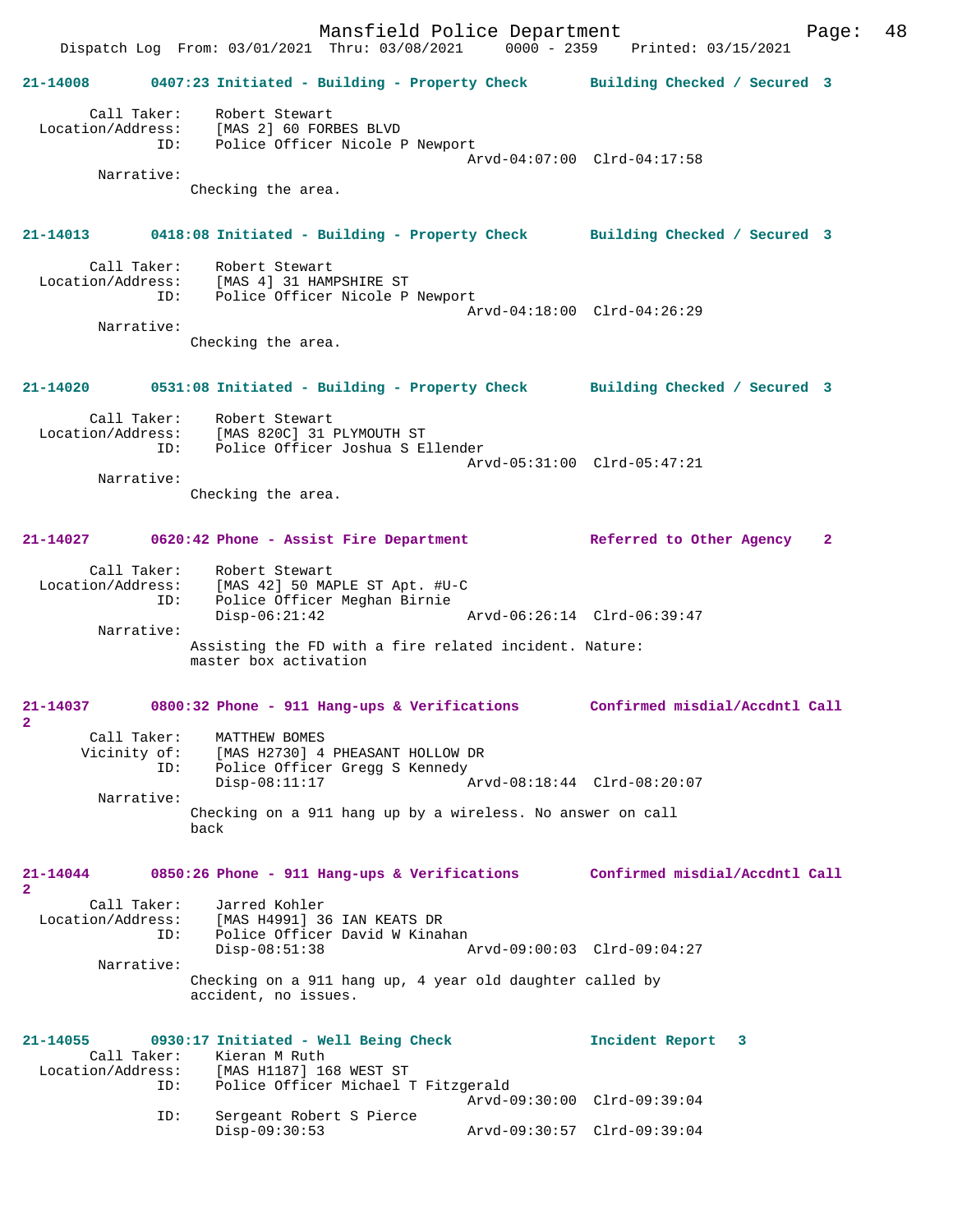Mansfield Police Department
Dispatch Log From: 03/01/2021 Thru: 03/08/2021 0000 - 2359 Printed: 03/15/2021

**21-14008 0407:23 Initiated - Building - Property Check Building Checked / Secured 3**

Call Taker: Robert Stewart
Location/Address: [MAS 2] 60 FORBES BLVD
ID: Police Officer Nicole P Newport
Arvd-04:07:00 Clrd-04:17:58
Narrative:
Checking the area.

**21-14013 0418:08 Initiated - Building - Property Check Building Checked / Secured 3**

Call Taker: Robert Stewart
Location/Address: [MAS 4] 31 HAMPSHIRE ST
ID: Police Officer Nicole P Newport
Arvd-04:18:00 Clrd-04:26:29
Narrative:
Checking the area.

**21-14020 0531:08 Initiated - Building - Property Check Building Checked / Secured 3**

Call Taker: Robert Stewart
Location/Address: [MAS 820C] 31 PLYMOUTH ST
ID: Police Officer Joshua S Ellender
Arvd-05:31:00 Clrd-05:47:21
Narrative:
Checking the area.

**21-14027 0620:42 Phone - Assist Fire Department Referred to Other Agency 2**

Call Taker: Robert Stewart
Location/Address: [MAS 42] 50 MAPLE ST Apt. #U-C
ID: Police Officer Meghan Birnie
Disp-06:21:42 Arvd-06:26:14 Clrd-06:39:47
Narrative:
Assisting the FD with a fire related incident. Nature: master box activation

**21-14037 0800:32 Phone - 911 Hang-ups & Verifications Confirmed misdial/Accdntl Call 2**

Call Taker: MATTHEW BOMES
Vicinity of: [MAS H2730] 4 PHEASANT HOLLOW DR
ID: Police Officer Gregg S Kennedy
Disp-08:11:17 Arvd-08:18:44 Clrd-08:20:07
Narrative:
Checking on a 911 hang up by a wireless. No answer on call back

**21-14044 0850:26 Phone - 911 Hang-ups & Verifications Confirmed misdial/Accdntl Call 2**

Call Taker: Jarred Kohler
Location/Address: [MAS H4991] 36 IAN KEATS DR
ID: Police Officer David W Kinahan
Disp-08:51:38 Arvd-09:00:03 Clrd-09:04:27
Narrative:
Checking on a 911 hang up, 4 year old daughter called by accident, no issues.

**21-14055 0930:17 Initiated - Well Being Check Incident Report 3**

Call Taker: Kieran M Ruth
Location/Address: [MAS H1187] 168 WEST ST
ID: Police Officer Michael T Fitzgerald
Arvd-09:30:00 Clrd-09:39:04
ID: Sergeant Robert S Pierce
Disp-09:30:53 Arvd-09:30:57 Clrd-09:39:04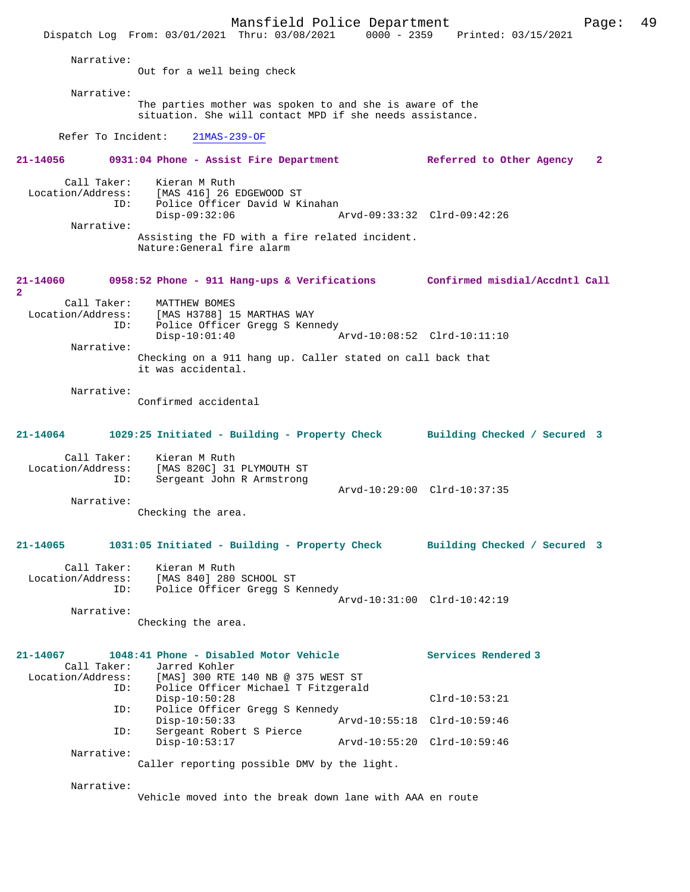Narrative:
Out for a well being check

Narrative:
The parties mother was spoken to and she is aware of the situation. She will contact MPD if she needs assistance.

Refer To Incident: 21MAS-239-OF

**21-14056 0931:04 Phone - Assist Fire Department — Referred to Other Agency 2**

Call Taker: Kieran M Ruth
Location/Address: [MAS 416] 26 EDGEWOOD ST
ID: Police Officer David W Kinahan
Disp-09:32:06 Arvd-09:33:32 Clrd-09:42:26

Narrative:
Assisting the FD with a fire related incident.
Nature:General fire alarm

**21-14060 0958:52 Phone - 911 Hang-ups & Verifications — Confirmed misdial/Accdntl Call 2**

Call Taker: MATTHEW BOMES
Location/Address: [MAS H3788] 15 MARTHAS WAY
ID: Police Officer Gregg S Kennedy
Disp-10:01:40 Arvd-10:08:52 Clrd-10:11:10

Narrative:
Checking on a 911 hang up. Caller stated on call back that it was accidental.

Narrative:
Confirmed accidental

**21-14064 1029:25 Initiated - Building - Property Check — Building Checked / Secured 3**

Call Taker: Kieran M Ruth
Location/Address: [MAS 820C] 31 PLYMOUTH ST
ID: Sergeant John R Armstrong
Arvd-10:29:00 Clrd-10:37:35

Narrative:
Checking the area.

**21-14065 1031:05 Initiated - Building - Property Check — Building Checked / Secured 3**

Call Taker: Kieran M Ruth
Location/Address: [MAS 840] 280 SCHOOL ST
ID: Police Officer Gregg S Kennedy
Arvd-10:31:00 Clrd-10:42:19

Narrative:
Checking the area.

**21-14067 1048:41 Phone - Disabled Motor Vehicle — Services Rendered 3**

Call Taker: Jarred Kohler
Location/Address: [MAS] 300 RTE 140 NB @ 375 WEST ST
ID: Police Officer Michael T Fitzgerald
Disp-10:50:28 Clrd-10:53:21
ID: Police Officer Gregg S Kennedy
Disp-10:50:33 Arvd-10:55:18 Clrd-10:59:46
ID: Sergeant Robert S Pierce
Disp-10:53:17 Arvd-10:55:20 Clrd-10:59:46

Narrative:
Caller reporting possible DMV by the light.

Narrative:
Vehicle moved into the break down lane with AAA en route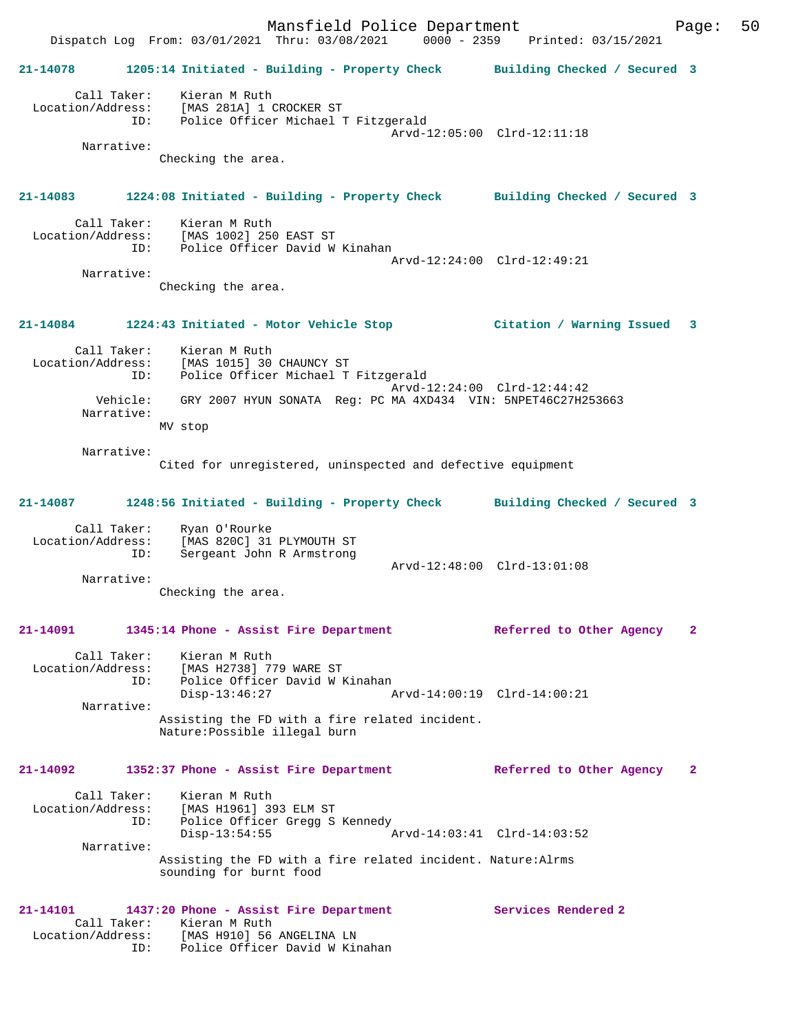21-14078 1205:14 Initiated - Building - Property Check Building Checked / Secured 3

Call Taker: Kieran M Ruth
Location/Address: [MAS 281A] 1 CROCKER ST
ID: Police Officer Michael T Fitzgerald
Arvd-12:05:00 Clrd-12:11:18
Narrative:
Checking the area.

21-14083 1224:08 Initiated - Building - Property Check Building Checked / Secured 3

Call Taker: Kieran M Ruth
Location/Address: [MAS 1002] 250 EAST ST
ID: Police Officer David W Kinahan
Arvd-12:24:00 Clrd-12:49:21
Narrative:
Checking the area.

21-14084 1224:43 Initiated - Motor Vehicle Stop Citation / Warning Issued 3

Call Taker: Kieran M Ruth
Location/Address: [MAS 1015] 30 CHAUNCY ST
ID: Police Officer Michael T Fitzgerald
Arvd-12:24:00 Clrd-12:44:42
Vehicle: GRY 2007 HYUN SONATA Reg: PC MA 4XD434 VIN: 5NPET46C27H253663
Narrative:
MV stop

Narrative:
Cited for unregistered, uninspected and defective equipment

21-14087 1248:56 Initiated - Building - Property Check Building Checked / Secured 3

Call Taker: Ryan O'Rourke
Location/Address: [MAS 820C] 31 PLYMOUTH ST
ID: Sergeant John R Armstrong
Arvd-12:48:00 Clrd-13:01:08
Narrative:
Checking the area.

21-14091 1345:14 Phone - Assist Fire Department Referred to Other Agency 2

Call Taker: Kieran M Ruth
Location/Address: [MAS H2738] 779 WARE ST
ID: Police Officer David W Kinahan
Disp-13:46:27 Arvd-14:00:19 Clrd-14:00:21
Narrative:
Assisting the FD with a fire related incident.
Nature:Possible illegal burn

21-14092 1352:37 Phone - Assist Fire Department Referred to Other Agency 2

Call Taker: Kieran M Ruth
Location/Address: [MAS H1961] 393 ELM ST
ID: Police Officer Gregg S Kennedy
Disp-13:54:55 Arvd-14:03:41 Clrd-14:03:52
Narrative:
Assisting the FD with a fire related incident. Nature:Alrms
sounding for burnt food

21-14101 1437:20 Phone - Assist Fire Department Services Rendered 2
Call Taker: Kieran M Ruth
Location/Address: [MAS H910] 56 ANGELINA LN
ID: Police Officer David W Kinahan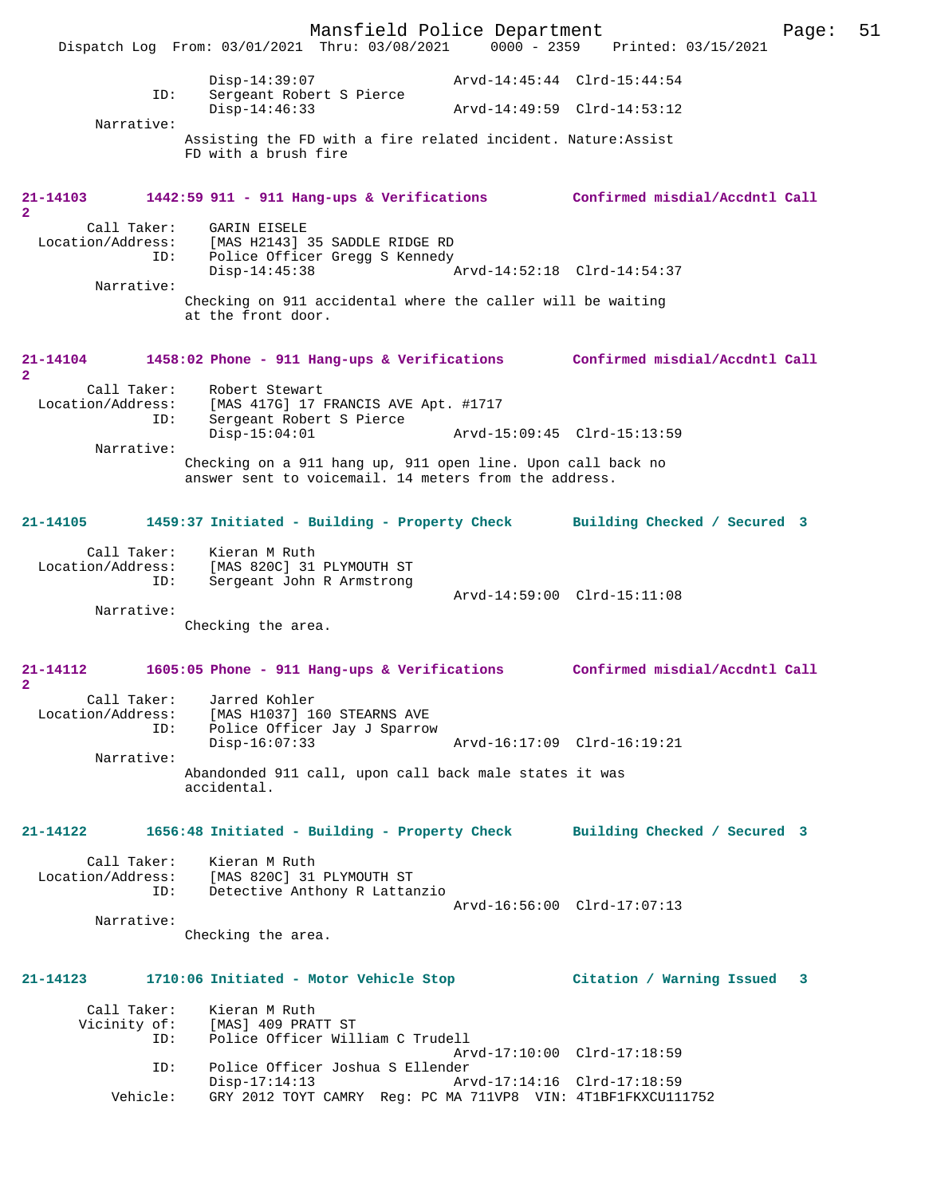```
                Disp-14:39:07                Arvd-14:45:44  Clrd-15:44:54
            ID:     Sergeant Robert S Pierce
                Disp-14:46:33                Arvd-14:49:59  Clrd-14:53:12
        Narrative:
                Assisting the FD with a fire related incident. Nature:Assist
                FD with a brush fire
```

**21-14103 1442:59 911 - 911 Hang-ups & Verifications Confirmed misdial/Accdntl Call 2**

```
        Call Taker:    GARIN EISELE
  Location/Address:    [MAS H2143] 35 SADDLE RIDGE RD
                ID:    Police Officer Gregg S Kennedy
                       Disp-14:45:38                Arvd-14:52:18  Clrd-14:54:37
         Narrative:
                Checking on 911 accidental where the caller will be waiting
                at the front door.
```

**21-14104 1458:02 Phone - 911 Hang-ups & Verifications Confirmed misdial/Accdntl Call 2**

```
        Call Taker:    Robert Stewart
  Location/Address:    [MAS 417G] 17 FRANCIS AVE Apt. #1717
                ID:    Sergeant Robert S Pierce
                       Disp-15:04:01                Arvd-15:09:45  Clrd-15:13:59
         Narrative:
                Checking on a 911 hang up, 911 open line. Upon call back no
                answer sent to voicemail. 14 meters from the address.
```

**21-14105 1459:37 Initiated - Building - Property Check Building Checked / Secured 3**

```
        Call Taker:    Kieran M Ruth
  Location/Address:    [MAS 820C] 31 PLYMOUTH ST
                ID:    Sergeant John R Armstrong
                                                    Arvd-14:59:00  Clrd-15:11:08
         Narrative:
                Checking the area.
```

**21-14112 1605:05 Phone - 911 Hang-ups & Verifications Confirmed misdial/Accdntl Call 2**

```
        Call Taker:    Jarred Kohler
  Location/Address:    [MAS H1037] 160 STEARNS AVE
                ID:    Police Officer Jay J Sparrow
                       Disp-16:07:33                Arvd-16:17:09  Clrd-16:19:21
         Narrative:
                Abandonded 911 call, upon call back male states it was
                accidental.
```

**21-14122 1656:48 Initiated - Building - Property Check Building Checked / Secured 3**

```
        Call Taker:    Kieran M Ruth
  Location/Address:    [MAS 820C] 31 PLYMOUTH ST
                ID:    Detective Anthony R Lattanzio
                                                    Arvd-16:56:00  Clrd-17:07:13
         Narrative:
                Checking the area.
```

**21-14123 1710:06 Initiated - Motor Vehicle Stop Citation / Warning Issued 3**

```
        Call Taker:    Kieran M Ruth
       Vicinity of:    [MAS] 409 PRATT ST
                ID:    Police Officer William C Trudell
                                                    Arvd-17:10:00  Clrd-17:18:59
                ID:    Police Officer Joshua S Ellender
                       Disp-17:14:13                Arvd-17:14:16  Clrd-17:18:59
           Vehicle:    GRY 2012 TOYT CAMRY  Reg: PC MA 711VP8  VIN: 4T1BF1FKXCU111752
```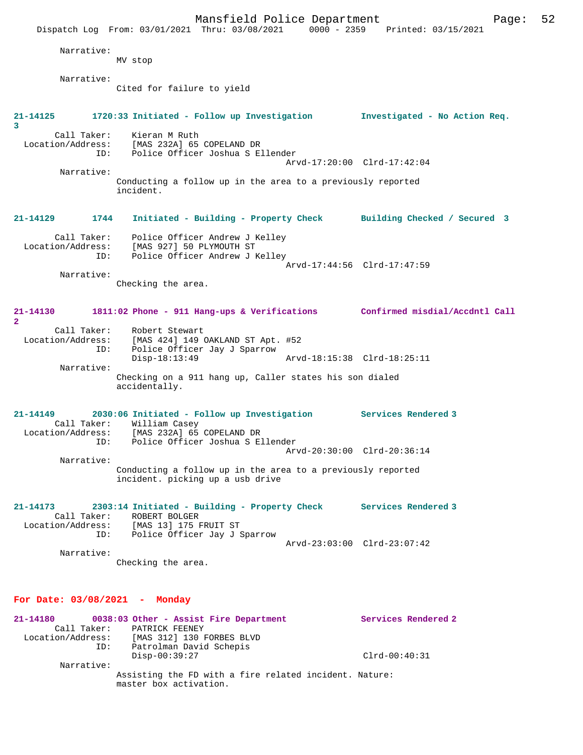Narrative:
MV stop

Narrative:
Cited for failure to yield

**21-14125 1720:33 Initiated - Follow up Investigation Investigated - No Action Req. 3**

Call Taker: Kieran M Ruth
Location/Address: [MAS 232A] 65 COPELAND DR
ID: Police Officer Joshua S Ellender
Arvd-17:20:00 Clrd-17:42:04

Narrative:
Conducting a follow up in the area to a previously reported incident.

**21-14129 1744 Initiated - Building - Property Check Building Checked / Secured 3**

Call Taker: Police Officer Andrew J Kelley
Location/Address: [MAS 927] 50 PLYMOUTH ST
ID: Police Officer Andrew J Kelley
Arvd-17:44:56 Clrd-17:47:59

Narrative:
Checking the area.

**21-14130 1811:02 Phone - 911 Hang-ups & Verifications Confirmed misdial/Accdntl Call 2**

Call Taker: Robert Stewart
Location/Address: [MAS 424] 149 OAKLAND ST Apt. #52
ID: Police Officer Jay J Sparrow
Disp-18:13:49 Arvd-18:15:38 Clrd-18:25:11

Narrative:
Checking on a 911 hang up, Caller states his son dialed accidentally.

**21-14149 2030:06 Initiated - Follow up Investigation Services Rendered 3**

Call Taker: William Casey
Location/Address: [MAS 232A] 65 COPELAND DR
ID: Police Officer Joshua S Ellender
Arvd-20:30:00 Clrd-20:36:14

Narrative:
Conducting a follow up in the area to a previously reported incident. picking up a usb drive

**21-14173 2303:14 Initiated - Building - Property Check Services Rendered 3**

Call Taker: ROBERT BOLGER
Location/Address: [MAS 13] 175 FRUIT ST
ID: Police Officer Jay J Sparrow
Arvd-23:03:00 Clrd-23:07:42

Narrative:
Checking the area.

## For Date: 03/08/2021 - Monday

**21-14180 0038:03 Other - Assist Fire Department Services Rendered 2**

Call Taker: PATRICK FEENEY
Location/Address: [MAS 312] 130 FORBES BLVD
ID: Patrolman David Schepis
Disp-00:39:27 Clrd-00:40:31

Narrative:
Assisting the FD with a fire related incident. Nature: master box activation.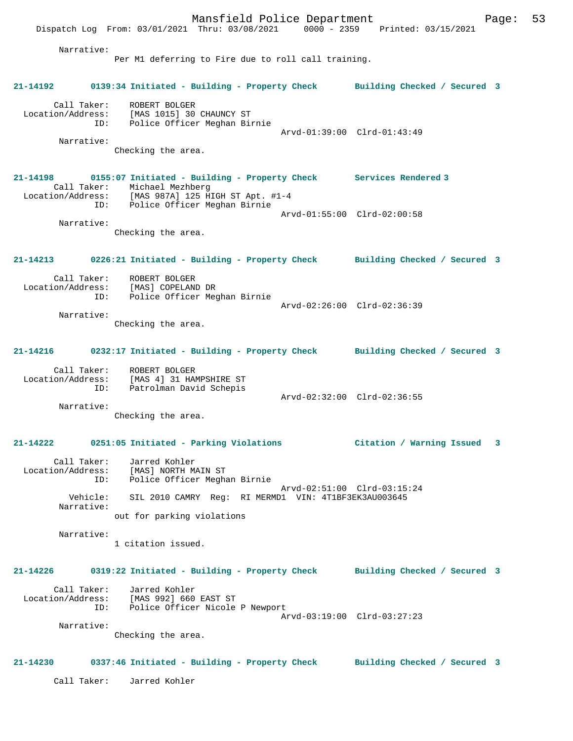Narrative:
Per M1 deferring to Fire due to roll call training.

**21-14192** 0139:34 Initiated - Building - Property Check — Building Checked / Secured 3

Call Taker: ROBERT BOLGER
Location/Address: [MAS 1015] 30 CHAUNCY ST
ID: Police Officer Meghan Birnie
Arvd-01:39:00 Clrd-01:43:49
Narrative:
Checking the area.

**21-14198** 0155:07 Initiated - Building - Property Check — Services Rendered 3

Call Taker: Michael Mezhberg
Location/Address: [MAS 987A] 125 HIGH ST Apt. #1-4
ID: Police Officer Meghan Birnie
Arvd-01:55:00 Clrd-02:00:58
Narrative:
Checking the area.

**21-14213** 0226:21 Initiated - Building - Property Check — Building Checked / Secured 3

Call Taker: ROBERT BOLGER
Location/Address: [MAS] COPELAND DR
ID: Police Officer Meghan Birnie
Arvd-02:26:00 Clrd-02:36:39
Narrative:
Checking the area.

**21-14216** 0232:17 Initiated - Building - Property Check — Building Checked / Secured 3

Call Taker: ROBERT BOLGER
Location/Address: [MAS 4] 31 HAMPSHIRE ST
ID: Patrolman David Schepis
Arvd-02:32:00 Clrd-02:36:55
Narrative:
Checking the area.

**21-14222** 0251:05 Initiated - Parking Violations — Citation / Warning Issued 3

Call Taker: Jarred Kohler
Location/Address: [MAS] NORTH MAIN ST
ID: Police Officer Meghan Birnie
Arvd-02:51:00 Clrd-03:15:24
Vehicle: SIL 2010 CAMRY Reg: RI MERMD1 VIN: 4T1BF3EK3AU003645
Narrative:
out for parking violations

Narrative:
1 citation issued.

**21-14226** 0319:22 Initiated - Building - Property Check — Building Checked / Secured 3

Call Taker: Jarred Kohler
Location/Address: [MAS 992] 660 EAST ST
ID: Police Officer Nicole P Newport
Arvd-03:19:00 Clrd-03:27:23
Narrative:
Checking the area.

**21-14230** 0337:46 Initiated - Building - Property Check — Building Checked / Secured 3

Call Taker: Jarred Kohler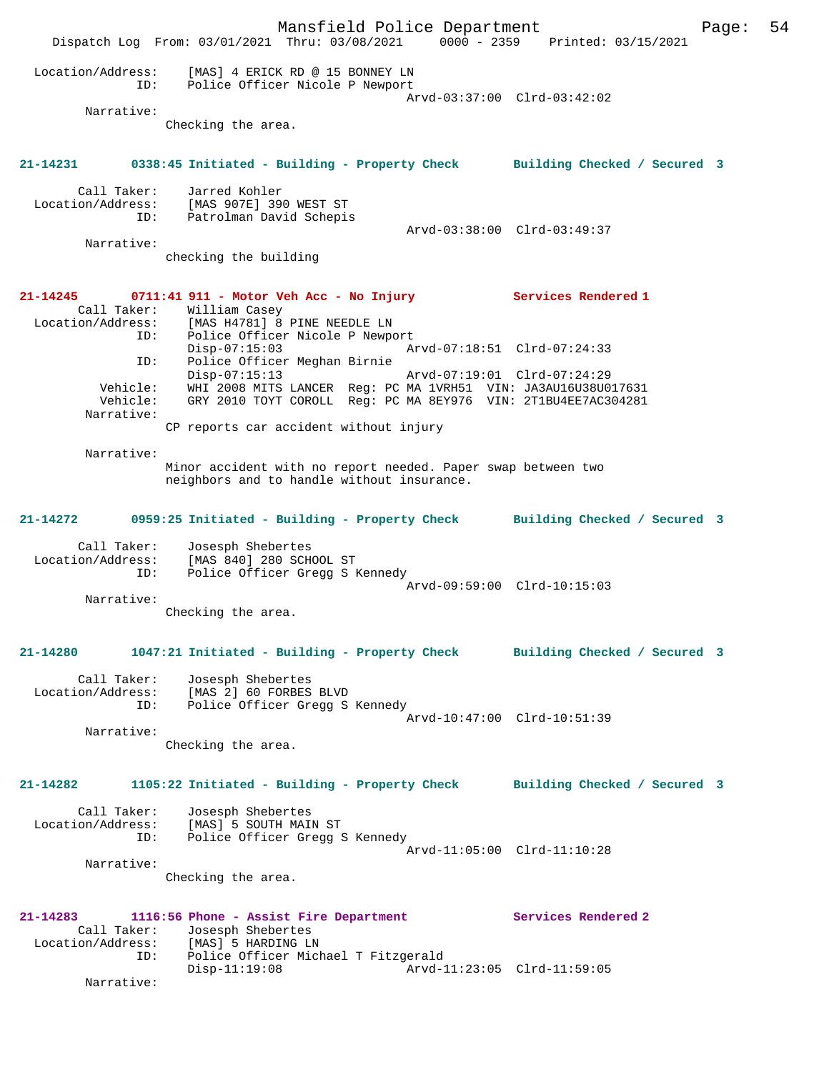```
Location/Address:    [MAS] 4 ERICK RD @ 15 BONNEY LN
              ID:    Police Officer Nicole P Newport
                                        Arvd-03:37:00  Clrd-03:42:02
       Narrative:
              Checking the area.


21-14231       0338:45 Initiated - Building - Property Check       Building Checked / Secured  3

      Call Taker:    Jarred Kohler
Location/Address:    [MAS 907E] 390 WEST ST
              ID:    Patrolman David Schepis
                                        Arvd-03:38:00  Clrd-03:49:37
       Narrative:
              checking the building


21-14245       0711:41 911 - Motor Veh Acc - No Injury             Services Rendered 1
      Call Taker:    William Casey
Location/Address:    [MAS H4781] 8 PINE NEEDLE LN
              ID:    Police Officer Nicole P Newport
                     Disp-07:15:03              Arvd-07:18:51  Clrd-07:24:33
              ID:    Police Officer Meghan Birnie
                     Disp-07:15:13              Arvd-07:19:01  Clrd-07:24:29
         Vehicle:    WHI 2008 MITS LANCER  Reg: PC MA 1VRH51  VIN: JA3AU16U38U017631
         Vehicle:    GRY 2010 TOYT COROLL  Reg: PC MA 8EY976  VIN: 2T1BU4EE7AC304281
       Narrative:
              CP reports car accident without injury

       Narrative:
              Minor accident with no report needed. Paper swap between two
              neighbors and to handle without insurance.


21-14272       0959:25 Initiated - Building - Property Check       Building Checked / Secured  3

      Call Taker:    Josesph Shebertes
Location/Address:    [MAS 840] 280 SCHOOL ST
              ID:    Police Officer Gregg S Kennedy
                                        Arvd-09:59:00  Clrd-10:15:03
       Narrative:
              Checking the area.


21-14280       1047:21 Initiated - Building - Property Check       Building Checked / Secured  3

      Call Taker:    Josesph Shebertes
Location/Address:    [MAS 2] 60 FORBES BLVD
              ID:    Police Officer Gregg S Kennedy
                                        Arvd-10:47:00  Clrd-10:51:39
       Narrative:
              Checking the area.


21-14282       1105:22 Initiated - Building - Property Check       Building Checked / Secured  3

      Call Taker:    Josesph Shebertes
Location/Address:    [MAS] 5 SOUTH MAIN ST
              ID:    Police Officer Gregg S Kennedy
                                        Arvd-11:05:00  Clrd-11:10:28
       Narrative:
              Checking the area.


21-14283       1116:56 Phone - Assist Fire Department              Services Rendered 2
      Call Taker:    Josesph Shebertes
Location/Address:    [MAS] 5 HARDING LN
              ID:    Police Officer Michael T Fitzgerald
                     Disp-11:19:08              Arvd-11:23:05  Clrd-11:59:05
       Narrative:
```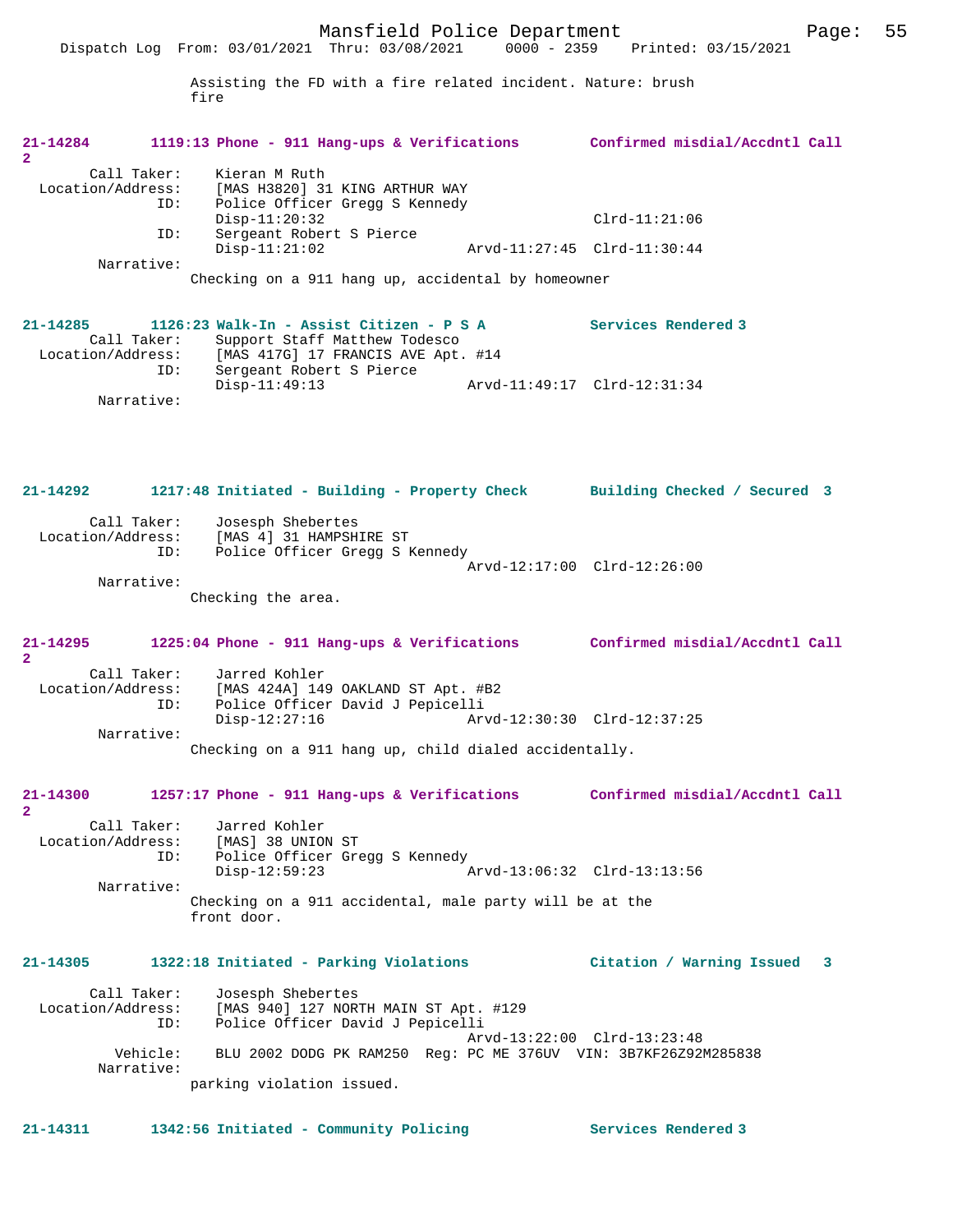Assisting the FD with a fire related incident. Nature: brush fire

**21-14284 1119:13 Phone - 911 Hang-ups & Verifications Confirmed misdial/Accdntl Call 2**

Call Taker: Kieran M Ruth
Location/Address: [MAS H3820] 31 KING ARTHUR WAY
ID: Police Officer Gregg S Kennedy
Disp-11:20:32 Clrd-11:21:06
ID: Sergeant Robert S Pierce
Disp-11:21:02 Arvd-11:27:45 Clrd-11:30:44
Narrative:
Checking on a 911 hang up, accidental by homeowner

**21-14285 1126:23 Walk-In - Assist Citizen - P S A Services Rendered 3**

Call Taker: Support Staff Matthew Todesco
Location/Address: [MAS 417G] 17 FRANCIS AVE Apt. #14
ID: Sergeant Robert S Pierce
Disp-11:49:13 Arvd-11:49:17 Clrd-12:31:34
Narrative:

**21-14292 1217:48 Initiated - Building - Property Check Building Checked / Secured 3**

Call Taker: Josesph Shebertes
Location/Address: [MAS 4] 31 HAMPSHIRE ST
ID: Police Officer Gregg S Kennedy
Arvd-12:17:00 Clrd-12:26:00
Narrative:
Checking the area.

**21-14295 1225:04 Phone - 911 Hang-ups & Verifications Confirmed misdial/Accdntl Call 2**

Call Taker: Jarred Kohler
Location/Address: [MAS 424A] 149 OAKLAND ST Apt. #B2
ID: Police Officer David J Pepicelli
Disp-12:27:16 Arvd-12:30:30 Clrd-12:37:25
Narrative:
Checking on a 911 hang up, child dialed accidentally.

**21-14300 1257:17 Phone - 911 Hang-ups & Verifications Confirmed misdial/Accdntl Call 2**

Call Taker: Jarred Kohler
Location/Address: [MAS] 38 UNION ST
ID: Police Officer Gregg S Kennedy
Disp-12:59:23 Arvd-13:06:32 Clrd-13:13:56
Narrative:
Checking on a 911 accidental, male party will be at the front door.

**21-14305 1322:18 Initiated - Parking Violations Citation / Warning Issued 3**

Call Taker: Josesph Shebertes
Location/Address: [MAS 940] 127 NORTH MAIN ST Apt. #129
ID: Police Officer David J Pepicelli
Arvd-13:22:00 Clrd-13:23:48
Vehicle: BLU 2002 DODG PK RAM250 Reg: PC ME 376UV VIN: 3B7KF26Z92M285838
Narrative:
parking violation issued.

**21-14311 1342:56 Initiated - Community Policing Services Rendered 3**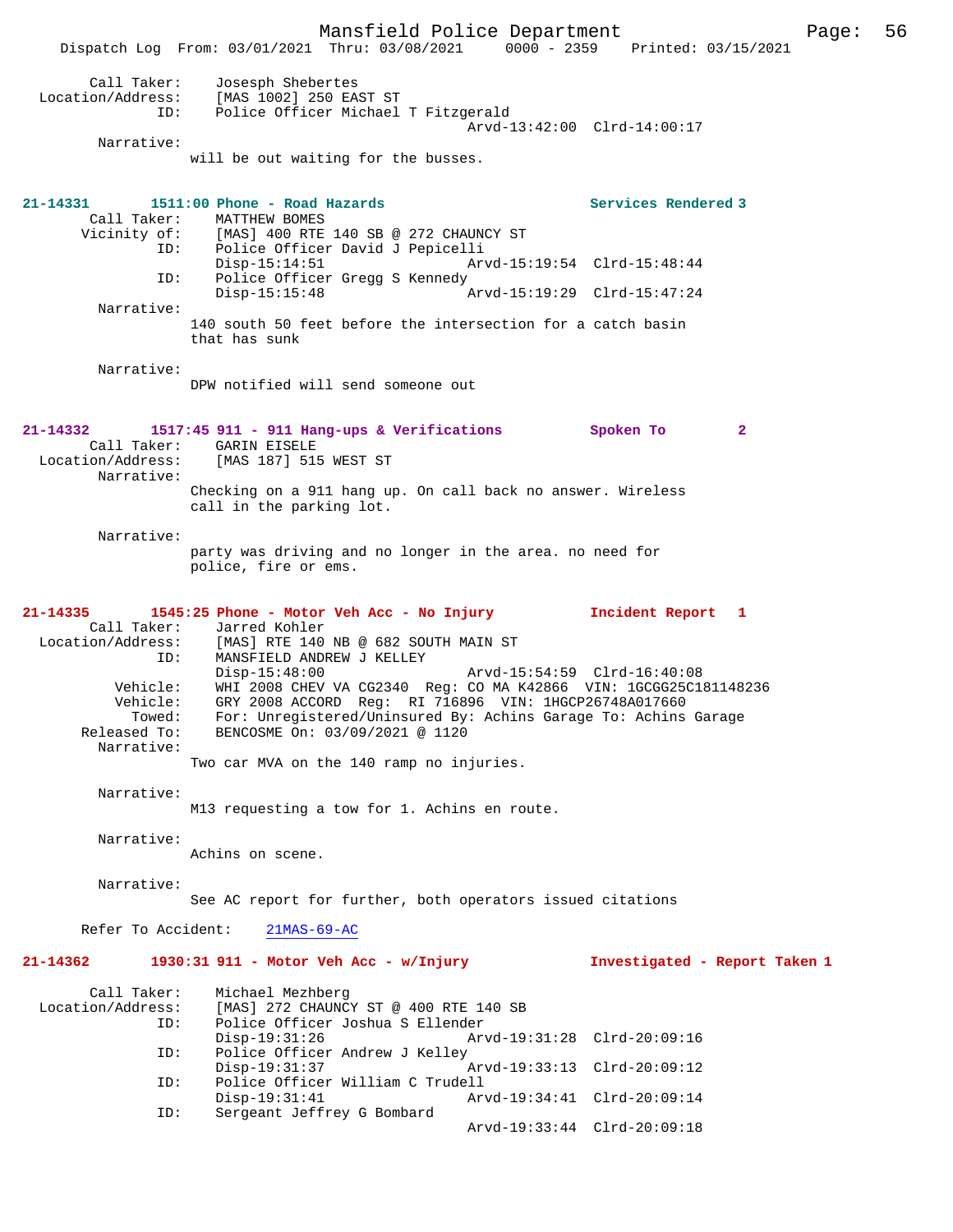```
        Call Taker:    Josesph Shebertes
  Location/Address:    [MAS 1002] 250 EAST ST
                ID:    Police Officer Michael T Fitzgerald
                                              Arvd-13:42:00  Clrd-14:00:17
         Narrative:
                     will be out waiting for the busses.


21-14331        1511:00 Phone - Road Hazards                          Services Rendered 3
        Call Taker:    MATTHEW BOMES
       Vicinity of:    [MAS] 400 RTE 140 SB @ 272 CHAUNCY ST
                ID:    Police Officer David J Pepicelli
                       Disp-15:14:51                  Arvd-15:19:54  Clrd-15:48:44
                ID:    Police Officer Gregg S Kennedy
                       Disp-15:15:48                  Arvd-15:19:29  Clrd-15:47:24
         Narrative:
                     140 south 50 feet before the intersection for a catch basin
                     that has sunk

         Narrative:
                     DPW notified will send someone out


21-14332        1517:45 911 - 911 Hang-ups & Verifications          Spoken To        2
        Call Taker:    GARIN EISELE
  Location/Address:    [MAS 187] 515 WEST ST
         Narrative:
                     Checking on a 911 hang up. On call back no answer. Wireless
                     call in the parking lot.

         Narrative:
                     party was driving and no longer in the area. no need for
                     police, fire or ems.


21-14335        1545:25 Phone - Motor Veh Acc - No Injury           Incident Report  1
        Call Taker:    Jarred Kohler
  Location/Address:    [MAS] RTE 140 NB @ 682 SOUTH MAIN ST
                ID:    MANSFIELD ANDREW J KELLEY
                       Disp-15:48:00                  Arvd-15:54:59  Clrd-16:40:08
           Vehicle:    WHI 2008 CHEV VA CG2340  Reg: CO MA K42866  VIN: 1GCGG25C181148236
           Vehicle:    GRY 2008 ACCORD  Reg:  RI 716896  VIN: 1HGCP26748A017660
             Towed:    For: Unregistered/Uninsured By: Achins Garage To: Achins Garage
       Released To:    BENCOSME On: 03/09/2021 @ 1120
         Narrative:
                     Two car MVA on the 140 ramp no injuries.

         Narrative:
                     M13 requesting a tow for 1. Achins en route.

         Narrative:
                     Achins on scene.

         Narrative:
                     See AC report for further, both operators issued citations

      Refer To Accident:    21MAS-69-AC

21-14362        1930:31 911 - Motor Veh Acc - w/Injury              Investigated - Report Taken 1

        Call Taker:    Michael Mezhberg
  Location/Address:    [MAS] 272 CHAUNCY ST @ 400 RTE 140 SB
                ID:    Police Officer Joshua S Ellender
                       Disp-19:31:26                  Arvd-19:31:28  Clrd-20:09:16
                ID:    Police Officer Andrew J Kelley
                       Disp-19:31:37                  Arvd-19:33:13  Clrd-20:09:12
                ID:    Police Officer William C Trudell
                       Disp-19:31:41                  Arvd-19:34:41  Clrd-20:09:14
                ID:    Sergeant Jeffrey G Bombard
                                                      Arvd-19:33:44  Clrd-20:09:18
```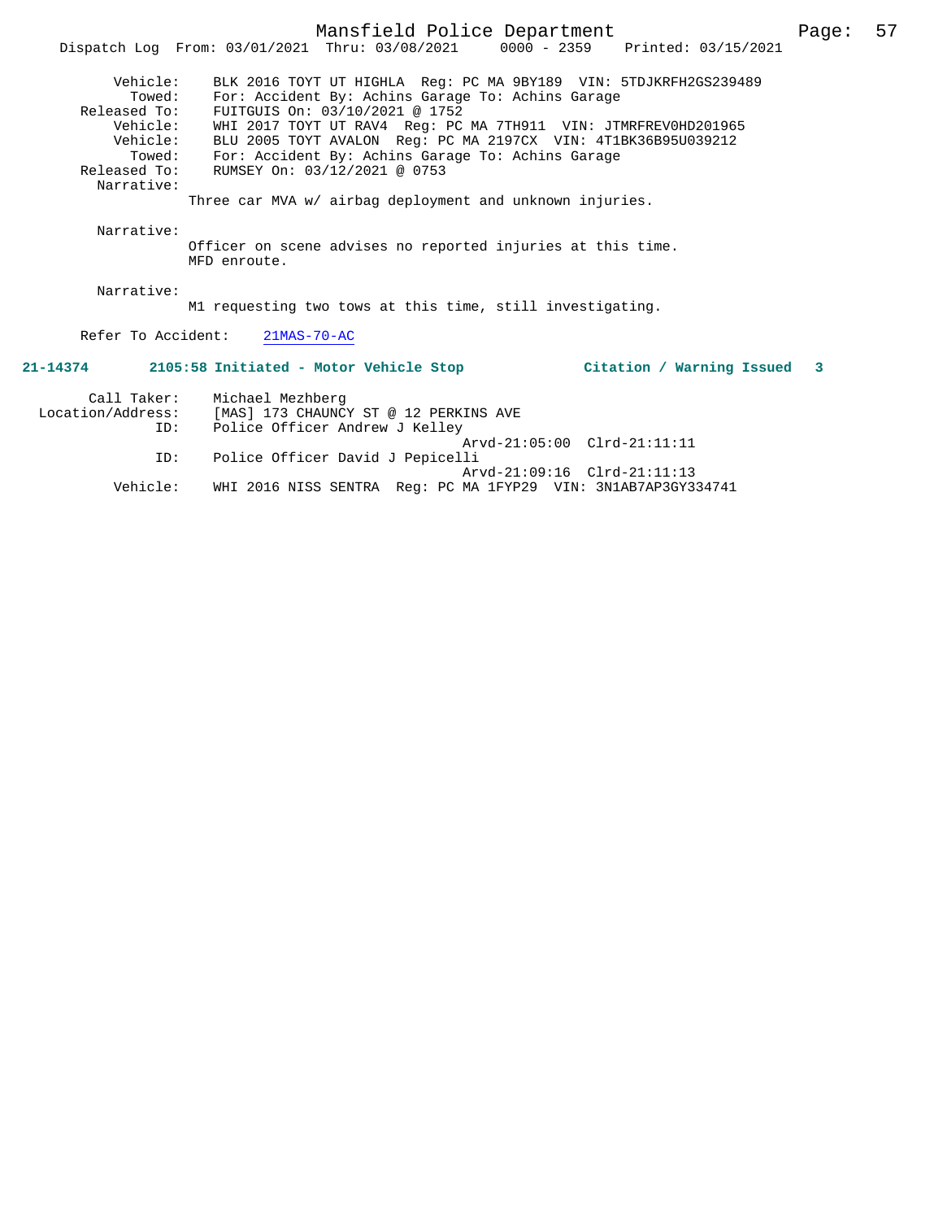```
        Vehicle:    BLK 2016 TOYT UT HIGHLA  Reg: PC MA 9BY189  VIN: 5TDJKRFH2GS239489
          Towed:    For: Accident By: Achins Garage To: Achins Garage
    Released To:    FUITGUIS On: 03/10/2021 @ 1752
        Vehicle:    WHI 2017 TOYT UT RAV4  Reg: PC MA 7TH911  VIN: JTMRFREV0HD201965
        Vehicle:    BLU 2005 TOYT AVALON  Reg: PC MA 2197CX  VIN: 4T1BK36B95U039212
          Towed:    For: Accident By: Achins Garage To: Achins Garage
    Released To:    RUMSEY On: 03/12/2021 @ 0753
      Narrative:
                  Three car MVA w/ airbag deployment and unknown injuries.

      Narrative:
                  Officer on scene advises no reported injuries at this time.
                  MFD enroute.

      Narrative:
                  M1 requesting two tows at this time, still investigating.

    Refer To Accident:    21MAS-70-AC
```

**21-14374        2105:58 Initiated - Motor Vehicle Stop            Citation / Warning Issued   3**

```
         Call Taker:    Michael Mezhberg
   Location/Address:    [MAS] 173 CHAUNCY ST @ 12 PERKINS AVE
                 ID:    Police Officer Andrew J Kelley
                                                Arvd-21:05:00  Clrd-21:11:11
                 ID:    Police Officer David J Pepicelli
                                                Arvd-21:09:16  Clrd-21:11:13
            Vehicle:    WHI 2016 NISS SENTRA  Reg: PC MA 1FYP29  VIN: 3N1AB7AP3GY334741
```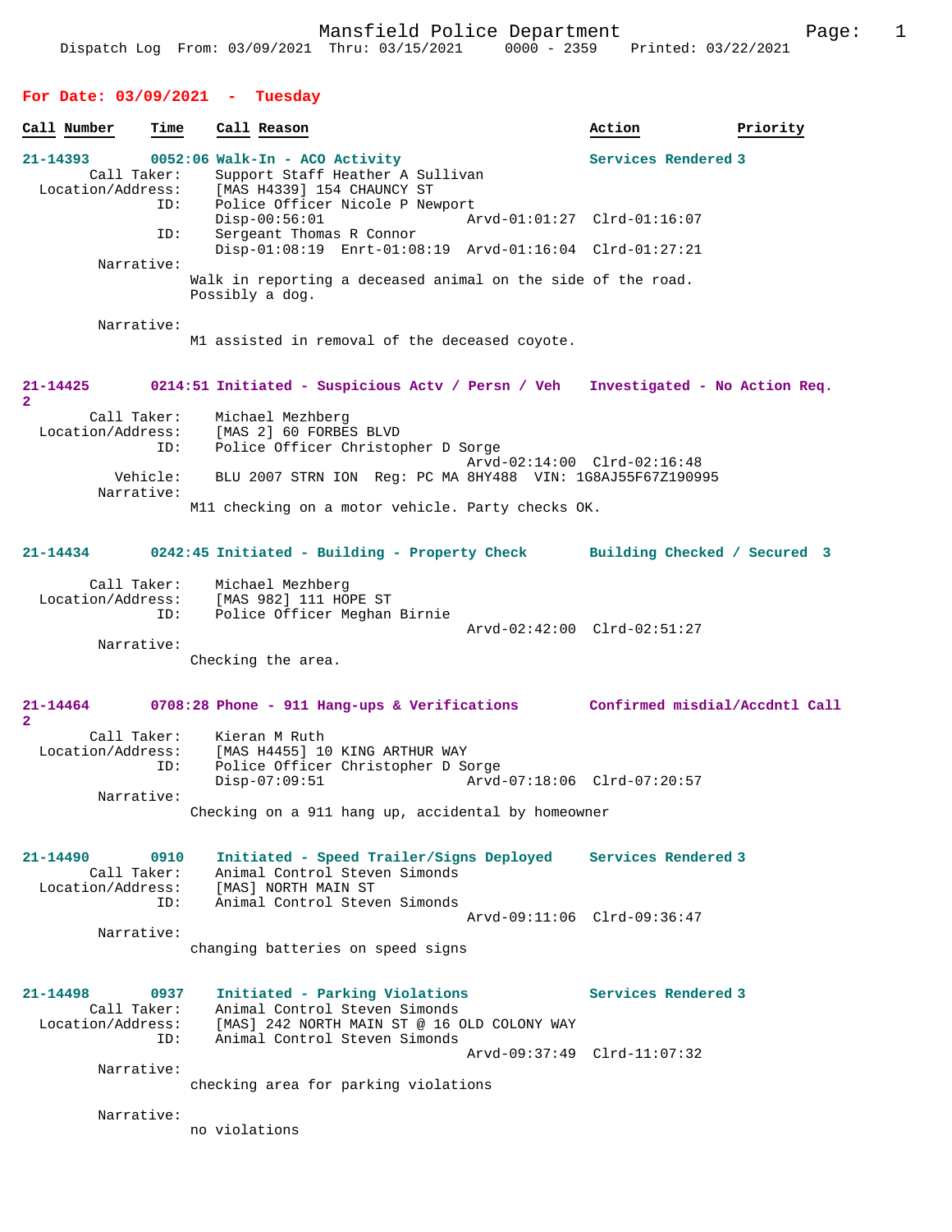Dispatch Log From: 03/09/2021 Thru: 03/15/2021 0000 - 2359 Printed: 03/22/2021

## For Date: 03/09/2021 - Tuesday

| Call Number | Time | Call Reason | Action | Priority |
|---|---|---|---|---|

**21-14393** 0052:06 Walk-In - ACO Activity — Services Rendered 3

Call Taker: Support Staff Heather A Sullivan
Location/Address: [MAS H4339] 154 CHAUNCY ST
ID: Police Officer Nicole P Newport
Disp-00:56:01 Arvd-01:01:27 Clrd-01:16:07
ID: Sergeant Thomas R Connor
Disp-01:08:19 Enrt-01:08:19 Arvd-01:16:04 Clrd-01:27:21

Narrative:
Walk in reporting a deceased animal on the side of the road. Possibly a dog.

Narrative:
M1 assisted in removal of the deceased coyote.

**21-14425** 0214:51 Initiated - Suspicious Actv / Persn / Veh — Investigated - No Action Req. 2

Call Taker: Michael Mezhberg
Location/Address: [MAS 2] 60 FORBES BLVD
ID: Police Officer Christopher D Sorge
Arvd-02:14:00 Clrd-02:16:48
Vehicle: BLU 2007 STRN ION Reg: PC MA 8HY488 VIN: 1G8AJ55F67Z190995

Narrative:
M11 checking on a motor vehicle. Party checks OK.

**21-14434** 0242:45 Initiated - Building - Property Check — Building Checked / Secured 3

Call Taker: Michael Mezhberg
Location/Address: [MAS 982] 111 HOPE ST
ID: Police Officer Meghan Birnie
Arvd-02:42:00 Clrd-02:51:27

Narrative:
Checking the area.

**21-14464** 0708:28 Phone - 911 Hang-ups & Verifications — Confirmed misdial/Accdntl Call 2

Call Taker: Kieran M Ruth
Location/Address: [MAS H4455] 10 KING ARTHUR WAY
ID: Police Officer Christopher D Sorge
Disp-07:09:51 Arvd-07:18:06 Clrd-07:20:57

Narrative:
Checking on a 911 hang up, accidental by homeowner

**21-14490** 0910 Initiated - Speed Trailer/Signs Deployed — Services Rendered 3

Call Taker: Animal Control Steven Simonds
Location/Address: [MAS] NORTH MAIN ST
ID: Animal Control Steven Simonds
Arvd-09:11:06 Clrd-09:36:47

Narrative:
changing batteries on speed signs

**21-14498** 0937 Initiated - Parking Violations — Services Rendered 3

Call Taker: Animal Control Steven Simonds
Location/Address: [MAS] 242 NORTH MAIN ST @ 16 OLD COLONY WAY
ID: Animal Control Steven Simonds
Arvd-09:37:49 Clrd-11:07:32

Narrative:
checking area for parking violations

Narrative:
no violations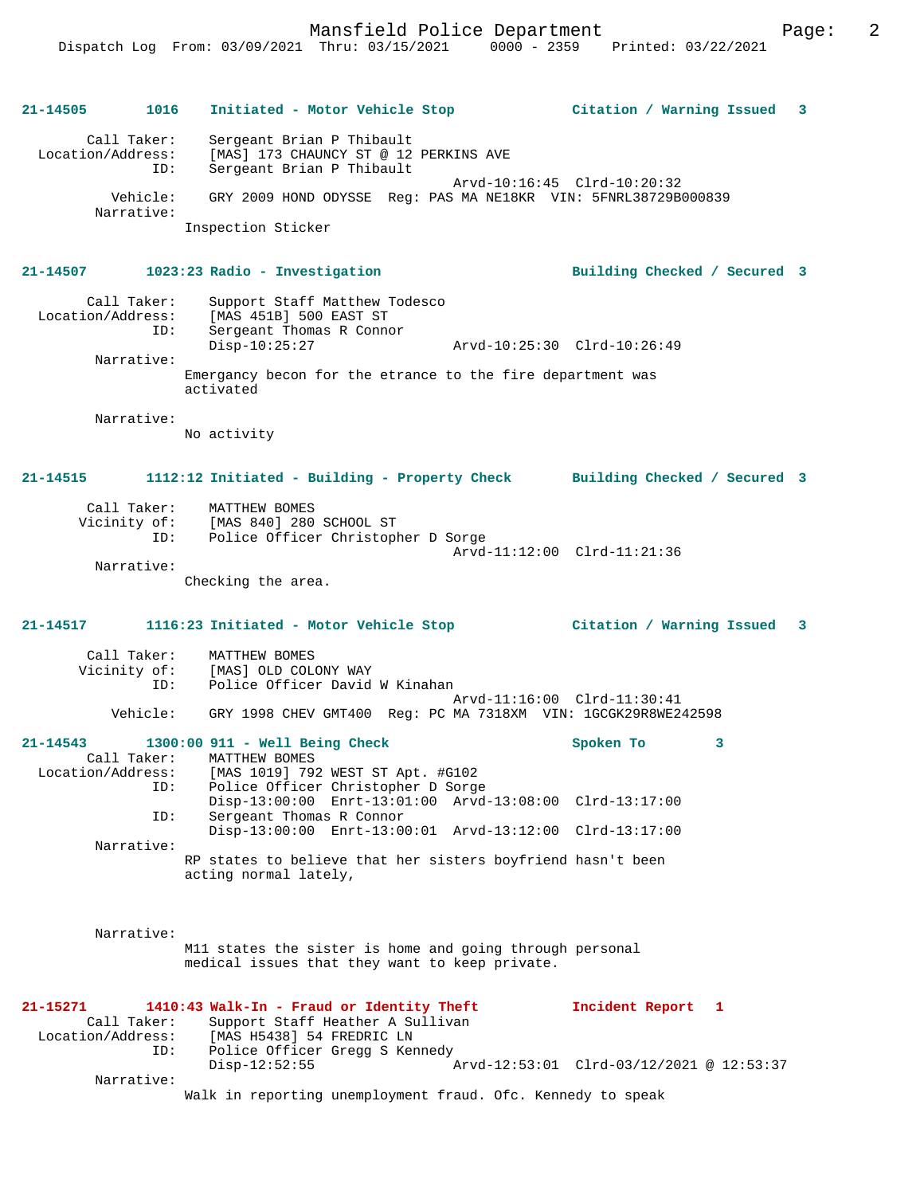**21-14505 1016 Initiated - Motor Vehicle Stop — Citation / Warning Issued 3**

Call Taker: Sergeant Brian P Thibault
Location/Address: [MAS] 173 CHAUNCY ST @ 12 PERKINS AVE
ID: Sergeant Brian P Thibault
Arvd-10:16:45 Clrd-10:20:32
Vehicle: GRY 2009 HOND ODYSSE Reg: PAS MA NE18KR VIN: 5FNRL38729B000839
Narrative:
Inspection Sticker

**21-14507 1023:23 Radio - Investigation — Building Checked / Secured 3**

Call Taker: Support Staff Matthew Todesco
Location/Address: [MAS 451B] 500 EAST ST
ID: Sergeant Thomas R Connor
Disp-10:25:27 Arvd-10:25:30 Clrd-10:26:49
Narrative:
Emergancy becon for the etrance to the fire department was activated

Narrative:
No activity

**21-14515 1112:12 Initiated - Building - Property Check — Building Checked / Secured 3**

Call Taker: MATTHEW BOMES
Vicinity of: [MAS 840] 280 SCHOOL ST
ID: Police Officer Christopher D Sorge
Arvd-11:12:00 Clrd-11:21:36
Narrative:
Checking the area.

**21-14517 1116:23 Initiated - Motor Vehicle Stop — Citation / Warning Issued 3**

Call Taker: MATTHEW BOMES
Vicinity of: [MAS] OLD COLONY WAY
ID: Police Officer David W Kinahan
Arvd-11:16:00 Clrd-11:30:41
Vehicle: GRY 1998 CHEV GMT400 Reg: PC MA 7318XM VIN: 1GCGK29R8WE242598

**21-14543 1300:00 911 - Well Being Check — Spoken To 3**

Call Taker: MATTHEW BOMES
Location/Address: [MAS 1019] 792 WEST ST Apt. #G102
ID: Police Officer Christopher D Sorge
Disp-13:00:00 Enrt-13:01:00 Arvd-13:08:00 Clrd-13:17:00
ID: Sergeant Thomas R Connor
Disp-13:00:00 Enrt-13:00:01 Arvd-13:12:00 Clrd-13:17:00
Narrative:
RP states to believe that her sisters boyfriend hasn't been acting normal lately,

Narrative:
M11 states the sister is home and going through personal medical issues that they want to keep private.

**21-15271 1410:43 Walk-In - Fraud or Identity Theft — Incident Report 1**

Call Taker: Support Staff Heather A Sullivan
Location/Address: [MAS H5438] 54 FREDRIC LN
ID: Police Officer Gregg S Kennedy
Disp-12:52:55 Arvd-12:53:01 Clrd-03/12/2021 @ 12:53:37
Narrative:
Walk in reporting unemployment fraud. Ofc. Kennedy to speak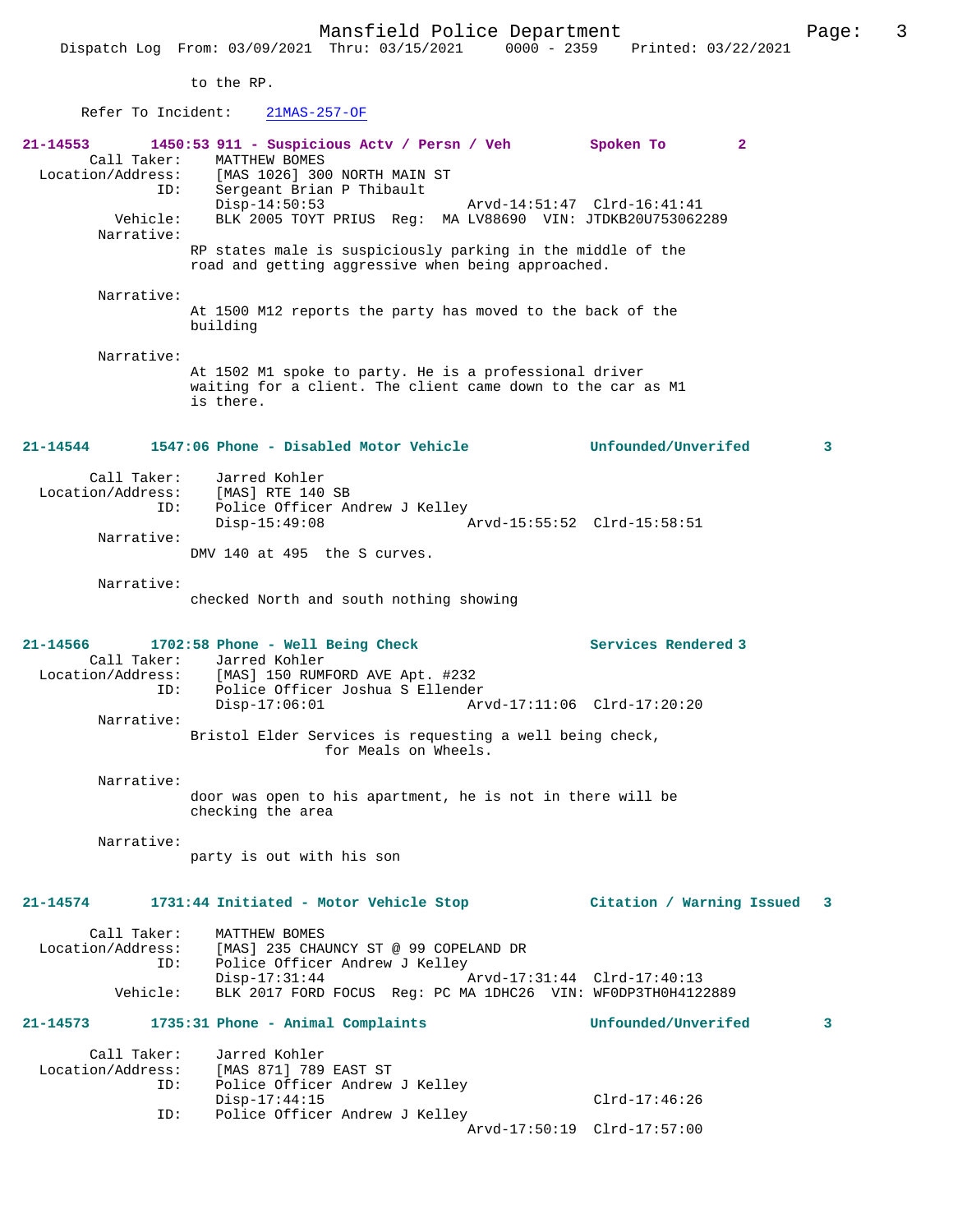to the RP.

Refer To Incident: 21MAS-257-OF

**21-14553 1450:53 911 - Suspicious Actv / Persn / Veh Spoken To 2**

Call Taker: MATTHEW BOMES
Location/Address: [MAS 1026] 300 NORTH MAIN ST
ID: Sergeant Brian P Thibault
Disp-14:50:53 Arvd-14:51:47 Clrd-16:41:41
Vehicle: BLK 2005 TOYT PRIUS Reg: MA LV88690 VIN: JTDKB20U753062289
Narrative:
RP states male is suspiciously parking in the middle of the road and getting aggressive when being approached.

Narrative:
At 1500 M12 reports the party has moved to the back of the building

Narrative:
At 1502 M1 spoke to party. He is a professional driver waiting for a client. The client came down to the car as M1 is there.

**21-14544 1547:06 Phone - Disabled Motor Vehicle Unfounded/Unverifed 3**

Call Taker: Jarred Kohler
Location/Address: [MAS] RTE 140 SB
ID: Police Officer Andrew J Kelley
Disp-15:49:08 Arvd-15:55:52 Clrd-15:58:51
Narrative:
DMV 140 at 495 the S curves.

Narrative:
checked North and south nothing showing

**21-14566 1702:58 Phone - Well Being Check Services Rendered 3**

Call Taker: Jarred Kohler
Location/Address: [MAS] 150 RUMFORD AVE Apt. #232
ID: Police Officer Joshua S Ellender
Disp-17:06:01 Arvd-17:11:06 Clrd-17:20:20
Narrative:
Bristol Elder Services is requesting a well being check, for Meals on Wheels.

Narrative:
door was open to his apartment, he is not in there will be checking the area

Narrative:
party is out with his son

**21-14574 1731:44 Initiated - Motor Vehicle Stop Citation / Warning Issued 3**

Call Taker: MATTHEW BOMES
Location/Address: [MAS] 235 CHAUNCY ST @ 99 COPELAND DR
ID: Police Officer Andrew J Kelley
Disp-17:31:44 Arvd-17:31:44 Clrd-17:40:13
Vehicle: BLK 2017 FORD FOCUS Reg: PC MA 1DHC26 VIN: WF0DP3TH0H4122889

**21-14573 1735:31 Phone - Animal Complaints Unfounded/Unverifed 3**

Call Taker: Jarred Kohler
Location/Address: [MAS 871] 789 EAST ST
ID: Police Officer Andrew J Kelley
Disp-17:44:15 Clrd-17:46:26
ID: Police Officer Andrew J Kelley
Arvd-17:50:19 Clrd-17:57:00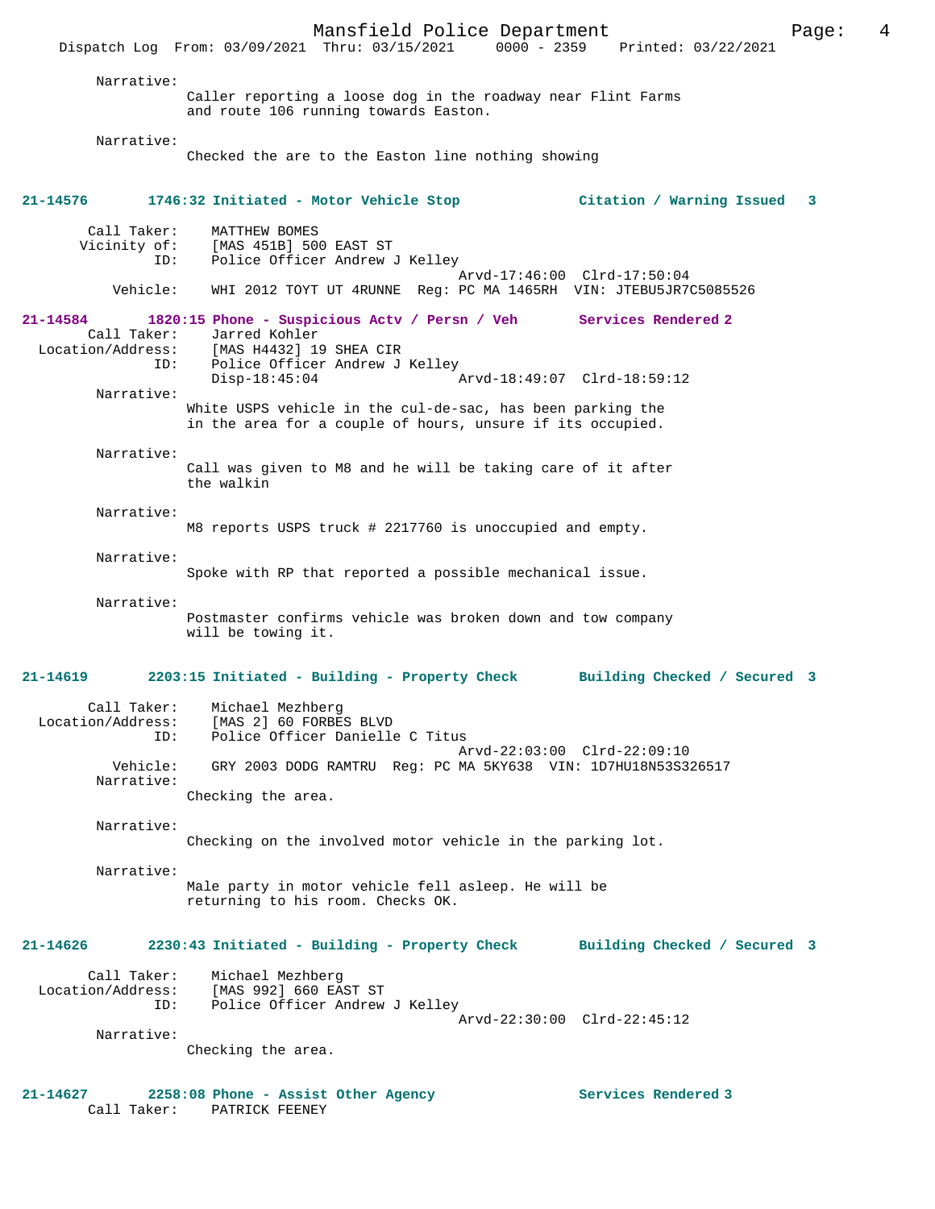Narrative:
Caller reporting a loose dog in the roadway near Flint Farms and route 106 running towards Easton.

Narrative:
Checked the are to the Easton line nothing showing

**21-14576 1746:32 Initiated - Motor Vehicle Stop Citation / Warning Issued 3**

Call Taker: MATTHEW BOMES
Vicinity of: [MAS 451B] 500 EAST ST
ID: Police Officer Andrew J Kelley
Arvd-17:46:00 Clrd-17:50:04
Vehicle: WHI 2012 TOYT UT 4RUNNE Reg: PC MA 1465RH VIN: JTEBU5JR7C5085526

**21-14584 1820:15 Phone - Suspicious Actv / Persn / Veh Services Rendered 2**

Call Taker: Jarred Kohler
Location/Address: [MAS H4432] 19 SHEA CIR
ID: Police Officer Andrew J Kelley
Disp-18:45:04 Arvd-18:49:07 Clrd-18:59:12

Narrative:
White USPS vehicle in the cul-de-sac, has been parking the in the area for a couple of hours, unsure if its occupied.

Narrative:
Call was given to M8 and he will be taking care of it after the walkin

Narrative:
M8 reports USPS truck # 2217760 is unoccupied and empty.

Narrative:
Spoke with RP that reported a possible mechanical issue.

Narrative:
Postmaster confirms vehicle was broken down and tow company will be towing it.

**21-14619 2203:15 Initiated - Building - Property Check Building Checked / Secured 3**

Call Taker: Michael Mezhberg
Location/Address: [MAS 2] 60 FORBES BLVD
ID: Police Officer Danielle C Titus
Arvd-22:03:00 Clrd-22:09:10
Vehicle: GRY 2003 DODG RAMTRU Reg: PC MA 5KY638 VIN: 1D7HU18N53S326517

Narrative:
Checking the area.

Narrative:
Checking on the involved motor vehicle in the parking lot.

Narrative:
Male party in motor vehicle fell asleep. He will be returning to his room. Checks OK.

**21-14626 2230:43 Initiated - Building - Property Check Building Checked / Secured 3**

Call Taker: Michael Mezhberg
Location/Address: [MAS 992] 660 EAST ST
ID: Police Officer Andrew J Kelley
Arvd-22:30:00 Clrd-22:45:12

Narrative:
Checking the area.

**21-14627 2258:08 Phone - Assist Other Agency Services Rendered 3**

Call Taker: PATRICK FEENEY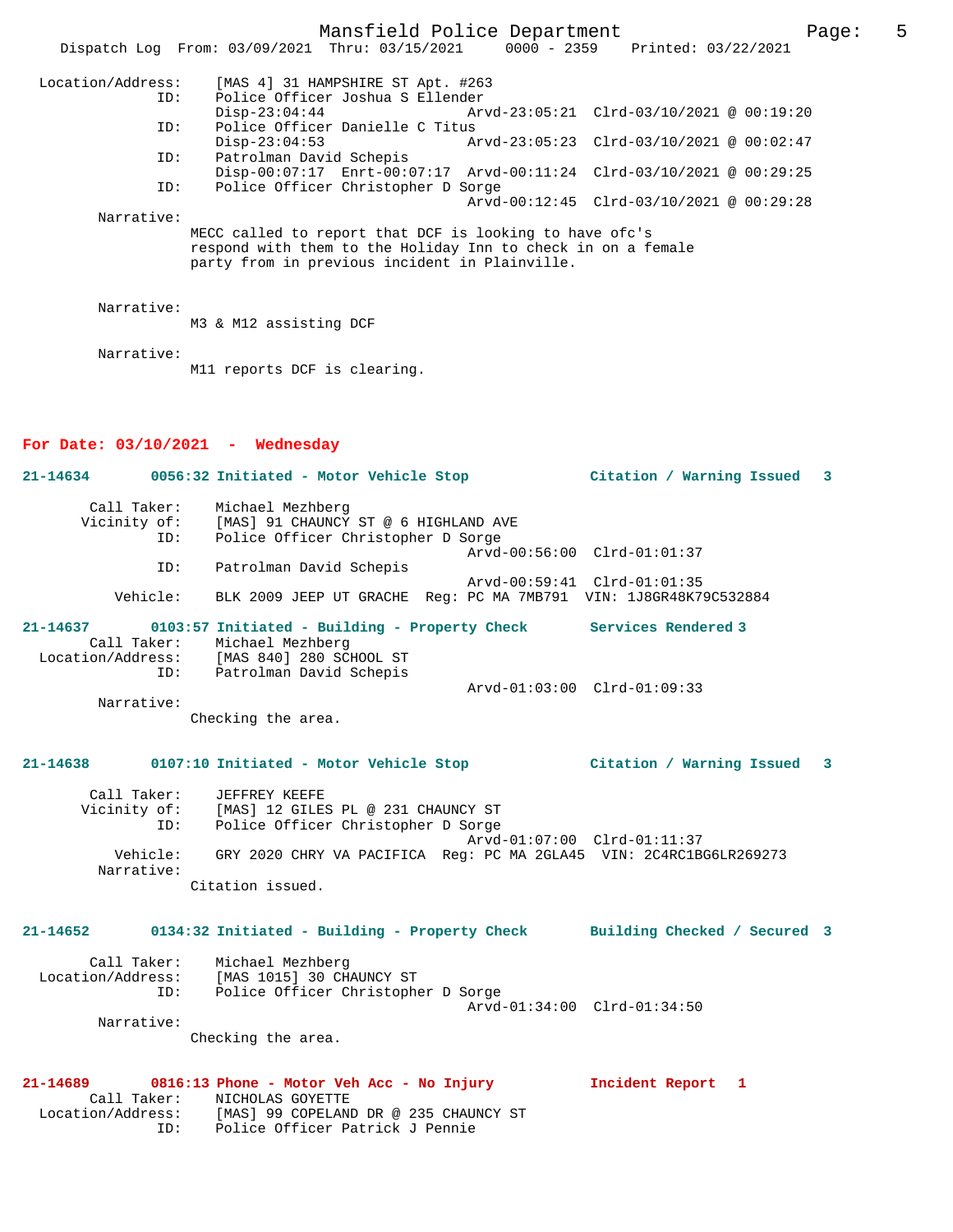```
Location/Address:    [MAS 4] 31 HAMPSHIRE ST Apt. #263
              ID:    Police Officer Joshua S Ellender
                     Disp-23:04:44                Arvd-23:05:21  Clrd-03/10/2021 @ 00:19:20
              ID:    Police Officer Danielle C Titus
                     Disp-23:04:53                Arvd-23:05:23  Clrd-03/10/2021 @ 00:02:47
              ID:    Patrolman David Schepis
                     Disp-00:07:17  Enrt-00:07:17  Arvd-00:11:24  Clrd-03/10/2021 @ 00:29:25
              ID:    Police Officer Christopher D Sorge
                                                  Arvd-00:12:45  Clrd-03/10/2021 @ 00:29:28
       Narrative:
                    MECC called to report that DCF is looking to have ofc's
                    respond with them to the Holiday Inn to check in on a female
                    party from in previous incident in Plainville.

       Narrative:
                    M3 & M12 assisting DCF

       Narrative:
                    M11 reports DCF is clearing.
```

**For Date: 03/10/2021 - Wednesday**

```
21-14634       0056:32 Initiated - Motor Vehicle Stop            Citation / Warning Issued   3

      Call Taker:    Michael Mezhberg
     Vicinity of:    [MAS] 91 CHAUNCY ST @ 6 HIGHLAND AVE
              ID:    Police Officer Christopher D Sorge
                                                  Arvd-00:56:00  Clrd-01:01:37
              ID:    Patrolman David Schepis
                                                  Arvd-00:59:41  Clrd-01:01:35
         Vehicle:    BLK 2009 JEEP UT GRACHE  Reg: PC MA 7MB791  VIN: 1J8GR48K79C532884

21-14637       0103:57 Initiated - Building - Property Check      Services Rendered 3
      Call Taker:    Michael Mezhberg
Location/Address:    [MAS 840] 280 SCHOOL ST
              ID:    Patrolman David Schepis
                                                  Arvd-01:03:00  Clrd-01:09:33
       Narrative:
                    Checking the area.

21-14638       0107:10 Initiated - Motor Vehicle Stop            Citation / Warning Issued   3

      Call Taker:    JEFFREY KEEFE
     Vicinity of:    [MAS] 12 GILES PL @ 231 CHAUNCY ST
              ID:    Police Officer Christopher D Sorge
                                                  Arvd-01:07:00  Clrd-01:11:37
         Vehicle:    GRY 2020 CHRY VA PACIFICA  Reg: PC MA 2GLA45  VIN: 2C4RC1BG6LR269273
       Narrative:
                    Citation issued.

21-14652       0134:32 Initiated - Building - Property Check      Building Checked / Secured  3

      Call Taker:    Michael Mezhberg
Location/Address:    [MAS 1015] 30 CHAUNCY ST
              ID:    Police Officer Christopher D Sorge
                                                  Arvd-01:34:00  Clrd-01:34:50
       Narrative:
                    Checking the area.

21-14689       0816:13 Phone - Motor Veh Acc - No Injury         Incident Report   1
      Call Taker:    NICHOLAS GOYETTE
Location/Address:    [MAS] 99 COPELAND DR @ 235 CHAUNCY ST
              ID:    Police Officer Patrick J Pennie
```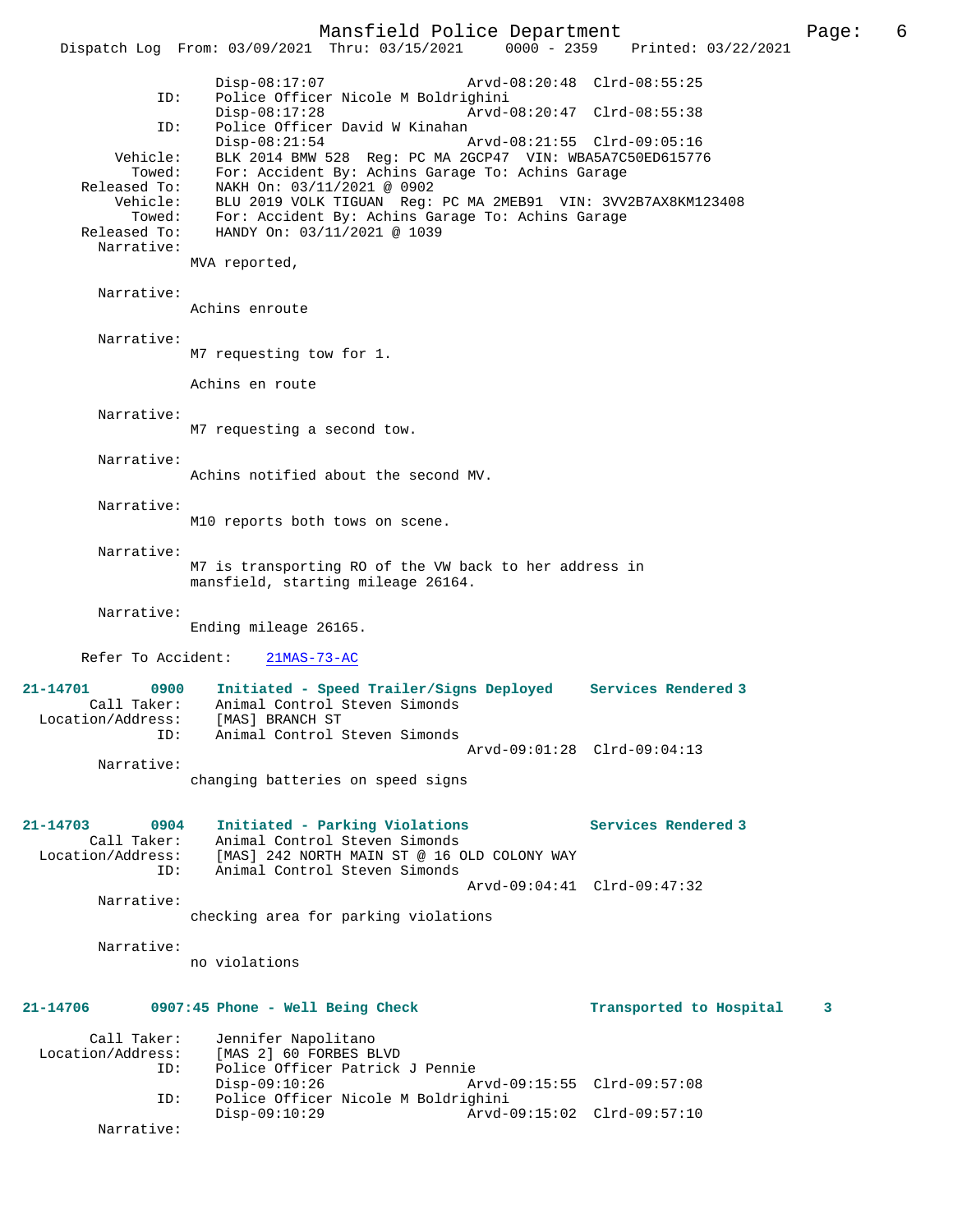```
                Disp-08:17:07                 Arvd-08:20:48  Clrd-08:55:25
           ID:  Police Officer Nicole M Boldrighini
                Disp-08:17:28                 Arvd-08:20:47  Clrd-08:55:38
           ID:  Police Officer David W Kinahan
                Disp-08:21:54                 Arvd-08:21:55  Clrd-09:05:16
      Vehicle:  BLK 2014 BMW 528  Reg: PC MA 2GCP47  VIN: WBA5A7C50ED615776
        Towed:  For: Accident By: Achins Garage To: Achins Garage
  Released To:  NAKH On: 03/11/2021 @ 0902
      Vehicle:  BLU 2019 VOLK TIGUAN  Reg: PC MA 2MEB91  VIN: 3VV2B7AX8KM123408
        Towed:  For: Accident By: Achins Garage To: Achins Garage
  Released To:  HANDY On: 03/11/2021 @ 1039
    Narrative:
              MVA reported,

    Narrative:
              Achins enroute

    Narrative:
              M7 requesting tow for 1.

              Achins en route

    Narrative:
              M7 requesting a second tow.

    Narrative:
              Achins notified about the second MV.

    Narrative:
              M10 reports both tows on scene.

    Narrative:
              M7 is transporting RO of the VW back to her address in
              mansfield, starting mileage 26164.

    Narrative:
              Ending mileage 26165.

   Refer To Accident:    21MAS-73-AC

21-14701       0900    Initiated - Speed Trailer/Signs Deployed    Services Rendered 3
       Call Taker:    Animal Control Steven Simonds
 Location/Address:    [MAS] BRANCH ST
               ID:    Animal Control Steven Simonds
                                              Arvd-09:01:28  Clrd-09:04:13
    Narrative:
              changing batteries on speed signs


21-14703       0904    Initiated - Parking Violations               Services Rendered 3
       Call Taker:    Animal Control Steven Simonds
 Location/Address:    [MAS] 242 NORTH MAIN ST @ 16 OLD COLONY WAY
               ID:    Animal Control Steven Simonds
                                              Arvd-09:04:41  Clrd-09:47:32
    Narrative:
              checking area for parking violations

    Narrative:
              no violations


21-14706       0907:45 Phone - Well Being Check                    Transported to Hospital    3

       Call Taker:    Jennifer Napolitano
 Location/Address:    [MAS 2] 60 FORBES BLVD
               ID:    Police Officer Patrick J Pennie
                      Disp-09:10:26                 Arvd-09:15:55  Clrd-09:57:08
               ID:    Police Officer Nicole M Boldrighini
                      Disp-09:10:29                 Arvd-09:15:02  Clrd-09:57:10
    Narrative:
```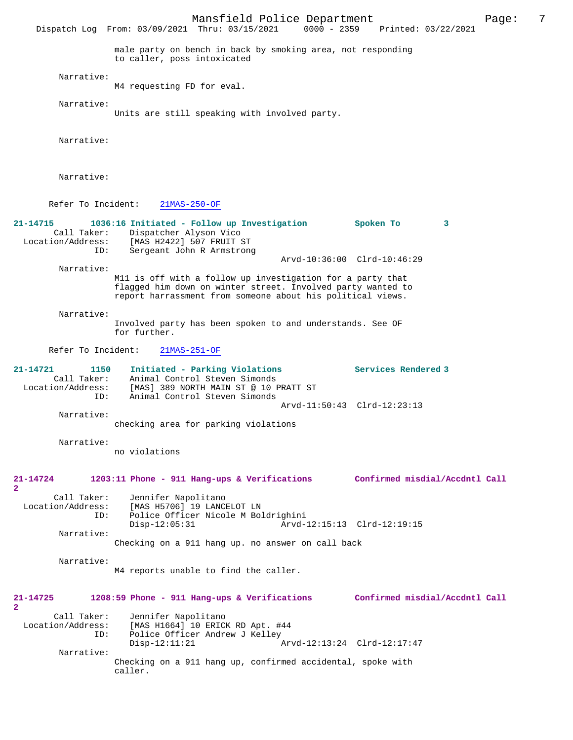male party on bench in back by smoking area, not responding to caller, poss intoxicated

Narrative:
M4 requesting FD for eval.

Narrative:
Units are still speaking with involved party.

Narrative:

Narrative:

Refer To Incident: 21MAS-250-OF

**21-14715** 1036:16 Initiated - Follow up Investigation — Spoken To 3

Call Taker: Dispatcher Alyson Vico
Location/Address: [MAS H2422] 507 FRUIT ST
ID: Sergeant John R Armstrong
Arvd-10:36:00 Clrd-10:46:29

Narrative:
M11 is off with a follow up investigation for a party that flagged him down on winter street. Involved party wanted to report harrassment from someone about his political views.

Narrative:
Involved party has been spoken to and understands. See OF for further.

Refer To Incident: 21MAS-251-OF

**21-14721** 1150 Initiated - Parking Violations — Services Rendered 3

Call Taker: Animal Control Steven Simonds
Location/Address: [MAS] 389 NORTH MAIN ST @ 10 PRATT ST
ID: Animal Control Steven Simonds
Arvd-11:50:43 Clrd-12:23:13

Narrative:
checking area for parking violations

Narrative:
no violations

**21-14724** 1203:11 Phone - 911 Hang-ups & Verifications — Confirmed misdial/Accdntl Call 2

Call Taker: Jennifer Napolitano
Location/Address: [MAS H5706] 19 LANCELOT LN
ID: Police Officer Nicole M Boldrighini
Disp-12:05:31 Arvd-12:15:13 Clrd-12:19:15

Narrative:
Checking on a 911 hang up. no answer on call back

Narrative:
M4 reports unable to find the caller.

**21-14725** 1208:59 Phone - 911 Hang-ups & Verifications — Confirmed misdial/Accdntl Call 2

Call Taker: Jennifer Napolitano
Location/Address: [MAS H1664] 10 ERICK RD Apt. #44
ID: Police Officer Andrew J Kelley
Disp-12:11:21 Arvd-12:13:24 Clrd-12:17:47

Narrative:
Checking on a 911 hang up, confirmed accidental, spoke with caller.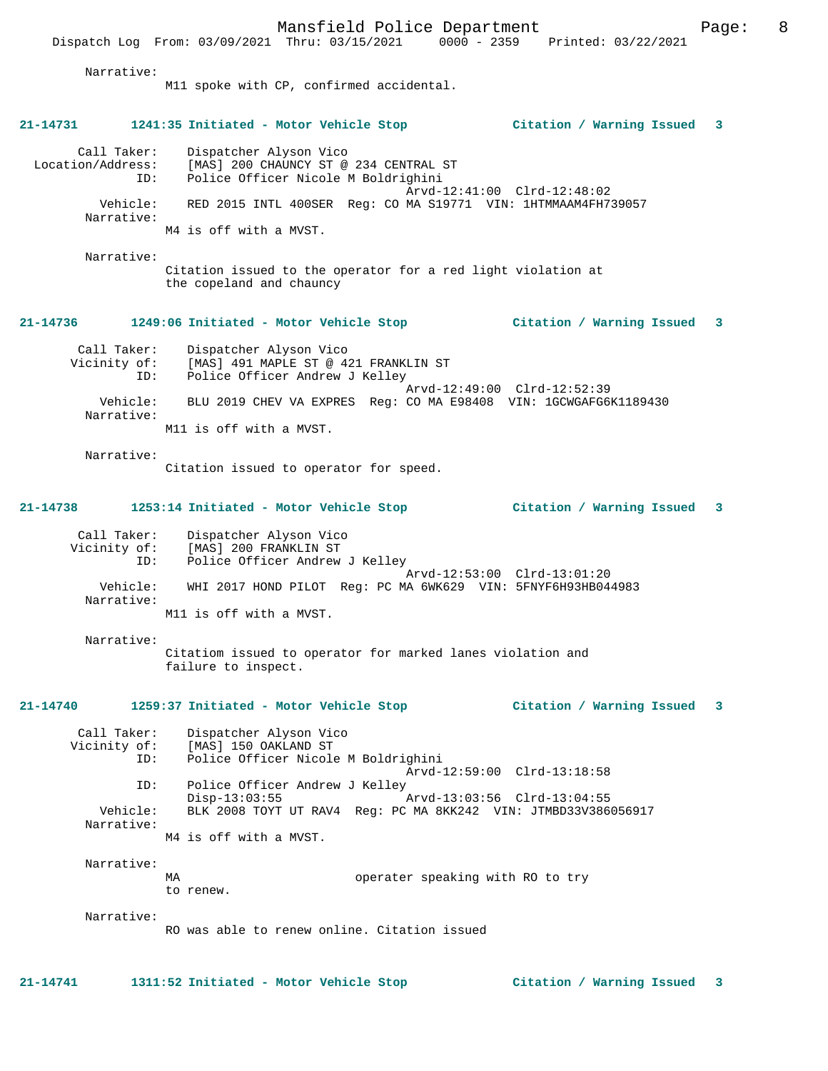Narrative:
M11 spoke with CP, confirmed accidental.

**21-14731 1241:35 Initiated - Motor Vehicle Stop Citation / Warning Issued 3**

Call Taker: Dispatcher Alyson Vico
Location/Address: [MAS] 200 CHAUNCY ST @ 234 CENTRAL ST
ID: Police Officer Nicole M Boldrighini
Arvd-12:41:00 Clrd-12:48:02
Vehicle: RED 2015 INTL 400SER Reg: CO MA S19771 VIN: 1HTMMAAM4FH739057
Narrative:
M4 is off with a MVST.

Narrative:
Citation issued to the operator for a red light violation at the copeland and chauncy

**21-14736 1249:06 Initiated - Motor Vehicle Stop Citation / Warning Issued 3**

Call Taker: Dispatcher Alyson Vico
Vicinity of: [MAS] 491 MAPLE ST @ 421 FRANKLIN ST
ID: Police Officer Andrew J Kelley
Arvd-12:49:00 Clrd-12:52:39
Vehicle: BLU 2019 CHEV VA EXPRES Reg: CO MA E98408 VIN: 1GCWGAFG6K1189430
Narrative:
M11 is off with a MVST.

Narrative:
Citation issued to operator for speed.

**21-14738 1253:14 Initiated - Motor Vehicle Stop Citation / Warning Issued 3**

Call Taker: Dispatcher Alyson Vico
Vicinity of: [MAS] 200 FRANKLIN ST
ID: Police Officer Andrew J Kelley
Arvd-12:53:00 Clrd-13:01:20
Vehicle: WHI 2017 HOND PILOT Reg: PC MA 6WK629 VIN: 5FNYF6H93HB044983
Narrative:
M11 is off with a MVST.

Narrative:
Citatiom issued to operator for marked lanes violation and failure to inspect.

**21-14740 1259:37 Initiated - Motor Vehicle Stop Citation / Warning Issued 3**

Call Taker: Dispatcher Alyson Vico
Vicinity of: [MAS] 150 OAKLAND ST
ID: Police Officer Nicole M Boldrighini
Arvd-12:59:00 Clrd-13:18:58
ID: Police Officer Andrew J Kelley
Disp-13:03:55 Arvd-13:03:56 Clrd-13:04:55
Vehicle: BLK 2008 TOYT UT RAV4 Reg: PC MA 8KK242 VIN: JTMBD33V386056917
Narrative:
M4 is off with a MVST.

Narrative:
MA operater speaking with RO to try to renew.

Narrative:
RO was able to renew online. Citation issued

**21-14741 1311:52 Initiated - Motor Vehicle Stop Citation / Warning Issued 3**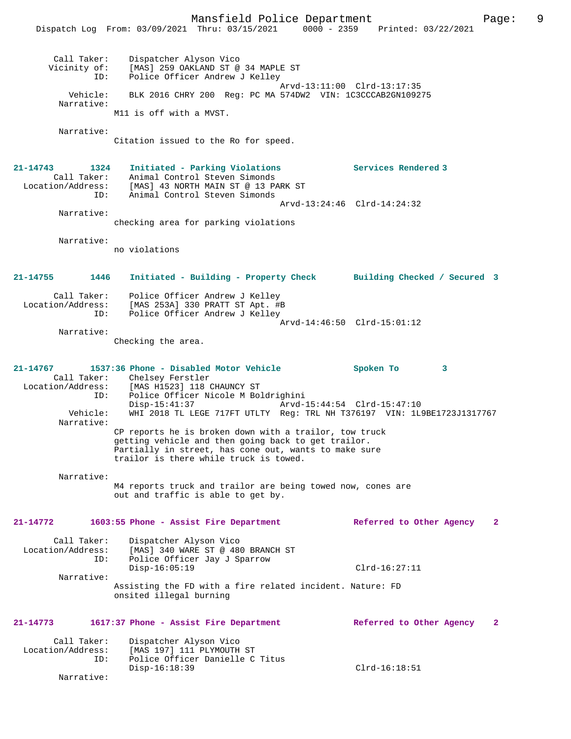```
Call Taker:     Dispatcher Alyson Vico
Vicinity of:    [MAS] 259 OAKLAND ST @ 34 MAPLE ST
ID:             Police Officer Andrew J Kelley
                                              Arvd-13:11:00  Clrd-13:17:35
Vehicle:        BLK 2016 CHRY 200  Reg: PC MA 574DW2  VIN: 1C3CCCAB2GN109275
Narrative:
                M11 is off with a MVST.

Narrative:
                Citation issued to the Ro for speed.
```

**21-14743 1324 Initiated - Parking Violations — Services Rendered 3**

```
Call Taker:     Animal Control Steven Simonds
Location/Address: [MAS] 43 NORTH MAIN ST @ 13 PARK ST
ID:             Animal Control Steven Simonds
                                              Arvd-13:24:46  Clrd-14:24:32
Narrative:
                checking area for parking violations

Narrative:
                no violations
```

**21-14755 1446 Initiated - Building - Property Check — Building Checked / Secured 3**

```
Call Taker:     Police Officer Andrew J Kelley
Location/Address: [MAS 253A] 330 PRATT ST Apt. #B
ID:             Police Officer Andrew J Kelley
                                              Arvd-14:46:50  Clrd-15:01:12
Narrative:
                Checking the area.
```

**21-14767 1537:36 Phone - Disabled Motor Vehicle — Spoken To 3**

```
Call Taker:     Chelsey Ferstler
Location/Address: [MAS H1523] 118 CHAUNCY ST
ID:             Police Officer Nicole M Boldrighini
                Disp-15:41:37                 Arvd-15:44:54  Clrd-15:47:10
Vehicle:        WHI 2018 TL LEGE 717FT UTLTY  Reg: TRL NH T376197  VIN: 1L9BE1723J1317767
Narrative:
                CP reports he is broken down with a trailor, tow truck
                getting vehicle and then going back to get trailor.
                Partially in street, has cone out, wants to make sure
                trailor is there while truck is towed.

Narrative:
                M4 reports truck and trailor are being towed now, cones are
                out and traffic is able to get by.
```

**21-14772 1603:55 Phone - Assist Fire Department — Referred to Other Agency 2**

```
Call Taker:     Dispatcher Alyson Vico
Location/Address: [MAS] 340 WARE ST @ 480 BRANCH ST
ID:             Police Officer Jay J Sparrow
                Disp-16:05:19                                Clrd-16:27:11
Narrative:
                Assisting the FD with a fire related incident. Nature: FD
                onsited illegal burning
```

**21-14773 1617:37 Phone - Assist Fire Department — Referred to Other Agency 2**

```
Call Taker:     Dispatcher Alyson Vico
Location/Address: [MAS 197] 111 PLYMOUTH ST
ID:             Police Officer Danielle C Titus
                Disp-16:18:39                                Clrd-16:18:51
Narrative:
```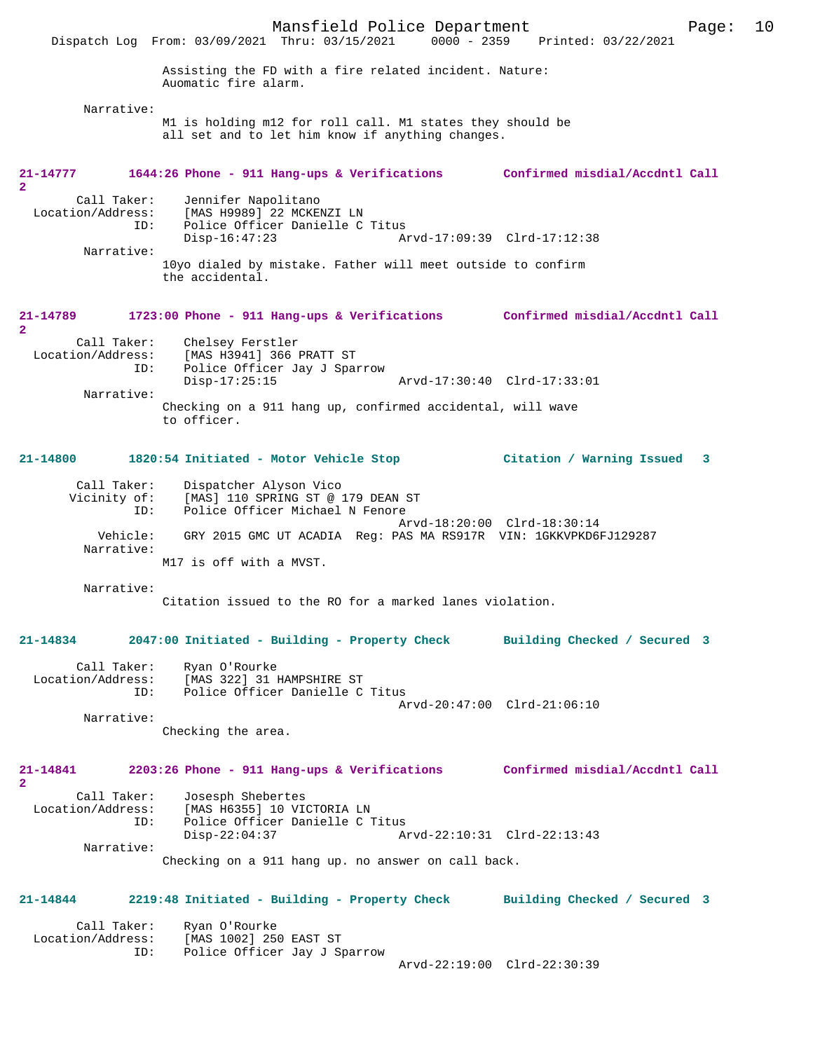Assisting the FD with a fire related incident. Nature: Auomatic fire alarm.

Narrative:
M1 is holding m12 for roll call. M1 states they should be all set and to let him know if anything changes.

**21-14777 1644:26 Phone - 911 Hang-ups & Verifications Confirmed misdial/Accdntl Call 2**

Call Taker: Jennifer Napolitano
Location/Address: [MAS H9989] 22 MCKENZI LN
ID: Police Officer Danielle C Titus
Disp-16:47:23 Arvd-17:09:39 Clrd-17:12:38
Narrative:
10yo dialed by mistake. Father will meet outside to confirm the accidental.

**21-14789 1723:00 Phone - 911 Hang-ups & Verifications Confirmed misdial/Accdntl Call 2**

Call Taker: Chelsey Ferstler
Location/Address: [MAS H3941] 366 PRATT ST
ID: Police Officer Jay J Sparrow
Disp-17:25:15 Arvd-17:30:40 Clrd-17:33:01
Narrative:
Checking on a 911 hang up, confirmed accidental, will wave to officer.

**21-14800 1820:54 Initiated - Motor Vehicle Stop Citation / Warning Issued 3**

Call Taker: Dispatcher Alyson Vico
Vicinity of: [MAS] 110 SPRING ST @ 179 DEAN ST
ID: Police Officer Michael N Fenore
Arvd-18:20:00 Clrd-18:30:14
Vehicle: GRY 2015 GMC UT ACADIA Reg: PAS MA RS917R VIN: 1GKKVPKD6FJ129287
Narrative:
M17 is off with a MVST.

Narrative:
Citation issued to the RO for a marked lanes violation.

**21-14834 2047:00 Initiated - Building - Property Check Building Checked / Secured 3**

Call Taker: Ryan O'Rourke
Location/Address: [MAS 322] 31 HAMPSHIRE ST
ID: Police Officer Danielle C Titus
Arvd-20:47:00 Clrd-21:06:10
Narrative:
Checking the area.

**21-14841 2203:26 Phone - 911 Hang-ups & Verifications Confirmed misdial/Accdntl Call 2**

Call Taker: Josesph Shebertes
Location/Address: [MAS H6355] 10 VICTORIA LN
ID: Police Officer Danielle C Titus
Disp-22:04:37 Arvd-22:10:31 Clrd-22:13:43
Narrative:
Checking on a 911 hang up. no answer on call back.

**21-14844 2219:48 Initiated - Building - Property Check Building Checked / Secured 3**

Call Taker: Ryan O'Rourke
Location/Address: [MAS 1002] 250 EAST ST
ID: Police Officer Jay J Sparrow
Arvd-22:19:00 Clrd-22:30:39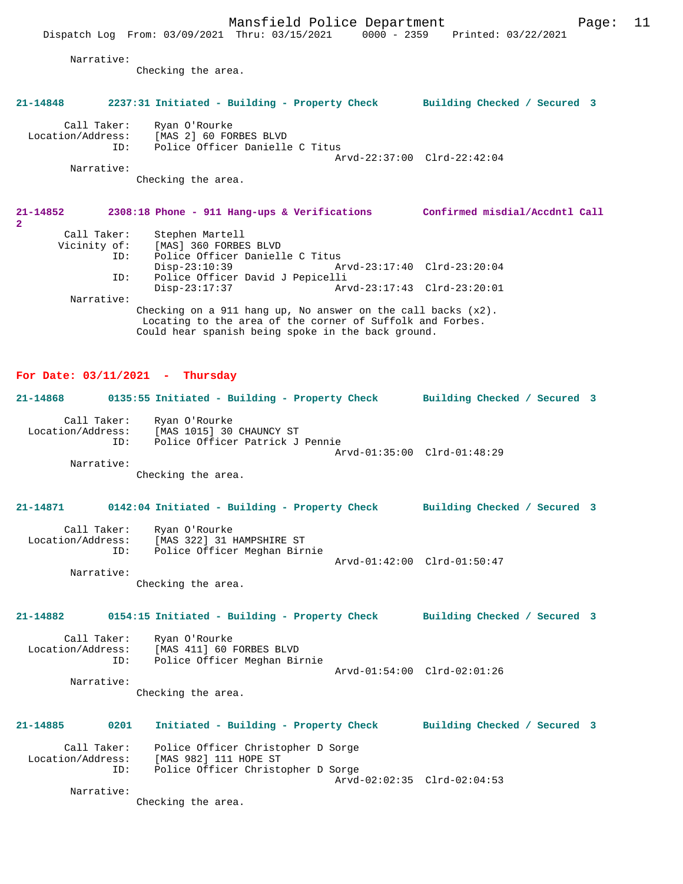Narrative:
Checking the area.

**21-14848 2237:31 Initiated - Building - Property Check Building Checked / Secured 3**

Call Taker: Ryan O'Rourke
Location/Address: [MAS 2] 60 FORBES BLVD
ID: Police Officer Danielle C Titus
Arvd-22:37:00 Clrd-22:42:04
Narrative:
Checking the area.

**21-14852 2308:18 Phone - 911 Hang-ups & Verifications Confirmed misdial/Accdntl Call 2**

Call Taker: Stephen Martell
Vicinity of: [MAS] 360 FORBES BLVD
ID: Police Officer Danielle C Titus
Disp-23:10:39 Arvd-23:17:40 Clrd-23:20:04
ID: Police Officer David J Pepicelli
Disp-23:17:37 Arvd-23:17:43 Clrd-23:20:01
Narrative:
Checking on a 911 hang up, No answer on the call backs (x2).
Locating to the area of the corner of Suffolk and Forbes.
Could hear spanish being spoke in the back ground.

## For Date: 03/11/2021 - Thursday

**21-14868 0135:55 Initiated - Building - Property Check Building Checked / Secured 3**

Call Taker: Ryan O'Rourke
Location/Address: [MAS 1015] 30 CHAUNCY ST
ID: Police Officer Patrick J Pennie
Arvd-01:35:00 Clrd-01:48:29
Narrative:
Checking the area.

**21-14871 0142:04 Initiated - Building - Property Check Building Checked / Secured 3**

Call Taker: Ryan O'Rourke
Location/Address: [MAS 322] 31 HAMPSHIRE ST
ID: Police Officer Meghan Birnie
Arvd-01:42:00 Clrd-01:50:47
Narrative:
Checking the area.

**21-14882 0154:15 Initiated - Building - Property Check Building Checked / Secured 3**

Call Taker: Ryan O'Rourke
Location/Address: [MAS 411] 60 FORBES BLVD
ID: Police Officer Meghan Birnie
Arvd-01:54:00 Clrd-02:01:26
Narrative:
Checking the area.

**21-14885 0201 Initiated - Building - Property Check Building Checked / Secured 3**

Call Taker: Police Officer Christopher D Sorge
Location/Address: [MAS 982] 111 HOPE ST
ID: Police Officer Christopher D Sorge
Arvd-02:02:35 Clrd-02:04:53
Narrative:
Checking the area.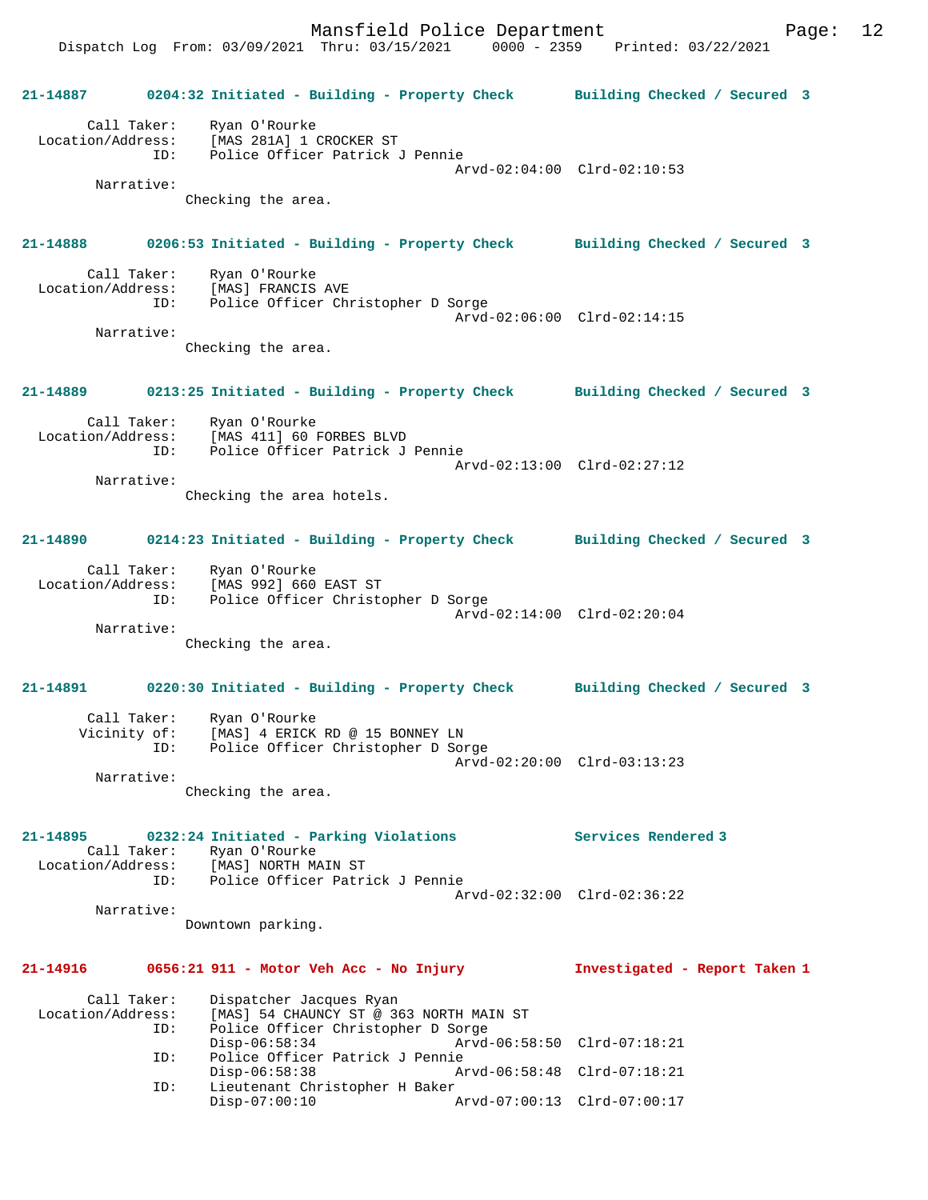**21-14887 0204:32 Initiated - Building - Property Check Building Checked / Secured 3**

Call Taker: Ryan O'Rourke
Location/Address: [MAS 281A] 1 CROCKER ST
ID: Police Officer Patrick J Pennie
Arvd-02:04:00 Clrd-02:10:53
Narrative:
Checking the area.

**21-14888 0206:53 Initiated - Building - Property Check Building Checked / Secured 3**

Call Taker: Ryan O'Rourke
Location/Address: [MAS] FRANCIS AVE
ID: Police Officer Christopher D Sorge
Arvd-02:06:00 Clrd-02:14:15
Narrative:
Checking the area.

**21-14889 0213:25 Initiated - Building - Property Check Building Checked / Secured 3**

Call Taker: Ryan O'Rourke
Location/Address: [MAS 411] 60 FORBES BLVD
ID: Police Officer Patrick J Pennie
Arvd-02:13:00 Clrd-02:27:12
Narrative:
Checking the area hotels.

**21-14890 0214:23 Initiated - Building - Property Check Building Checked / Secured 3**

Call Taker: Ryan O'Rourke
Location/Address: [MAS 992] 660 EAST ST
ID: Police Officer Christopher D Sorge
Arvd-02:14:00 Clrd-02:20:04
Narrative:
Checking the area.

**21-14891 0220:30 Initiated - Building - Property Check Building Checked / Secured 3**

Call Taker: Ryan O'Rourke
Vicinity of: [MAS] 4 ERICK RD @ 15 BONNEY LN
ID: Police Officer Christopher D Sorge
Arvd-02:20:00 Clrd-03:13:23
Narrative:
Checking the area.

**21-14895 0232:24 Initiated - Parking Violations Services Rendered 3**

Call Taker: Ryan O'Rourke
Location/Address: [MAS] NORTH MAIN ST
ID: Police Officer Patrick J Pennie
Arvd-02:32:00 Clrd-02:36:22
Narrative:
Downtown parking.

**21-14916 0656:21 911 - Motor Veh Acc - No Injury Investigated - Report Taken 1**

Call Taker: Dispatcher Jacques Ryan
Location/Address: [MAS] 54 CHAUNCY ST @ 363 NORTH MAIN ST
ID: Police Officer Christopher D Sorge
Disp-06:58:34 Arvd-06:58:50 Clrd-07:18:21
ID: Police Officer Patrick J Pennie
Disp-06:58:38 Arvd-06:58:48 Clrd-07:18:21
ID: Lieutenant Christopher H Baker
Disp-07:00:10 Arvd-07:00:13 Clrd-07:00:17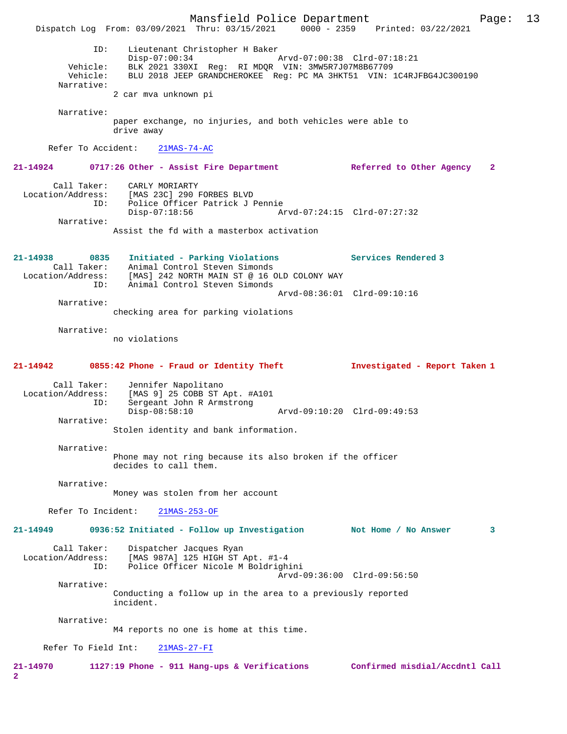ID: Lieutenant Christopher H Baker
Disp-07:00:34 Arvd-07:00:38 Clrd-07:18:21
Vehicle: BLK 2021 330XI Reg: RI MDQR VIN: 3MW5R7J07M8B67709
Vehicle: BLU 2018 JEEP GRANDCHEROKEE Reg: PC MA 3HKT51 VIN: 1C4RJFBG4JC300190
Narrative:
2 car mva unknown pi

Narrative:
paper exchange, no injuries, and both vehicles were able to drive away

Refer To Accident: 21MAS-74-AC

**21-14924 0717:26 Other - Assist Fire Department Referred to Other Agency 2**

Call Taker: CARLY MORIARTY
Location/Address: [MAS 23C] 290 FORBES BLVD
ID: Police Officer Patrick J Pennie
Disp-07:18:56 Arvd-07:24:15 Clrd-07:27:32
Narrative:
Assist the fd with a masterbox activation

**21-14938 0835 Initiated - Parking Violations Services Rendered 3**
Call Taker: Animal Control Steven Simonds
Location/Address: [MAS] 242 NORTH MAIN ST @ 16 OLD COLONY WAY
ID: Animal Control Steven Simonds
Arvd-08:36:01 Clrd-09:10:16
Narrative:
checking area for parking violations

Narrative:
no violations

**21-14942 0855:42 Phone - Fraud or Identity Theft Investigated - Report Taken 1**

Call Taker: Jennifer Napolitano
Location/Address: [MAS 9] 25 COBB ST Apt. #A101
ID: Sergeant John R Armstrong
Disp-08:58:10 Arvd-09:10:20 Clrd-09:49:53
Narrative:
Stolen identity and bank information.

Narrative:
Phone may not ring because its also broken if the officer decides to call them.

Narrative:
Money was stolen from her account

Refer To Incident: 21MAS-253-OF

**21-14949 0936:52 Initiated - Follow up Investigation Not Home / No Answer 3**

Call Taker: Dispatcher Jacques Ryan
Location/Address: [MAS 987A] 125 HIGH ST Apt. #1-4
ID: Police Officer Nicole M Boldrighini
Arvd-09:36:00 Clrd-09:56:50
Narrative:
Conducting a follow up in the area to a previously reported incident.

Narrative:
M4 reports no one is home at this time.

Refer To Field Int: 21MAS-27-FI

**21-14970 1127:19 Phone - 911 Hang-ups & Verifications Confirmed misdial/Accdntl Call 2**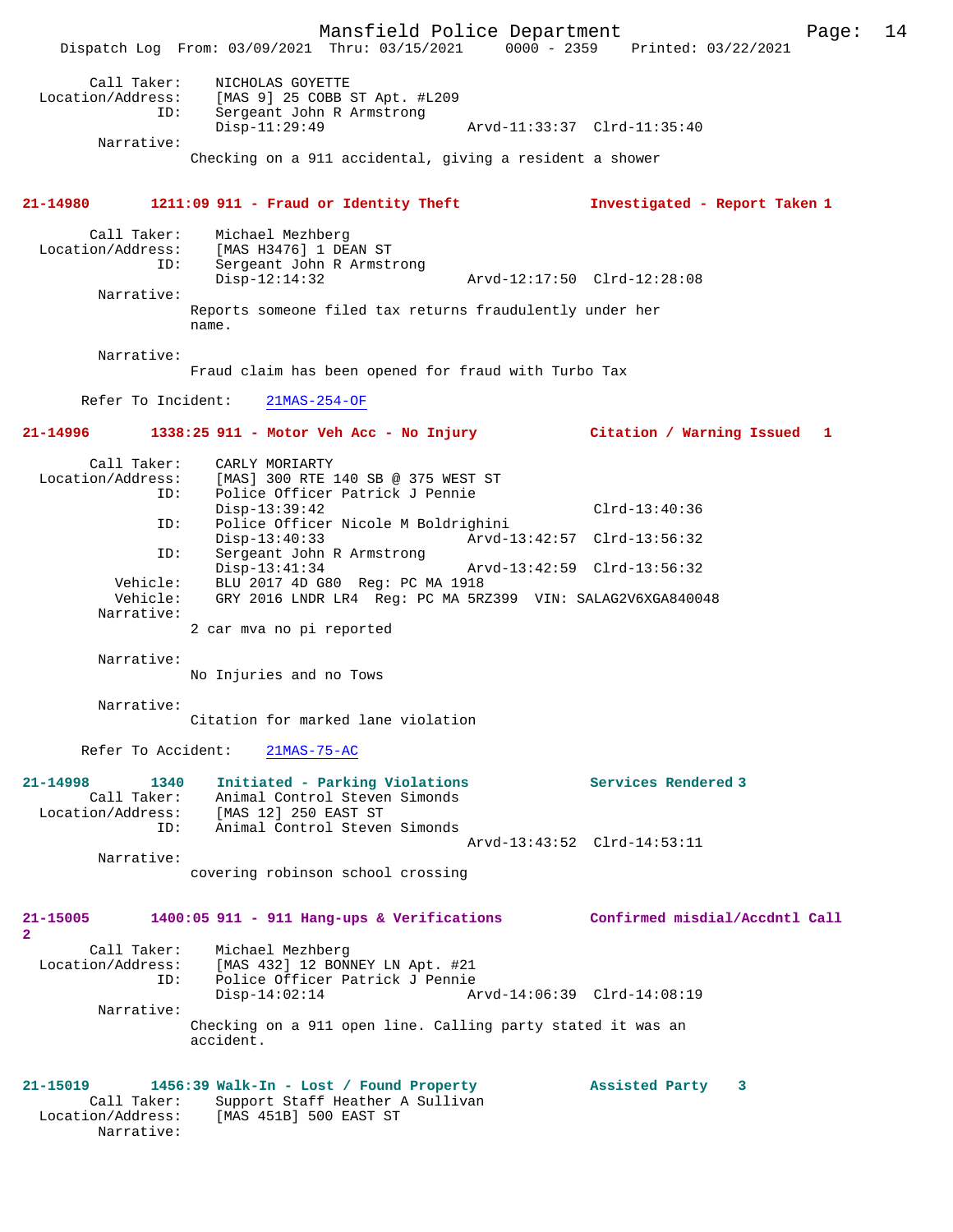```
Call Taker:    NICHOLAS GOYETTE
 Location/Address:    [MAS 9] 25 COBB ST Apt. #L209
               ID:    Sergeant John R Armstrong
                      Disp-11:29:49                 Arvd-11:33:37  Clrd-11:35:40
        Narrative:
                  Checking on a 911 accidental, giving a resident a shower
```

**21-14980      1211:09 911 - Fraud or Identity Theft      Investigated - Report Taken 1**

```
       Call Taker:    Michael Mezhberg
 Location/Address:    [MAS H3476] 1 DEAN ST
               ID:    Sergeant John R Armstrong
                      Disp-12:14:32                 Arvd-12:17:50  Clrd-12:28:08
        Narrative:
                  Reports someone filed tax returns fraudulently under her
                  name.

        Narrative:
                  Fraud claim has been opened for fraud with Turbo Tax

      Refer To Incident:    21MAS-254-OF
```

**21-14996      1338:25 911 - Motor Veh Acc - No Injury      Citation / Warning Issued   1**

```
       Call Taker:    CARLY MORIARTY
 Location/Address:    [MAS] 300 RTE 140 SB @ 375 WEST ST
               ID:    Police Officer Patrick J Pennie
                      Disp-13:39:42                                Clrd-13:40:36
               ID:    Police Officer Nicole M Boldrighini
                      Disp-13:40:33                 Arvd-13:42:57  Clrd-13:56:32
               ID:    Sergeant John R Armstrong
                      Disp-13:41:34                 Arvd-13:42:59  Clrd-13:56:32
          Vehicle:    BLU 2017 4D G80  Reg: PC MA 1918
          Vehicle:    GRY 2016 LNDR LR4  Reg: PC MA 5RZ399  VIN: SALAG2V6XGA840048
        Narrative:
                  2 car mva no pi reported

        Narrative:
                  No Injuries and no Tows

        Narrative:
                  Citation for marked lane violation

      Refer To Accident:    21MAS-75-AC
```

**21-14998      1340    Initiated - Parking Violations      Services Rendered 3**

```
       Call Taker:    Animal Control Steven Simonds
 Location/Address:    [MAS 12] 250 EAST ST
               ID:    Animal Control Steven Simonds
                                                    Arvd-13:43:52  Clrd-14:53:11
        Narrative:
                  covering robinson school crossing
```

**21-15005      1400:05 911 - 911 Hang-ups & Verifications      Confirmed misdial/Accdntl Call 2**

```
       Call Taker:    Michael Mezhberg
 Location/Address:    [MAS 432] 12 BONNEY LN Apt. #21
               ID:    Police Officer Patrick J Pennie
                      Disp-14:02:14                 Arvd-14:06:39  Clrd-14:08:19
        Narrative:
                  Checking on a 911 open line. Calling party stated it was an
                  accident.
```

**21-15019      1456:39 Walk-In - Lost / Found Property      Assisted Party    3**

```
       Call Taker:    Support Staff Heather A Sullivan
 Location/Address:    [MAS 451B] 500 EAST ST
        Narrative:
```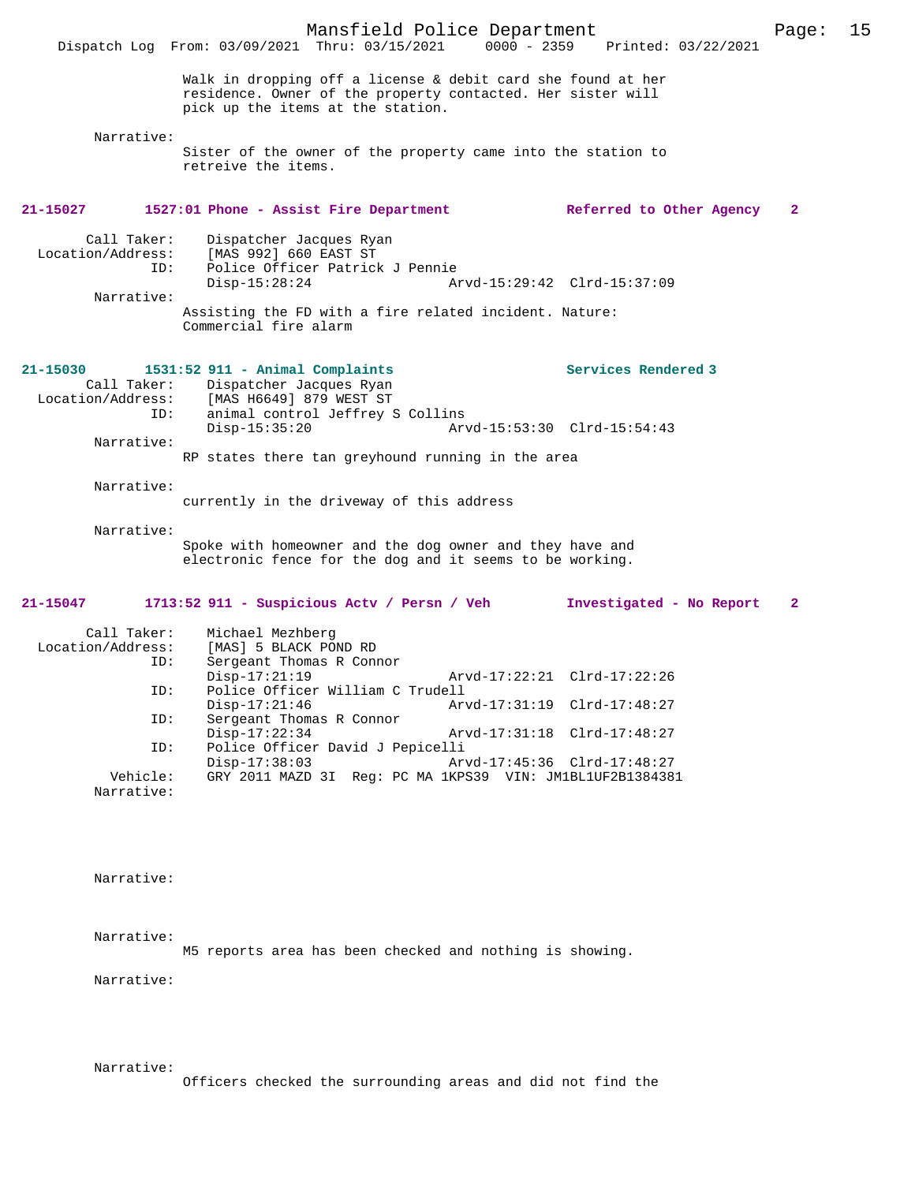Walk in dropping off a license & debit card she found at her residence. Owner of the property contacted. Her sister will pick up the items at the station.

Narrative:
Sister of the owner of the property came into the station to retreive the items.

**21-15027 1527:01 Phone - Assist Fire Department — Referred to Other Agency 2**

Call Taker: Dispatcher Jacques Ryan
Location/Address: [MAS 992] 660 EAST ST
ID: Police Officer Patrick J Pennie
Disp-15:28:24 Arvd-15:29:42 Clrd-15:37:09

Narrative:
Assisting the FD with a fire related incident. Nature: Commercial fire alarm

**21-15030 1531:52 911 - Animal Complaints — Services Rendered 3**

Call Taker: Dispatcher Jacques Ryan
Location/Address: [MAS H6649] 879 WEST ST
ID: animal control Jeffrey S Collins
Disp-15:35:20 Arvd-15:53:30 Clrd-15:54:43

Narrative:
RP states there tan greyhound running in the area

Narrative:
currently in the driveway of this address

Narrative:
Spoke with homeowner and the dog owner and they have and electronic fence for the dog and it seems to be working.

**21-15047 1713:52 911 - Suspicious Actv / Persn / Veh — Investigated - No Report 2**

Call Taker: Michael Mezhberg
Location/Address: [MAS] 5 BLACK POND RD
ID: Sergeant Thomas R Connor
Disp-17:21:19 Arvd-17:22:21 Clrd-17:22:26
ID: Police Officer William C Trudell
Disp-17:21:46 Arvd-17:31:19 Clrd-17:48:27
ID: Sergeant Thomas R Connor
Disp-17:22:34 Arvd-17:31:18 Clrd-17:48:27
ID: Police Officer David J Pepicelli
Disp-17:38:03 Arvd-17:45:36 Clrd-17:48:27
Vehicle: GRY 2011 MAZD 3I Reg: PC MA 1KPS39 VIN: JM1BL1UF2B1384381

Narrative:

Narrative:

Narrative:
M5 reports area has been checked and nothing is showing.

Narrative:

Narrative:
Officers checked the surrounding areas and did not find the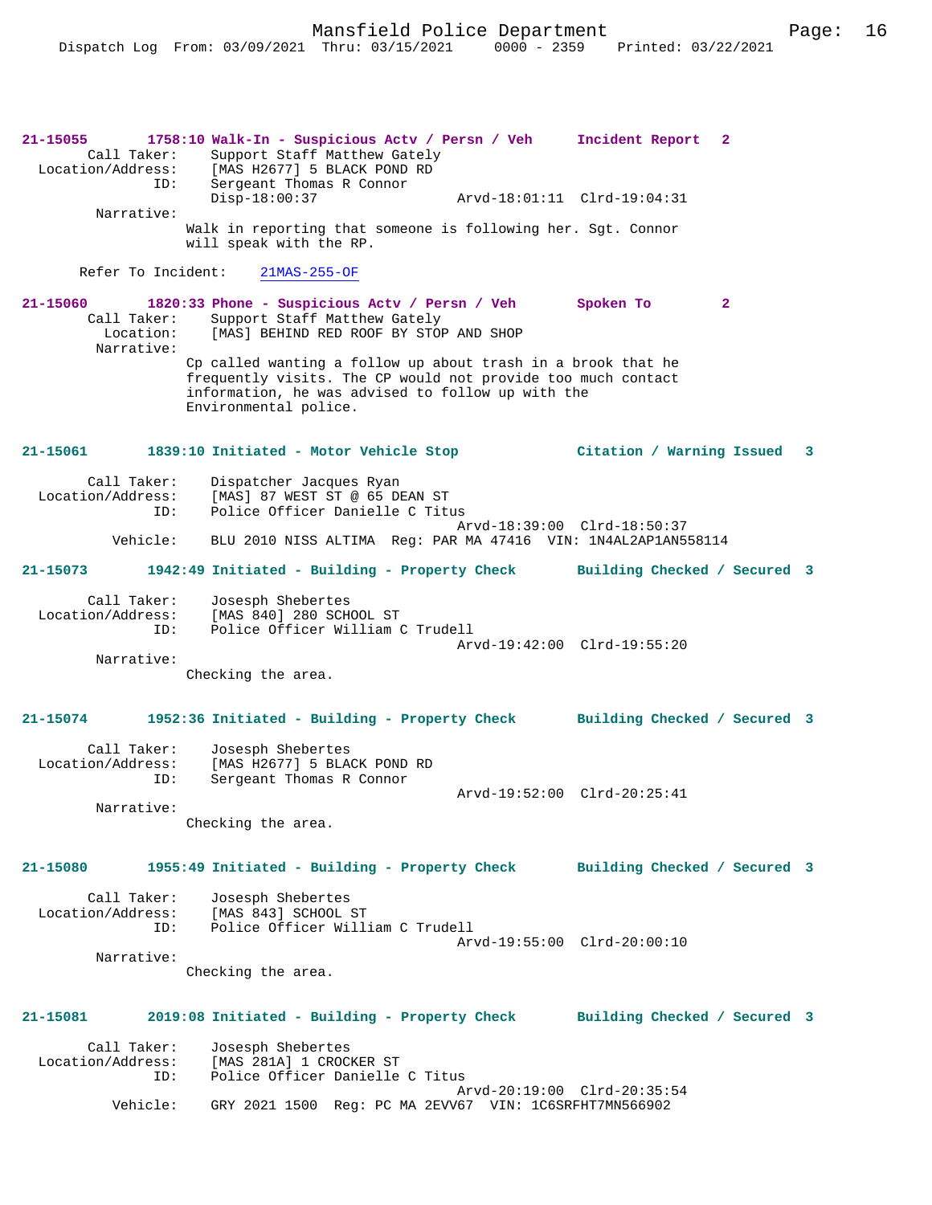**21-15055 1758:10 Walk-In - Suspicious Actv / Persn / Veh Incident Report 2**

Call Taker: Support Staff Matthew Gately
Location/Address: [MAS H2677] 5 BLACK POND RD
ID: Sergeant Thomas R Connor
Disp-18:00:37 Arvd-18:01:11 Clrd-19:04:31
Narrative:
Walk in reporting that someone is following her. Sgt. Connor will speak with the RP.

Refer To Incident: 21MAS-255-OF

**21-15060 1820:33 Phone - Suspicious Actv / Persn / Veh Spoken To 2**

Call Taker: Support Staff Matthew Gately
Location: [MAS] BEHIND RED ROOF BY STOP AND SHOP
Narrative:
Cp called wanting a follow up about trash in a brook that he frequently visits. The CP would not provide too much contact information, he was advised to follow up with the Environmental police.

**21-15061 1839:10 Initiated - Motor Vehicle Stop Citation / Warning Issued 3**

Call Taker: Dispatcher Jacques Ryan
Location/Address: [MAS] 87 WEST ST @ 65 DEAN ST
ID: Police Officer Danielle C Titus
Arvd-18:39:00 Clrd-18:50:37
Vehicle: BLU 2010 NISS ALTIMA Reg: PAR MA 47416 VIN: 1N4AL2AP1AN558114

**21-15073 1942:49 Initiated - Building - Property Check Building Checked / Secured 3**

Call Taker: Josesph Shebertes
Location/Address: [MAS 840] 280 SCHOOL ST
ID: Police Officer William C Trudell
Arvd-19:42:00 Clrd-19:55:20
Narrative:
Checking the area.

**21-15074 1952:36 Initiated - Building - Property Check Building Checked / Secured 3**

Call Taker: Josesph Shebertes
Location/Address: [MAS H2677] 5 BLACK POND RD
ID: Sergeant Thomas R Connor
Arvd-19:52:00 Clrd-20:25:41
Narrative:
Checking the area.

**21-15080 1955:49 Initiated - Building - Property Check Building Checked / Secured 3**

Call Taker: Josesph Shebertes
Location/Address: [MAS 843] SCHOOL ST
ID: Police Officer William C Trudell
Arvd-19:55:00 Clrd-20:00:10
Narrative:
Checking the area.

**21-15081 2019:08 Initiated - Building - Property Check Building Checked / Secured 3**

Call Taker: Josesph Shebertes
Location/Address: [MAS 281A] 1 CROCKER ST
ID: Police Officer Danielle C Titus
Arvd-20:19:00 Clrd-20:35:54
Vehicle: GRY 2021 1500 Reg: PC MA 2EVV67 VIN: 1C6SRFHT7MN566902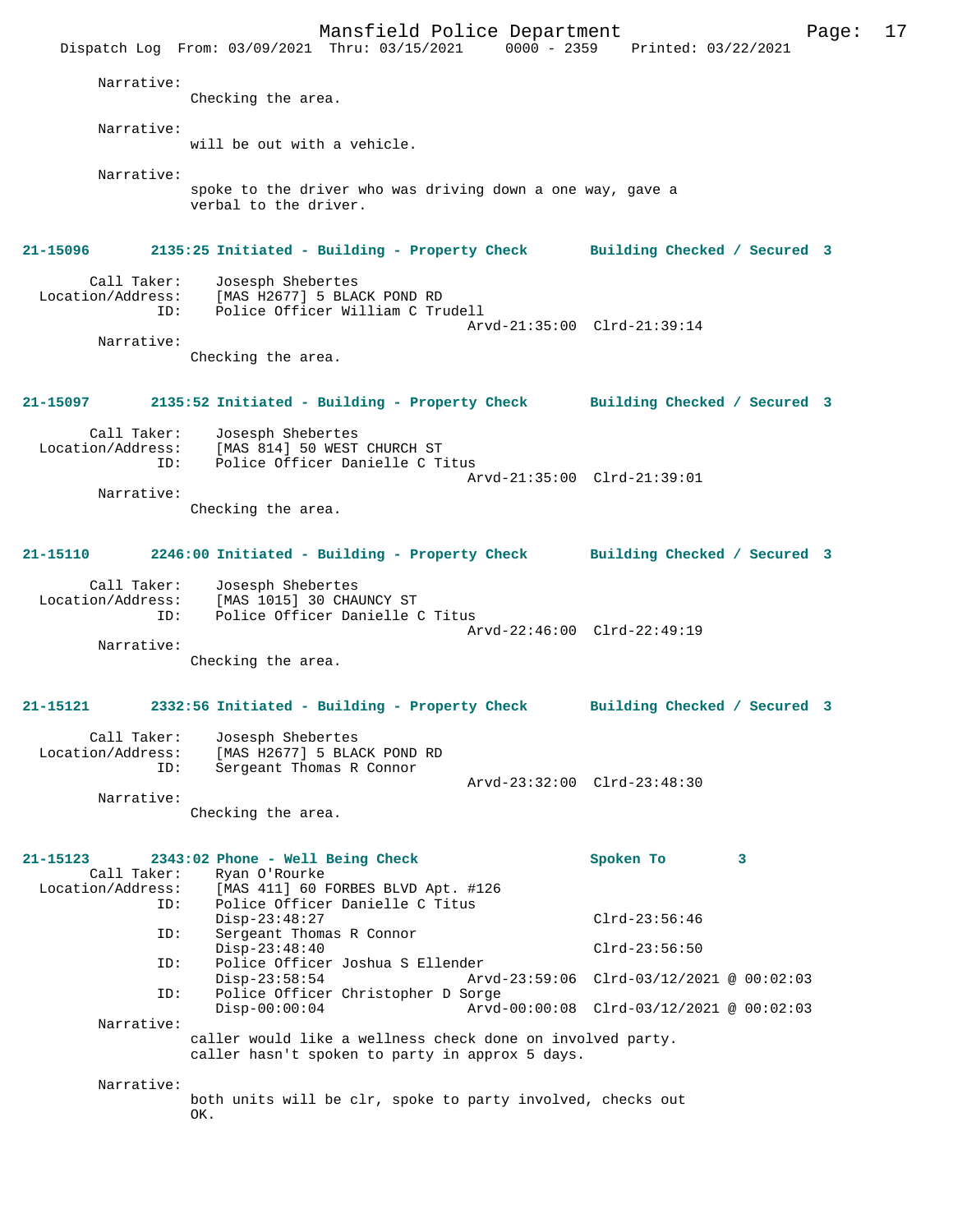Narrative:
Checking the area.

Narrative:
will be out with a vehicle.

Narrative:
spoke to the driver who was driving down a one way, gave a verbal to the driver.

**21-15096 2135:25 Initiated - Building - Property Check Building Checked / Secured 3**

Call Taker: Josesph Shebertes
Location/Address: [MAS H2677] 5 BLACK POND RD
ID: Police Officer William C Trudell
Arvd-21:35:00 Clrd-21:39:14

Narrative:
Checking the area.

**21-15097 2135:52 Initiated - Building - Property Check Building Checked / Secured 3**

Call Taker: Josesph Shebertes
Location/Address: [MAS 814] 50 WEST CHURCH ST
ID: Police Officer Danielle C Titus
Arvd-21:35:00 Clrd-21:39:01

Narrative:
Checking the area.

**21-15110 2246:00 Initiated - Building - Property Check Building Checked / Secured 3**

Call Taker: Josesph Shebertes
Location/Address: [MAS 1015] 30 CHAUNCY ST
ID: Police Officer Danielle C Titus
Arvd-22:46:00 Clrd-22:49:19

Narrative:
Checking the area.

**21-15121 2332:56 Initiated - Building - Property Check Building Checked / Secured 3**

Call Taker: Josesph Shebertes
Location/Address: [MAS H2677] 5 BLACK POND RD
ID: Sergeant Thomas R Connor
Arvd-23:32:00 Clrd-23:48:30

Narrative:
Checking the area.

**21-15123 2343:02 Phone - Well Being Check Spoken To 3**

Call Taker: Ryan O'Rourke
Location/Address: [MAS 411] 60 FORBES BLVD Apt. #126
ID: Police Officer Danielle C Titus
Disp-23:48:27 Clrd-23:56:46
ID: Sergeant Thomas R Connor
Disp-23:48:40 Clrd-23:56:50
ID: Police Officer Joshua S Ellender
Disp-23:58:54 Arvd-23:59:06 Clrd-03/12/2021 @ 00:02:03
ID: Police Officer Christopher D Sorge
Disp-00:00:04 Arvd-00:00:08 Clrd-03/12/2021 @ 00:02:03

Narrative:
caller would like a wellness check done on involved party. caller hasn't spoken to party in approx 5 days.

Narrative:
both units will be clr, spoke to party involved, checks out OK.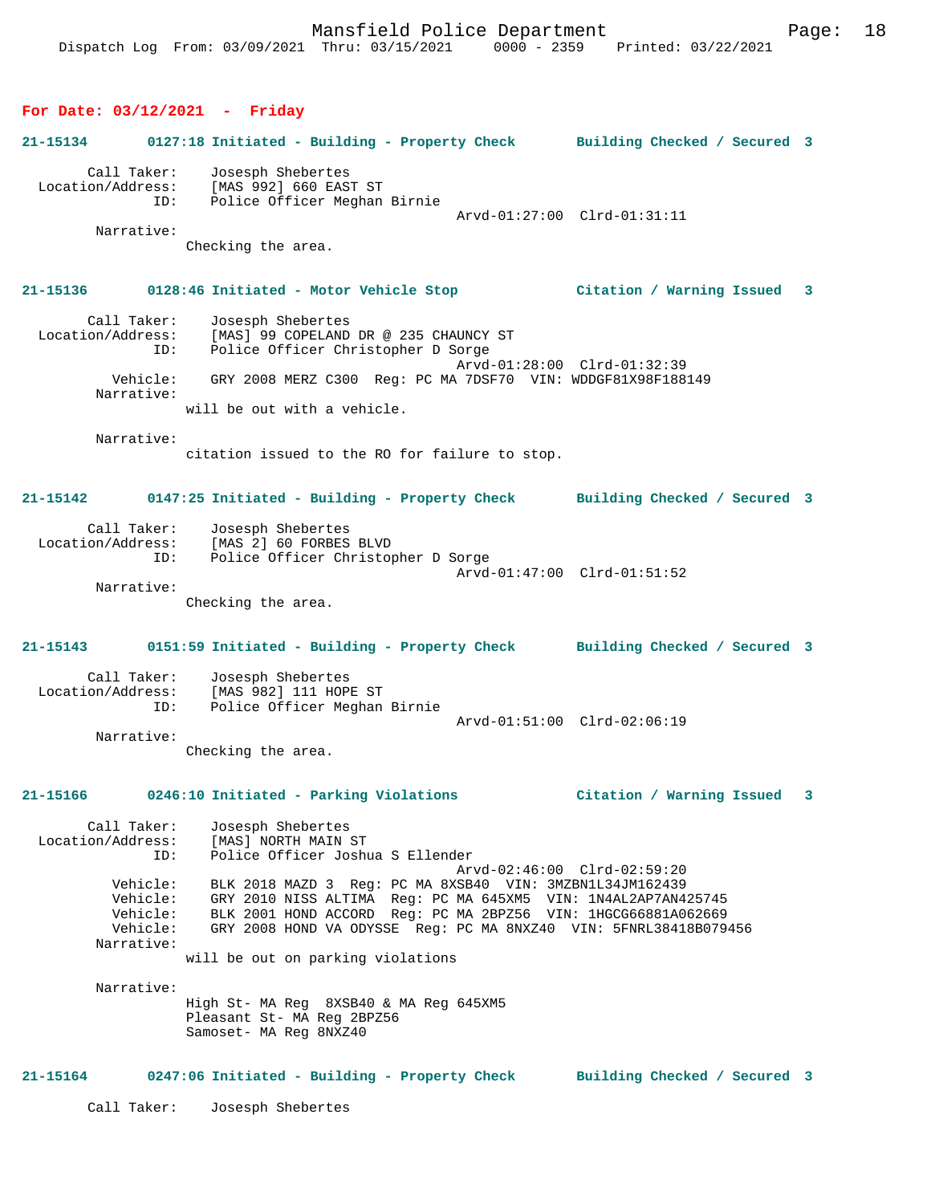**For Date: 03/12/2021 - Friday**

**21-15134 0127:18 Initiated - Building - Property Check Building Checked / Secured 3**

Call Taker: Josesph Shebertes
Location/Address: [MAS 992] 660 EAST ST
ID: Police Officer Meghan Birnie
Arvd-01:27:00 Clrd-01:31:11
Narrative:
Checking the area.

**21-15136 0128:46 Initiated - Motor Vehicle Stop Citation / Warning Issued 3**

Call Taker: Josesph Shebertes
Location/Address: [MAS] 99 COPELAND DR @ 235 CHAUNCY ST
ID: Police Officer Christopher D Sorge
Arvd-01:28:00 Clrd-01:32:39
Vehicle: GRY 2008 MERZ C300 Reg: PC MA 7DSF70 VIN: WDDGF81X98F188149
Narrative:
will be out with a vehicle.

Narrative:
citation issued to the RO for failure to stop.

**21-15142 0147:25 Initiated - Building - Property Check Building Checked / Secured 3**

Call Taker: Josesph Shebertes
Location/Address: [MAS 2] 60 FORBES BLVD
ID: Police Officer Christopher D Sorge
Arvd-01:47:00 Clrd-01:51:52
Narrative:
Checking the area.

**21-15143 0151:59 Initiated - Building - Property Check Building Checked / Secured 3**

Call Taker: Josesph Shebertes
Location/Address: [MAS 982] 111 HOPE ST
ID: Police Officer Meghan Birnie
Arvd-01:51:00 Clrd-02:06:19
Narrative:
Checking the area.

**21-15166 0246:10 Initiated - Parking Violations Citation / Warning Issued 3**

Call Taker: Josesph Shebertes
Location/Address: [MAS] NORTH MAIN ST
ID: Police Officer Joshua S Ellender
Arvd-02:46:00 Clrd-02:59:20
Vehicle: BLK 2018 MAZD 3 Reg: PC MA 8XSB40 VIN: 3MZBN1L34JM162439
Vehicle: GRY 2010 NISS ALTIMA Reg: PC MA 645XM5 VIN: 1N4AL2AP7AN425745
Vehicle: BLK 2001 HOND ACCORD Reg: PC MA 2BPZ56 VIN: 1HGCG66881A062669
Vehicle: GRY 2008 HOND VA ODYSSE Reg: PC MA 8NXZ40 VIN: 5FNRL38418B079456
Narrative:
will be out on parking violations

Narrative:
High St- MA Reg 8XSB40 & MA Reg 645XM5
Pleasant St- MA Reg 2BPZ56
Samoset- MA Reg 8NXZ40

**21-15164 0247:06 Initiated - Building - Property Check Building Checked / Secured 3**

Call Taker: Josesph Shebertes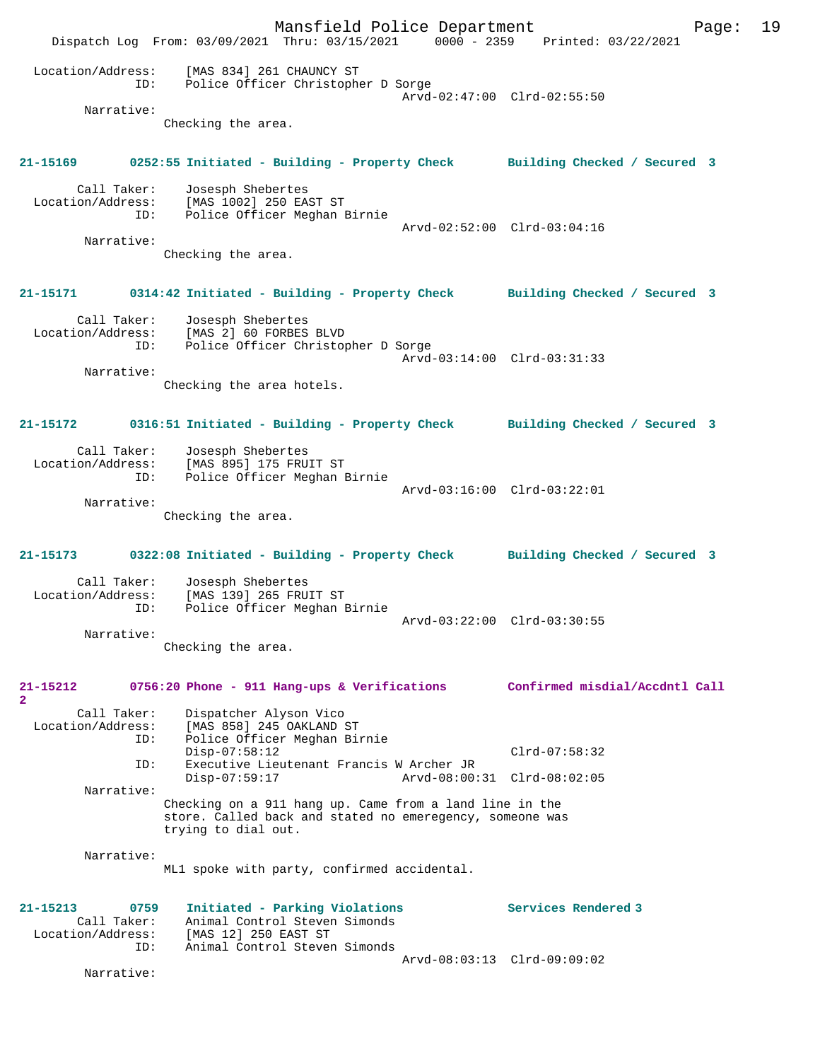Location/Address: [MAS 834] 261 CHAUNCY ST
ID: Police Officer Christopher D Sorge
Arvd-02:47:00 Clrd-02:55:50
Narrative:
Checking the area.

**21-15169 0252:55 Initiated - Building - Property Check Building Checked / Secured 3**

Call Taker: Josesph Shebertes
Location/Address: [MAS 1002] 250 EAST ST
ID: Police Officer Meghan Birnie
Arvd-02:52:00 Clrd-03:04:16
Narrative:
Checking the area.

**21-15171 0314:42 Initiated - Building - Property Check Building Checked / Secured 3**

Call Taker: Josesph Shebertes
Location/Address: [MAS 2] 60 FORBES BLVD
ID: Police Officer Christopher D Sorge
Arvd-03:14:00 Clrd-03:31:33
Narrative:
Checking the area hotels.

**21-15172 0316:51 Initiated - Building - Property Check Building Checked / Secured 3**

Call Taker: Josesph Shebertes
Location/Address: [MAS 895] 175 FRUIT ST
ID: Police Officer Meghan Birnie
Arvd-03:16:00 Clrd-03:22:01
Narrative:
Checking the area.

**21-15173 0322:08 Initiated - Building - Property Check Building Checked / Secured 3**

Call Taker: Josesph Shebertes
Location/Address: [MAS 139] 265 FRUIT ST
ID: Police Officer Meghan Birnie
Arvd-03:22:00 Clrd-03:30:55
Narrative:
Checking the area.

**21-15212 0756:20 Phone - 911 Hang-ups & Verifications Confirmed misdial/Accdntl Call 2**

Call Taker: Dispatcher Alyson Vico
Location/Address: [MAS 858] 245 OAKLAND ST
ID: Police Officer Meghan Birnie
Disp-07:58:12 Clrd-07:58:32
ID: Executive Lieutenant Francis W Archer JR
Disp-07:59:17 Arvd-08:00:31 Clrd-08:02:05
Narrative:
Checking on a 911 hang up. Came from a land line in the store. Called back and stated no emeregency, someone was trying to dial out.

Narrative:
ML1 spoke with party, confirmed accidental.

**21-15213 0759 Initiated - Parking Violations Services Rendered 3**

Call Taker: Animal Control Steven Simonds
Location/Address: [MAS 12] 250 EAST ST
ID: Animal Control Steven Simonds
Arvd-08:03:13 Clrd-09:09:02
Narrative: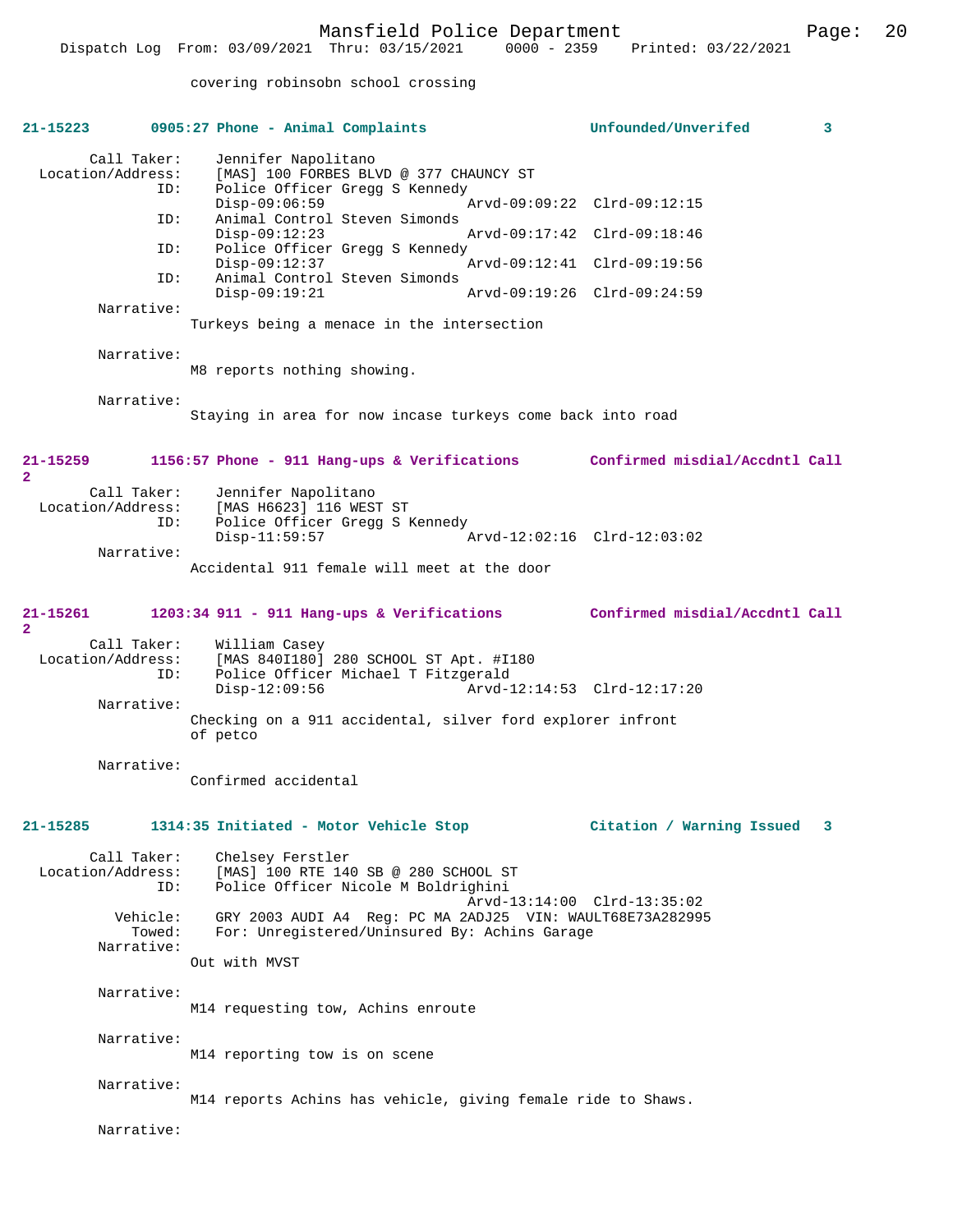covering robinsobn school crossing

**21-15223 0905:27 Phone - Animal Complaints Unfounded/Unverifed 3**

Call Taker: Jennifer Napolitano
Location/Address: [MAS] 100 FORBES BLVD @ 377 CHAUNCY ST
ID: Police Officer Gregg S Kennedy
Disp-09:06:59 Arvd-09:09:22 Clrd-09:12:15
ID: Animal Control Steven Simonds
Disp-09:12:23 Arvd-09:17:42 Clrd-09:18:46
ID: Police Officer Gregg S Kennedy
Disp-09:12:37 Arvd-09:12:41 Clrd-09:19:56
ID: Animal Control Steven Simonds
Disp-09:19:21 Arvd-09:19:26 Clrd-09:24:59

Narrative:
Turkeys being a menace in the intersection

Narrative:
M8 reports nothing showing.

Narrative:
Staying in area for now incase turkeys come back into road

**21-15259 1156:57 Phone - 911 Hang-ups & Verifications Confirmed misdial/Accdntl Call 2**

Call Taker: Jennifer Napolitano
Location/Address: [MAS H6623] 116 WEST ST
ID: Police Officer Gregg S Kennedy
Disp-11:59:57 Arvd-12:02:16 Clrd-12:03:02

Narrative:
Accidental 911 female will meet at the door

**21-15261 1203:34 911 - 911 Hang-ups & Verifications Confirmed misdial/Accdntl Call 2**

Call Taker: William Casey
Location/Address: [MAS 840I180] 280 SCHOOL ST Apt. #I180
ID: Police Officer Michael T Fitzgerald
Disp-12:09:56 Arvd-12:14:53 Clrd-12:17:20

Narrative:
Checking on a 911 accidental, silver ford explorer infront of petco

Narrative:
Confirmed accidental

**21-15285 1314:35 Initiated - Motor Vehicle Stop Citation / Warning Issued 3**

Call Taker: Chelsey Ferstler
Location/Address: [MAS] 100 RTE 140 SB @ 280 SCHOOL ST
ID: Police Officer Nicole M Boldrighini
Arvd-13:14:00 Clrd-13:35:02
Vehicle: GRY 2003 AUDI A4 Reg: PC MA 2ADJ25 VIN: WAULT68E73A282995
Towed: For: Unregistered/Uninsured By: Achins Garage

Narrative:
Out with MVST

Narrative:
M14 requesting tow, Achins enroute

Narrative:
M14 reporting tow is on scene

Narrative:
M14 reports Achins has vehicle, giving female ride to Shaws.

Narrative: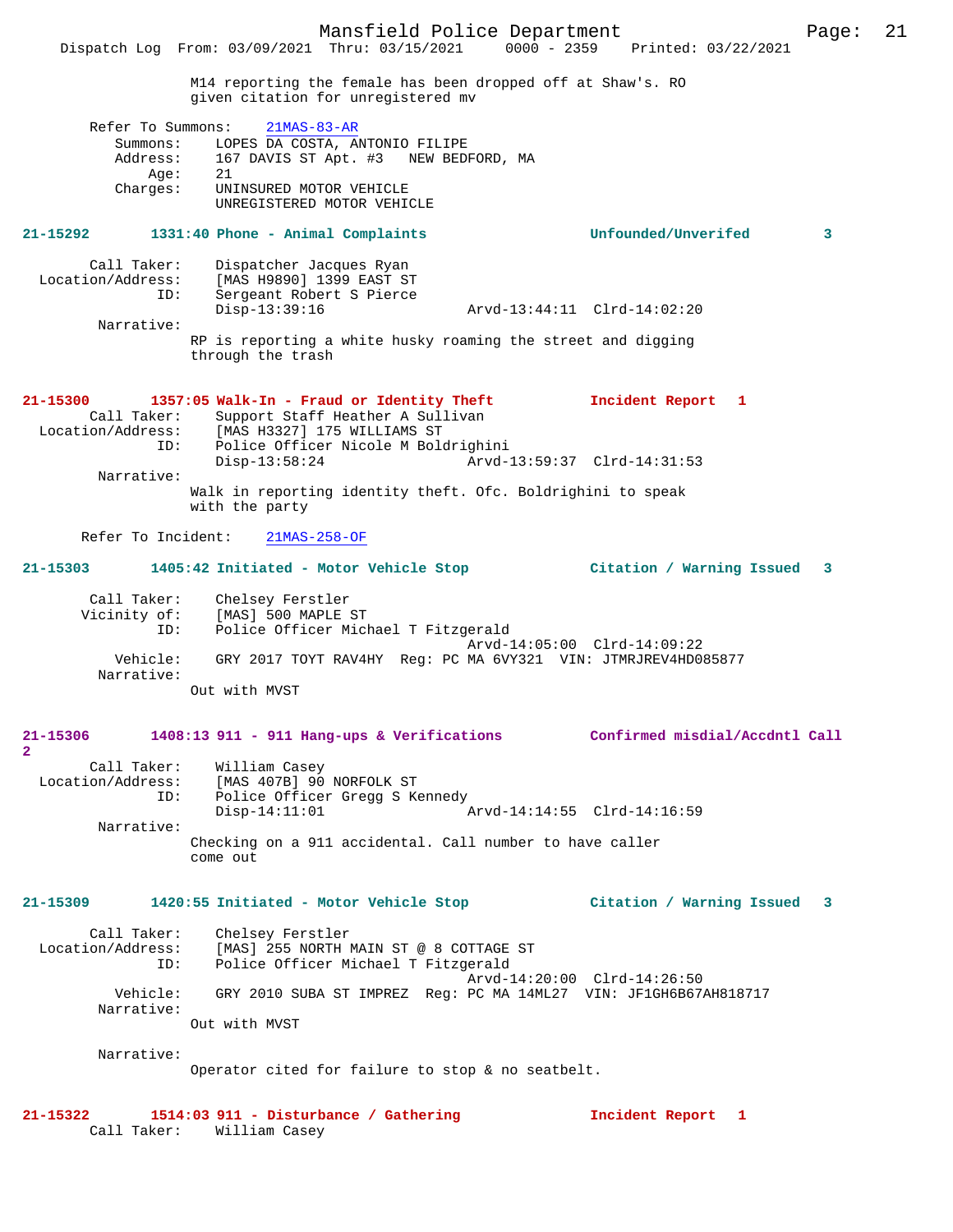M14 reporting the female has been dropped off at Shaw's. RO given citation for unregistered mv

Refer To Summons: 21MAS-83-AR

Summons: LOPES DA COSTA, ANTONIO FILIPE
Address: 167 DAVIS ST Apt. #3 NEW BEDFORD, MA
Age: 21
Charges: UNINSURED MOTOR VEHICLE
UNREGISTERED MOTOR VEHICLE

**21-15292 1331:40 Phone - Animal Complaints Unfounded/Unverifed 3**

Call Taker: Dispatcher Jacques Ryan
Location/Address: [MAS H9890] 1399 EAST ST
ID: Sergeant Robert S Pierce
Disp-13:39:16 Arvd-13:44:11 Clrd-14:02:20
Narrative:
RP is reporting a white husky roaming the street and digging through the trash

**21-15300 1357:05 Walk-In - Fraud or Identity Theft Incident Report 1**

Call Taker: Support Staff Heather A Sullivan
Location/Address: [MAS H3327] 175 WILLIAMS ST
ID: Police Officer Nicole M Boldrighini
Disp-13:58:24 Arvd-13:59:37 Clrd-14:31:53
Narrative:
Walk in reporting identity theft. Ofc. Boldrighini to speak with the party

Refer To Incident: 21MAS-258-OF

**21-15303 1405:42 Initiated - Motor Vehicle Stop Citation / Warning Issued 3**

Call Taker: Chelsey Ferstler
Vicinity of: [MAS] 500 MAPLE ST
ID: Police Officer Michael T Fitzgerald
Arvd-14:05:00 Clrd-14:09:22
Vehicle: GRY 2017 TOYT RAV4HY Reg: PC MA 6VY321 VIN: JTMRJREV4HD085877
Narrative:
Out with MVST

**21-15306 1408:13 911 - 911 Hang-ups & Verifications Confirmed misdial/Accdntl Call 2**

Call Taker: William Casey
Location/Address: [MAS 407B] 90 NORFOLK ST
ID: Police Officer Gregg S Kennedy
Disp-14:11:01 Arvd-14:14:55 Clrd-14:16:59
Narrative:
Checking on a 911 accidental. Call number to have caller come out

**21-15309 1420:55 Initiated - Motor Vehicle Stop Citation / Warning Issued 3**

Call Taker: Chelsey Ferstler
Location/Address: [MAS] 255 NORTH MAIN ST @ 8 COTTAGE ST
ID: Police Officer Michael T Fitzgerald
Arvd-14:20:00 Clrd-14:26:50
Vehicle: GRY 2010 SUBA ST IMPREZ Reg: PC MA 14ML27 VIN: JF1GH6B67AH818717
Narrative:
Out with MVST

Narrative:
Operator cited for failure to stop & no seatbelt.

**21-15322 1514:03 911 - Disturbance / Gathering Incident Report 1**

Call Taker: William Casey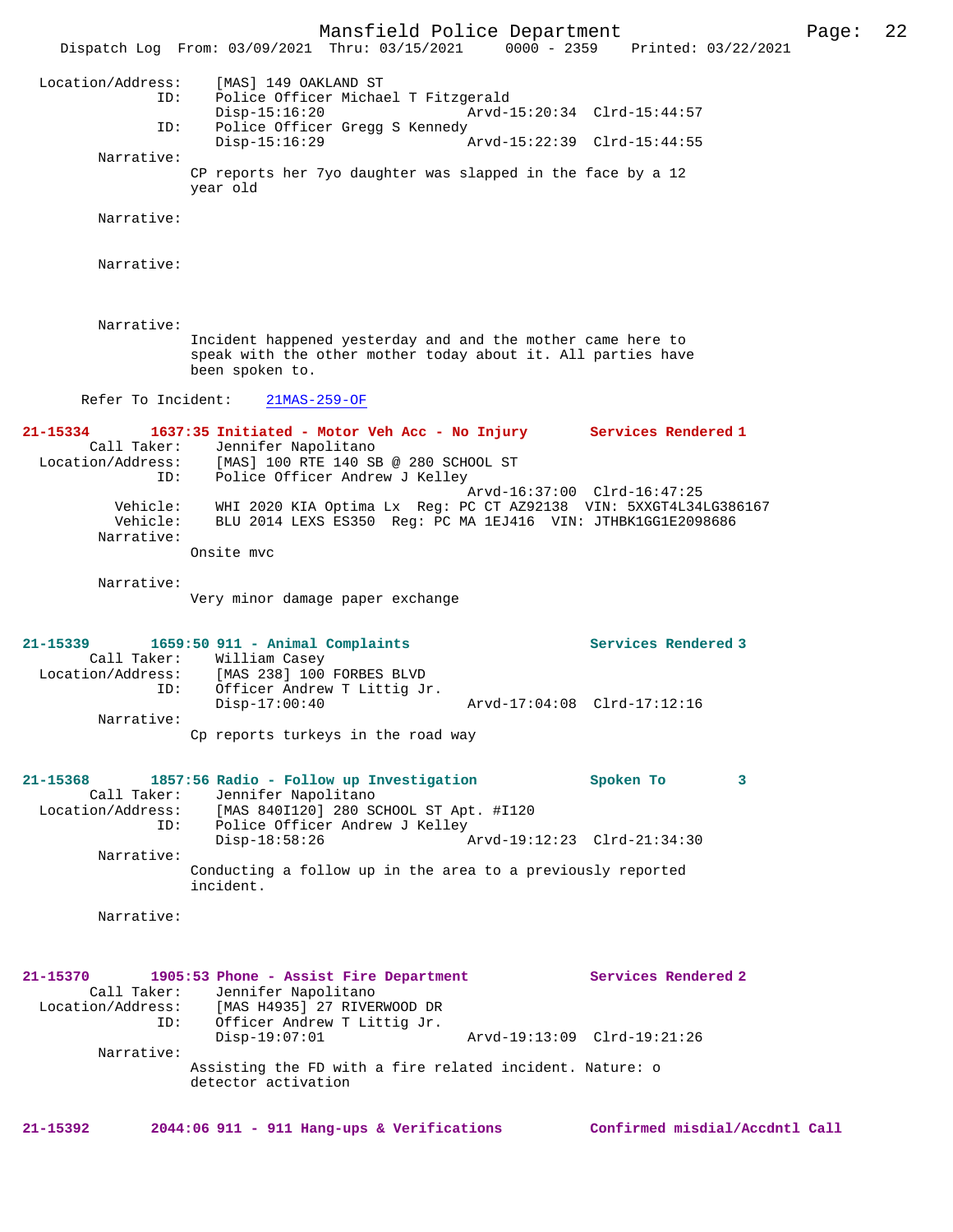Location/Address: [MAS] 149 OAKLAND ST
ID: Police Officer Michael T Fitzgerald
Disp-15:16:20 Arvd-15:20:34 Clrd-15:44:57
ID: Police Officer Gregg S Kennedy
Disp-15:16:29 Arvd-15:22:39 Clrd-15:44:55
Narrative:
CP reports her 7yo daughter was slapped in the face by a 12 year old

Narrative:

Narrative:

Narrative:
Incident happened yesterday and and the mother came here to speak with the other mother today about it. All parties have been spoken to.

Refer To Incident: 21MAS-259-OF

**21-15334 1637:35 Initiated - Motor Veh Acc - No Injury Services Rendered 1**
Call Taker: Jennifer Napolitano
Location/Address: [MAS] 100 RTE 140 SB @ 280 SCHOOL ST
ID: Police Officer Andrew J Kelley
Arvd-16:37:00 Clrd-16:47:25
Vehicle: WHI 2020 KIA Optima Lx Reg: PC CT AZ92138 VIN: 5XXGT4L34LG386167
Vehicle: BLU 2014 LEXS ES350 Reg: PC MA 1EJ416 VIN: JTHBK1GG1E2098686
Narrative:
Onsite mvc

Narrative:
Very minor damage paper exchange

**21-15339 1659:50 911 - Animal Complaints Services Rendered 3**
Call Taker: William Casey
Location/Address: [MAS 238] 100 FORBES BLVD
ID: Officer Andrew T Littig Jr.
Disp-17:00:40 Arvd-17:04:08 Clrd-17:12:16
Narrative:
Cp reports turkeys in the road way

**21-15368 1857:56 Radio - Follow up Investigation Spoken To 3**
Call Taker: Jennifer Napolitano
Location/Address: [MAS 840I120] 280 SCHOOL ST Apt. #I120
ID: Police Officer Andrew J Kelley
Disp-18:58:26 Arvd-19:12:23 Clrd-21:34:30
Narrative:
Conducting a follow up in the area to a previously reported incident.

Narrative:

**21-15370 1905:53 Phone - Assist Fire Department Services Rendered 2**
Call Taker: Jennifer Napolitano
Location/Address: [MAS H4935] 27 RIVERWOOD DR
ID: Officer Andrew T Littig Jr.
Disp-19:07:01 Arvd-19:13:09 Clrd-19:21:26
Narrative:
Assisting the FD with a fire related incident. Nature: o detector activation

**21-15392 2044:06 911 - 911 Hang-ups & Verifications Confirmed misdial/Accdntl Call**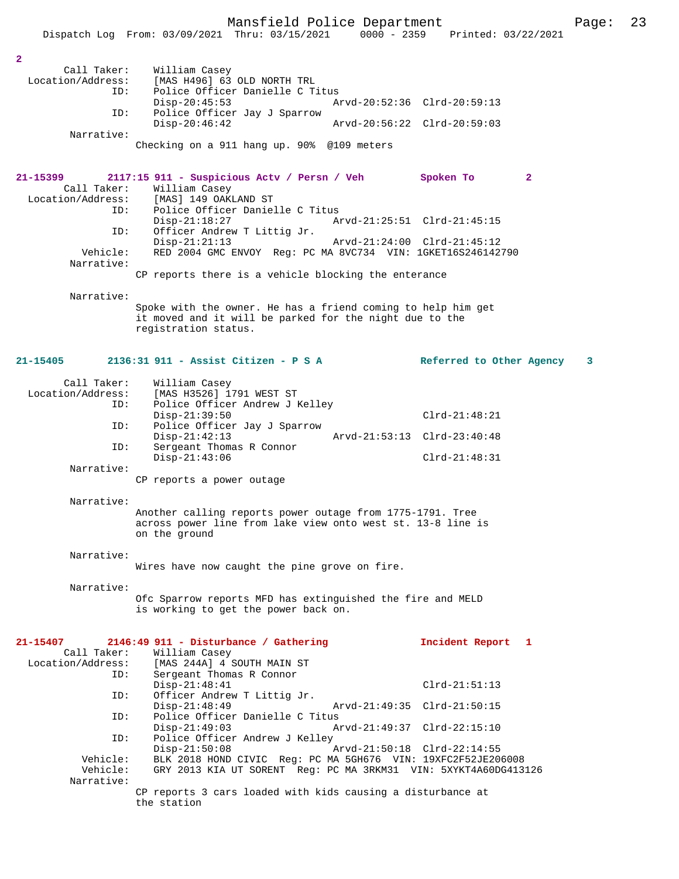2

```
       Call Taker:    William Casey
  Location/Address:    [MAS H496] 63 OLD NORTH TRL
               ID:    Police Officer Danielle C Titus
                      Disp-20:45:53                 Arvd-20:52:36  Clrd-20:59:13
               ID:    Police Officer Jay J Sparrow
                      Disp-20:46:42                 Arvd-20:56:22  Clrd-20:59:03
        Narrative:
                   Checking on a 911 hang up. 90%  @109 meters
```

**21-15399        2117:15 911 - Suspicious Actv / Persn / Veh        Spoken To        2**

```
       Call Taker:    William Casey
  Location/Address:    [MAS] 149 OAKLAND ST
               ID:    Police Officer Danielle C Titus
                      Disp-21:18:27                 Arvd-21:25:51  Clrd-21:45:15
               ID:    Officer Andrew T Littig Jr.
                      Disp-21:21:13                 Arvd-21:24:00  Clrd-21:45:12
          Vehicle:    RED 2004 GMC ENVOY  Reg: PC MA 8VC734  VIN: 1GKET16S246142790
        Narrative:
                   CP reports there is a vehicle blocking the enterance

        Narrative:
                   Spoke with the owner. He has a friend coming to help him get
                   it moved and it will be parked for the night due to the
                   registration status.
```

**21-15405        2136:31 911 - Assist Citizen - P S A        Referred to Other Agency    3**

```
       Call Taker:    William Casey
  Location/Address:    [MAS H3526] 1791 WEST ST
               ID:    Police Officer Andrew J Kelley
                      Disp-21:39:50                                Clrd-21:48:21
               ID:    Police Officer Jay J Sparrow
                      Disp-21:42:13                 Arvd-21:53:13  Clrd-23:40:48
               ID:    Sergeant Thomas R Connor
                      Disp-21:43:06                                Clrd-21:48:31
        Narrative:
                   CP reports a power outage

        Narrative:
                   Another calling reports power outage from 1775-1791. Tree
                   across power line from lake view onto west st. 13-8 line is
                   on the ground

        Narrative:
                   Wires have now caught the pine grove on fire.

        Narrative:
                   Ofc Sparrow reports MFD has extinguished the fire and MELD
                   is working to get the power back on.
```

**21-15407        2146:49 911 - Disturbance / Gathering        Incident Report   1**

```
       Call Taker:    William Casey
  Location/Address:    [MAS 244A] 4 SOUTH MAIN ST
               ID:    Sergeant Thomas R Connor
                      Disp-21:48:41                                Clrd-21:51:13
               ID:    Officer Andrew T Littig Jr.
                      Disp-21:48:49                 Arvd-21:49:35  Clrd-21:50:15
               ID:    Police Officer Danielle C Titus
                      Disp-21:49:03                 Arvd-21:49:37  Clrd-22:15:10
               ID:    Police Officer Andrew J Kelley
                      Disp-21:50:08                 Arvd-21:50:18  Clrd-22:14:55
          Vehicle:    BLK 2018 HOND CIVIC  Reg: PC MA 5GH676  VIN: 19XFC2F52JE206008
          Vehicle:    GRY 2013 KIA UT SORENT  Reg: PC MA 3RKM31  VIN: 5XYKT4A60DG413126
        Narrative:
                   CP reports 3 cars loaded with kids causing a disturbance at
                   the station
```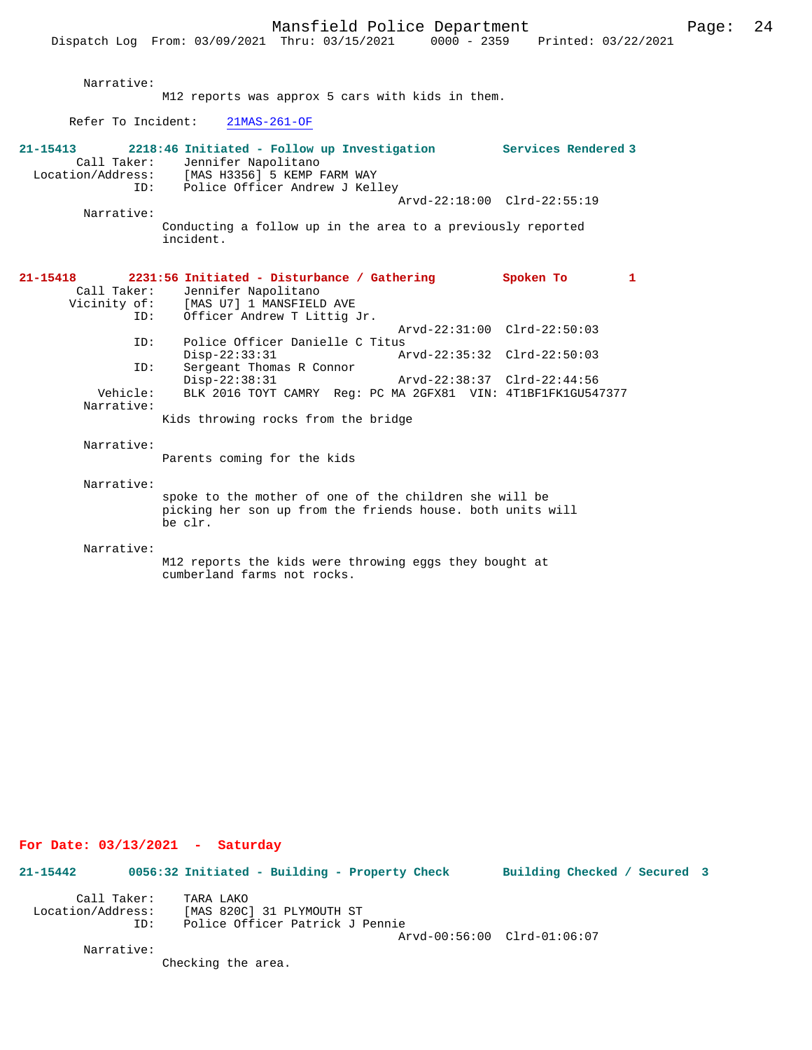Narrative:
M12 reports was approx 5 cars with kids in them.

Refer To Incident: 21MAS-261-OF

**21-15413 2218:46 Initiated - Follow up Investigation Services Rendered 3**

Call Taker: Jennifer Napolitano
Location/Address: [MAS H3356] 5 KEMP FARM WAY
ID: Police Officer Andrew J Kelley
Arvd-22:18:00 Clrd-22:55:19

Narrative:
Conducting a follow up in the area to a previously reported incident.

**21-15418 2231:56 Initiated - Disturbance / Gathering Spoken To 1**

Call Taker: Jennifer Napolitano
Vicinity of: [MAS U7] 1 MANSFIELD AVE
ID: Officer Andrew T Littig Jr.
Arvd-22:31:00 Clrd-22:50:03
ID: Police Officer Danielle C Titus
Disp-22:33:31 Arvd-22:35:32 Clrd-22:50:03
ID: Sergeant Thomas R Connor
Disp-22:38:31 Arvd-22:38:37 Clrd-22:44:56
Vehicle: BLK 2016 TOYT CAMRY Reg: PC MA 2GFX81 VIN: 4T1BF1FK1GU547377

Narrative:
Kids throwing rocks from the bridge

Narrative:
Parents coming for the kids

Narrative:
spoke to the mother of one of the children she will be picking her son up from the friends house. both units will be clr.

Narrative:
M12 reports the kids were throwing eggs they bought at cumberland farms not rocks.

## For Date: 03/13/2021 - Saturday

**21-15442 0056:32 Initiated - Building - Property Check Building Checked / Secured 3**

Call Taker: TARA LAKO
Location/Address: [MAS 820C] 31 PLYMOUTH ST
ID: Police Officer Patrick J Pennie
Arvd-00:56:00 Clrd-01:06:07

Narrative:
Checking the area.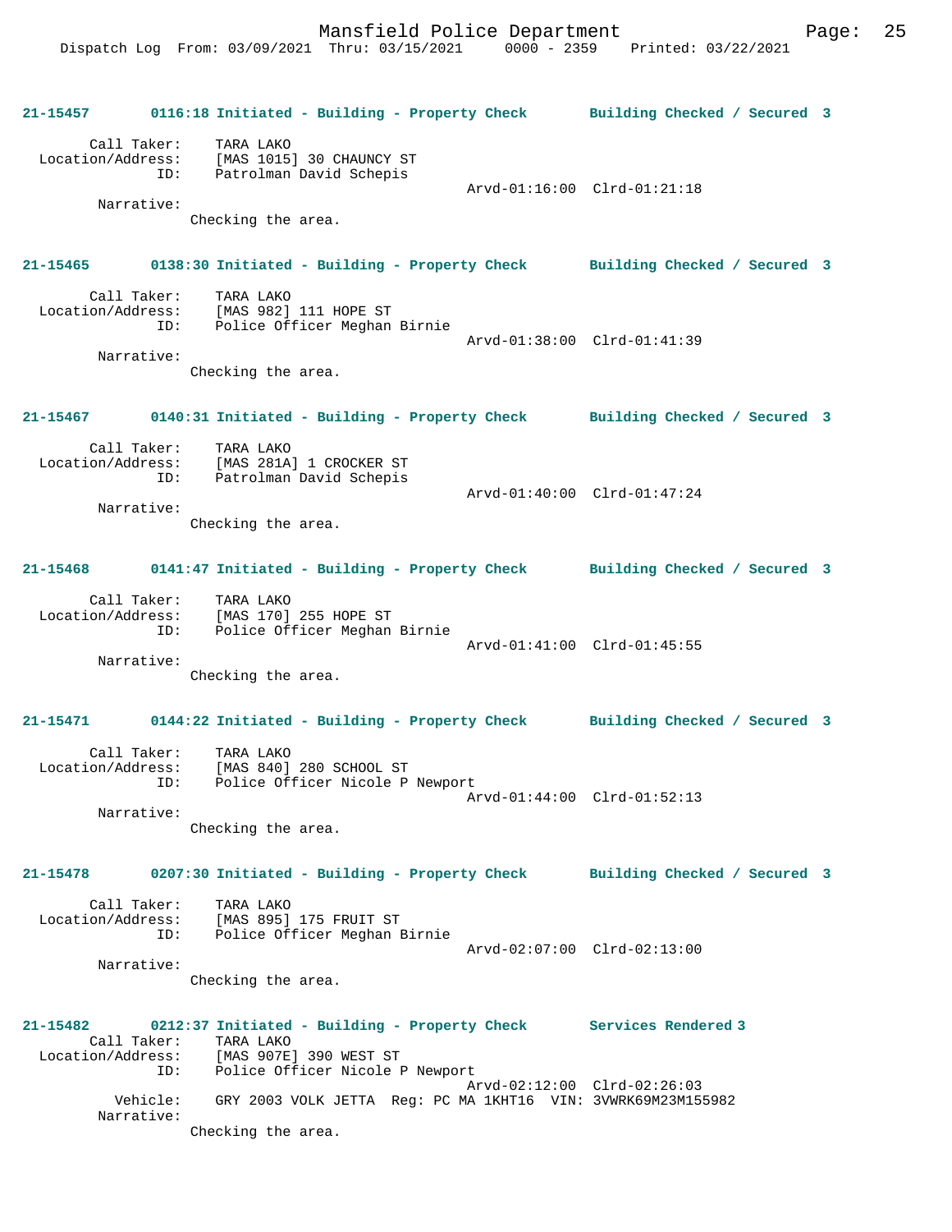**21-15457 0116:18 Initiated - Building - Property Check Building Checked / Secured 3**

Call Taker: TARA LAKO
Location/Address: [MAS 1015] 30 CHAUNCY ST
ID: Patrolman David Schepis
Arvd-01:16:00 Clrd-01:21:18
Narrative:
Checking the area.

**21-15465 0138:30 Initiated - Building - Property Check Building Checked / Secured 3**

Call Taker: TARA LAKO
Location/Address: [MAS 982] 111 HOPE ST
ID: Police Officer Meghan Birnie
Arvd-01:38:00 Clrd-01:41:39
Narrative:
Checking the area.

**21-15467 0140:31 Initiated - Building - Property Check Building Checked / Secured 3**

Call Taker: TARA LAKO
Location/Address: [MAS 281A] 1 CROCKER ST
ID: Patrolman David Schepis
Arvd-01:40:00 Clrd-01:47:24
Narrative:
Checking the area.

**21-15468 0141:47 Initiated - Building - Property Check Building Checked / Secured 3**

Call Taker: TARA LAKO
Location/Address: [MAS 170] 255 HOPE ST
ID: Police Officer Meghan Birnie
Arvd-01:41:00 Clrd-01:45:55
Narrative:
Checking the area.

**21-15471 0144:22 Initiated - Building - Property Check Building Checked / Secured 3**

Call Taker: TARA LAKO
Location/Address: [MAS 840] 280 SCHOOL ST
ID: Police Officer Nicole P Newport
Arvd-01:44:00 Clrd-01:52:13
Narrative:
Checking the area.

**21-15478 0207:30 Initiated - Building - Property Check Building Checked / Secured 3**

Call Taker: TARA LAKO
Location/Address: [MAS 895] 175 FRUIT ST
ID: Police Officer Meghan Birnie
Arvd-02:07:00 Clrd-02:13:00
Narrative:
Checking the area.

**21-15482 0212:37 Initiated - Building - Property Check Services Rendered 3**

Call Taker: TARA LAKO
Location/Address: [MAS 907E] 390 WEST ST
ID: Police Officer Nicole P Newport
Arvd-02:12:00 Clrd-02:26:03
Vehicle: GRY 2003 VOLK JETTA Reg: PC MA 1KHT16 VIN: 3VWRK69M23M155982
Narrative:
Checking the area.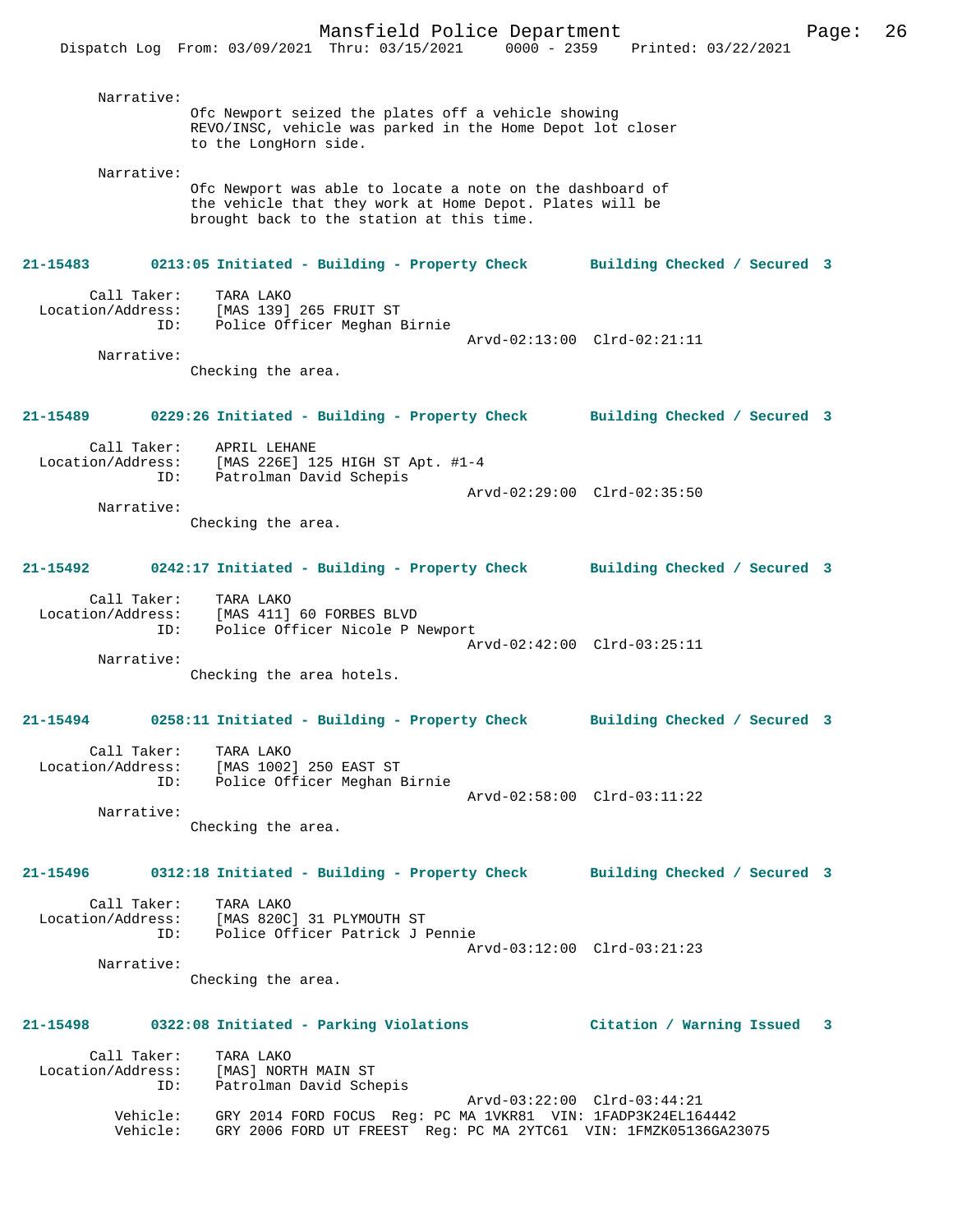Narrative:
Ofc Newport seized the plates off a vehicle showing REVO/INSC, vehicle was parked in the Home Depot lot closer to the LongHorn side.

Narrative:
Ofc Newport was able to locate a note on the dashboard of the vehicle that they work at Home Depot. Plates will be brought back to the station at this time.

**21-15483 0213:05 Initiated - Building - Property Check Building Checked / Secured 3**

Call Taker: TARA LAKO
Location/Address: [MAS 139] 265 FRUIT ST
ID: Police Officer Meghan Birnie
Arvd-02:13:00 Clrd-02:21:11

Narrative:
Checking the area.

**21-15489 0229:26 Initiated - Building - Property Check Building Checked / Secured 3**

Call Taker: APRIL LEHANE
Location/Address: [MAS 226E] 125 HIGH ST Apt. #1-4
ID: Patrolman David Schepis
Arvd-02:29:00 Clrd-02:35:50

Narrative:
Checking the area.

**21-15492 0242:17 Initiated - Building - Property Check Building Checked / Secured 3**

Call Taker: TARA LAKO
Location/Address: [MAS 411] 60 FORBES BLVD
ID: Police Officer Nicole P Newport
Arvd-02:42:00 Clrd-03:25:11

Narrative:
Checking the area hotels.

**21-15494 0258:11 Initiated - Building - Property Check Building Checked / Secured 3**

Call Taker: TARA LAKO
Location/Address: [MAS 1002] 250 EAST ST
ID: Police Officer Meghan Birnie
Arvd-02:58:00 Clrd-03:11:22

Narrative:
Checking the area.

**21-15496 0312:18 Initiated - Building - Property Check Building Checked / Secured 3**

Call Taker: TARA LAKO
Location/Address: [MAS 820C] 31 PLYMOUTH ST
ID: Police Officer Patrick J Pennie
Arvd-03:12:00 Clrd-03:21:23

Narrative:
Checking the area.

**21-15498 0322:08 Initiated - Parking Violations Citation / Warning Issued 3**

Call Taker: TARA LAKO
Location/Address: [MAS] NORTH MAIN ST
ID: Patrolman David Schepis
Arvd-03:22:00 Clrd-03:44:21
Vehicle: GRY 2014 FORD FOCUS Reg: PC MA 1VKR81 VIN: 1FADP3K24EL164442
Vehicle: GRY 2006 FORD UT FREEST Reg: PC MA 2YTC61 VIN: 1FMZK05136GA23075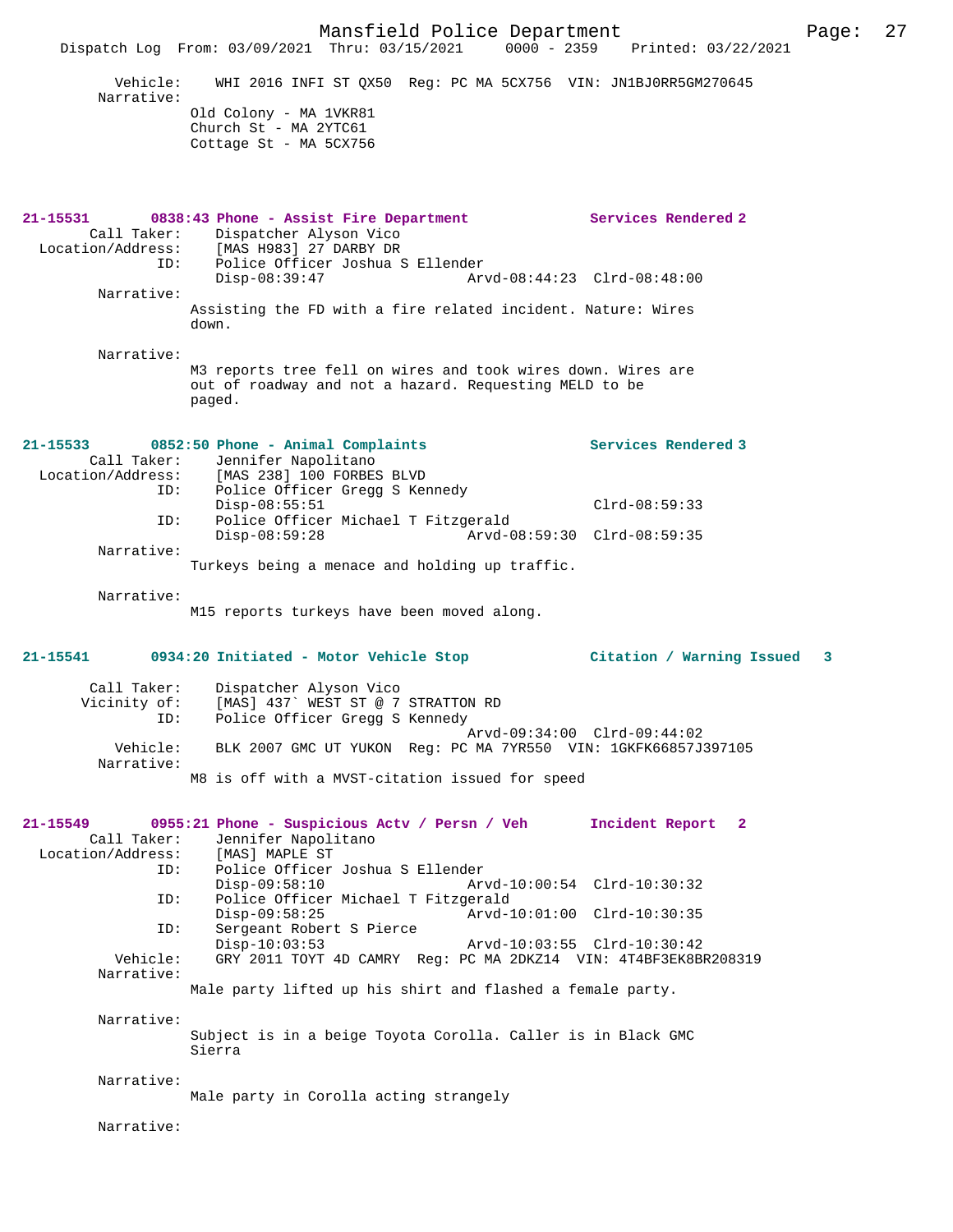Vehicle: WHI 2016 INFI ST QX50 Reg: PC MA 5CX756 VIN: JN1BJ0RR5GM270645
Narrative:
Old Colony - MA 1VKR81
Church St - MA 2YTC61
Cottage St - MA 5CX756

**21-15531 0838:43 Phone - Assist Fire Department Services Rendered 2**
Call Taker: Dispatcher Alyson Vico
Location/Address: [MAS H983] 27 DARBY DR
ID: Police Officer Joshua S Ellender
Disp-08:39:47 Arvd-08:44:23 Clrd-08:48:00
Narrative:
Assisting the FD with a fire related incident. Nature: Wires down.

Narrative:
M3 reports tree fell on wires and took wires down. Wires are out of roadway and not a hazard. Requesting MELD to be paged.

**21-15533 0852:50 Phone - Animal Complaints Services Rendered 3**
Call Taker: Jennifer Napolitano
Location/Address: [MAS 238] 100 FORBES BLVD
ID: Police Officer Gregg S Kennedy
Disp-08:55:51 Clrd-08:59:33
ID: Police Officer Michael T Fitzgerald
Disp-08:59:28 Arvd-08:59:30 Clrd-08:59:35
Narrative:
Turkeys being a menace and holding up traffic.

Narrative:
M15 reports turkeys have been moved along.

**21-15541 0934:20 Initiated - Motor Vehicle Stop Citation / Warning Issued 3**
Call Taker: Dispatcher Alyson Vico
Vicinity of: [MAS] 437` WEST ST @ 7 STRATTON RD
ID: Police Officer Gregg S Kennedy
Arvd-09:34:00 Clrd-09:44:02
Vehicle: BLK 2007 GMC UT YUKON Reg: PC MA 7YR550 VIN: 1GKFK66857J397105
Narrative:
M8 is off with a MVST-citation issued for speed

**21-15549 0955:21 Phone - Suspicious Actv / Persn / Veh Incident Report 2**
Call Taker: Jennifer Napolitano
Location/Address: [MAS] MAPLE ST
ID: Police Officer Joshua S Ellender
Disp-09:58:10 Arvd-10:00:54 Clrd-10:30:32
ID: Police Officer Michael T Fitzgerald
Disp-09:58:25 Arvd-10:01:00 Clrd-10:30:35
ID: Sergeant Robert S Pierce
Disp-10:03:53 Arvd-10:03:55 Clrd-10:30:42
Vehicle: GRY 2011 TOYT 4D CAMRY Reg: PC MA 2DKZ14 VIN: 4T4BF3EK8BR208319
Narrative:
Male party lifted up his shirt and flashed a female party.

Narrative:
Subject is in a beige Toyota Corolla. Caller is in Black GMC Sierra

Narrative:
Male party in Corolla acting strangely

Narrative: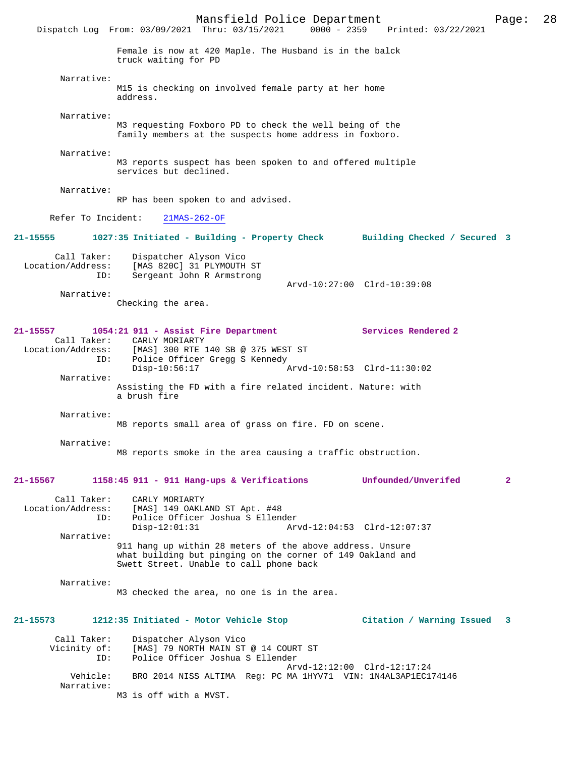Female is now at 420 Maple. The Husband is in the balck truck waiting for PD

Narrative:
M15 is checking on involved female party at her home address.

Narrative:
M3 requesting Foxboro PD to check the well being of the family members at the suspects home address in foxboro.

Narrative:
M3 reports suspect has been spoken to and offered multiple services but declined.

Narrative:
RP has been spoken to and advised.

Refer To Incident: 21MAS-262-OF

**21-15555 1027:35 Initiated - Building - Property Check Building Checked / Secured 3**

Call Taker: Dispatcher Alyson Vico
Location/Address: [MAS 820C] 31 PLYMOUTH ST
ID: Sergeant John R Armstrong
Arvd-10:27:00 Clrd-10:39:08

Narrative:
Checking the area.

**21-15557 1054:21 911 - Assist Fire Department Services Rendered 2**

Call Taker: CARLY MORIARTY
Location/Address: [MAS] 300 RTE 140 SB @ 375 WEST ST
ID: Police Officer Gregg S Kennedy
Disp-10:56:17 Arvd-10:58:53 Clrd-11:30:02

Narrative:
Assisting the FD with a fire related incident. Nature: with a brush fire

Narrative:
M8 reports small area of grass on fire. FD on scene.

Narrative:
M8 reports smoke in the area causing a traffic obstruction.

**21-15567 1158:45 911 - 911 Hang-ups & Verifications Unfounded/Unverifed 2**

Call Taker: CARLY MORIARTY
Location/Address: [MAS] 149 OAKLAND ST Apt. #48
ID: Police Officer Joshua S Ellender
Disp-12:01:31 Arvd-12:04:53 Clrd-12:07:37

Narrative:
911 hang up within 28 meters of the above address. Unsure what building but pinging on the corner of 149 Oakland and Swett Street. Unable to call phone back

Narrative:
M3 checked the area, no one is in the area.

**21-15573 1212:35 Initiated - Motor Vehicle Stop Citation / Warning Issued 3**

Call Taker: Dispatcher Alyson Vico
Vicinity of: [MAS] 79 NORTH MAIN ST @ 14 COURT ST
ID: Police Officer Joshua S Ellender
Arvd-12:12:00 Clrd-12:17:24
Vehicle: BRO 2014 NISS ALTIMA Reg: PC MA 1HYV71 VIN: 1N4AL3AP1EC174146

Narrative:
M3 is off with a MVST.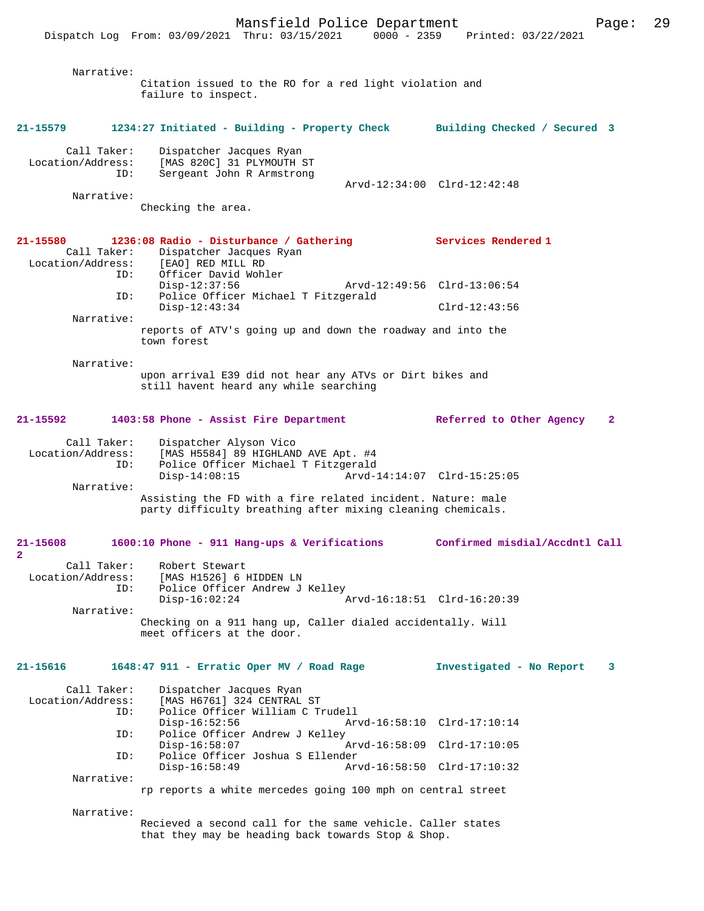Narrative:
Citation issued to the RO for a red light violation and failure to inspect.

**21-15579 1234:27 Initiated - Building - Property Check Building Checked / Secured 3**

Call Taker: Dispatcher Jacques Ryan
Location/Address: [MAS 820C] 31 PLYMOUTH ST
ID: Sergeant John R Armstrong
Arvd-12:34:00 Clrd-12:42:48

Narrative:
Checking the area.

**21-15580 1236:08 Radio - Disturbance / Gathering Services Rendered 1**

Call Taker: Dispatcher Jacques Ryan
Location/Address: [EAO] RED MILL RD
ID: Officer David Wohler
Disp-12:37:56 Arvd-12:49:56 Clrd-13:06:54
ID: Police Officer Michael T Fitzgerald
Disp-12:43:34 Clrd-12:43:56

Narrative:
reports of ATV's going up and down the roadway and into the town forest

Narrative:
upon arrival E39 did not hear any ATVs or Dirt bikes and still havent heard any while searching

**21-15592 1403:58 Phone - Assist Fire Department Referred to Other Agency 2**

Call Taker: Dispatcher Alyson Vico
Location/Address: [MAS H5584] 89 HIGHLAND AVE Apt. #4
ID: Police Officer Michael T Fitzgerald
Disp-14:08:15 Arvd-14:14:07 Clrd-15:25:05

Narrative:
Assisting the FD with a fire related incident. Nature: male party difficulty breathing after mixing cleaning chemicals.

**21-15608 1600:10 Phone - 911 Hang-ups & Verifications Confirmed misdial/Accdntl Call 2**

Call Taker: Robert Stewart
Location/Address: [MAS H1526] 6 HIDDEN LN
ID: Police Officer Andrew J Kelley
Disp-16:02:24 Arvd-16:18:51 Clrd-16:20:39

Narrative:
Checking on a 911 hang up, Caller dialed accidentally. Will meet officers at the door.

**21-15616 1648:47 911 - Erratic Oper MV / Road Rage Investigated - No Report 3**

Call Taker: Dispatcher Jacques Ryan
Location/Address: [MAS H6761] 324 CENTRAL ST
ID: Police Officer William C Trudell
Disp-16:52:56 Arvd-16:58:10 Clrd-17:10:14
ID: Police Officer Andrew J Kelley
Disp-16:58:07 Arvd-16:58:09 Clrd-17:10:05
ID: Police Officer Joshua S Ellender
Disp-16:58:49 Arvd-16:58:50 Clrd-17:10:32

Narrative:
rp reports a white mercedes going 100 mph on central street

Narrative:
Recieved a second call for the same vehicle. Caller states that they may be heading back towards Stop & Shop.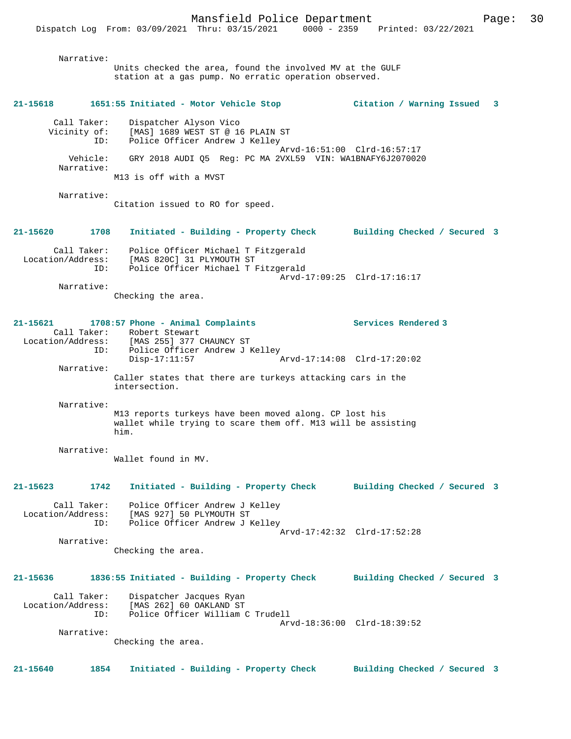Narrative:
Units checked the area, found the involved MV at the GULF station at a gas pump. No erratic operation observed.

**21-15618 1651:55 Initiated - Motor Vehicle Stop Citation / Warning Issued 3**

Call Taker: Dispatcher Alyson Vico
Vicinity of: [MAS] 1689 WEST ST @ 16 PLAIN ST
ID: Police Officer Andrew J Kelley
Arvd-16:51:00 Clrd-16:57:17
Vehicle: GRY 2018 AUDI Q5 Reg: PC MA 2VXL59 VIN: WA1BNAFY6J2070020
Narrative:
M13 is off with a MVST

Narrative:
Citation issued to RO for speed.

**21-15620 1708 Initiated - Building - Property Check Building Checked / Secured 3**

Call Taker: Police Officer Michael T Fitzgerald
Location/Address: [MAS 820C] 31 PLYMOUTH ST
ID: Police Officer Michael T Fitzgerald
Arvd-17:09:25 Clrd-17:16:17
Narrative:
Checking the area.

**21-15621 1708:57 Phone - Animal Complaints Services Rendered 3**

Call Taker: Robert Stewart
Location/Address: [MAS 255] 377 CHAUNCY ST
ID: Police Officer Andrew J Kelley
Disp-17:11:57 Arvd-17:14:08 Clrd-17:20:02
Narrative:
Caller states that there are turkeys attacking cars in the intersection.

Narrative:
M13 reports turkeys have been moved along. CP lost his wallet while trying to scare them off. M13 will be assisting him.

Narrative:
Wallet found in MV.

**21-15623 1742 Initiated - Building - Property Check Building Checked / Secured 3**

Call Taker: Police Officer Andrew J Kelley
Location/Address: [MAS 927] 50 PLYMOUTH ST
ID: Police Officer Andrew J Kelley
Arvd-17:42:32 Clrd-17:52:28
Narrative:
Checking the area.

**21-15636 1836:55 Initiated - Building - Property Check Building Checked / Secured 3**

Call Taker: Dispatcher Jacques Ryan
Location/Address: [MAS 262] 60 OAKLAND ST
ID: Police Officer William C Trudell
Arvd-18:36:00 Clrd-18:39:52
Narrative:
Checking the area.

**21-15640 1854 Initiated - Building - Property Check Building Checked / Secured 3**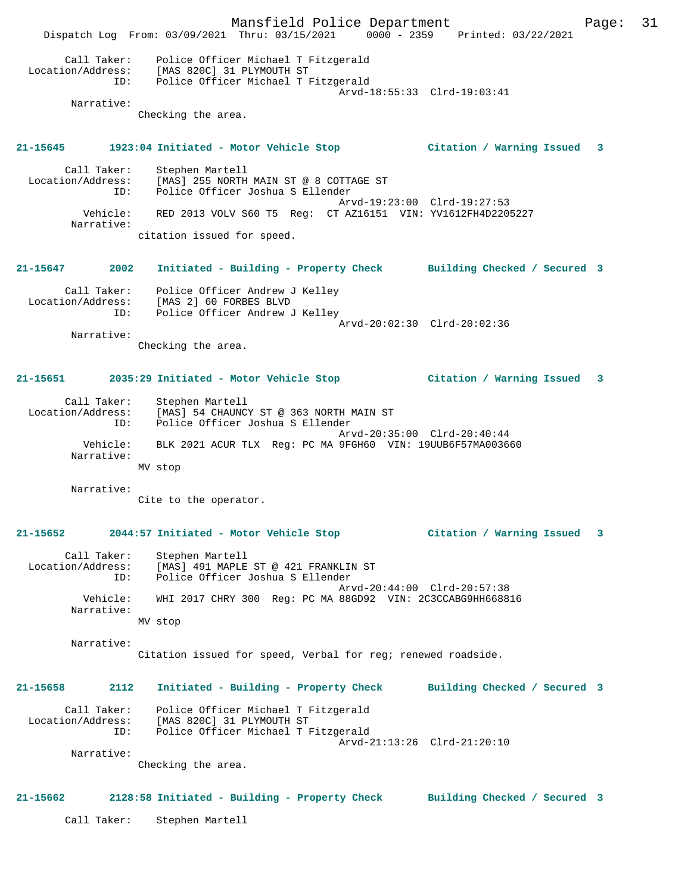Call Taker: Police Officer Michael T Fitzgerald
Location/Address: [MAS 820C] 31 PLYMOUTH ST
ID: Police Officer Michael T Fitzgerald
Arvd-18:55:33 Clrd-19:03:41
Narrative:
Checking the area.

**21-15645 1923:04 Initiated - Motor Vehicle Stop Citation / Warning Issued 3**

Call Taker: Stephen Martell
Location/Address: [MAS] 255 NORTH MAIN ST @ 8 COTTAGE ST
ID: Police Officer Joshua S Ellender
Arvd-19:23:00 Clrd-19:27:53
Vehicle: RED 2013 VOLV S60 T5 Reg: CT AZ16151 VIN: YV1612FH4D2205227
Narrative:
citation issued for speed.

**21-15647 2002 Initiated - Building - Property Check Building Checked / Secured 3**

Call Taker: Police Officer Andrew J Kelley
Location/Address: [MAS 2] 60 FORBES BLVD
ID: Police Officer Andrew J Kelley
Arvd-20:02:30 Clrd-20:02:36
Narrative:
Checking the area.

**21-15651 2035:29 Initiated - Motor Vehicle Stop Citation / Warning Issued 3**

Call Taker: Stephen Martell
Location/Address: [MAS] 54 CHAUNCY ST @ 363 NORTH MAIN ST
ID: Police Officer Joshua S Ellender
Arvd-20:35:00 Clrd-20:40:44
Vehicle: BLK 2021 ACUR TLX Reg: PC MA 9FGH60 VIN: 19UUB6F57MA003660
Narrative:
MV stop

Narrative:
Cite to the operator.

**21-15652 2044:57 Initiated - Motor Vehicle Stop Citation / Warning Issued 3**

Call Taker: Stephen Martell
Location/Address: [MAS] 491 MAPLE ST @ 421 FRANKLIN ST
ID: Police Officer Joshua S Ellender
Arvd-20:44:00 Clrd-20:57:38
Vehicle: WHI 2017 CHRY 300 Reg: PC MA 88GD92 VIN: 2C3CCABG9HH668816
Narrative:
MV stop

Narrative:
Citation issued for speed, Verbal for reg; renewed roadside.

**21-15658 2112 Initiated - Building - Property Check Building Checked / Secured 3**

Call Taker: Police Officer Michael T Fitzgerald
Location/Address: [MAS 820C] 31 PLYMOUTH ST
ID: Police Officer Michael T Fitzgerald
Arvd-21:13:26 Clrd-21:20:10
Narrative:
Checking the area.

**21-15662 2128:58 Initiated - Building - Property Check Building Checked / Secured 3**

Call Taker: Stephen Martell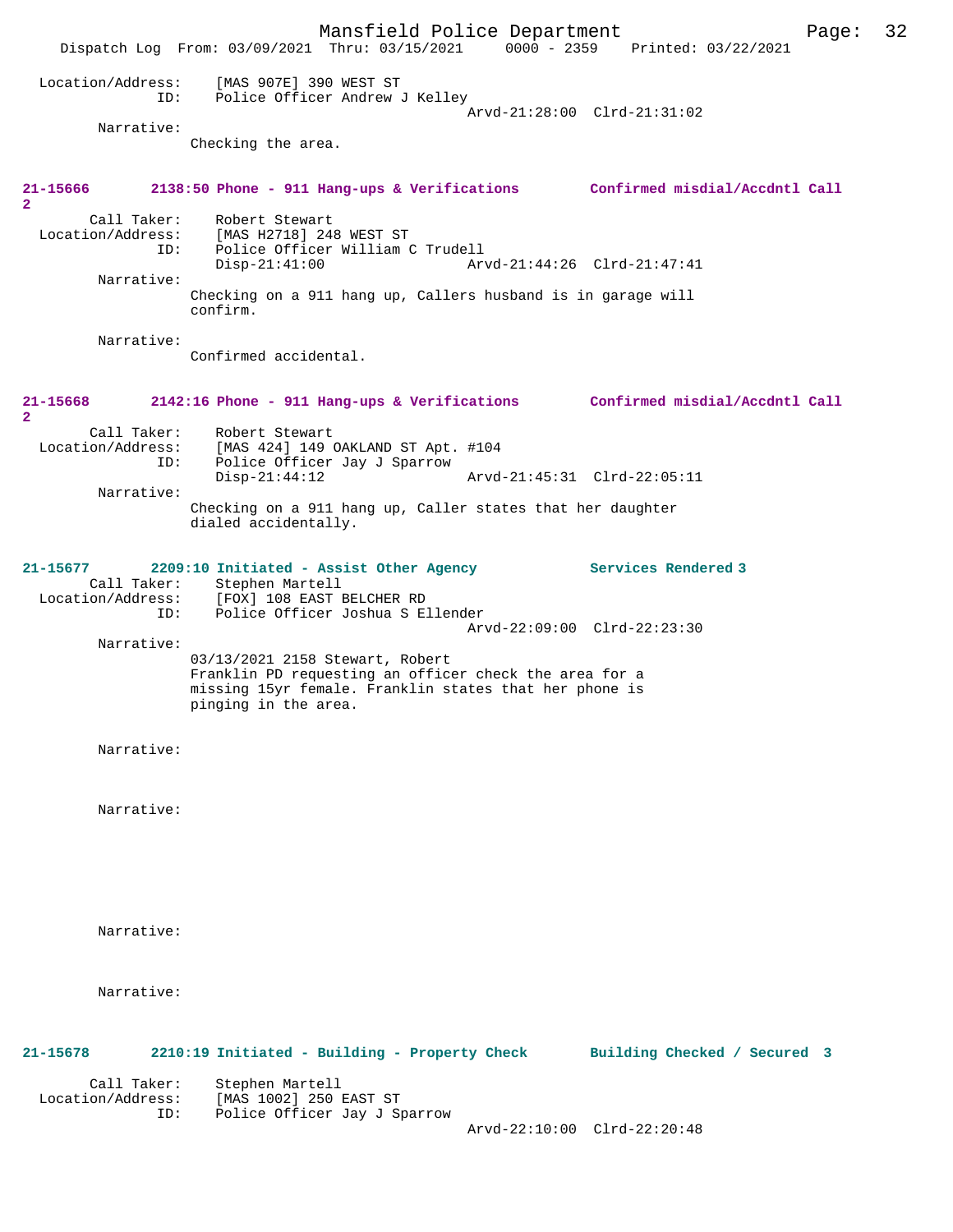Location/Address: [MAS 907E] 390 WEST ST
ID: Police Officer Andrew J Kelley
Arvd-21:28:00 Clrd-21:31:02

Narrative:
Checking the area.

**21-15666 2138:50 Phone - 911 Hang-ups & Verifications Confirmed misdial/Accdntl Call 2**

Call Taker: Robert Stewart
Location/Address: [MAS H2718] 248 WEST ST
ID: Police Officer William C Trudell
Disp-21:41:00 Arvd-21:44:26 Clrd-21:47:41

Narrative:
Checking on a 911 hang up, Callers husband is in garage will confirm.

Narrative:
Confirmed accidental.

**21-15668 2142:16 Phone - 911 Hang-ups & Verifications Confirmed misdial/Accdntl Call 2**

Call Taker: Robert Stewart
Location/Address: [MAS 424] 149 OAKLAND ST Apt. #104
ID: Police Officer Jay J Sparrow
Disp-21:44:12 Arvd-21:45:31 Clrd-22:05:11

Narrative:
Checking on a 911 hang up, Caller states that her daughter dialed accidentally.

**21-15677 2209:10 Initiated - Assist Other Agency Services Rendered 3**

Call Taker: Stephen Martell
Location/Address: [FOX] 108 EAST BELCHER RD
ID: Police Officer Joshua S Ellender
Arvd-22:09:00 Clrd-22:23:30

Narrative:
03/13/2021 2158 Stewart, Robert
Franklin PD requesting an officer check the area for a missing 15yr female. Franklin states that her phone is pinging in the area.

Narrative:

Narrative:

Narrative:

Narrative:

**21-15678 2210:19 Initiated - Building - Property Check Building Checked / Secured 3**

Call Taker: Stephen Martell
Location/Address: [MAS 1002] 250 EAST ST
ID: Police Officer Jay J Sparrow
Arvd-22:10:00 Clrd-22:20:48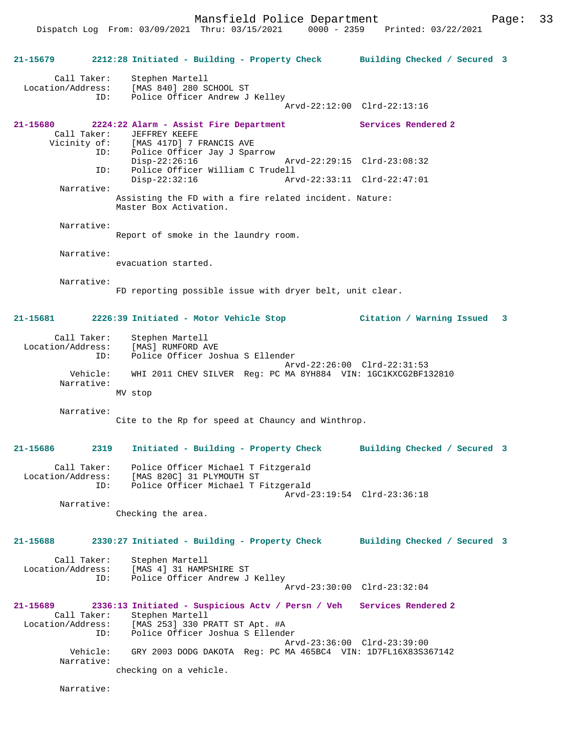**21-15679** 2212:28 Initiated - Building - Property Check — Building Checked / Secured 3

Call Taker: Stephen Martell
Location/Address: [MAS 840] 280 SCHOOL ST
ID: Police Officer Andrew J Kelley
Arvd-22:12:00 Clrd-22:13:16

**21-15680** 2224:22 Alarm - Assist Fire Department — Services Rendered 2

Call Taker: JEFFREY KEEFE
Vicinity of: [MAS 417D] 7 FRANCIS AVE
ID: Police Officer Jay J Sparrow
Disp-22:26:16 Arvd-22:29:15 Clrd-23:08:32
ID: Police Officer William C Trudell
Disp-22:32:16 Arvd-22:33:11 Clrd-22:47:01

Narrative:
Assisting the FD with a fire related incident. Nature: Master Box Activation.

Narrative:
Report of smoke in the laundry room.

Narrative:
evacuation started.

Narrative:
FD reporting possible issue with dryer belt, unit clear.

**21-15681** 2226:39 Initiated - Motor Vehicle Stop — Citation / Warning Issued 3

Call Taker: Stephen Martell
Location/Address: [MAS] RUMFORD AVE
ID: Police Officer Joshua S Ellender
Arvd-22:26:00 Clrd-22:31:53
Vehicle: WHI 2011 CHEV SILVER Reg: PC MA 8YH884 VIN: 1GC1KXCG2BF132810

Narrative:
MV stop

Narrative:
Cite to the Rp for speed at Chauncy and Winthrop.

**21-15686** 2319 Initiated - Building - Property Check — Building Checked / Secured 3

Call Taker: Police Officer Michael T Fitzgerald
Location/Address: [MAS 820C] 31 PLYMOUTH ST
ID: Police Officer Michael T Fitzgerald
Arvd-23:19:54 Clrd-23:36:18

Narrative:
Checking the area.

**21-15688** 2330:27 Initiated - Building - Property Check — Building Checked / Secured 3

Call Taker: Stephen Martell
Location/Address: [MAS 4] 31 HAMPSHIRE ST
ID: Police Officer Andrew J Kelley
Arvd-23:30:00 Clrd-23:32:04

**21-15689** 2336:13 Initiated - Suspicious Actv / Persn / Veh — Services Rendered 2

Call Taker: Stephen Martell
Location/Address: [MAS 253] 330 PRATT ST Apt. #A
ID: Police Officer Joshua S Ellender
Arvd-23:36:00 Clrd-23:39:00
Vehicle: GRY 2003 DODG DAKOTA Reg: PC MA 465BC4 VIN: 1D7FL16X83S367142

Narrative:
checking on a vehicle.

Narrative: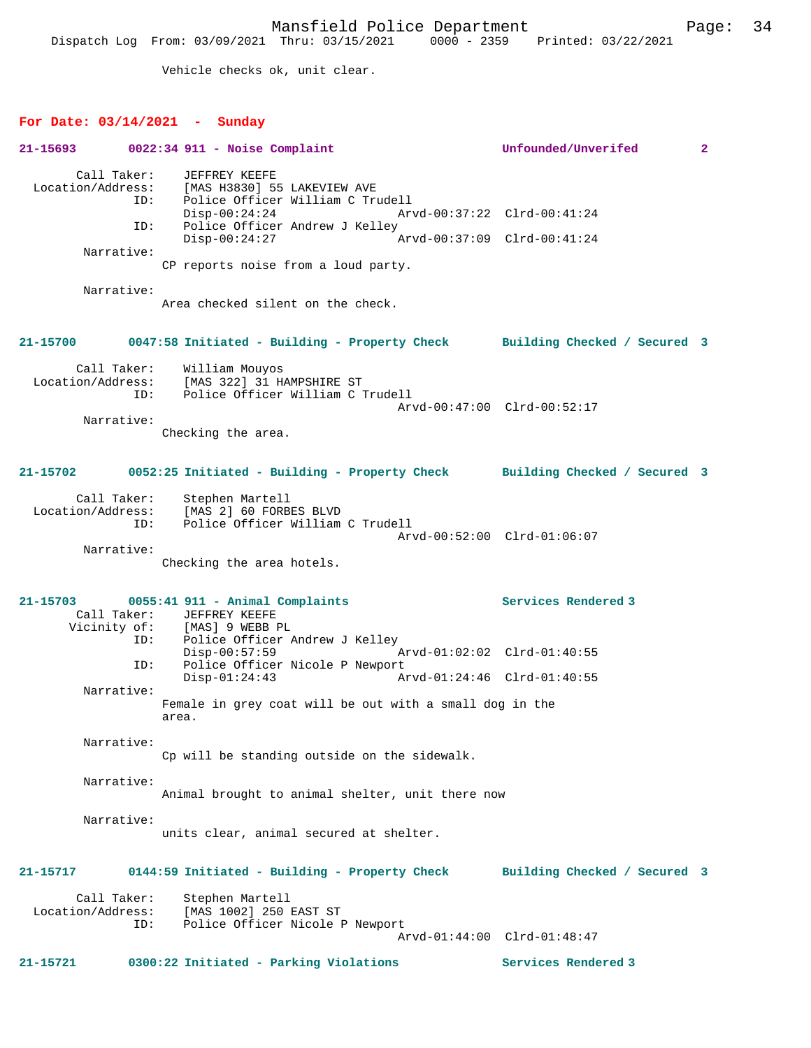Vehicle checks ok, unit clear.

## For Date: 03/14/2021 - Sunday

**21-15693 0022:34 911 - Noise Complaint Unfounded/Unverifed 2**

```
        Call Taker:    JEFFREY KEEFE
  Location/Address:    [MAS H3830] 55 LAKEVIEW AVE
                ID:    Police Officer William C Trudell
                       Disp-00:24:24                 Arvd-00:37:22  Clrd-00:41:24
                ID:    Police Officer Andrew J Kelley
                       Disp-00:24:27                 Arvd-00:37:09  Clrd-00:41:24
         Narrative:
                CP reports noise from a loud party.

         Narrative:
                Area checked silent on the check.
```

**21-15700 0047:58 Initiated - Building - Property Check Building Checked / Secured 3**

```
        Call Taker:    William Mouyos
  Location/Address:    [MAS 322] 31 HAMPSHIRE ST
                ID:    Police Officer William C Trudell
                                                     Arvd-00:47:00  Clrd-00:52:17
         Narrative:
                Checking the area.
```

**21-15702 0052:25 Initiated - Building - Property Check Building Checked / Secured 3**

```
        Call Taker:    Stephen Martell
  Location/Address:    [MAS 2] 60 FORBES BLVD
                ID:    Police Officer William C Trudell
                                                     Arvd-00:52:00  Clrd-01:06:07
         Narrative:
                Checking the area hotels.
```

**21-15703 0055:41 911 - Animal Complaints Services Rendered 3**

```
        Call Taker:    JEFFREY KEEFE
       Vicinity of:    [MAS] 9 WEBB PL
                ID:    Police Officer Andrew J Kelley
                       Disp-00:57:59                 Arvd-01:02:02  Clrd-01:40:55
                ID:    Police Officer Nicole P Newport
                       Disp-01:24:43                 Arvd-01:24:46  Clrd-01:40:55
         Narrative:
                Female in grey coat will be out with a small dog in the
                area.

         Narrative:
                Cp will be standing outside on the sidewalk.

         Narrative:
                Animal brought to animal shelter, unit there now

         Narrative:
                units clear, animal secured at shelter.
```

**21-15717 0144:59 Initiated - Building - Property Check Building Checked / Secured 3**

```
        Call Taker:    Stephen Martell
  Location/Address:    [MAS 1002] 250 EAST ST
                ID:    Police Officer Nicole P Newport
                                                     Arvd-01:44:00  Clrd-01:48:47
```

**21-15721 0300:22 Initiated - Parking Violations Services Rendered 3**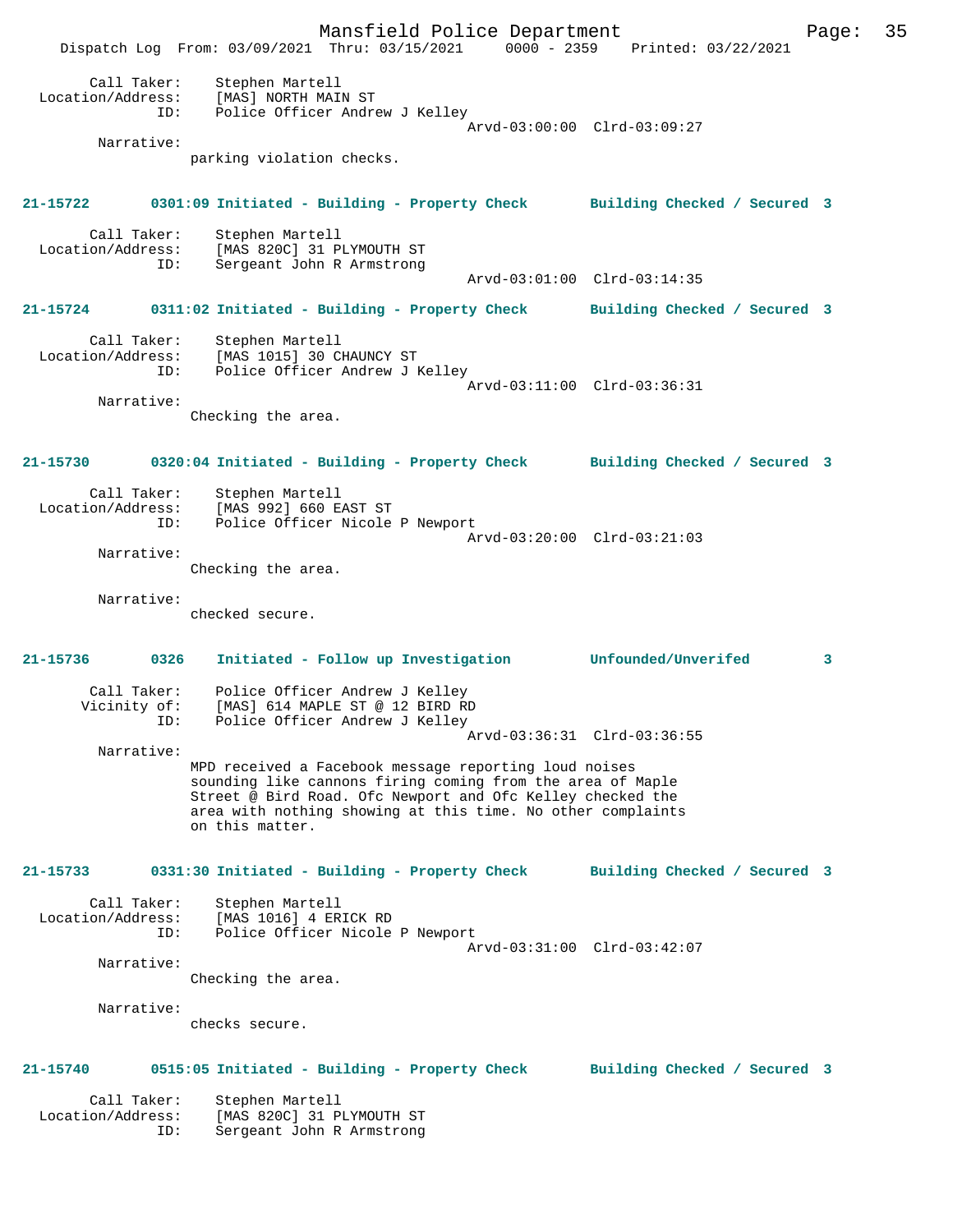Call Taker: Stephen Martell
Location/Address: [MAS] NORTH MAIN ST
ID: Police Officer Andrew J Kelley
Arvd-03:00:00 Clrd-03:09:27
Narrative:
parking violation checks.

**21-15722 0301:09 Initiated - Building - Property Check Building Checked / Secured 3**

Call Taker: Stephen Martell
Location/Address: [MAS 820C] 31 PLYMOUTH ST
ID: Sergeant John R Armstrong
Arvd-03:01:00 Clrd-03:14:35

**21-15724 0311:02 Initiated - Building - Property Check Building Checked / Secured 3**

Call Taker: Stephen Martell
Location/Address: [MAS 1015] 30 CHAUNCY ST
ID: Police Officer Andrew J Kelley
Arvd-03:11:00 Clrd-03:36:31
Narrative:
Checking the area.

**21-15730 0320:04 Initiated - Building - Property Check Building Checked / Secured 3**

Call Taker: Stephen Martell
Location/Address: [MAS 992] 660 EAST ST
ID: Police Officer Nicole P Newport
Arvd-03:20:00 Clrd-03:21:03
Narrative:
Checking the area.

Narrative:
checked secure.

**21-15736 0326 Initiated - Follow up Investigation Unfounded/Unverifed 3**

Call Taker: Police Officer Andrew J Kelley
Vicinity of: [MAS] 614 MAPLE ST @ 12 BIRD RD
ID: Police Officer Andrew J Kelley
Arvd-03:36:31 Clrd-03:36:55
Narrative:
MPD received a Facebook message reporting loud noises sounding like cannons firing coming from the area of Maple Street @ Bird Road. Ofc Newport and Ofc Kelley checked the area with nothing showing at this time. No other complaints on this matter.

**21-15733 0331:30 Initiated - Building - Property Check Building Checked / Secured 3**

Call Taker: Stephen Martell
Location/Address: [MAS 1016] 4 ERICK RD
ID: Police Officer Nicole P Newport
Arvd-03:31:00 Clrd-03:42:07
Narrative:
Checking the area.

Narrative:
checks secure.

**21-15740 0515:05 Initiated - Building - Property Check Building Checked / Secured 3**

Call Taker: Stephen Martell
Location/Address: [MAS 820C] 31 PLYMOUTH ST
ID: Sergeant John R Armstrong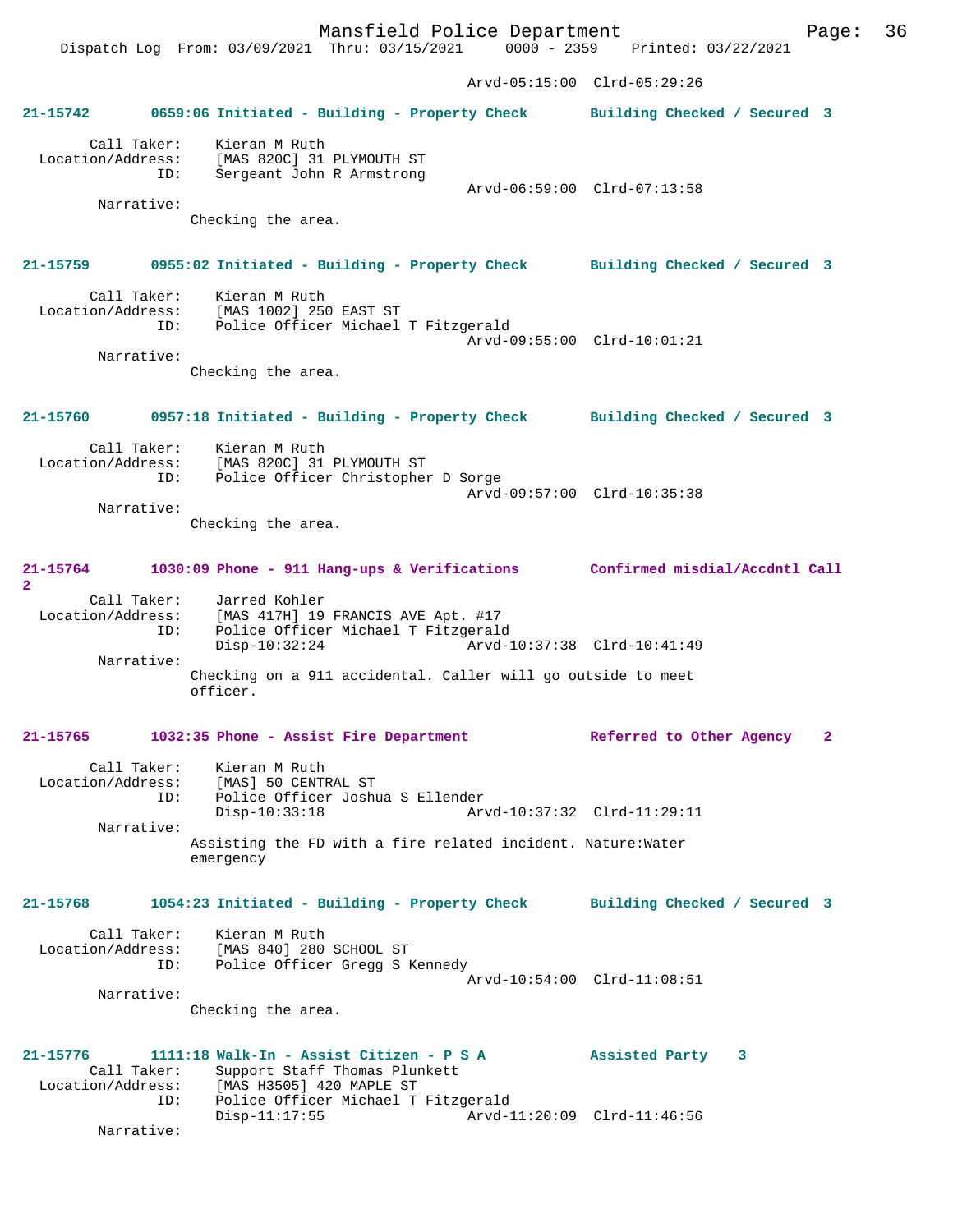Arvd-05:15:00 Clrd-05:29:26

**21-15742 0659:06 Initiated - Building - Property Check Building Checked / Secured 3**

Call Taker: Kieran M Ruth
Location/Address: [MAS 820C] 31 PLYMOUTH ST
ID: Sergeant John R Armstrong
Arvd-06:59:00 Clrd-07:13:58
Narrative:
Checking the area.

**21-15759 0955:02 Initiated - Building - Property Check Building Checked / Secured 3**

Call Taker: Kieran M Ruth
Location/Address: [MAS 1002] 250 EAST ST
ID: Police Officer Michael T Fitzgerald
Arvd-09:55:00 Clrd-10:01:21
Narrative:
Checking the area.

**21-15760 0957:18 Initiated - Building - Property Check Building Checked / Secured 3**

Call Taker: Kieran M Ruth
Location/Address: [MAS 820C] 31 PLYMOUTH ST
ID: Police Officer Christopher D Sorge
Arvd-09:57:00 Clrd-10:35:38
Narrative:
Checking the area.

**21-15764 1030:09 Phone - 911 Hang-ups & Verifications Confirmed misdial/Accdntl Call 2**

Call Taker: Jarred Kohler
Location/Address: [MAS 417H] 19 FRANCIS AVE Apt. #17
ID: Police Officer Michael T Fitzgerald
Disp-10:32:24 Arvd-10:37:38 Clrd-10:41:49
Narrative:
Checking on a 911 accidental. Caller will go outside to meet officer.

**21-15765 1032:35 Phone - Assist Fire Department Referred to Other Agency 2**

Call Taker: Kieran M Ruth
Location/Address: [MAS] 50 CENTRAL ST
ID: Police Officer Joshua S Ellender
Disp-10:33:18 Arvd-10:37:32 Clrd-11:29:11
Narrative:
Assisting the FD with a fire related incident. Nature:Water emergency

**21-15768 1054:23 Initiated - Building - Property Check Building Checked / Secured 3**

Call Taker: Kieran M Ruth
Location/Address: [MAS 840] 280 SCHOOL ST
ID: Police Officer Gregg S Kennedy
Arvd-10:54:00 Clrd-11:08:51
Narrative:
Checking the area.

**21-15776 1111:18 Walk-In - Assist Citizen - P S A Assisted Party 3**

Call Taker: Support Staff Thomas Plunkett
Location/Address: [MAS H3505] 420 MAPLE ST
ID: Police Officer Michael T Fitzgerald
Disp-11:17:55 Arvd-11:20:09 Clrd-11:46:56
Narrative: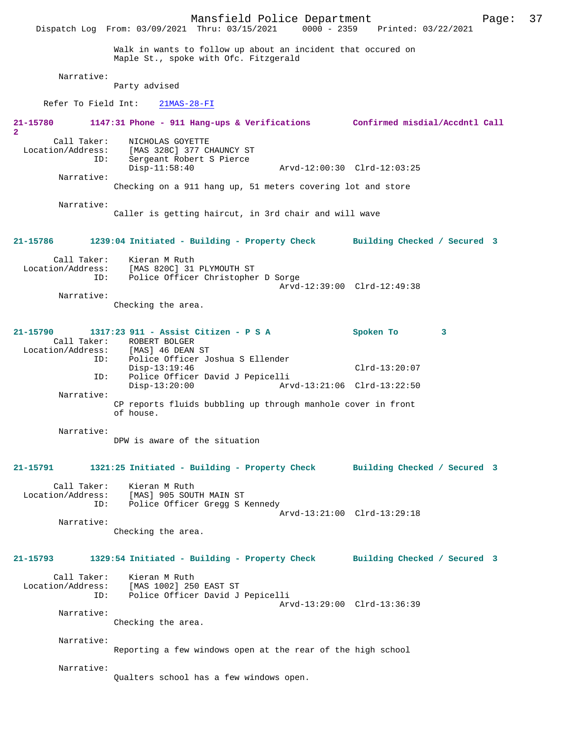Walk in wants to follow up about an incident that occured on Maple St., spoke with Ofc. Fitzgerald

Narrative:
Party advised

Refer To Field Int: 21MAS-28-FI

**21-15780 1147:31 Phone - 911 Hang-ups & Verifications Confirmed misdial/Accdntl Call 2**

Call Taker: NICHOLAS GOYETTE
Location/Address: [MAS 328C] 377 CHAUNCY ST
ID: Sergeant Robert S Pierce
Disp-11:58:40 Arvd-12:00:30 Clrd-12:03:25

Narrative:
Checking on a 911 hang up, 51 meters covering lot and store

Narrative:
Caller is getting haircut, in 3rd chair and will wave

**21-15786 1239:04 Initiated - Building - Property Check Building Checked / Secured 3**

Call Taker: Kieran M Ruth
Location/Address: [MAS 820C] 31 PLYMOUTH ST
ID: Police Officer Christopher D Sorge
Arvd-12:39:00 Clrd-12:49:38

Narrative:
Checking the area.

**21-15790 1317:23 911 - Assist Citizen - P S A Spoken To 3**

Call Taker: ROBERT BOLGER
Location/Address: [MAS] 46 DEAN ST
ID: Police Officer Joshua S Ellender
Disp-13:19:46 Clrd-13:20:07
ID: Police Officer David J Pepicelli
Disp-13:20:00 Arvd-13:21:06 Clrd-13:22:50

Narrative:
CP reports fluids bubbling up through manhole cover in front of house.

Narrative:
DPW is aware of the situation

**21-15791 1321:25 Initiated - Building - Property Check Building Checked / Secured 3**

Call Taker: Kieran M Ruth
Location/Address: [MAS] 905 SOUTH MAIN ST
ID: Police Officer Gregg S Kennedy
Arvd-13:21:00 Clrd-13:29:18

Narrative:
Checking the area.

**21-15793 1329:54 Initiated - Building - Property Check Building Checked / Secured 3**

Call Taker: Kieran M Ruth
Location/Address: [MAS 1002] 250 EAST ST
ID: Police Officer David J Pepicelli
Arvd-13:29:00 Clrd-13:36:39

Narrative:
Checking the area.

Narrative:
Reporting a few windows open at the rear of the high school

Narrative:
Qualters school has a few windows open.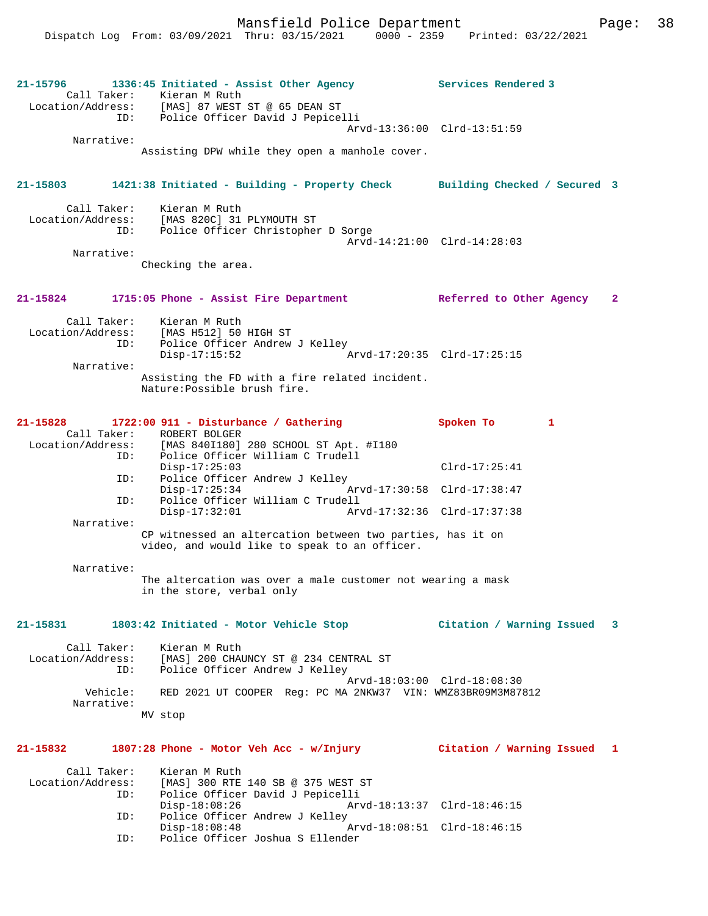**21-15796 1336:45 Initiated - Assist Other Agency — Services Rendered 3**

Call Taker: Kieran M Ruth
Location/Address: [MAS] 87 WEST ST @ 65 DEAN ST
ID: Police Officer David J Pepicelli
Arvd-13:36:00 Clrd-13:51:59
Narrative:
Assisting DPW while they open a manhole cover.

**21-15803 1421:38 Initiated - Building - Property Check — Building Checked / Secured 3**

Call Taker: Kieran M Ruth
Location/Address: [MAS 820C] 31 PLYMOUTH ST
ID: Police Officer Christopher D Sorge
Arvd-14:21:00 Clrd-14:28:03
Narrative:
Checking the area.

**21-15824 1715:05 Phone - Assist Fire Department — Referred to Other Agency 2**

Call Taker: Kieran M Ruth
Location/Address: [MAS H512] 50 HIGH ST
ID: Police Officer Andrew J Kelley
Disp-17:15:52 Arvd-17:20:35 Clrd-17:25:15
Narrative:
Assisting the FD with a fire related incident.
Nature:Possible brush fire.

**21-15828 1722:00 911 - Disturbance / Gathering — Spoken To 1**

Call Taker: ROBERT BOLGER
Location/Address: [MAS 840I180] 280 SCHOOL ST Apt. #I180
ID: Police Officer William C Trudell
Disp-17:25:03 Clrd-17:25:41
ID: Police Officer Andrew J Kelley
Disp-17:25:34 Arvd-17:30:58 Clrd-17:38:47
ID: Police Officer William C Trudell
Disp-17:32:01 Arvd-17:32:36 Clrd-17:37:38
Narrative:
CP witnessed an altercation between two parties, has it on video, and would like to speak to an officer.

Narrative:
The altercation was over a male customer not wearing a mask in the store, verbal only

**21-15831 1803:42 Initiated - Motor Vehicle Stop — Citation / Warning Issued 3**

Call Taker: Kieran M Ruth
Location/Address: [MAS] 200 CHAUNCY ST @ 234 CENTRAL ST
ID: Police Officer Andrew J Kelley
Arvd-18:03:00 Clrd-18:08:30
Vehicle: RED 2021 UT COOPER Reg: PC MA 2NKW37 VIN: WMZ83BR09M3M87812
Narrative:
MV stop

**21-15832 1807:28 Phone - Motor Veh Acc - w/Injury — Citation / Warning Issued 1**

Call Taker: Kieran M Ruth
Location/Address: [MAS] 300 RTE 140 SB @ 375 WEST ST
ID: Police Officer David J Pepicelli
Disp-18:08:26 Arvd-18:13:37 Clrd-18:46:15
ID: Police Officer Andrew J Kelley
Disp-18:08:48 Arvd-18:08:51 Clrd-18:46:15
ID: Police Officer Joshua S Ellender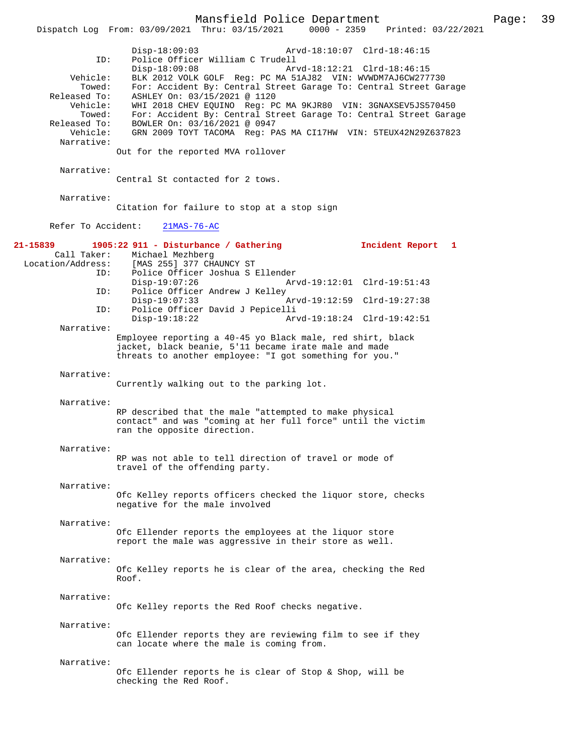Disp-18:09:03 Arvd-18:10:07 Clrd-18:46:15
ID: Police Officer William C Trudell
Disp-18:09:08 Arvd-18:12:21 Clrd-18:46:15
Vehicle: BLK 2012 VOLK GOLF Reg: PC MA 51AJ82 VIN: WVWDM7AJ6CW277730
Towed: For: Accident By: Central Street Garage To: Central Street Garage
Released To: ASHLEY On: 03/15/2021 @ 1120
Vehicle: WHI 2018 CHEV EQUINO Reg: PC MA 9KJR80 VIN: 3GNAXSEV5JS570450
Towed: For: Accident By: Central Street Garage To: Central Street Garage
Released To: BOWLER On: 03/16/2021 @ 0947
Vehicle: GRN 2009 TOYT TACOMA Reg: PAS MA CI17HW VIN: 5TEUX42N29Z637823
Narrative:
Out for the reported MVA rollover

Narrative:
Central St contacted for 2 tows.

Narrative:
Citation for failure to stop at a stop sign

Refer To Accident: 21MAS-76-AC

**21-15839 1905:22 911 - Disturbance / Gathering Incident Report 1**
Call Taker: Michael Mezhberg
Location/Address: [MAS 255] 377 CHAUNCY ST
ID: Police Officer Joshua S Ellender
Disp-19:07:26 Arvd-19:12:01 Clrd-19:51:43
ID: Police Officer Andrew J Kelley
Disp-19:07:33 Arvd-19:12:59 Clrd-19:27:38
ID: Police Officer David J Pepicelli
Disp-19:18:22 Arvd-19:18:24 Clrd-19:42:51
Narrative:
Employee reporting a 40-45 yo Black male, red shirt, black jacket, black beanie, 5'11 became irate male and made threats to another employee: "I got something for you."

Narrative:
Currently walking out to the parking lot.

Narrative:
RP described that the male "attempted to make physical contact" and was "coming at her full force" until the victim ran the opposite direction.

Narrative:
RP was not able to tell direction of travel or mode of travel of the offending party.

Narrative:
Ofc Kelley reports officers checked the liquor store, checks negative for the male involved

Narrative:
Ofc Ellender reports the employees at the liquor store report the male was aggressive in their store as well.

Narrative:
Ofc Kelley reports he is clear of the area, checking the Red Roof.

Narrative:
Ofc Kelley reports the Red Roof checks negative.

Narrative:
Ofc Ellender reports they are reviewing film to see if they can locate where the male is coming from.

Narrative:
Ofc Ellender reports he is clear of Stop & Shop, will be checking the Red Roof.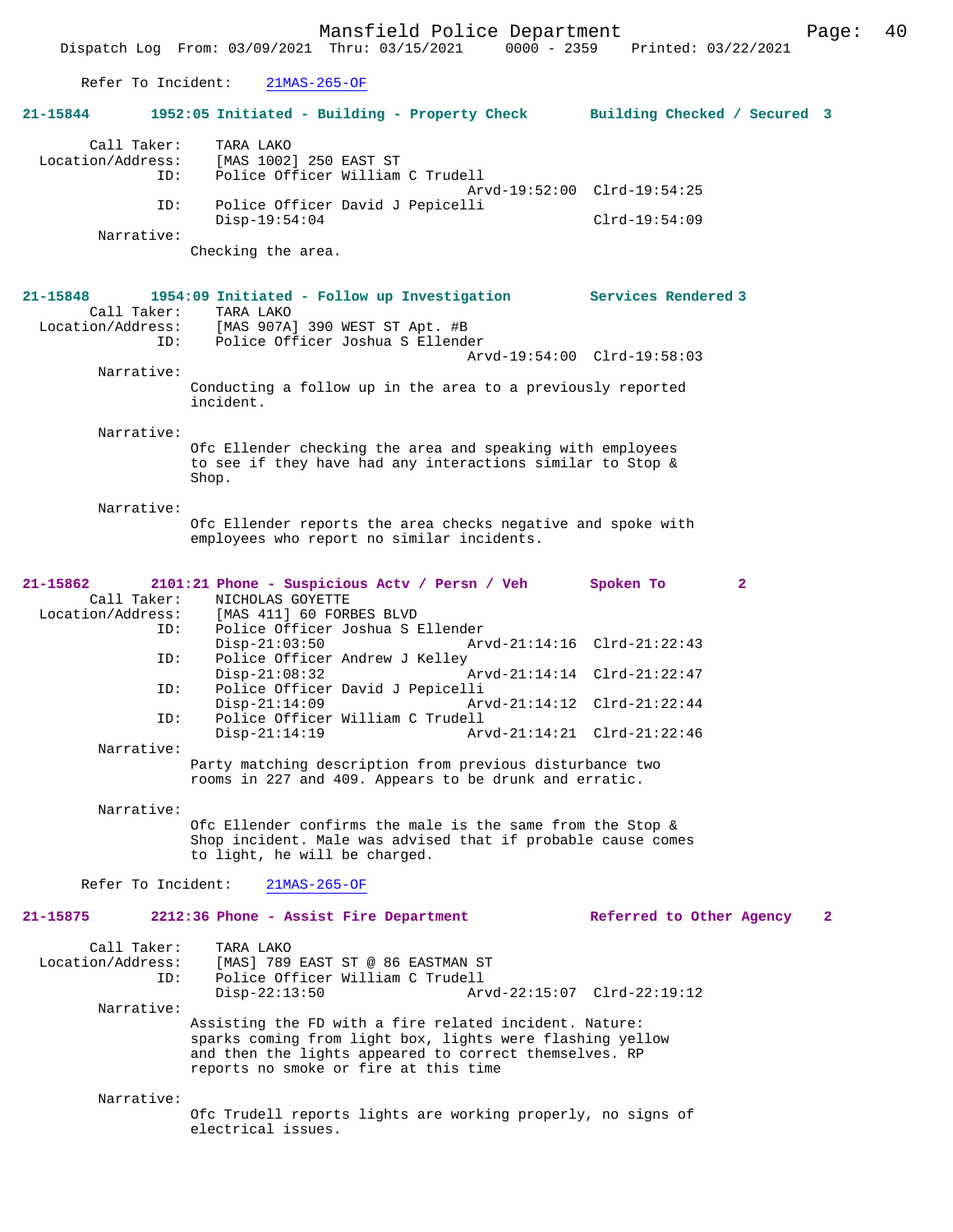Refer To Incident: 21MAS-265-OF

**21-15844 1952:05 Initiated - Building - Property Check Building Checked / Secured 3**

Call Taker: TARA LAKO
Location/Address: [MAS 1002] 250 EAST ST
ID: Police Officer William C Trudell
Arvd-19:52:00 Clrd-19:54:25
ID: Police Officer David J Pepicelli
Disp-19:54:04 Clrd-19:54:09
Narrative:
Checking the area.

**21-15848 1954:09 Initiated - Follow up Investigation Services Rendered 3**

Call Taker: TARA LAKO
Location/Address: [MAS 907A] 390 WEST ST Apt. #B
ID: Police Officer Joshua S Ellender
Arvd-19:54:00 Clrd-19:58:03
Narrative:
Conducting a follow up in the area to a previously reported incident.

Narrative:
Ofc Ellender checking the area and speaking with employees to see if they have had any interactions similar to Stop & Shop.

Narrative:
Ofc Ellender reports the area checks negative and spoke with employees who report no similar incidents.

**21-15862 2101:21 Phone - Suspicious Actv / Persn / Veh Spoken To 2**

Call Taker: NICHOLAS GOYETTE
Location/Address: [MAS 411] 60 FORBES BLVD
ID: Police Officer Joshua S Ellender
Disp-21:03:50 Arvd-21:14:16 Clrd-21:22:43
ID: Police Officer Andrew J Kelley
Disp-21:08:32 Arvd-21:14:14 Clrd-21:22:47
ID: Police Officer David J Pepicelli
Disp-21:14:09 Arvd-21:14:12 Clrd-21:22:44
ID: Police Officer William C Trudell
Disp-21:14:19 Arvd-21:14:21 Clrd-21:22:46
Narrative:
Party matching description from previous disturbance two rooms in 227 and 409. Appears to be drunk and erratic.

Narrative:
Ofc Ellender confirms the male is the same from the Stop & Shop incident. Male was advised that if probable cause comes to light, he will be charged.

Refer To Incident: 21MAS-265-OF

**21-15875 2212:36 Phone - Assist Fire Department Referred to Other Agency 2**

Call Taker: TARA LAKO
Location/Address: [MAS] 789 EAST ST @ 86 EASTMAN ST
ID: Police Officer William C Trudell
Disp-22:13:50 Arvd-22:15:07 Clrd-22:19:12
Narrative:
Assisting the FD with a fire related incident. Nature: sparks coming from light box, lights were flashing yellow and then the lights appeared to correct themselves. RP reports no smoke or fire at this time

Narrative:
Ofc Trudell reports lights are working properly, no signs of electrical issues.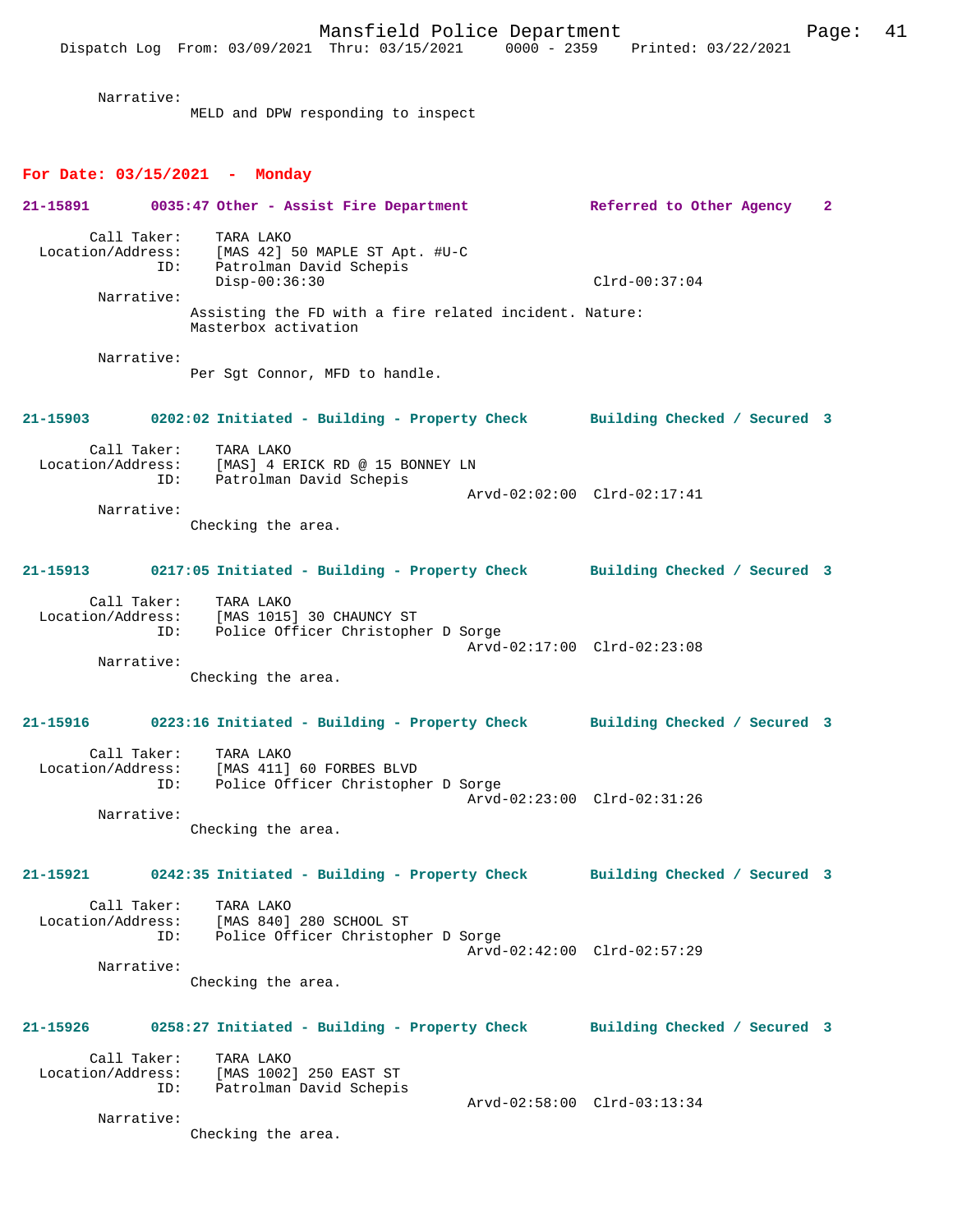Narrative:
MELD and DPW responding to inspect

## For Date: 03/15/2021 - Monday

**21-15891 0035:47 Other - Assist Fire Department Referred to Other Agency 2**

Call Taker: TARA LAKO
Location/Address: [MAS 42] 50 MAPLE ST Apt. #U-C
ID: Patrolman David Schepis
Disp-00:36:30 Clrd-00:37:04
Narrative:
Assisting the FD with a fire related incident. Nature: Masterbox activation

Narrative:
Per Sgt Connor, MFD to handle.

**21-15903 0202:02 Initiated - Building - Property Check Building Checked / Secured 3**

Call Taker: TARA LAKO
Location/Address: [MAS] 4 ERICK RD @ 15 BONNEY LN
ID: Patrolman David Schepis
Arvd-02:02:00 Clrd-02:17:41
Narrative:
Checking the area.

**21-15913 0217:05 Initiated - Building - Property Check Building Checked / Secured 3**

Call Taker: TARA LAKO
Location/Address: [MAS 1015] 30 CHAUNCY ST
ID: Police Officer Christopher D Sorge
Arvd-02:17:00 Clrd-02:23:08
Narrative:
Checking the area.

**21-15916 0223:16 Initiated - Building - Property Check Building Checked / Secured 3**

Call Taker: TARA LAKO
Location/Address: [MAS 411] 60 FORBES BLVD
ID: Police Officer Christopher D Sorge
Arvd-02:23:00 Clrd-02:31:26
Narrative:
Checking the area.

**21-15921 0242:35 Initiated - Building - Property Check Building Checked / Secured 3**

Call Taker: TARA LAKO
Location/Address: [MAS 840] 280 SCHOOL ST
ID: Police Officer Christopher D Sorge
Arvd-02:42:00 Clrd-02:57:29
Narrative:
Checking the area.

**21-15926 0258:27 Initiated - Building - Property Check Building Checked / Secured 3**

Call Taker: TARA LAKO
Location/Address: [MAS 1002] 250 EAST ST
ID: Patrolman David Schepis
Arvd-02:58:00 Clrd-03:13:34
Narrative:
Checking the area.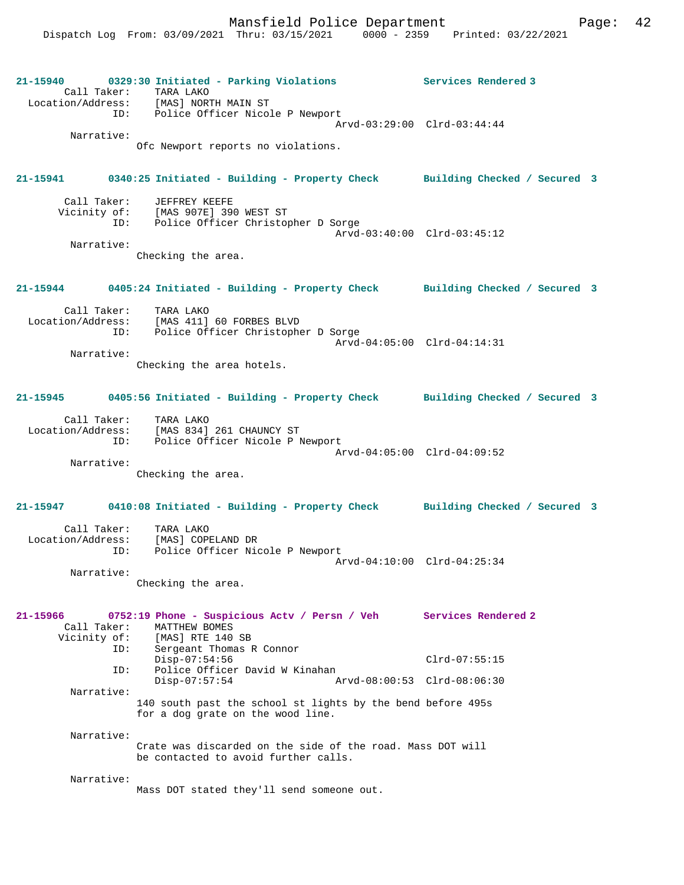**21-15940** 0329:30 Initiated - Parking Violations — Services Rendered 3

Call Taker: TARA LAKO
Location/Address: [MAS] NORTH MAIN ST
ID: Police Officer Nicole P Newport
Arvd-03:29:00 Clrd-03:44:44
Narrative:
Ofc Newport reports no violations.

**21-15941** 0340:25 Initiated - Building - Property Check — Building Checked / Secured 3

Call Taker: JEFFREY KEEFE
Vicinity of: [MAS 907E] 390 WEST ST
ID: Police Officer Christopher D Sorge
Arvd-03:40:00 Clrd-03:45:12
Narrative:
Checking the area.

**21-15944** 0405:24 Initiated - Building - Property Check — Building Checked / Secured 3

Call Taker: TARA LAKO
Location/Address: [MAS 411] 60 FORBES BLVD
ID: Police Officer Christopher D Sorge
Arvd-04:05:00 Clrd-04:14:31
Narrative:
Checking the area hotels.

**21-15945** 0405:56 Initiated - Building - Property Check — Building Checked / Secured 3

Call Taker: TARA LAKO
Location/Address: [MAS 834] 261 CHAUNCY ST
ID: Police Officer Nicole P Newport
Arvd-04:05:00 Clrd-04:09:52
Narrative:
Checking the area.

**21-15947** 0410:08 Initiated - Building - Property Check — Building Checked / Secured 3

Call Taker: TARA LAKO
Location/Address: [MAS] COPELAND DR
ID: Police Officer Nicole P Newport
Arvd-04:10:00 Clrd-04:25:34
Narrative:
Checking the area.

**21-15966** 0752:19 Phone - Suspicious Actv / Persn / Veh — Services Rendered 2

Call Taker: MATTHEW BOMES
Vicinity of: [MAS] RTE 140 SB
ID: Sergeant Thomas R Connor
Disp-07:54:56 Clrd-07:55:15
ID: Police Officer David W Kinahan
Disp-07:57:54 Arvd-08:00:53 Clrd-08:06:30
Narrative:
140 south past the school st lights by the bend before 495s for a dog grate on the wood line.

Narrative:
Crate was discarded on the side of the road. Mass DOT will be contacted to avoid further calls.

Narrative:
Mass DOT stated they'll send someone out.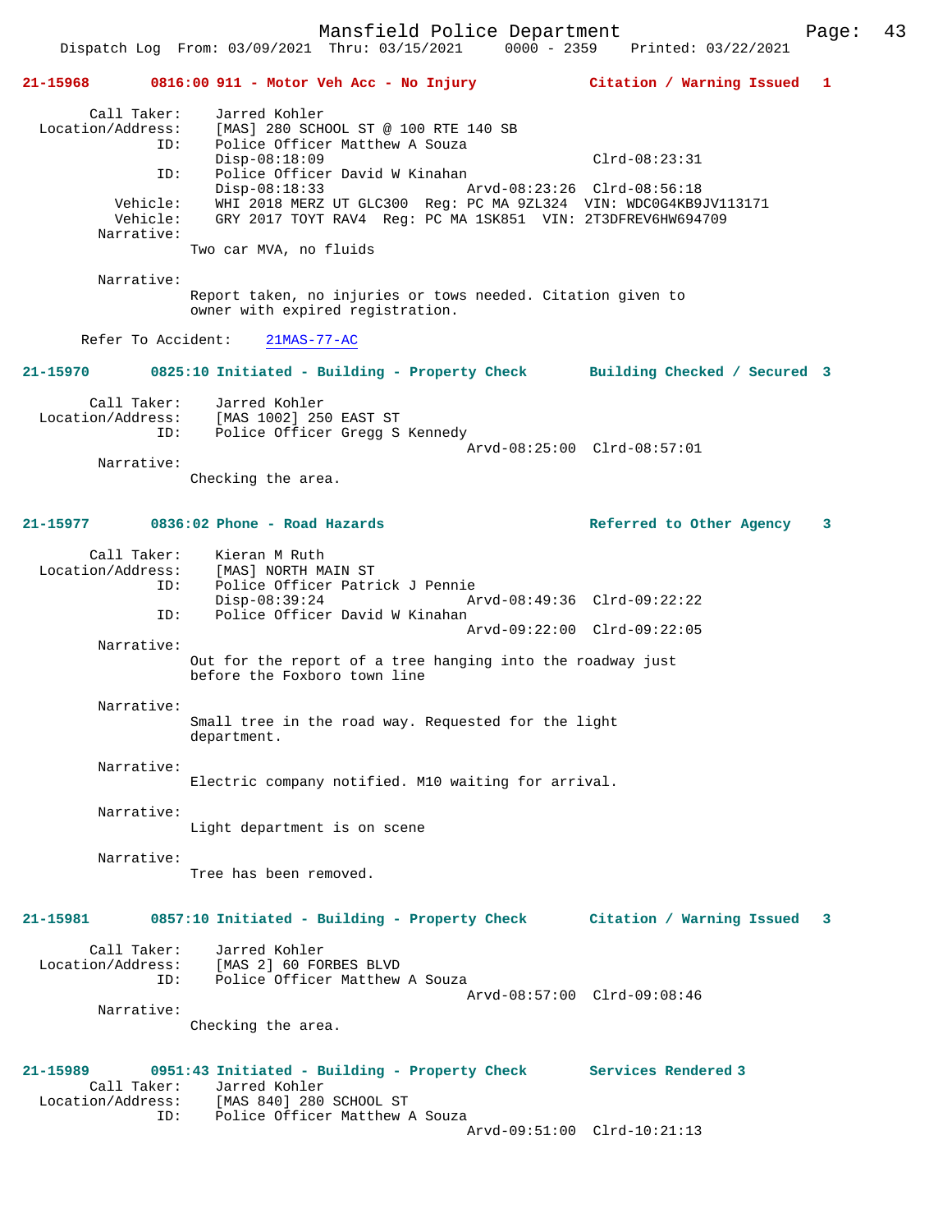Dispatch Log From: 03/09/2021 Thru: 03/15/2021 0000 - 2359 Printed: 03/22/2021

**21-15968 0816:00 911 - Motor Veh Acc - No Injury — Citation / Warning Issued 1**

Call Taker: Jarred Kohler
Location/Address: [MAS] 280 SCHOOL ST @ 100 RTE 140 SB
ID: Police Officer Matthew A Souza
Disp-08:18:09 Clrd-08:23:31
ID: Police Officer David W Kinahan
Disp-08:18:33 Arvd-08:23:26 Clrd-08:56:18
Vehicle: WHI 2018 MERZ UT GLC300 Reg: PC MA 9ZL324 VIN: WDC0G4KB9JV113171
Vehicle: GRY 2017 TOYT RAV4 Reg: PC MA 1SK851 VIN: 2T3DFREV6HW694709
Narrative:
Two car MVA, no fluids

Narrative:
Report taken, no injuries or tows needed. Citation given to owner with expired registration.

Refer To Accident: 21MAS-77-AC

**21-15970 0825:10 Initiated - Building - Property Check — Building Checked / Secured 3**

Call Taker: Jarred Kohler
Location/Address: [MAS 1002] 250 EAST ST
ID: Police Officer Gregg S Kennedy
Arvd-08:25:00 Clrd-08:57:01
Narrative:
Checking the area.

**21-15977 0836:02 Phone - Road Hazards — Referred to Other Agency 3**

Call Taker: Kieran M Ruth
Location/Address: [MAS] NORTH MAIN ST
ID: Police Officer Patrick J Pennie
Disp-08:39:24 Arvd-08:49:36 Clrd-09:22:22
ID: Police Officer David W Kinahan
Arvd-09:22:00 Clrd-09:22:05
Narrative:
Out for the report of a tree hanging into the roadway just before the Foxboro town line

Narrative:
Small tree in the road way. Requested for the light department.

Narrative:
Electric company notified. M10 waiting for arrival.

Narrative:
Light department is on scene

Narrative:
Tree has been removed.

**21-15981 0857:10 Initiated - Building - Property Check — Citation / Warning Issued 3**

Call Taker: Jarred Kohler
Location/Address: [MAS 2] 60 FORBES BLVD
ID: Police Officer Matthew A Souza
Arvd-08:57:00 Clrd-09:08:46
Narrative:
Checking the area.

**21-15989 0951:43 Initiated - Building - Property Check — Services Rendered 3**

Call Taker: Jarred Kohler
Location/Address: [MAS 840] 280 SCHOOL ST
ID: Police Officer Matthew A Souza
Arvd-09:51:00 Clrd-10:21:13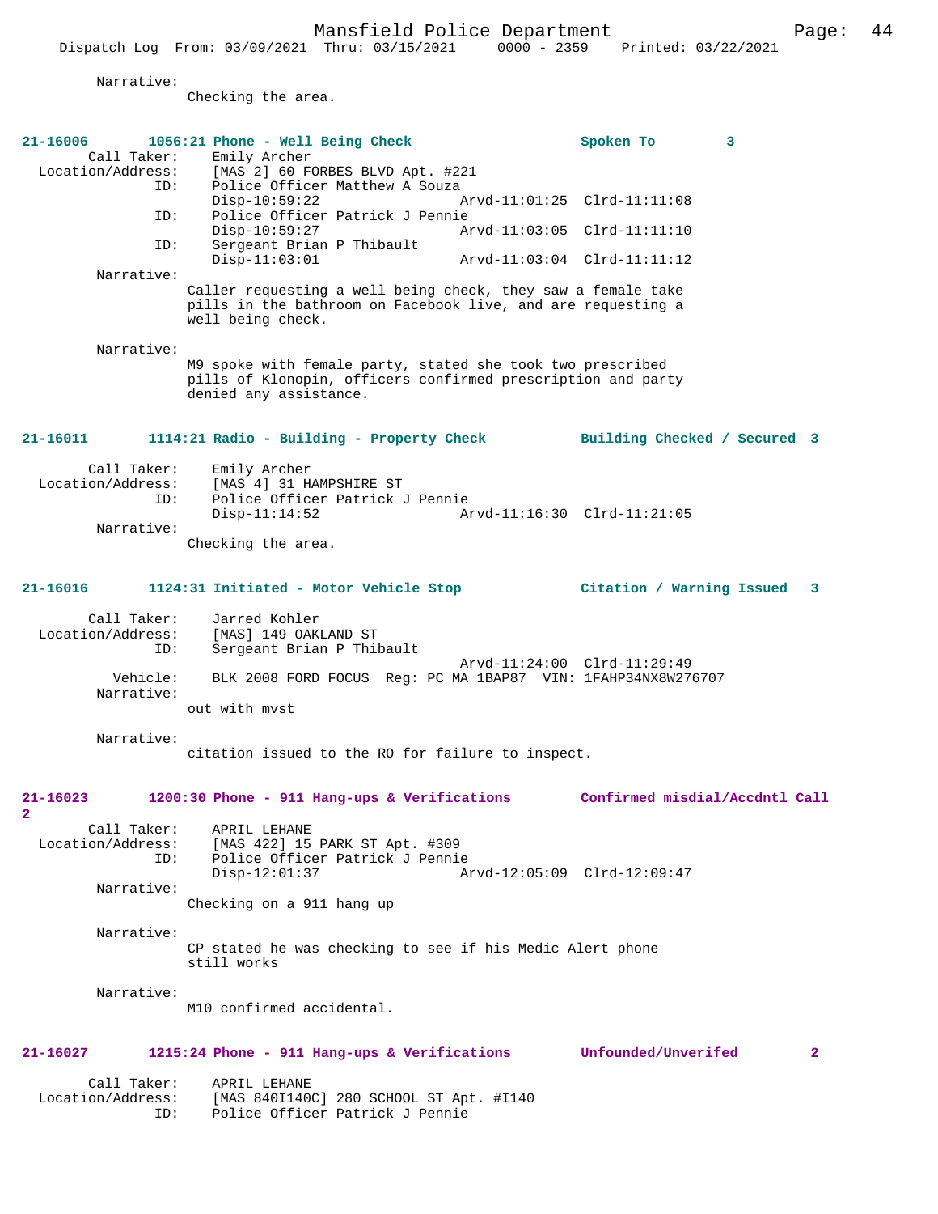Narrative:
Checking the area.

**21-16006 1056:21 Phone - Well Being Check — Spoken To 3**

Call Taker: Emily Archer
Location/Address: [MAS 2] 60 FORBES BLVD Apt. #221
ID: Police Officer Matthew A Souza
Disp-10:59:22 Arvd-11:01:25 Clrd-11:11:08
ID: Police Officer Patrick J Pennie
Disp-10:59:27 Arvd-11:03:05 Clrd-11:11:10
ID: Sergeant Brian P Thibault
Disp-11:03:01 Arvd-11:03:04 Clrd-11:11:12

Narrative:
Caller requesting a well being check, they saw a female take pills in the bathroom on Facebook live, and are requesting a well being check.

Narrative:
M9 spoke with female party, stated she took two prescribed pills of Klonopin, officers confirmed prescription and party denied any assistance.

**21-16011 1114:21 Radio - Building - Property Check — Building Checked / Secured 3**

Call Taker: Emily Archer
Location/Address: [MAS 4] 31 HAMPSHIRE ST
ID: Police Officer Patrick J Pennie
Disp-11:14:52 Arvd-11:16:30 Clrd-11:21:05

Narrative:
Checking the area.

**21-16016 1124:31 Initiated - Motor Vehicle Stop — Citation / Warning Issued 3**

Call Taker: Jarred Kohler
Location/Address: [MAS] 149 OAKLAND ST
ID: Sergeant Brian P Thibault
Arvd-11:24:00 Clrd-11:29:49
Vehicle: BLK 2008 FORD FOCUS Reg: PC MA 1BAP87 VIN: 1FAHP34NX8W276707

Narrative:
out with mvst

Narrative:
citation issued to the RO for failure to inspect.

**21-16023 1200:30 Phone - 911 Hang-ups & Verifications — Confirmed misdial/Accdntl Call 2**

Call Taker: APRIL LEHANE
Location/Address: [MAS 422] 15 PARK ST Apt. #309
ID: Police Officer Patrick J Pennie
Disp-12:01:37 Arvd-12:05:09 Clrd-12:09:47

Narrative:
Checking on a 911 hang up

Narrative:
CP stated he was checking to see if his Medic Alert phone still works

Narrative:
M10 confirmed accidental.

**21-16027 1215:24 Phone - 911 Hang-ups & Verifications — Unfounded/Unverifed 2**

Call Taker: APRIL LEHANE
Location/Address: [MAS 840I140C] 280 SCHOOL ST Apt. #I140
ID: Police Officer Patrick J Pennie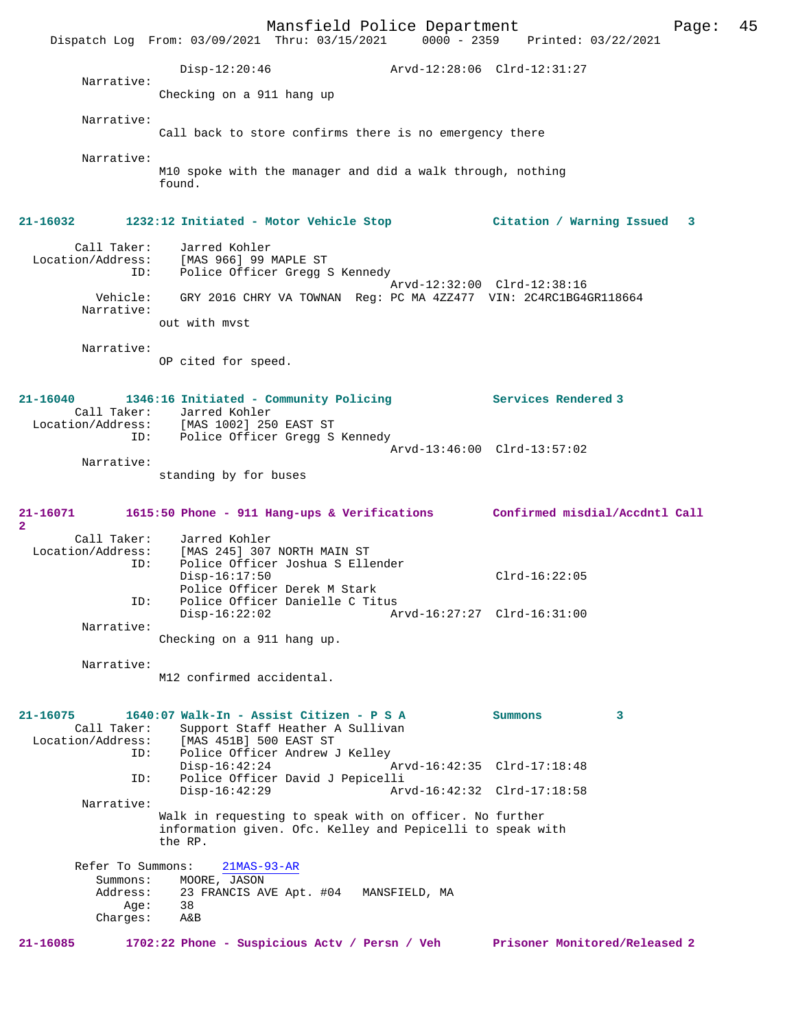Disp-12:20:46 Arvd-12:28:06 Clrd-12:31:27

Narrative:
Checking on a 911 hang up

Narrative:
Call back to store confirms there is no emergency there

Narrative:
M10 spoke with the manager and did a walk through, nothing found.

**21-16032 1232:12 Initiated - Motor Vehicle Stop Citation / Warning Issued 3**

Call Taker: Jarred Kohler
Location/Address: [MAS 966] 99 MAPLE ST
ID: Police Officer Gregg S Kennedy
Arvd-12:32:00 Clrd-12:38:16
Vehicle: GRY 2016 CHRY VA TOWNAN Reg: PC MA 4ZZ477 VIN: 2C4RC1BG4GR118664
Narrative:
out with mvst

Narrative:
OP cited for speed.

**21-16040 1346:16 Initiated - Community Policing Services Rendered 3**

Call Taker: Jarred Kohler
Location/Address: [MAS 1002] 250 EAST ST
ID: Police Officer Gregg S Kennedy
Arvd-13:46:00 Clrd-13:57:02
Narrative:
standing by for buses

**21-16071 1615:50 Phone - 911 Hang-ups & Verifications Confirmed misdial/Accdntl Call 2**

Call Taker: Jarred Kohler
Location/Address: [MAS 245] 307 NORTH MAIN ST
ID: Police Officer Joshua S Ellender
Disp-16:17:50 Clrd-16:22:05
Police Officer Derek M Stark
ID: Police Officer Danielle C Titus
Disp-16:22:02 Arvd-16:27:27 Clrd-16:31:00
Narrative:
Checking on a 911 hang up.

Narrative:
M12 confirmed accidental.

**21-16075 1640:07 Walk-In - Assist Citizen - P S A Summons 3**

Call Taker: Support Staff Heather A Sullivan
Location/Address: [MAS 451B] 500 EAST ST
ID: Police Officer Andrew J Kelley
Disp-16:42:24 Arvd-16:42:35 Clrd-17:18:48
ID: Police Officer David J Pepicelli
Disp-16:42:29 Arvd-16:42:32 Clrd-17:18:58
Narrative:
Walk in requesting to speak with on officer. No further information given. Ofc. Kelley and Pepicelli to speak with the RP.

Refer To Summons: 21MAS-93-AR
Summons: MOORE, JASON
Address: 23 FRANCIS AVE Apt. #04 MANSFIELD, MA
Age: 38
Charges: A&B

**21-16085 1702:22 Phone - Suspicious Actv / Persn / Veh Prisoner Monitored/Released 2**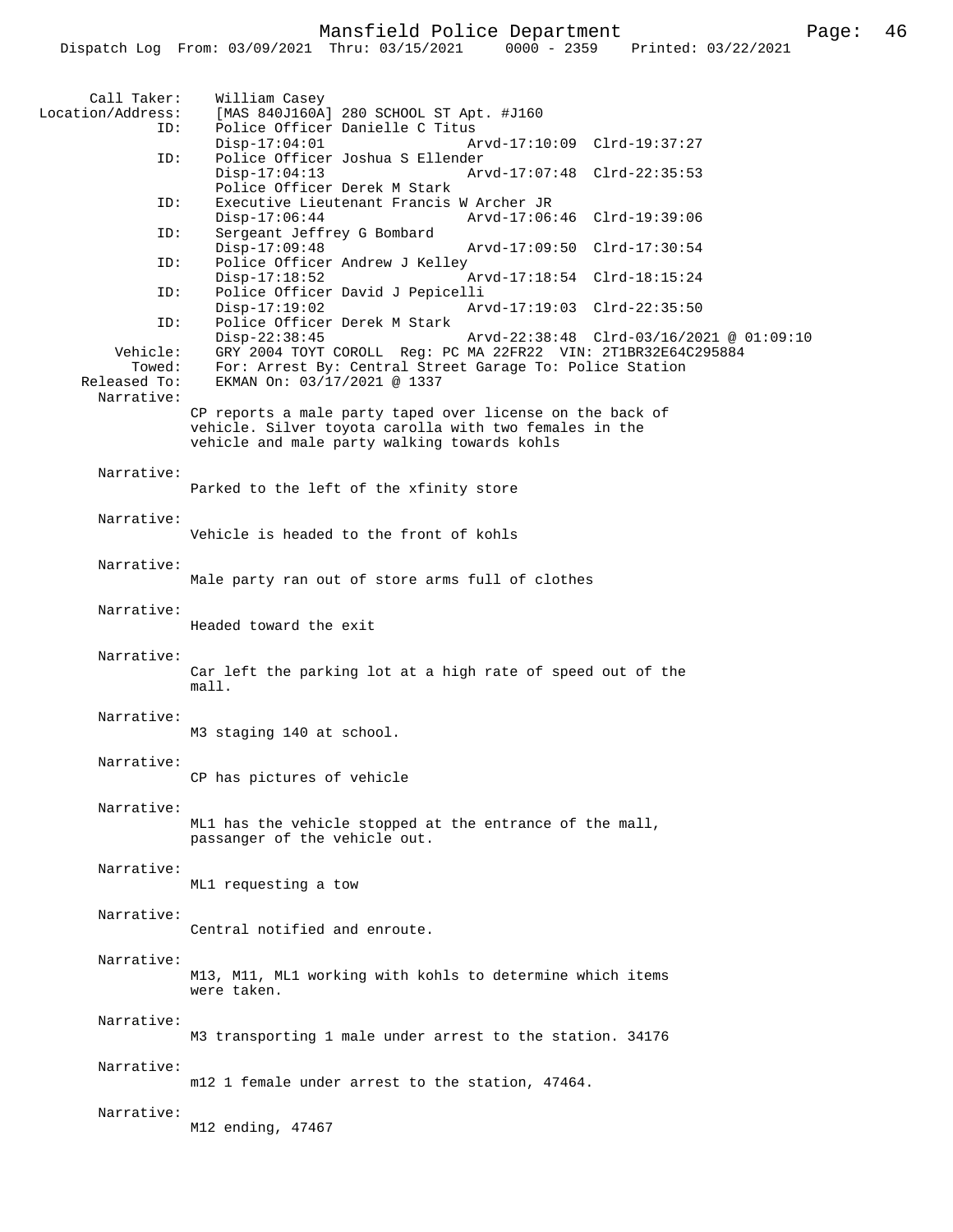Call Taker: William Casey
Location/Address: [MAS 840J160A] 280 SCHOOL ST Apt. #J160

ID: Police Officer Danielle C Titus
Disp-17:04:01 Arvd-17:10:09 Clrd-19:37:27

ID: Police Officer Joshua S Ellender
Disp-17:04:13 Arvd-17:07:48 Clrd-22:35:53
Police Officer Derek M Stark

ID: Executive Lieutenant Francis W Archer JR
Disp-17:06:44 Arvd-17:06:46 Clrd-19:39:06

ID: Sergeant Jeffrey G Bombard
Disp-17:09:48 Arvd-17:09:50 Clrd-17:30:54

ID: Police Officer Andrew J Kelley
Disp-17:18:52 Arvd-17:18:54 Clrd-18:15:24

ID: Police Officer David J Pepicelli
Disp-17:19:02 Arvd-17:19:03 Clrd-22:35:50

ID: Police Officer Derek M Stark
Disp-22:38:45 Arvd-22:38:48 Clrd-03/16/2021 @ 01:09:10

Vehicle: GRY 2004 TOYT COROLL Reg: PC MA 22FR22 VIN: 2T1BR32E64C295884
Towed: For: Arrest By: Central Street Garage To: Police Station
Released To: EKMAN On: 03/17/2021 @ 1337

Narrative:
CP reports a male party taped over license on the back of vehicle. Silver toyota carolla with two females in the vehicle and male party walking towards kohls

Narrative:
Parked to the left of the xfinity store

Narrative:
Vehicle is headed to the front of kohls

Narrative:
Male party ran out of store arms full of clothes

Narrative:
Headed toward the exit

Narrative:
Car left the parking lot at a high rate of speed out of the mall.

Narrative:
M3 staging 140 at school.

Narrative:
CP has pictures of vehicle

Narrative:
ML1 has the vehicle stopped at the entrance of the mall, passanger of the vehicle out.

Narrative:
ML1 requesting a tow

Narrative:
Central notified and enroute.

Narrative:
M13, M11, ML1 working with kohls to determine which items were taken.

Narrative:
M3 transporting 1 male under arrest to the station. 34176

Narrative:
m12 1 female under arrest to the station, 47464.

Narrative:
M12 ending, 47467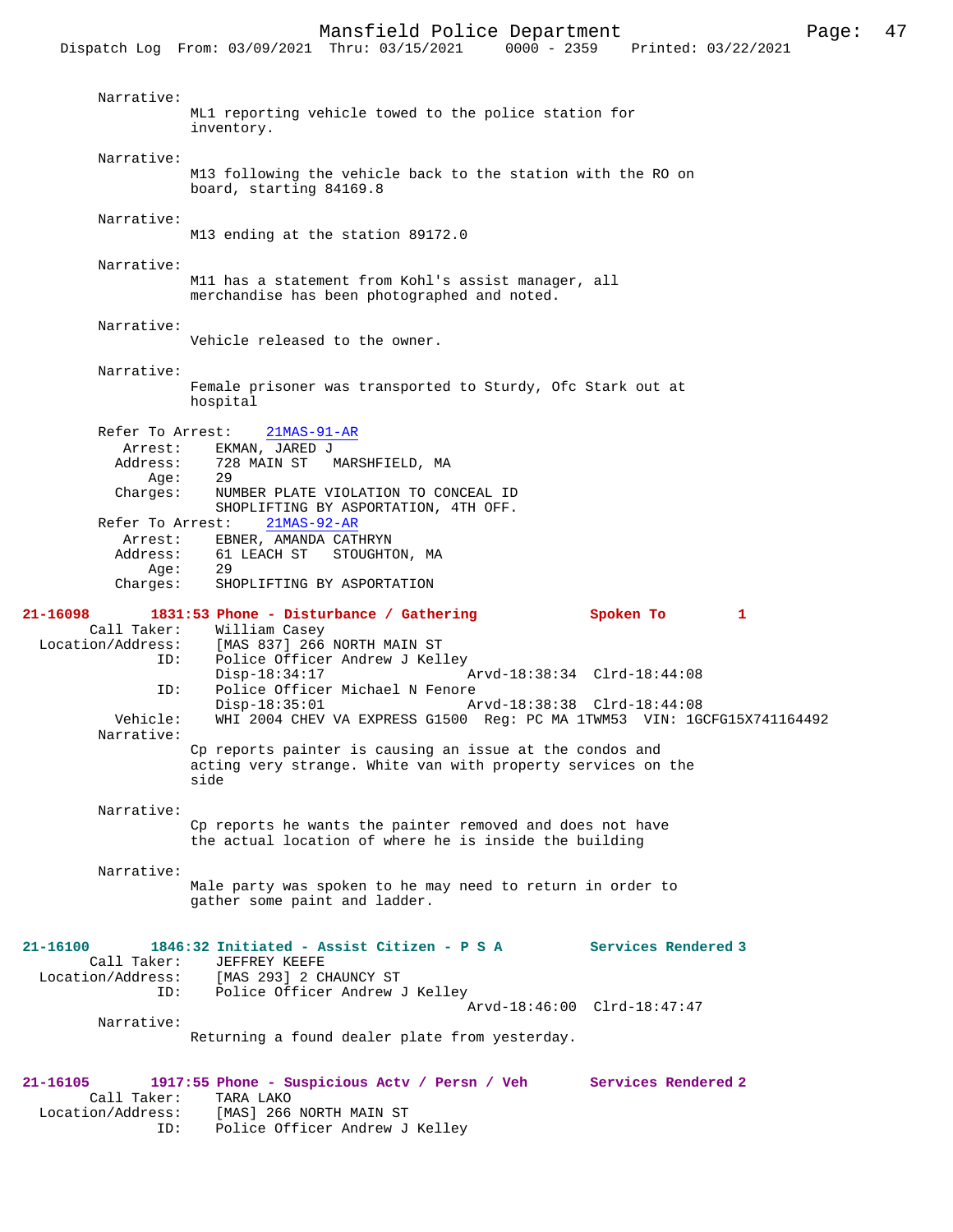Narrative:
ML1 reporting vehicle towed to the police station for inventory.

Narrative:
M13 following the vehicle back to the station with the RO on board, starting 84169.8

Narrative:
M13 ending at the station 89172.0

Narrative:
M11 has a statement from Kohl's assist manager, all merchandise has been photographed and noted.

Narrative:
Vehicle released to the owner.

Narrative:
Female prisoner was transported to Sturdy, Ofc Stark out at hospital

Refer To Arrest: 21MAS-91-AR
Arrest: EKMAN, JARED J
Address: 728 MAIN ST MARSHFIELD, MA
Age: 29
Charges: NUMBER PLATE VIOLATION TO CONCEAL ID
SHOPLIFTING BY ASPORTATION, 4TH OFF.

Refer To Arrest: 21MAS-92-AR
Arrest: EBNER, AMANDA CATHRYN
Address: 61 LEACH ST STOUGHTON, MA
Age: 29
Charges: SHOPLIFTING BY ASPORTATION

**21-16098 1831:53 Phone - Disturbance / Gathering Spoken To 1**
Call Taker: William Casey
Location/Address: [MAS 837] 266 NORTH MAIN ST
ID: Police Officer Andrew J Kelley
Disp-18:34:17 Arvd-18:38:34 Clrd-18:44:08
ID: Police Officer Michael N Fenore
Disp-18:35:01 Arvd-18:38:38 Clrd-18:44:08
Vehicle: WHI 2004 CHEV VA EXPRESS G1500 Reg: PC MA 1TWM53 VIN: 1GCFG15X741164492
Narrative:
Cp reports painter is causing an issue at the condos and acting very strange. White van with property services on the side

Narrative:
Cp reports he wants the painter removed and does not have the actual location of where he is inside the building

Narrative:
Male party was spoken to he may need to return in order to gather some paint and ladder.

**21-16100 1846:32 Initiated - Assist Citizen - P S A Services Rendered 3**
Call Taker: JEFFREY KEEFE
Location/Address: [MAS 293] 2 CHAUNCY ST
ID: Police Officer Andrew J Kelley
Arvd-18:46:00 Clrd-18:47:47
Narrative:
Returning a found dealer plate from yesterday.

**21-16105 1917:55 Phone - Suspicious Actv / Persn / Veh Services Rendered 2**
Call Taker: TARA LAKO
Location/Address: [MAS] 266 NORTH MAIN ST
ID: Police Officer Andrew J Kelley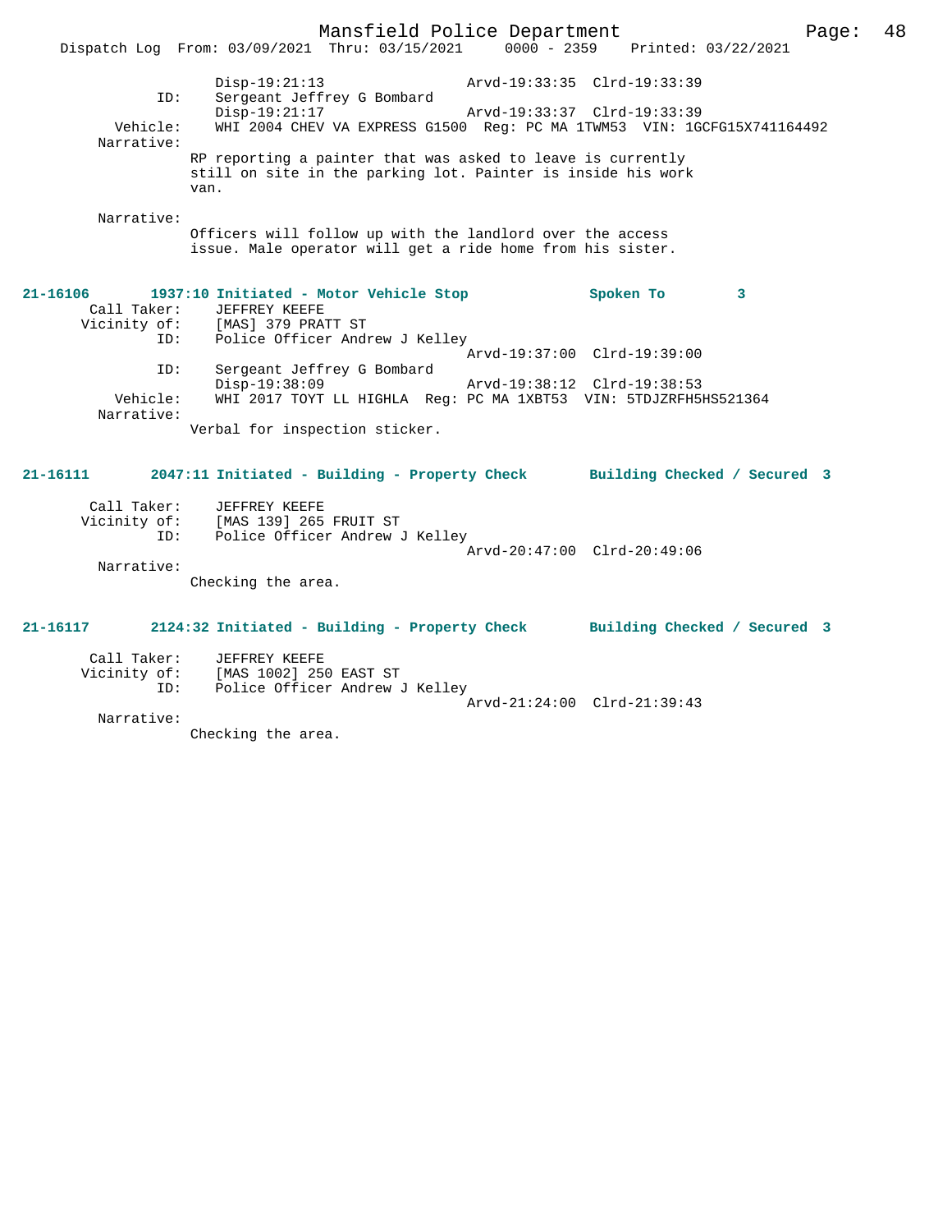```
                Disp-19:21:13                 Arvd-19:33:35  Clrd-19:33:39
           ID:  Sergeant Jeffrey G Bombard
                Disp-19:21:17                 Arvd-19:33:37  Clrd-19:33:39
      Vehicle:  WHI 2004 CHEV VA EXPRESS G1500  Reg: PC MA 1TWM53  VIN: 1GCFG15X741164492
    Narrative:
               RP reporting a painter that was asked to leave is currently
               still on site in the parking lot. Painter is inside his work
               van.

    Narrative:
               Officers will follow up with the landlord over the access
               issue. Male operator will get a ride home from his sister.
```

**21-16106     1937:10 Initiated - Motor Vehicle Stop          Spoken To       3**

```
   Call Taker:  JEFFREY KEEFE
  Vicinity of:  [MAS] 379 PRATT ST
           ID:  Police Officer Andrew J Kelley
                                              Arvd-19:37:00  Clrd-19:39:00
           ID:  Sergeant Jeffrey G Bombard
                Disp-19:38:09                 Arvd-19:38:12  Clrd-19:38:53
      Vehicle:  WHI 2017 TOYT LL HIGHLA  Reg: PC MA 1XBT53  VIN: 5TDJZRFH5HS521364
    Narrative:
               Verbal for inspection sticker.
```

**21-16111     2047:11 Initiated - Building - Property Check     Building Checked / Secured  3**

```
   Call Taker:  JEFFREY KEEFE
  Vicinity of:  [MAS 139] 265 FRUIT ST
           ID:  Police Officer Andrew J Kelley
                                              Arvd-20:47:00  Clrd-20:49:06
    Narrative:
               Checking the area.
```

**21-16117     2124:32 Initiated - Building - Property Check     Building Checked / Secured  3**

```
   Call Taker:  JEFFREY KEEFE
  Vicinity of:  [MAS 1002] 250 EAST ST
           ID:  Police Officer Andrew J Kelley
                                              Arvd-21:24:00  Clrd-21:39:43
    Narrative:
               Checking the area.
```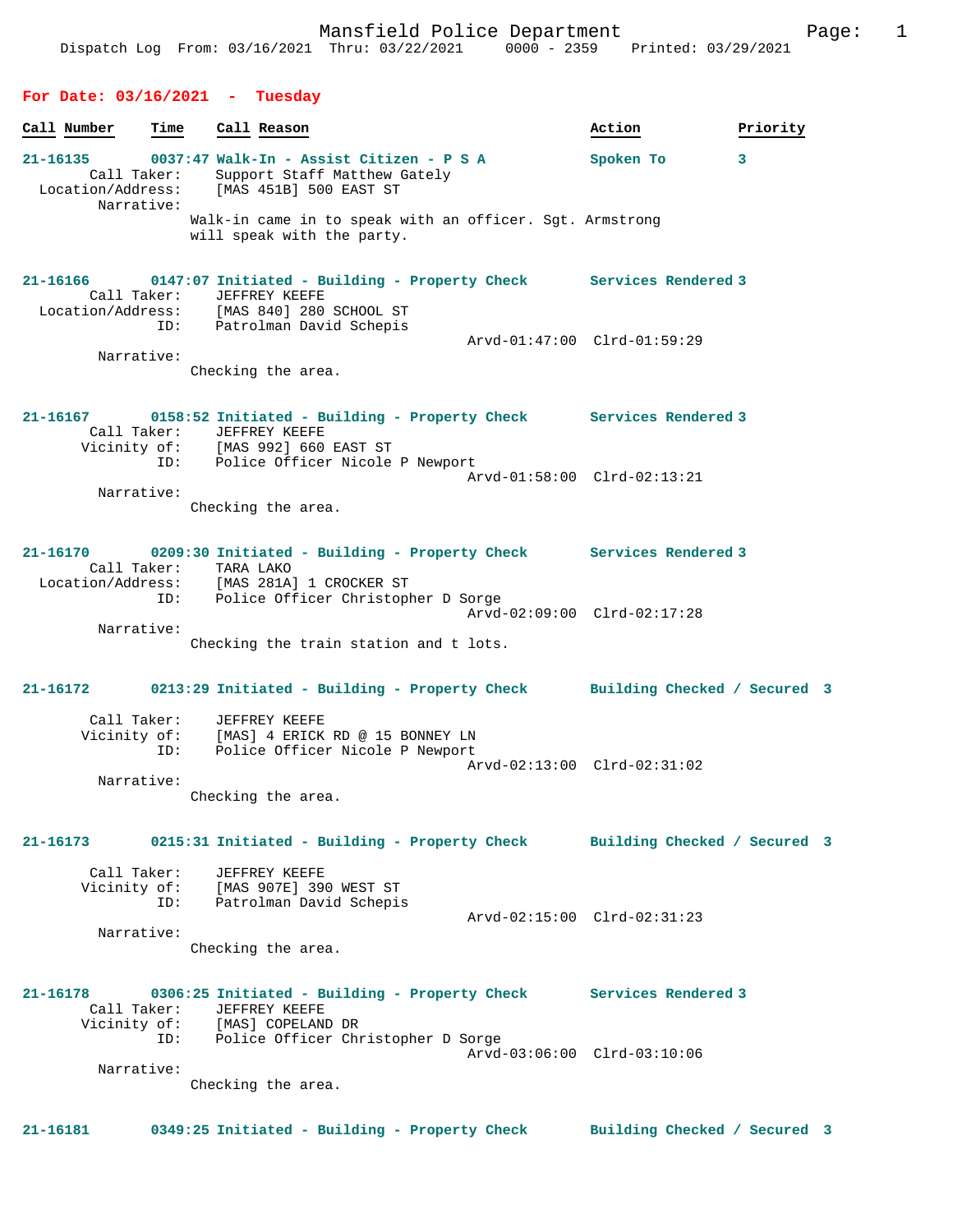Dispatch Log From: 03/16/2021 Thru: 03/22/2021 0000 - 2359 Printed: 03/29/2021

## For Date: 03/16/2021 - Tuesday

**Call Number** | **Time** | **Call Reason** | **Action** | **Priority**

**21-16135 0037:47 Walk-In - Assist Citizen - P S A — Spoken To — 3**

Call Taker: Support Staff Matthew Gately
Location/Address: [MAS 451B] 500 EAST ST
Narrative:
Walk-in came in to speak with an officer. Sgt. Armstrong will speak with the party.

**21-16166 0147:07 Initiated - Building - Property Check — Services Rendered — 3**

Call Taker: JEFFREY KEEFE
Location/Address: [MAS 840] 280 SCHOOL ST
ID: Patrolman David Schepis
Arvd-01:47:00 Clrd-01:59:29
Narrative:
Checking the area.

**21-16167 0158:52 Initiated - Building - Property Check — Services Rendered — 3**

Call Taker: JEFFREY KEEFE
Vicinity of: [MAS 992] 660 EAST ST
ID: Police Officer Nicole P Newport
Arvd-01:58:00 Clrd-02:13:21
Narrative:
Checking the area.

**21-16170 0209:30 Initiated - Building - Property Check — Services Rendered — 3**

Call Taker: TARA LAKO
Location/Address: [MAS 281A] 1 CROCKER ST
ID: Police Officer Christopher D Sorge
Arvd-02:09:00 Clrd-02:17:28
Narrative:
Checking the train station and t lots.

**21-16172 0213:29 Initiated - Building - Property Check — Building Checked / Secured — 3**

Call Taker: JEFFREY KEEFE
Vicinity of: [MAS] 4 ERICK RD @ 15 BONNEY LN
ID: Police Officer Nicole P Newport
Arvd-02:13:00 Clrd-02:31:02
Narrative:
Checking the area.

**21-16173 0215:31 Initiated - Building - Property Check — Building Checked / Secured — 3**

Call Taker: JEFFREY KEEFE
Vicinity of: [MAS 907E] 390 WEST ST
ID: Patrolman David Schepis
Arvd-02:15:00 Clrd-02:31:23
Narrative:
Checking the area.

**21-16178 0306:25 Initiated - Building - Property Check — Services Rendered — 3**

Call Taker: JEFFREY KEEFE
Vicinity of: [MAS] COPELAND DR
ID: Police Officer Christopher D Sorge
Arvd-03:06:00 Clrd-03:10:06
Narrative:
Checking the area.

**21-16181 0349:25 Initiated - Building - Property Check — Building Checked / Secured — 3**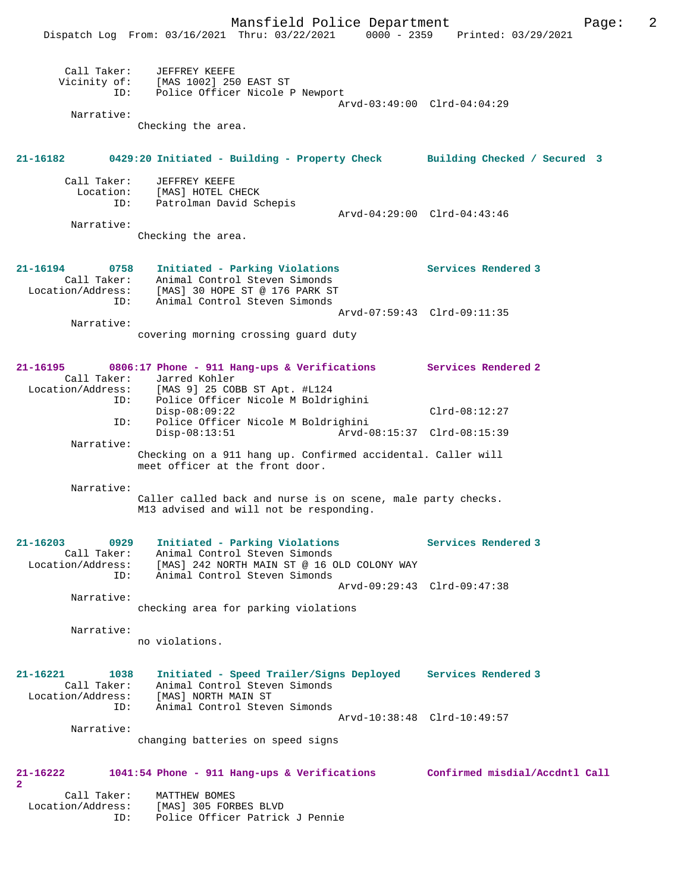Call Taker: JEFFREY KEEFE
Vicinity of: [MAS 1002] 250 EAST ST
ID: Police Officer Nicole P Newport
Arvd-03:49:00 Clrd-04:04:29
Narrative:
Checking the area.

**21-16182 0429:20 Initiated - Building - Property Check Building Checked / Secured 3**

Call Taker: JEFFREY KEEFE
Location: [MAS] HOTEL CHECK
ID: Patrolman David Schepis
Arvd-04:29:00 Clrd-04:43:46
Narrative:
Checking the area.

**21-16194 0758 Initiated - Parking Violations Services Rendered 3**

Call Taker: Animal Control Steven Simonds
Location/Address: [MAS] 30 HOPE ST @ 176 PARK ST
ID: Animal Control Steven Simonds
Arvd-07:59:43 Clrd-09:11:35
Narrative:
covering morning crossing guard duty

**21-16195 0806:17 Phone - 911 Hang-ups & Verifications Services Rendered 2**

Call Taker: Jarred Kohler
Location/Address: [MAS 9] 25 COBB ST Apt. #L124
ID: Police Officer Nicole M Boldrighini
Disp-08:09:22 Clrd-08:12:27
ID: Police Officer Nicole M Boldrighini
Disp-08:13:51 Arvd-08:15:37 Clrd-08:15:39
Narrative:
Checking on a 911 hang up. Confirmed accidental. Caller will meet officer at the front door.

Narrative:
Caller called back and nurse is on scene, male party checks. M13 advised and will not be responding.

**21-16203 0929 Initiated - Parking Violations Services Rendered 3**

Call Taker: Animal Control Steven Simonds
Location/Address: [MAS] 242 NORTH MAIN ST @ 16 OLD COLONY WAY
ID: Animal Control Steven Simonds
Arvd-09:29:43 Clrd-09:47:38
Narrative:
checking area for parking violations

Narrative:
no violations.

**21-16221 1038 Initiated - Speed Trailer/Signs Deployed Services Rendered 3**

Call Taker: Animal Control Steven Simonds
Location/Address: [MAS] NORTH MAIN ST
ID: Animal Control Steven Simonds
Arvd-10:38:48 Clrd-10:49:57
Narrative:
changing batteries on speed signs

**21-16222 1041:54 Phone - 911 Hang-ups & Verifications Confirmed misdial/Accdntl Call 2**

Call Taker: MATTHEW BOMES
Location/Address: [MAS] 305 FORBES BLVD
ID: Police Officer Patrick J Pennie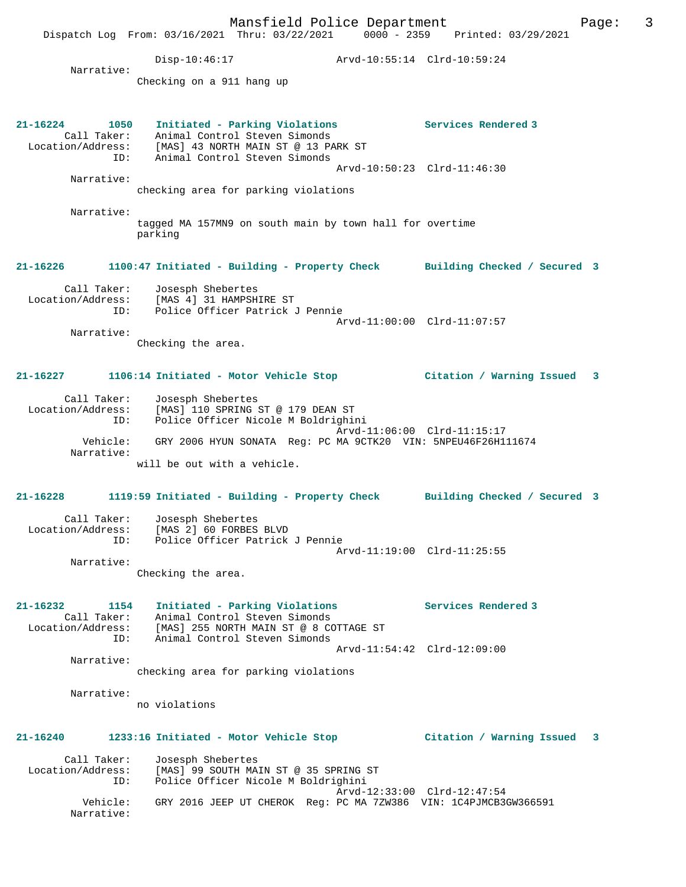Disp-10:46:17 Arvd-10:55:14 Clrd-10:59:24

Narrative:
Checking on a 911 hang up

**21-16224 1050 Initiated - Parking Violations — Services Rendered 3**

Call Taker: Animal Control Steven Simonds
Location/Address: [MAS] 43 NORTH MAIN ST @ 13 PARK ST
ID: Animal Control Steven Simonds
Arvd-10:50:23 Clrd-11:46:30

Narrative:
checking area for parking violations

Narrative:
tagged MA 157MN9 on south main by town hall for overtime parking

**21-16226 1100:47 Initiated - Building - Property Check — Building Checked / Secured 3**

Call Taker: Josesph Shebertes
Location/Address: [MAS 4] 31 HAMPSHIRE ST
ID: Police Officer Patrick J Pennie
Arvd-11:00:00 Clrd-11:07:57

Narrative:
Checking the area.

**21-16227 1106:14 Initiated - Motor Vehicle Stop — Citation / Warning Issued 3**

Call Taker: Josesph Shebertes
Location/Address: [MAS] 110 SPRING ST @ 179 DEAN ST
ID: Police Officer Nicole M Boldrighini
Arvd-11:06:00 Clrd-11:15:17
Vehicle: GRY 2006 HYUN SONATA Reg: PC MA 9CTK20 VIN: 5NPEU46F26H111674

Narrative:
will be out with a vehicle.

**21-16228 1119:59 Initiated - Building - Property Check — Building Checked / Secured 3**

Call Taker: Josesph Shebertes
Location/Address: [MAS 2] 60 FORBES BLVD
ID: Police Officer Patrick J Pennie
Arvd-11:19:00 Clrd-11:25:55

Narrative:
Checking the area.

**21-16232 1154 Initiated - Parking Violations — Services Rendered 3**

Call Taker: Animal Control Steven Simonds
Location/Address: [MAS] 255 NORTH MAIN ST @ 8 COTTAGE ST
ID: Animal Control Steven Simonds
Arvd-11:54:42 Clrd-12:09:00

Narrative:
checking area for parking violations

Narrative:
no violations

**21-16240 1233:16 Initiated - Motor Vehicle Stop — Citation / Warning Issued 3**

Call Taker: Josesph Shebertes
Location/Address: [MAS] 99 SOUTH MAIN ST @ 35 SPRING ST
ID: Police Officer Nicole M Boldrighini
Arvd-12:33:00 Clrd-12:47:54
Vehicle: GRY 2016 JEEP UT CHEROK Reg: PC MA 7ZW386 VIN: 1C4PJMCB3GW366591

Narrative: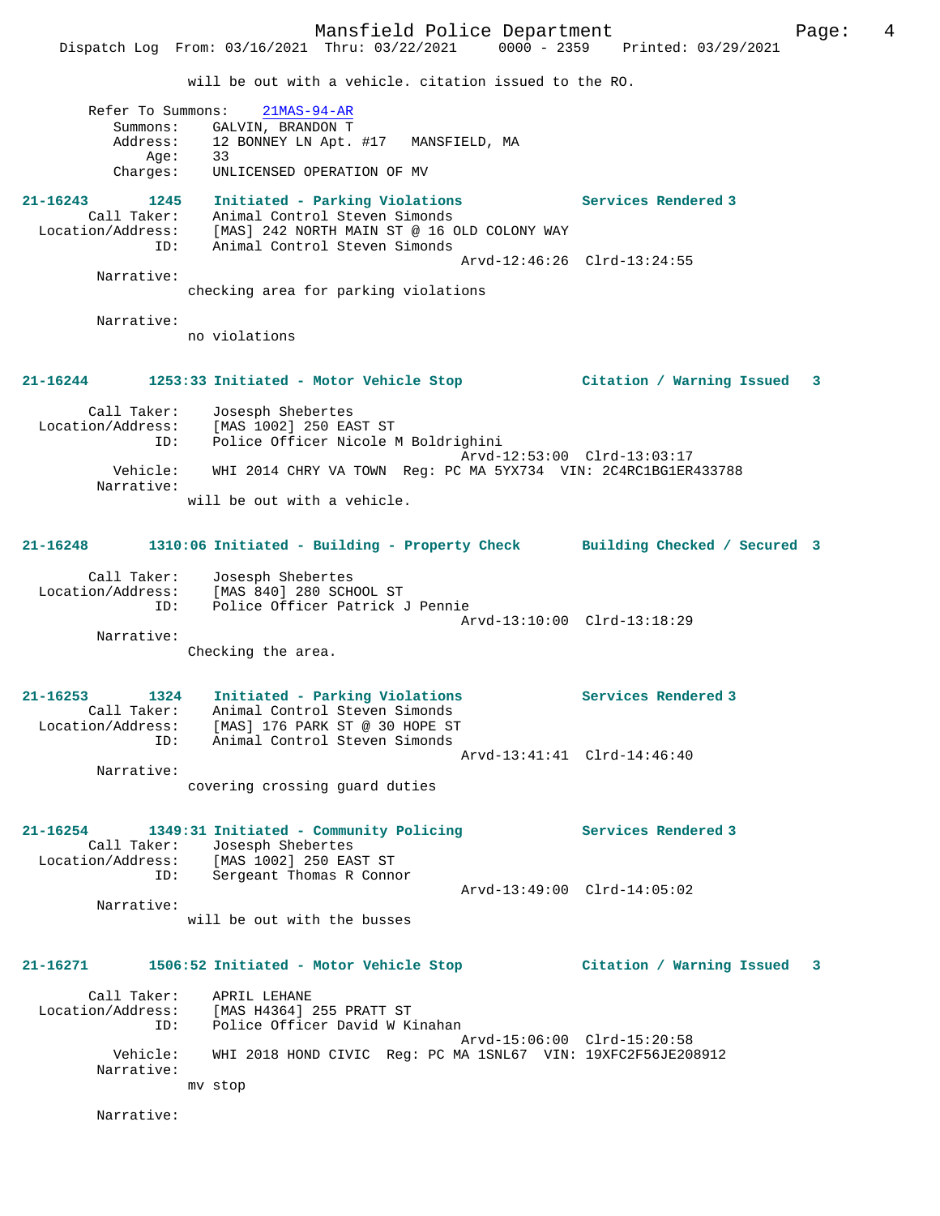will be out with a vehicle. citation issued to the RO.

Refer To Summons: 21MAS-94-AR
Summons: GALVIN, BRANDON T
Address: 12 BONNEY LN Apt. #17 MANSFIELD, MA
Age: 33
Charges: UNLICENSED OPERATION OF MV

**21-16243 1245 Initiated - Parking Violations Services Rendered 3**
Call Taker: Animal Control Steven Simonds
Location/Address: [MAS] 242 NORTH MAIN ST @ 16 OLD COLONY WAY
ID: Animal Control Steven Simonds
Arvd-12:46:26 Clrd-13:24:55
Narrative:
checking area for parking violations

Narrative:
no violations

**21-16244 1253:33 Initiated - Motor Vehicle Stop Citation / Warning Issued 3**
Call Taker: Josesph Shebertes
Location/Address: [MAS 1002] 250 EAST ST
ID: Police Officer Nicole M Boldrighini
Arvd-12:53:00 Clrd-13:03:17
Vehicle: WHI 2014 CHRY VA TOWN Reg: PC MA 5YX734 VIN: 2C4RC1BG1ER433788
Narrative:
will be out with a vehicle.

**21-16248 1310:06 Initiated - Building - Property Check Building Checked / Secured 3**
Call Taker: Josesph Shebertes
Location/Address: [MAS 840] 280 SCHOOL ST
ID: Police Officer Patrick J Pennie
Arvd-13:10:00 Clrd-13:18:29
Narrative:
Checking the area.

**21-16253 1324 Initiated - Parking Violations Services Rendered 3**
Call Taker: Animal Control Steven Simonds
Location/Address: [MAS] 176 PARK ST @ 30 HOPE ST
ID: Animal Control Steven Simonds
Arvd-13:41:41 Clrd-14:46:40
Narrative:
covering crossing guard duties

**21-16254 1349:31 Initiated - Community Policing Services Rendered 3**
Call Taker: Josesph Shebertes
Location/Address: [MAS 1002] 250 EAST ST
ID: Sergeant Thomas R Connor
Arvd-13:49:00 Clrd-14:05:02
Narrative:
will be out with the busses

**21-16271 1506:52 Initiated - Motor Vehicle Stop Citation / Warning Issued 3**
Call Taker: APRIL LEHANE
Location/Address: [MAS H4364] 255 PRATT ST
ID: Police Officer David W Kinahan
Arvd-15:06:00 Clrd-15:20:58
Vehicle: WHI 2018 HOND CIVIC Reg: PC MA 1SNL67 VIN: 19XFC2F56JE208912
Narrative:
mv stop

Narrative: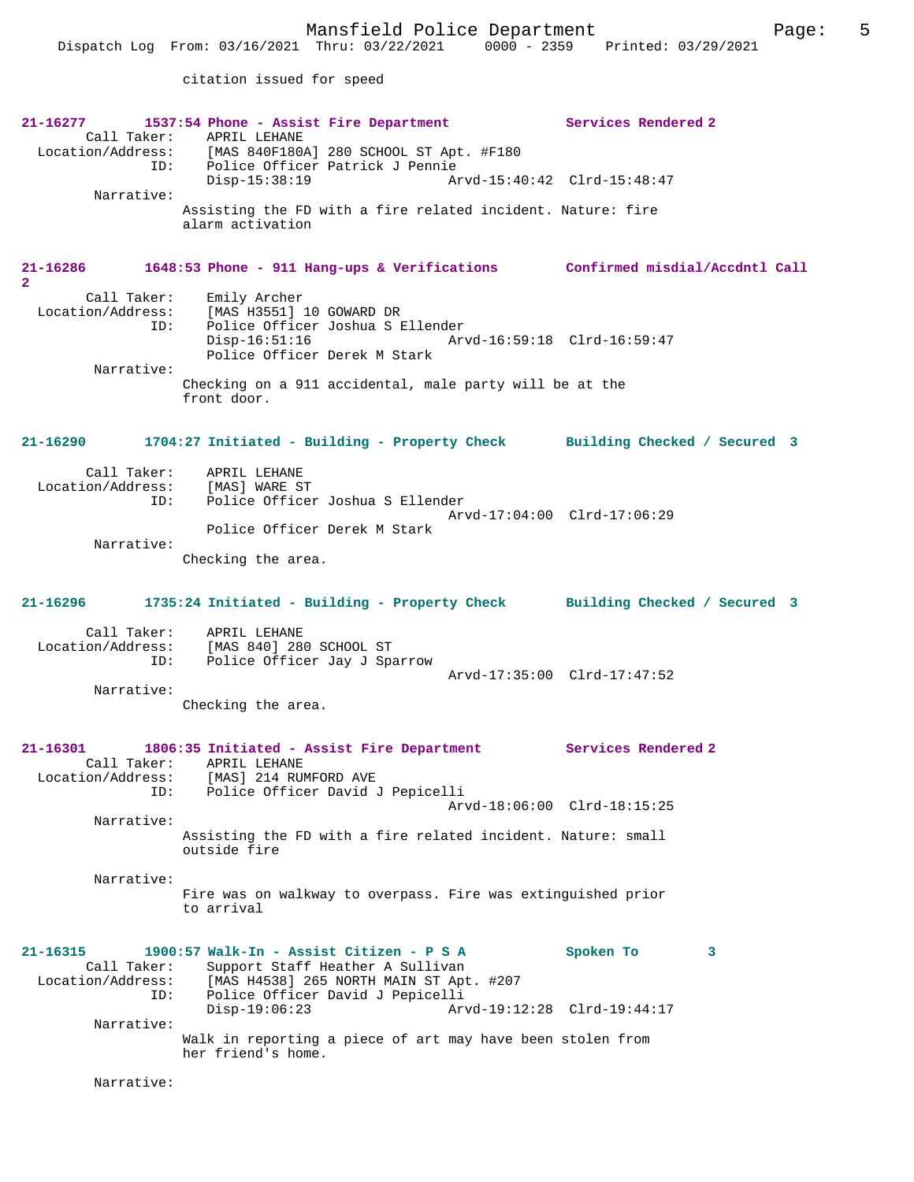citation issued for speed

**21-16277 1537:54 Phone - Assist Fire Department Services Rendered 2**

Call Taker: APRIL LEHANE
Location/Address: [MAS 840F180A] 280 SCHOOL ST Apt. #F180
ID: Police Officer Patrick J Pennie
Disp-15:38:19 Arvd-15:40:42 Clrd-15:48:47

Narrative:
Assisting the FD with a fire related incident. Nature: fire alarm activation

**21-16286 1648:53 Phone - 911 Hang-ups & Verifications Confirmed misdial/Accdntl Call 2**

Call Taker: Emily Archer
Location/Address: [MAS H3551] 10 GOWARD DR
ID: Police Officer Joshua S Ellender
Disp-16:51:16 Arvd-16:59:18 Clrd-16:59:47
Police Officer Derek M Stark

Narrative:
Checking on a 911 accidental, male party will be at the front door.

**21-16290 1704:27 Initiated - Building - Property Check Building Checked / Secured 3**

Call Taker: APRIL LEHANE
Location/Address: [MAS] WARE ST
ID: Police Officer Joshua S Ellender
Arvd-17:04:00 Clrd-17:06:29
Police Officer Derek M Stark

Narrative:
Checking the area.

**21-16296 1735:24 Initiated - Building - Property Check Building Checked / Secured 3**

Call Taker: APRIL LEHANE
Location/Address: [MAS 840] 280 SCHOOL ST
ID: Police Officer Jay J Sparrow
Arvd-17:35:00 Clrd-17:47:52

Narrative:
Checking the area.

**21-16301 1806:35 Initiated - Assist Fire Department Services Rendered 2**

Call Taker: APRIL LEHANE
Location/Address: [MAS] 214 RUMFORD AVE
ID: Police Officer David J Pepicelli
Arvd-18:06:00 Clrd-18:15:25

Narrative:
Assisting the FD with a fire related incident. Nature: small outside fire

Narrative:
Fire was on walkway to overpass. Fire was extinguished prior to arrival

**21-16315 1900:57 Walk-In - Assist Citizen - P S A Spoken To 3**

Call Taker: Support Staff Heather A Sullivan
Location/Address: [MAS H4538] 265 NORTH MAIN ST Apt. #207
ID: Police Officer David J Pepicelli
Disp-19:06:23 Arvd-19:12:28 Clrd-19:44:17

Narrative:
Walk in reporting a piece of art may have been stolen from her friend's home.

Narrative: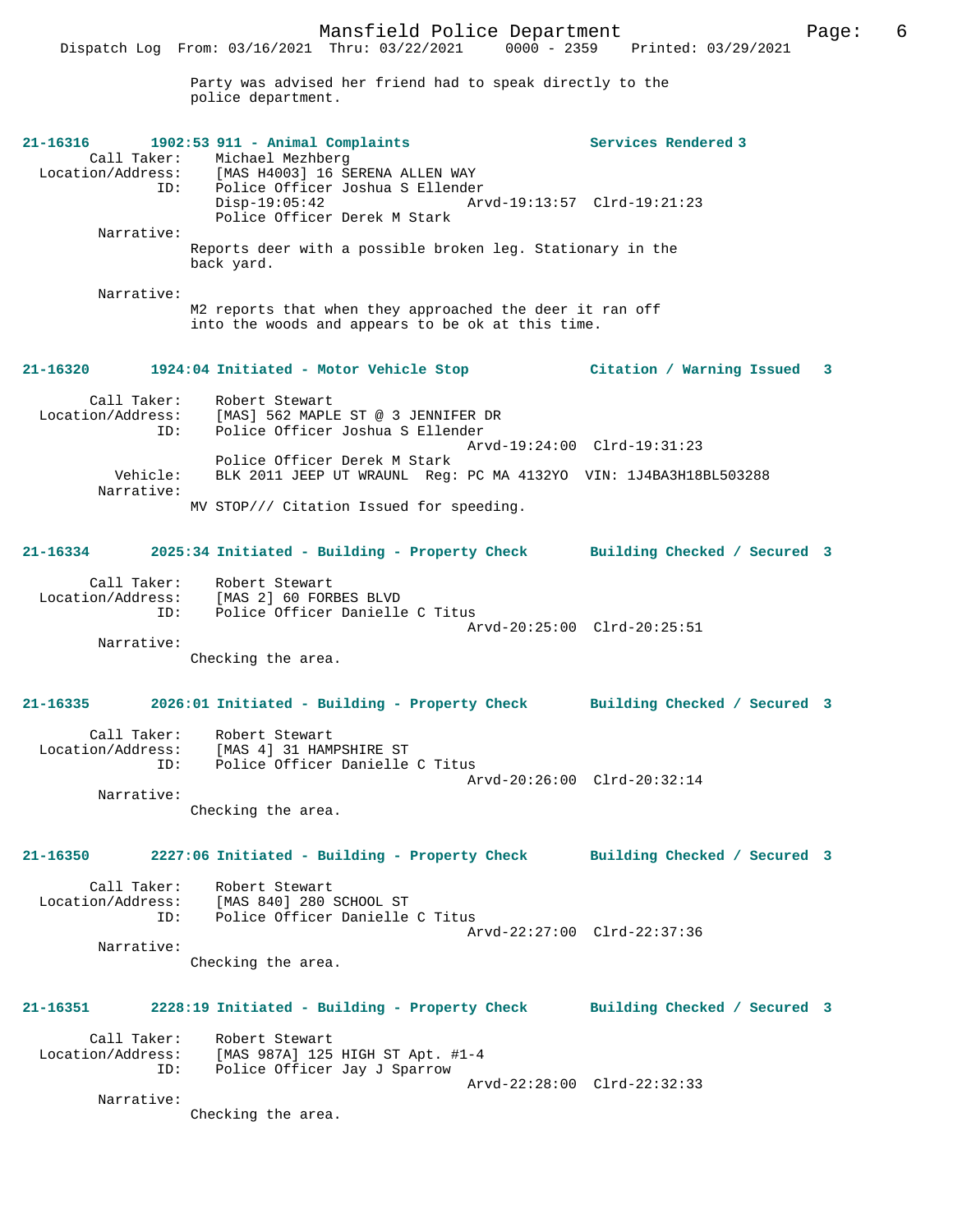Party was advised her friend had to speak directly to the police department.

**21-16316** 1902:53 911 - Animal Complaints — Services Rendered 3

Call Taker: Michael Mezhberg
Location/Address: [MAS H4003] 16 SERENA ALLEN WAY
ID: Police Officer Joshua S Ellender
Disp-19:05:42 Arvd-19:13:57 Clrd-19:21:23
Police Officer Derek M Stark

Narrative:
Reports deer with a possible broken leg. Stationary in the back yard.

Narrative:
M2 reports that when they approached the deer it ran off into the woods and appears to be ok at this time.

**21-16320** 1924:04 Initiated - Motor Vehicle Stop — Citation / Warning Issued 3

Call Taker: Robert Stewart
Location/Address: [MAS] 562 MAPLE ST @ 3 JENNIFER DR
ID: Police Officer Joshua S Ellender
Arvd-19:24:00 Clrd-19:31:23
Police Officer Derek M Stark
Vehicle: BLK 2011 JEEP UT WRAUNL Reg: PC MA 4132YO VIN: 1J4BA3H18BL503288

Narrative:
MV STOP/// Citation Issued for speeding.

**21-16334** 2025:34 Initiated - Building - Property Check — Building Checked / Secured 3

Call Taker: Robert Stewart
Location/Address: [MAS 2] 60 FORBES BLVD
ID: Police Officer Danielle C Titus
Arvd-20:25:00 Clrd-20:25:51

Narrative:
Checking the area.

**21-16335** 2026:01 Initiated - Building - Property Check — Building Checked / Secured 3

Call Taker: Robert Stewart
Location/Address: [MAS 4] 31 HAMPSHIRE ST
ID: Police Officer Danielle C Titus
Arvd-20:26:00 Clrd-20:32:14

Narrative:
Checking the area.

**21-16350** 2227:06 Initiated - Building - Property Check — Building Checked / Secured 3

Call Taker: Robert Stewart
Location/Address: [MAS 840] 280 SCHOOL ST
ID: Police Officer Danielle C Titus
Arvd-22:27:00 Clrd-22:37:36

Narrative:
Checking the area.

**21-16351** 2228:19 Initiated - Building - Property Check — Building Checked / Secured 3

Call Taker: Robert Stewart
Location/Address: [MAS 987A] 125 HIGH ST Apt. #1-4
ID: Police Officer Jay J Sparrow
Arvd-22:28:00 Clrd-22:32:33

Narrative:
Checking the area.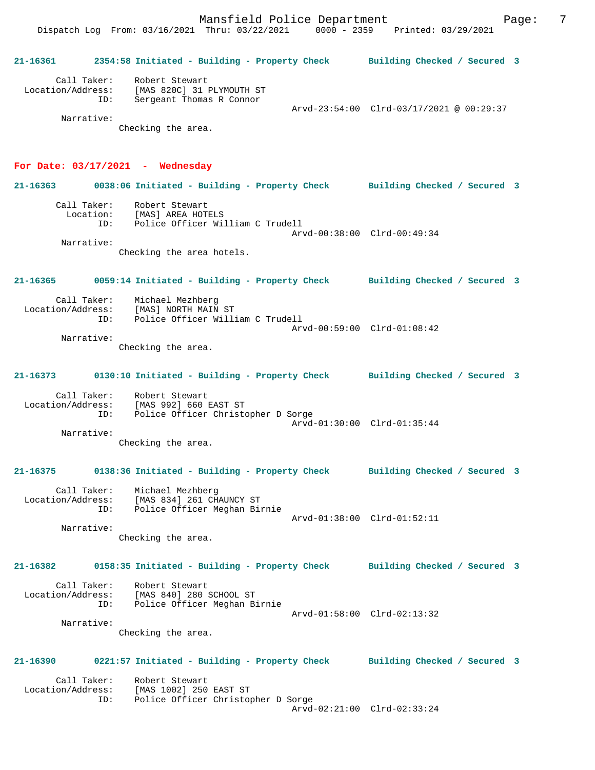**21-16361 2354:58 Initiated - Building - Property Check Building Checked / Secured 3**

Call Taker: Robert Stewart
Location/Address: [MAS 820C] 31 PLYMOUTH ST
ID: Sergeant Thomas R Connor
Arvd-23:54:00 Clrd-03/17/2021 @ 00:29:37
Narrative:
Checking the area.

## For Date: 03/17/2021 - Wednesday

**21-16363 0038:06 Initiated - Building - Property Check Building Checked / Secured 3**

Call Taker: Robert Stewart
Location: [MAS] AREA HOTELS
ID: Police Officer William C Trudell
Arvd-00:38:00 Clrd-00:49:34
Narrative:
Checking the area hotels.

**21-16365 0059:14 Initiated - Building - Property Check Building Checked / Secured 3**

Call Taker: Michael Mezhberg
Location/Address: [MAS] NORTH MAIN ST
ID: Police Officer William C Trudell
Arvd-00:59:00 Clrd-01:08:42
Narrative:
Checking the area.

**21-16373 0130:10 Initiated - Building - Property Check Building Checked / Secured 3**

Call Taker: Robert Stewart
Location/Address: [MAS 992] 660 EAST ST
ID: Police Officer Christopher D Sorge
Arvd-01:30:00 Clrd-01:35:44
Narrative:
Checking the area.

**21-16375 0138:36 Initiated - Building - Property Check Building Checked / Secured 3**

Call Taker: Michael Mezhberg
Location/Address: [MAS 834] 261 CHAUNCY ST
ID: Police Officer Meghan Birnie
Arvd-01:38:00 Clrd-01:52:11
Narrative:
Checking the area.

**21-16382 0158:35 Initiated - Building - Property Check Building Checked / Secured 3**

Call Taker: Robert Stewart
Location/Address: [MAS 840] 280 SCHOOL ST
ID: Police Officer Meghan Birnie
Arvd-01:58:00 Clrd-02:13:32
Narrative:
Checking the area.

**21-16390 0221:57 Initiated - Building - Property Check Building Checked / Secured 3**

Call Taker: Robert Stewart
Location/Address: [MAS 1002] 250 EAST ST
ID: Police Officer Christopher D Sorge
Arvd-02:21:00 Clrd-02:33:24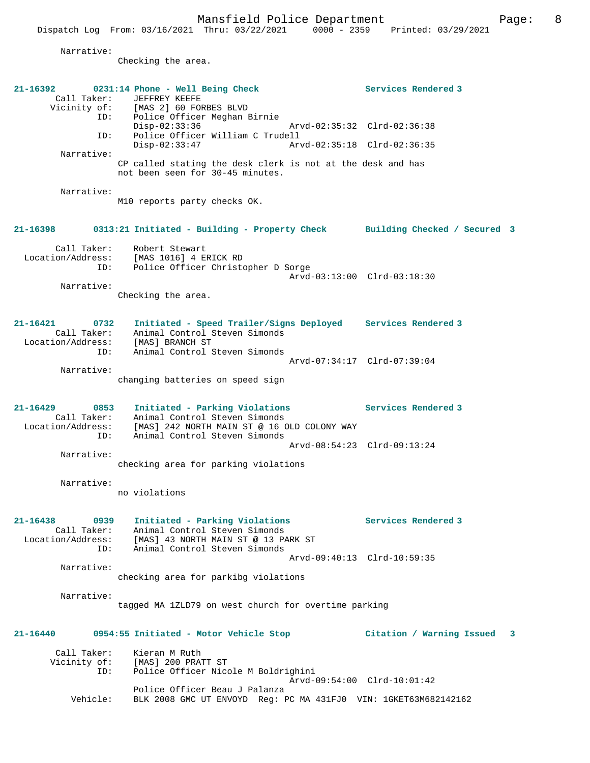Narrative:
Checking the area.

**21-16392 0231:14 Phone - Well Being Check — Services Rendered 3**

Call Taker: JEFFREY KEEFE
Vicinity of: [MAS 2] 60 FORBES BLVD
ID: Police Officer Meghan Birnie
Disp-02:33:36 Arvd-02:35:32 Clrd-02:36:38
ID: Police Officer William C Trudell
Disp-02:33:47 Arvd-02:35:18 Clrd-02:36:35

Narrative:
CP called stating the desk clerk is not at the desk and has not been seen for 30-45 minutes.

Narrative:
M10 reports party checks OK.

**21-16398 0313:21 Initiated - Building - Property Check — Building Checked / Secured 3**

Call Taker: Robert Stewart
Location/Address: [MAS 1016] 4 ERICK RD
ID: Police Officer Christopher D Sorge
Arvd-03:13:00 Clrd-03:18:30

Narrative:
Checking the area.

**21-16421 0732 Initiated - Speed Trailer/Signs Deployed — Services Rendered 3**

Call Taker: Animal Control Steven Simonds
Location/Address: [MAS] BRANCH ST
ID: Animal Control Steven Simonds
Arvd-07:34:17 Clrd-07:39:04

Narrative:
changing batteries on speed sign

**21-16429 0853 Initiated - Parking Violations — Services Rendered 3**

Call Taker: Animal Control Steven Simonds
Location/Address: [MAS] 242 NORTH MAIN ST @ 16 OLD COLONY WAY
ID: Animal Control Steven Simonds
Arvd-08:54:23 Clrd-09:13:24

Narrative:
checking area for parking violations

Narrative:
no violations

**21-16438 0939 Initiated - Parking Violations — Services Rendered 3**

Call Taker: Animal Control Steven Simonds
Location/Address: [MAS] 43 NORTH MAIN ST @ 13 PARK ST
ID: Animal Control Steven Simonds
Arvd-09:40:13 Clrd-10:59:35

Narrative:
checking area for parkibg violations

Narrative:
tagged MA 1ZLD79 on west church for overtime parking

**21-16440 0954:55 Initiated - Motor Vehicle Stop — Citation / Warning Issued 3**

Call Taker: Kieran M Ruth
Vicinity of: [MAS] 200 PRATT ST
ID: Police Officer Nicole M Boldrighini
Arvd-09:54:00 Clrd-10:01:42
Police Officer Beau J Palanza
Vehicle: BLK 2008 GMC UT ENVOYD Reg: PC MA 431FJ0 VIN: 1GKET63M682142162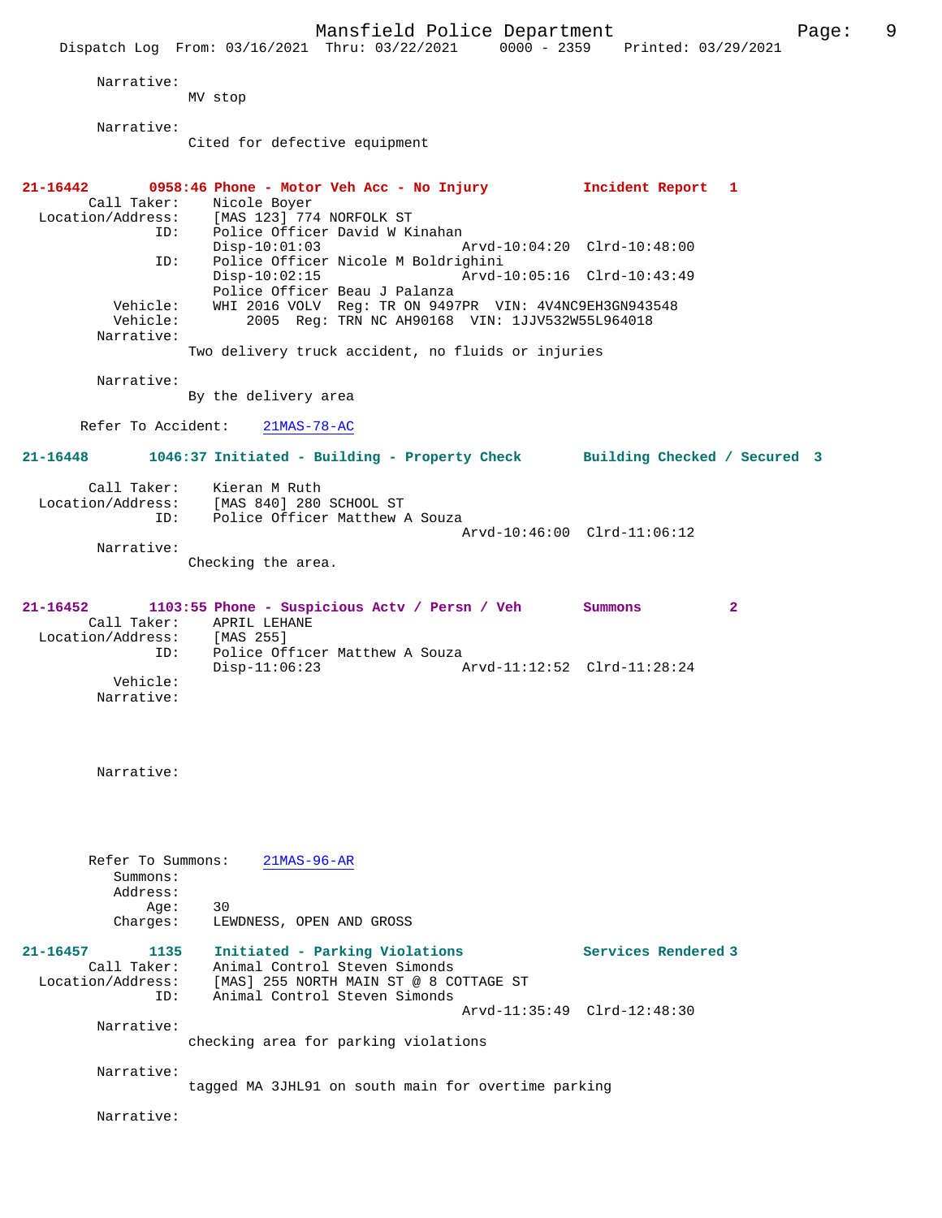Narrative:
MV stop

Narrative:
Cited for defective equipment

**21-16442 0958:46 Phone - Motor Veh Acc - No Injury Incident Report 1**

Call Taker: Nicole Boyer
Location/Address: [MAS 123] 774 NORFOLK ST
ID: Police Officer David W Kinahan
Disp-10:01:03 Arvd-10:04:20 Clrd-10:48:00
ID: Police Officer Nicole M Boldrighini
Disp-10:02:15 Arvd-10:05:16 Clrd-10:43:49
Police Officer Beau J Palanza
Vehicle: WHI 2016 VOLV Reg: TR ON 9497PR VIN: 4V4NC9EH3GN943548
Vehicle: 2005 Reg: TRN NC AH90168 VIN: 1JJV532W55L964018
Narrative:
Two delivery truck accident, no fluids or injuries

Narrative:
By the delivery area

Refer To Accident: 21MAS-78-AC

**21-16448 1046:37 Initiated - Building - Property Check Building Checked / Secured 3**

Call Taker: Kieran M Ruth
Location/Address: [MAS 840] 280 SCHOOL ST
ID: Police Officer Matthew A Souza
Arvd-10:46:00 Clrd-11:06:12
Narrative:
Checking the area.

**21-16452 1103:55 Phone - Suspicious Actv / Persn / Veh Summons 2**

Call Taker: APRIL LEHANE
Location/Address: [MAS 255]
ID: Police Officer Matthew A Souza
Disp-11:06:23 Arvd-11:12:52 Clrd-11:28:24
Vehicle:
Narrative:

Narrative:

Refer To Summons: 21MAS-96-AR
Summons:
Address:
Age: 30
Charges: LEWDNESS, OPEN AND GROSS

**21-16457 1135 Initiated - Parking Violations Services Rendered 3**

Call Taker: Animal Control Steven Simonds
Location/Address: [MAS] 255 NORTH MAIN ST @ 8 COTTAGE ST
ID: Animal Control Steven Simonds
Arvd-11:35:49 Clrd-12:48:30
Narrative:
checking area for parking violations

Narrative:
tagged MA 3JHL91 on south main for overtime parking

Narrative: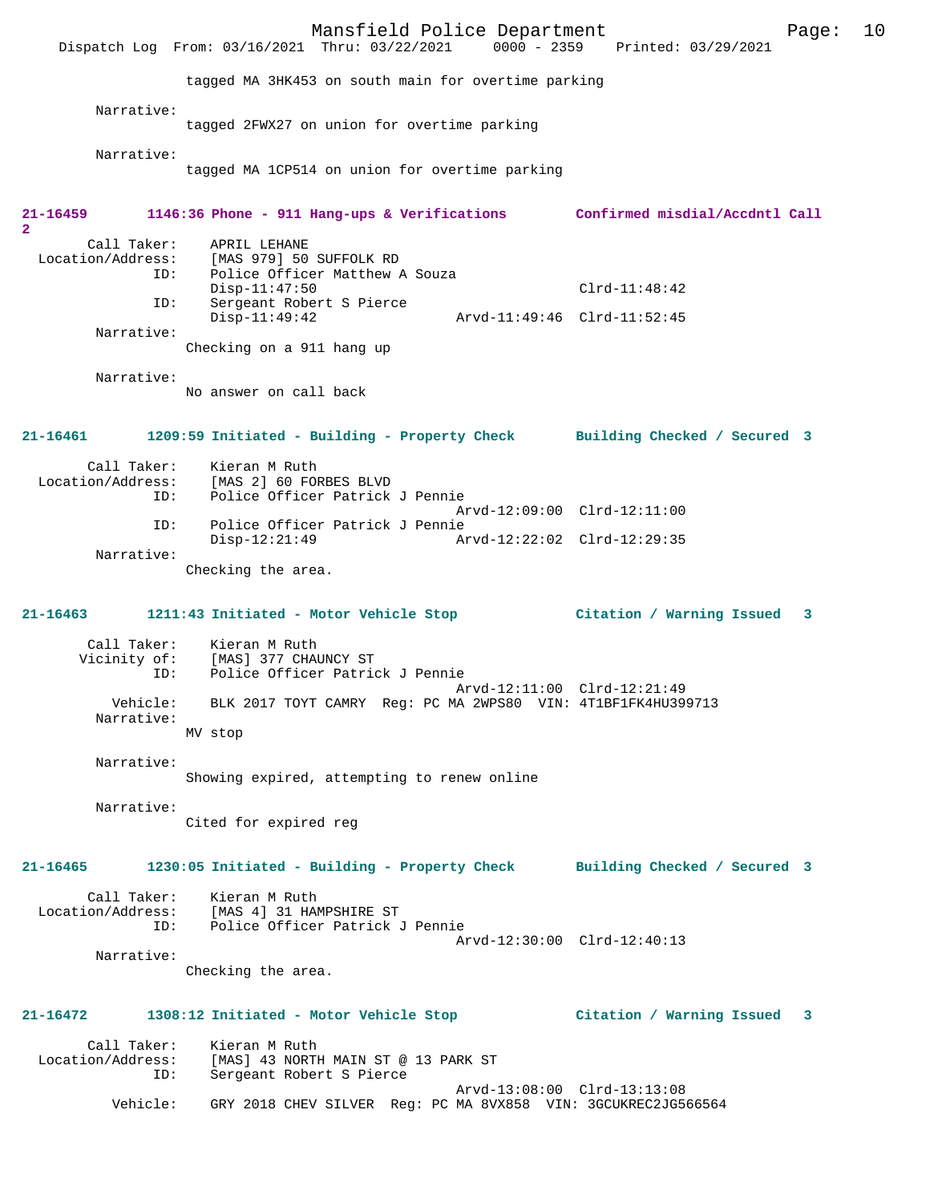tagged MA 3HK453 on south main for overtime parking

Narrative:
tagged 2FWX27 on union for overtime parking

Narrative:
tagged MA 1CP514 on union for overtime parking

**21-16459 1146:36 Phone - 911 Hang-ups & Verifications Confirmed misdial/Accdntl Call 2**

```
        Call Taker:    APRIL LEHANE
  Location/Address:    [MAS 979] 50 SUFFOLK RD
                ID:    Police Officer Matthew A Souza
                       Disp-11:47:50                           Clrd-11:48:42
                ID:    Sergeant Robert S Pierce
                       Disp-11:49:42              Arvd-11:49:46  Clrd-11:52:45
         Narrative:
                       Checking on a 911 hang up

         Narrative:
                       No answer on call back
```

**21-16461 1209:59 Initiated - Building - Property Check Building Checked / Secured 3**

```
        Call Taker:    Kieran M Ruth
  Location/Address:    [MAS 2] 60 FORBES BLVD
                ID:    Police Officer Patrick J Pennie
                                                  Arvd-12:09:00  Clrd-12:11:00
                ID:    Police Officer Patrick J Pennie
                       Disp-12:21:49              Arvd-12:22:02  Clrd-12:29:35
         Narrative:
                       Checking the area.
```

**21-16463 1211:43 Initiated - Motor Vehicle Stop Citation / Warning Issued 3**

```
        Call Taker:    Kieran M Ruth
       Vicinity of:    [MAS] 377 CHAUNCY ST
                ID:    Police Officer Patrick J Pennie
                                                  Arvd-12:11:00  Clrd-12:21:49
           Vehicle:    BLK 2017 TOYT CAMRY  Reg: PC MA 2WPS80  VIN: 4T1BF1FK4HU399713
         Narrative:
                       MV stop

         Narrative:
                       Showing expired, attempting to renew online

         Narrative:
                       Cited for expired reg
```

**21-16465 1230:05 Initiated - Building - Property Check Building Checked / Secured 3**

```
        Call Taker:    Kieran M Ruth
  Location/Address:    [MAS 4] 31 HAMPSHIRE ST
                ID:    Police Officer Patrick J Pennie
                                                  Arvd-12:30:00  Clrd-12:40:13
         Narrative:
                       Checking the area.
```

**21-16472 1308:12 Initiated - Motor Vehicle Stop Citation / Warning Issued 3**

```
        Call Taker:    Kieran M Ruth
  Location/Address:    [MAS] 43 NORTH MAIN ST @ 13 PARK ST
                ID:    Sergeant Robert S Pierce
                                                  Arvd-13:08:00  Clrd-13:13:08
           Vehicle:    GRY 2018 CHEV SILVER  Reg: PC MA 8VX858  VIN: 3GCUKREC2JG566564
```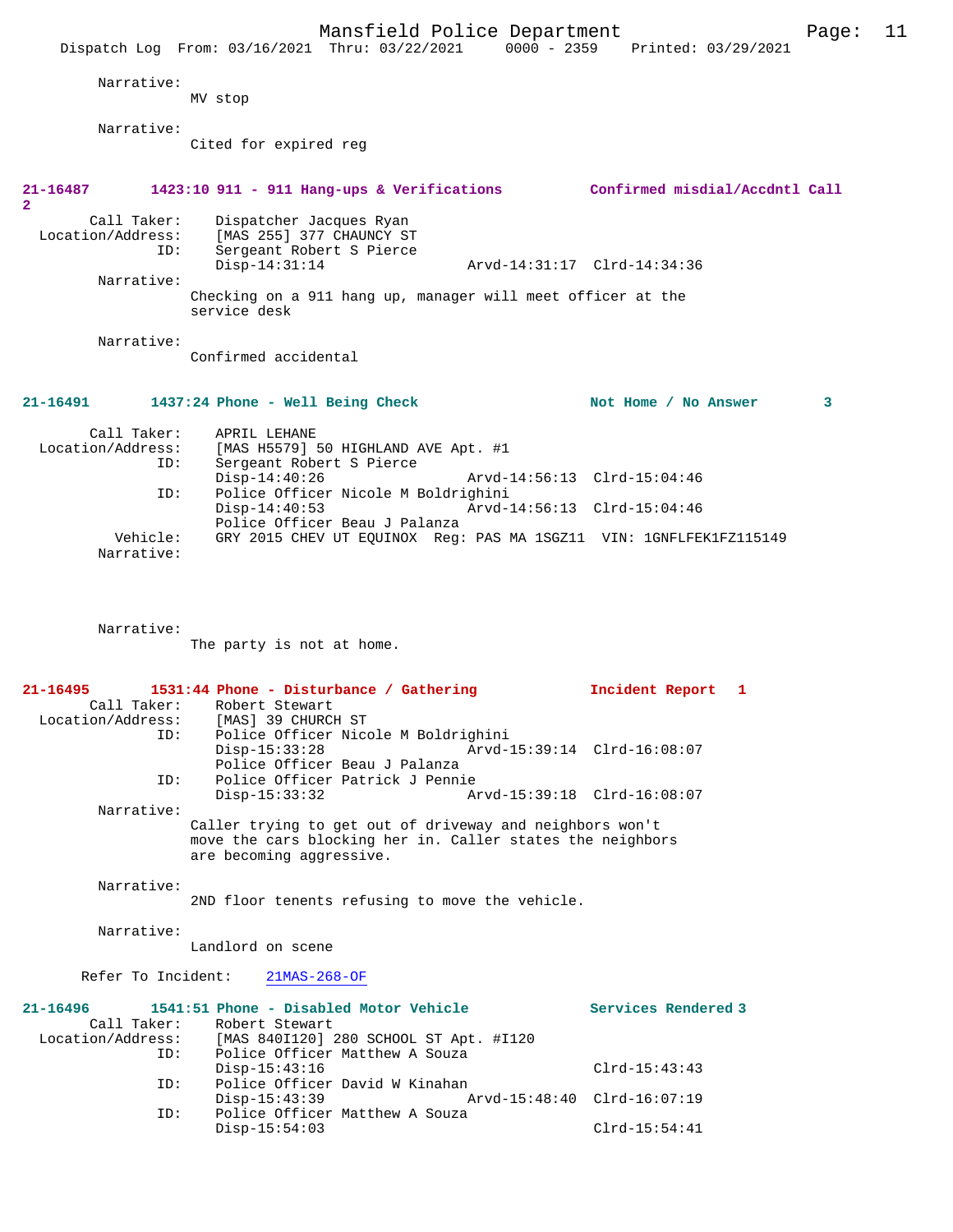Narrative:
MV stop

Narrative:
Cited for expired reg

**21-16487 1423:10 911 - 911 Hang-ups & Verifications Confirmed misdial/Accdntl Call 2**

Call Taker: Dispatcher Jacques Ryan
Location/Address: [MAS 255] 377 CHAUNCY ST
ID: Sergeant Robert S Pierce
Disp-14:31:14 Arvd-14:31:17 Clrd-14:34:36

Narrative:
Checking on a 911 hang up, manager will meet officer at the service desk

Narrative:
Confirmed accidental

**21-16491 1437:24 Phone - Well Being Check Not Home / No Answer 3**

Call Taker: APRIL LEHANE
Location/Address: [MAS H5579] 50 HIGHLAND AVE Apt. #1
ID: Sergeant Robert S Pierce
Disp-14:40:26 Arvd-14:56:13 Clrd-15:04:46
ID: Police Officer Nicole M Boldrighini
Disp-14:40:53 Arvd-14:56:13 Clrd-15:04:46
Police Officer Beau J Palanza
Vehicle: GRY 2015 CHEV UT EQUINOX Reg: PAS MA 1SGZ11 VIN: 1GNFLFEK1FZ115149
Narrative:

Narrative:
The party is not at home.

**21-16495 1531:44 Phone - Disturbance / Gathering Incident Report 1**

Call Taker: Robert Stewart
Location/Address: [MAS] 39 CHURCH ST
ID: Police Officer Nicole M Boldrighini
Disp-15:33:28 Arvd-15:39:14 Clrd-16:08:07
Police Officer Beau J Palanza
ID: Police Officer Patrick J Pennie
Disp-15:33:32 Arvd-15:39:18 Clrd-16:08:07

Narrative:
Caller trying to get out of driveway and neighbors won't move the cars blocking her in. Caller states the neighbors are becoming aggressive.

Narrative:
2ND floor tenents refusing to move the vehicle.

Narrative:
Landlord on scene

Refer To Incident: 21MAS-268-OF

**21-16496 1541:51 Phone - Disabled Motor Vehicle Services Rendered 3**

Call Taker: Robert Stewart
Location/Address: [MAS 840I120] 280 SCHOOL ST Apt. #I120
ID: Police Officer Matthew A Souza
Disp-15:43:16 Clrd-15:43:43
ID: Police Officer David W Kinahan
Disp-15:43:39 Arvd-15:48:40 Clrd-16:07:19
ID: Police Officer Matthew A Souza
Disp-15:54:03 Clrd-15:54:41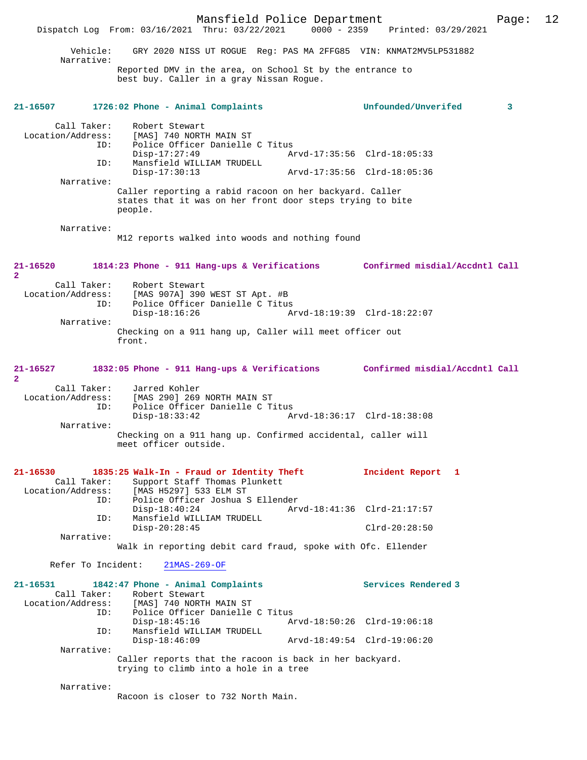Vehicle: GRY 2020 NISS UT ROGUE Reg: PAS MA 2FFG85 VIN: KNMAT2MV5LP531882

Narrative:
Reported DMV in the area, on School St by the entrance to best buy. Caller in a gray Nissan Rogue.

**21-16507 1726:02 Phone - Animal Complaints — Unfounded/Unverifed 3**

Call Taker: Robert Stewart
Location/Address: [MAS] 740 NORTH MAIN ST
ID: Police Officer Danielle C Titus
Disp-17:27:49 Arvd-17:35:56 Clrd-18:05:33
ID: Mansfield WILLIAM TRUDELL
Disp-17:30:13 Arvd-17:35:56 Clrd-18:05:36

Narrative:
Caller reporting a rabid racoon on her backyard. Caller states that it was on her front door steps trying to bite people.

Narrative:
M12 reports walked into woods and nothing found

**21-16520 1814:23 Phone - 911 Hang-ups & Verifications — Confirmed misdial/Accdntl Call 2**

Call Taker: Robert Stewart
Location/Address: [MAS 907A] 390 WEST ST Apt. #B
ID: Police Officer Danielle C Titus
Disp-18:16:26 Arvd-18:19:39 Clrd-18:22:07

Narrative:
Checking on a 911 hang up, Caller will meet officer out front.

**21-16527 1832:05 Phone - 911 Hang-ups & Verifications — Confirmed misdial/Accdntl Call 2**

Call Taker: Jarred Kohler
Location/Address: [MAS 290] 269 NORTH MAIN ST
ID: Police Officer Danielle C Titus
Disp-18:33:42 Arvd-18:36:17 Clrd-18:38:08

Narrative:
Checking on a 911 hang up. Confirmed accidental, caller will meet officer outside.

**21-16530 1835:25 Walk-In - Fraud or Identity Theft — Incident Report 1**

Call Taker: Support Staff Thomas Plunkett
Location/Address: [MAS H5297] 533 ELM ST
ID: Police Officer Joshua S Ellender
Disp-18:40:24 Arvd-18:41:36 Clrd-21:17:57
ID: Mansfield WILLIAM TRUDELL
Disp-20:28:45 Clrd-20:28:50

Narrative:
Walk in reporting debit card fraud, spoke with Ofc. Ellender

Refer To Incident: 21MAS-269-OF

**21-16531 1842:47 Phone - Animal Complaints — Services Rendered 3**

Call Taker: Robert Stewart
Location/Address: [MAS] 740 NORTH MAIN ST
ID: Police Officer Danielle C Titus
Disp-18:45:16 Arvd-18:50:26 Clrd-19:06:18
ID: Mansfield WILLIAM TRUDELL
Disp-18:46:09 Arvd-18:49:54 Clrd-19:06:20

Narrative:
Caller reports that the racoon is back in her backyard. trying to climb into a hole in a tree

Narrative:
Racoon is closer to 732 North Main.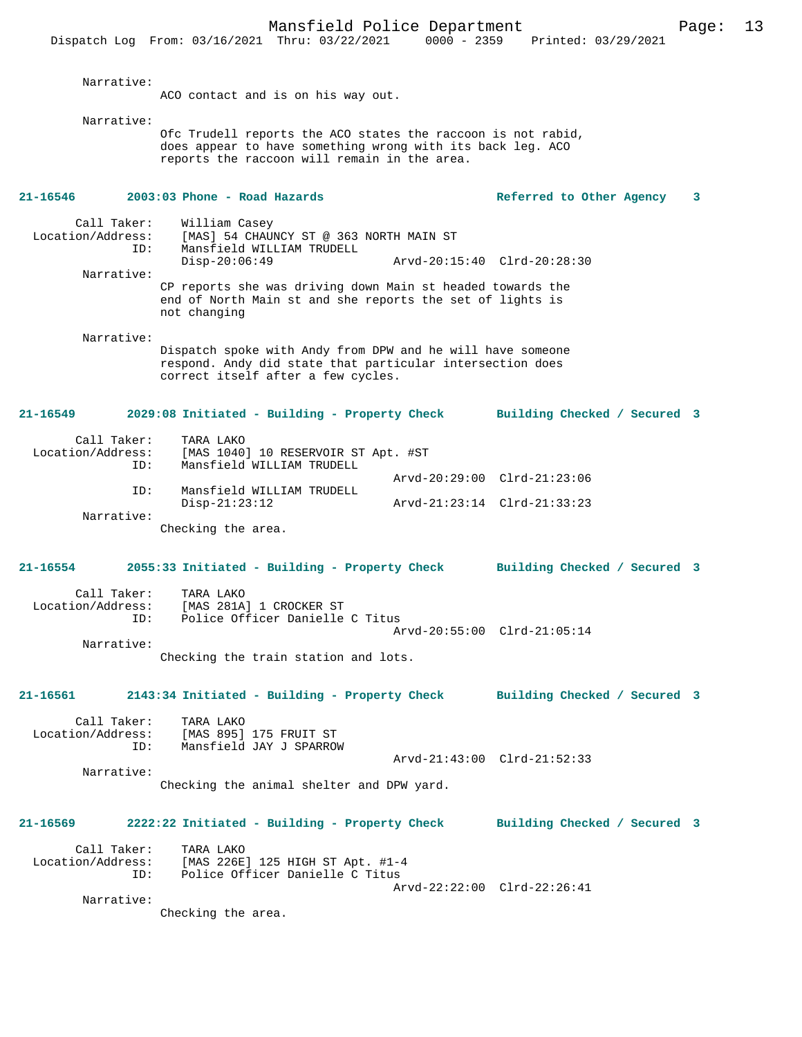Narrative:
ACO contact and is on his way out.

Narrative:
Ofc Trudell reports the ACO states the raccoon is not rabid, does appear to have something wrong with its back leg. ACO reports the raccoon will remain in the area.

**21-16546 2003:03 Phone - Road Hazards — Referred to Other Agency 3**

Call Taker: William Casey
Location/Address: [MAS] 54 CHAUNCY ST @ 363 NORTH MAIN ST
ID: Mansfield WILLIAM TRUDELL
Disp-20:06:49 Arvd-20:15:40 Clrd-20:28:30

Narrative:
CP reports she was driving down Main st headed towards the end of North Main st and she reports the set of lights is not changing

Narrative:
Dispatch spoke with Andy from DPW and he will have someone respond. Andy did state that particular intersection does correct itself after a few cycles.

**21-16549 2029:08 Initiated - Building - Property Check — Building Checked / Secured 3**

Call Taker: TARA LAKO
Location/Address: [MAS 1040] 10 RESERVOIR ST Apt. #ST
ID: Mansfield WILLIAM TRUDELL
Arvd-20:29:00 Clrd-21:23:06
ID: Mansfield WILLIAM TRUDELL
Disp-21:23:12 Arvd-21:23:14 Clrd-21:33:23

Narrative:
Checking the area.

**21-16554 2055:33 Initiated - Building - Property Check — Building Checked / Secured 3**

Call Taker: TARA LAKO
Location/Address: [MAS 281A] 1 CROCKER ST
ID: Police Officer Danielle C Titus
Arvd-20:55:00 Clrd-21:05:14

Narrative:
Checking the train station and lots.

**21-16561 2143:34 Initiated - Building - Property Check — Building Checked / Secured 3**

Call Taker: TARA LAKO
Location/Address: [MAS 895] 175 FRUIT ST
ID: Mansfield JAY J SPARROW
Arvd-21:43:00 Clrd-21:52:33

Narrative:
Checking the animal shelter and DPW yard.

**21-16569 2222:22 Initiated - Building - Property Check — Building Checked / Secured 3**

Call Taker: TARA LAKO
Location/Address: [MAS 226E] 125 HIGH ST Apt. #1-4
ID: Police Officer Danielle C Titus
Arvd-22:22:00 Clrd-22:26:41

Narrative:
Checking the area.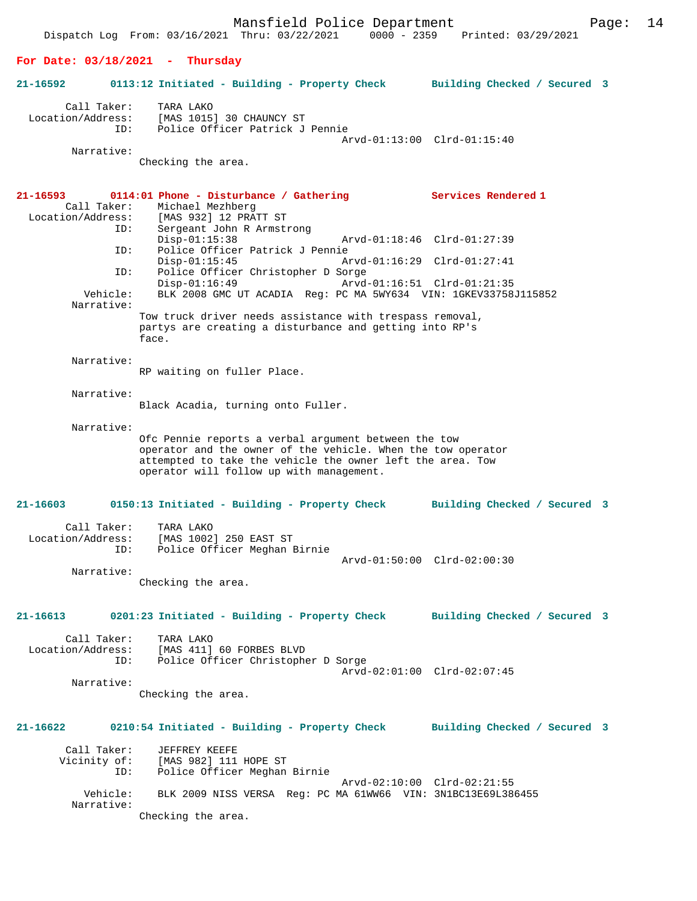**For Date: 03/18/2021 - Thursday**

**21-16592 0113:12 Initiated - Building - Property Check Building Checked / Secured 3**

```
        Call Taker:    TARA LAKO
  Location/Address:    [MAS 1015] 30 CHAUNCY ST
                ID:    Police Officer Patrick J Pennie
                                           Arvd-01:13:00  Clrd-01:15:40
         Narrative:
                 Checking the area.
```

**21-16593 0114:01 Phone - Disturbance / Gathering Services Rendered 1**

```
        Call Taker:    Michael Mezhberg
  Location/Address:    [MAS 932] 12 PRATT ST
                ID:    Sergeant John R Armstrong
                       Disp-01:15:38           Arvd-01:18:46  Clrd-01:27:39
                ID:    Police Officer Patrick J Pennie
                       Disp-01:15:45           Arvd-01:16:29  Clrd-01:27:41
                ID:    Police Officer Christopher D Sorge
                       Disp-01:16:49           Arvd-01:16:51  Clrd-01:21:35
           Vehicle:    BLK 2008 GMC UT ACADIA  Reg: PC MA 5WY634  VIN: 1GKEV33758J115852
         Narrative:
                 Tow truck driver needs assistance with trespass removal,
                 partys are creating a disturbance and getting into RP's
                 face.

         Narrative:
                 RP waiting on fuller Place.

         Narrative:
                 Black Acadia, turning onto Fuller.

         Narrative:
                 Ofc Pennie reports a verbal argument between the tow
                 operator and the owner of the vehicle. When the tow operator
                 attempted to take the vehicle the owner left the area. Tow
                 operator will follow up with management.
```

**21-16603 0150:13 Initiated - Building - Property Check Building Checked / Secured 3**

```
        Call Taker:    TARA LAKO
  Location/Address:    [MAS 1002] 250 EAST ST
                ID:    Police Officer Meghan Birnie
                                           Arvd-01:50:00  Clrd-02:00:30
         Narrative:
                 Checking the area.
```

**21-16613 0201:23 Initiated - Building - Property Check Building Checked / Secured 3**

```
        Call Taker:    TARA LAKO
  Location/Address:    [MAS 411] 60 FORBES BLVD
                ID:    Police Officer Christopher D Sorge
                                           Arvd-02:01:00  Clrd-02:07:45
         Narrative:
                 Checking the area.
```

**21-16622 0210:54 Initiated - Building - Property Check Building Checked / Secured 3**

```
        Call Taker:    JEFFREY KEEFE
       Vicinity of:    [MAS 982] 111 HOPE ST
                ID:    Police Officer Meghan Birnie
                                           Arvd-02:10:00  Clrd-02:21:55
           Vehicle:    BLK 2009 NISS VERSA  Reg: PC MA 61WW66  VIN: 3N1BC13E69L386455
         Narrative:
                 Checking the area.
```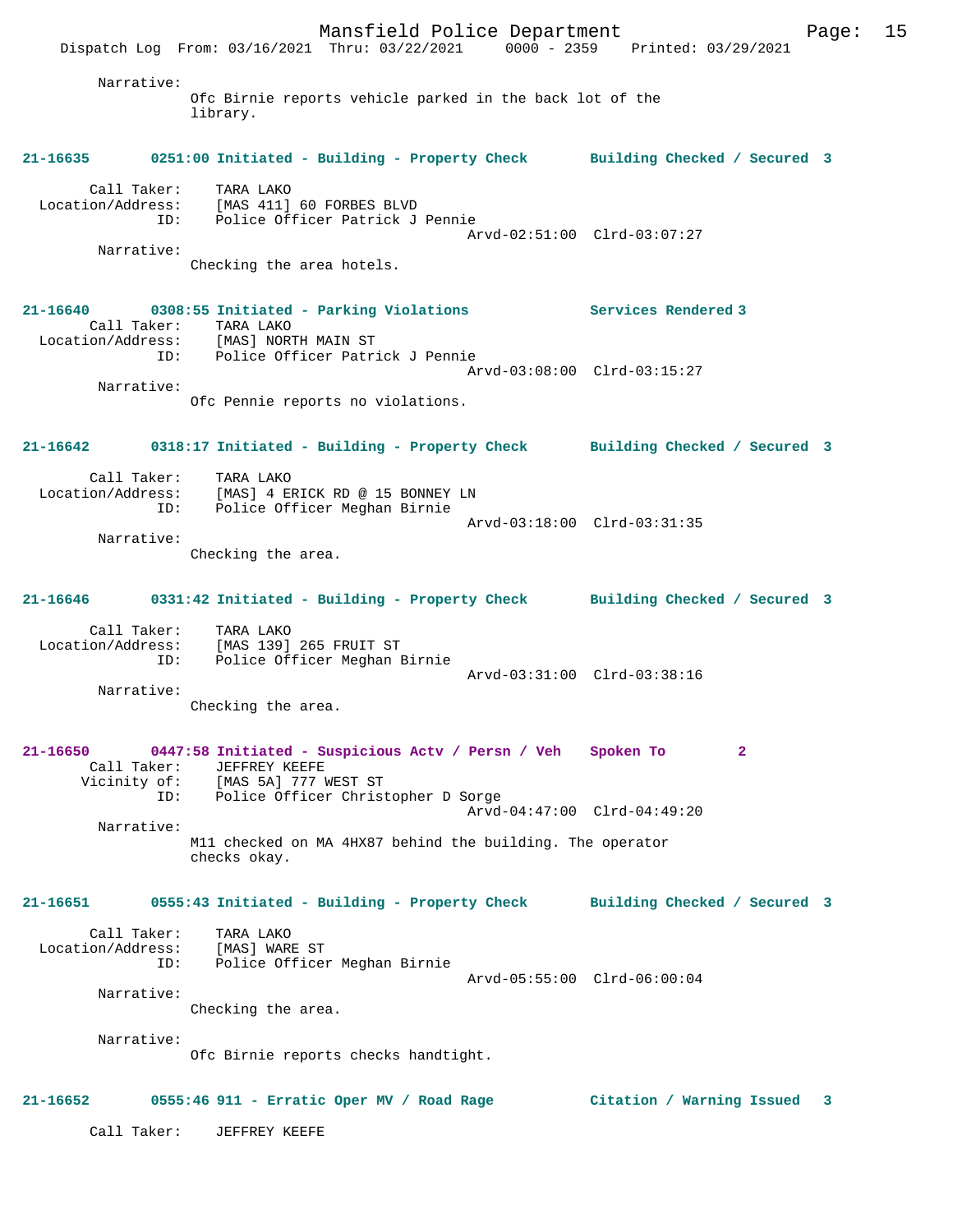Narrative:
Ofc Birnie reports vehicle parked in the back lot of the library.

**21-16635 0251:00 Initiated - Building - Property Check Building Checked / Secured 3**

Call Taker: TARA LAKO
Location/Address: [MAS 411] 60 FORBES BLVD
ID: Police Officer Patrick J Pennie
Arvd-02:51:00 Clrd-03:07:27

Narrative:
Checking the area hotels.

**21-16640 0308:55 Initiated - Parking Violations Services Rendered 3**

Call Taker: TARA LAKO
Location/Address: [MAS] NORTH MAIN ST
ID: Police Officer Patrick J Pennie
Arvd-03:08:00 Clrd-03:15:27

Narrative:
Ofc Pennie reports no violations.

**21-16642 0318:17 Initiated - Building - Property Check Building Checked / Secured 3**

Call Taker: TARA LAKO
Location/Address: [MAS] 4 ERICK RD @ 15 BONNEY LN
ID: Police Officer Meghan Birnie
Arvd-03:18:00 Clrd-03:31:35

Narrative:
Checking the area.

**21-16646 0331:42 Initiated - Building - Property Check Building Checked / Secured 3**

Call Taker: TARA LAKO
Location/Address: [MAS 139] 265 FRUIT ST
ID: Police Officer Meghan Birnie
Arvd-03:31:00 Clrd-03:38:16

Narrative:
Checking the area.

**21-16650 0447:58 Initiated - Suspicious Actv / Persn / Veh Spoken To 2**

Call Taker: JEFFREY KEEFE
Vicinity of: [MAS 5A] 777 WEST ST
ID: Police Officer Christopher D Sorge
Arvd-04:47:00 Clrd-04:49:20

Narrative:
M11 checked on MA 4HX87 behind the building. The operator checks okay.

**21-16651 0555:43 Initiated - Building - Property Check Building Checked / Secured 3**

Call Taker: TARA LAKO
Location/Address: [MAS] WARE ST
ID: Police Officer Meghan Birnie
Arvd-05:55:00 Clrd-06:00:04

Narrative:
Checking the area.

Narrative:
Ofc Birnie reports checks handtight.

**21-16652 0555:46 911 - Erratic Oper MV / Road Rage Citation / Warning Issued 3**

Call Taker: JEFFREY KEEFE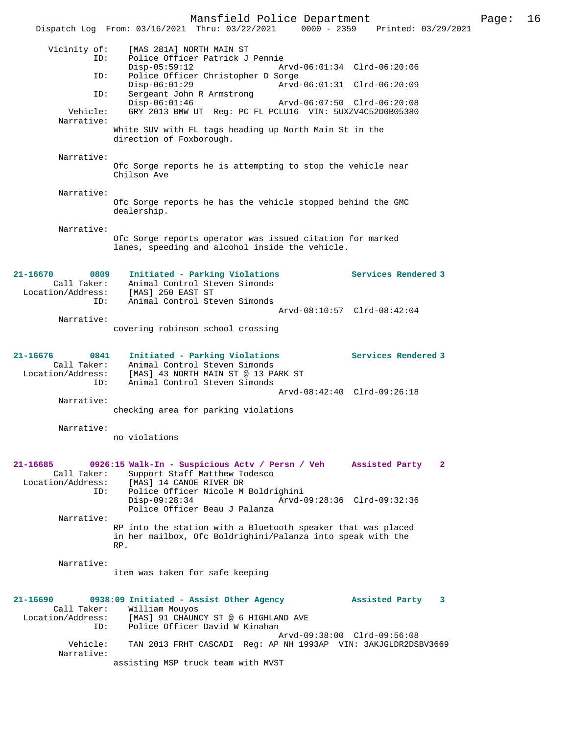```
 Vicinity of:   [MAS 281A] NORTH MAIN ST
          ID:   Police Officer Patrick J Pennie
                Disp-05:59:12                Arvd-06:01:34  Clrd-06:20:06
          ID:   Police Officer Christopher D Sorge
                Disp-06:01:29                Arvd-06:01:31  Clrd-06:20:09
          ID:   Sergeant John R Armstrong
                Disp-06:01:46                Arvd-06:07:50  Clrd-06:20:08
     Vehicle:   GRY 2013 BMW UT  Reg: PC FL PCLU16  VIN: 5UXZV4C52D0B05380
   Narrative:
              White SUV with FL tags heading up North Main St in the
              direction of Foxborough.

   Narrative:
              Ofc Sorge reports he is attempting to stop the vehicle near
              Chilson Ave

   Narrative:
              Ofc Sorge reports he has the vehicle stopped behind the GMC
              dealership.

   Narrative:
              Ofc Sorge reports operator was issued citation for marked
              lanes, speeding and alcohol inside the vehicle.


21-16670       0809    Initiated - Parking Violations             Services Rendered 3
        Call Taker:    Animal Control Steven Simonds
  Location/Address:    [MAS] 250 EAST ST
                ID:    Animal Control Steven Simonds
                                             Arvd-08:10:57  Clrd-08:42:04
         Narrative:
              covering robinson school crossing


21-16676       0841    Initiated - Parking Violations             Services Rendered 3
        Call Taker:    Animal Control Steven Simonds
  Location/Address:    [MAS] 43 NORTH MAIN ST @ 13 PARK ST
                ID:    Animal Control Steven Simonds
                                             Arvd-08:42:40  Clrd-09:26:18
         Narrative:
              checking area for parking violations

         Narrative:
              no violations


21-16685       0926:15 Walk-In - Suspicious Actv / Persn / Veh    Assisted Party    2
        Call Taker:    Support Staff Matthew Todesco
  Location/Address:    [MAS] 14 CANOE RIVER DR
                ID:    Police Officer Nicole M Boldrighini
                       Disp-09:28:34                Arvd-09:28:36  Clrd-09:32:36
                       Police Officer Beau J Palanza
         Narrative:
              RP into the station with a Bluetooth speaker that was placed
              in her mailbox, Ofc Boldrighini/Palanza into speak with the
              RP.

         Narrative:
              item was taken for safe keeping


21-16690       0938:09 Initiated - Assist Other Agency            Assisted Party    3
        Call Taker:    William Mouyos
  Location/Address:    [MAS] 91 CHAUNCY ST @ 6 HIGHLAND AVE
                ID:    Police Officer David W Kinahan
                                             Arvd-09:38:00  Clrd-09:56:08
           Vehicle:    TAN 2013 FRHT CASCADI  Reg: AP NH 1993AP  VIN: 3AKJGLDR2DSBV3669
         Narrative:
              assisting MSP truck team with MVST
```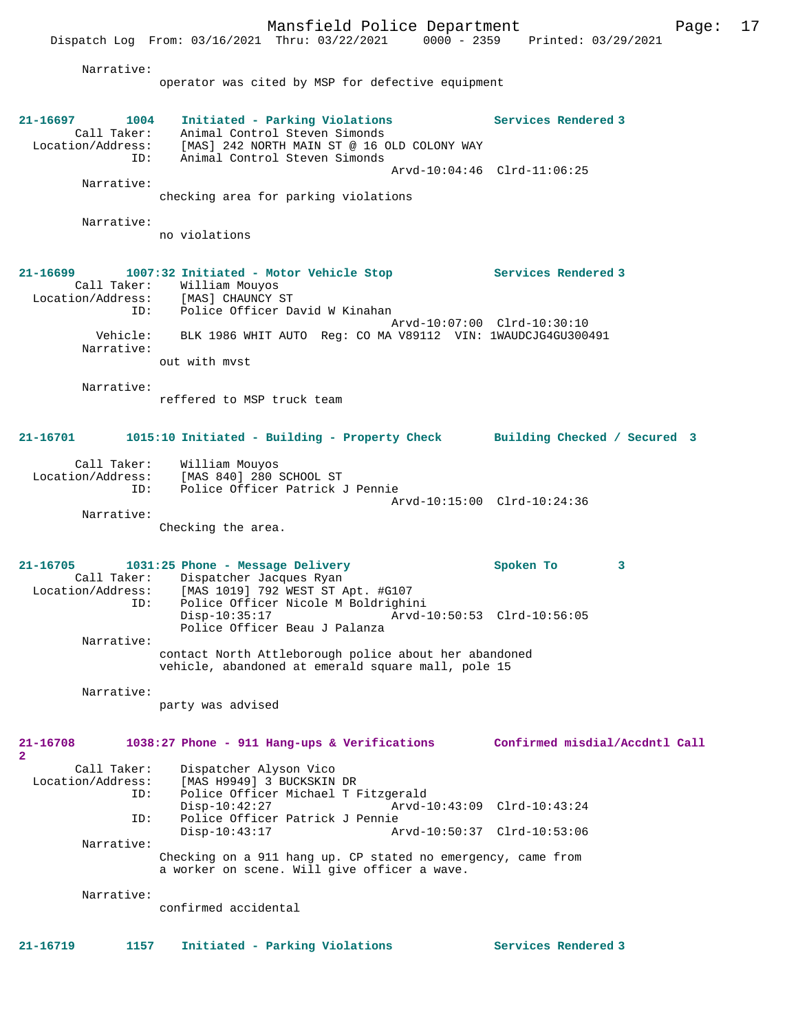Narrative:
operator was cited by MSP for defective equipment

**21-16697 1004 Initiated - Parking Violations Services Rendered 3**
Call Taker: Animal Control Steven Simonds
Location/Address: [MAS] 242 NORTH MAIN ST @ 16 OLD COLONY WAY
ID: Animal Control Steven Simonds
Arvd-10:04:46 Clrd-11:06:25
Narrative:
checking area for parking violations

Narrative:
no violations

**21-16699 1007:32 Initiated - Motor Vehicle Stop Services Rendered 3**
Call Taker: William Mouyos
Location/Address: [MAS] CHAUNCY ST
ID: Police Officer David W Kinahan
Arvd-10:07:00 Clrd-10:30:10
Vehicle: BLK 1986 WHIT AUTO Reg: CO MA V89112 VIN: 1WAUDCJG4GU300491
Narrative:
out with mvst

Narrative:
reffered to MSP truck team

**21-16701 1015:10 Initiated - Building - Property Check Building Checked / Secured 3**
Call Taker: William Mouyos
Location/Address: [MAS 840] 280 SCHOOL ST
ID: Police Officer Patrick J Pennie
Arvd-10:15:00 Clrd-10:24:36
Narrative:
Checking the area.

**21-16705 1031:25 Phone - Message Delivery Spoken To 3**
Call Taker: Dispatcher Jacques Ryan
Location/Address: [MAS 1019] 792 WEST ST Apt. #G107
ID: Police Officer Nicole M Boldrighini
Disp-10:35:17 Arvd-10:50:53 Clrd-10:56:05
Police Officer Beau J Palanza
Narrative:
contact North Attleborough police about her abandoned vehicle, abandoned at emerald square mall, pole 15

Narrative:
party was advised

**21-16708 1038:27 Phone - 911 Hang-ups & Verifications Confirmed misdial/Accdntl Call 2**
Call Taker: Dispatcher Alyson Vico
Location/Address: [MAS H9949] 3 BUCKSKIN DR
ID: Police Officer Michael T Fitzgerald
Disp-10:42:27 Arvd-10:43:09 Clrd-10:43:24
ID: Police Officer Patrick J Pennie
Disp-10:43:17 Arvd-10:50:37 Clrd-10:53:06
Narrative:
Checking on a 911 hang up. CP stated no emergency, came from a worker on scene. Will give officer a wave.

Narrative:
confirmed accidental

**21-16719 1157 Initiated - Parking Violations Services Rendered 3**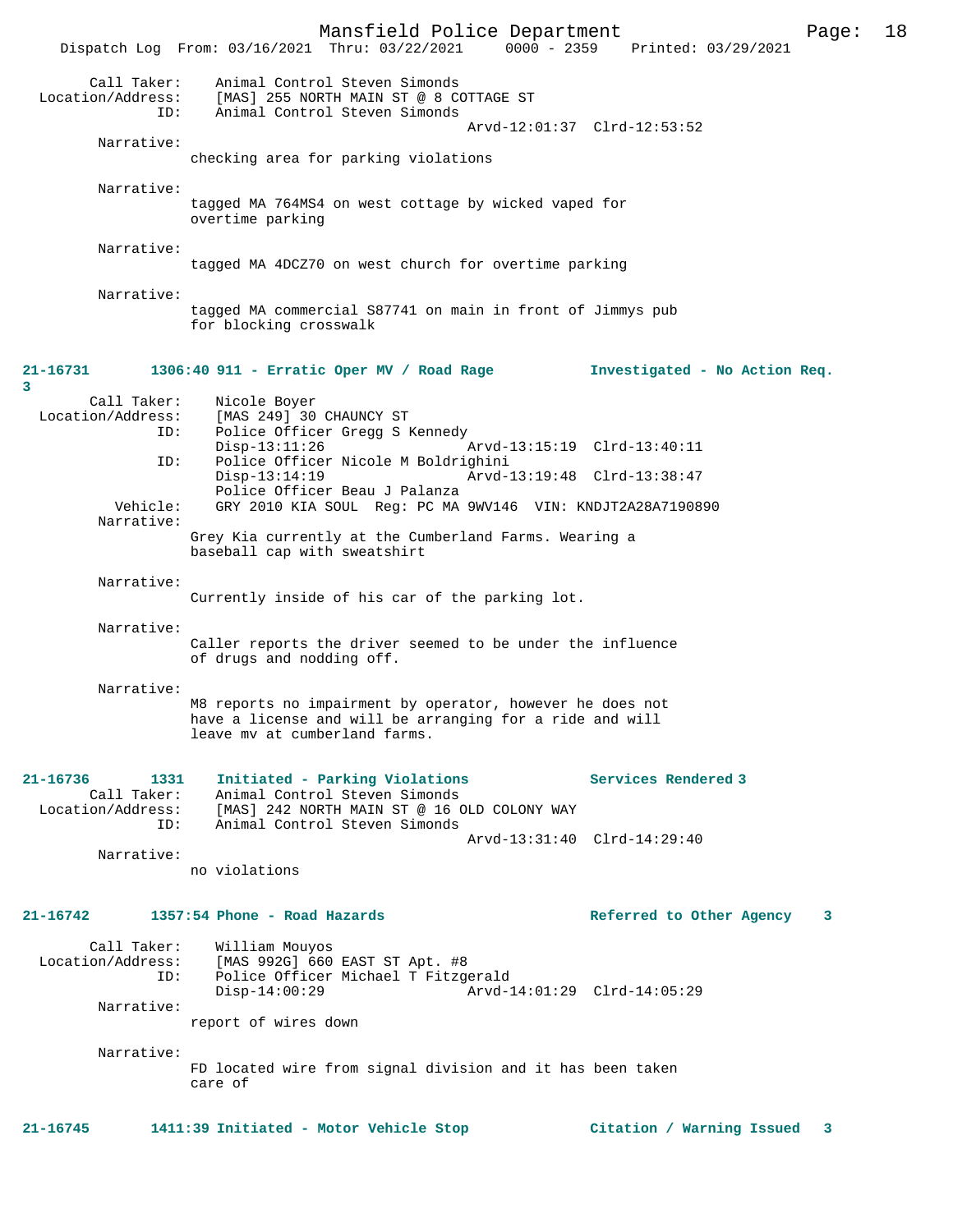Call Taker: Animal Control Steven Simonds
Location/Address: [MAS] 255 NORTH MAIN ST @ 8 COTTAGE ST
ID: Animal Control Steven Simonds
Arvd-12:01:37 Clrd-12:53:52

Narrative:
checking area for parking violations

Narrative:
tagged MA 764MS4 on west cottage by wicked vaped for overtime parking

Narrative:
tagged MA 4DCZ70 on west church for overtime parking

Narrative:
tagged MA commercial S87741 on main in front of Jimmys pub for blocking crosswalk

**21-16731 1306:40 911 - Erratic Oper MV / Road Rage — Investigated - No Action Req. 3**

Call Taker: Nicole Boyer
Location/Address: [MAS 249] 30 CHAUNCY ST
ID: Police Officer Gregg S Kennedy
Disp-13:11:26 Arvd-13:15:19 Clrd-13:40:11
ID: Police Officer Nicole M Boldrighini
Disp-13:14:19 Arvd-13:19:48 Clrd-13:38:47
Police Officer Beau J Palanza
Vehicle: GRY 2010 KIA SOUL Reg: PC MA 9WV146 VIN: KNDJT2A28A7190890

Narrative:
Grey Kia currently at the Cumberland Farms. Wearing a baseball cap with sweatshirt

Narrative:
Currently inside of his car of the parking lot.

Narrative:
Caller reports the driver seemed to be under the influence of drugs and nodding off.

Narrative:
M8 reports no impairment by operator, however he does not have a license and will be arranging for a ride and will leave mv at cumberland farms.

**21-16736 1331 Initiated - Parking Violations — Services Rendered 3**

Call Taker: Animal Control Steven Simonds
Location/Address: [MAS] 242 NORTH MAIN ST @ 16 OLD COLONY WAY
ID: Animal Control Steven Simonds
Arvd-13:31:40 Clrd-14:29:40

Narrative:
no violations

**21-16742 1357:54 Phone - Road Hazards — Referred to Other Agency 3**

Call Taker: William Mouyos
Location/Address: [MAS 992G] 660 EAST ST Apt. #8
ID: Police Officer Michael T Fitzgerald
Disp-14:00:29 Arvd-14:01:29 Clrd-14:05:29

Narrative:
report of wires down

Narrative:
FD located wire from signal division and it has been taken care of

**21-16745 1411:39 Initiated - Motor Vehicle Stop — Citation / Warning Issued 3**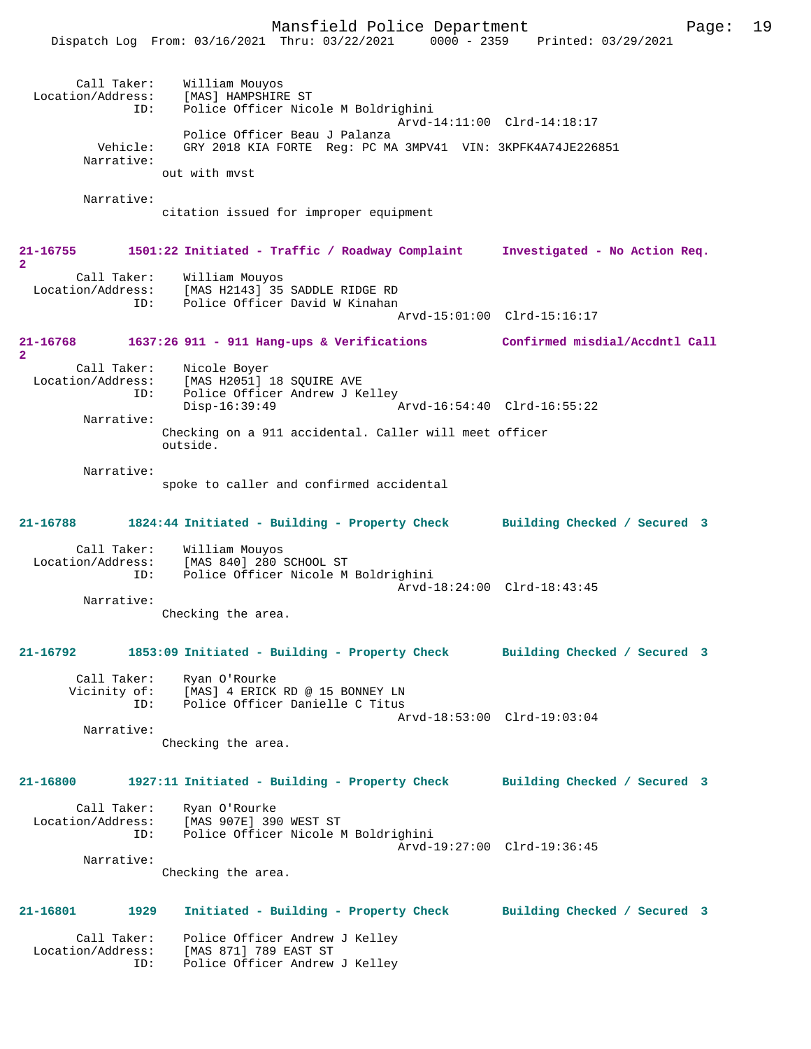Call Taker: William Mouyos
Location/Address: [MAS] HAMPSHIRE ST
ID: Police Officer Nicole M Boldrighini
Arvd-14:11:00 Clrd-14:18:17
Police Officer Beau J Palanza
Vehicle: GRY 2018 KIA FORTE Reg: PC MA 3MPV41 VIN: 3KPFK4A74JE226851
Narrative:
out with mvst

Narrative:
citation issued for improper equipment

**21-16755 1501:22 Initiated - Traffic / Roadway Complaint Investigated - No Action Req. 2**

Call Taker: William Mouyos
Location/Address: [MAS H2143] 35 SADDLE RIDGE RD
ID: Police Officer David W Kinahan
Arvd-15:01:00 Clrd-15:16:17

**21-16768 1637:26 911 - 911 Hang-ups & Verifications Confirmed misdial/Accdntl Call 2**

Call Taker: Nicole Boyer
Location/Address: [MAS H2051] 18 SQUIRE AVE
ID: Police Officer Andrew J Kelley
Disp-16:39:49 Arvd-16:54:40 Clrd-16:55:22
Narrative:
Checking on a 911 accidental. Caller will meet officer outside.

Narrative:
spoke to caller and confirmed accidental

**21-16788 1824:44 Initiated - Building - Property Check Building Checked / Secured 3**

Call Taker: William Mouyos
Location/Address: [MAS 840] 280 SCHOOL ST
ID: Police Officer Nicole M Boldrighini
Arvd-18:24:00 Clrd-18:43:45
Narrative:
Checking the area.

**21-16792 1853:09 Initiated - Building - Property Check Building Checked / Secured 3**

Call Taker: Ryan O'Rourke
Vicinity of: [MAS] 4 ERICK RD @ 15 BONNEY LN
ID: Police Officer Danielle C Titus
Arvd-18:53:00 Clrd-19:03:04
Narrative:
Checking the area.

**21-16800 1927:11 Initiated - Building - Property Check Building Checked / Secured 3**

Call Taker: Ryan O'Rourke
Location/Address: [MAS 907E] 390 WEST ST
ID: Police Officer Nicole M Boldrighini
Arvd-19:27:00 Clrd-19:36:45
Narrative:
Checking the area.

**21-16801 1929 Initiated - Building - Property Check Building Checked / Secured 3**

Call Taker: Police Officer Andrew J Kelley
Location/Address: [MAS 871] 789 EAST ST
ID: Police Officer Andrew J Kelley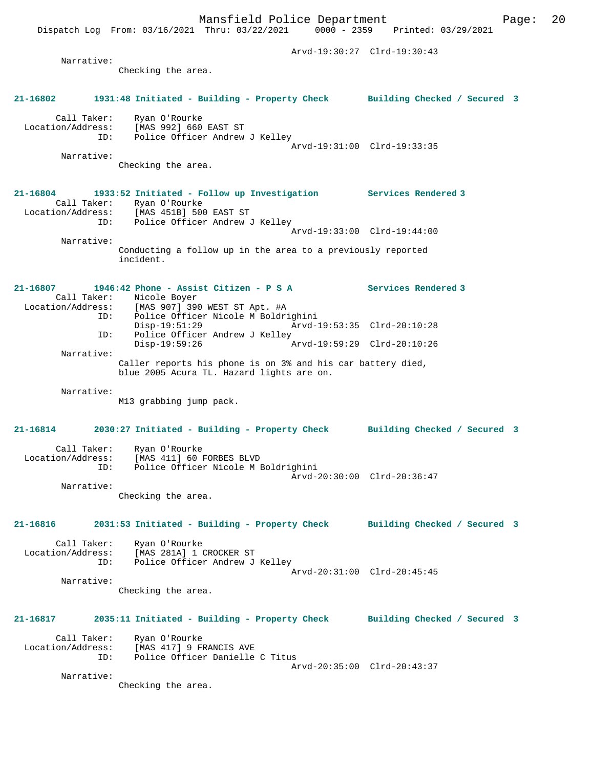Arvd-19:30:27 Clrd-19:30:43

Narrative:
Checking the area.

**21-16802 1931:48 Initiated - Building - Property Check Building Checked / Secured 3**

Call Taker: Ryan O'Rourke
Location/Address: [MAS 992] 660 EAST ST
ID: Police Officer Andrew J Kelley
Arvd-19:31:00 Clrd-19:33:35

Narrative:
Checking the area.

**21-16804 1933:52 Initiated - Follow up Investigation Services Rendered 3**

Call Taker: Ryan O'Rourke
Location/Address: [MAS 451B] 500 EAST ST
ID: Police Officer Andrew J Kelley
Arvd-19:33:00 Clrd-19:44:00

Narrative:
Conducting a follow up in the area to a previously reported incident.

**21-16807 1946:42 Phone - Assist Citizen - P S A Services Rendered 3**

Call Taker: Nicole Boyer
Location/Address: [MAS 907] 390 WEST ST Apt. #A
ID: Police Officer Nicole M Boldrighini
Disp-19:51:29 Arvd-19:53:35 Clrd-20:10:28
ID: Police Officer Andrew J Kelley
Disp-19:59:26 Arvd-19:59:29 Clrd-20:10:26

Narrative:
Caller reports his phone is on 3% and his car battery died, blue 2005 Acura TL. Hazard lights are on.

Narrative:
M13 grabbing jump pack.

**21-16814 2030:27 Initiated - Building - Property Check Building Checked / Secured 3**

Call Taker: Ryan O'Rourke
Location/Address: [MAS 411] 60 FORBES BLVD
ID: Police Officer Nicole M Boldrighini
Arvd-20:30:00 Clrd-20:36:47

Narrative:
Checking the area.

**21-16816 2031:53 Initiated - Building - Property Check Building Checked / Secured 3**

Call Taker: Ryan O'Rourke
Location/Address: [MAS 281A] 1 CROCKER ST
ID: Police Officer Andrew J Kelley
Arvd-20:31:00 Clrd-20:45:45

Narrative:
Checking the area.

**21-16817 2035:11 Initiated - Building - Property Check Building Checked / Secured 3**

Call Taker: Ryan O'Rourke
Location/Address: [MAS 417] 9 FRANCIS AVE
ID: Police Officer Danielle C Titus
Arvd-20:35:00 Clrd-20:43:37

Narrative:
Checking the area.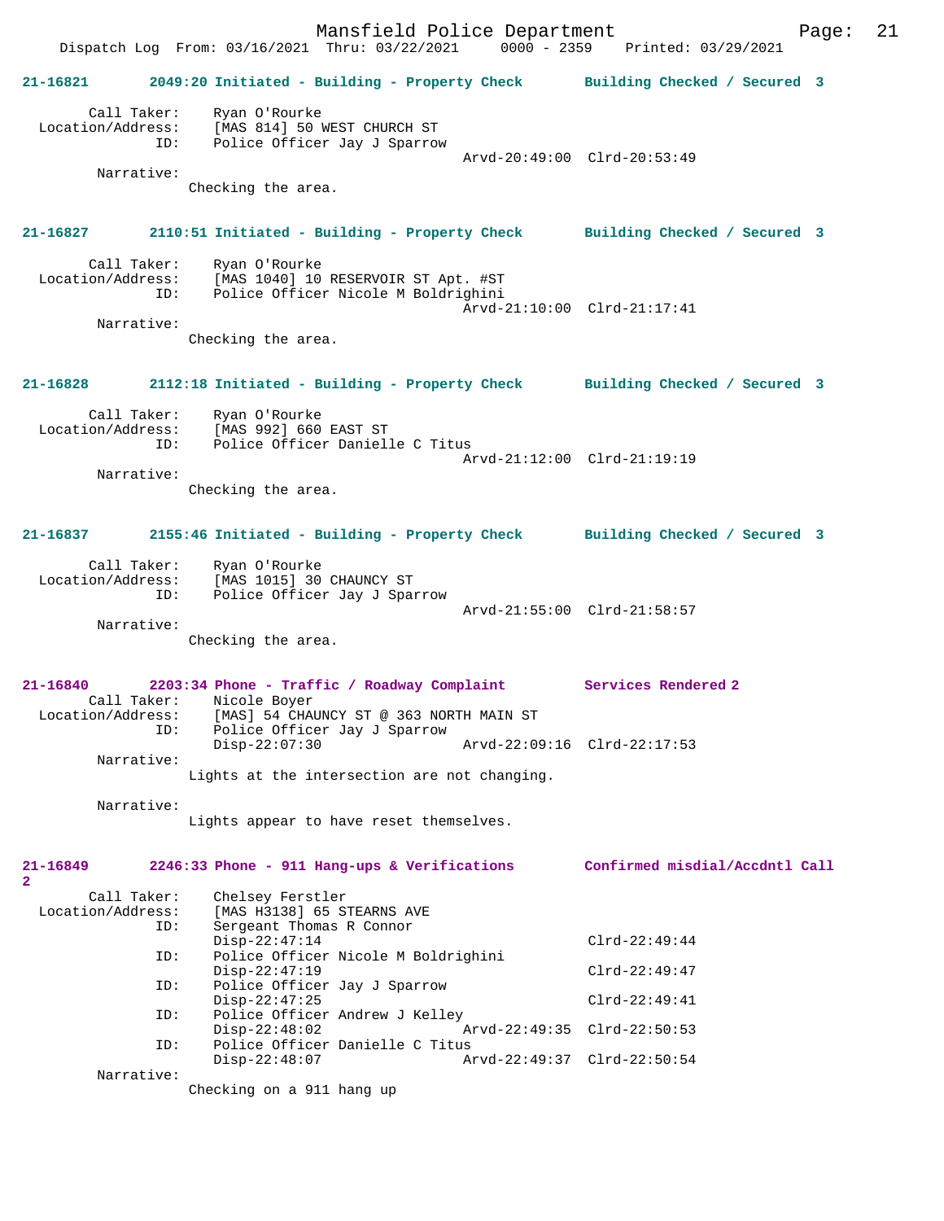21-16821 2049:20 Initiated - Building - Property Check Building Checked / Secured 3

Call Taker: Ryan O'Rourke
Location/Address: [MAS 814] 50 WEST CHURCH ST
ID: Police Officer Jay J Sparrow
Arvd-20:49:00 Clrd-20:53:49
Narrative:
Checking the area.

21-16827 2110:51 Initiated - Building - Property Check Building Checked / Secured 3

Call Taker: Ryan O'Rourke
Location/Address: [MAS 1040] 10 RESERVOIR ST Apt. #ST
ID: Police Officer Nicole M Boldrighini
Arvd-21:10:00 Clrd-21:17:41
Narrative:
Checking the area.

21-16828 2112:18 Initiated - Building - Property Check Building Checked / Secured 3

Call Taker: Ryan O'Rourke
Location/Address: [MAS 992] 660 EAST ST
ID: Police Officer Danielle C Titus
Arvd-21:12:00 Clrd-21:19:19
Narrative:
Checking the area.

21-16837 2155:46 Initiated - Building - Property Check Building Checked / Secured 3

Call Taker: Ryan O'Rourke
Location/Address: [MAS 1015] 30 CHAUNCY ST
ID: Police Officer Jay J Sparrow
Arvd-21:55:00 Clrd-21:58:57
Narrative:
Checking the area.

21-16840 2203:34 Phone - Traffic / Roadway Complaint Services Rendered 2
Call Taker: Nicole Boyer
Location/Address: [MAS] 54 CHAUNCY ST @ 363 NORTH MAIN ST
ID: Police Officer Jay J Sparrow
Disp-22:07:30 Arvd-22:09:16 Clrd-22:17:53
Narrative:
Lights at the intersection are not changing.

Narrative:
Lights appear to have reset themselves.

21-16849 2246:33 Phone - 911 Hang-ups & Verifications Confirmed misdial/Accdntl Call 2
Call Taker: Chelsey Ferstler
Location/Address: [MAS H3138] 65 STEARNS AVE
ID: Sergeant Thomas R Connor
Disp-22:47:14 Clrd-22:49:44
ID: Police Officer Nicole M Boldrighini
Disp-22:47:19 Clrd-22:49:47
ID: Police Officer Jay J Sparrow
Disp-22:47:25 Clrd-22:49:41
ID: Police Officer Andrew J Kelley
Disp-22:48:02 Arvd-22:49:35 Clrd-22:50:53
ID: Police Officer Danielle C Titus
Disp-22:48:07 Arvd-22:49:37 Clrd-22:50:54
Narrative:
Checking on a 911 hang up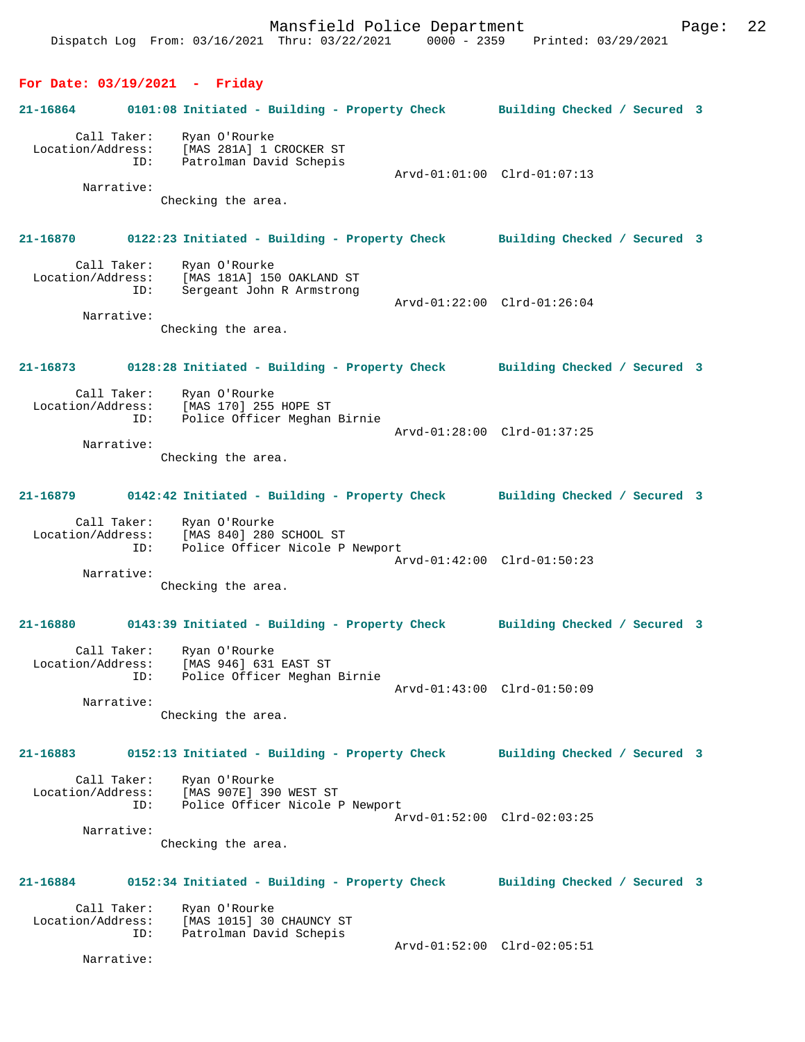**For Date: 03/19/2021 - Friday**

**21-16864 0101:08 Initiated - Building - Property Check Building Checked / Secured 3**

Call Taker: Ryan O'Rourke
Location/Address: [MAS 281A] 1 CROCKER ST
ID: Patrolman David Schepis
Arvd-01:01:00 Clrd-01:07:13
Narrative:
Checking the area.

**21-16870 0122:23 Initiated - Building - Property Check Building Checked / Secured 3**

Call Taker: Ryan O'Rourke
Location/Address: [MAS 181A] 150 OAKLAND ST
ID: Sergeant John R Armstrong
Arvd-01:22:00 Clrd-01:26:04
Narrative:
Checking the area.

**21-16873 0128:28 Initiated - Building - Property Check Building Checked / Secured 3**

Call Taker: Ryan O'Rourke
Location/Address: [MAS 170] 255 HOPE ST
ID: Police Officer Meghan Birnie
Arvd-01:28:00 Clrd-01:37:25
Narrative:
Checking the area.

**21-16879 0142:42 Initiated - Building - Property Check Building Checked / Secured 3**

Call Taker: Ryan O'Rourke
Location/Address: [MAS 840] 280 SCHOOL ST
ID: Police Officer Nicole P Newport
Arvd-01:42:00 Clrd-01:50:23
Narrative:
Checking the area.

**21-16880 0143:39 Initiated - Building - Property Check Building Checked / Secured 3**

Call Taker: Ryan O'Rourke
Location/Address: [MAS 946] 631 EAST ST
ID: Police Officer Meghan Birnie
Arvd-01:43:00 Clrd-01:50:09
Narrative:
Checking the area.

**21-16883 0152:13 Initiated - Building - Property Check Building Checked / Secured 3**

Call Taker: Ryan O'Rourke
Location/Address: [MAS 907E] 390 WEST ST
ID: Police Officer Nicole P Newport
Arvd-01:52:00 Clrd-02:03:25
Narrative:
Checking the area.

**21-16884 0152:34 Initiated - Building - Property Check Building Checked / Secured 3**

Call Taker: Ryan O'Rourke
Location/Address: [MAS 1015] 30 CHAUNCY ST
ID: Patrolman David Schepis
Arvd-01:52:00 Clrd-02:05:51
Narrative: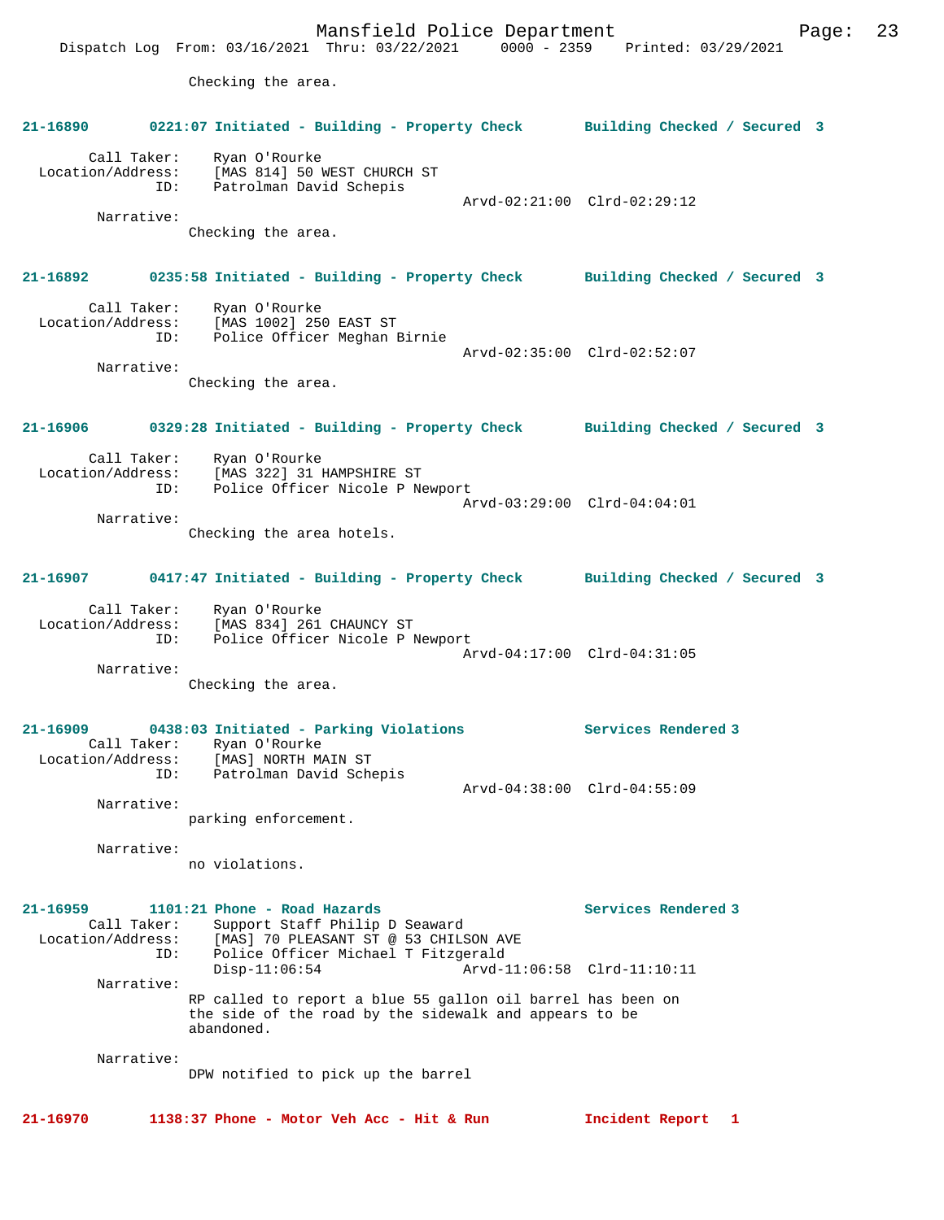Checking the area.

**21-16890 0221:07 Initiated - Building - Property Check Building Checked / Secured 3**

Call Taker: Ryan O'Rourke
Location/Address: [MAS 814] 50 WEST CHURCH ST
ID: Patrolman David Schepis
Arvd-02:21:00 Clrd-02:29:12

Narrative:
Checking the area.

**21-16892 0235:58 Initiated - Building - Property Check Building Checked / Secured 3**

Call Taker: Ryan O'Rourke
Location/Address: [MAS 1002] 250 EAST ST
ID: Police Officer Meghan Birnie
Arvd-02:35:00 Clrd-02:52:07

Narrative:
Checking the area.

**21-16906 0329:28 Initiated - Building - Property Check Building Checked / Secured 3**

Call Taker: Ryan O'Rourke
Location/Address: [MAS 322] 31 HAMPSHIRE ST
ID: Police Officer Nicole P Newport
Arvd-03:29:00 Clrd-04:04:01

Narrative:
Checking the area hotels.

**21-16907 0417:47 Initiated - Building - Property Check Building Checked / Secured 3**

Call Taker: Ryan O'Rourke
Location/Address: [MAS 834] 261 CHAUNCY ST
ID: Police Officer Nicole P Newport
Arvd-04:17:00 Clrd-04:31:05

Narrative:
Checking the area.

**21-16909 0438:03 Initiated - Parking Violations Services Rendered 3**

Call Taker: Ryan O'Rourke
Location/Address: [MAS] NORTH MAIN ST
ID: Patrolman David Schepis
Arvd-04:38:00 Clrd-04:55:09

Narrative:
parking enforcement.

Narrative:
no violations.

**21-16959 1101:21 Phone - Road Hazards Services Rendered 3**

Call Taker: Support Staff Philip D Seaward
Location/Address: [MAS] 70 PLEASANT ST @ 53 CHILSON AVE
ID: Police Officer Michael T Fitzgerald
Disp-11:06:54 Arvd-11:06:58 Clrd-11:10:11

Narrative:
RP called to report a blue 55 gallon oil barrel has been on the side of the road by the sidewalk and appears to be abandoned.

Narrative:
DPW notified to pick up the barrel

**21-16970 1138:37 Phone - Motor Veh Acc - Hit & Run Incident Report 1**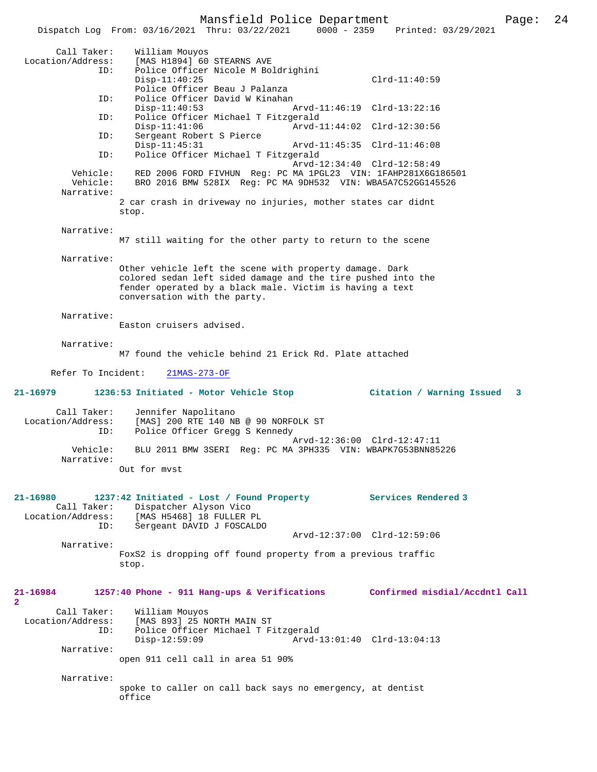Call Taker: William Mouyos
Location/Address: [MAS H1894] 60 STEARNS AVE
ID: Police Officer Nicole M Boldrighini
Disp-11:40:25 Clrd-11:40:59
Police Officer Beau J Palanza
ID: Police Officer David W Kinahan
Disp-11:40:53 Arvd-11:46:19 Clrd-13:22:16
ID: Police Officer Michael T Fitzgerald
Disp-11:41:06 Arvd-11:44:02 Clrd-12:30:56
ID: Sergeant Robert S Pierce
Disp-11:45:31 Arvd-11:45:35 Clrd-11:46:08
ID: Police Officer Michael T Fitzgerald
Arvd-12:34:40 Clrd-12:58:49
Vehicle: RED 2006 FORD FIVHUN Reg: PC MA 1PGL23 VIN: 1FAHP281X6G186501
Vehicle: BRO 2016 BMW 528IX Reg: PC MA 9DH532 VIN: WBA5A7C52GG145526
Narrative:
2 car crash in driveway no injuries, mother states car didnt stop.

Narrative:
M7 still waiting for the other party to return to the scene

Narrative:
Other vehicle left the scene with property damage. Dark colored sedan left sided damage and the tire pushed into the fender operated by a black male. Victim is having a text conversation with the party.

Narrative:
Easton cruisers advised.

Narrative:
M7 found the vehicle behind 21 Erick Rd. Plate attached

Refer To Incident: 21MAS-273-OF

**21-16979 1236:53 Initiated - Motor Vehicle Stop Citation / Warning Issued 3**

Call Taker: Jennifer Napolitano
Location/Address: [MAS] 200 RTE 140 NB @ 90 NORFOLK ST
ID: Police Officer Gregg S Kennedy
Arvd-12:36:00 Clrd-12:47:11
Vehicle: BLU 2011 BMW 3SERI Reg: PC MA 3PH335 VIN: WBAPK7G53BNN85226
Narrative:
Out for mvst

**21-16980 1237:42 Initiated - Lost / Found Property Services Rendered 3**

Call Taker: Dispatcher Alyson Vico
Location/Address: [MAS H5468] 18 FULLER PL
ID: Sergeant DAVID J FOSCALDO
Arvd-12:37:00 Clrd-12:59:06
Narrative:
FoxS2 is dropping off found property from a previous traffic stop.

**21-16984 1257:40 Phone - 911 Hang-ups & Verifications Confirmed misdial/Accdntl Call 2**

Call Taker: William Mouyos
Location/Address: [MAS 893] 25 NORTH MAIN ST
ID: Police Officer Michael T Fitzgerald
Disp-12:59:09 Arvd-13:01:40 Clrd-13:04:13
Narrative:
open 911 cell call in area 51 90%

Narrative:
spoke to caller on call back says no emergency, at dentist office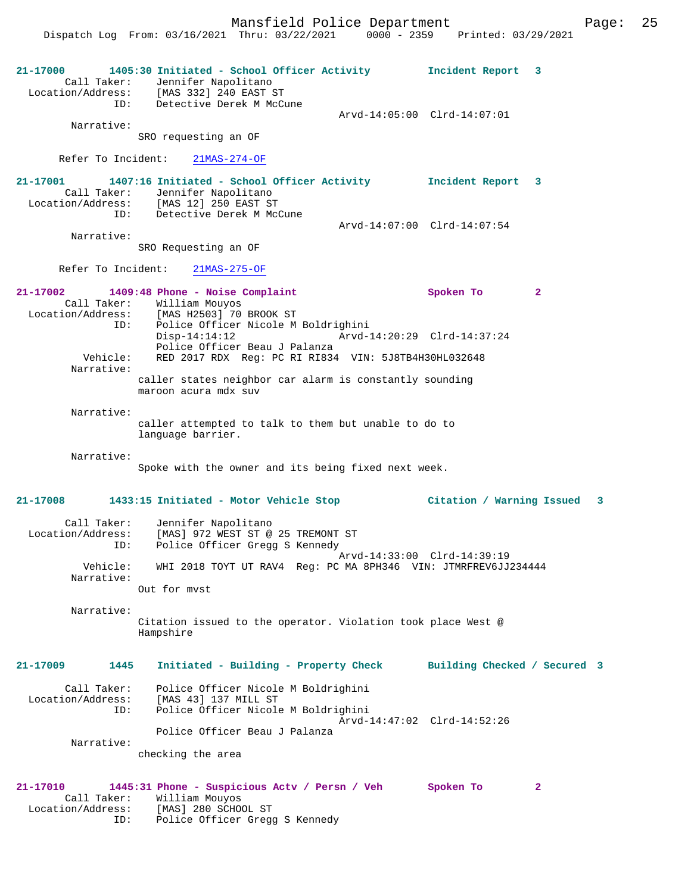21-17000 1405:30 Initiated - School Officer Activity Incident Report 3
Call Taker: Jennifer Napolitano
Location/Address: [MAS 332] 240 EAST ST
ID: Detective Derek M McCune
Arvd-14:05:00 Clrd-14:07:01
Narrative:
SRO requesting an OF

Refer To Incident: 21MAS-274-OF

21-17001 1407:16 Initiated - School Officer Activity Incident Report 3
Call Taker: Jennifer Napolitano
Location/Address: [MAS 12] 250 EAST ST
ID: Detective Derek M McCune
Arvd-14:07:00 Clrd-14:07:54
Narrative:
SRO Requesting an OF

Refer To Incident: 21MAS-275-OF

21-17002 1409:48 Phone - Noise Complaint Spoken To 2
Call Taker: William Mouyos
Location/Address: [MAS H2503] 70 BROOK ST
ID: Police Officer Nicole M Boldrighini
Disp-14:14:12 Arvd-14:20:29 Clrd-14:37:24
Police Officer Beau J Palanza
Vehicle: RED 2017 RDX Reg: PC RI RI834 VIN: 5J8TB4H30HL032648
Narrative:
caller states neighbor car alarm is constantly sounding
maroon acura mdx suv

Narrative:
caller attempted to talk to them but unable to do to
language barrier.

Narrative:
Spoke with the owner and its being fixed next week.

21-17008 1433:15 Initiated - Motor Vehicle Stop Citation / Warning Issued 3
Call Taker: Jennifer Napolitano
Location/Address: [MAS] 972 WEST ST @ 25 TREMONT ST
ID: Police Officer Gregg S Kennedy
Arvd-14:33:00 Clrd-14:39:19
Vehicle: WHI 2018 TOYT UT RAV4 Reg: PC MA 8PH346 VIN: JTMRFREV6JJ234444
Narrative:
Out for mvst

Narrative:
Citation issued to the operator. Violation took place West @
Hampshire

21-17009 1445 Initiated - Building - Property Check Building Checked / Secured 3
Call Taker: Police Officer Nicole M Boldrighini
Location/Address: [MAS 43] 137 MILL ST
ID: Police Officer Nicole M Boldrighini
Arvd-14:47:02 Clrd-14:52:26
Police Officer Beau J Palanza
Narrative:
checking the area

21-17010 1445:31 Phone - Suspicious Actv / Persn / Veh Spoken To 2
Call Taker: William Mouyos
Location/Address: [MAS] 280 SCHOOL ST
ID: Police Officer Gregg S Kennedy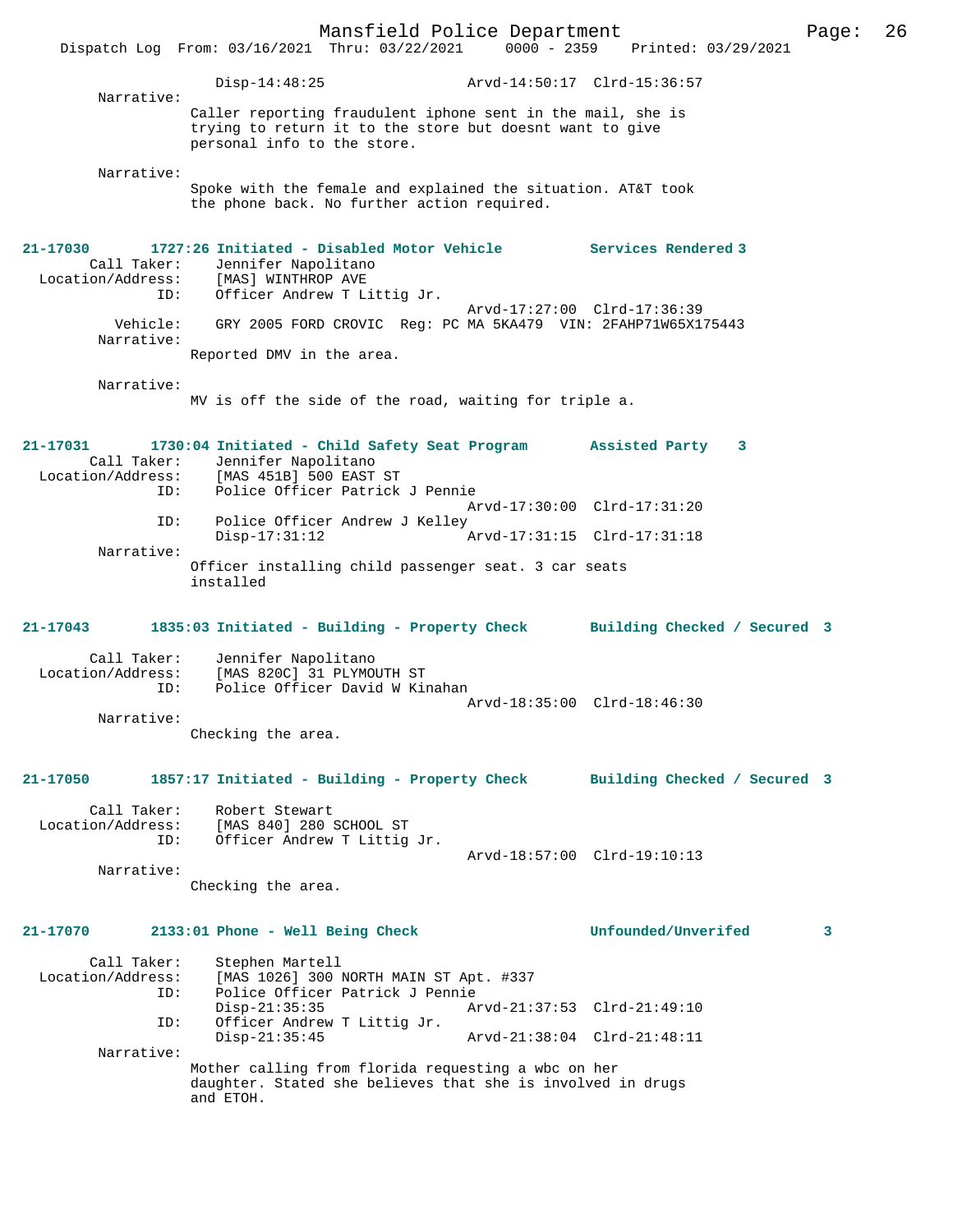Disp-14:48:25 Arvd-14:50:17 Clrd-15:36:57

Narrative:
Caller reporting fraudulent iphone sent in the mail, she is trying to return it to the store but doesnt want to give personal info to the store.

Narrative:
Spoke with the female and explained the situation. AT&T took the phone back. No further action required.

**21-17030 1727:26 Initiated - Disabled Motor Vehicle Services Rendered 3**

Call Taker: Jennifer Napolitano
Location/Address: [MAS] WINTHROP AVE
ID: Officer Andrew T Littig Jr.
Arvd-17:27:00 Clrd-17:36:39
Vehicle: GRY 2005 FORD CROVIC Reg: PC MA 5KA479 VIN: 2FAHP71W65X175443
Narrative:
Reported DMV in the area.

Narrative:
MV is off the side of the road, waiting for triple a.

**21-17031 1730:04 Initiated - Child Safety Seat Program Assisted Party 3**

Call Taker: Jennifer Napolitano
Location/Address: [MAS 451B] 500 EAST ST
ID: Police Officer Patrick J Pennie
Arvd-17:30:00 Clrd-17:31:20
ID: Police Officer Andrew J Kelley
Disp-17:31:12 Arvd-17:31:15 Clrd-17:31:18
Narrative:
Officer installing child passenger seat. 3 car seats installed

**21-17043 1835:03 Initiated - Building - Property Check Building Checked / Secured 3**

Call Taker: Jennifer Napolitano
Location/Address: [MAS 820C] 31 PLYMOUTH ST
ID: Police Officer David W Kinahan
Arvd-18:35:00 Clrd-18:46:30
Narrative:
Checking the area.

**21-17050 1857:17 Initiated - Building - Property Check Building Checked / Secured 3**

Call Taker: Robert Stewart
Location/Address: [MAS 840] 280 SCHOOL ST
ID: Officer Andrew T Littig Jr.
Arvd-18:57:00 Clrd-19:10:13
Narrative:
Checking the area.

**21-17070 2133:01 Phone - Well Being Check Unfounded/Unverifed 3**

Call Taker: Stephen Martell
Location/Address: [MAS 1026] 300 NORTH MAIN ST Apt. #337
ID: Police Officer Patrick J Pennie
Disp-21:35:35 Arvd-21:37:53 Clrd-21:49:10
ID: Officer Andrew T Littig Jr.
Disp-21:35:45 Arvd-21:38:04 Clrd-21:48:11
Narrative:
Mother calling from florida requesting a wbc on her daughter. Stated she believes that she is involved in drugs and ETOH.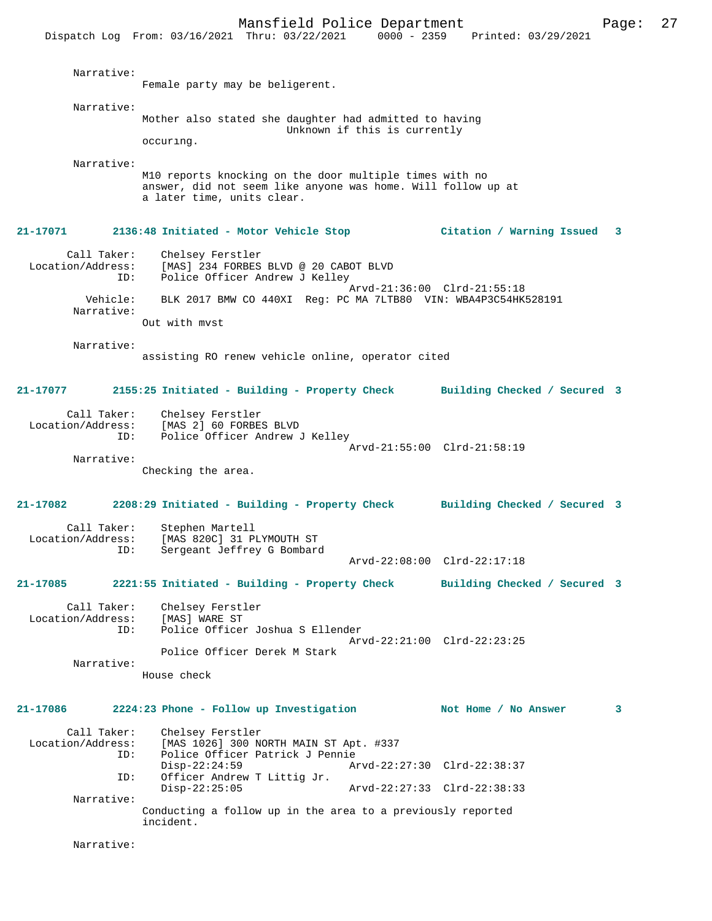Narrative:
Female party may be beligerent.

Narrative:
Mother also stated she daughter had admitted to having
Unknown if this is currently
occuring.

Narrative:
M10 reports knocking on the door multiple times with no answer, did not seem like anyone was home. Will follow up at a later time, units clear.

**21-17071 2136:48 Initiated - Motor Vehicle Stop Citation / Warning Issued 3**

Call Taker: Chelsey Ferstler
Location/Address: [MAS] 234 FORBES BLVD @ 20 CABOT BLVD
ID: Police Officer Andrew J Kelley
Arvd-21:36:00 Clrd-21:55:18
Vehicle: BLK 2017 BMW CO 440XI Reg: PC MA 7LTB80 VIN: WBA4P3C54HK528191
Narrative:
Out with mvst

Narrative:
assisting RO renew vehicle online, operator cited

**21-17077 2155:25 Initiated - Building - Property Check Building Checked / Secured 3**

Call Taker: Chelsey Ferstler
Location/Address: [MAS 2] 60 FORBES BLVD
ID: Police Officer Andrew J Kelley
Arvd-21:55:00 Clrd-21:58:19
Narrative:
Checking the area.

**21-17082 2208:29 Initiated - Building - Property Check Building Checked / Secured 3**

Call Taker: Stephen Martell
Location/Address: [MAS 820C] 31 PLYMOUTH ST
ID: Sergeant Jeffrey G Bombard
Arvd-22:08:00 Clrd-22:17:18

**21-17085 2221:55 Initiated - Building - Property Check Building Checked / Secured 3**

Call Taker: Chelsey Ferstler
Location/Address: [MAS] WARE ST
ID: Police Officer Joshua S Ellender
Arvd-22:21:00 Clrd-22:23:25
Police Officer Derek M Stark
Narrative:
House check

**21-17086 2224:23 Phone - Follow up Investigation Not Home / No Answer 3**

Call Taker: Chelsey Ferstler
Location/Address: [MAS 1026] 300 NORTH MAIN ST Apt. #337
ID: Police Officer Patrick J Pennie
Disp-22:24:59 Arvd-22:27:30 Clrd-22:38:37
ID: Officer Andrew T Littig Jr.
Disp-22:25:05 Arvd-22:27:33 Clrd-22:38:33
Narrative:
Conducting a follow up in the area to a previously reported incident.

Narrative: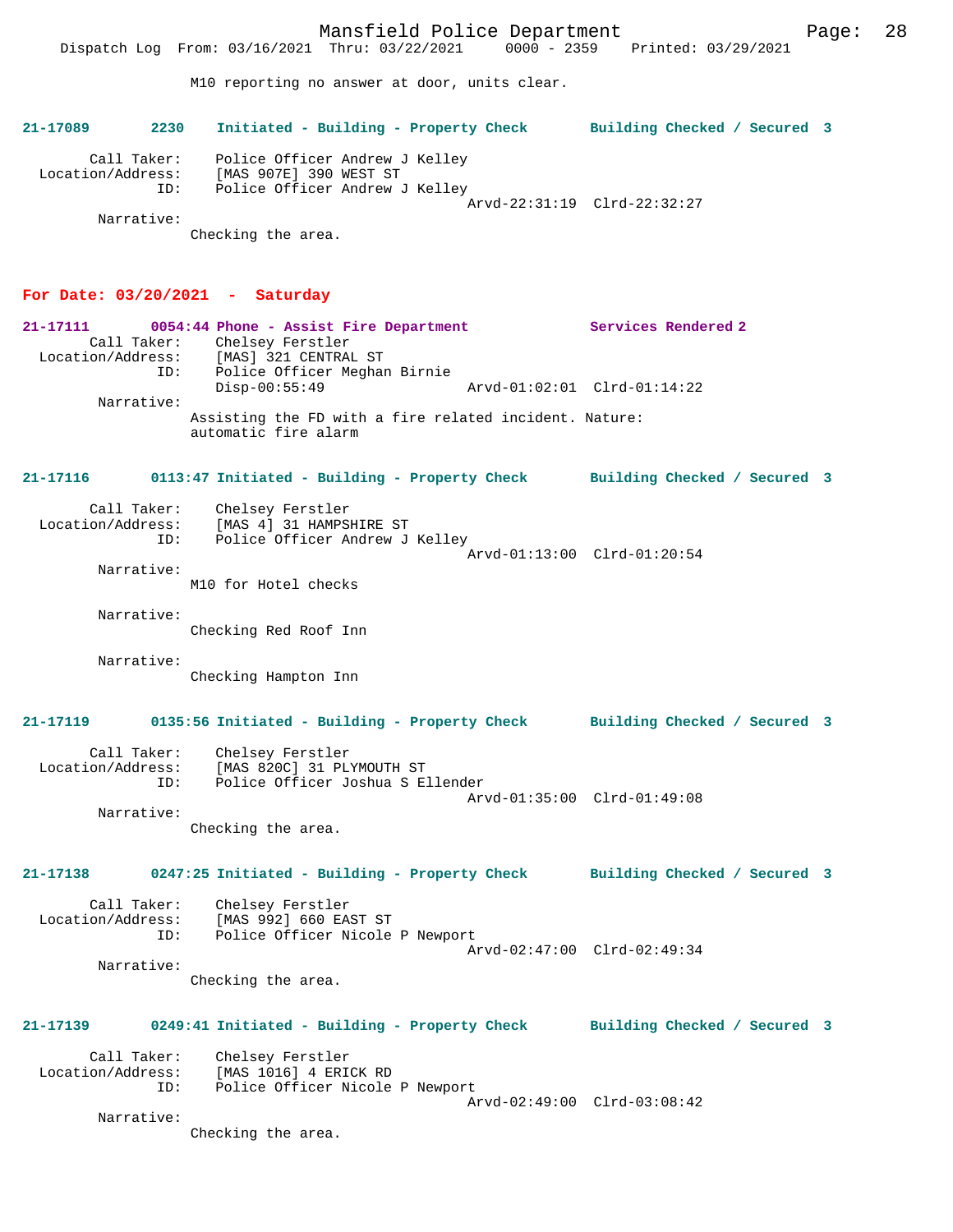M10 reporting no answer at door, units clear.

**21-17089 2230 Initiated - Building - Property Check Building Checked / Secured 3**

Call Taker: Police Officer Andrew J Kelley
Location/Address: [MAS 907E] 390 WEST ST
ID: Police Officer Andrew J Kelley
Arvd-22:31:19 Clrd-22:32:27
Narrative:
Checking the area.

**For Date: 03/20/2021 - Saturday**

**21-17111 0054:44 Phone - Assist Fire Department Services Rendered 2**
Call Taker: Chelsey Ferstler
Location/Address: [MAS] 321 CENTRAL ST
ID: Police Officer Meghan Birnie
Disp-00:55:49 Arvd-01:02:01 Clrd-01:14:22
Narrative:
Assisting the FD with a fire related incident. Nature: automatic fire alarm

**21-17116 0113:47 Initiated - Building - Property Check Building Checked / Secured 3**

Call Taker: Chelsey Ferstler
Location/Address: [MAS 4] 31 HAMPSHIRE ST
ID: Police Officer Andrew J Kelley
Arvd-01:13:00 Clrd-01:20:54
Narrative:
M10 for Hotel checks

Narrative:
Checking Red Roof Inn

Narrative:
Checking Hampton Inn

**21-17119 0135:56 Initiated - Building - Property Check Building Checked / Secured 3**

Call Taker: Chelsey Ferstler
Location/Address: [MAS 820C] 31 PLYMOUTH ST
ID: Police Officer Joshua S Ellender
Arvd-01:35:00 Clrd-01:49:08
Narrative:
Checking the area.

**21-17138 0247:25 Initiated - Building - Property Check Building Checked / Secured 3**

Call Taker: Chelsey Ferstler
Location/Address: [MAS 992] 660 EAST ST
ID: Police Officer Nicole P Newport
Arvd-02:47:00 Clrd-02:49:34
Narrative:
Checking the area.

**21-17139 0249:41 Initiated - Building - Property Check Building Checked / Secured 3**

Call Taker: Chelsey Ferstler
Location/Address: [MAS 1016] 4 ERICK RD
ID: Police Officer Nicole P Newport
Arvd-02:49:00 Clrd-03:08:42
Narrative:
Checking the area.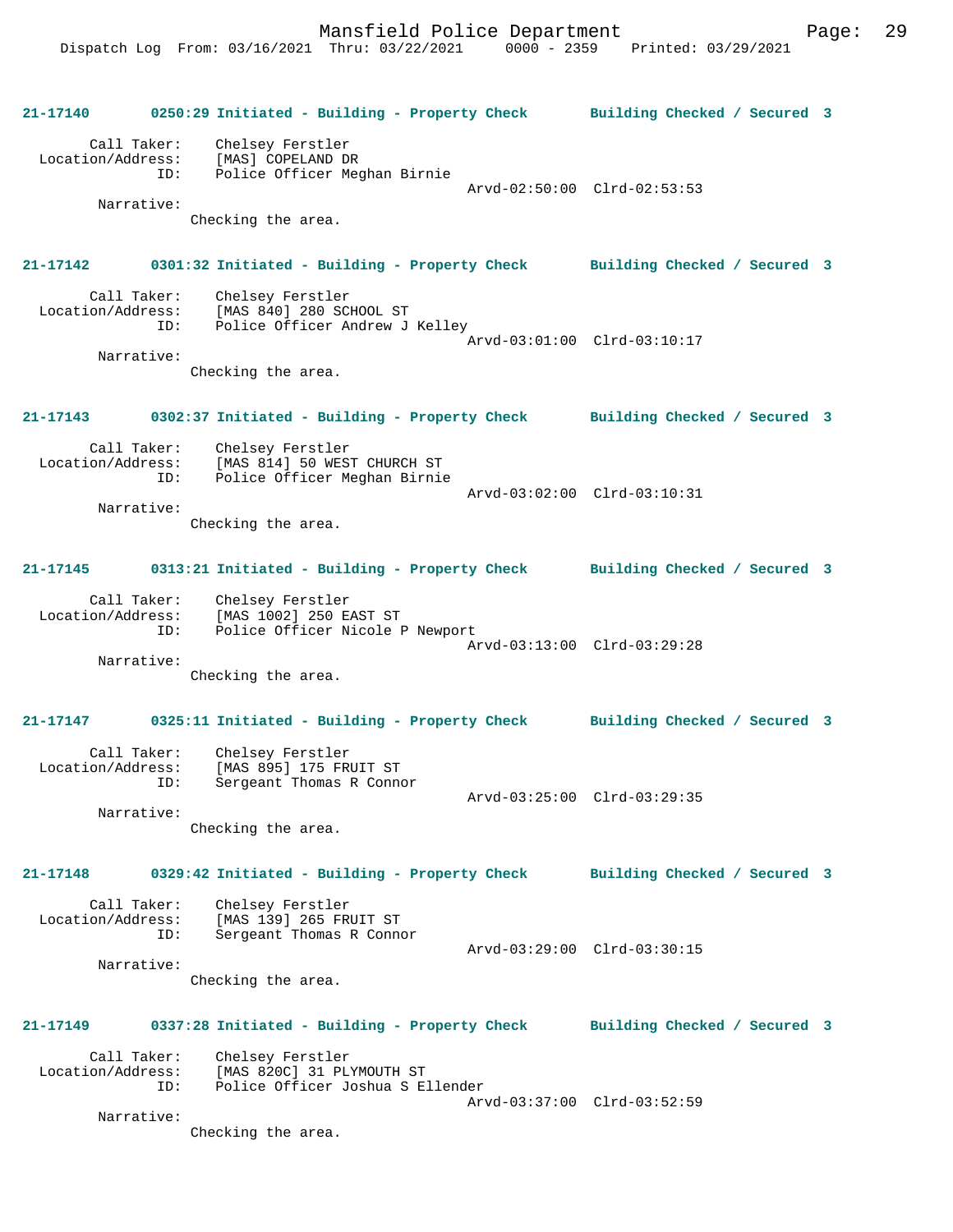**21-17140 0250:29 Initiated - Building - Property Check Building Checked / Secured 3**

Call Taker: Chelsey Ferstler
Location/Address: [MAS] COPELAND DR
ID: Police Officer Meghan Birnie
Arvd-02:50:00 Clrd-02:53:53
Narrative:
Checking the area.

**21-17142 0301:32 Initiated - Building - Property Check Building Checked / Secured 3**

Call Taker: Chelsey Ferstler
Location/Address: [MAS 840] 280 SCHOOL ST
ID: Police Officer Andrew J Kelley
Arvd-03:01:00 Clrd-03:10:17
Narrative:
Checking the area.

**21-17143 0302:37 Initiated - Building - Property Check Building Checked / Secured 3**

Call Taker: Chelsey Ferstler
Location/Address: [MAS 814] 50 WEST CHURCH ST
ID: Police Officer Meghan Birnie
Arvd-03:02:00 Clrd-03:10:31
Narrative:
Checking the area.

**21-17145 0313:21 Initiated - Building - Property Check Building Checked / Secured 3**

Call Taker: Chelsey Ferstler
Location/Address: [MAS 1002] 250 EAST ST
ID: Police Officer Nicole P Newport
Arvd-03:13:00 Clrd-03:29:28
Narrative:
Checking the area.

**21-17147 0325:11 Initiated - Building - Property Check Building Checked / Secured 3**

Call Taker: Chelsey Ferstler
Location/Address: [MAS 895] 175 FRUIT ST
ID: Sergeant Thomas R Connor
Arvd-03:25:00 Clrd-03:29:35
Narrative:
Checking the area.

**21-17148 0329:42 Initiated - Building - Property Check Building Checked / Secured 3**

Call Taker: Chelsey Ferstler
Location/Address: [MAS 139] 265 FRUIT ST
ID: Sergeant Thomas R Connor
Arvd-03:29:00 Clrd-03:30:15
Narrative:
Checking the area.

**21-17149 0337:28 Initiated - Building - Property Check Building Checked / Secured 3**

Call Taker: Chelsey Ferstler
Location/Address: [MAS 820C] 31 PLYMOUTH ST
ID: Police Officer Joshua S Ellender
Arvd-03:37:00 Clrd-03:52:59
Narrative:
Checking the area.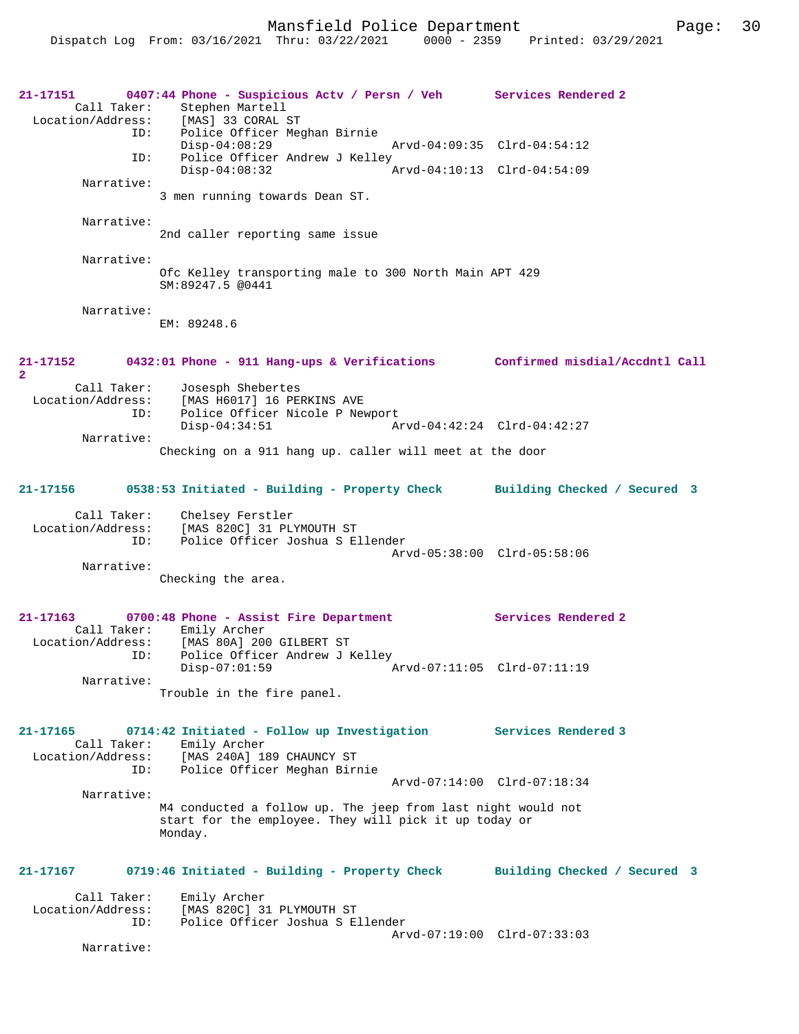**21-17151** 0407:44 Phone - Suspicious Actv / Persn / Veh Services Rendered 2

Call Taker: Stephen Martell
Location/Address: [MAS] 33 CORAL ST
ID: Police Officer Meghan Birnie
Disp-04:08:29 Arvd-04:09:35 Clrd-04:54:12
ID: Police Officer Andrew J Kelley
Disp-04:08:32 Arvd-04:10:13 Clrd-04:54:09

Narrative:
3 men running towards Dean ST.

Narrative:
2nd caller reporting same issue

Narrative:
Ofc Kelley transporting male to 300 North Main APT 429
SM:89247.5 @0441

Narrative:
EM: 89248.6

**21-17152** 0432:01 Phone - 911 Hang-ups & Verifications Confirmed misdial/Accdntl Call 2

Call Taker: Josesph Shebertes
Location/Address: [MAS H6017] 16 PERKINS AVE
ID: Police Officer Nicole P Newport
Disp-04:34:51 Arvd-04:42:24 Clrd-04:42:27

Narrative:
Checking on a 911 hang up. caller will meet at the door

**21-17156** 0538:53 Initiated - Building - Property Check Building Checked / Secured 3

Call Taker: Chelsey Ferstler
Location/Address: [MAS 820C] 31 PLYMOUTH ST
ID: Police Officer Joshua S Ellender
Arvd-05:38:00 Clrd-05:58:06

Narrative:
Checking the area.

**21-17163** 0700:48 Phone - Assist Fire Department Services Rendered 2

Call Taker: Emily Archer
Location/Address: [MAS 80A] 200 GILBERT ST
ID: Police Officer Andrew J Kelley
Disp-07:01:59 Arvd-07:11:05 Clrd-07:11:19

Narrative:
Trouble in the fire panel.

**21-17165** 0714:42 Initiated - Follow up Investigation Services Rendered 3

Call Taker: Emily Archer
Location/Address: [MAS 240A] 189 CHAUNCY ST
ID: Police Officer Meghan Birnie
Arvd-07:14:00 Clrd-07:18:34

Narrative:
M4 conducted a follow up. The jeep from last night would not start for the employee. They will pick it up today or Monday.

**21-17167** 0719:46 Initiated - Building - Property Check Building Checked / Secured 3

Call Taker: Emily Archer
Location/Address: [MAS 820C] 31 PLYMOUTH ST
ID: Police Officer Joshua S Ellender
Arvd-07:19:00 Clrd-07:33:03

Narrative: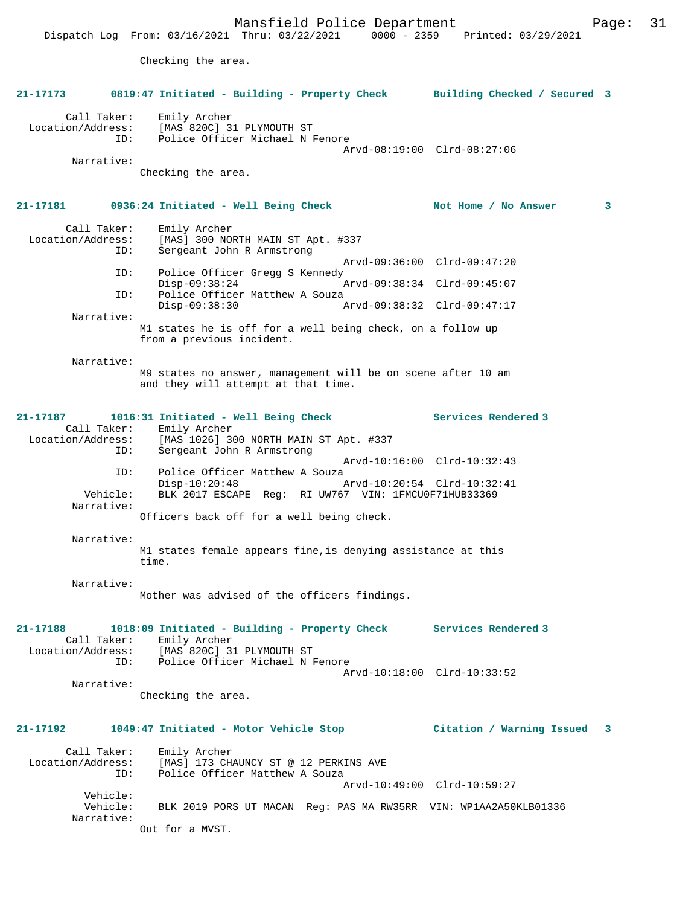Checking the area.

**21-17173 0819:47 Initiated - Building - Property Check Building Checked / Secured 3**

```
        Call Taker:    Emily Archer
  Location/Address:    [MAS 820C] 31 PLYMOUTH ST
                ID:    Police Officer Michael N Fenore
                                              Arvd-08:19:00  Clrd-08:27:06
         Narrative:
                Checking the area.
```

**21-17181 0936:24 Initiated - Well Being Check Not Home / No Answer 3**

```
        Call Taker:    Emily Archer
  Location/Address:    [MAS] 300 NORTH MAIN ST Apt. #337
                ID:    Sergeant John R Armstrong
                                              Arvd-09:36:00  Clrd-09:47:20
                ID:    Police Officer Gregg S Kennedy
                       Disp-09:38:24          Arvd-09:38:34  Clrd-09:45:07
                ID:    Police Officer Matthew A Souza
                       Disp-09:38:30          Arvd-09:38:32  Clrd-09:47:17
         Narrative:
                M1 states he is off for a well being check, on a follow up
                from a previous incident.

         Narrative:
                M9 states no answer, management will be on scene after 10 am
                and they will attempt at that time.
```

**21-17187 1016:31 Initiated - Well Being Check Services Rendered 3**

```
        Call Taker:    Emily Archer
  Location/Address:    [MAS 1026] 300 NORTH MAIN ST Apt. #337
                ID:    Sergeant John R Armstrong
                                              Arvd-10:16:00  Clrd-10:32:43
                ID:    Police Officer Matthew A Souza
                       Disp-10:20:48          Arvd-10:20:54  Clrd-10:32:41
           Vehicle:    BLK 2017 ESCAPE  Reg:  RI UW767  VIN: 1FMCU0F71HUB33369
         Narrative:
                Officers back off for a well being check.

         Narrative:
                M1 states female appears fine,is denying assistance at this
                time.

         Narrative:
                Mother was advised of the officers findings.
```

**21-17188 1018:09 Initiated - Building - Property Check Services Rendered 3**

```
        Call Taker:    Emily Archer
  Location/Address:    [MAS 820C] 31 PLYMOUTH ST
                ID:    Police Officer Michael N Fenore
                                              Arvd-10:18:00  Clrd-10:33:52
         Narrative:
                Checking the area.
```

**21-17192 1049:47 Initiated - Motor Vehicle Stop Citation / Warning Issued 3**

```
        Call Taker:    Emily Archer
  Location/Address:    [MAS] 173 CHAUNCY ST @ 12 PERKINS AVE
                ID:    Police Officer Matthew A Souza
                                              Arvd-10:49:00  Clrd-10:59:27
           Vehicle:
           Vehicle:    BLK 2019 PORS UT MACAN  Reg: PAS MA RW35RR  VIN: WP1AA2A50KLB01336
         Narrative:
                Out for a MVST.
```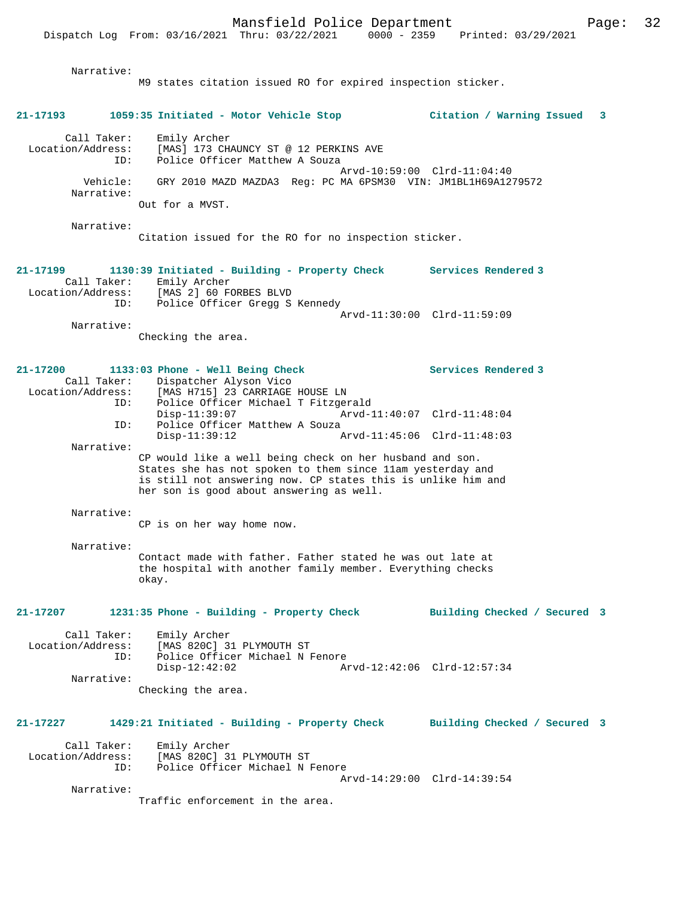Narrative:
M9 states citation issued RO for expired inspection sticker.

**21-17193 1059:35 Initiated - Motor Vehicle Stop — Citation / Warning Issued 3**

Call Taker: Emily Archer
Location/Address: [MAS] 173 CHAUNCY ST @ 12 PERKINS AVE
ID: Police Officer Matthew A Souza
Arvd-10:59:00 Clrd-11:04:40
Vehicle: GRY 2010 MAZD MAZDA3 Reg: PC MA 6PSM30 VIN: JM1BL1H69A1279572
Narrative:
Out for a MVST.

Narrative:
Citation issued for the RO for no inspection sticker.

**21-17199 1130:39 Initiated - Building - Property Check — Services Rendered 3**

Call Taker: Emily Archer
Location/Address: [MAS 2] 60 FORBES BLVD
ID: Police Officer Gregg S Kennedy
Arvd-11:30:00 Clrd-11:59:09
Narrative:
Checking the area.

**21-17200 1133:03 Phone - Well Being Check — Services Rendered 3**

Call Taker: Dispatcher Alyson Vico
Location/Address: [MAS H715] 23 CARRIAGE HOUSE LN
ID: Police Officer Michael T Fitzgerald
Disp-11:39:07 Arvd-11:40:07 Clrd-11:48:04
ID: Police Officer Matthew A Souza
Disp-11:39:12 Arvd-11:45:06 Clrd-11:48:03
Narrative:
CP would like a well being check on her husband and son. States she has not spoken to them since 11am yesterday and is still not answering now. CP states this is unlike him and her son is good about answering as well.

Narrative:
CP is on her way home now.

Narrative:
Contact made with father. Father stated he was out late at the hospital with another family member. Everything checks okay.

**21-17207 1231:35 Phone - Building - Property Check — Building Checked / Secured 3**

Call Taker: Emily Archer
Location/Address: [MAS 820C] 31 PLYMOUTH ST
ID: Police Officer Michael N Fenore
Disp-12:42:02 Arvd-12:42:06 Clrd-12:57:34
Narrative:
Checking the area.

**21-17227 1429:21 Initiated - Building - Property Check — Building Checked / Secured 3**

Call Taker: Emily Archer
Location/Address: [MAS 820C] 31 PLYMOUTH ST
ID: Police Officer Michael N Fenore
Arvd-14:29:00 Clrd-14:39:54
Narrative:
Traffic enforcement in the area.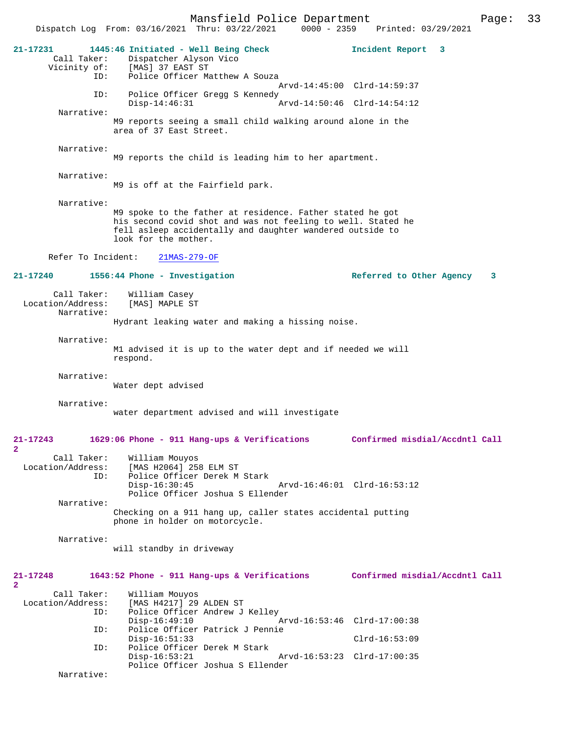**21-17231** 1445:46 Initiated - Well Being Check — Incident Report 3

Call Taker: Dispatcher Alyson Vico
Vicinity of: [MAS] 37 EAST ST
ID: Police Officer Matthew A Souza
Arvd-14:45:00 Clrd-14:59:37
ID: Police Officer Gregg S Kennedy
Disp-14:46:31 Arvd-14:50:46 Clrd-14:54:12

Narrative:
M9 reports seeing a small child walking around alone in the area of 37 East Street.

Narrative:
M9 reports the child is leading him to her apartment.

Narrative:
M9 is off at the Fairfield park.

Narrative:
M9 spoke to the father at residence. Father stated he got his second covid shot and was not feeling to well. Stated he fell asleep accidentally and daughter wandered outside to look for the mother.

Refer To Incident: 21MAS-279-OF

**21-17240** 1556:44 Phone - Investigation — Referred to Other Agency 3

Call Taker: William Casey
Location/Address: [MAS] MAPLE ST

Narrative:
Hydrant leaking water and making a hissing noise.

Narrative:
M1 advised it is up to the water dept and if needed we will respond.

Narrative:
Water dept advised

Narrative:
water department advised and will investigate

**21-17243** 1629:06 Phone - 911 Hang-ups & Verifications — Confirmed misdial/Accdntl Call 2

Call Taker: William Mouyos
Location/Address: [MAS H2064] 258 ELM ST
ID: Police Officer Derek M Stark
Disp-16:30:45 Arvd-16:46:01 Clrd-16:53:12
Police Officer Joshua S Ellender

Narrative:
Checking on a 911 hang up, caller states accidental putting phone in holder on motorcycle.

Narrative:
will standby in driveway

**21-17248** 1643:52 Phone - 911 Hang-ups & Verifications — Confirmed misdial/Accdntl Call 2

Call Taker: William Mouyos
Location/Address: [MAS H4217] 29 ALDEN ST
ID: Police Officer Andrew J Kelley
Disp-16:49:10 Arvd-16:53:46 Clrd-17:00:38
ID: Police Officer Patrick J Pennie
Disp-16:51:33 Clrd-16:53:09
ID: Police Officer Derek M Stark
Disp-16:53:21 Arvd-16:53:23 Clrd-17:00:35
Police Officer Joshua S Ellender

Narrative: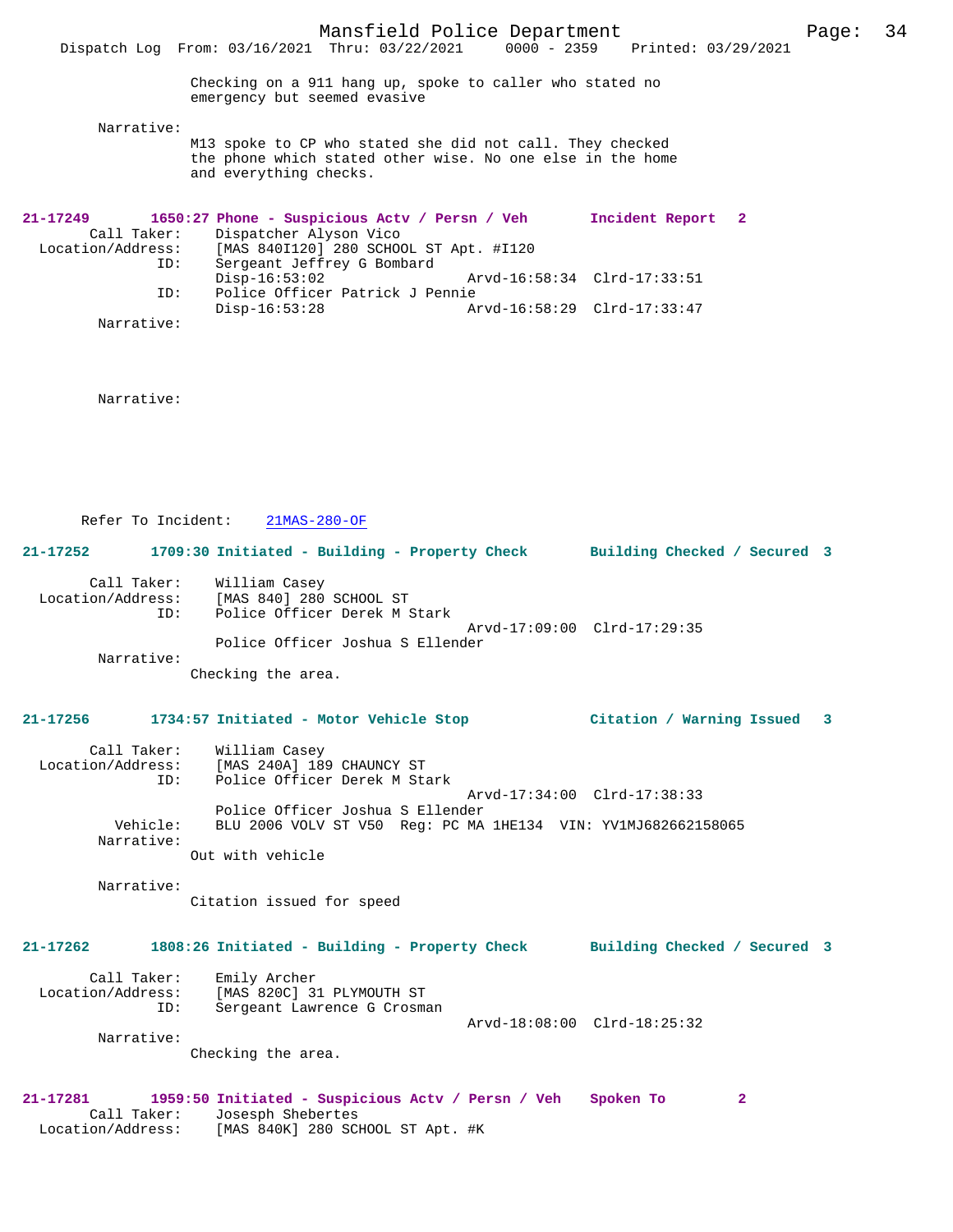Checking on a 911 hang up, spoke to caller who stated no emergency but seemed evasive

Narrative:

M13 spoke to CP who stated she did not call. They checked the phone which stated other wise. No one else in the home and everything checks.

**21-17249 1650:27 Phone - Suspicious Actv / Persn / Veh Incident Report 2**

Call Taker: Dispatcher Alyson Vico
Location/Address: [MAS 840I120] 280 SCHOOL ST Apt. #I120
ID: Sergeant Jeffrey G Bombard
Disp-16:53:02 Arvd-16:58:34 Clrd-17:33:51
ID: Police Officer Patrick J Pennie
Disp-16:53:28 Arvd-16:58:29 Clrd-17:33:47

Narrative:

Narrative:

Refer To Incident: 21MAS-280-OF

**21-17252 1709:30 Initiated - Building - Property Check Building Checked / Secured 3**

Call Taker: William Casey
Location/Address: [MAS 840] 280 SCHOOL ST
ID: Police Officer Derek M Stark
Arvd-17:09:00 Clrd-17:29:35
Police Officer Joshua S Ellender

Narrative:

Checking the area.

**21-17256 1734:57 Initiated - Motor Vehicle Stop Citation / Warning Issued 3**

Call Taker: William Casey
Location/Address: [MAS 240A] 189 CHAUNCY ST
ID: Police Officer Derek M Stark
Arvd-17:34:00 Clrd-17:38:33
Police Officer Joshua S Ellender
Vehicle: BLU 2006 VOLV ST V50 Reg: PC MA 1HE134 VIN: YV1MJ682662158065

Narrative:

Out with vehicle

Narrative:

Citation issued for speed

**21-17262 1808:26 Initiated - Building - Property Check Building Checked / Secured 3**

Call Taker: Emily Archer
Location/Address: [MAS 820C] 31 PLYMOUTH ST
ID: Sergeant Lawrence G Crosman
Arvd-18:08:00 Clrd-18:25:32

Narrative:

Checking the area.

**21-17281 1959:50 Initiated - Suspicious Actv / Persn / Veh Spoken To 2**

Call Taker: Josesph Shebertes
Location/Address: [MAS 840K] 280 SCHOOL ST Apt. #K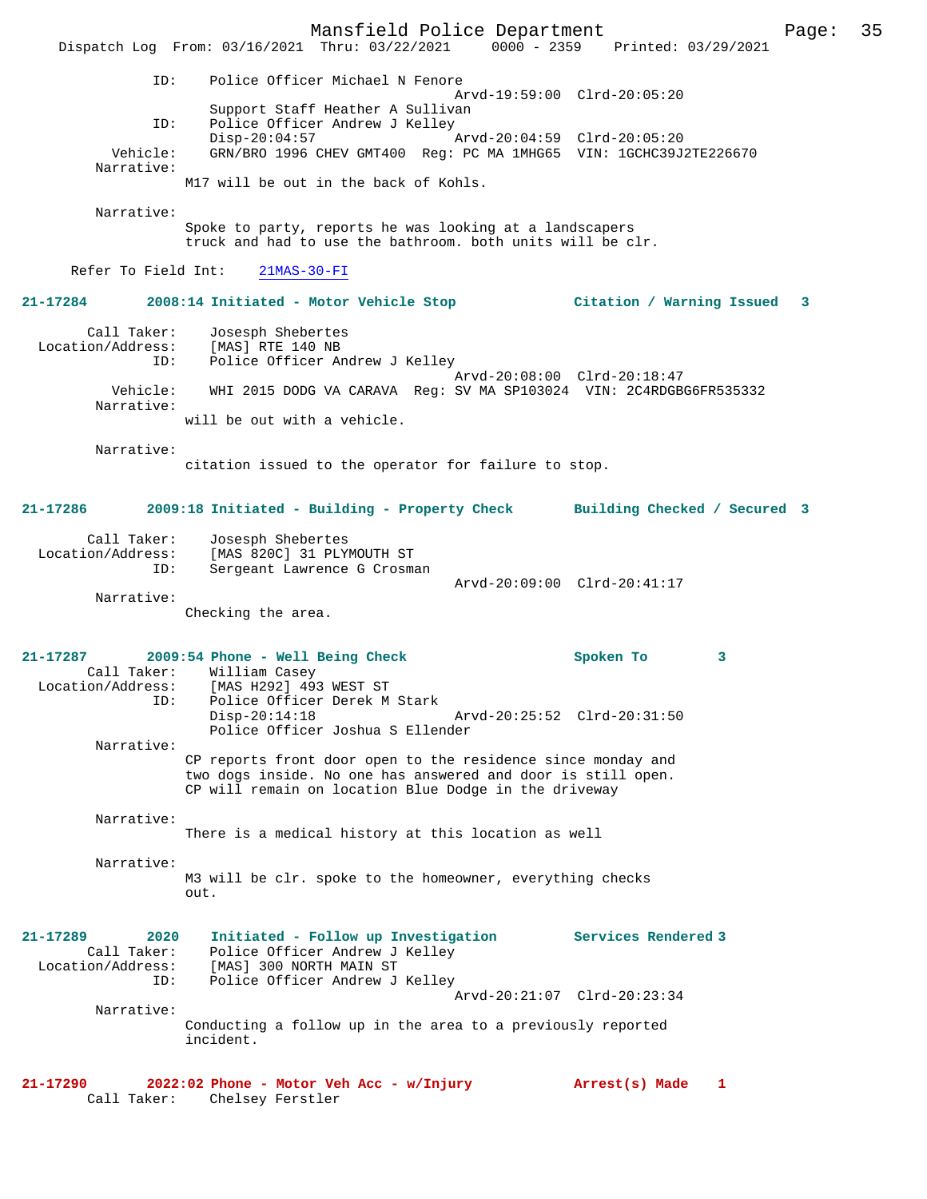```
            ID:    Police Officer Michael N Fenore
                                            Arvd-19:59:00  Clrd-20:05:20
                   Support Staff Heather A Sullivan
            ID:    Police Officer Andrew J Kelley
                   Disp-20:04:57            Arvd-20:04:59  Clrd-20:05:20
       Vehicle:    GRN/BRO 1996 CHEV GMT400  Reg: PC MA 1MHG65  VIN: 1GCHC39J2TE226670
     Narrative:
               M17 will be out in the back of Kohls.

     Narrative:
               Spoke to party, reports he was looking at a landscapers
               truck and had to use the bathroom. both units will be clr.

   Refer To Field Int:    21MAS-30-FI
```

**21-17284** 2008:14 Initiated - Motor Vehicle Stop — Citation / Warning Issued 3

```
     Call Taker:    Josesph Shebertes
 Location/Address:    [MAS] RTE 140 NB
            ID:    Police Officer Andrew J Kelley
                                            Arvd-20:08:00  Clrd-20:18:47
       Vehicle:    WHI 2015 DODG VA CARAVA  Reg: SV MA SP103024  VIN: 2C4RDGBG6FR535332
     Narrative:
               will be out with a vehicle.

     Narrative:
               citation issued to the operator for failure to stop.
```

**21-17286** 2009:18 Initiated - Building - Property Check — Building Checked / Secured 3

```
     Call Taker:    Josesph Shebertes
 Location/Address:    [MAS 820C] 31 PLYMOUTH ST
            ID:    Sergeant Lawrence G Crosman
                                            Arvd-20:09:00  Clrd-20:41:17
     Narrative:
               Checking the area.
```

**21-17287** 2009:54 Phone - Well Being Check — Spoken To 3

```
     Call Taker:    William Casey
 Location/Address:    [MAS H292] 493 WEST ST
            ID:    Police Officer Derek M Stark
                   Disp-20:14:18            Arvd-20:25:52  Clrd-20:31:50
                   Police Officer Joshua S Ellender
     Narrative:
               CP reports front door open to the residence since monday and
               two dogs inside. No one has answered and door is still open.
               CP will remain on location Blue Dodge in the driveway

     Narrative:
               There is a medical history at this location as well

     Narrative:
               M3 will be clr. spoke to the homeowner, everything checks
               out.
```

**21-17289** 2020 Initiated - Follow up Investigation — Services Rendered 3

```
     Call Taker:    Police Officer Andrew J Kelley
 Location/Address:    [MAS] 300 NORTH MAIN ST
            ID:    Police Officer Andrew J Kelley
                                            Arvd-20:21:07  Clrd-20:23:34
     Narrative:
               Conducting a follow up in the area to a previously reported
               incident.
```

**21-17290** 2022:02 Phone - Motor Veh Acc - w/Injury — Arrest(s) Made 1

```
     Call Taker:    Chelsey Ferstler
```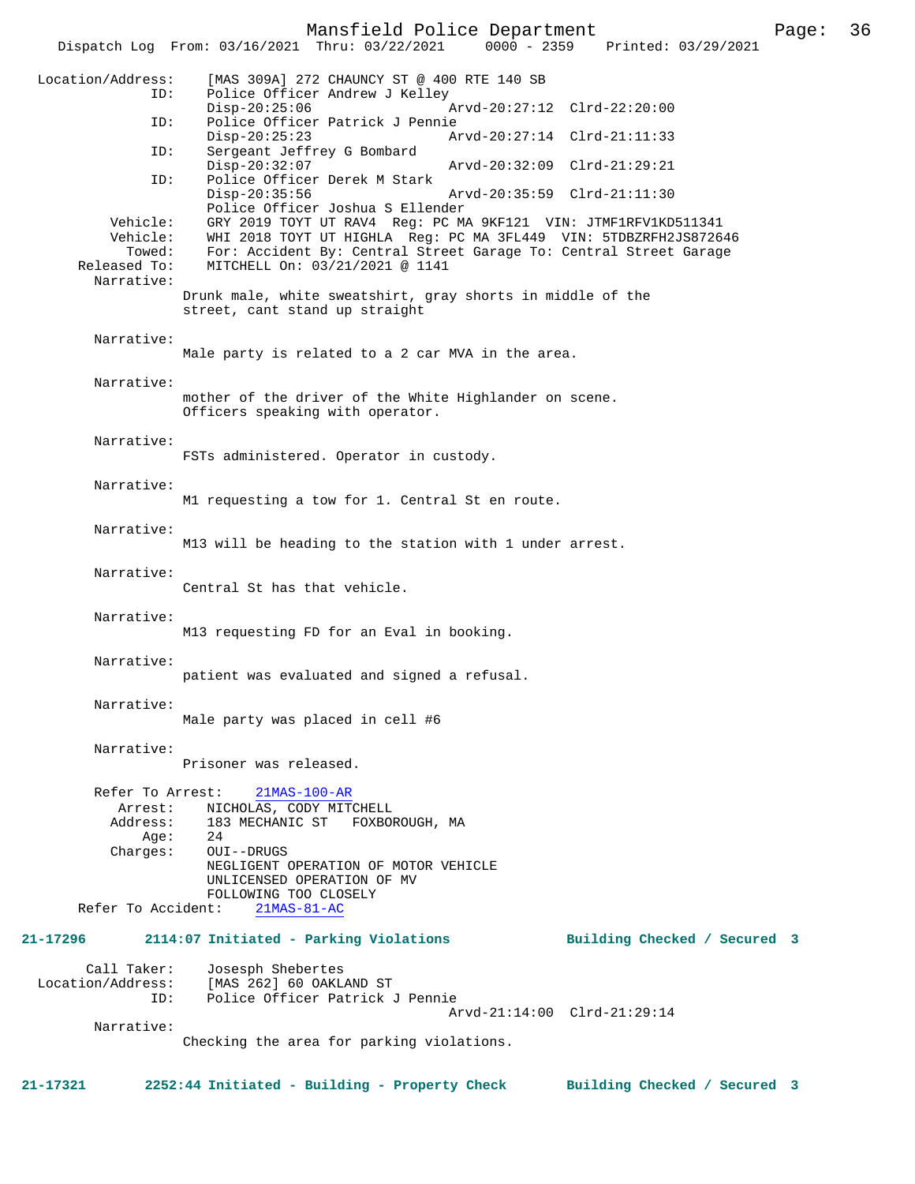```
 Location/Address:    [MAS 309A] 272 CHAUNCY ST @ 400 RTE 140 SB
               ID:    Police Officer Andrew J Kelley
                      Disp-20:25:06                 Arvd-20:27:12  Clrd-22:20:00
               ID:    Police Officer Patrick J Pennie
                      Disp-20:25:23                 Arvd-20:27:14  Clrd-21:11:33
               ID:    Sergeant Jeffrey G Bombard
                      Disp-20:32:07                 Arvd-20:32:09  Clrd-21:29:21
               ID:    Police Officer Derek M Stark
                      Disp-20:35:56                 Arvd-20:35:59  Clrd-21:11:30
                      Police Officer Joshua S Ellender
          Vehicle:    GRY 2019 TOYT UT RAV4  Reg: PC MA 9KF121  VIN: JTMF1RFV1KD511341
          Vehicle:    WHI 2018 TOYT UT HIGHLA  Reg: PC MA 3FL449  VIN: 5TDBZRFH2JS872646
            Towed:    For: Accident By: Central Street Garage To: Central Street Garage
      Released To:    MITCHELL On: 03/21/2021 @ 1141
        Narrative:    
                    Drunk male, white sweatshirt, gray shorts in middle of the
                    street, cant stand up straight

        Narrative:    
                    Male party is related to a 2 car MVA in the area.

        Narrative:    
                    mother of the driver of the White Highlander on scene.
                    Officers speaking with operator.

        Narrative:    
                    FSTs administered. Operator in custody.

        Narrative:    
                    M1 requesting a tow for 1. Central St en route.

        Narrative:    
                    M13 will be heading to the station with 1 under arrest.

        Narrative:    
                    Central St has that vehicle.

        Narrative:    
                    M13 requesting FD for an Eval in booking.

        Narrative:    
                    patient was evaluated and signed a refusal.

        Narrative:    
                    Male party was placed in cell #6

        Narrative:    
                    Prisoner was released.

        Refer To Arrest:    21MAS-100-AR
           Arrest:    NICHOLAS, CODY MITCHELL
          Address:    183 MECHANIC ST   FOXBOROUGH, MA
              Age:    24
          Charges:    OUI--DRUGS
                      NEGLIGENT OPERATION OF MOTOR VEHICLE
                      UNLICENSED OPERATION OF MV
                      FOLLOWING TOO CLOSELY
      Refer To Accident:    21MAS-81-AC

21-17296        2114:07 Initiated - Parking Violations          Building Checked / Secured  3

       Call Taker:    Josesph Shebertes
 Location/Address:    [MAS 262] 60 OAKLAND ST
               ID:    Police Officer Patrick J Pennie
                                                    Arvd-21:14:00  Clrd-21:29:14
        Narrative:    
                    Checking the area for parking violations.

21-17321        2252:44 Initiated - Building - Property Check       Building Checked / Secured  3
```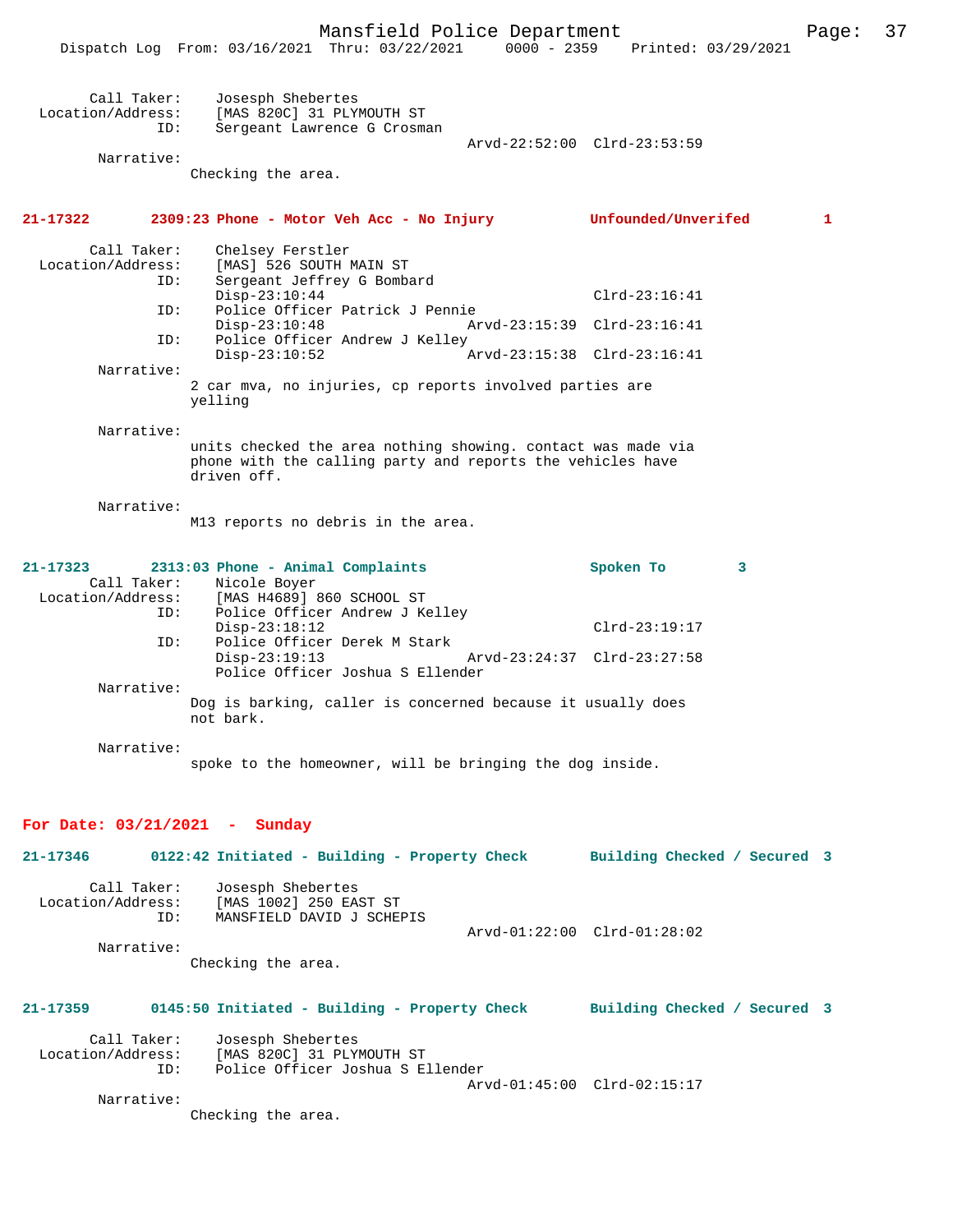Call Taker: Josesph Shebertes
Location/Address: [MAS 820C] 31 PLYMOUTH ST
ID: Sergeant Lawrence G Crosman
Arvd-22:52:00 Clrd-23:53:59
Narrative:
Checking the area.

**21-17322 2309:23 Phone - Motor Veh Acc - No Injury Unfounded/Unverifed 1**

Call Taker: Chelsey Ferstler
Location/Address: [MAS] 526 SOUTH MAIN ST
ID: Sergeant Jeffrey G Bombard
Disp-23:10:44 Clrd-23:16:41
ID: Police Officer Patrick J Pennie
Disp-23:10:48 Arvd-23:15:39 Clrd-23:16:41
ID: Police Officer Andrew J Kelley
Disp-23:10:52 Arvd-23:15:38 Clrd-23:16:41
Narrative:
2 car mva, no injuries, cp reports involved parties are yelling

Narrative:
units checked the area nothing showing. contact was made via phone with the calling party and reports the vehicles have driven off.

Narrative:
M13 reports no debris in the area.

**21-17323 2313:03 Phone - Animal Complaints Spoken To 3**

Call Taker: Nicole Boyer
Location/Address: [MAS H4689] 860 SCHOOL ST
ID: Police Officer Andrew J Kelley
Disp-23:18:12 Clrd-23:19:17
ID: Police Officer Derek M Stark
Disp-23:19:13 Arvd-23:24:37 Clrd-23:27:58
Police Officer Joshua S Ellender
Narrative:
Dog is barking, caller is concerned because it usually does not bark.

Narrative:
spoke to the homeowner, will be bringing the dog inside.

## For Date: 03/21/2021 - Sunday

**21-17346 0122:42 Initiated - Building - Property Check Building Checked / Secured 3**

Call Taker: Josesph Shebertes
Location/Address: [MAS 1002] 250 EAST ST
ID: MANSFIELD DAVID J SCHEPIS
Arvd-01:22:00 Clrd-01:28:02
Narrative:
Checking the area.

**21-17359 0145:50 Initiated - Building - Property Check Building Checked / Secured 3**

Call Taker: Josesph Shebertes
Location/Address: [MAS 820C] 31 PLYMOUTH ST
ID: Police Officer Joshua S Ellender
Arvd-01:45:00 Clrd-02:15:17
Narrative:
Checking the area.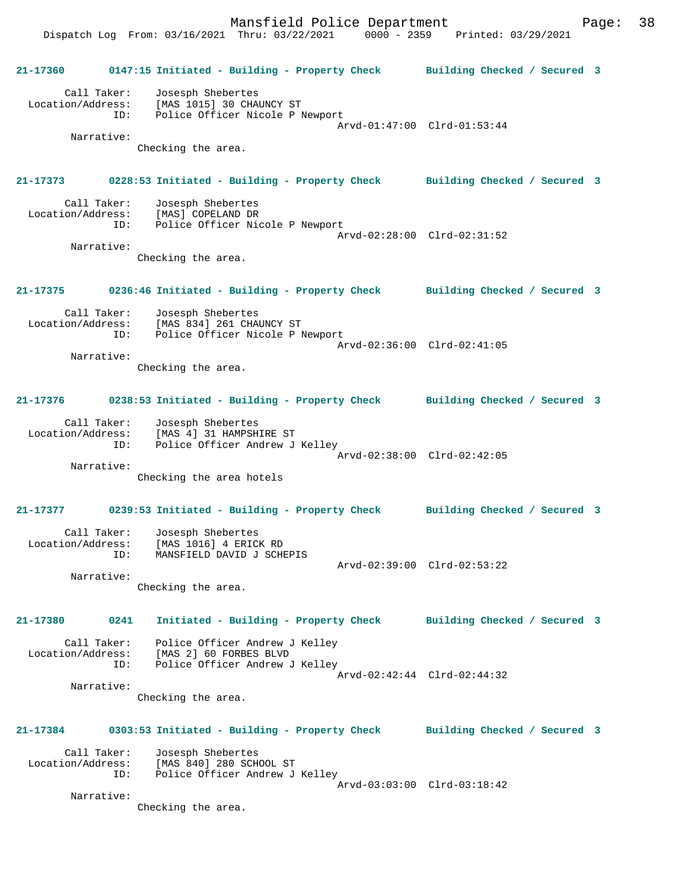**21-17360 0147:15 Initiated - Building - Property Check Building Checked / Secured 3**

Call Taker: Josesph Shebertes
Location/Address: [MAS 1015] 30 CHAUNCY ST
ID: Police Officer Nicole P Newport
Arvd-01:47:00 Clrd-01:53:44
Narrative:
Checking the area.

**21-17373 0228:53 Initiated - Building - Property Check Building Checked / Secured 3**

Call Taker: Josesph Shebertes
Location/Address: [MAS] COPELAND DR
ID: Police Officer Nicole P Newport
Arvd-02:28:00 Clrd-02:31:52
Narrative:
Checking the area.

**21-17375 0236:46 Initiated - Building - Property Check Building Checked / Secured 3**

Call Taker: Josesph Shebertes
Location/Address: [MAS 834] 261 CHAUNCY ST
ID: Police Officer Nicole P Newport
Arvd-02:36:00 Clrd-02:41:05
Narrative:
Checking the area.

**21-17376 0238:53 Initiated - Building - Property Check Building Checked / Secured 3**

Call Taker: Josesph Shebertes
Location/Address: [MAS 4] 31 HAMPSHIRE ST
ID: Police Officer Andrew J Kelley
Arvd-02:38:00 Clrd-02:42:05
Narrative:
Checking the area hotels

**21-17377 0239:53 Initiated - Building - Property Check Building Checked / Secured 3**

Call Taker: Josesph Shebertes
Location/Address: [MAS 1016] 4 ERICK RD
ID: MANSFIELD DAVID J SCHEPIS
Arvd-02:39:00 Clrd-02:53:22
Narrative:
Checking the area.

**21-17380 0241 Initiated - Building - Property Check Building Checked / Secured 3**

Call Taker: Police Officer Andrew J Kelley
Location/Address: [MAS 2] 60 FORBES BLVD
ID: Police Officer Andrew J Kelley
Arvd-02:42:44 Clrd-02:44:32
Narrative:
Checking the area.

**21-17384 0303:53 Initiated - Building - Property Check Building Checked / Secured 3**

Call Taker: Josesph Shebertes
Location/Address: [MAS 840] 280 SCHOOL ST
ID: Police Officer Andrew J Kelley
Arvd-03:03:00 Clrd-03:18:42
Narrative:
Checking the area.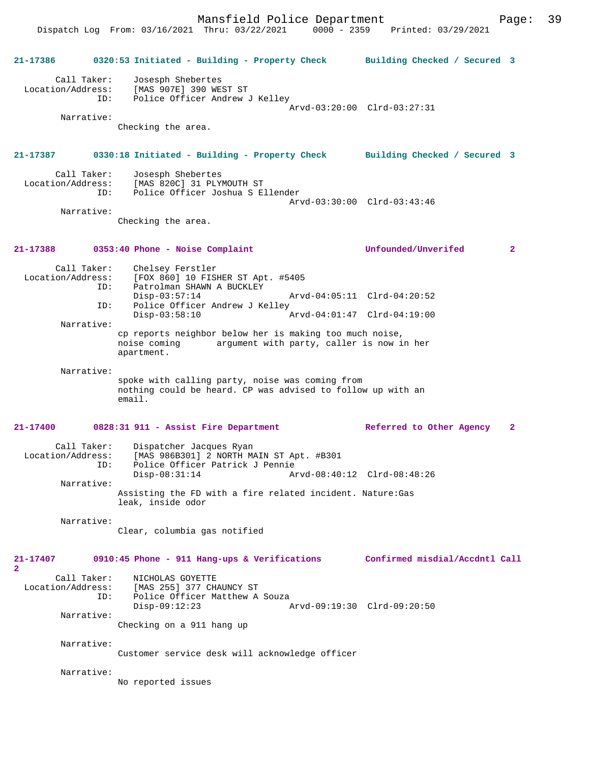**21-17386 0320:53 Initiated - Building - Property Check Building Checked / Secured 3**

Call Taker: Josesph Shebertes
Location/Address: [MAS 907E] 390 WEST ST
ID: Police Officer Andrew J Kelley
Arvd-03:20:00 Clrd-03:27:31
Narrative:
Checking the area.

**21-17387 0330:18 Initiated - Building - Property Check Building Checked / Secured 3**

Call Taker: Josesph Shebertes
Location/Address: [MAS 820C] 31 PLYMOUTH ST
ID: Police Officer Joshua S Ellender
Arvd-03:30:00 Clrd-03:43:46
Narrative:
Checking the area.

**21-17388 0353:40 Phone - Noise Complaint Unfounded/Unverifed 2**

Call Taker: Chelsey Ferstler
Location/Address: [FOX 860] 10 FISHER ST Apt. #5405
ID: Patrolman SHAWN A BUCKLEY
Disp-03:57:14 Arvd-04:05:11 Clrd-04:20:52
ID: Police Officer Andrew J Kelley
Disp-03:58:10 Arvd-04:01:47 Clrd-04:19:00
Narrative:
cp reports neighbor below her is making too much noise, noise coming argument with party, caller is now in her apartment.

Narrative:
spoke with calling party, noise was coming from nothing could be heard. CP was advised to follow up with an email.

**21-17400 0828:31 911 - Assist Fire Department Referred to Other Agency 2**

Call Taker: Dispatcher Jacques Ryan
Location/Address: [MAS 986B301] 2 NORTH MAIN ST Apt. #B301
ID: Police Officer Patrick J Pennie
Disp-08:31:14 Arvd-08:40:12 Clrd-08:48:26
Narrative:
Assisting the FD with a fire related incident. Nature:Gas leak, inside odor

Narrative:
Clear, columbia gas notified

**21-17407 0910:45 Phone - 911 Hang-ups & Verifications Confirmed misdial/Accdntl Call 2**

Call Taker: NICHOLAS GOYETTE
Location/Address: [MAS 255] 377 CHAUNCY ST
ID: Police Officer Matthew A Souza
Disp-09:12:23 Arvd-09:19:30 Clrd-09:20:50
Narrative:
Checking on a 911 hang up

Narrative:
Customer service desk will acknowledge officer

Narrative:
No reported issues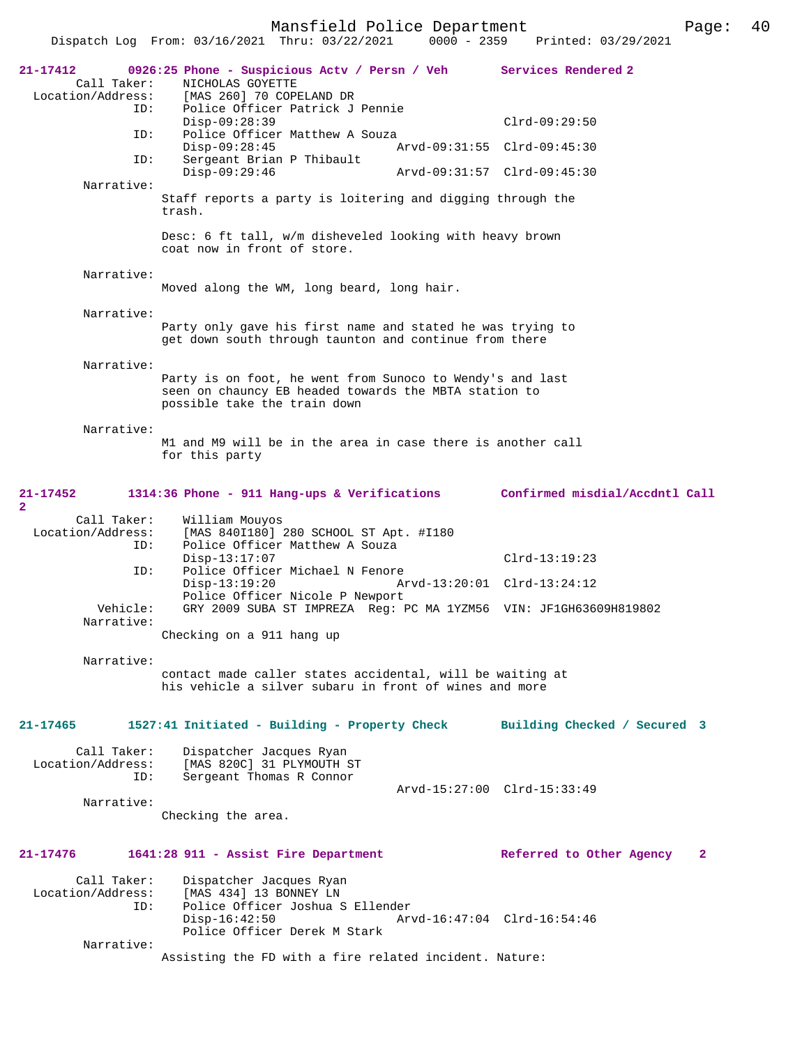```
21-17412        0926:25 Phone - Suspicious Actv / Persn / Veh       Services Rendered 2
        Call Taker:     NICHOLAS GOYETTE
  Location/Address:     [MAS 260] 70 COPELAND DR
                ID:     Police Officer Patrick J Pennie
                        Disp-09:28:39                           Clrd-09:29:50
                ID:     Police Officer Matthew A Souza
                        Disp-09:28:45               Arvd-09:31:55  Clrd-09:45:30
                ID:     Sergeant Brian P Thibault
                        Disp-09:29:46               Arvd-09:31:57  Clrd-09:45:30
         Narrative:
                      Staff reports a party is loitering and digging through the
                      trash.

                      Desc: 6 ft tall, w/m disheveled looking with heavy brown
                      coat now in front of store.

         Narrative:
                      Moved along the WM, long beard, long hair.

         Narrative:
                      Party only gave his first name and stated he was trying to
                      get down south through taunton and continue from there

         Narrative:
                      Party is on foot, he went from Sunoco to Wendy's and last
                      seen on chauncy EB headed towards the MBTA station to
                      possible take the train down

         Narrative:
                      M1 and M9 will be in the area in case there is another call
                      for this party


21-17452        1314:36 Phone - 911 Hang-ups & Verifications        Confirmed misdial/Accdntl Call
2
        Call Taker:     William Mouyos
  Location/Address:     [MAS 840I180] 280 SCHOOL ST Apt. #I180
                ID:     Police Officer Matthew A Souza
                        Disp-13:17:07                           Clrd-13:19:23
                ID:     Police Officer Michael N Fenore
                        Disp-13:19:20               Arvd-13:20:01  Clrd-13:24:12
                        Police Officer Nicole P Newport
           Vehicle:     GRY 2009 SUBA ST IMPREZA  Reg: PC MA 1YZM56  VIN: JF1GH63609H819802
         Narrative:
                      Checking on a 911 hang up

         Narrative:
                      contact made caller states accidental, will be waiting at
                      his vehicle a silver subaru in front of wines and more


21-17465        1527:41 Initiated - Building - Property Check       Building Checked / Secured  3

        Call Taker:     Dispatcher Jacques Ryan
  Location/Address:     [MAS 820C] 31 PLYMOUTH ST
                ID:     Sergeant Thomas R Connor
                                                    Arvd-15:27:00  Clrd-15:33:49
         Narrative:
                      Checking the area.


21-17476        1641:28 911 - Assist Fire Department                Referred to Other Agency    2

        Call Taker:     Dispatcher Jacques Ryan
  Location/Address:     [MAS 434] 13 BONNEY LN
                ID:     Police Officer Joshua S Ellender
                        Disp-16:42:50               Arvd-16:47:04  Clrd-16:54:46
                        Police Officer Derek M Stark
         Narrative:
                      Assisting the FD with a fire related incident. Nature:
```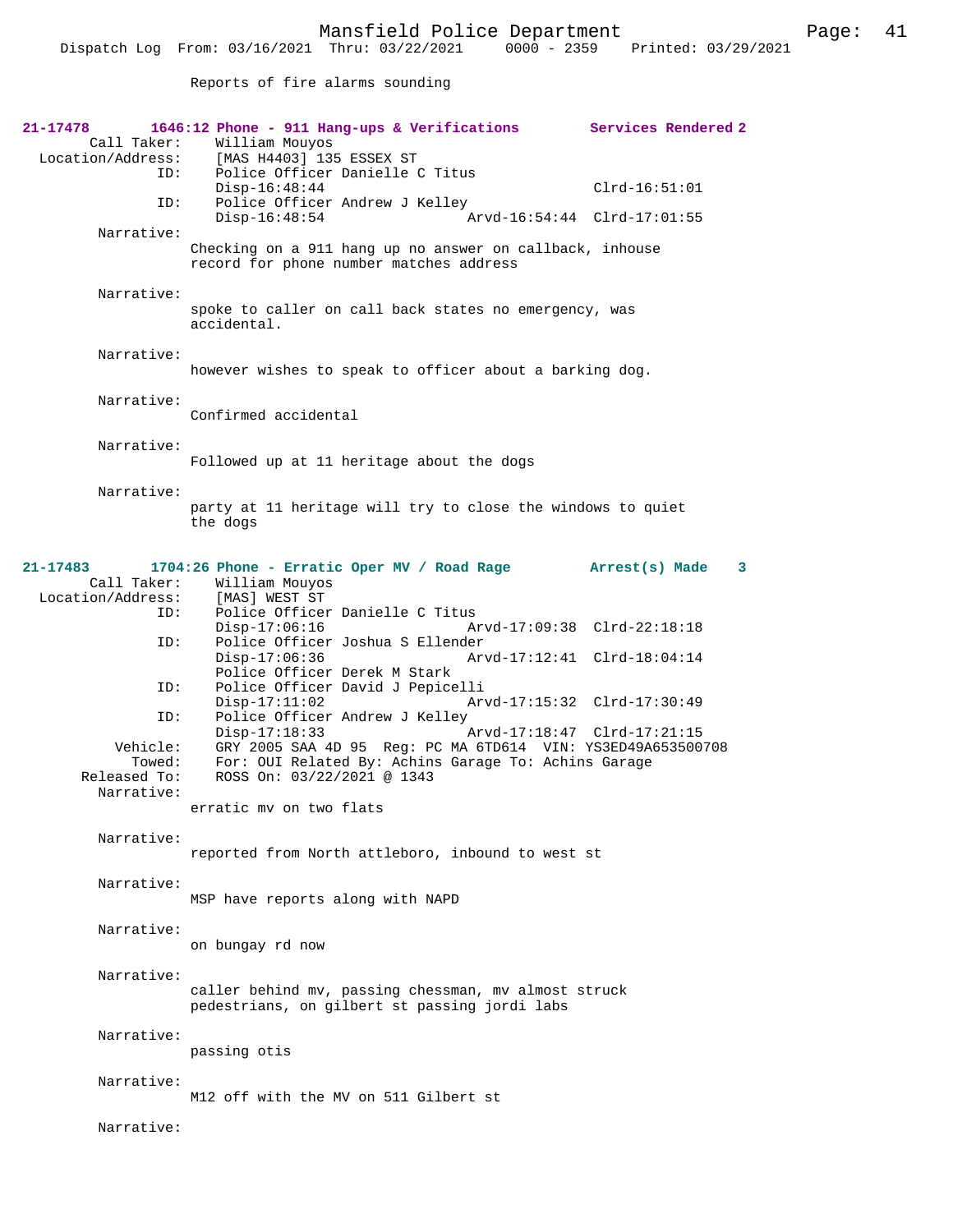Reports of fire alarms sounding

**21-17478 1646:12 Phone - 911 Hang-ups & Verifications Services Rendered 2**

Call Taker: William Mouyos
Location/Address: [MAS H4403] 135 ESSEX ST
ID: Police Officer Danielle C Titus
Disp-16:48:44 Clrd-16:51:01
ID: Police Officer Andrew J Kelley
Disp-16:48:54 Arvd-16:54:44 Clrd-17:01:55

Narrative:
Checking on a 911 hang up no answer on callback, inhouse record for phone number matches address

Narrative:
spoke to caller on call back states no emergency, was accidental.

Narrative:
however wishes to speak to officer about a barking dog.

Narrative:
Confirmed accidental

Narrative:
Followed up at 11 heritage about the dogs

Narrative:
party at 11 heritage will try to close the windows to quiet the dogs

**21-17483 1704:26 Phone - Erratic Oper MV / Road Rage Arrest(s) Made 3**

Call Taker: William Mouyos
Location/Address: [MAS] WEST ST
ID: Police Officer Danielle C Titus
Disp-17:06:16 Arvd-17:09:38 Clrd-22:18:18
ID: Police Officer Joshua S Ellender
Disp-17:06:36 Arvd-17:12:41 Clrd-18:04:14
Police Officer Derek M Stark
ID: Police Officer David J Pepicelli
Disp-17:11:02 Arvd-17:15:32 Clrd-17:30:49
ID: Police Officer Andrew J Kelley
Disp-17:18:33 Arvd-17:18:47 Clrd-17:21:15
Vehicle: GRY 2005 SAA 4D 95 Reg: PC MA 6TD614 VIN: YS3ED49A653500708
Towed: For: OUI Related By: Achins Garage To: Achins Garage
Released To: ROSS On: 03/22/2021 @ 1343

Narrative:
erratic mv on two flats

Narrative:
reported from North attleboro, inbound to west st

Narrative:
MSP have reports along with NAPD

Narrative:
on bungay rd now

Narrative:
caller behind mv, passing chessman, mv almost struck pedestrians, on gilbert st passing jordi labs

Narrative:
passing otis

Narrative:
M12 off with the MV on 511 Gilbert st

Narrative: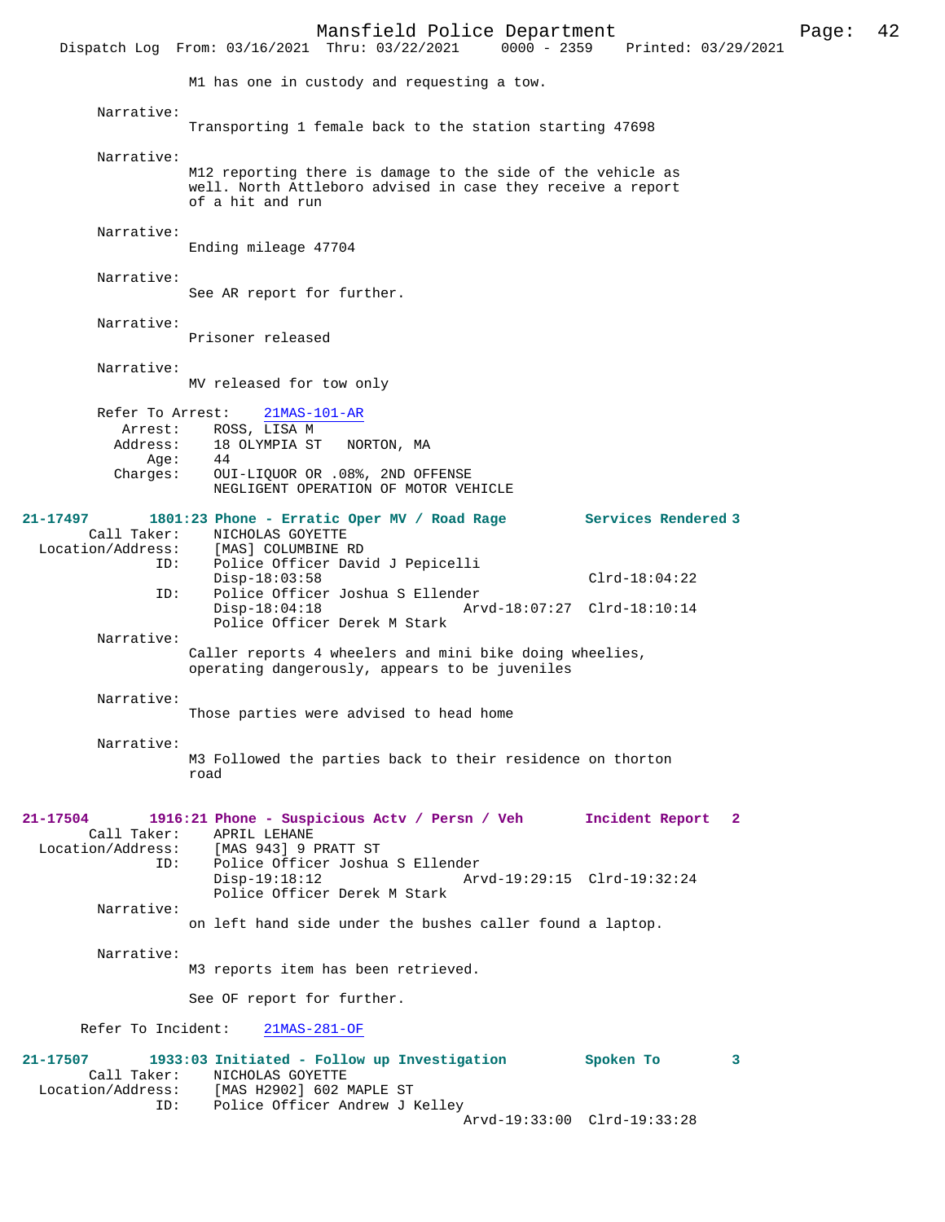M1 has one in custody and requesting a tow.

Narrative:
Transporting 1 female back to the station starting 47698

Narrative:
M12 reporting there is damage to the side of the vehicle as well. North Attleboro advised in case they receive a report of a hit and run

Narrative:
Ending mileage 47704

Narrative:
See AR report for further.

Narrative:
Prisoner released

Narrative:
MV released for tow only

Refer To Arrest: 21MAS-101-AR
Arrest: ROSS, LISA M
Address: 18 OLYMPIA ST NORTON, MA
Age: 44
Charges: OUI-LIQUOR OR .08%, 2ND OFFENSE
NEGLIGENT OPERATION OF MOTOR VEHICLE

**21-17497 1801:23 Phone - Erratic Oper MV / Road Rage Services Rendered 3**
Call Taker: NICHOLAS GOYETTE
Location/Address: [MAS] COLUMBINE RD
ID: Police Officer David J Pepicelli
Disp-18:03:58 Clrd-18:04:22
ID: Police Officer Joshua S Ellender
Disp-18:04:18 Arvd-18:07:27 Clrd-18:10:14
Police Officer Derek M Stark
Narrative:
Caller reports 4 wheelers and mini bike doing wheelies, operating dangerously, appears to be juveniles

Narrative:
Those parties were advised to head home

Narrative:
M3 Followed the parties back to their residence on thorton road

**21-17504 1916:21 Phone - Suspicious Actv / Persn / Veh Incident Report 2**
Call Taker: APRIL LEHANE
Location/Address: [MAS 943] 9 PRATT ST
ID: Police Officer Joshua S Ellender
Disp-19:18:12 Arvd-19:29:15 Clrd-19:32:24
Police Officer Derek M Stark
Narrative:
on left hand side under the bushes caller found a laptop.

Narrative:
M3 reports item has been retrieved.

See OF report for further.

Refer To Incident: 21MAS-281-OF

**21-17507 1933:03 Initiated - Follow up Investigation Spoken To 3**
Call Taker: NICHOLAS GOYETTE
Location/Address: [MAS H2902] 602 MAPLE ST
ID: Police Officer Andrew J Kelley
Arvd-19:33:00 Clrd-19:33:28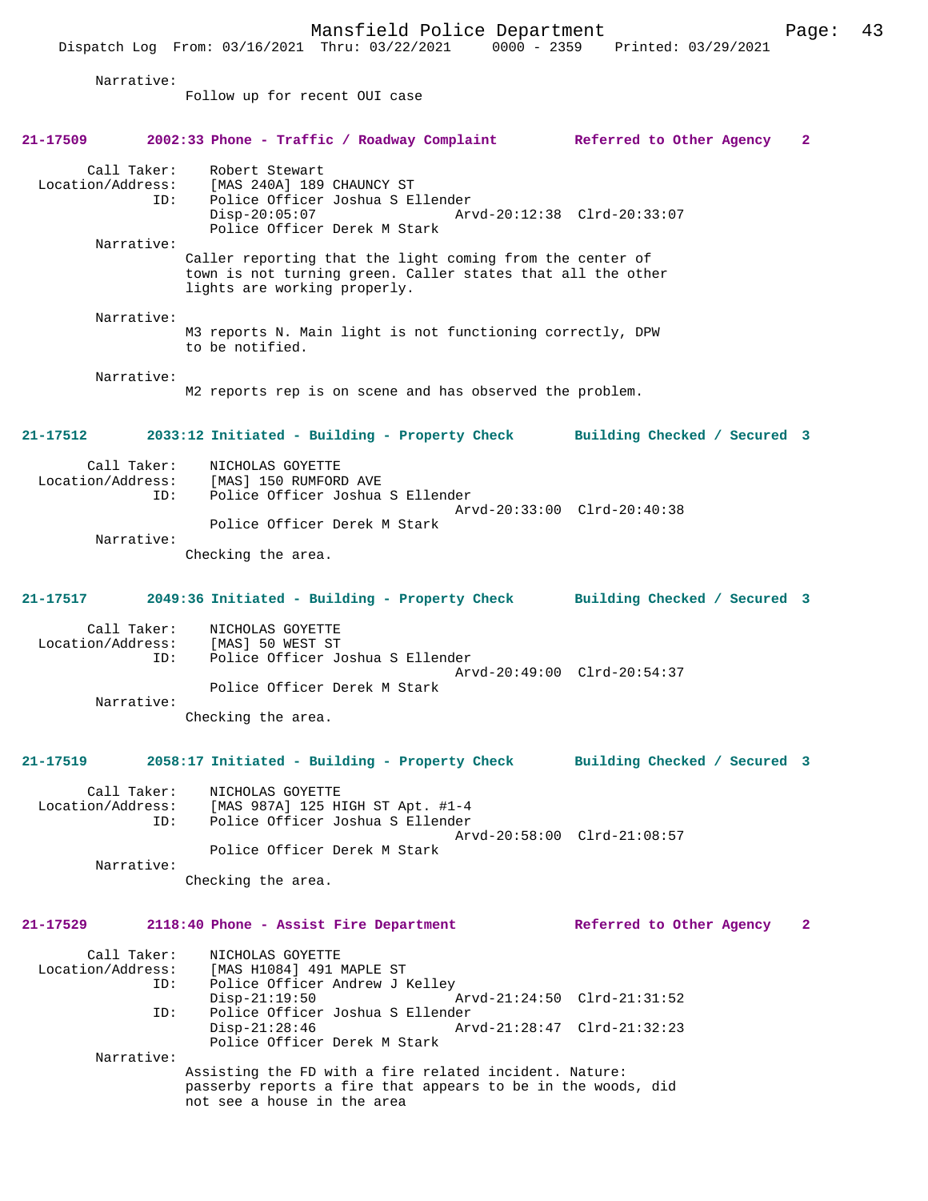Narrative:
Follow up for recent OUI case

**21-17509 2002:33 Phone - Traffic / Roadway Complaint — Referred to Other Agency 2**

Call Taker: Robert Stewart
Location/Address: [MAS 240A] 189 CHAUNCY ST
ID: Police Officer Joshua S Ellender
Disp-20:05:07 Arvd-20:12:38 Clrd-20:33:07
Police Officer Derek M Stark

Narrative:
Caller reporting that the light coming from the center of town is not turning green. Caller states that all the other lights are working properly.

Narrative:
M3 reports N. Main light is not functioning correctly, DPW to be notified.

Narrative:
M2 reports rep is on scene and has observed the problem.

**21-17512 2033:12 Initiated - Building - Property Check — Building Checked / Secured 3**

Call Taker: NICHOLAS GOYETTE
Location/Address: [MAS] 150 RUMFORD AVE
ID: Police Officer Joshua S Ellender
Arvd-20:33:00 Clrd-20:40:38
Police Officer Derek M Stark

Narrative:
Checking the area.

**21-17517 2049:36 Initiated - Building - Property Check — Building Checked / Secured 3**

Call Taker: NICHOLAS GOYETTE
Location/Address: [MAS] 50 WEST ST
ID: Police Officer Joshua S Ellender
Arvd-20:49:00 Clrd-20:54:37
Police Officer Derek M Stark

Narrative:
Checking the area.

**21-17519 2058:17 Initiated - Building - Property Check — Building Checked / Secured 3**

Call Taker: NICHOLAS GOYETTE
Location/Address: [MAS 987A] 125 HIGH ST Apt. #1-4
ID: Police Officer Joshua S Ellender
Arvd-20:58:00 Clrd-21:08:57
Police Officer Derek M Stark

Narrative:
Checking the area.

**21-17529 2118:40 Phone - Assist Fire Department — Referred to Other Agency 2**

Call Taker: NICHOLAS GOYETTE
Location/Address: [MAS H1084] 491 MAPLE ST
ID: Police Officer Andrew J Kelley
Disp-21:19:50 Arvd-21:24:50 Clrd-21:31:52
ID: Police Officer Joshua S Ellender
Disp-21:28:46 Arvd-21:28:47 Clrd-21:32:23
Police Officer Derek M Stark

Narrative:
Assisting the FD with a fire related incident. Nature: passerby reports a fire that appears to be in the woods, did not see a house in the area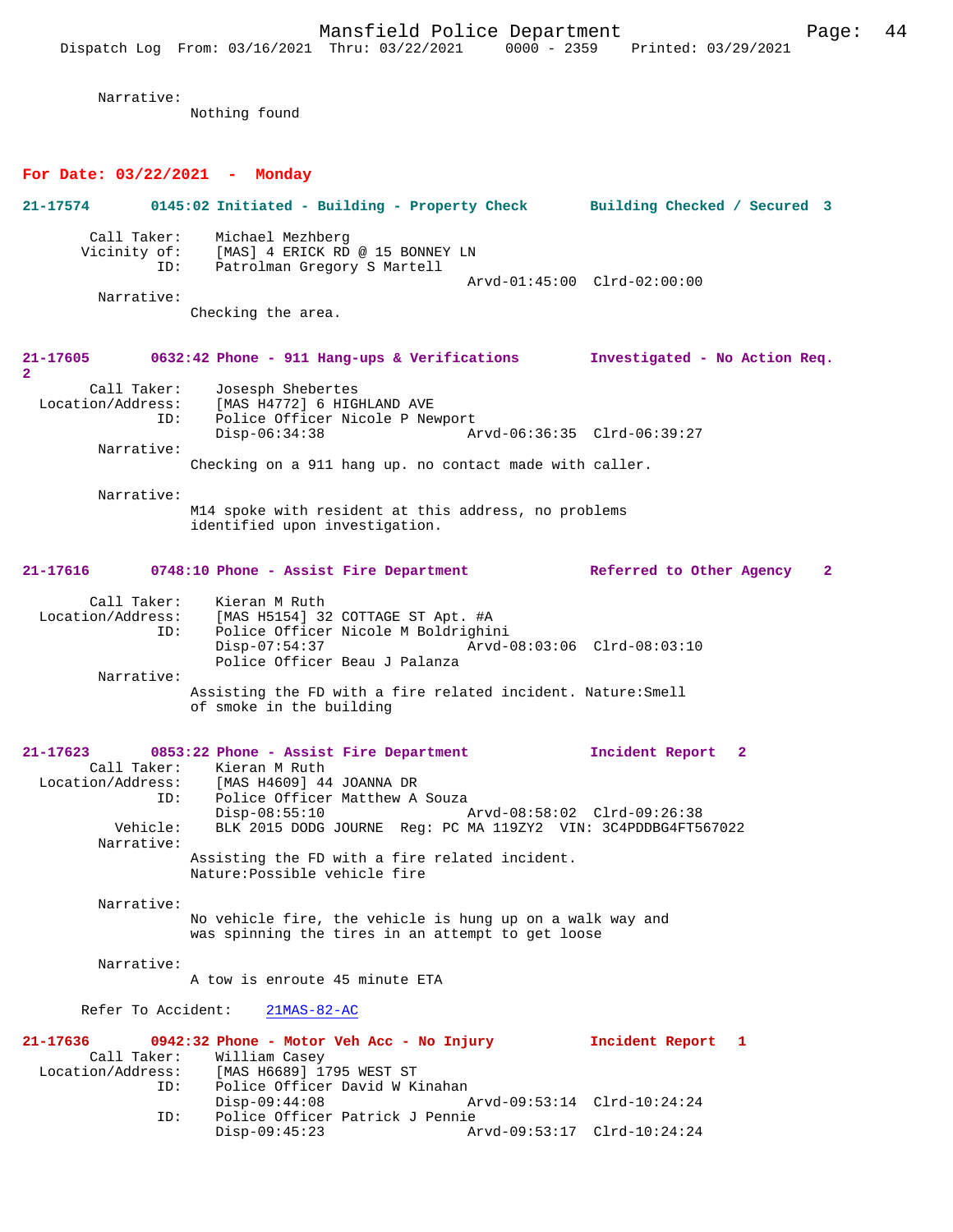Narrative:
Nothing found

## For Date: 03/22/2021 - Monday

**21-17574 0145:02 Initiated - Building - Property Check Building Checked / Secured 3**

Call Taker: Michael Mezhberg
Vicinity of: [MAS] 4 ERICK RD @ 15 BONNEY LN
ID: Patrolman Gregory S Martell
Arvd-01:45:00 Clrd-02:00:00

Narrative:
Checking the area.

**21-17605 0632:42 Phone - 911 Hang-ups & Verifications Investigated - No Action Req. 2**

Call Taker: Josesph Shebertes
Location/Address: [MAS H4772] 6 HIGHLAND AVE
ID: Police Officer Nicole P Newport
Disp-06:34:38 Arvd-06:36:35 Clrd-06:39:27

Narrative:
Checking on a 911 hang up. no contact made with caller.

Narrative:
M14 spoke with resident at this address, no problems identified upon investigation.

**21-17616 0748:10 Phone - Assist Fire Department Referred to Other Agency 2**

Call Taker: Kieran M Ruth
Location/Address: [MAS H5154] 32 COTTAGE ST Apt. #A
ID: Police Officer Nicole M Boldrighini
Disp-07:54:37 Arvd-08:03:06 Clrd-08:03:10
Police Officer Beau J Palanza

Narrative:
Assisting the FD with a fire related incident. Nature:Smell of smoke in the building

**21-17623 0853:22 Phone - Assist Fire Department Incident Report 2**

Call Taker: Kieran M Ruth
Location/Address: [MAS H4609] 44 JOANNA DR
ID: Police Officer Matthew A Souza
Disp-08:55:10 Arvd-08:58:02 Clrd-09:26:38
Vehicle: BLK 2015 DODG JOURNE Reg: PC MA 119ZY2 VIN: 3C4PDDBG4FT567022

Narrative:
Assisting the FD with a fire related incident.
Nature:Possible vehicle fire

Narrative:
No vehicle fire, the vehicle is hung up on a walk way and was spinning the tires in an attempt to get loose

Narrative:
A tow is enroute 45 minute ETA

Refer To Accident: 21MAS-82-AC

**21-17636 0942:32 Phone - Motor Veh Acc - No Injury Incident Report 1**

Call Taker: William Casey
Location/Address: [MAS H6689] 1795 WEST ST
ID: Police Officer David W Kinahan
Disp-09:44:08 Arvd-09:53:14 Clrd-10:24:24
ID: Police Officer Patrick J Pennie
Disp-09:45:23 Arvd-09:53:17 Clrd-10:24:24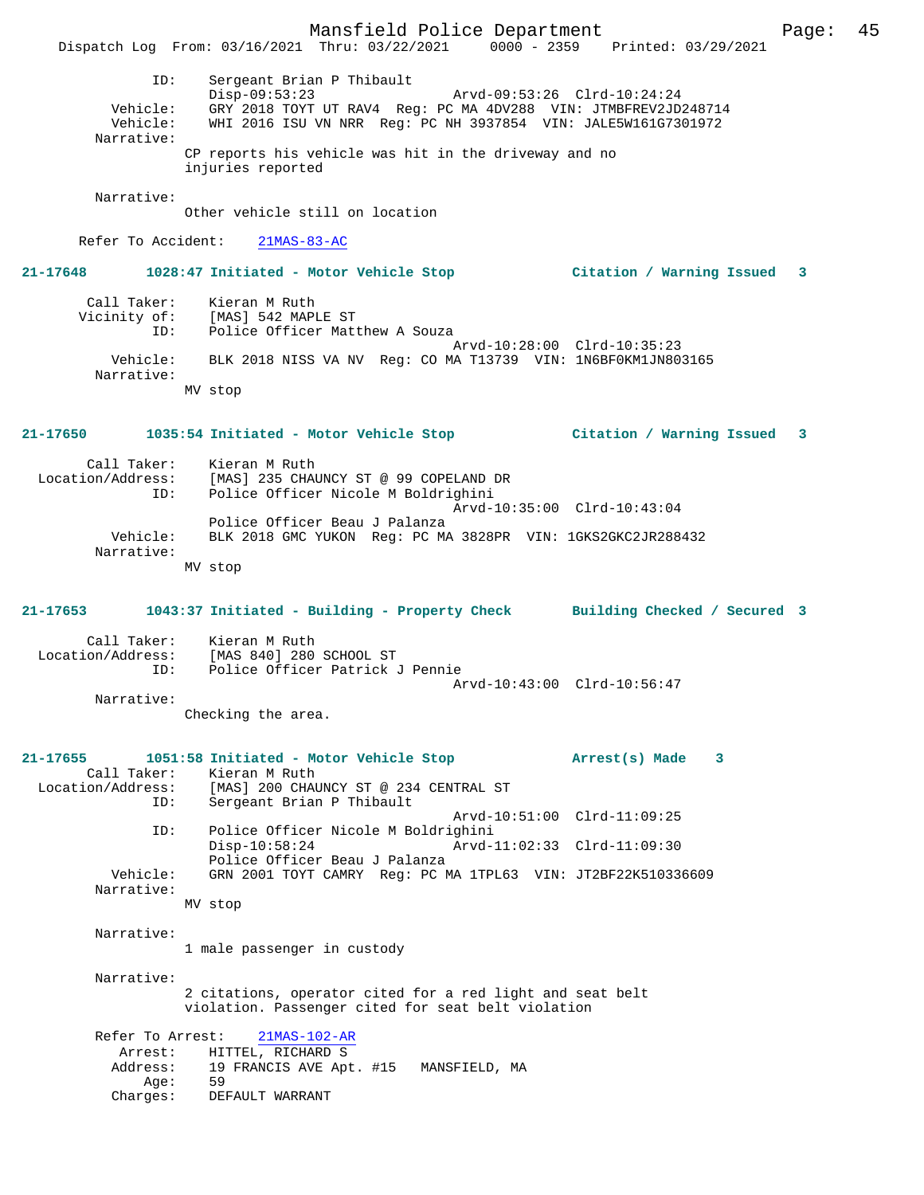```
            ID:     Sergeant Brian P Thibault
                    Disp-09:53:23                Arvd-09:53:26  Clrd-10:24:24
       Vehicle:     GRY 2018 TOYT UT RAV4  Reg: PC MA 4DV288  VIN: JTMBFREV2JD248714
       Vehicle:     WHI 2016 ISU VN NRR  Reg: PC NH 3937854  VIN: JALE5W161G7301972
     Narrative:
                 CP reports his vehicle was hit in the driveway and no
                 injuries reported

     Narrative:
                 Other vehicle still on location

   Refer To Accident:    21MAS-83-AC
```

**21-17648      1028:47 Initiated - Motor Vehicle Stop            Citation / Warning Issued   3**

```
     Call Taker:    Kieran M Ruth
    Vicinity of:    [MAS] 542 MAPLE ST
            ID:     Police Officer Matthew A Souza
                                                 Arvd-10:28:00  Clrd-10:35:23
       Vehicle:     BLK 2018 NISS VA NV  Reg: CO MA T13739  VIN: 1N6BF0KM1JN803165
     Narrative:
                 MV stop
```

**21-17650      1035:54 Initiated - Motor Vehicle Stop            Citation / Warning Issued   3**

```
     Call Taker:    Kieran M Ruth
 Location/Address:  [MAS] 235 CHAUNCY ST @ 99 COPELAND DR
            ID:     Police Officer Nicole M Boldrighini
                                                 Arvd-10:35:00  Clrd-10:43:04
                    Police Officer Beau J Palanza
       Vehicle:     BLK 2018 GMC YUKON  Reg: PC MA 3828PR  VIN: 1GKS2GKC2JR288432
     Narrative:
                 MV stop
```

**21-17653      1043:37 Initiated - Building - Property Check      Building Checked / Secured 3**

```
     Call Taker:    Kieran M Ruth
 Location/Address:  [MAS 840] 280 SCHOOL ST
            ID:     Police Officer Patrick J Pennie
                                                 Arvd-10:43:00  Clrd-10:56:47
     Narrative:
                 Checking the area.
```

**21-17655      1051:58 Initiated - Motor Vehicle Stop            Arrest(s) Made    3**

```
     Call Taker:    Kieran M Ruth
 Location/Address:  [MAS] 200 CHAUNCY ST @ 234 CENTRAL ST
            ID:     Sergeant Brian P Thibault
                                                 Arvd-10:51:00  Clrd-11:09:25
            ID:     Police Officer Nicole M Boldrighini
                    Disp-10:58:24                Arvd-11:02:33  Clrd-11:09:30
                    Police Officer Beau J Palanza
       Vehicle:     GRN 2001 TOYT CAMRY  Reg: PC MA 1TPL63  VIN: JT2BF22K510336609
     Narrative:
                 MV stop

     Narrative:
                 1 male passenger in custody

     Narrative:
                 2 citations, operator cited for a red light and seat belt
                 violation. Passenger cited for seat belt violation

     Refer To Arrest:    21MAS-102-AR
         Arrest:    HITTEL, RICHARD S
        Address:    19 FRANCIS AVE Apt. #15   MANSFIELD, MA
            Age:    59
        Charges:    DEFAULT WARRANT
```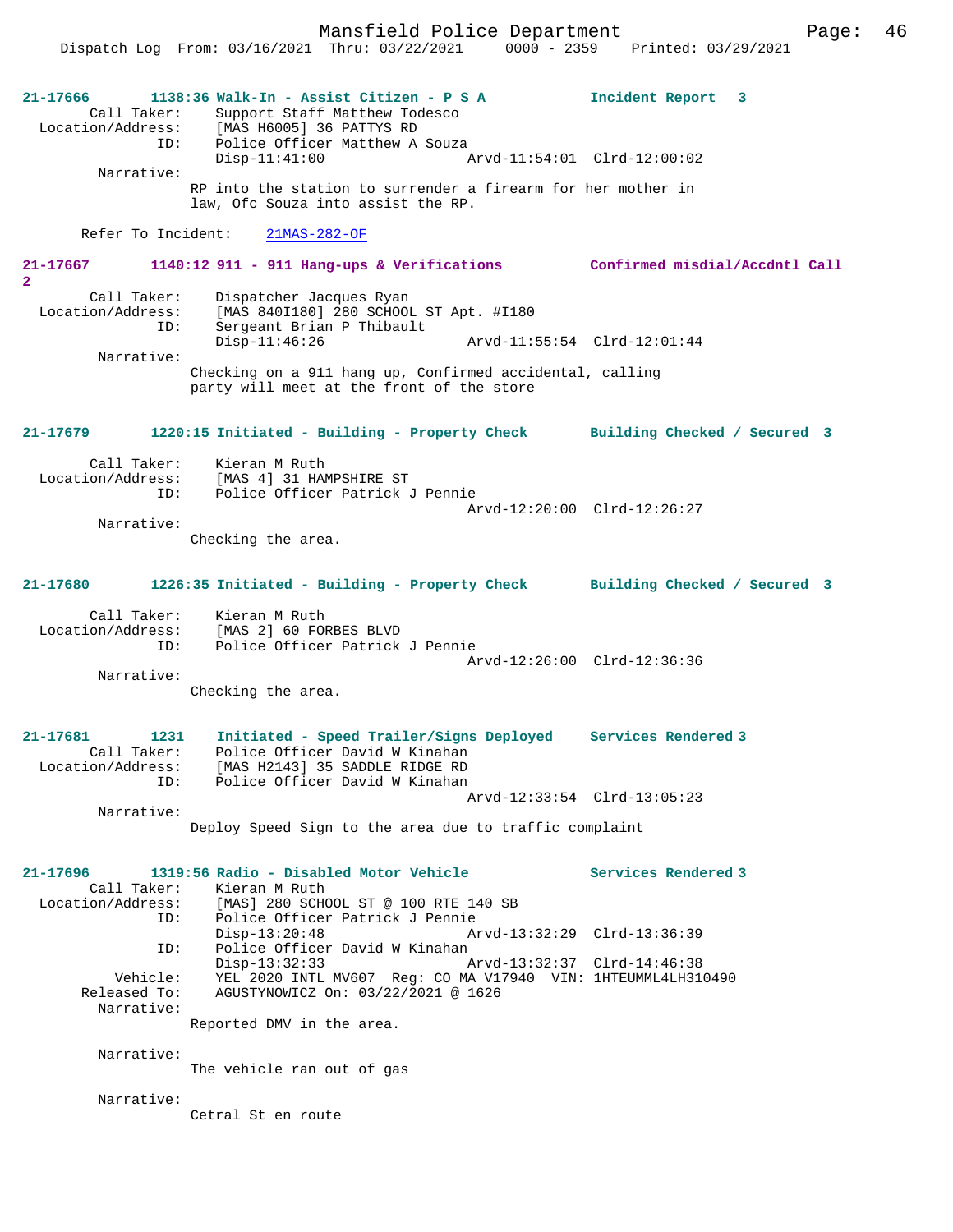```
21-17666       1138:36 Walk-In - Assist Citizen - P S A            Incident Report  3
        Call Taker:    Support Staff Matthew Todesco
  Location/Address:    [MAS H6005] 36 PATTYS RD
                ID:    Police Officer Matthew A Souza
                       Disp-11:41:00                   Arvd-11:54:01  Clrd-12:00:02
         Narrative:
                    RP into the station to surrender a firearm for her mother in
                    law, Ofc Souza into assist the RP.

      Refer To Incident:    21MAS-282-OF

21-17667       1140:12 911 - 911 Hang-ups & Verifications          Confirmed misdial/Accdntl Call
2
        Call Taker:    Dispatcher Jacques Ryan
  Location/Address:    [MAS 840I180] 280 SCHOOL ST Apt. #I180
                ID:    Sergeant Brian P Thibault
                       Disp-11:46:26                   Arvd-11:55:54  Clrd-12:01:44
         Narrative:
                    Checking on a 911 hang up, Confirmed accidental, calling
                    party will meet at the front of the store

21-17679       1220:15 Initiated - Building - Property Check       Building Checked / Secured  3

        Call Taker:    Kieran M Ruth
  Location/Address:    [MAS 4] 31 HAMPSHIRE ST
                ID:    Police Officer Patrick J Pennie
                                                       Arvd-12:20:00  Clrd-12:26:27
         Narrative:
                    Checking the area.

21-17680       1226:35 Initiated - Building - Property Check       Building Checked / Secured  3

        Call Taker:    Kieran M Ruth
  Location/Address:    [MAS 2] 60 FORBES BLVD
                ID:    Police Officer Patrick J Pennie
                                                       Arvd-12:26:00  Clrd-12:36:36
         Narrative:
                    Checking the area.

21-17681       1231    Initiated - Speed Trailer/Signs Deployed    Services Rendered 3
        Call Taker:    Police Officer David W Kinahan
  Location/Address:    [MAS H2143] 35 SADDLE RIDGE RD
                ID:    Police Officer David W Kinahan
                                                       Arvd-12:33:54  Clrd-13:05:23
         Narrative:
                    Deploy Speed Sign to the area due to traffic complaint

21-17696       1319:56 Radio - Disabled Motor Vehicle              Services Rendered 3
        Call Taker:    Kieran M Ruth
  Location/Address:    [MAS] 280 SCHOOL ST @ 100 RTE 140 SB
                ID:    Police Officer Patrick J Pennie
                       Disp-13:20:48                   Arvd-13:32:29  Clrd-13:36:39
                ID:    Police Officer David W Kinahan
                       Disp-13:32:33                   Arvd-13:32:37  Clrd-14:46:38
           Vehicle:    YEL 2020 INTL MV607  Reg: CO MA V17940  VIN: 1HTEUMML4LH310490
       Released To:    AGUSTYNOWICZ On: 03/22/2021 @ 1626
         Narrative:
                    Reported DMV in the area.

         Narrative:
                    The vehicle ran out of gas

         Narrative:
                    Cetral St en route
```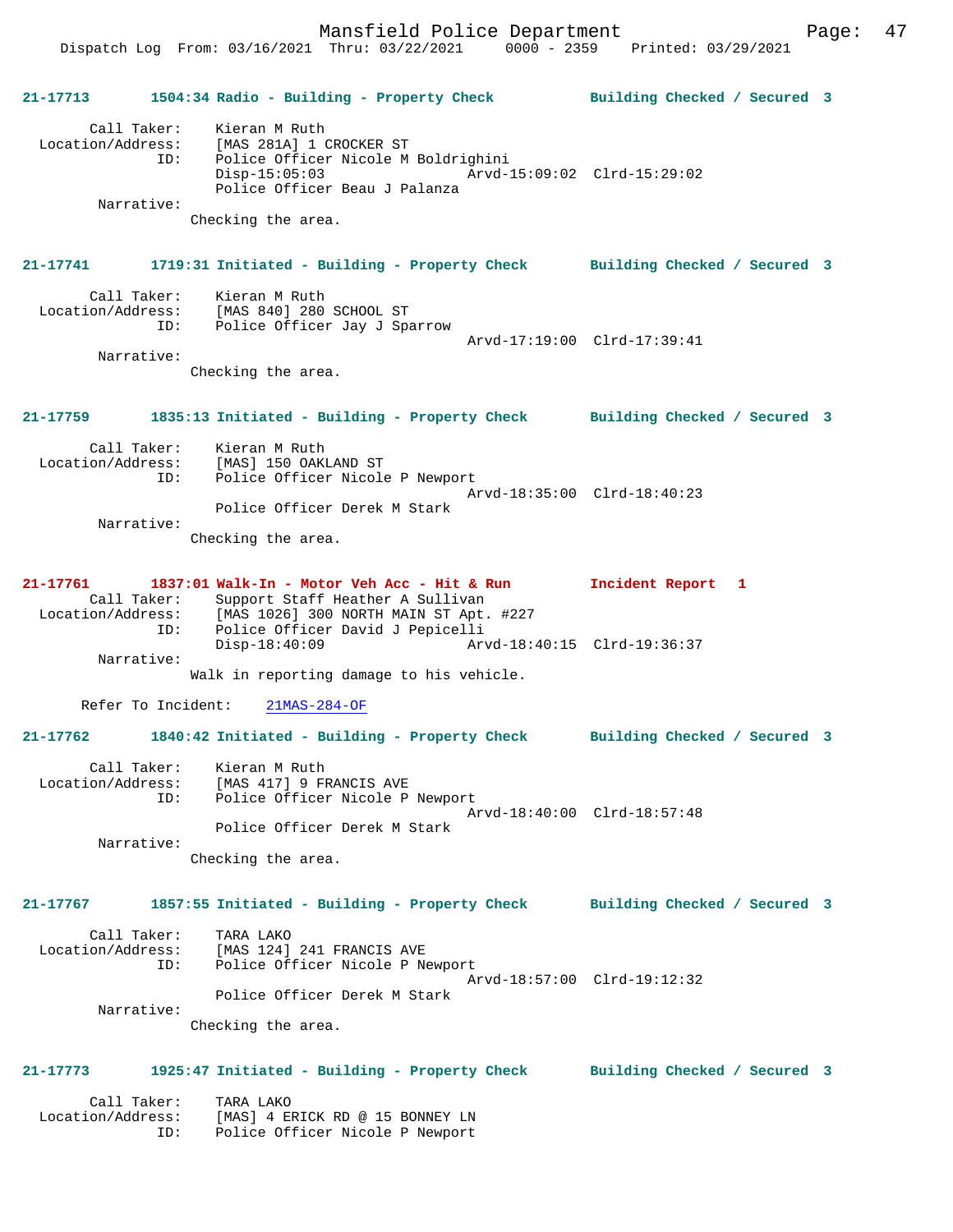**21-17713** 1504:34 Radio - Building - Property Check — Building Checked / Secured 3

```
        Call Taker:    Kieran M Ruth
  Location/Address:    [MAS 281A] 1 CROCKER ST
                ID:    Police Officer Nicole M Boldrighini
                       Disp-15:05:03              Arvd-15:09:02  Clrd-15:29:02
                       Police Officer Beau J Palanza
         Narrative:
                    Checking the area.
```

**21-17741** 1719:31 Initiated - Building - Property Check — Building Checked / Secured 3

```
        Call Taker:    Kieran M Ruth
  Location/Address:    [MAS 840] 280 SCHOOL ST
                ID:    Police Officer Jay J Sparrow
                                                  Arvd-17:19:00  Clrd-17:39:41
         Narrative:
                    Checking the area.
```

**21-17759** 1835:13 Initiated - Building - Property Check — Building Checked / Secured 3

```
        Call Taker:    Kieran M Ruth
  Location/Address:    [MAS] 150 OAKLAND ST
                ID:    Police Officer Nicole P Newport
                                                  Arvd-18:35:00  Clrd-18:40:23
                       Police Officer Derek M Stark
         Narrative:
                    Checking the area.
```

**21-17761** 1837:01 Walk-In - Motor Veh Acc - Hit & Run — Incident Report 1

```
        Call Taker:    Support Staff Heather A Sullivan
  Location/Address:    [MAS 1026] 300 NORTH MAIN ST Apt. #227
                ID:    Police Officer David J Pepicelli
                       Disp-18:40:09              Arvd-18:40:15  Clrd-19:36:37
         Narrative:
                    Walk in reporting damage to his vehicle.

      Refer To Incident:    21MAS-284-OF
```

**21-17762** 1840:42 Initiated - Building - Property Check — Building Checked / Secured 3

```
        Call Taker:    Kieran M Ruth
  Location/Address:    [MAS 417] 9 FRANCIS AVE
                ID:    Police Officer Nicole P Newport
                                                  Arvd-18:40:00  Clrd-18:57:48
                       Police Officer Derek M Stark
         Narrative:
                    Checking the area.
```

**21-17767** 1857:55 Initiated - Building - Property Check — Building Checked / Secured 3

```
        Call Taker:    TARA LAKO
  Location/Address:    [MAS 124] 241 FRANCIS AVE
                ID:    Police Officer Nicole P Newport
                                                  Arvd-18:57:00  Clrd-19:12:32
                       Police Officer Derek M Stark
         Narrative:
                    Checking the area.
```

**21-17773** 1925:47 Initiated - Building - Property Check — Building Checked / Secured 3

```
        Call Taker:    TARA LAKO
  Location/Address:    [MAS] 4 ERICK RD @ 15 BONNEY LN
                ID:    Police Officer Nicole P Newport
```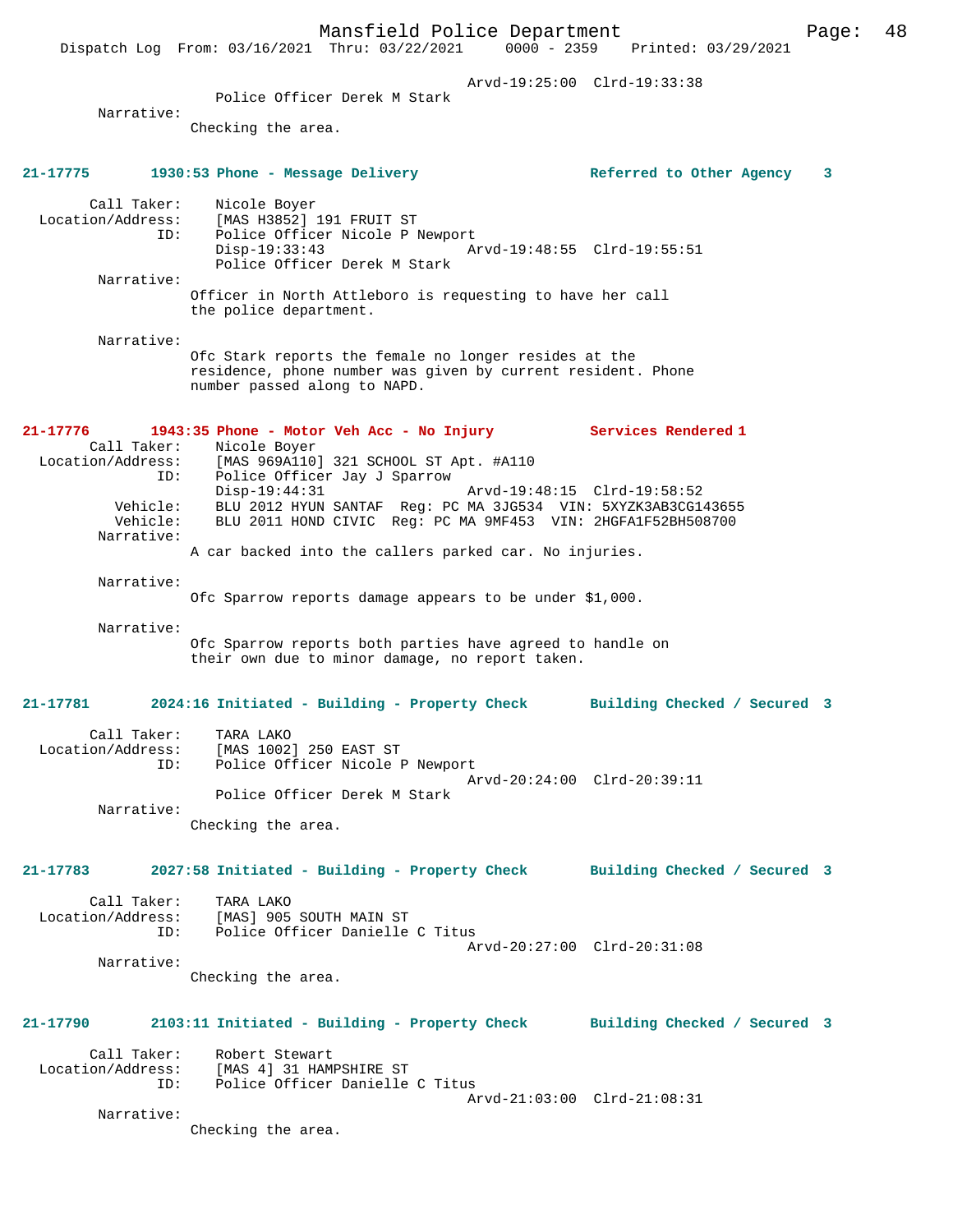Arvd-19:25:00 Clrd-19:33:38
Police Officer Derek M Stark

Narrative:
Checking the area.

**21-17775 1930:53 Phone - Message Delivery Referred to Other Agency 3**

Call Taker: Nicole Boyer
Location/Address: [MAS H3852] 191 FRUIT ST
ID: Police Officer Nicole P Newport
Disp-19:33:43 Arvd-19:48:55 Clrd-19:55:51
Police Officer Derek M Stark

Narrative:
Officer in North Attleboro is requesting to have her call the police department.

Narrative:
Ofc Stark reports the female no longer resides at the residence, phone number was given by current resident. Phone number passed along to NAPD.

**21-17776 1943:35 Phone - Motor Veh Acc - No Injury Services Rendered 1**

Call Taker: Nicole Boyer
Location/Address: [MAS 969A110] 321 SCHOOL ST Apt. #A110
ID: Police Officer Jay J Sparrow
Disp-19:44:31 Arvd-19:48:15 Clrd-19:58:52
Vehicle: BLU 2012 HYUN SANTAF Reg: PC MA 3JG534 VIN: 5XYZK3AB3CG143655
Vehicle: BLU 2011 HOND CIVIC Reg: PC MA 9MF453 VIN: 2HGFA1F52BH508700

Narrative:
A car backed into the callers parked car. No injuries.

Narrative:
Ofc Sparrow reports damage appears to be under $1,000.

Narrative:
Ofc Sparrow reports both parties have agreed to handle on their own due to minor damage, no report taken.

**21-17781 2024:16 Initiated - Building - Property Check Building Checked / Secured 3**

Call Taker: TARA LAKO
Location/Address: [MAS 1002] 250 EAST ST
ID: Police Officer Nicole P Newport
Arvd-20:24:00 Clrd-20:39:11
Police Officer Derek M Stark

Narrative:
Checking the area.

**21-17783 2027:58 Initiated - Building - Property Check Building Checked / Secured 3**

Call Taker: TARA LAKO
Location/Address: [MAS] 905 SOUTH MAIN ST
ID: Police Officer Danielle C Titus
Arvd-20:27:00 Clrd-20:31:08

Narrative:
Checking the area.

**21-17790 2103:11 Initiated - Building - Property Check Building Checked / Secured 3**

Call Taker: Robert Stewart
Location/Address: [MAS 4] 31 HAMPSHIRE ST
ID: Police Officer Danielle C Titus
Arvd-21:03:00 Clrd-21:08:31

Narrative:
Checking the area.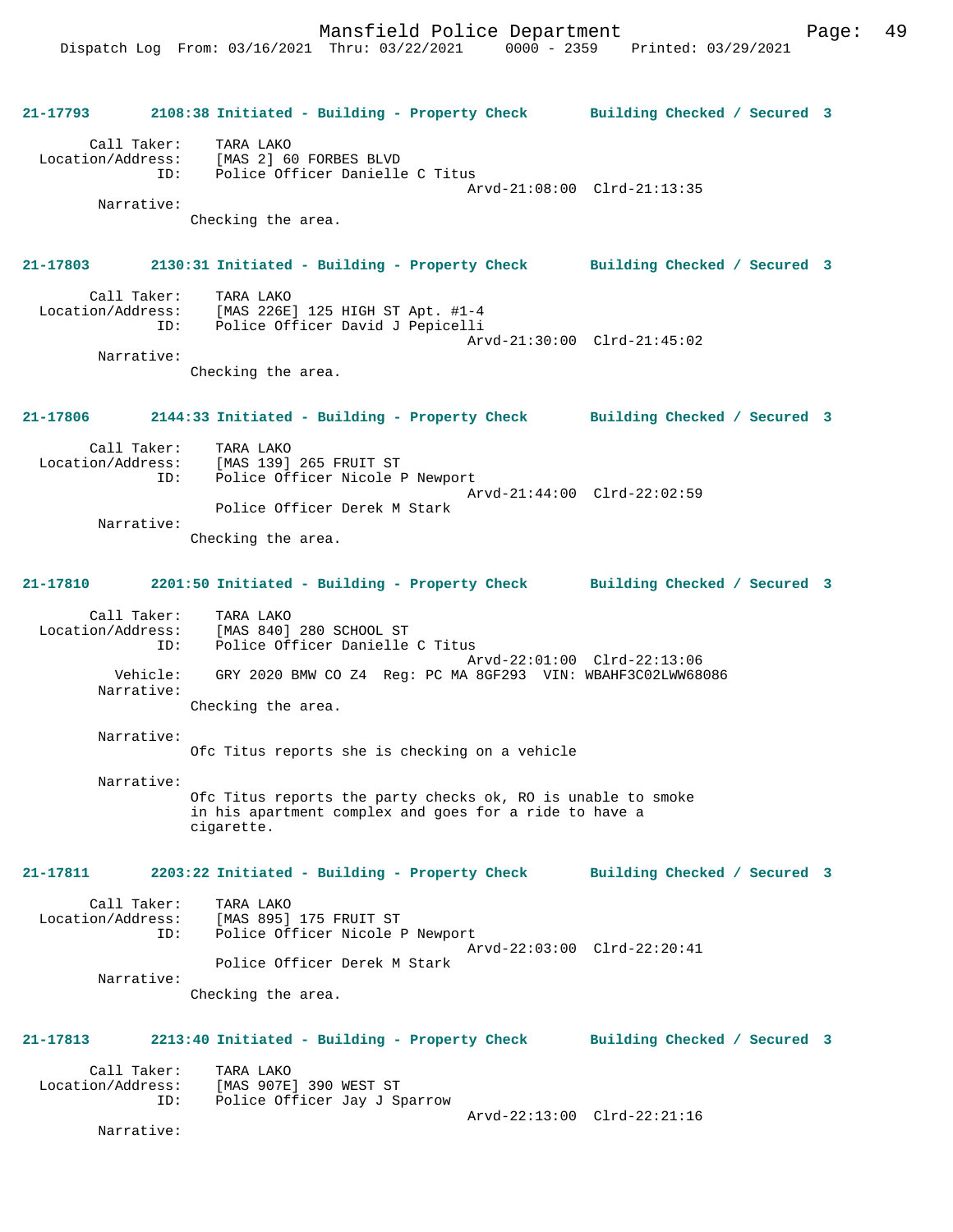**21-17793 2108:38 Initiated - Building - Property Check Building Checked / Secured 3**

Call Taker: TARA LAKO
Location/Address: [MAS 2] 60 FORBES BLVD
ID: Police Officer Danielle C Titus
Arvd-21:08:00 Clrd-21:13:35
Narrative:
Checking the area.

**21-17803 2130:31 Initiated - Building - Property Check Building Checked / Secured 3**

Call Taker: TARA LAKO
Location/Address: [MAS 226E] 125 HIGH ST Apt. #1-4
ID: Police Officer David J Pepicelli
Arvd-21:30:00 Clrd-21:45:02
Narrative:
Checking the area.

**21-17806 2144:33 Initiated - Building - Property Check Building Checked / Secured 3**

Call Taker: TARA LAKO
Location/Address: [MAS 139] 265 FRUIT ST
ID: Police Officer Nicole P Newport
Arvd-21:44:00 Clrd-22:02:59
Police Officer Derek M Stark
Narrative:
Checking the area.

**21-17810 2201:50 Initiated - Building - Property Check Building Checked / Secured 3**

Call Taker: TARA LAKO
Location/Address: [MAS 840] 280 SCHOOL ST
ID: Police Officer Danielle C Titus
Arvd-22:01:00 Clrd-22:13:06
Vehicle: GRY 2020 BMW CO Z4 Reg: PC MA 8GF293 VIN: WBAHF3C02LWW68086
Narrative:
Checking the area.

Narrative:
Ofc Titus reports she is checking on a vehicle

Narrative:
Ofc Titus reports the party checks ok, RO is unable to smoke in his apartment complex and goes for a ride to have a cigarette.

**21-17811 2203:22 Initiated - Building - Property Check Building Checked / Secured 3**

Call Taker: TARA LAKO
Location/Address: [MAS 895] 175 FRUIT ST
ID: Police Officer Nicole P Newport
Arvd-22:03:00 Clrd-22:20:41
Police Officer Derek M Stark
Narrative:
Checking the area.

**21-17813 2213:40 Initiated - Building - Property Check Building Checked / Secured 3**

Call Taker: TARA LAKO
Location/Address: [MAS 907E] 390 WEST ST
ID: Police Officer Jay J Sparrow
Arvd-22:13:00 Clrd-22:21:16
Narrative: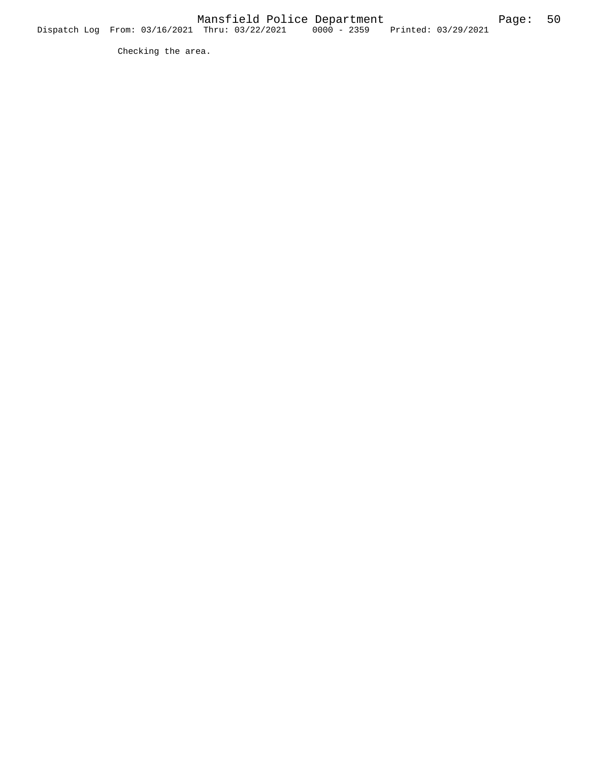Checking the area.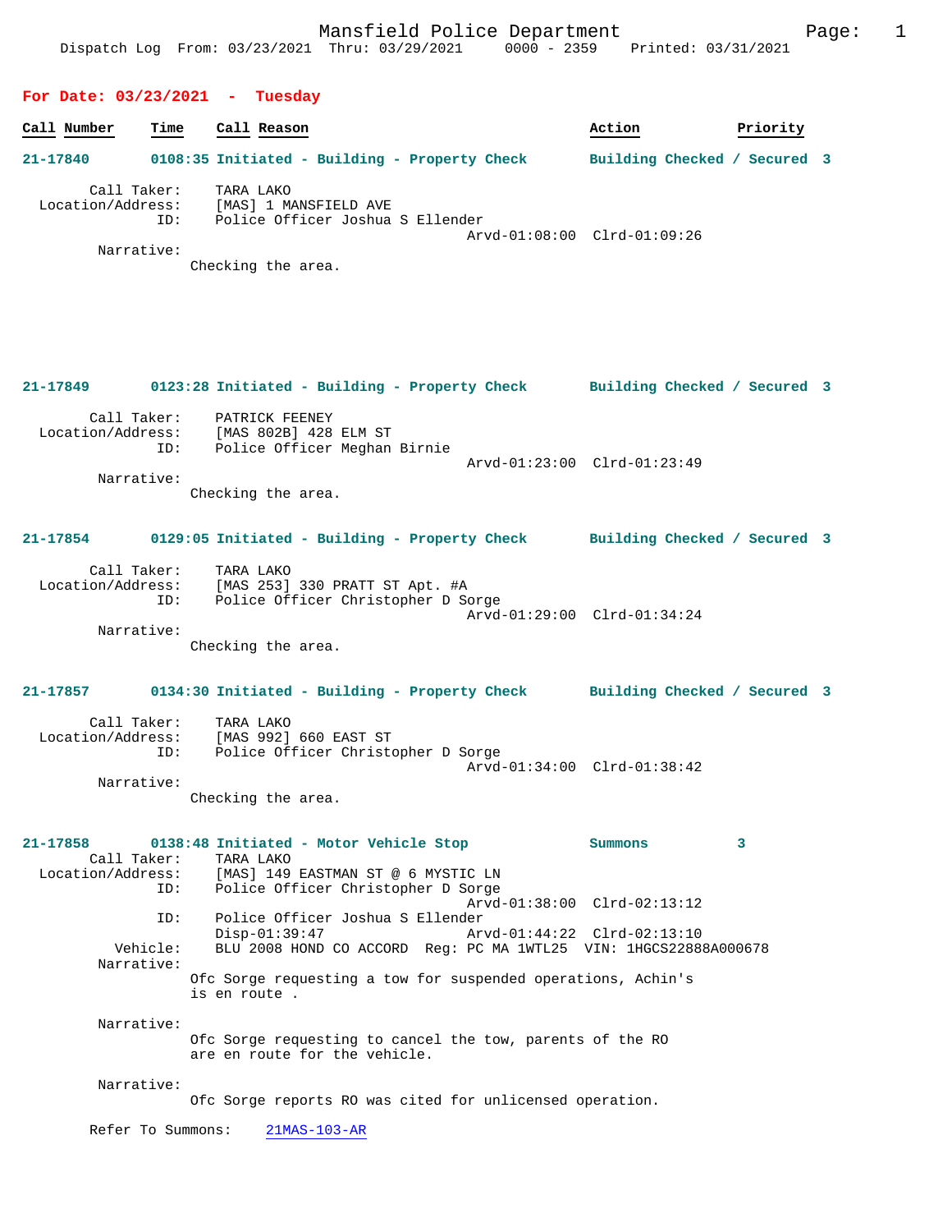# Mansfield Police Department

Dispatch Log From: 03/23/2021 Thru: 03/29/2021 0000 - 2359 Printed: 03/31/2021

## For Date: 03/23/2021 - Tuesday

| Call Number | Time | Call Reason | Action | Priority |
|---|---|---|---|---|

**21-17840** 0108:35 Initiated - Building - Property Check — Building Checked / Secured 3

Call Taker: TARA LAKO
Location/Address: [MAS] 1 MANSFIELD AVE
ID: Police Officer Joshua S Ellender
Arvd-01:08:00 Clrd-01:09:26
Narrative:
Checking the area.

**21-17849** 0123:28 Initiated - Building - Property Check — Building Checked / Secured 3

Call Taker: PATRICK FEENEY
Location/Address: [MAS 802B] 428 ELM ST
ID: Police Officer Meghan Birnie
Arvd-01:23:00 Clrd-01:23:49
Narrative:
Checking the area.

**21-17854** 0129:05 Initiated - Building - Property Check — Building Checked / Secured 3

Call Taker: TARA LAKO
Location/Address: [MAS 253] 330 PRATT ST Apt. #A
ID: Police Officer Christopher D Sorge
Arvd-01:29:00 Clrd-01:34:24
Narrative:
Checking the area.

**21-17857** 0134:30 Initiated - Building - Property Check — Building Checked / Secured 3

Call Taker: TARA LAKO
Location/Address: [MAS 992] 660 EAST ST
ID: Police Officer Christopher D Sorge
Arvd-01:34:00 Clrd-01:38:42
Narrative:
Checking the area.

**21-17858** 0138:48 Initiated - Motor Vehicle Stop — Summons 3

Call Taker: TARA LAKO
Location/Address: [MAS] 149 EASTMAN ST @ 6 MYSTIC LN
ID: Police Officer Christopher D Sorge
Arvd-01:38:00 Clrd-02:13:12
ID: Police Officer Joshua S Ellender
Disp-01:39:47 Arvd-01:44:22 Clrd-02:13:10
Vehicle: BLU 2008 HOND CO ACCORD Reg: PC MA 1WTL25 VIN: 1HGCS22888A000678
Narrative:
Ofc Sorge requesting a tow for suspended operations, Achin's is en route .

Narrative:
Ofc Sorge requesting to cancel the tow, parents of the RO are en route for the vehicle.

Narrative:
Ofc Sorge reports RO was cited for unlicensed operation.

Refer To Summons: 21MAS-103-AR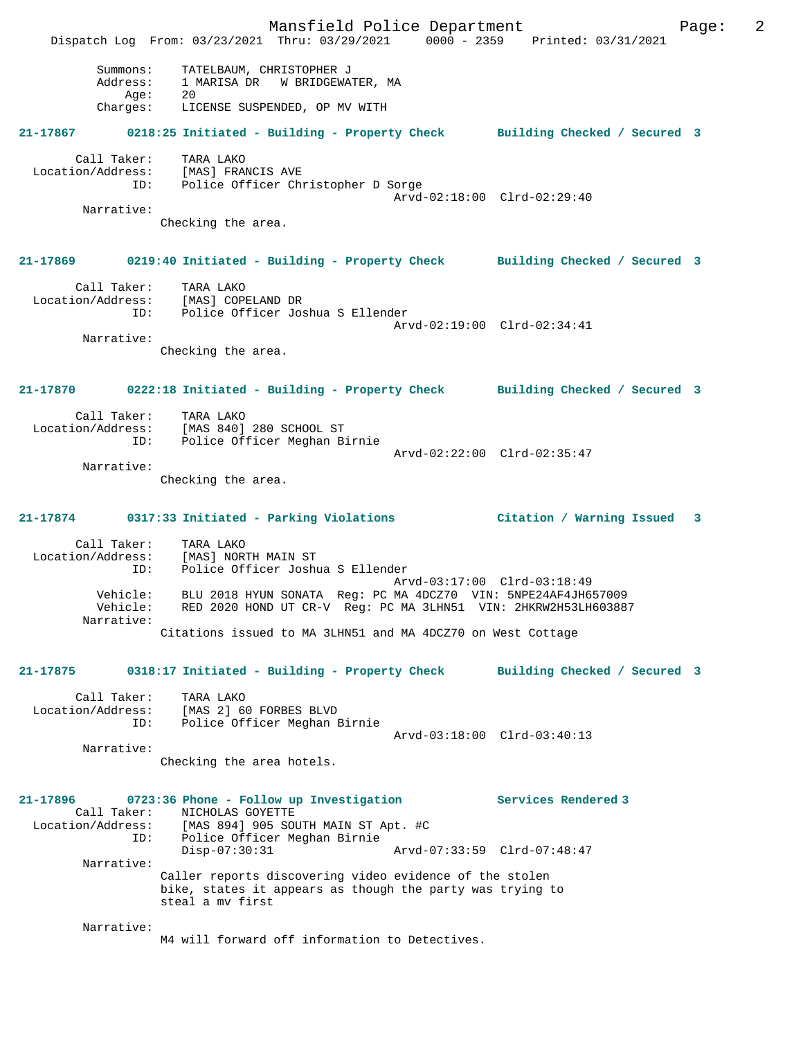Summons: TATELBAUM, CHRISTOPHER J
Address: 1 MARISA DR W BRIDGEWATER, MA
Age: 20
Charges: LICENSE SUSPENDED, OP MV WITH

**21-17867 0218:25 Initiated - Building - Property Check Building Checked / Secured 3**

Call Taker: TARA LAKO
Location/Address: [MAS] FRANCIS AVE
ID: Police Officer Christopher D Sorge
Arvd-02:18:00 Clrd-02:29:40
Narrative:
Checking the area.

**21-17869 0219:40 Initiated - Building - Property Check Building Checked / Secured 3**

Call Taker: TARA LAKO
Location/Address: [MAS] COPELAND DR
ID: Police Officer Joshua S Ellender
Arvd-02:19:00 Clrd-02:34:41
Narrative:
Checking the area.

**21-17870 0222:18 Initiated - Building - Property Check Building Checked / Secured 3**

Call Taker: TARA LAKO
Location/Address: [MAS 840] 280 SCHOOL ST
ID: Police Officer Meghan Birnie
Arvd-02:22:00 Clrd-02:35:47
Narrative:
Checking the area.

**21-17874 0317:33 Initiated - Parking Violations Citation / Warning Issued 3**

Call Taker: TARA LAKO
Location/Address: [MAS] NORTH MAIN ST
ID: Police Officer Joshua S Ellender
Arvd-03:17:00 Clrd-03:18:49
Vehicle: BLU 2018 HYUN SONATA Reg: PC MA 4DCZ70 VIN: 5NPE24AF4JH657009
Vehicle: RED 2020 HOND UT CR-V Reg: PC MA 3LHN51 VIN: 2HKRW2H53LH603887
Narrative:
Citations issued to MA 3LHN51 and MA 4DCZ70 on West Cottage

**21-17875 0318:17 Initiated - Building - Property Check Building Checked / Secured 3**

Call Taker: TARA LAKO
Location/Address: [MAS 2] 60 FORBES BLVD
ID: Police Officer Meghan Birnie
Arvd-03:18:00 Clrd-03:40:13
Narrative:
Checking the area hotels.

**21-17896 0723:36 Phone - Follow up Investigation Services Rendered 3**

Call Taker: NICHOLAS GOYETTE
Location/Address: [MAS 894] 905 SOUTH MAIN ST Apt. #C
ID: Police Officer Meghan Birnie
Disp-07:30:31 Arvd-07:33:59 Clrd-07:48:47
Narrative:
Caller reports discovering video evidence of the stolen bike, states it appears as though the party was trying to steal a mv first

Narrative:
M4 will forward off information to Detectives.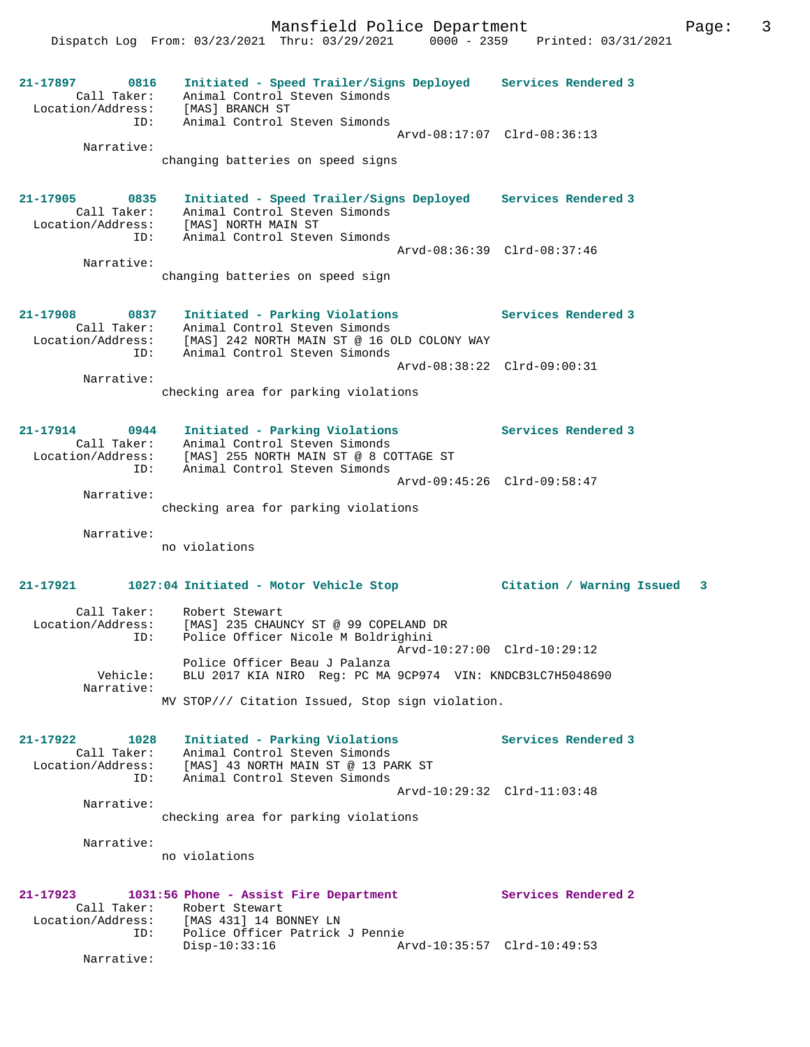Mansfield Police Department
Dispatch Log From: 03/23/2021 Thru: 03/29/2021 0000 - 2359 Printed: 03/31/2021

**21-17897 0816 Initiated - Speed Trailer/Signs Deployed Services Rendered 3**
Call Taker: Animal Control Steven Simonds
Location/Address: [MAS] BRANCH ST
ID: Animal Control Steven Simonds
Arvd-08:17:07 Clrd-08:36:13
Narrative:
changing batteries on speed signs

**21-17905 0835 Initiated - Speed Trailer/Signs Deployed Services Rendered 3**
Call Taker: Animal Control Steven Simonds
Location/Address: [MAS] NORTH MAIN ST
ID: Animal Control Steven Simonds
Arvd-08:36:39 Clrd-08:37:46
Narrative:
changing batteries on speed sign

**21-17908 0837 Initiated - Parking Violations Services Rendered 3**
Call Taker: Animal Control Steven Simonds
Location/Address: [MAS] 242 NORTH MAIN ST @ 16 OLD COLONY WAY
ID: Animal Control Steven Simonds
Arvd-08:38:22 Clrd-09:00:31
Narrative:
checking area for parking violations

**21-17914 0944 Initiated - Parking Violations Services Rendered 3**
Call Taker: Animal Control Steven Simonds
Location/Address: [MAS] 255 NORTH MAIN ST @ 8 COTTAGE ST
ID: Animal Control Steven Simonds
Arvd-09:45:26 Clrd-09:58:47
Narrative:
checking area for parking violations
Narrative:
no violations

**21-17921 1027:04 Initiated - Motor Vehicle Stop Citation / Warning Issued 3**
Call Taker: Robert Stewart
Location/Address: [MAS] 235 CHAUNCY ST @ 99 COPELAND DR
ID: Police Officer Nicole M Boldrighini
Arvd-10:27:00 Clrd-10:29:12
Police Officer Beau J Palanza
Vehicle: BLU 2017 KIA NIRO Reg: PC MA 9CP974 VIN: KNDCB3LC7H5048690
Narrative:
MV STOP/// Citation Issued, Stop sign violation.

**21-17922 1028 Initiated - Parking Violations Services Rendered 3**
Call Taker: Animal Control Steven Simonds
Location/Address: [MAS] 43 NORTH MAIN ST @ 13 PARK ST
ID: Animal Control Steven Simonds
Arvd-10:29:32 Clrd-11:03:48
Narrative:
checking area for parking violations
Narrative:
no violations

**21-17923 1031:56 Phone - Assist Fire Department Services Rendered 2**
Call Taker: Robert Stewart
Location/Address: [MAS 431] 14 BONNEY LN
ID: Police Officer Patrick J Pennie
Disp-10:33:16 Arvd-10:35:57 Clrd-10:49:53
Narrative: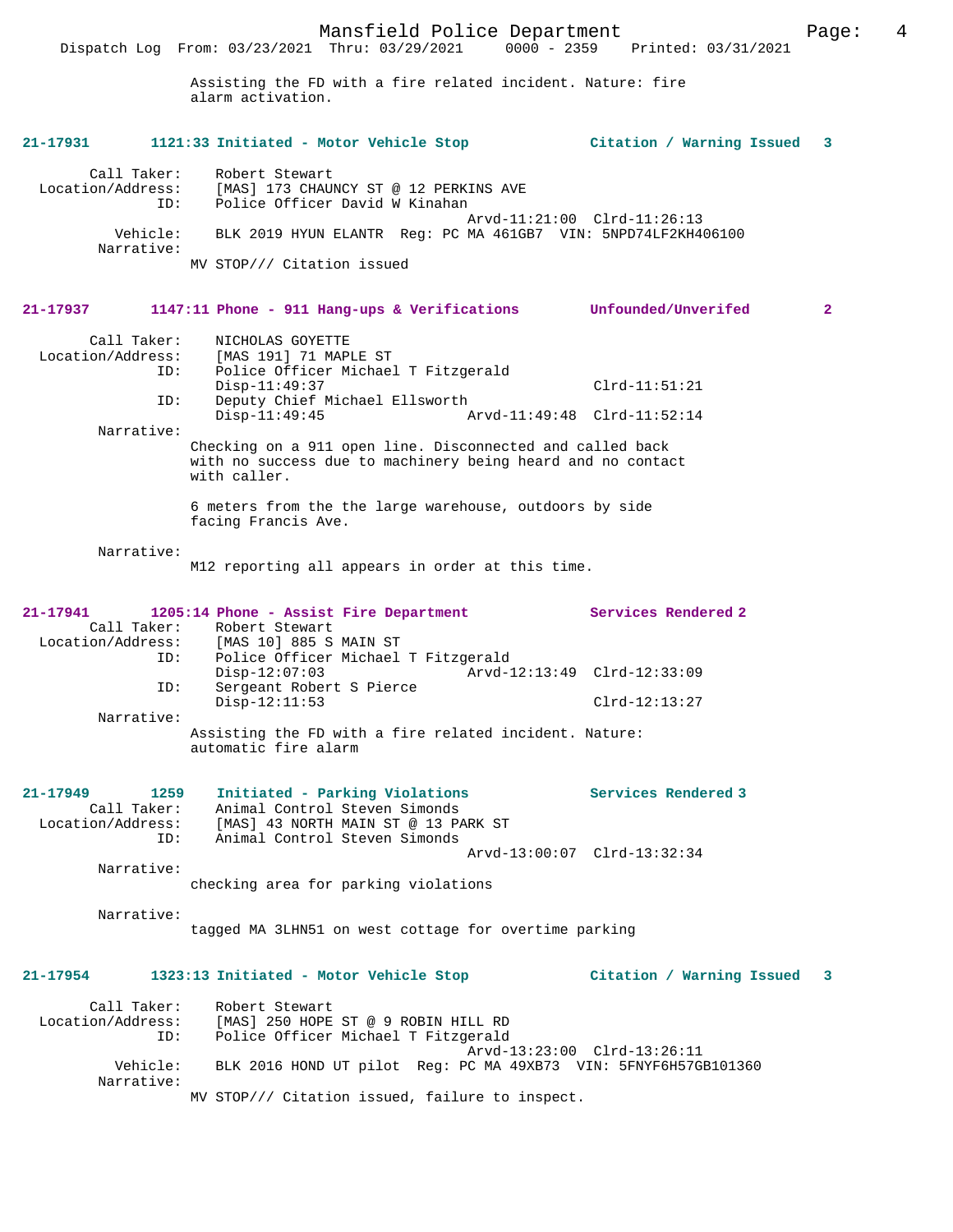Assisting the FD with a fire related incident. Nature: fire alarm activation.

**21-17931 1121:33 Initiated - Motor Vehicle Stop — Citation / Warning Issued 3**

Call Taker: Robert Stewart
Location/Address: [MAS] 173 CHAUNCY ST @ 12 PERKINS AVE
ID: Police Officer David W Kinahan
Arvd-11:21:00 Clrd-11:26:13
Vehicle: BLK 2019 HYUN ELANTR Reg: PC MA 461GB7 VIN: 5NPD74LF2KH406100
Narrative:
MV STOP/// Citation issued

**21-17937 1147:11 Phone - 911 Hang-ups & Verifications — Unfounded/Unverifed 2**

Call Taker: NICHOLAS GOYETTE
Location/Address: [MAS 191] 71 MAPLE ST
ID: Police Officer Michael T Fitzgerald
Disp-11:49:37 Clrd-11:51:21
ID: Deputy Chief Michael Ellsworth
Disp-11:49:45 Arvd-11:49:48 Clrd-11:52:14
Narrative:
Checking on a 911 open line. Disconnected and called back with no success due to machinery being heard and no contact with caller.

6 meters from the the large warehouse, outdoors by side facing Francis Ave.

Narrative:
M12 reporting all appears in order at this time.

**21-17941 1205:14 Phone - Assist Fire Department — Services Rendered 2**

Call Taker: Robert Stewart
Location/Address: [MAS 10] 885 S MAIN ST
ID: Police Officer Michael T Fitzgerald
Disp-12:07:03 Arvd-12:13:49 Clrd-12:33:09
ID: Sergeant Robert S Pierce
Disp-12:11:53 Clrd-12:13:27
Narrative:
Assisting the FD with a fire related incident. Nature: automatic fire alarm

**21-17949 1259 Initiated - Parking Violations — Services Rendered 3**

Call Taker: Animal Control Steven Simonds
Location/Address: [MAS] 43 NORTH MAIN ST @ 13 PARK ST
ID: Animal Control Steven Simonds
Arvd-13:00:07 Clrd-13:32:34
Narrative:
checking area for parking violations

Narrative:
tagged MA 3LHN51 on west cottage for overtime parking

**21-17954 1323:13 Initiated - Motor Vehicle Stop — Citation / Warning Issued 3**

Call Taker: Robert Stewart
Location/Address: [MAS] 250 HOPE ST @ 9 ROBIN HILL RD
ID: Police Officer Michael T Fitzgerald
Arvd-13:23:00 Clrd-13:26:11
Vehicle: BLK 2016 HOND UT pilot Reg: PC MA 49XB73 VIN: 5FNYF6H57GB101360
Narrative:
MV STOP/// Citation issued, failure to inspect.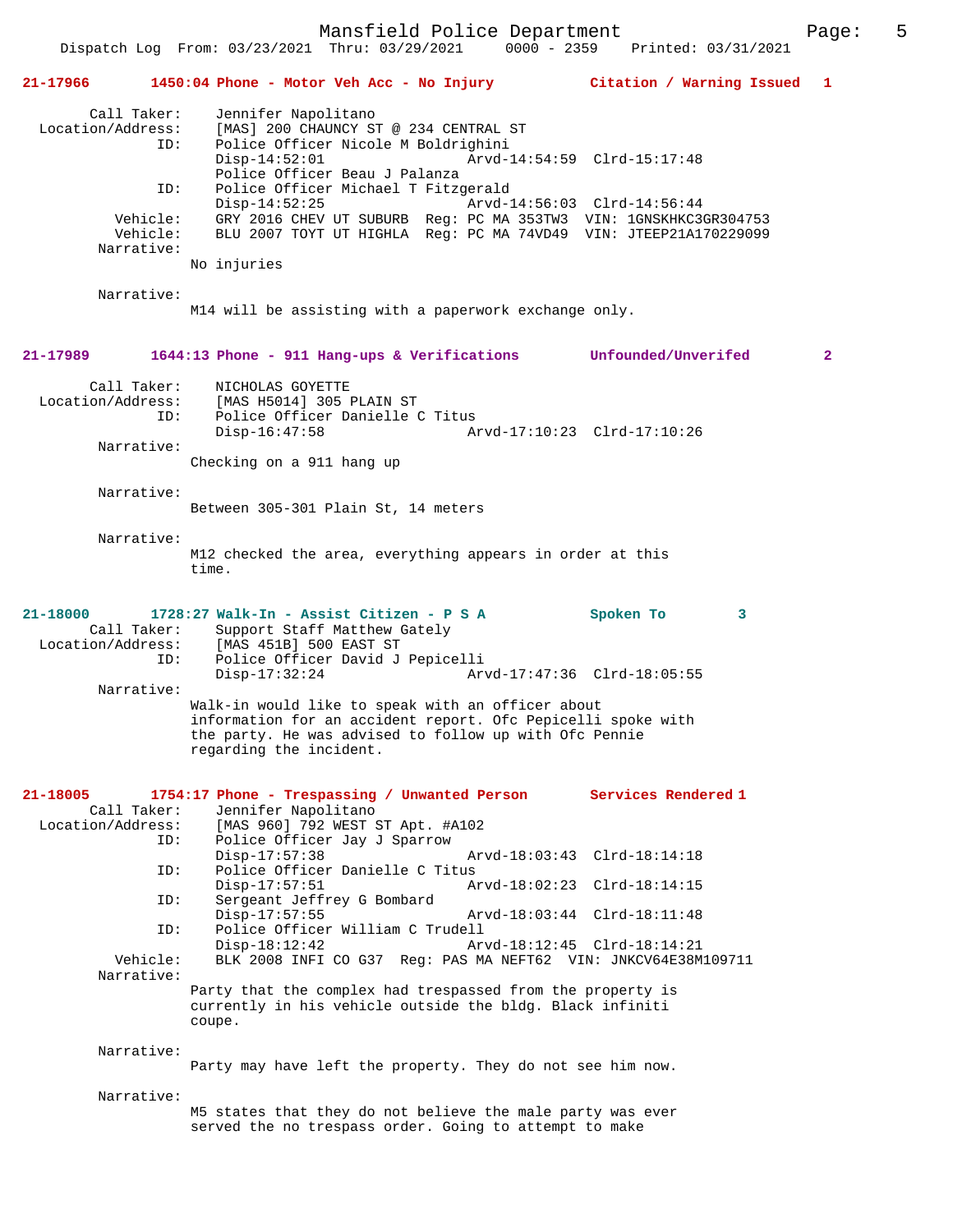**21-17966 1450:04 Phone - Motor Veh Acc - No Injury — Citation / Warning Issued 1**

Call Taker: Jennifer Napolitano
Location/Address: [MAS] 200 CHAUNCY ST @ 234 CENTRAL ST
ID: Police Officer Nicole M Boldrighini
Disp-14:52:01 Arvd-14:54:59 Clrd-15:17:48
Police Officer Beau J Palanza
ID: Police Officer Michael T Fitzgerald
Disp-14:52:25 Arvd-14:56:03 Clrd-14:56:44
Vehicle: GRY 2016 CHEV UT SUBURB Reg: PC MA 353TW3 VIN: 1GNSKHKC3GR304753
Vehicle: BLU 2007 TOYT UT HIGHLA Reg: PC MA 74VD49 VIN: JTEEP21A170229099
Narrative:
No injuries

Narrative:
M14 will be assisting with a paperwork exchange only.

**21-17989 1644:13 Phone - 911 Hang-ups & Verifications — Unfounded/Unverifed 2**

Call Taker: NICHOLAS GOYETTE
Location/Address: [MAS H5014] 305 PLAIN ST
ID: Police Officer Danielle C Titus
Disp-16:47:58 Arvd-17:10:23 Clrd-17:10:26
Narrative:
Checking on a 911 hang up

Narrative:
Between 305-301 Plain St, 14 meters

Narrative:
M12 checked the area, everything appears in order at this time.

**21-18000 1728:27 Walk-In - Assist Citizen - P S A — Spoken To 3**

Call Taker: Support Staff Matthew Gately
Location/Address: [MAS 451B] 500 EAST ST
ID: Police Officer David J Pepicelli
Disp-17:32:24 Arvd-17:47:36 Clrd-18:05:55
Narrative:
Walk-in would like to speak with an officer about information for an accident report. Ofc Pepicelli spoke with the party. He was advised to follow up with Ofc Pennie regarding the incident.

**21-18005 1754:17 Phone - Trespassing / Unwanted Person — Services Rendered 1**

Call Taker: Jennifer Napolitano
Location/Address: [MAS 960] 792 WEST ST Apt. #A102
ID: Police Officer Jay J Sparrow
Disp-17:57:38 Arvd-18:03:43 Clrd-18:14:18
ID: Police Officer Danielle C Titus
Disp-17:57:51 Arvd-18:02:23 Clrd-18:14:15
ID: Sergeant Jeffrey G Bombard
Disp-17:57:55 Arvd-18:03:44 Clrd-18:11:48
ID: Police Officer William C Trudell
Disp-18:12:42 Arvd-18:12:45 Clrd-18:14:21
Vehicle: BLK 2008 INFI CO G37 Reg: PAS MA NEFT62 VIN: JNKCV64E38M109711
Narrative:
Party that the complex had trespassed from the property is currently in his vehicle outside the bldg. Black infiniti coupe.

Narrative:
Party may have left the property. They do not see him now.

Narrative:
M5 states that they do not believe the male party was ever served the no trespass order. Going to attempt to make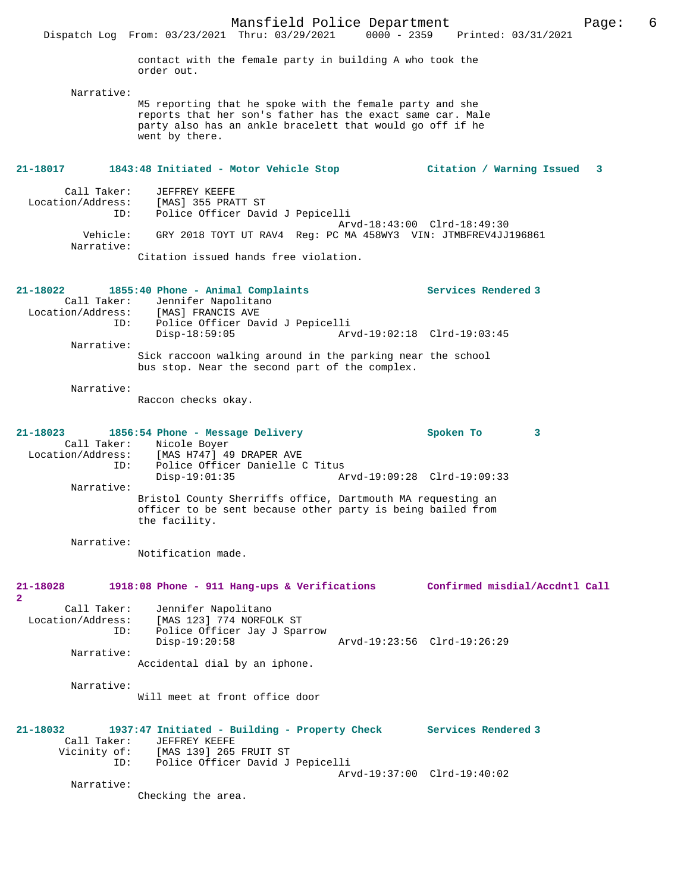contact with the female party in building A who took the order out.

Narrative:
M5 reporting that he spoke with the female party and she reports that her son's father has the exact same car. Male party also has an ankle bracelett that would go off if he went by there.

**21-18017 1843:48 Initiated - Motor Vehicle Stop — Citation / Warning Issued 3**

Call Taker: JEFFREY KEEFE
Location/Address: [MAS] 355 PRATT ST
ID: Police Officer David J Pepicelli
Arvd-18:43:00 Clrd-18:49:30
Vehicle: GRY 2018 TOYT UT RAV4 Reg: PC MA 458WY3 VIN: JTMBFREV4JJ196861
Narrative:
Citation issued hands free violation.

**21-18022 1855:40 Phone - Animal Complaints — Services Rendered 3**

Call Taker: Jennifer Napolitano
Location/Address: [MAS] FRANCIS AVE
ID: Police Officer David J Pepicelli
Disp-18:59:05 Arvd-19:02:18 Clrd-19:03:45
Narrative:
Sick raccoon walking around in the parking near the school bus stop. Near the second part of the complex.

Narrative:
Raccon checks okay.

**21-18023 1856:54 Phone - Message Delivery — Spoken To 3**

Call Taker: Nicole Boyer
Location/Address: [MAS H747] 49 DRAPER AVE
ID: Police Officer Danielle C Titus
Disp-19:01:35 Arvd-19:09:28 Clrd-19:09:33
Narrative:
Bristol County Sherriffs office, Dartmouth MA requesting an officer to be sent because other party is being bailed from the facility.

Narrative:
Notification made.

**21-18028 1918:08 Phone - 911 Hang-ups & Verifications — Confirmed misdial/Accdntl Call 2**

Call Taker: Jennifer Napolitano
Location/Address: [MAS 123] 774 NORFOLK ST
ID: Police Officer Jay J Sparrow
Disp-19:20:58 Arvd-19:23:56 Clrd-19:26:29
Narrative:
Accidental dial by an iphone.

Narrative:
Will meet at front office door

**21-18032 1937:47 Initiated - Building - Property Check — Services Rendered 3**

Call Taker: JEFFREY KEEFE
Vicinity of: [MAS 139] 265 FRUIT ST
ID: Police Officer David J Pepicelli
Arvd-19:37:00 Clrd-19:40:02
Narrative:
Checking the area.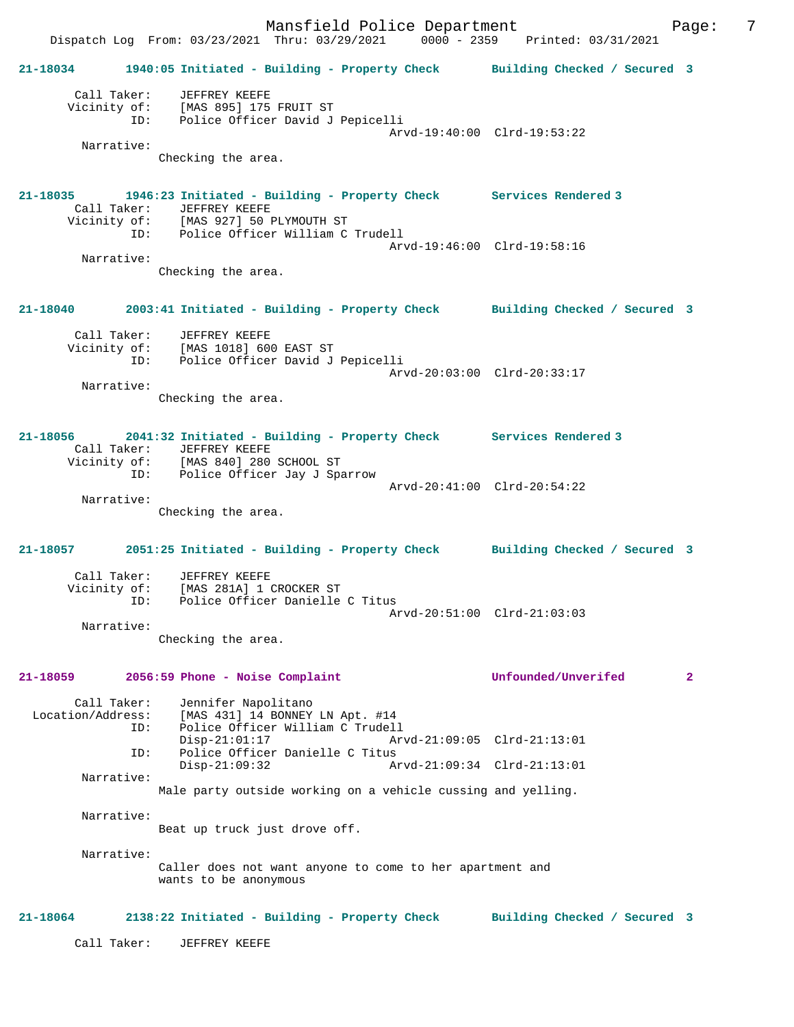**21-18034 1940:05 Initiated - Building - Property Check — Building Checked / Secured 3**

```
Call Taker:    JEFFREY KEEFE
Vicinity of:   [MAS 895] 175 FRUIT ST
        ID:    Police Officer David J Pepicelli
                                    Arvd-19:40:00  Clrd-19:53:22
Narrative:
               Checking the area.
```

**21-18035 1946:23 Initiated - Building - Property Check — Services Rendered 3**

```
Call Taker:    JEFFREY KEEFE
Vicinity of:   [MAS 927] 50 PLYMOUTH ST
        ID:    Police Officer William C Trudell
                                    Arvd-19:46:00  Clrd-19:58:16
Narrative:
               Checking the area.
```

**21-18040 2003:41 Initiated - Building - Property Check — Building Checked / Secured 3**

```
Call Taker:    JEFFREY KEEFE
Vicinity of:   [MAS 1018] 600 EAST ST
        ID:    Police Officer David J Pepicelli
                                    Arvd-20:03:00  Clrd-20:33:17
Narrative:
               Checking the area.
```

**21-18056 2041:32 Initiated - Building - Property Check — Services Rendered 3**

```
Call Taker:    JEFFREY KEEFE
Vicinity of:   [MAS 840] 280 SCHOOL ST
        ID:    Police Officer Jay J Sparrow
                                    Arvd-20:41:00  Clrd-20:54:22
Narrative:
               Checking the area.
```

**21-18057 2051:25 Initiated - Building - Property Check — Building Checked / Secured 3**

```
Call Taker:    JEFFREY KEEFE
Vicinity of:   [MAS 281A] 1 CROCKER ST
        ID:    Police Officer Danielle C Titus
                                    Arvd-20:51:00  Clrd-21:03:03
Narrative:
               Checking the area.
```

**21-18059 2056:59 Phone - Noise Complaint — Unfounded/Unverifed 2**

```
       Call Taker:    Jennifer Napolitano
Location/Address:    [MAS 431] 14 BONNEY LN Apt. #14
               ID:    Police Officer William C Trudell
                      Disp-21:01:17         Arvd-21:09:05  Clrd-21:13:01
               ID:    Police Officer Danielle C Titus
                      Disp-21:09:32         Arvd-21:09:34  Clrd-21:13:01
       Narrative:
                      Male party outside working on a vehicle cussing and yelling.

       Narrative:
                      Beat up truck just drove off.

       Narrative:
                      Caller does not want anyone to come to her apartment and
                      wants to be anonymous
```

**21-18064 2138:22 Initiated - Building - Property Check — Building Checked / Secured 3**

```
Call Taker:    JEFFREY KEEFE
```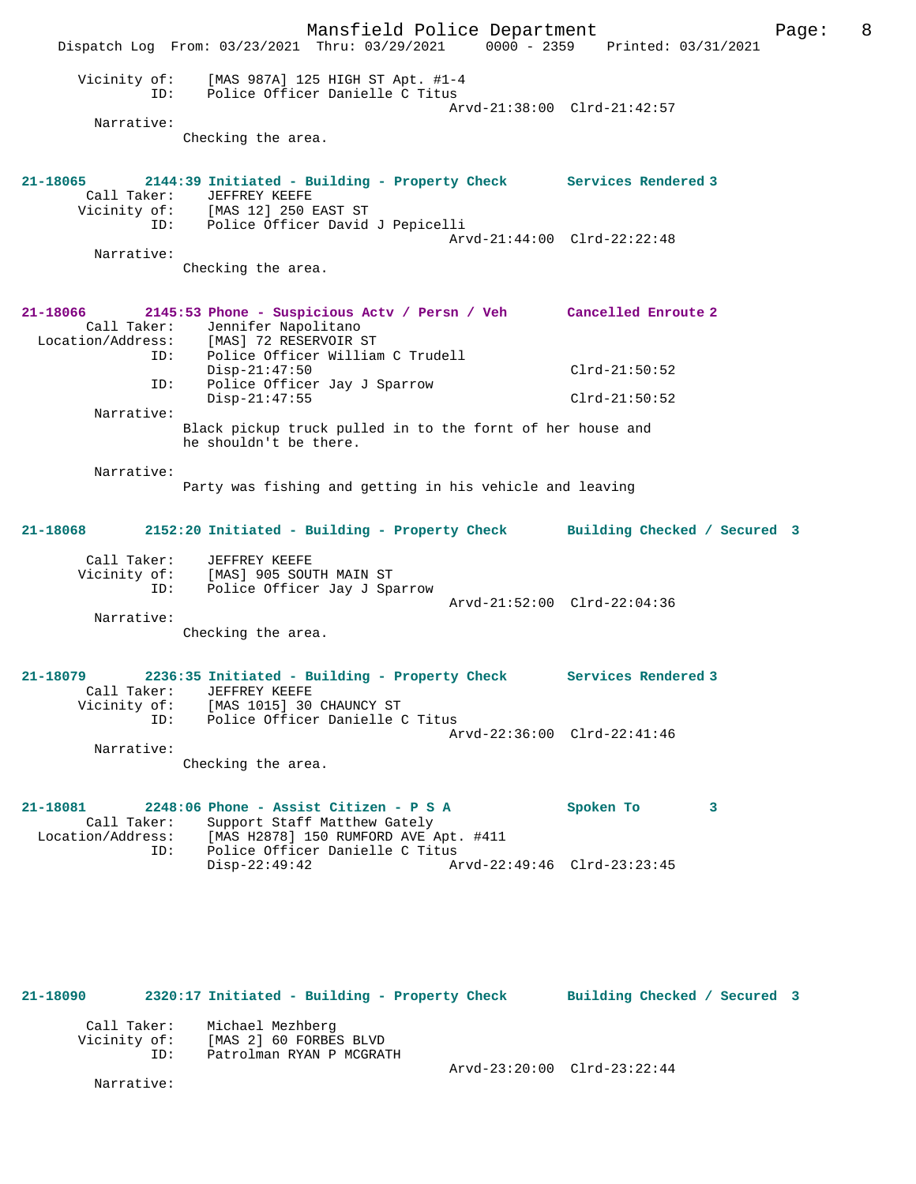```
        Vicinity of:     [MAS 987A] 125 HIGH ST Apt. #1-4
                 ID:     Police Officer Danielle C Titus
                                                  Arvd-21:38:00  Clrd-21:42:57
          Narrative:
                  Checking the area.


21-18065       2144:39 Initiated - Building - Property Check       Services Rendered 3
         Call Taker:     JEFFREY KEEFE
        Vicinity of:     [MAS 12] 250 EAST ST
                 ID:     Police Officer David J Pepicelli
                                                  Arvd-21:44:00  Clrd-22:22:48
          Narrative:
                  Checking the area.


21-18066       2145:53 Phone - Suspicious Actv / Persn / Veh       Cancelled Enroute 2
         Call Taker:     Jennifer Napolitano
   Location/Address:     [MAS] 72 RESERVOIR ST
                 ID:     Police Officer William C Trudell
                         Disp-21:47:50                                Clrd-21:50:52
                 ID:     Police Officer Jay J Sparrow
                         Disp-21:47:55                                Clrd-21:50:52
          Narrative:
                  Black pickup truck pulled in to the fornt of her house and
                  he shouldn't be there.

          Narrative:
                  Party was fishing and getting in his vehicle and leaving


21-18068       2152:20 Initiated - Building - Property Check       Building Checked / Secured  3

         Call Taker:     JEFFREY KEEFE
        Vicinity of:     [MAS] 905 SOUTH MAIN ST
                 ID:     Police Officer Jay J Sparrow
                                                  Arvd-21:52:00  Clrd-22:04:36
          Narrative:
                  Checking the area.


21-18079       2236:35 Initiated - Building - Property Check       Services Rendered 3
         Call Taker:     JEFFREY KEEFE
        Vicinity of:     [MAS 1015] 30 CHAUNCY ST
                 ID:     Police Officer Danielle C Titus
                                                  Arvd-22:36:00  Clrd-22:41:46
          Narrative:
                  Checking the area.


21-18081       2248:06 Phone - Assist Citizen - P S A              Spoken To         3
         Call Taker:     Support Staff Matthew Gately
   Location/Address:     [MAS H2878] 150 RUMFORD AVE Apt. #411
                 ID:     Police Officer Danielle C Titus
                         Disp-22:49:42            Arvd-22:49:46  Clrd-23:23:45


21-18090       2320:17 Initiated - Building - Property Check       Building Checked / Secured  3

         Call Taker:     Michael Mezhberg
        Vicinity of:     [MAS 2] 60 FORBES BLVD
                 ID:     Patrolman RYAN P MCGRATH
                                                  Arvd-23:20:00  Clrd-23:22:44
          Narrative:
```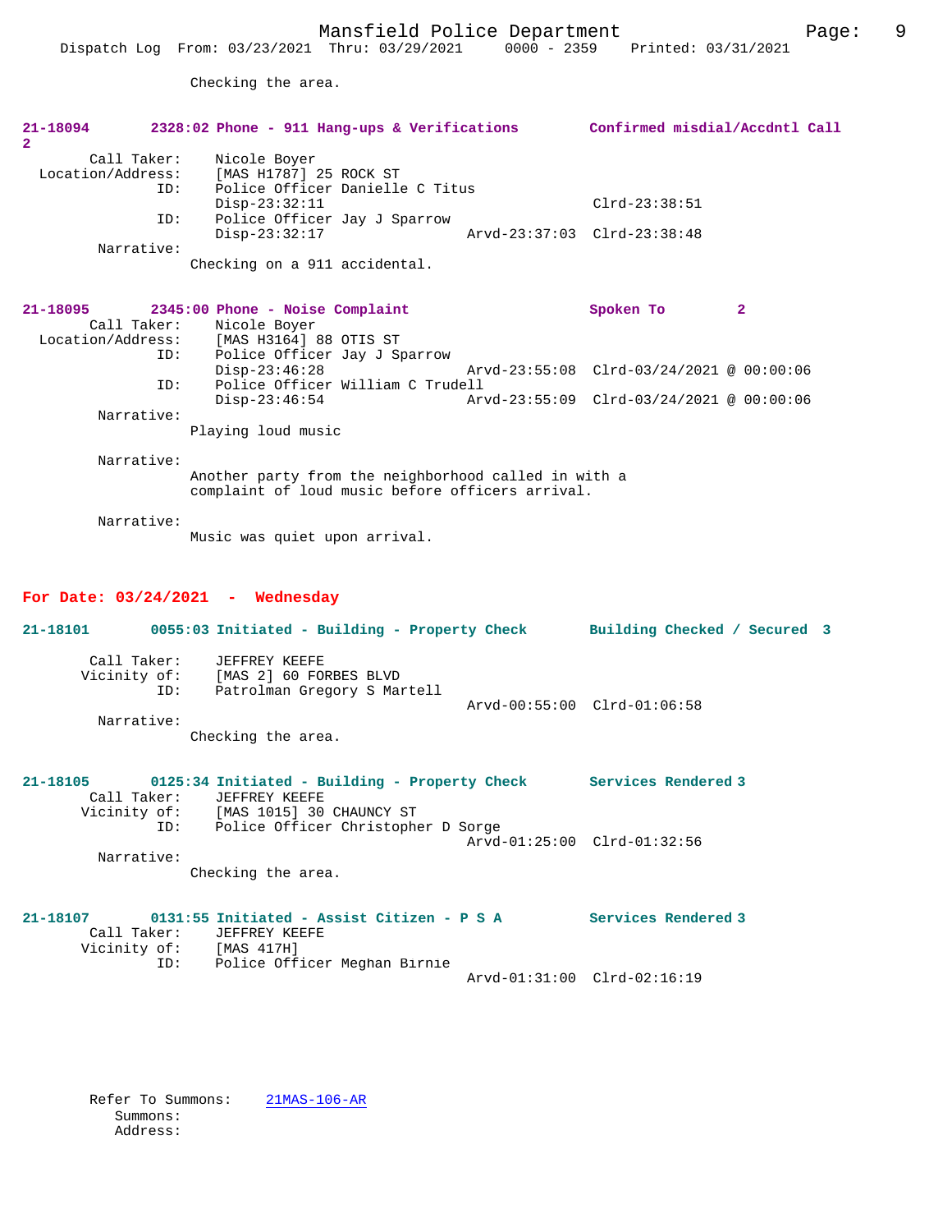Checking the area.

**21-18094 2328:02 Phone - 911 Hang-ups & Verifications Confirmed misdial/Accdntl Call 2**

```
        Call Taker:    Nicole Boyer
  Location/Address:    [MAS H1787] 25 ROCK ST
                ID:    Police Officer Danielle C Titus
                       Disp-23:32:11                         Clrd-23:38:51
                ID:    Police Officer Jay J Sparrow
                       Disp-23:32:17             Arvd-23:37:03  Clrd-23:38:48
         Narrative:
                      Checking on a 911 accidental.
```

**21-18095 2345:00 Phone - Noise Complaint Spoken To 2**

```
        Call Taker:    Nicole Boyer
  Location/Address:    [MAS H3164] 88 OTIS ST
                ID:    Police Officer Jay J Sparrow
                       Disp-23:46:28             Arvd-23:55:08  Clrd-03/24/2021 @ 00:00:06
                ID:    Police Officer William C Trudell
                       Disp-23:46:54             Arvd-23:55:09  Clrd-03/24/2021 @ 00:00:06
         Narrative:
                      Playing loud music

         Narrative:
                      Another party from the neighborhood called in with a
                      complaint of loud music before officers arrival.

         Narrative:
                      Music was quiet upon arrival.
```

## For Date: 03/24/2021 - Wednesday

**21-18101 0055:03 Initiated - Building - Property Check Building Checked / Secured 3**

```
        Call Taker:    JEFFREY KEEFE
       Vicinity of:    [MAS 2] 60 FORBES BLVD
                ID:    Patrolman Gregory S Martell
                                                 Arvd-00:55:00  Clrd-01:06:58
         Narrative:
                      Checking the area.
```

**21-18105 0125:34 Initiated - Building - Property Check Services Rendered 3**

```
        Call Taker:    JEFFREY KEEFE
       Vicinity of:    [MAS 1015] 30 CHAUNCY ST
                ID:    Police Officer Christopher D Sorge
                                                 Arvd-01:25:00  Clrd-01:32:56
         Narrative:
                      Checking the area.
```

**21-18107 0131:55 Initiated - Assist Citizen - P S A Services Rendered 3**

```
        Call Taker:    JEFFREY KEEFE
       Vicinity of:    [MAS 417H]
                ID:    Police Officer Meghan Birnie
                                                 Arvd-01:31:00  Clrd-02:16:19
```

```
        Refer To Summons:    21MAS-106-AR
           Summons:
           Address:
```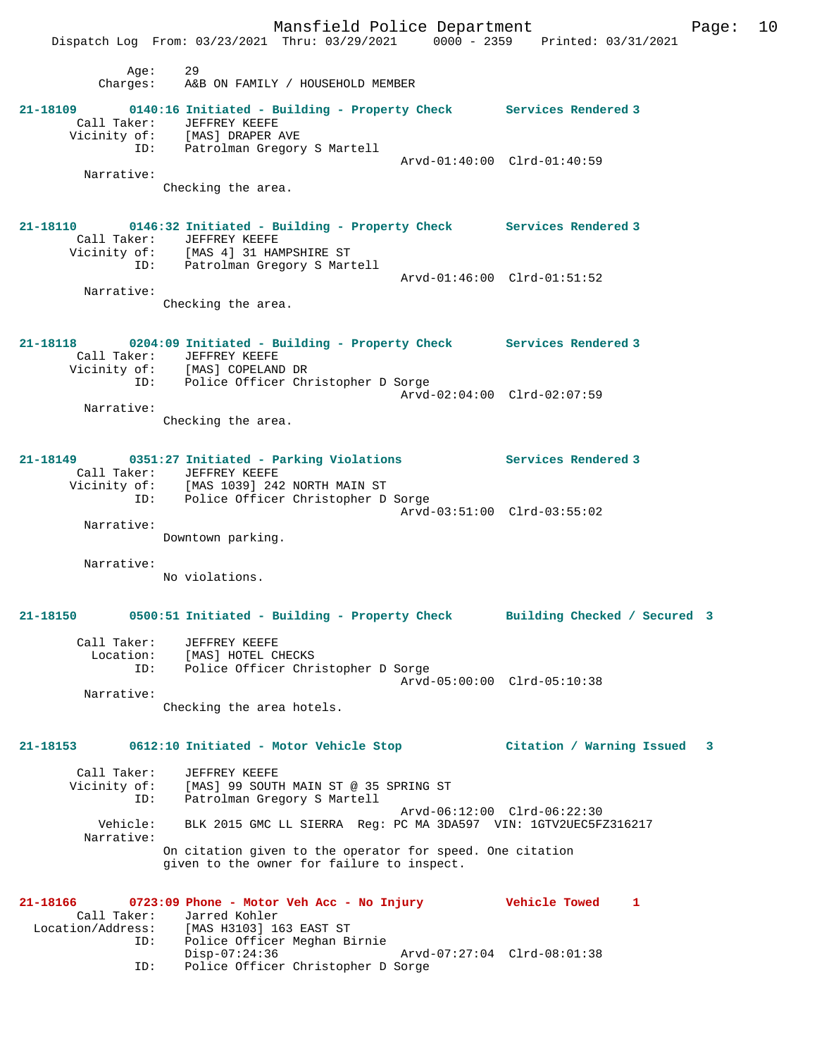Age: 29
Charges: A&B ON FAMILY / HOUSEHOLD MEMBER

**21-18109** 0140:16 Initiated - Building - Property Check — Services Rendered 3
Call Taker: JEFFREY KEEFE
Vicinity of: [MAS] DRAPER AVE
ID: Patrolman Gregory S Martell
Arvd-01:40:00 Clrd-01:40:59
Narrative:
Checking the area.

**21-18110** 0146:32 Initiated - Building - Property Check — Services Rendered 3
Call Taker: JEFFREY KEEFE
Vicinity of: [MAS 4] 31 HAMPSHIRE ST
ID: Patrolman Gregory S Martell
Arvd-01:46:00 Clrd-01:51:52
Narrative:
Checking the area.

**21-18118** 0204:09 Initiated - Building - Property Check — Services Rendered 3
Call Taker: JEFFREY KEEFE
Vicinity of: [MAS] COPELAND DR
ID: Police Officer Christopher D Sorge
Arvd-02:04:00 Clrd-02:07:59
Narrative:
Checking the area.

**21-18149** 0351:27 Initiated - Parking Violations — Services Rendered 3
Call Taker: JEFFREY KEEFE
Vicinity of: [MAS 1039] 242 NORTH MAIN ST
ID: Police Officer Christopher D Sorge
Arvd-03:51:00 Clrd-03:55:02
Narrative:
Downtown parking.

Narrative:
No violations.

**21-18150** 0500:51 Initiated - Building - Property Check — Building Checked / Secured 3
Call Taker: JEFFREY KEEFE
Location: [MAS] HOTEL CHECKS
ID: Police Officer Christopher D Sorge
Arvd-05:00:00 Clrd-05:10:38
Narrative:
Checking the area hotels.

**21-18153** 0612:10 Initiated - Motor Vehicle Stop — Citation / Warning Issued 3
Call Taker: JEFFREY KEEFE
Vicinity of: [MAS] 99 SOUTH MAIN ST @ 35 SPRING ST
ID: Patrolman Gregory S Martell
Arvd-06:12:00 Clrd-06:22:30
Vehicle: BLK 2015 GMC LL SIERRA Reg: PC MA 3DA597 VIN: 1GTV2UEC5FZ316217
Narrative:
On citation given to the operator for speed. One citation given to the owner for failure to inspect.

**21-18166** 0723:09 Phone - Motor Veh Acc - No Injury — Vehicle Towed 1
Call Taker: Jarred Kohler
Location/Address: [MAS H3103] 163 EAST ST
ID: Police Officer Meghan Birnie
Disp-07:24:36 Arvd-07:27:04 Clrd-08:01:38
ID: Police Officer Christopher D Sorge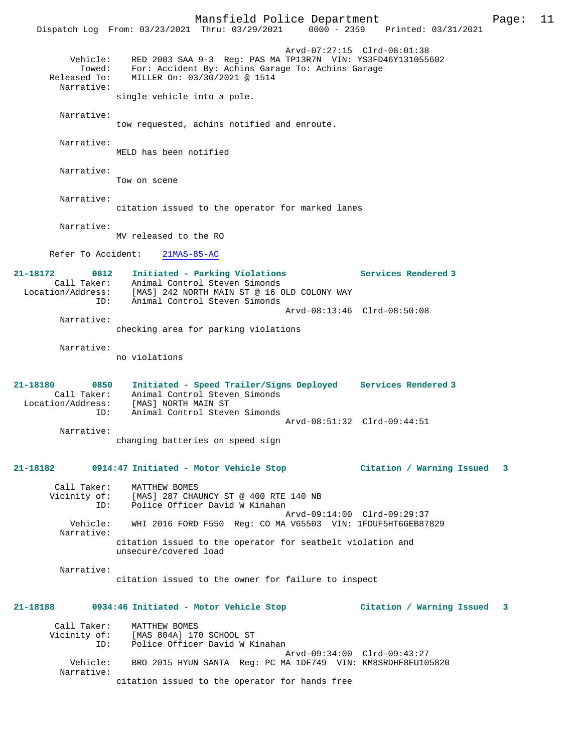Arvd-07:27:15 Clrd-08:01:38

Vehicle: RED 2003 SAA 9-3 Reg: PAS MA TP13R7N VIN: YS3FD46Y131055602
Towed: For: Accident By: Achins Garage To: Achins Garage
Released To: MILLER On: 03/30/2021 @ 1514

Narrative:
single vehicle into a pole.

Narrative:
tow requested, achins notified and enroute.

Narrative:
MELD has been notified

Narrative:
Tow on scene

Narrative:
citation issued to the operator for marked lanes

Narrative:
MV released to the RO

Refer To Accident: 21MAS-85-AC

**21-18172 0812 Initiated - Parking Violations Services Rendered 3**

Call Taker: Animal Control Steven Simonds
Location/Address: [MAS] 242 NORTH MAIN ST @ 16 OLD COLONY WAY
ID: Animal Control Steven Simonds
Arvd-08:13:46 Clrd-08:50:08

Narrative:
checking area for parking violations

Narrative:
no violations

**21-18180 0850 Initiated - Speed Trailer/Signs Deployed Services Rendered 3**

Call Taker: Animal Control Steven Simonds
Location/Address: [MAS] NORTH MAIN ST
ID: Animal Control Steven Simonds
Arvd-08:51:32 Clrd-09:44:51

Narrative:
changing batteries on speed sign

**21-18182 0914:47 Initiated - Motor Vehicle Stop Citation / Warning Issued 3**

Call Taker: MATTHEW BOMES
Vicinity of: [MAS] 287 CHAUNCY ST @ 400 RTE 140 NB
ID: Police Officer David W Kinahan
Arvd-09:14:00 Clrd-09:29:37

Vehicle: WHI 2016 FORD F550 Reg: CO MA V65503 VIN: 1FDUF5HT6GEB87829

Narrative:
citation issued to the operator for seatbelt violation and unsecure/covered load

Narrative:
citation issued to the owner for failure to inspect

**21-18188 0934:46 Initiated - Motor Vehicle Stop Citation / Warning Issued 3**

Call Taker: MATTHEW BOMES
Vicinity of: [MAS 804A] 170 SCHOOL ST
ID: Police Officer David W Kinahan
Arvd-09:34:00 Clrd-09:43:27

Vehicle: BRO 2015 HYUN SANTA Reg: PC MA 1DF749 VIN: KM8SRDHF8FU105820

Narrative:
citation issued to the operator for hands free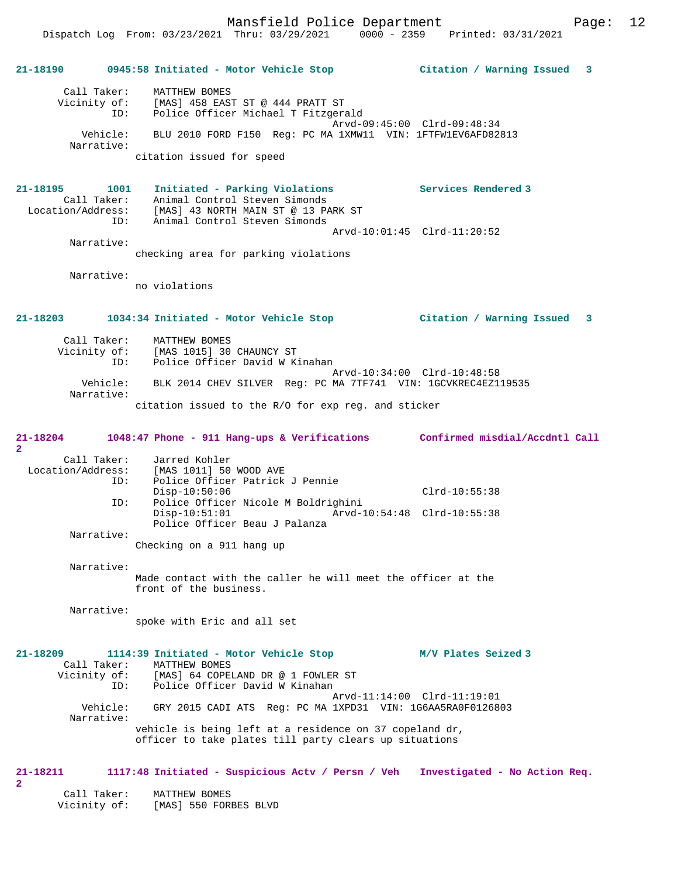**21-18190 0945:58 Initiated - Motor Vehicle Stop — Citation / Warning Issued 3**

```
        Call Taker:    MATTHEW BOMES
       Vicinity of:    [MAS] 458 EAST ST @ 444 PRATT ST
                ID:    Police Officer Michael T Fitzgerald
                                                Arvd-09:45:00  Clrd-09:48:34
           Vehicle:    BLU 2010 FORD F150  Reg: PC MA 1XMW11  VIN: 1FTFW1EV6AFD82813
         Narrative:
                     citation issued for speed
```

**21-18195 1001 Initiated - Parking Violations — Services Rendered 3**

```
        Call Taker:    Animal Control Steven Simonds
  Location/Address:    [MAS] 43 NORTH MAIN ST @ 13 PARK ST
                ID:    Animal Control Steven Simonds
                                                Arvd-10:01:45  Clrd-11:20:52
         Narrative:
                     checking area for parking violations

         Narrative:
                     no violations
```

**21-18203 1034:34 Initiated - Motor Vehicle Stop — Citation / Warning Issued 3**

```
        Call Taker:    MATTHEW BOMES
       Vicinity of:    [MAS 1015] 30 CHAUNCY ST
                ID:    Police Officer David W Kinahan
                                                Arvd-10:34:00  Clrd-10:48:58
           Vehicle:    BLK 2014 CHEV SILVER  Reg: PC MA 7TF741  VIN: 1GCVKREC4EZ119535
         Narrative:
                     citation issued to the R/O for exp reg. and sticker
```

**21-18204 1048:47 Phone - 911 Hang-ups & Verifications — Confirmed misdial/Accdntl Call 2**

```
        Call Taker:    Jarred Kohler
  Location/Address:    [MAS 1011] 50 WOOD AVE
                ID:    Police Officer Patrick J Pennie
                       Disp-10:50:06                           Clrd-10:55:38
                ID:    Police Officer Nicole M Boldrighini
                       Disp-10:51:01            Arvd-10:54:48  Clrd-10:55:38
                       Police Officer Beau J Palanza
         Narrative:
                     Checking on a 911 hang up

         Narrative:
                     Made contact with the caller he will meet the officer at the
                     front of the business.

         Narrative:
                     spoke with Eric and all set
```

**21-18209 1114:39 Initiated - Motor Vehicle Stop — M/V Plates Seized 3**

```
        Call Taker:    MATTHEW BOMES
       Vicinity of:    [MAS] 64 COPELAND DR @ 1 FOWLER ST
                ID:    Police Officer David W Kinahan
                                                Arvd-11:14:00  Clrd-11:19:01
           Vehicle:    GRY 2015 CADI ATS  Reg: PC MA 1XPD31  VIN: 1G6AA5RA0F0126803
         Narrative:
                     vehicle is being left at a residence on 37 copeland dr,
                     officer to take plates till party clears up situations
```

**21-18211 1117:48 Initiated - Suspicious Actv / Persn / Veh — Investigated - No Action Req. 2**

```
        Call Taker:    MATTHEW BOMES
       Vicinity of:    [MAS] 550 FORBES BLVD
```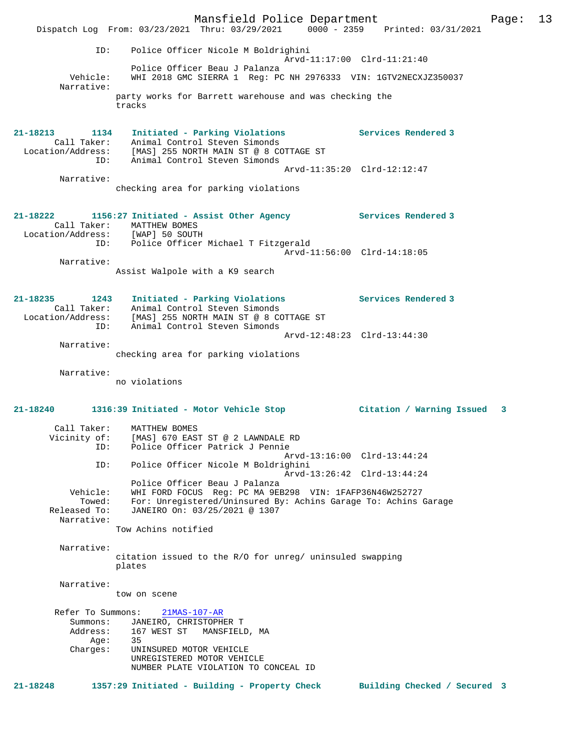```
            ID:    Police Officer Nicole M Boldrighini
                                             Arvd-11:17:00  Clrd-11:21:40
                   Police Officer Beau J Palanza
       Vehicle:    WHI 2018 GMC SIERRA 1  Reg: PC NH 2976333  VIN: 1GTV2NECXJZ350037
     Narrative:
                party works for Barrett warehouse and was checking the
                tracks
```

**21-18213        1134    Initiated - Parking Violations            Services Rendered 3**

```
     Call Taker:    Animal Control Steven Simonds
 Location/Address:  [MAS] 255 NORTH MAIN ST @ 8 COTTAGE ST
            ID:    Animal Control Steven Simonds
                                             Arvd-11:35:20  Clrd-12:12:47
     Narrative:
                checking area for parking violations
```

**21-18222        1156:27 Initiated - Assist Other Agency           Services Rendered 3**

```
     Call Taker:    MATTHEW BOMES
 Location/Address:  [WAP] 50 SOUTH
            ID:    Police Officer Michael T Fitzgerald
                                             Arvd-11:56:00  Clrd-14:18:05
     Narrative:
                Assist Walpole with a K9 search
```

**21-18235        1243    Initiated - Parking Violations            Services Rendered 3**

```
     Call Taker:    Animal Control Steven Simonds
 Location/Address:  [MAS] 255 NORTH MAIN ST @ 8 COTTAGE ST
            ID:    Animal Control Steven Simonds
                                             Arvd-12:48:23  Clrd-13:44:30
     Narrative:
                checking area for parking violations

     Narrative:
                no violations
```

**21-18240        1316:39 Initiated - Motor Vehicle Stop            Citation / Warning Issued   3**

```
     Call Taker:    MATTHEW BOMES
    Vicinity of:    [MAS] 670 EAST ST @ 2 LAWNDALE RD
            ID:    Police Officer Patrick J Pennie
                                             Arvd-13:16:00  Clrd-13:44:24
            ID:    Police Officer Nicole M Boldrighini
                                             Arvd-13:26:42  Clrd-13:44:24
                   Police Officer Beau J Palanza
       Vehicle:    WHI FORD FOCUS  Reg: PC MA 9EB298  VIN: 1FAFP36N46W252727
         Towed:    For: Unregistered/Uninsured By: Achins Garage To: Achins Garage
   Released To:    JANEIRO On: 03/25/2021 @ 1307
     Narrative:
                Tow Achins notified

     Narrative:
                citation issued to the R/O for unreg/ uninsuled swapping
                plates

     Narrative:
                tow on scene

   Refer To Summons:    21MAS-107-AR
        Summons:    JANEIRO, CHRISTOPHER T
        Address:    167 WEST ST   MANSFIELD, MA
            Age:    35
        Charges:    UNINSURED MOTOR VEHICLE
                    UNREGISTERED MOTOR VEHICLE
                    NUMBER PLATE VIOLATION TO CONCEAL ID
```

**21-18248        1357:29 Initiated - Building - Property Check     Building Checked / Secured  3**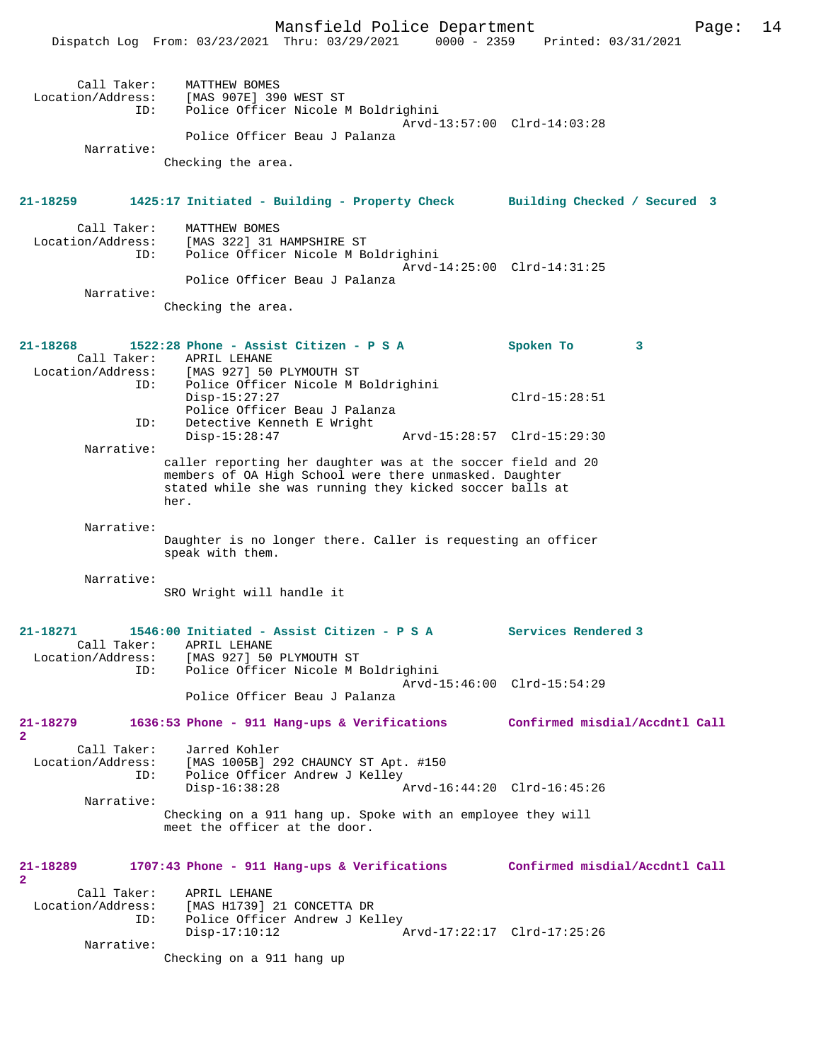```
        Call Taker:    MATTHEW BOMES
  Location/Address:    [MAS 907E] 390 WEST ST
                ID:    Police Officer Nicole M Boldrighini
                                                 Arvd-13:57:00  Clrd-14:03:28
                       Police Officer Beau J Palanza
         Narrative:
                     Checking the area.


21-18259       1425:17 Initiated - Building - Property Check       Building Checked / Secured  3

        Call Taker:    MATTHEW BOMES
  Location/Address:    [MAS 322] 31 HAMPSHIRE ST
                ID:    Police Officer Nicole M Boldrighini
                                                 Arvd-14:25:00  Clrd-14:31:25
                       Police Officer Beau J Palanza
         Narrative:
                     Checking the area.


21-18268       1522:28 Phone - Assist Citizen - P S A              Spoken To          3
        Call Taker:    APRIL LEHANE
  Location/Address:    [MAS 927] 50 PLYMOUTH ST
                ID:    Police Officer Nicole M Boldrighini
                       Disp-15:27:27                               Clrd-15:28:51
                       Police Officer Beau J Palanza
                ID:    Detective Kenneth E Wright
                       Disp-15:28:47             Arvd-15:28:57  Clrd-15:29:30
         Narrative:
                     caller reporting her daughter was at the soccer field and 20
                     members of OA High School were there unmasked. Daughter
                     stated while she was running they kicked soccer balls at
                     her.

         Narrative:
                     Daughter is no longer there. Caller is requesting an officer
                     speak with them.

         Narrative:
                     SRO Wright will handle it


21-18271       1546:00 Initiated - Assist Citizen - P S A          Services Rendered 3
        Call Taker:    APRIL LEHANE
  Location/Address:    [MAS 927] 50 PLYMOUTH ST
                ID:    Police Officer Nicole M Boldrighini
                                                 Arvd-15:46:00  Clrd-15:54:29
                       Police Officer Beau J Palanza

21-18279       1636:53 Phone - 911 Hang-ups & Verifications        Confirmed misdial/Accdntl Call
2
        Call Taker:    Jarred Kohler
  Location/Address:    [MAS 1005B] 292 CHAUNCY ST Apt. #150
                ID:    Police Officer Andrew J Kelley
                       Disp-16:38:28             Arvd-16:44:20  Clrd-16:45:26
         Narrative:
                     Checking on a 911 hang up. Spoke with an employee they will
                     meet the officer at the door.


21-18289       1707:43 Phone - 911 Hang-ups & Verifications        Confirmed misdial/Accdntl Call
2
        Call Taker:    APRIL LEHANE
  Location/Address:    [MAS H1739] 21 CONCETTA DR
                ID:    Police Officer Andrew J Kelley
                       Disp-17:10:12             Arvd-17:22:17  Clrd-17:25:26
         Narrative:
                     Checking on a 911 hang up
```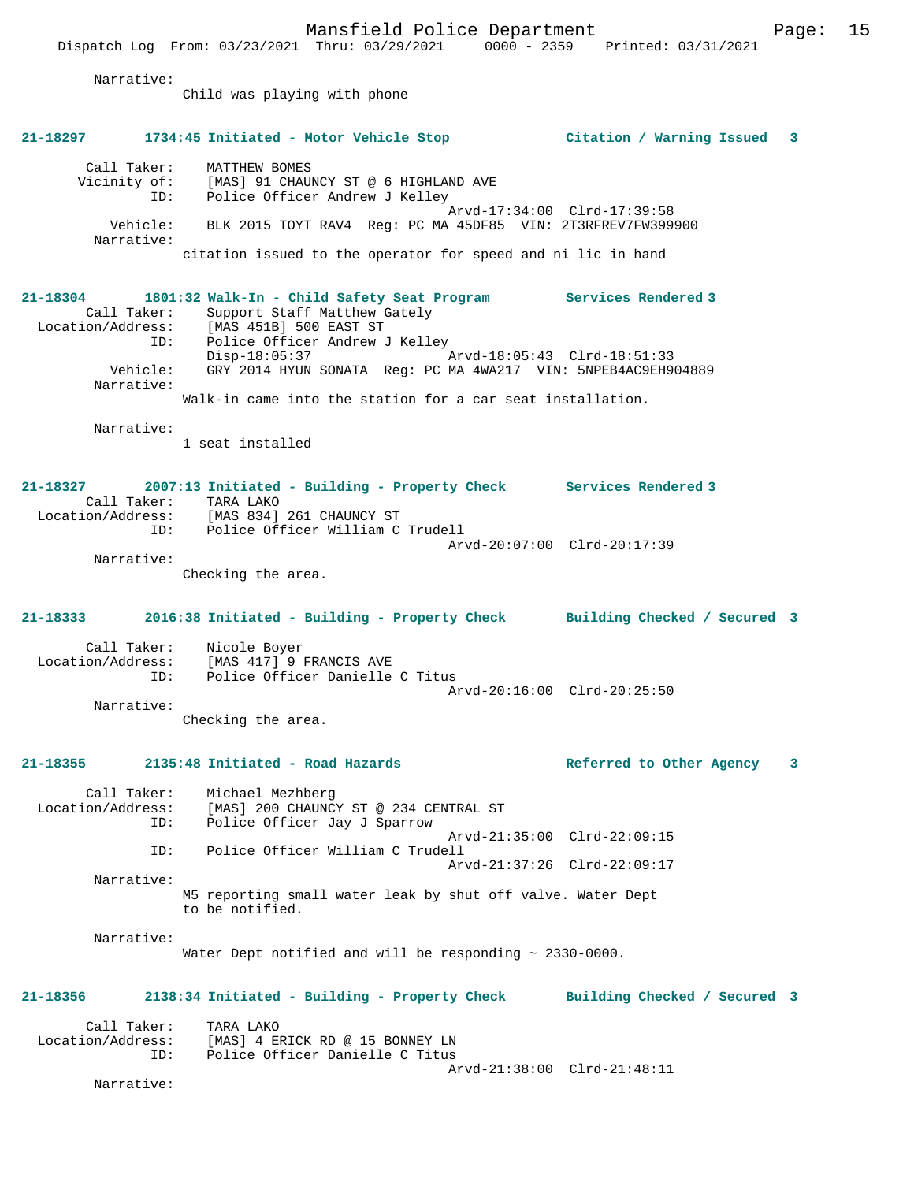Narrative:
Child was playing with phone

**21-18297 1734:45 Initiated - Motor Vehicle Stop — Citation / Warning Issued 3**

Call Taker: MATTHEW BOMES
Vicinity of: [MAS] 91 CHAUNCY ST @ 6 HIGHLAND AVE
ID: Police Officer Andrew J Kelley
Arvd-17:34:00 Clrd-17:39:58
Vehicle: BLK 2015 TOYT RAV4 Reg: PC MA 45DF85 VIN: 2T3RFREV7FW399900
Narrative:
citation issued to the operator for speed and ni lic in hand

**21-18304 1801:32 Walk-In - Child Safety Seat Program — Services Rendered 3**

Call Taker: Support Staff Matthew Gately
Location/Address: [MAS 451B] 500 EAST ST
ID: Police Officer Andrew J Kelley
Disp-18:05:37 Arvd-18:05:43 Clrd-18:51:33
Vehicle: GRY 2014 HYUN SONATA Reg: PC MA 4WA217 VIN: 5NPEB4AC9EH904889
Narrative:
Walk-in came into the station for a car seat installation.

Narrative:
1 seat installed

**21-18327 2007:13 Initiated - Building - Property Check — Services Rendered 3**

Call Taker: TARA LAKO
Location/Address: [MAS 834] 261 CHAUNCY ST
ID: Police Officer William C Trudell
Arvd-20:07:00 Clrd-20:17:39
Narrative:
Checking the area.

**21-18333 2016:38 Initiated - Building - Property Check — Building Checked / Secured 3**

Call Taker: Nicole Boyer
Location/Address: [MAS 417] 9 FRANCIS AVE
ID: Police Officer Danielle C Titus
Arvd-20:16:00 Clrd-20:25:50
Narrative:
Checking the area.

**21-18355 2135:48 Initiated - Road Hazards — Referred to Other Agency 3**

Call Taker: Michael Mezhberg
Location/Address: [MAS] 200 CHAUNCY ST @ 234 CENTRAL ST
ID: Police Officer Jay J Sparrow
Arvd-21:35:00 Clrd-22:09:15
ID: Police Officer William C Trudell
Arvd-21:37:26 Clrd-22:09:17
Narrative:
M5 reporting small water leak by shut off valve. Water Dept to be notified.

Narrative:
Water Dept notified and will be responding ~ 2330-0000.

**21-18356 2138:34 Initiated - Building - Property Check — Building Checked / Secured 3**

Call Taker: TARA LAKO
Location/Address: [MAS] 4 ERICK RD @ 15 BONNEY LN
ID: Police Officer Danielle C Titus
Arvd-21:38:00 Clrd-21:48:11
Narrative: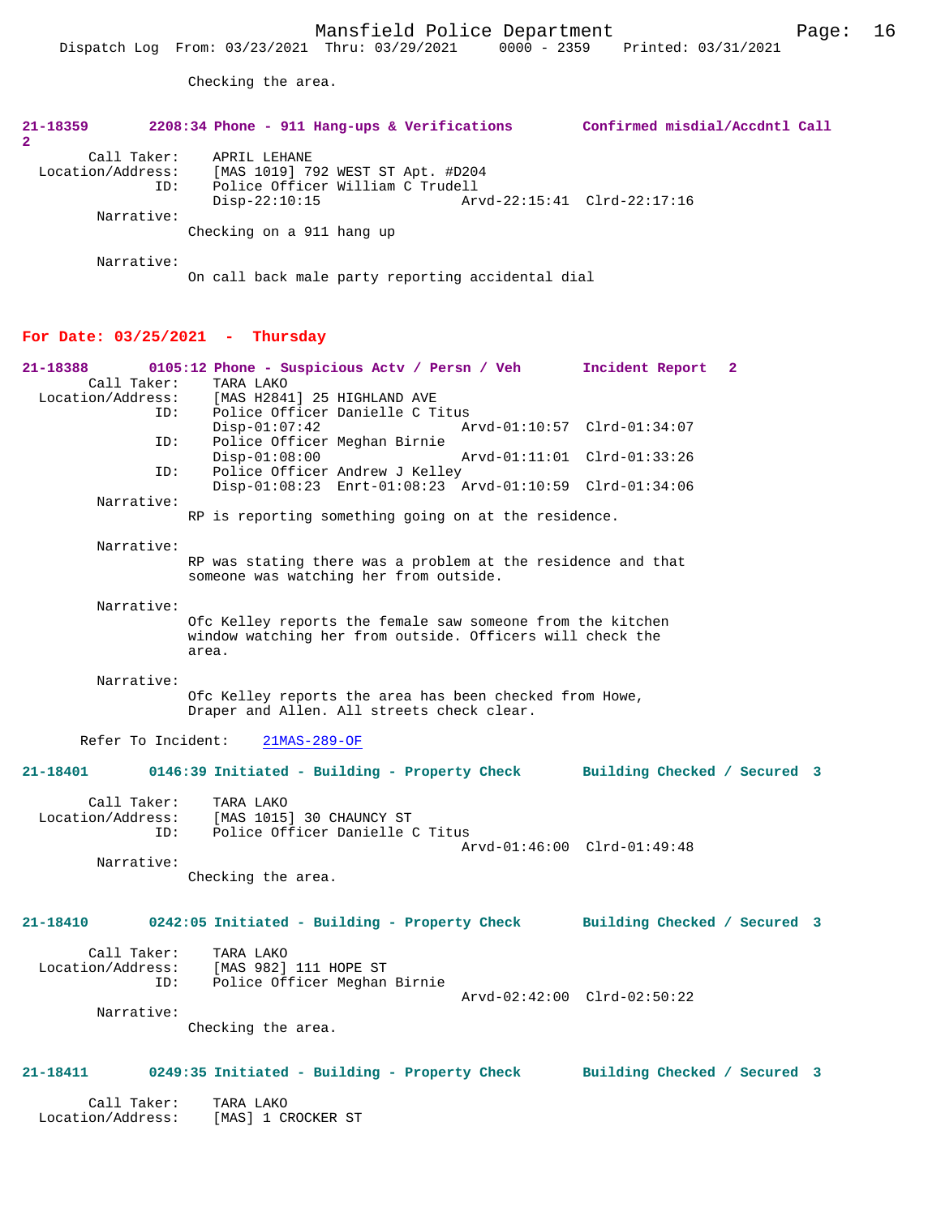Checking the area.

**21-18359 2208:34 Phone - 911 Hang-ups & Verifications Confirmed misdial/Accdntl Call 2**

Call Taker: APRIL LEHANE
Location/Address: [MAS 1019] 792 WEST ST Apt. #D204
ID: Police Officer William C Trudell
Disp-22:10:15 Arvd-22:15:41 Clrd-22:17:16

Narrative:
Checking on a 911 hang up

Narrative:
On call back male party reporting accidental dial

## For Date: 03/25/2021 - Thursday

**21-18388 0105:12 Phone - Suspicious Actv / Persn / Veh Incident Report 2**

Call Taker: TARA LAKO
Location/Address: [MAS H2841] 25 HIGHLAND AVE
ID: Police Officer Danielle C Titus
Disp-01:07:42 Arvd-01:10:57 Clrd-01:34:07
ID: Police Officer Meghan Birnie
Disp-01:08:00 Arvd-01:11:01 Clrd-01:33:26
ID: Police Officer Andrew J Kelley
Disp-01:08:23 Enrt-01:08:23 Arvd-01:10:59 Clrd-01:34:06

Narrative:
RP is reporting something going on at the residence.

Narrative:
RP was stating there was a problem at the residence and that someone was watching her from outside.

Narrative:
Ofc Kelley reports the female saw someone from the kitchen window watching her from outside. Officers will check the area.

Narrative:
Ofc Kelley reports the area has been checked from Howe, Draper and Allen. All streets check clear.

Refer To Incident: 21MAS-289-OF

**21-18401 0146:39 Initiated - Building - Property Check Building Checked / Secured 3**

Call Taker: TARA LAKO
Location/Address: [MAS 1015] 30 CHAUNCY ST
ID: Police Officer Danielle C Titus
Arvd-01:46:00 Clrd-01:49:48

Narrative:
Checking the area.

**21-18410 0242:05 Initiated - Building - Property Check Building Checked / Secured 3**

Call Taker: TARA LAKO
Location/Address: [MAS 982] 111 HOPE ST
ID: Police Officer Meghan Birnie
Arvd-02:42:00 Clrd-02:50:22

Narrative:
Checking the area.

**21-18411 0249:35 Initiated - Building - Property Check Building Checked / Secured 3**

Call Taker: TARA LAKO
Location/Address: [MAS] 1 CROCKER ST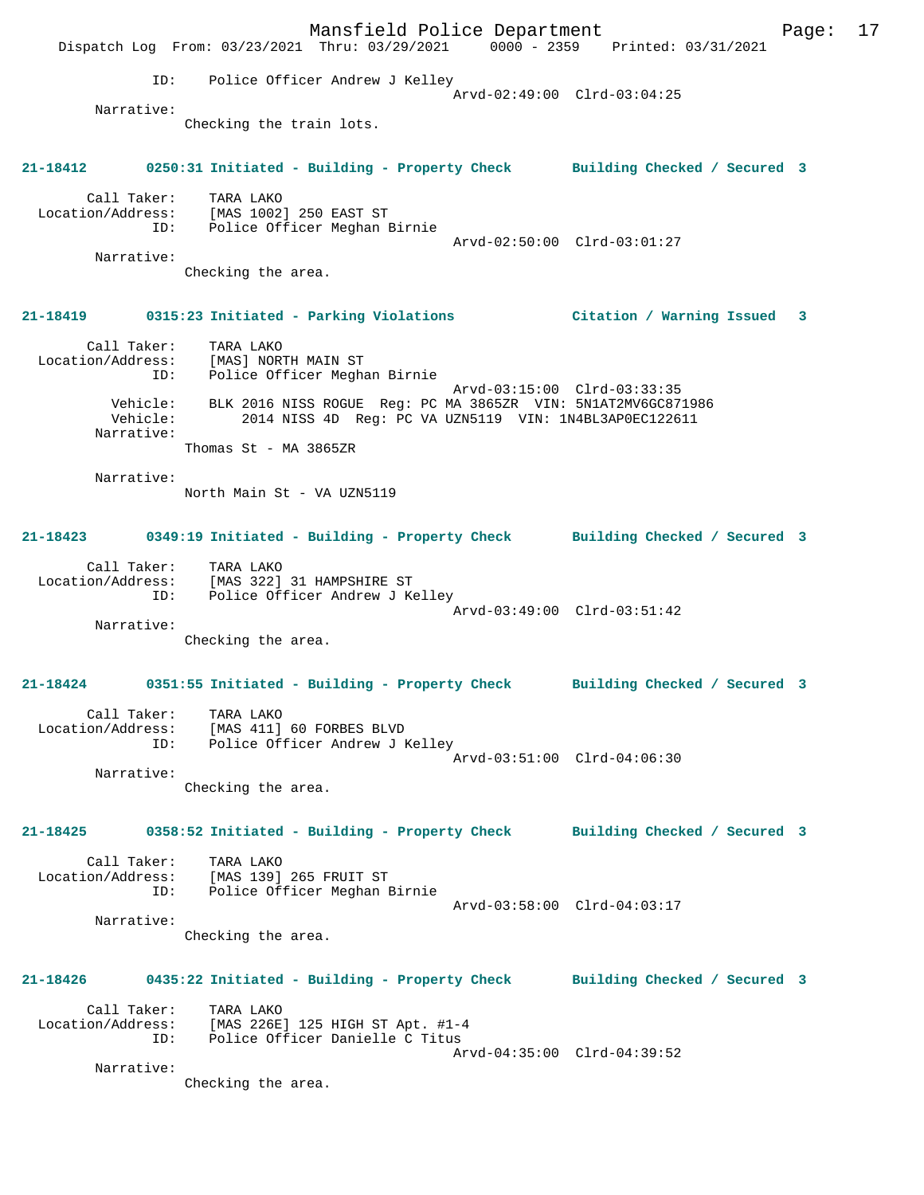ID: Police Officer Andrew J Kelley
Arvd-02:49:00 Clrd-03:04:25

Narrative:
Checking the train lots.

**21-18412** 0250:31 Initiated - Building - Property Check **Building Checked / Secured 3**

Call Taker: TARA LAKO
Location/Address: [MAS 1002] 250 EAST ST
ID: Police Officer Meghan Birnie
Arvd-02:50:00 Clrd-03:01:27

Narrative:
Checking the area.

**21-18419** 0315:23 Initiated - Parking Violations **Citation / Warning Issued 3**

Call Taker: TARA LAKO
Location/Address: [MAS] NORTH MAIN ST
ID: Police Officer Meghan Birnie
Arvd-03:15:00 Clrd-03:33:35
Vehicle: BLK 2016 NISS ROGUE Reg: PC MA 3865ZR VIN: 5N1AT2MV6GC871986
Vehicle: 2014 NISS 4D Reg: PC VA UZN5119 VIN: 1N4BL3AP0EC122611

Narrative:
Thomas St - MA 3865ZR

Narrative:
North Main St - VA UZN5119

**21-18423** 0349:19 Initiated - Building - Property Check **Building Checked / Secured 3**

Call Taker: TARA LAKO
Location/Address: [MAS 322] 31 HAMPSHIRE ST
ID: Police Officer Andrew J Kelley
Arvd-03:49:00 Clrd-03:51:42

Narrative:
Checking the area.

**21-18424** 0351:55 Initiated - Building - Property Check **Building Checked / Secured 3**

Call Taker: TARA LAKO
Location/Address: [MAS 411] 60 FORBES BLVD
ID: Police Officer Andrew J Kelley
Arvd-03:51:00 Clrd-04:06:30

Narrative:
Checking the area.

**21-18425** 0358:52 Initiated - Building - Property Check **Building Checked / Secured 3**

Call Taker: TARA LAKO
Location/Address: [MAS 139] 265 FRUIT ST
ID: Police Officer Meghan Birnie
Arvd-03:58:00 Clrd-04:03:17

Narrative:
Checking the area.

**21-18426** 0435:22 Initiated - Building - Property Check **Building Checked / Secured 3**

Call Taker: TARA LAKO
Location/Address: [MAS 226E] 125 HIGH ST Apt. #1-4
ID: Police Officer Danielle C Titus
Arvd-04:35:00 Clrd-04:39:52

Narrative:
Checking the area.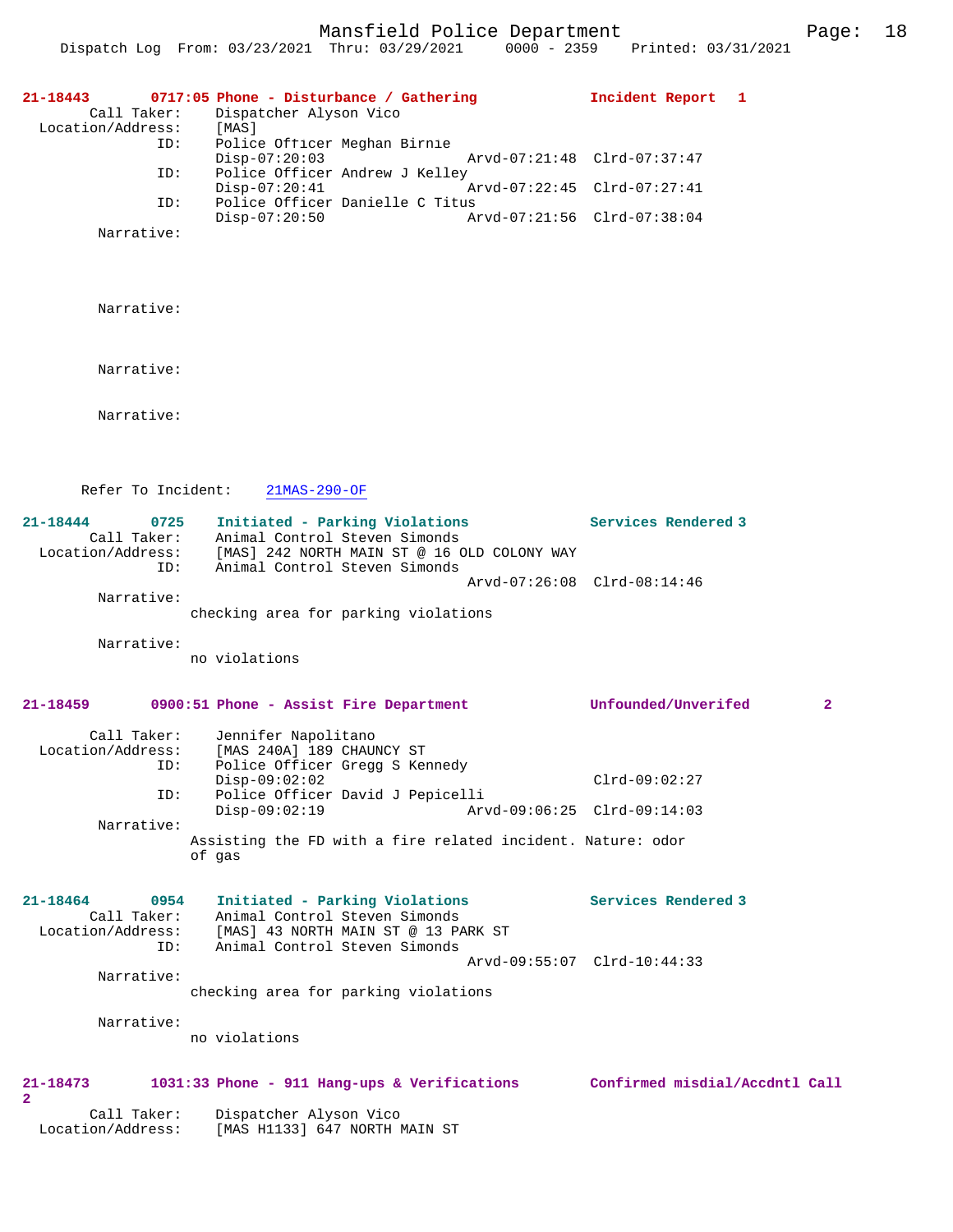**21-18443** 0717:05 Phone - Disturbance / Gathering — Incident Report 1

Call Taker: Dispatcher Alyson Vico
Location/Address: [MAS]
ID: Police Officer Meghan Birnie
Disp-07:20:03 Arvd-07:21:48 Clrd-07:37:47
ID: Police Officer Andrew J Kelley
Disp-07:20:41 Arvd-07:22:45 Clrd-07:27:41
ID: Police Officer Danielle C Titus
Disp-07:20:50 Arvd-07:21:56 Clrd-07:38:04
Narrative:

Narrative:

Narrative:

Narrative:

Refer To Incident: 21MAS-290-OF

**21-18444** 0725 Initiated - Parking Violations — Services Rendered 3

Call Taker: Animal Control Steven Simonds
Location/Address: [MAS] 242 NORTH MAIN ST @ 16 OLD COLONY WAY
ID: Animal Control Steven Simonds
Arvd-07:26:08 Clrd-08:14:46
Narrative:
checking area for parking violations

Narrative:
no violations

**21-18459** 0900:51 Phone - Assist Fire Department — Unfounded/Unverifed 2

Call Taker: Jennifer Napolitano
Location/Address: [MAS 240A] 189 CHAUNCY ST
ID: Police Officer Gregg S Kennedy
Disp-09:02:02 Clrd-09:02:27
ID: Police Officer David J Pepicelli
Disp-09:02:19 Arvd-09:06:25 Clrd-09:14:03
Narrative:
Assisting the FD with a fire related incident. Nature: odor of gas

**21-18464** 0954 Initiated - Parking Violations — Services Rendered 3

Call Taker: Animal Control Steven Simonds
Location/Address: [MAS] 43 NORTH MAIN ST @ 13 PARK ST
ID: Animal Control Steven Simonds
Arvd-09:55:07 Clrd-10:44:33
Narrative:
checking area for parking violations

Narrative:
no violations

**21-18473** 1031:33 Phone - 911 Hang-ups & Verifications — Confirmed misdial/Accdntl Call 2

Call Taker: Dispatcher Alyson Vico
Location/Address: [MAS H1133] 647 NORTH MAIN ST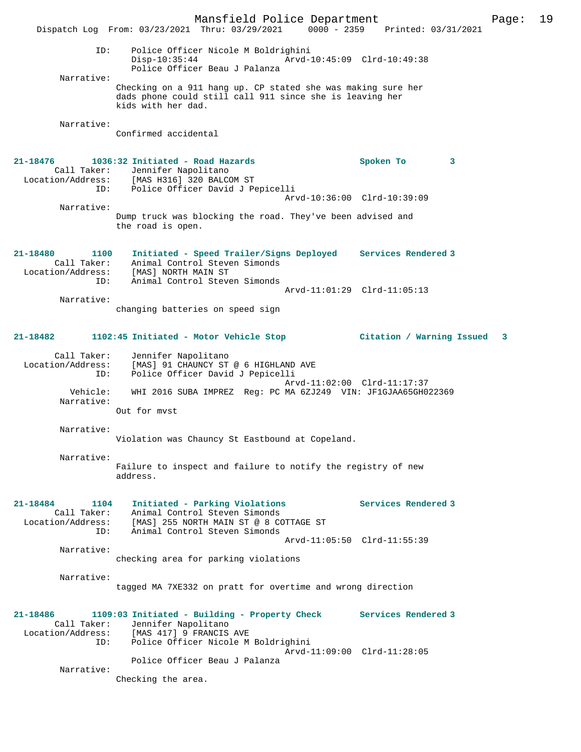```
            ID:     Police Officer Nicole M Boldrighini
                    Disp-10:35:44                 Arvd-10:45:09  Clrd-10:49:38
                    Police Officer Beau J Palanza
        Narrative:
                  Checking on a 911 hang up. CP stated she was making sure her
                  dads phone could still call 911 since she is leaving her
                  kids with her dad.

        Narrative:
                  Confirmed accidental
```

**21-18476  1036:32 Initiated - Road Hazards  Spoken To  3**

```
       Call Taker:    Jennifer Napolitano
 Location/Address:    [MAS H316] 320 BALCOM ST
               ID:    Police Officer David J Pepicelli
                                                  Arvd-10:36:00  Clrd-10:39:09
        Narrative:
                  Dump truck was blocking the road. They've been advised and
                  the road is open.
```

**21-18480  1100  Initiated - Speed Trailer/Signs Deployed  Services Rendered 3**

```
       Call Taker:    Animal Control Steven Simonds
 Location/Address:    [MAS] NORTH MAIN ST
               ID:    Animal Control Steven Simonds
                                                  Arvd-11:01:29  Clrd-11:05:13
        Narrative:
                  changing batteries on speed sign
```

**21-18482  1102:45 Initiated - Motor Vehicle Stop  Citation / Warning Issued  3**

```
       Call Taker:    Jennifer Napolitano
 Location/Address:    [MAS] 91 CHAUNCY ST @ 6 HIGHLAND AVE
               ID:    Police Officer David J Pepicelli
                                                  Arvd-11:02:00  Clrd-11:17:37
          Vehicle:    WHI 2016 SUBA IMPREZ  Reg: PC MA 6ZJ249  VIN: JF1GJAA65GH022369
        Narrative:
                  Out for mvst

        Narrative:
                  Violation was Chauncy St Eastbound at Copeland.

        Narrative:
                  Failure to inspect and failure to notify the registry of new
                  address.
```

**21-18484  1104  Initiated - Parking Violations  Services Rendered 3**

```
       Call Taker:    Animal Control Steven Simonds
 Location/Address:    [MAS] 255 NORTH MAIN ST @ 8 COTTAGE ST
               ID:    Animal Control Steven Simonds
                                                  Arvd-11:05:50  Clrd-11:55:39
        Narrative:
                  checking area for parking violations

        Narrative:
                  tagged MA 7XE332 on pratt for overtime and wrong direction
```

**21-18486  1109:03 Initiated - Building - Property Check  Services Rendered 3**

```
       Call Taker:    Jennifer Napolitano
 Location/Address:    [MAS 417] 9 FRANCIS AVE
               ID:    Police Officer Nicole M Boldrighini
                                                  Arvd-11:09:00  Clrd-11:28:05
                    Police Officer Beau J Palanza
        Narrative:
                  Checking the area.
```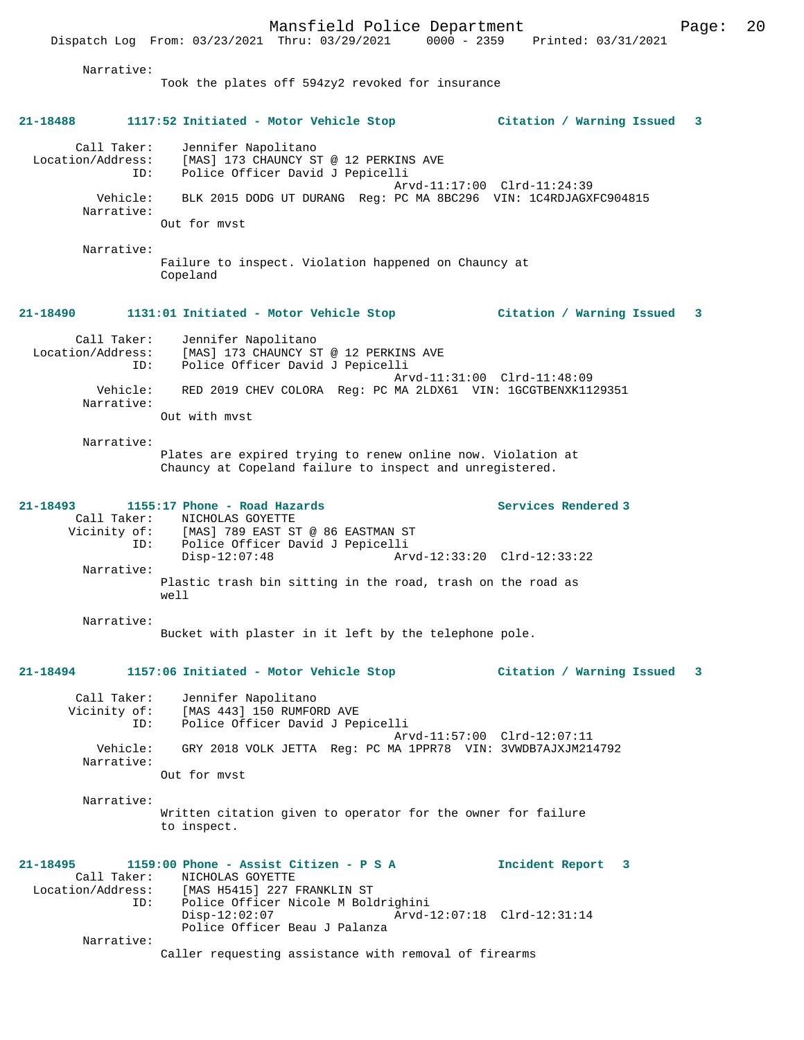Narrative:
Took the plates off 594zy2 revoked for insurance

**21-18488 1117:52 Initiated - Motor Vehicle Stop — Citation / Warning Issued 3**

Call Taker: Jennifer Napolitano
Location/Address: [MAS] 173 CHAUNCY ST @ 12 PERKINS AVE
ID: Police Officer David J Pepicelli
Arvd-11:17:00 Clrd-11:24:39
Vehicle: BLK 2015 DODG UT DURANG Reg: PC MA 8BC296 VIN: 1C4RDJAGXFC904815
Narrative:
Out for mvst

Narrative:
Failure to inspect. Violation happened on Chauncy at Copeland

**21-18490 1131:01 Initiated - Motor Vehicle Stop — Citation / Warning Issued 3**

Call Taker: Jennifer Napolitano
Location/Address: [MAS] 173 CHAUNCY ST @ 12 PERKINS AVE
ID: Police Officer David J Pepicelli
Arvd-11:31:00 Clrd-11:48:09
Vehicle: RED 2019 CHEV COLORA Reg: PC MA 2LDX61 VIN: 1GCGTBENXK1129351
Narrative:
Out with mvst

Narrative:
Plates are expired trying to renew online now. Violation at Chauncy at Copeland failure to inspect and unregistered.

**21-18493 1155:17 Phone - Road Hazards — Services Rendered 3**

Call Taker: NICHOLAS GOYETTE
Vicinity of: [MAS] 789 EAST ST @ 86 EASTMAN ST
ID: Police Officer David J Pepicelli
Disp-12:07:48 Arvd-12:33:20 Clrd-12:33:22
Narrative:
Plastic trash bin sitting in the road, trash on the road as well

Narrative:
Bucket with plaster in it left by the telephone pole.

**21-18494 1157:06 Initiated - Motor Vehicle Stop — Citation / Warning Issued 3**

Call Taker: Jennifer Napolitano
Vicinity of: [MAS 443] 150 RUMFORD AVE
ID: Police Officer David J Pepicelli
Arvd-11:57:00 Clrd-12:07:11
Vehicle: GRY 2018 VOLK JETTA Reg: PC MA 1PPR78 VIN: 3VWDB7AJXJM214792
Narrative:
Out for mvst

Narrative:
Written citation given to operator for the owner for failure to inspect.

**21-18495 1159:00 Phone - Assist Citizen - P S A — Incident Report 3**

Call Taker: NICHOLAS GOYETTE
Location/Address: [MAS H5415] 227 FRANKLIN ST
ID: Police Officer Nicole M Boldrighini
Disp-12:02:07 Arvd-12:07:18 Clrd-12:31:14
Police Officer Beau J Palanza
Narrative:
Caller requesting assistance with removal of firearms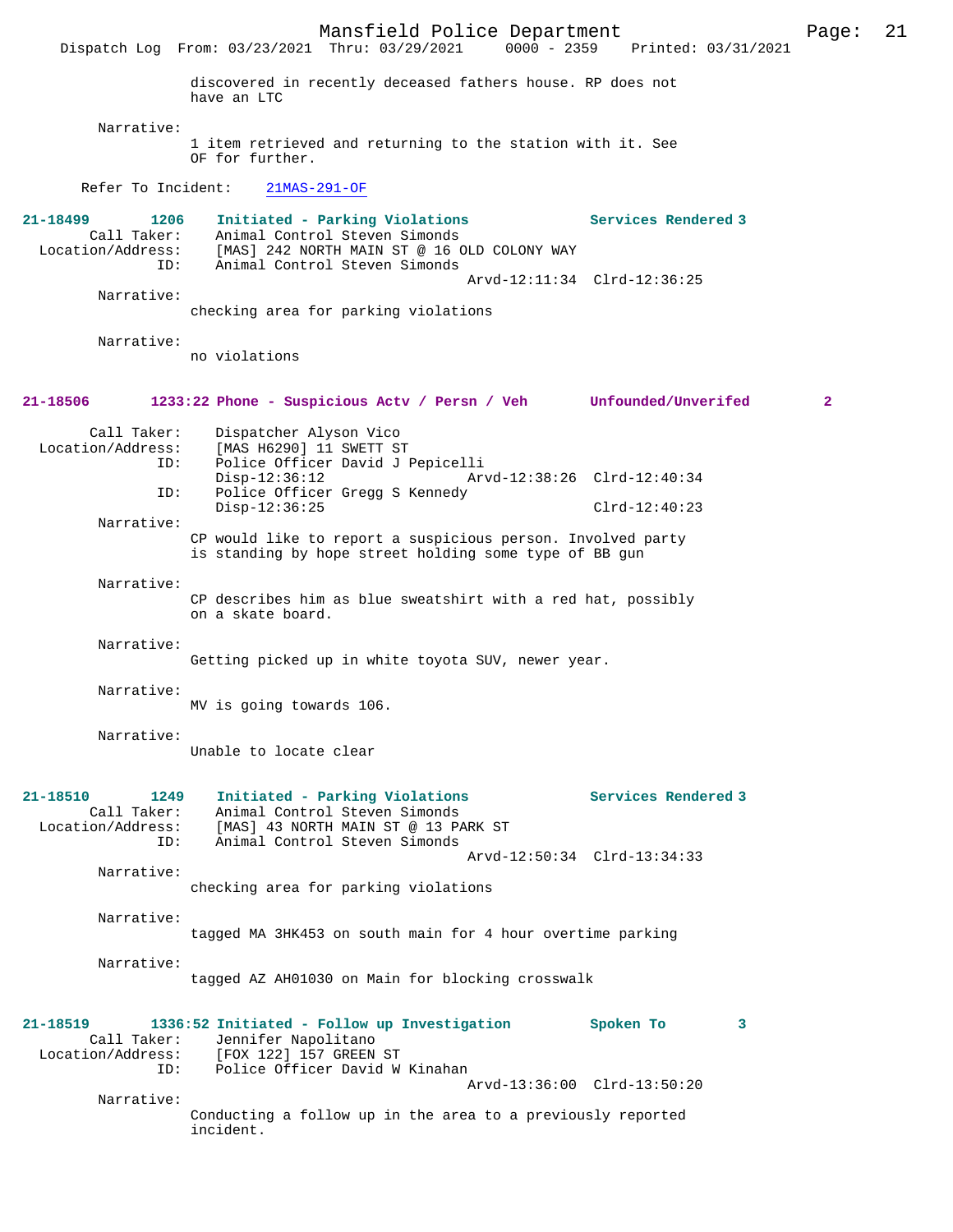discovered in recently deceased fathers house. RP does not have an LTC

Narrative:
1 item retrieved and returning to the station with it. See OF for further.

Refer To Incident: 21MAS-291-OF

**21-18499 1206 Initiated - Parking Violations — Services Rendered 3**

Call Taker: Animal Control Steven Simonds
Location/Address: [MAS] 242 NORTH MAIN ST @ 16 OLD COLONY WAY
ID: Animal Control Steven Simonds
Arvd-12:11:34 Clrd-12:36:25

Narrative:
checking area for parking violations

Narrative:
no violations

**21-18506 1233:22 Phone - Suspicious Actv / Persn / Veh — Unfounded/Unverifed 2**

Call Taker: Dispatcher Alyson Vico
Location/Address: [MAS H6290] 11 SWETT ST
ID: Police Officer David J Pepicelli
Disp-12:36:12 Arvd-12:38:26 Clrd-12:40:34
ID: Police Officer Gregg S Kennedy
Disp-12:36:25 Clrd-12:40:23

Narrative:
CP would like to report a suspicious person. Involved party is standing by hope street holding some type of BB gun

Narrative:
CP describes him as blue sweatshirt with a red hat, possibly on a skate board.

Narrative:
Getting picked up in white toyota SUV, newer year.

Narrative:
MV is going towards 106.

Narrative:
Unable to locate clear

**21-18510 1249 Initiated - Parking Violations — Services Rendered 3**

Call Taker: Animal Control Steven Simonds
Location/Address: [MAS] 43 NORTH MAIN ST @ 13 PARK ST
ID: Animal Control Steven Simonds
Arvd-12:50:34 Clrd-13:34:33

Narrative:
checking area for parking violations

Narrative:
tagged MA 3HK453 on south main for 4 hour overtime parking

Narrative:
tagged AZ AH01030 on Main for blocking crosswalk

**21-18519 1336:52 Initiated - Follow up Investigation — Spoken To 3**

Call Taker: Jennifer Napolitano
Location/Address: [FOX 122] 157 GREEN ST
ID: Police Officer David W Kinahan
Arvd-13:36:00 Clrd-13:50:20

Narrative:
Conducting a follow up in the area to a previously reported incident.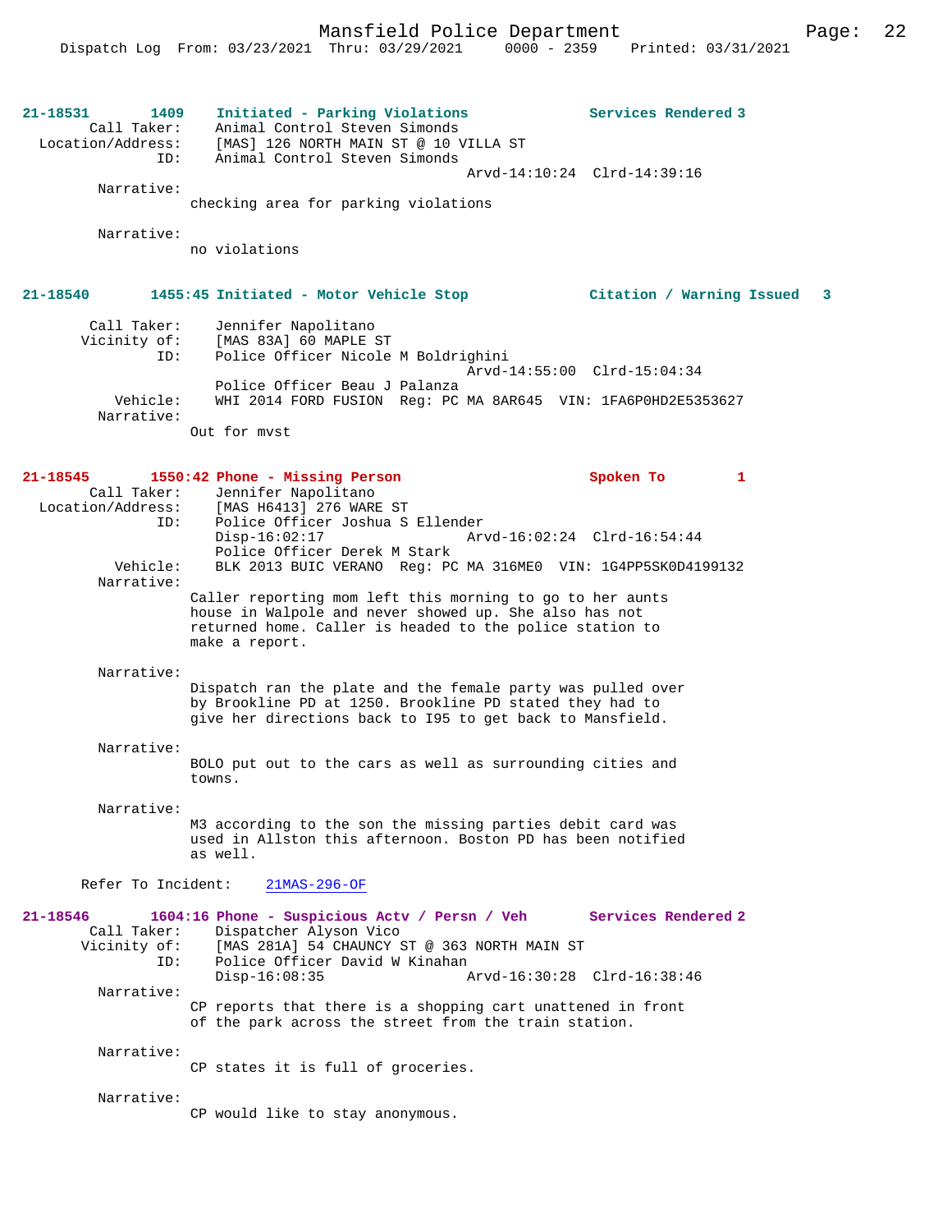**21-18531 1409 Initiated - Parking Violations** — Services Rendered 3

Call Taker: Animal Control Steven Simonds
Location/Address: [MAS] 126 NORTH MAIN ST @ 10 VILLA ST
ID: Animal Control Steven Simonds
Arvd-14:10:24 Clrd-14:39:16

Narrative:
checking area for parking violations

Narrative:
no violations

**21-18540 1455:45 Initiated - Motor Vehicle Stop** — Citation / Warning Issued 3

Call Taker: Jennifer Napolitano
Vicinity of: [MAS 83A] 60 MAPLE ST
ID: Police Officer Nicole M Boldrighini
Arvd-14:55:00 Clrd-15:04:34
Police Officer Beau J Palanza
Vehicle: WHI 2014 FORD FUSION Reg: PC MA 8AR645 VIN: 1FA6P0HD2E5353627

Narrative:
Out for mvst

**21-18545 1550:42 Phone - Missing Person** — Spoken To 1

Call Taker: Jennifer Napolitano
Location/Address: [MAS H6413] 276 WARE ST
ID: Police Officer Joshua S Ellender
Disp-16:02:17 Arvd-16:02:24 Clrd-16:54:44
Police Officer Derek M Stark
Vehicle: BLK 2013 BUIC VERANO Reg: PC MA 316ME0 VIN: 1G4PP5SK0D4199132

Narrative:
Caller reporting mom left this morning to go to her aunts house in Walpole and never showed up. She also has not returned home. Caller is headed to the police station to make a report.

Narrative:
Dispatch ran the plate and the female party was pulled over by Brookline PD at 1250. Brookline PD stated they had to give her directions back to I95 to get back to Mansfield.

Narrative:
BOLO put out to the cars as well as surrounding cities and towns.

Narrative:
M3 according to the son the missing parties debit card was used in Allston this afternoon. Boston PD has been notified as well.

Refer To Incident: 21MAS-296-OF

**21-18546 1604:16 Phone - Suspicious Actv / Persn / Veh** — Services Rendered 2

Call Taker: Dispatcher Alyson Vico
Vicinity of: [MAS 281A] 54 CHAUNCY ST @ 363 NORTH MAIN ST
ID: Police Officer David W Kinahan
Disp-16:08:35 Arvd-16:30:28 Clrd-16:38:46

Narrative:
CP reports that there is a shopping cart unattened in front of the park across the street from the train station.

Narrative:
CP states it is full of groceries.

Narrative:
CP would like to stay anonymous.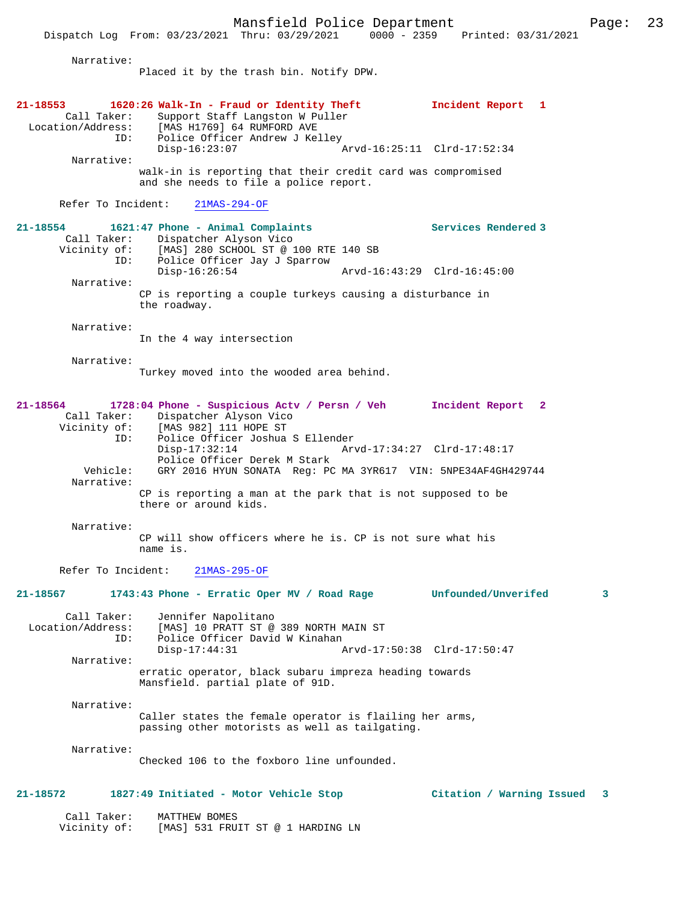Narrative:
Placed it by the trash bin. Notify DPW.

**21-18553 1620:26 Walk-In - Fraud or Identity Theft Incident Report 1**

Call Taker: Support Staff Langston W Puller
Location/Address: [MAS H1769] 64 RUMFORD AVE
ID: Police Officer Andrew J Kelley
Disp-16:23:07 Arvd-16:25:11 Clrd-17:52:34

Narrative:
walk-in is reporting that their credit card was compromised and she needs to file a police report.

Refer To Incident: 21MAS-294-OF

**21-18554 1621:47 Phone - Animal Complaints Services Rendered 3**

Call Taker: Dispatcher Alyson Vico
Vicinity of: [MAS] 280 SCHOOL ST @ 100 RTE 140 SB
ID: Police Officer Jay J Sparrow
Disp-16:26:54 Arvd-16:43:29 Clrd-16:45:00

Narrative:
CP is reporting a couple turkeys causing a disturbance in the roadway.

Narrative:
In the 4 way intersection

Narrative:
Turkey moved into the wooded area behind.

**21-18564 1728:04 Phone - Suspicious Actv / Persn / Veh Incident Report 2**

Call Taker: Dispatcher Alyson Vico
Vicinity of: [MAS 982] 111 HOPE ST
ID: Police Officer Joshua S Ellender
Disp-17:32:14 Arvd-17:34:27 Clrd-17:48:17
Police Officer Derek M Stark
Vehicle: GRY 2016 HYUN SONATA Reg: PC MA 3YR617 VIN: 5NPE34AF4GH429744

Narrative:
CP is reporting a man at the park that is not supposed to be there or around kids.

Narrative:
CP will show officers where he is. CP is not sure what his name is.

Refer To Incident: 21MAS-295-OF

**21-18567 1743:43 Phone - Erratic Oper MV / Road Rage Unfounded/Unverifed 3**

Call Taker: Jennifer Napolitano
Location/Address: [MAS] 10 PRATT ST @ 389 NORTH MAIN ST
ID: Police Officer David W Kinahan
Disp-17:44:31 Arvd-17:50:38 Clrd-17:50:47

Narrative:
erratic operator, black subaru impreza heading towards Mansfield. partial plate of 91D.

Narrative:
Caller states the female operator is flailing her arms, passing other motorists as well as tailgating.

Narrative:
Checked 106 to the foxboro line unfounded.

**21-18572 1827:49 Initiated - Motor Vehicle Stop Citation / Warning Issued 3**

Call Taker: MATTHEW BOMES
Vicinity of: [MAS] 531 FRUIT ST @ 1 HARDING LN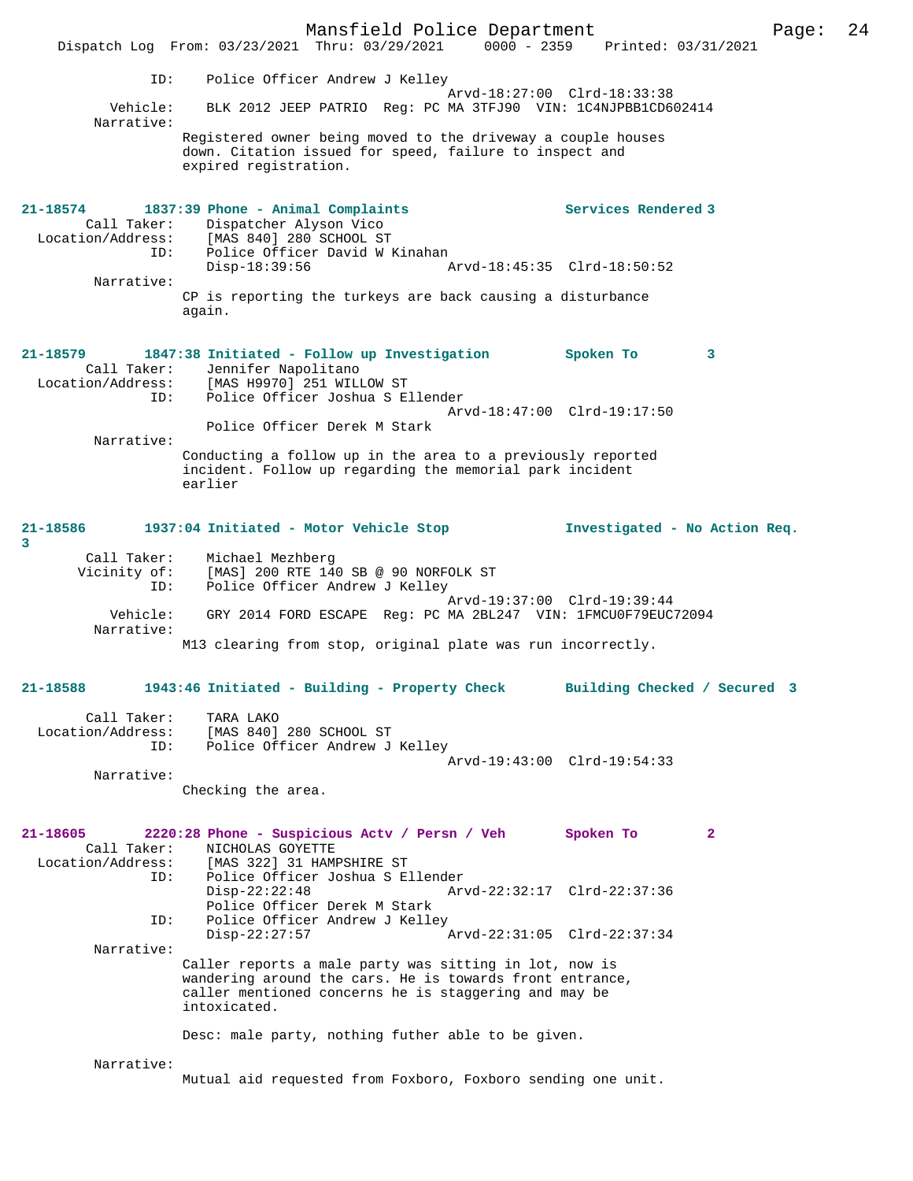```
            ID:      Police Officer Andrew J Kelley
                                              Arvd-18:27:00  Clrd-18:33:38
       Vehicle:      BLK 2012 JEEP PATRIO  Reg: PC MA 3TFJ90  VIN: 1C4NJPBB1CD602414
     Narrative:
                   Registered owner being moved to the driveway a couple houses
                   down. Citation issued for speed, failure to inspect and
                   expired registration.
```

**21-18574        1837:39 Phone - Animal Complaints                    Services Rendered 3**

```
    Call Taker:      Dispatcher Alyson Vico
 Location/Address:   [MAS 840] 280 SCHOOL ST
            ID:      Police Officer David W Kinahan
                     Disp-18:39:56                Arvd-18:45:35  Clrd-18:50:52
     Narrative:
                   CP is reporting the turkeys are back causing a disturbance
                   again.
```

**21-18579        1847:38 Initiated - Follow up Investigation          Spoken To         3**

```
    Call Taker:      Jennifer Napolitano
 Location/Address:   [MAS H9970] 251 WILLOW ST
            ID:      Police Officer Joshua S Ellender
                                              Arvd-18:47:00  Clrd-19:17:50
                     Police Officer Derek M Stark
     Narrative:
                   Conducting a follow up in the area to a previously reported
                   incident. Follow up regarding the memorial park incident
                   earlier
```

**21-18586        1937:04 Initiated - Motor Vehicle Stop               Investigated - No Action Req. 3**

```
    Call Taker:      Michael Mezhberg
    Vicinity of:     [MAS] 200 RTE 140 SB @ 90 NORFOLK ST
            ID:      Police Officer Andrew J Kelley
                                              Arvd-19:37:00  Clrd-19:39:44
       Vehicle:      GRY 2014 FORD ESCAPE  Reg: PC MA 2BL247  VIN: 1FMCU0F79EUC72094
     Narrative:
                   M13 clearing from stop, original plate was run incorrectly.
```

**21-18588        1943:46 Initiated - Building - Property Check        Building Checked / Secured  3**

```
    Call Taker:      TARA LAKO
 Location/Address:   [MAS 840] 280 SCHOOL ST
            ID:      Police Officer Andrew J Kelley
                                              Arvd-19:43:00  Clrd-19:54:33
     Narrative:
                   Checking the area.
```

**21-18605        2220:28 Phone - Suspicious Actv / Persn / Veh        Spoken To         2**

```
    Call Taker:      NICHOLAS GOYETTE
 Location/Address:   [MAS 322] 31 HAMPSHIRE ST
            ID:      Police Officer Joshua S Ellender
                     Disp-22:22:48                Arvd-22:32:17  Clrd-22:37:36
                     Police Officer Derek M Stark
            ID:      Police Officer Andrew J Kelley
                     Disp-22:27:57                Arvd-22:31:05  Clrd-22:37:34
     Narrative:
                   Caller reports a male party was sitting in lot, now is
                   wandering around the cars. He is towards front entrance,
                   caller mentioned concerns he is staggering and may be
                   intoxicated.

                   Desc: male party, nothing futher able to be given.

     Narrative:
                   Mutual aid requested from Foxboro, Foxboro sending one unit.
```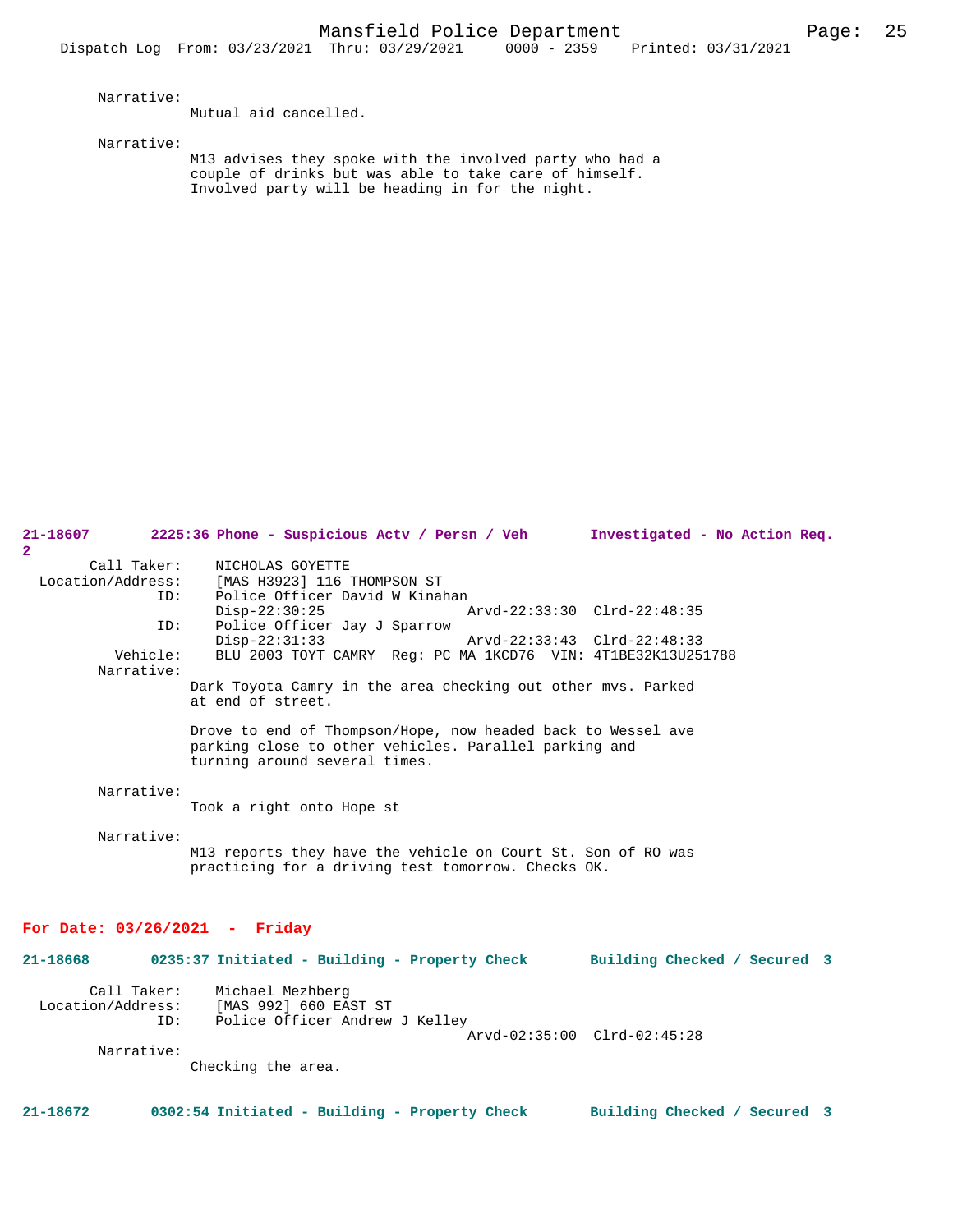Narrative:
Mutual aid cancelled.

Narrative:
M13 advises they spoke with the involved party who had a couple of drinks but was able to take care of himself. Involved party will be heading in for the night.

**21-18607 2225:36 Phone - Suspicious Actv / Persn / Veh Investigated - No Action Req. 2**

Call Taker: NICHOLAS GOYETTE
Location/Address: [MAS H3923] 116 THOMPSON ST
ID: Police Officer David W Kinahan
Disp-22:30:25 Arvd-22:33:30 Clrd-22:48:35
ID: Police Officer Jay J Sparrow
Disp-22:31:33 Arvd-22:33:43 Clrd-22:48:33
Vehicle: BLU 2003 TOYT CAMRY Reg: PC MA 1KCD76 VIN: 4T1BE32K13U251788
Narrative:
Dark Toyota Camry in the area checking out other mvs. Parked at end of street.

Drove to end of Thompson/Hope, now headed back to Wessel ave parking close to other vehicles. Parallel parking and turning around several times.

Narrative:
Took a right onto Hope st

Narrative:
M13 reports they have the vehicle on Court St. Son of RO was practicing for a driving test tomorrow. Checks OK.

**For Date: 03/26/2021 - Friday**

**21-18668 0235:37 Initiated - Building - Property Check Building Checked / Secured 3**

Call Taker: Michael Mezhberg
Location/Address: [MAS 992] 660 EAST ST
ID: Police Officer Andrew J Kelley
Arvd-02:35:00 Clrd-02:45:28
Narrative:
Checking the area.

**21-18672 0302:54 Initiated - Building - Property Check Building Checked / Secured 3**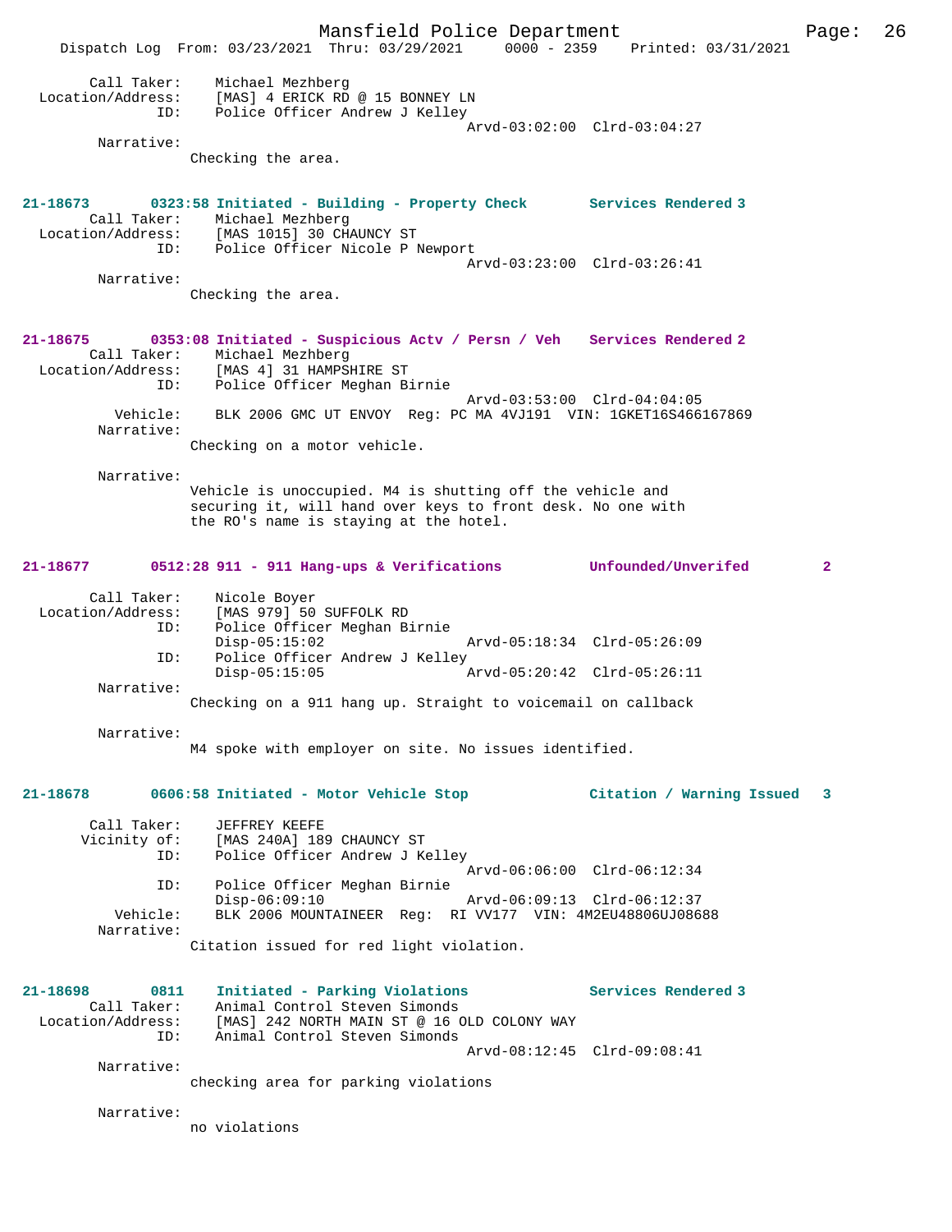Call Taker: Michael Mezhberg
Location/Address: [MAS] 4 ERICK RD @ 15 BONNEY LN
ID: Police Officer Andrew J Kelley
Arvd-03:02:00 Clrd-03:04:27
Narrative:
Checking the area.

**21-18673 0323:58 Initiated - Building - Property Check Services Rendered 3**
Call Taker: Michael Mezhberg
Location/Address: [MAS 1015] 30 CHAUNCY ST
ID: Police Officer Nicole P Newport
Arvd-03:23:00 Clrd-03:26:41
Narrative:
Checking the area.

**21-18675 0353:08 Initiated - Suspicious Actv / Persn / Veh Services Rendered 2**
Call Taker: Michael Mezhberg
Location/Address: [MAS 4] 31 HAMPSHIRE ST
ID: Police Officer Meghan Birnie
Arvd-03:53:00 Clrd-04:04:05
Vehicle: BLK 2006 GMC UT ENVOY Reg: PC MA 4VJ191 VIN: 1GKET16S466167869
Narrative:
Checking on a motor vehicle.

Narrative:
Vehicle is unoccupied. M4 is shutting off the vehicle and securing it, will hand over keys to front desk. No one with the RO's name is staying at the hotel.

**21-18677 0512:28 911 - 911 Hang-ups & Verifications Unfounded/Unverifed 2**

Call Taker: Nicole Boyer
Location/Address: [MAS 979] 50 SUFFOLK RD
ID: Police Officer Meghan Birnie
Disp-05:15:02 Arvd-05:18:34 Clrd-05:26:09
ID: Police Officer Andrew J Kelley
Disp-05:15:05 Arvd-05:20:42 Clrd-05:26:11
Narrative:
Checking on a 911 hang up. Straight to voicemail on callback

Narrative:
M4 spoke with employer on site. No issues identified.

**21-18678 0606:58 Initiated - Motor Vehicle Stop Citation / Warning Issued 3**

Call Taker: JEFFREY KEEFE
Vicinity of: [MAS 240A] 189 CHAUNCY ST
ID: Police Officer Andrew J Kelley
Arvd-06:06:00 Clrd-06:12:34
ID: Police Officer Meghan Birnie
Disp-06:09:10 Arvd-06:09:13 Clrd-06:12:37
Vehicle: BLK 2006 MOUNTAINEER Reg: RI VV177 VIN: 4M2EU48806UJ08688
Narrative:
Citation issued for red light violation.

**21-18698 0811 Initiated - Parking Violations Services Rendered 3**
Call Taker: Animal Control Steven Simonds
Location/Address: [MAS] 242 NORTH MAIN ST @ 16 OLD COLONY WAY
ID: Animal Control Steven Simonds
Arvd-08:12:45 Clrd-09:08:41
Narrative:
checking area for parking violations

Narrative:
no violations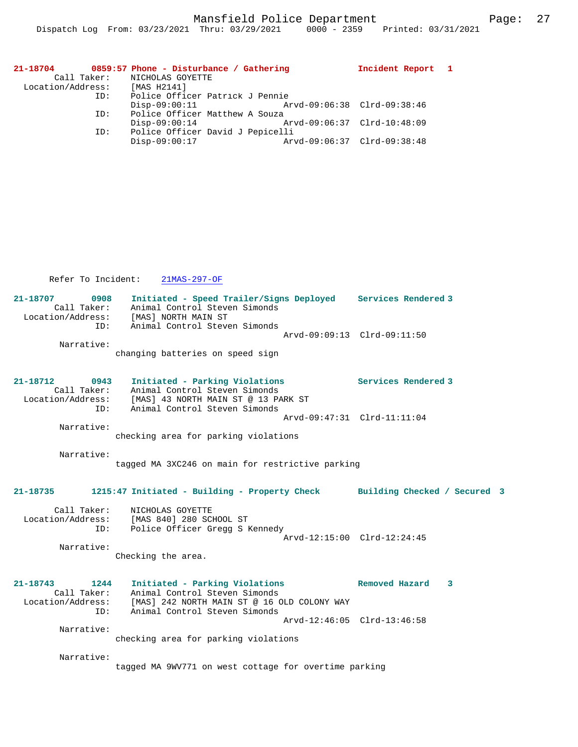**21-18704 0859:57 Phone - Disturbance / Gathering — Incident Report 1**

```
        Call Taker:    NICHOLAS GOYETTE
  Location/Address:    [MAS H2141]
                ID:    Police Officer Patrick J Pennie
                       Disp-09:00:11              Arvd-09:06:38  Clrd-09:38:46
                ID:    Police Officer Matthew A Souza
                       Disp-09:00:14              Arvd-09:06:37  Clrd-10:48:09
                ID:    Police Officer David J Pepicelli
                       Disp-09:00:17              Arvd-09:06:37  Clrd-09:38:48
```

Refer To Incident: 21MAS-297-OF

**21-18707 0908 Initiated - Speed Trailer/Signs Deployed — Services Rendered 3**

```
        Call Taker:    Animal Control Steven Simonds
  Location/Address:    [MAS] NORTH MAIN ST
                ID:    Animal Control Steven Simonds
                                                  Arvd-09:09:13  Clrd-09:11:50
         Narrative:
                    changing batteries on speed sign
```

**21-18712 0943 Initiated - Parking Violations — Services Rendered 3**

```
        Call Taker:    Animal Control Steven Simonds
  Location/Address:    [MAS] 43 NORTH MAIN ST @ 13 PARK ST
                ID:    Animal Control Steven Simonds
                                                  Arvd-09:47:31  Clrd-11:11:04
         Narrative:
                    checking area for parking violations

         Narrative:
                    tagged MA 3XC246 on main for restrictive parking
```

**21-18735 1215:47 Initiated - Building - Property Check — Building Checked / Secured 3**

```
        Call Taker:    NICHOLAS GOYETTE
  Location/Address:    [MAS 840] 280 SCHOOL ST
                ID:    Police Officer Gregg S Kennedy
                                                  Arvd-12:15:00  Clrd-12:24:45
         Narrative:
                    Checking the area.
```

**21-18743 1244 Initiated - Parking Violations — Removed Hazard 3**

```
        Call Taker:    Animal Control Steven Simonds
  Location/Address:    [MAS] 242 NORTH MAIN ST @ 16 OLD COLONY WAY
                ID:    Animal Control Steven Simonds
                                                  Arvd-12:46:05  Clrd-13:46:58
         Narrative:
                    checking area for parking violations

         Narrative:
                    tagged MA 9WV771 on west cottage for overtime parking
```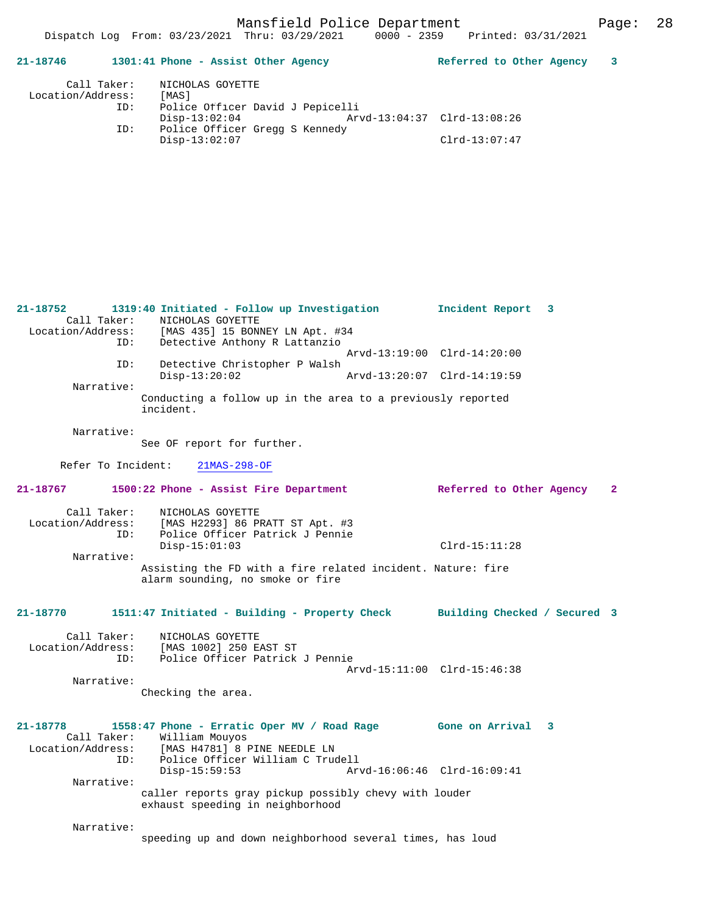**21-18746** 1301:41 Phone - Assist Other Agency — Referred to Other Agency 3

Call Taker: NICHOLAS GOYETTE
Location/Address: [MAS]
ID: Police Officer David J Pepicelli
Disp-13:02:04 Arvd-13:04:37 Clrd-13:08:26
ID: Police Officer Gregg S Kennedy
Disp-13:02:07 Clrd-13:07:47

**21-18752** 1319:40 Initiated - Follow up Investigation — Incident Report 3

Call Taker: NICHOLAS GOYETTE
Location/Address: [MAS 435] 15 BONNEY LN Apt. #34
ID: Detective Anthony R Lattanzio
Arvd-13:19:00 Clrd-14:20:00
ID: Detective Christopher P Walsh
Disp-13:20:02 Arvd-13:20:07 Clrd-14:19:59

Narrative:
Conducting a follow up in the area to a previously reported incident.

Narrative:
See OF report for further.

Refer To Incident: 21MAS-298-OF

**21-18767** 1500:22 Phone - Assist Fire Department — Referred to Other Agency 2

Call Taker: NICHOLAS GOYETTE
Location/Address: [MAS H2293] 86 PRATT ST Apt. #3
ID: Police Officer Patrick J Pennie
Disp-15:01:03 Clrd-15:11:28

Narrative:
Assisting the FD with a fire related incident. Nature: fire alarm sounding, no smoke or fire

**21-18770** 1511:47 Initiated - Building - Property Check — Building Checked / Secured 3

Call Taker: NICHOLAS GOYETTE
Location/Address: [MAS 1002] 250 EAST ST
ID: Police Officer Patrick J Pennie
Arvd-15:11:00 Clrd-15:46:38

Narrative:
Checking the area.

**21-18778** 1558:47 Phone - Erratic Oper MV / Road Rage — Gone on Arrival 3

Call Taker: William Mouyos
Location/Address: [MAS H4781] 8 PINE NEEDLE LN
ID: Police Officer William C Trudell
Disp-15:59:53 Arvd-16:06:46 Clrd-16:09:41

Narrative:
caller reports gray pickup possibly chevy with louder exhaust speeding in neighborhood

Narrative:
speeding up and down neighborhood several times, has loud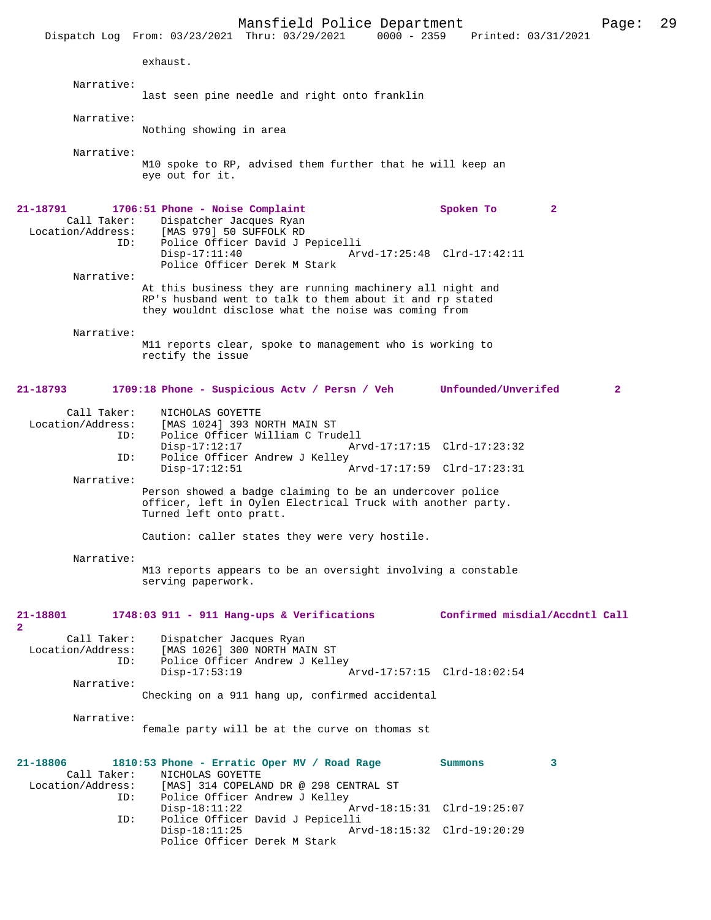exhaust.

Narrative:
last seen pine needle and right onto franklin

Narrative:
Nothing showing in area

Narrative:
M10 spoke to RP, advised them further that he will keep an eye out for it.

**21-18791 1706:51 Phone - Noise Complaint — Spoken To — 2**

Call Taker: Dispatcher Jacques Ryan
Location/Address: [MAS 979] 50 SUFFOLK RD
ID: Police Officer David J Pepicelli
Disp-17:11:40 Arvd-17:25:48 Clrd-17:42:11
Police Officer Derek M Stark

Narrative:
At this business they are running machinery all night and RP's husband went to talk to them about it and rp stated they wouldnt disclose what the noise was coming from

Narrative:
M11 reports clear, spoke to management who is working to rectify the issue

**21-18793 1709:18 Phone - Suspicious Actv / Persn / Veh — Unfounded/Unverifed — 2**

Call Taker: NICHOLAS GOYETTE
Location/Address: [MAS 1024] 393 NORTH MAIN ST
ID: Police Officer William C Trudell
Disp-17:12:17 Arvd-17:17:15 Clrd-17:23:32
ID: Police Officer Andrew J Kelley
Disp-17:12:51 Arvd-17:17:59 Clrd-17:23:31

Narrative:
Person showed a badge claiming to be an undercover police officer, left in Oylen Electrical Truck with another party. Turned left onto pratt.

Caution: caller states they were very hostile.

Narrative:
M13 reports appears to be an oversight involving a constable serving paperwork.

**21-18801 1748:03 911 - 911 Hang-ups & Verifications — Confirmed misdial/Accdntl Call — 2**

Call Taker: Dispatcher Jacques Ryan
Location/Address: [MAS 1026] 300 NORTH MAIN ST
ID: Police Officer Andrew J Kelley
Disp-17:53:19 Arvd-17:57:15 Clrd-18:02:54

Narrative:
Checking on a 911 hang up, confirmed accidental

Narrative:
female party will be at the curve on thomas st

**21-18806 1810:53 Phone - Erratic Oper MV / Road Rage — Summons — 3**

Call Taker: NICHOLAS GOYETTE
Location/Address: [MAS] 314 COPELAND DR @ 298 CENTRAL ST
ID: Police Officer Andrew J Kelley
Disp-18:11:22 Arvd-18:15:31 Clrd-19:25:07
ID: Police Officer David J Pepicelli
Disp-18:11:25 Arvd-18:15:32 Clrd-19:20:29
Police Officer Derek M Stark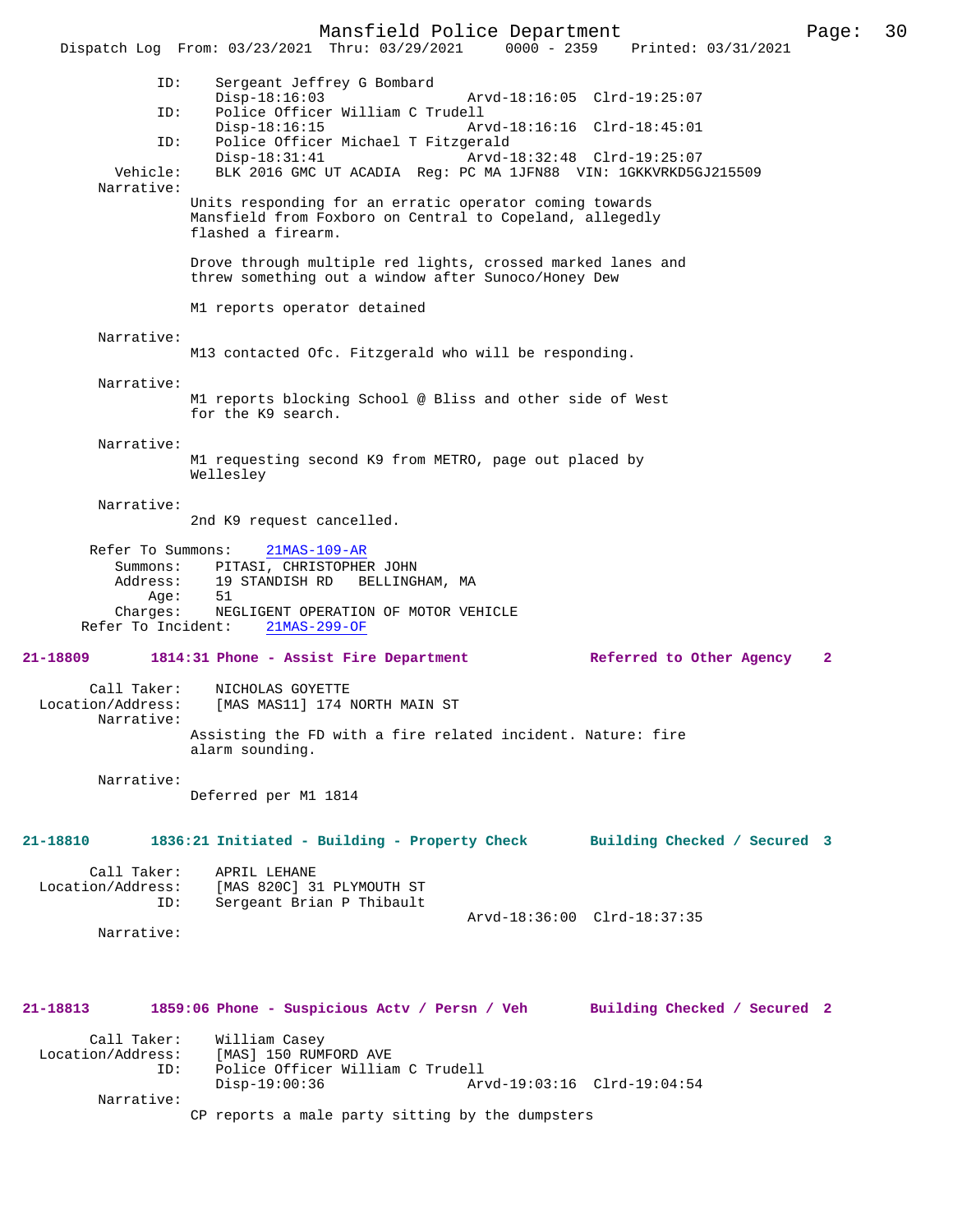```
            ID:     Sergeant Jeffrey G Bombard
                    Disp-18:16:03                 Arvd-18:16:05  Clrd-19:25:07
            ID:     Police Officer William C Trudell
                    Disp-18:16:15                 Arvd-18:16:16  Clrd-18:45:01
            ID:     Police Officer Michael T Fitzgerald
                    Disp-18:31:41                 Arvd-18:32:48  Clrd-19:25:07
       Vehicle:     BLK 2016 GMC UT ACADIA  Reg: PC MA 1JFN88  VIN: 1GKKVRKD5GJ215509
     Narrative:
                 Units responding for an erratic operator coming towards
                 Mansfield from Foxboro on Central to Copeland, allegedly
                 flashed a firearm.

                 Drove through multiple red lights, crossed marked lanes and
                 threw something out a window after Sunoco/Honey Dew

                 M1 reports operator detained

     Narrative:
                 M13 contacted Ofc. Fitzgerald who will be responding.

     Narrative:
                 M1 reports blocking School @ Bliss and other side of West
                 for the K9 search.

     Narrative:
                 M1 requesting second K9 from METRO, page out placed by
                 Wellesley

     Narrative:
                 2nd K9 request cancelled.

    Refer To Summons:    21MAS-109-AR
         Summons:    PITASI, CHRISTOPHER JOHN
         Address:    19 STANDISH RD   BELLINGHAM, MA
             Age:    51
         Charges:    NEGLIGENT OPERATION OF MOTOR VEHICLE
   Refer To Incident:    21MAS-299-OF
```

**21-18809        1814:31 Phone - Assist Fire Department            Referred to Other Agency    2**

```
      Call Taker:    NICHOLAS GOYETTE
 Location/Address:    [MAS MAS11] 174 NORTH MAIN ST
       Narrative:
                 Assisting the FD with a fire related incident. Nature: fire
                 alarm sounding.

       Narrative:
                 Deferred per M1 1814
```

**21-18810        1836:21 Initiated - Building - Property Check       Building Checked / Secured  3**

```
      Call Taker:    APRIL LEHANE
 Location/Address:    [MAS 820C] 31 PLYMOUTH ST
              ID:    Sergeant Brian P Thibault
                                                  Arvd-18:36:00  Clrd-18:37:35
       Narrative:
```

**21-18813        1859:06 Phone - Suspicious Actv / Persn / Veh       Building Checked / Secured  2**

```
      Call Taker:    William Casey
 Location/Address:    [MAS] 150 RUMFORD AVE
              ID:    Police Officer William C Trudell
                     Disp-19:00:36                 Arvd-19:03:16  Clrd-19:04:54
       Narrative:
                 CP reports a male party sitting by the dumpsters
```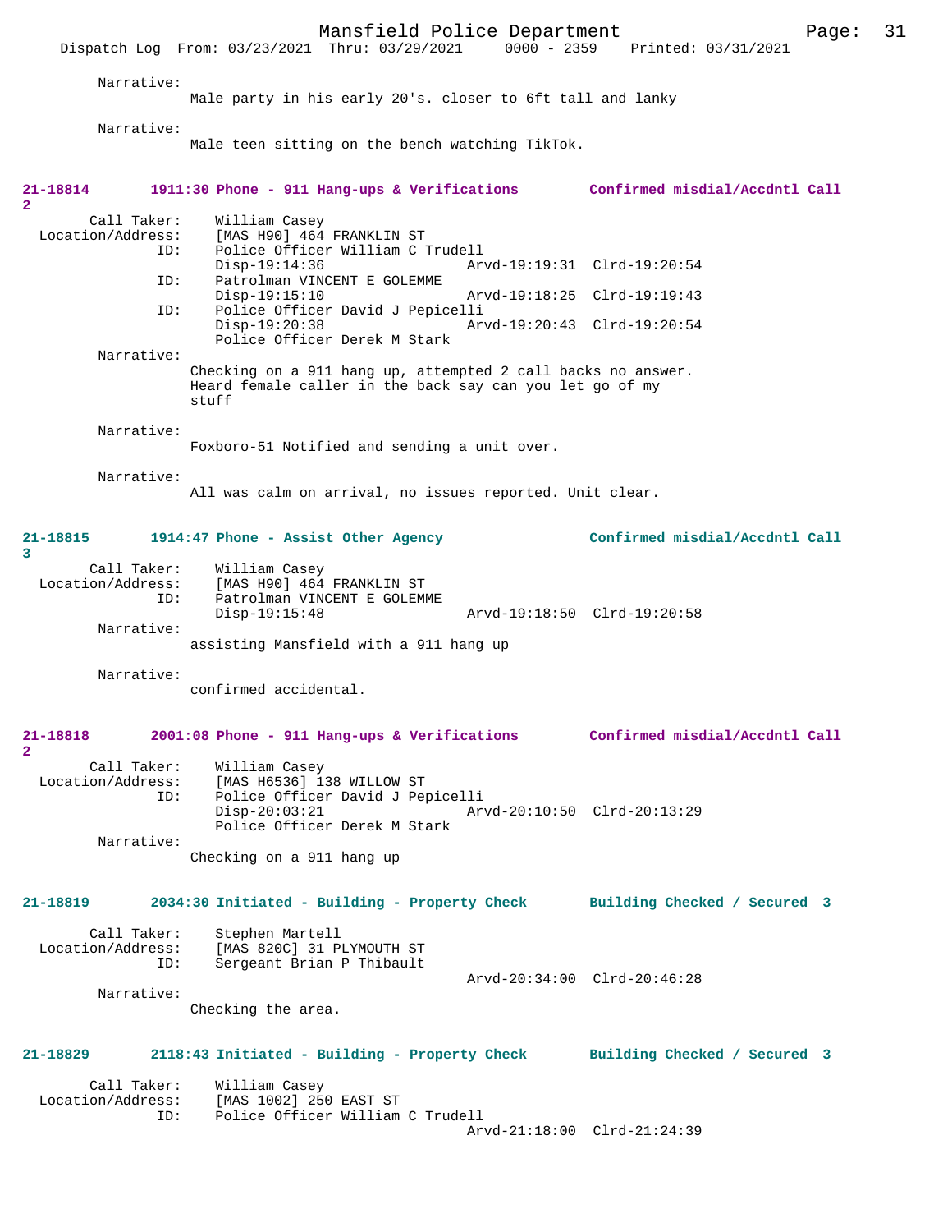Narrative:
Male party in his early 20's. closer to 6ft tall and lanky

Narrative:
Male teen sitting on the bench watching TikTok.

**21-18814 1911:30 Phone - 911 Hang-ups & Verifications Confirmed misdial/Accdntl Call 2**

Call Taker: William Casey
Location/Address: [MAS H90] 464 FRANKLIN ST
ID: Police Officer William C Trudell
Disp-19:14:36 Arvd-19:19:31 Clrd-19:20:54
ID: Patrolman VINCENT E GOLEMME
Disp-19:15:10 Arvd-19:18:25 Clrd-19:19:43
ID: Police Officer David J Pepicelli
Disp-19:20:38 Arvd-19:20:43 Clrd-19:20:54
Police Officer Derek M Stark

Narrative:
Checking on a 911 hang up, attempted 2 call backs no answer. Heard female caller in the back say can you let go of my stuff

Narrative:
Foxboro-51 Notified and sending a unit over.

Narrative:
All was calm on arrival, no issues reported. Unit clear.

**21-18815 1914:47 Phone - Assist Other Agency Confirmed misdial/Accdntl Call 3**

Call Taker: William Casey
Location/Address: [MAS H90] 464 FRANKLIN ST
ID: Patrolman VINCENT E GOLEMME
Disp-19:15:48 Arvd-19:18:50 Clrd-19:20:58

Narrative:
assisting Mansfield with a 911 hang up

Narrative:
confirmed accidental.

**21-18818 2001:08 Phone - 911 Hang-ups & Verifications Confirmed misdial/Accdntl Call 2**

Call Taker: William Casey
Location/Address: [MAS H6536] 138 WILLOW ST
ID: Police Officer David J Pepicelli
Disp-20:03:21 Arvd-20:10:50 Clrd-20:13:29
Police Officer Derek M Stark

Narrative:
Checking on a 911 hang up

**21-18819 2034:30 Initiated - Building - Property Check Building Checked / Secured 3**

Call Taker: Stephen Martell
Location/Address: [MAS 820C] 31 PLYMOUTH ST
ID: Sergeant Brian P Thibault
Arvd-20:34:00 Clrd-20:46:28

Narrative:
Checking the area.

**21-18829 2118:43 Initiated - Building - Property Check Building Checked / Secured 3**

Call Taker: William Casey
Location/Address: [MAS 1002] 250 EAST ST
ID: Police Officer William C Trudell
Arvd-21:18:00 Clrd-21:24:39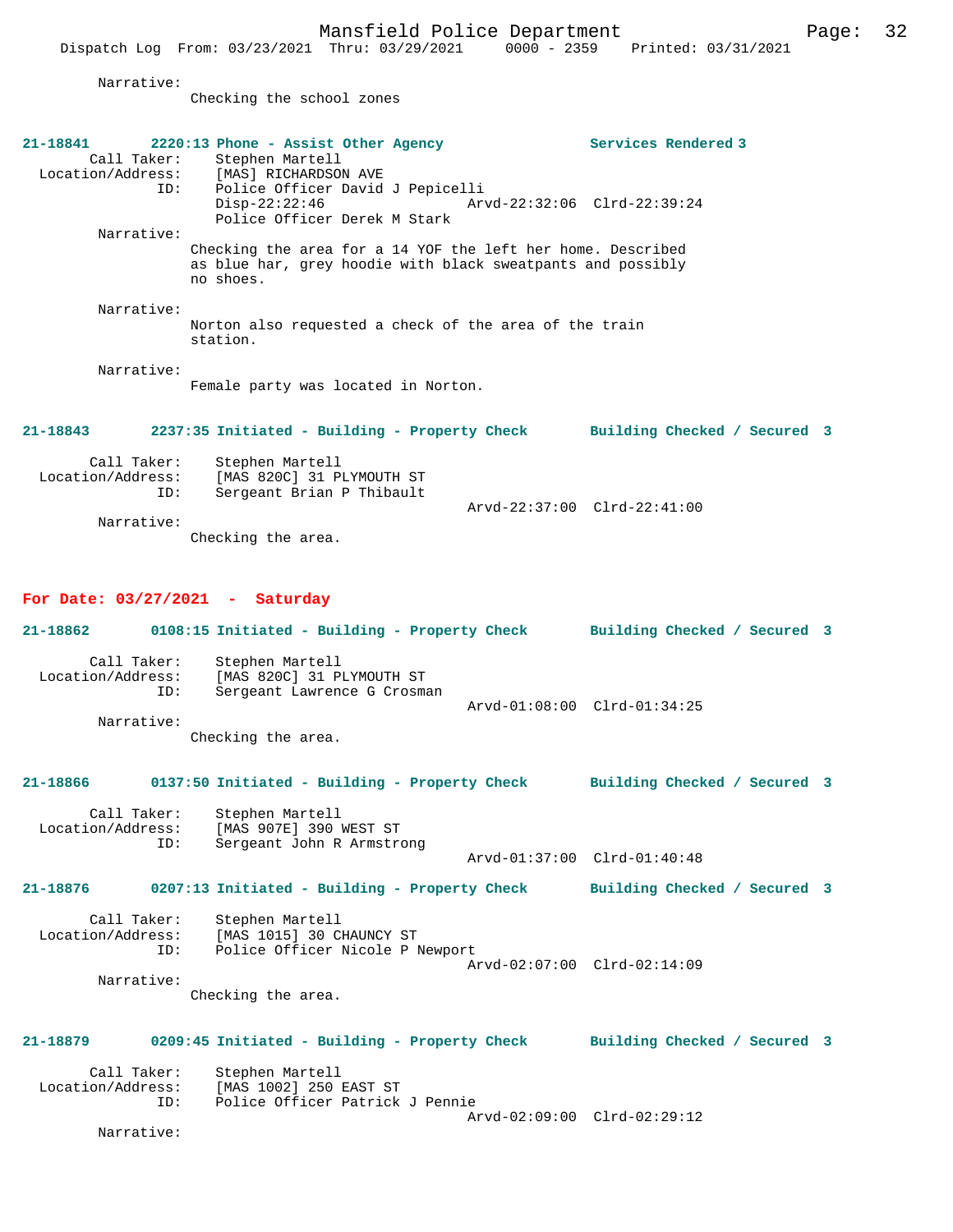Narrative:
Checking the school zones

**21-18841 2220:13 Phone - Assist Other Agency — Services Rendered 3**

Call Taker: Stephen Martell
Location/Address: [MAS] RICHARDSON AVE
ID: Police Officer David J Pepicelli
Disp-22:22:46 Arvd-22:32:06 Clrd-22:39:24
Police Officer Derek M Stark

Narrative:
Checking the area for a 14 YOF the left her home. Described as blue har, grey hoodie with black sweatpants and possibly no shoes.

Narrative:
Norton also requested a check of the area of the train station.

Narrative:
Female party was located in Norton.

**21-18843 2237:35 Initiated - Building - Property Check — Building Checked / Secured 3**

Call Taker: Stephen Martell
Location/Address: [MAS 820C] 31 PLYMOUTH ST
ID: Sergeant Brian P Thibault
Arvd-22:37:00 Clrd-22:41:00

Narrative:
Checking the area.

## For Date: 03/27/2021 - Saturday

**21-18862 0108:15 Initiated - Building - Property Check — Building Checked / Secured 3**

Call Taker: Stephen Martell
Location/Address: [MAS 820C] 31 PLYMOUTH ST
ID: Sergeant Lawrence G Crosman
Arvd-01:08:00 Clrd-01:34:25

Narrative:
Checking the area.

**21-18866 0137:50 Initiated - Building - Property Check — Building Checked / Secured 3**

Call Taker: Stephen Martell
Location/Address: [MAS 907E] 390 WEST ST
ID: Sergeant John R Armstrong
Arvd-01:37:00 Clrd-01:40:48

**21-18876 0207:13 Initiated - Building - Property Check — Building Checked / Secured 3**

Call Taker: Stephen Martell
Location/Address: [MAS 1015] 30 CHAUNCY ST
ID: Police Officer Nicole P Newport
Arvd-02:07:00 Clrd-02:14:09

Narrative:
Checking the area.

**21-18879 0209:45 Initiated - Building - Property Check — Building Checked / Secured 3**

Call Taker: Stephen Martell
Location/Address: [MAS 1002] 250 EAST ST
ID: Police Officer Patrick J Pennie
Arvd-02:09:00 Clrd-02:29:12

Narrative: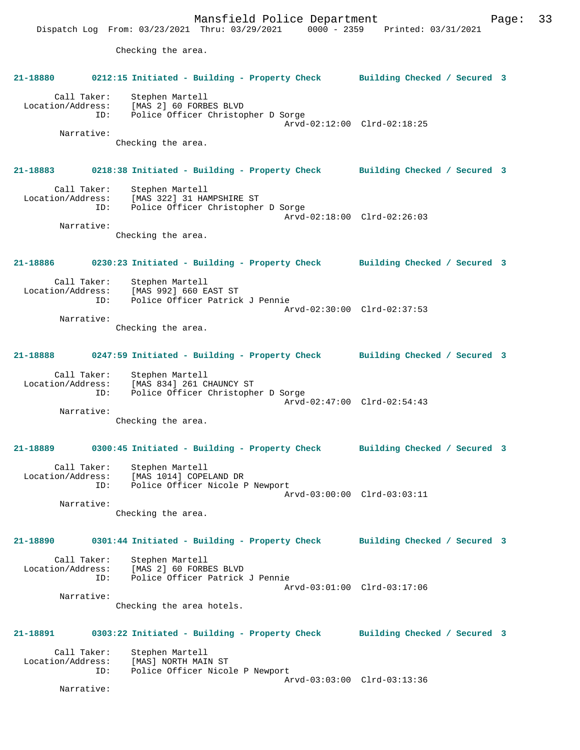Checking the area.

**21-18880 0212:15 Initiated - Building - Property Check Building Checked / Secured 3**

Call Taker: Stephen Martell
Location/Address: [MAS 2] 60 FORBES BLVD
ID: Police Officer Christopher D Sorge
Arvd-02:12:00 Clrd-02:18:25
Narrative:
Checking the area.

**21-18883 0218:38 Initiated - Building - Property Check Building Checked / Secured 3**

Call Taker: Stephen Martell
Location/Address: [MAS 322] 31 HAMPSHIRE ST
ID: Police Officer Christopher D Sorge
Arvd-02:18:00 Clrd-02:26:03
Narrative:
Checking the area.

**21-18886 0230:23 Initiated - Building - Property Check Building Checked / Secured 3**

Call Taker: Stephen Martell
Location/Address: [MAS 992] 660 EAST ST
ID: Police Officer Patrick J Pennie
Arvd-02:30:00 Clrd-02:37:53
Narrative:
Checking the area.

**21-18888 0247:59 Initiated - Building - Property Check Building Checked / Secured 3**

Call Taker: Stephen Martell
Location/Address: [MAS 834] 261 CHAUNCY ST
ID: Police Officer Christopher D Sorge
Arvd-02:47:00 Clrd-02:54:43
Narrative:
Checking the area.

**21-18889 0300:45 Initiated - Building - Property Check Building Checked / Secured 3**

Call Taker: Stephen Martell
Location/Address: [MAS 1014] COPELAND DR
ID: Police Officer Nicole P Newport
Arvd-03:00:00 Clrd-03:03:11
Narrative:
Checking the area.

**21-18890 0301:44 Initiated - Building - Property Check Building Checked / Secured 3**

Call Taker: Stephen Martell
Location/Address: [MAS 2] 60 FORBES BLVD
ID: Police Officer Patrick J Pennie
Arvd-03:01:00 Clrd-03:17:06
Narrative:
Checking the area hotels.

**21-18891 0303:22 Initiated - Building - Property Check Building Checked / Secured 3**

Call Taker: Stephen Martell
Location/Address: [MAS] NORTH MAIN ST
ID: Police Officer Nicole P Newport
Arvd-03:03:00 Clrd-03:13:36
Narrative: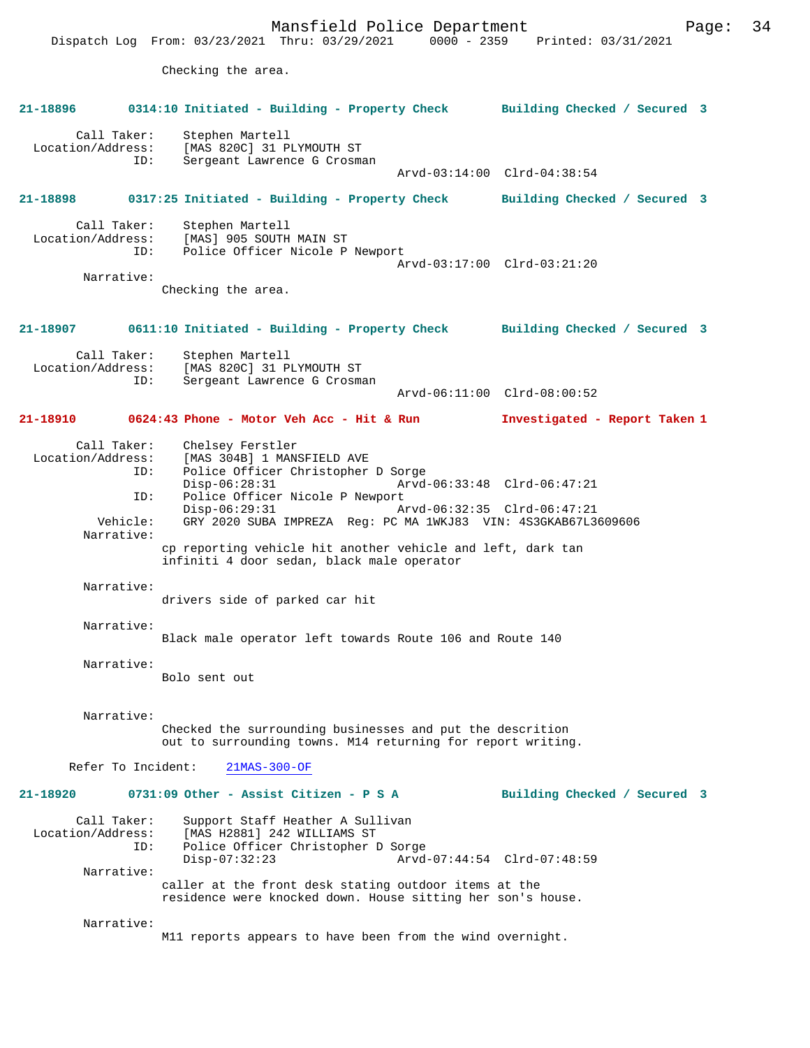Checking the area.

**21-18896 0314:10 Initiated - Building - Property Check Building Checked / Secured 3**

Call Taker: Stephen Martell
Location/Address: [MAS 820C] 31 PLYMOUTH ST
ID: Sergeant Lawrence G Crosman
Arvd-03:14:00 Clrd-04:38:54

**21-18898 0317:25 Initiated - Building - Property Check Building Checked / Secured 3**

Call Taker: Stephen Martell
Location/Address: [MAS] 905 SOUTH MAIN ST
ID: Police Officer Nicole P Newport
Arvd-03:17:00 Clrd-03:21:20
Narrative:
Checking the area.

**21-18907 0611:10 Initiated - Building - Property Check Building Checked / Secured 3**

Call Taker: Stephen Martell
Location/Address: [MAS 820C] 31 PLYMOUTH ST
ID: Sergeant Lawrence G Crosman
Arvd-06:11:00 Clrd-08:00:52

**21-18910 0624:43 Phone - Motor Veh Acc - Hit & Run Investigated - Report Taken 1**

Call Taker: Chelsey Ferstler
Location/Address: [MAS 304B] 1 MANSFIELD AVE
ID: Police Officer Christopher D Sorge
Disp-06:28:31 Arvd-06:33:48 Clrd-06:47:21
ID: Police Officer Nicole P Newport
Disp-06:29:31 Arvd-06:32:35 Clrd-06:47:21
Vehicle: GRY 2020 SUBA IMPREZA Reg: PC MA 1WKJ83 VIN: 4S3GKAB67L3609606
Narrative:
cp reporting vehicle hit another vehicle and left, dark tan infiniti 4 door sedan, black male operator

Narrative:
drivers side of parked car hit

Narrative:
Black male operator left towards Route 106 and Route 140

Narrative:
Bolo sent out

Narrative:
Checked the surrounding businesses and put the descrition out to surrounding towns. M14 returning for report writing.

Refer To Incident: 21MAS-300-OF

**21-18920 0731:09 Other - Assist Citizen - P S A Building Checked / Secured 3**

Call Taker: Support Staff Heather A Sullivan
Location/Address: [MAS H2881] 242 WILLIAMS ST
ID: Police Officer Christopher D Sorge
Disp-07:32:23 Arvd-07:44:54 Clrd-07:48:59
Narrative:
caller at the front desk stating outdoor items at the residence were knocked down. House sitting her son's house.

Narrative:
M11 reports appears to have been from the wind overnight.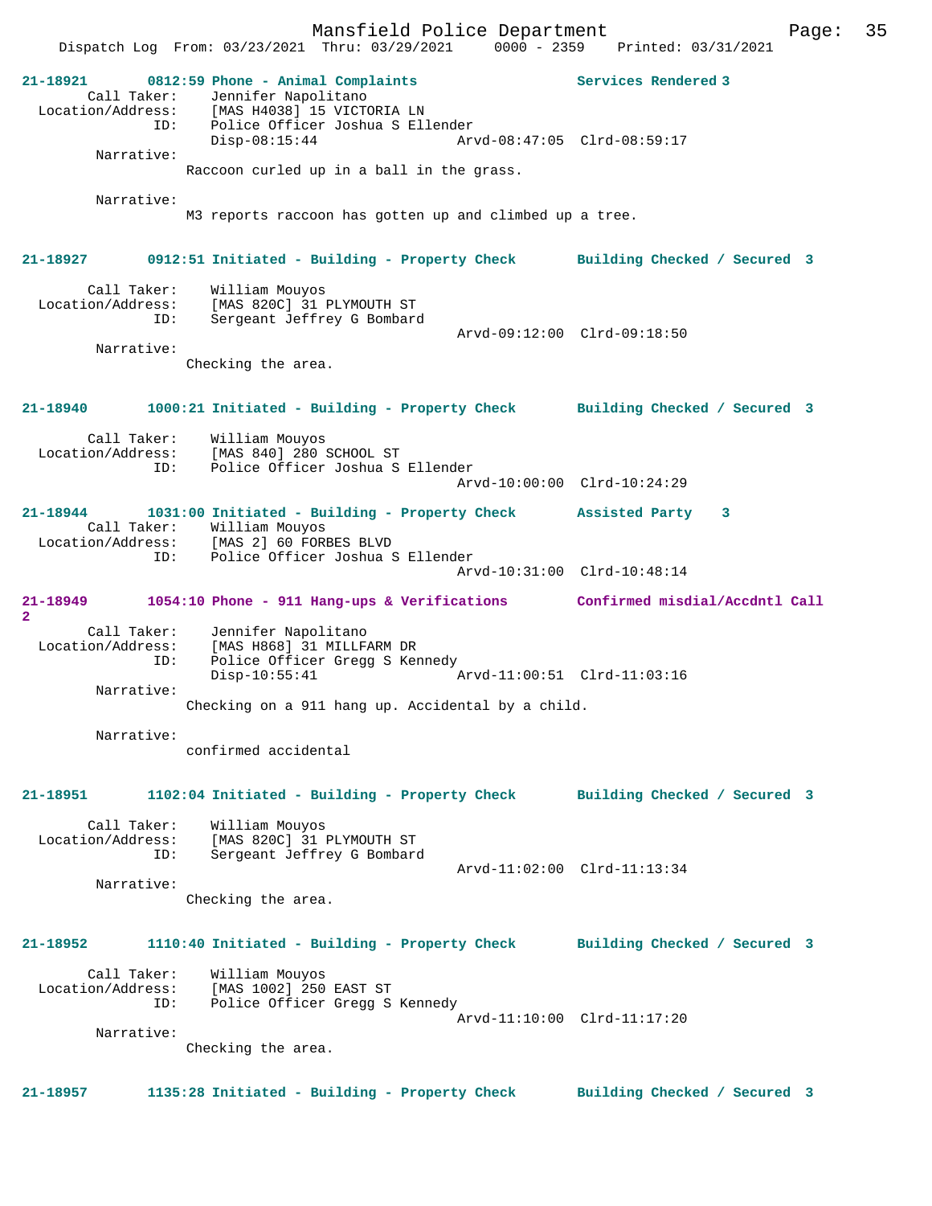**21-18921 0812:59 Phone - Animal Complaints — Services Rendered 3**

Call Taker: Jennifer Napolitano
Location/Address: [MAS H4038] 15 VICTORIA LN
ID: Police Officer Joshua S Ellender
Disp-08:15:44 Arvd-08:47:05 Clrd-08:59:17

Narrative:
Raccoon curled up in a ball in the grass.

Narrative:
M3 reports raccoon has gotten up and climbed up a tree.

**21-18927 0912:51 Initiated - Building - Property Check — Building Checked / Secured 3**

Call Taker: William Mouyos
Location/Address: [MAS 820C] 31 PLYMOUTH ST
ID: Sergeant Jeffrey G Bombard
Arvd-09:12:00 Clrd-09:18:50

Narrative:
Checking the area.

**21-18940 1000:21 Initiated - Building - Property Check — Building Checked / Secured 3**

Call Taker: William Mouyos
Location/Address: [MAS 840] 280 SCHOOL ST
ID: Police Officer Joshua S Ellender
Arvd-10:00:00 Clrd-10:24:29

**21-18944 1031:00 Initiated - Building - Property Check — Assisted Party 3**

Call Taker: William Mouyos
Location/Address: [MAS 2] 60 FORBES BLVD
ID: Police Officer Joshua S Ellender
Arvd-10:31:00 Clrd-10:48:14

**21-18949 1054:10 Phone - 911 Hang-ups & Verifications — Confirmed misdial/Accdntl Call 2**

Call Taker: Jennifer Napolitano
Location/Address: [MAS H868] 31 MILLFARM DR
ID: Police Officer Gregg S Kennedy
Disp-10:55:41 Arvd-11:00:51 Clrd-11:03:16

Narrative:
Checking on a 911 hang up. Accidental by a child.

Narrative:
confirmed accidental

**21-18951 1102:04 Initiated - Building - Property Check — Building Checked / Secured 3**

Call Taker: William Mouyos
Location/Address: [MAS 820C] 31 PLYMOUTH ST
ID: Sergeant Jeffrey G Bombard
Arvd-11:02:00 Clrd-11:13:34

Narrative:
Checking the area.

**21-18952 1110:40 Initiated - Building - Property Check — Building Checked / Secured 3**

Call Taker: William Mouyos
Location/Address: [MAS 1002] 250 EAST ST
ID: Police Officer Gregg S Kennedy
Arvd-11:10:00 Clrd-11:17:20

Narrative:
Checking the area.

**21-18957 1135:28 Initiated - Building - Property Check — Building Checked / Secured 3**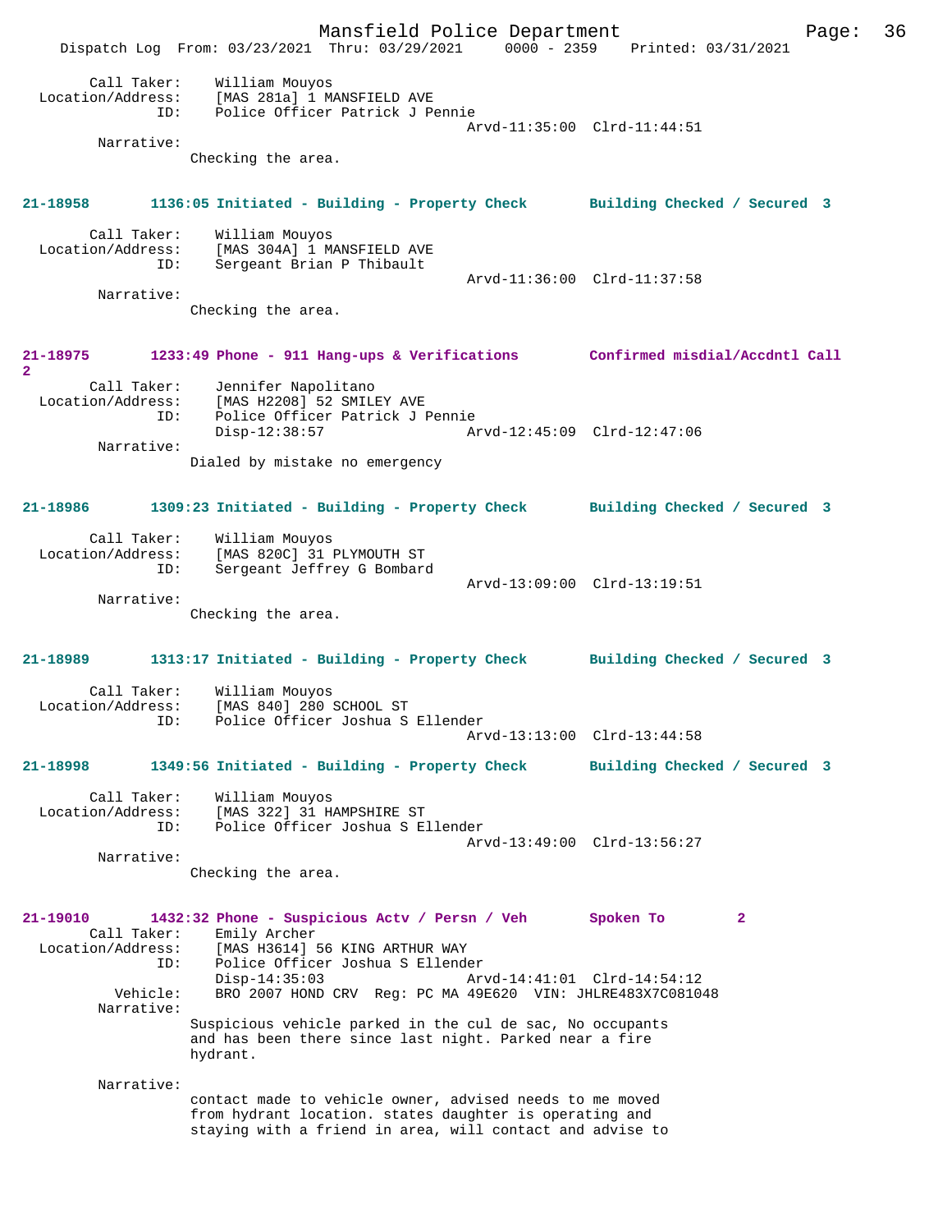```
        Call Taker:    William Mouyos
  Location/Address:    [MAS 281a] 1 MANSFIELD AVE
                ID:    Police Officer Patrick J Pennie
                                                Arvd-11:35:00  Clrd-11:44:51
         Narrative:
                 Checking the area.


21-18958       1136:05 Initiated - Building - Property Check       Building Checked / Secured  3

        Call Taker:    William Mouyos
  Location/Address:    [MAS 304A] 1 MANSFIELD AVE
                ID:    Sergeant Brian P Thibault
                                                Arvd-11:36:00  Clrd-11:37:58
         Narrative:
                 Checking the area.


21-18975       1233:49 Phone - 911 Hang-ups & Verifications        Confirmed misdial/Accdntl Call
2
        Call Taker:    Jennifer Napolitano
  Location/Address:    [MAS H2208] 52 SMILEY AVE
                ID:    Police Officer Patrick J Pennie
                       Disp-12:38:57             Arvd-12:45:09  Clrd-12:47:06
         Narrative:
                 Dialed by mistake no emergency


21-18986       1309:23 Initiated - Building - Property Check       Building Checked / Secured  3

        Call Taker:    William Mouyos
  Location/Address:    [MAS 820C] 31 PLYMOUTH ST
                ID:    Sergeant Jeffrey G Bombard
                                                Arvd-13:09:00  Clrd-13:19:51
         Narrative:
                 Checking the area.


21-18989       1313:17 Initiated - Building - Property Check       Building Checked / Secured  3

        Call Taker:    William Mouyos
  Location/Address:    [MAS 840] 280 SCHOOL ST
                ID:    Police Officer Joshua S Ellender
                                                Arvd-13:13:00  Clrd-13:44:58

21-18998       1349:56 Initiated - Building - Property Check       Building Checked / Secured  3

        Call Taker:    William Mouyos
  Location/Address:    [MAS 322] 31 HAMPSHIRE ST
                ID:    Police Officer Joshua S Ellender
                                                Arvd-13:49:00  Clrd-13:56:27
         Narrative:
                 Checking the area.


21-19010       1432:32 Phone - Suspicious Actv / Persn / Veh       Spoken To        2
        Call Taker:    Emily Archer
  Location/Address:    [MAS H3614] 56 KING ARTHUR WAY
                ID:    Police Officer Joshua S Ellender
                       Disp-14:35:03             Arvd-14:41:01  Clrd-14:54:12
           Vehicle:    BRO 2007 HOND CRV  Reg: PC MA 49E620  VIN: JHLRE483X7C081048
         Narrative:
                 Suspicious vehicle parked in the cul de sac, No occupants
                 and has been there since last night. Parked near a fire
                 hydrant.

         Narrative:
                 contact made to vehicle owner, advised needs to me moved
                 from hydrant location. states daughter is operating and
                 staying with a friend in area, will contact and advise to
```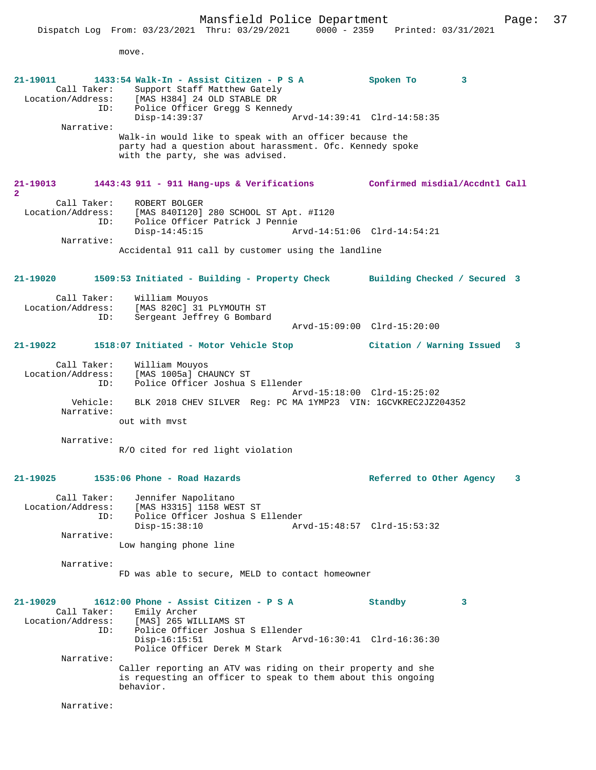move.

**21-19011 1433:54 Walk-In - Assist Citizen - P S A Spoken To 3**

Call Taker: Support Staff Matthew Gately
Location/Address: [MAS H384] 24 OLD STABLE DR
ID: Police Officer Gregg S Kennedy
Disp-14:39:37 Arvd-14:39:41 Clrd-14:58:35
Narrative:
Walk-in would like to speak with an officer because the party had a question about harassment. Ofc. Kennedy spoke with the party, she was advised.

**21-19013 1443:43 911 - 911 Hang-ups & Verifications Confirmed misdial/Accdntl Call 2**

Call Taker: ROBERT BOLGER
Location/Address: [MAS 840I120] 280 SCHOOL ST Apt. #I120
ID: Police Officer Patrick J Pennie
Disp-14:45:15 Arvd-14:51:06 Clrd-14:54:21
Narrative:
Accidental 911 call by customer using the landline

**21-19020 1509:53 Initiated - Building - Property Check Building Checked / Secured 3**

Call Taker: William Mouyos
Location/Address: [MAS 820C] 31 PLYMOUTH ST
ID: Sergeant Jeffrey G Bombard
Arvd-15:09:00 Clrd-15:20:00

**21-19022 1518:07 Initiated - Motor Vehicle Stop Citation / Warning Issued 3**

Call Taker: William Mouyos
Location/Address: [MAS 1005a] CHAUNCY ST
ID: Police Officer Joshua S Ellender
Arvd-15:18:00 Clrd-15:25:02
Vehicle: BLK 2018 CHEV SILVER Reg: PC MA 1YMP23 VIN: 1GCVKREC2JZ204352
Narrative:
out with mvst

Narrative:
R/O cited for red light violation

**21-19025 1535:06 Phone - Road Hazards Referred to Other Agency 3**

Call Taker: Jennifer Napolitano
Location/Address: [MAS H3315] 1158 WEST ST
ID: Police Officer Joshua S Ellender
Disp-15:38:10 Arvd-15:48:57 Clrd-15:53:32
Narrative:
Low hanging phone line

Narrative:
FD was able to secure, MELD to contact homeowner

**21-19029 1612:00 Phone - Assist Citizen - P S A Standby 3**

Call Taker: Emily Archer
Location/Address: [MAS] 265 WILLIAMS ST
ID: Police Officer Joshua S Ellender
Disp-16:15:51 Arvd-16:30:41 Clrd-16:36:30
Police Officer Derek M Stark
Narrative:
Caller reporting an ATV was riding on their property and she is requesting an officer to speak to them about this ongoing behavior.

Narrative: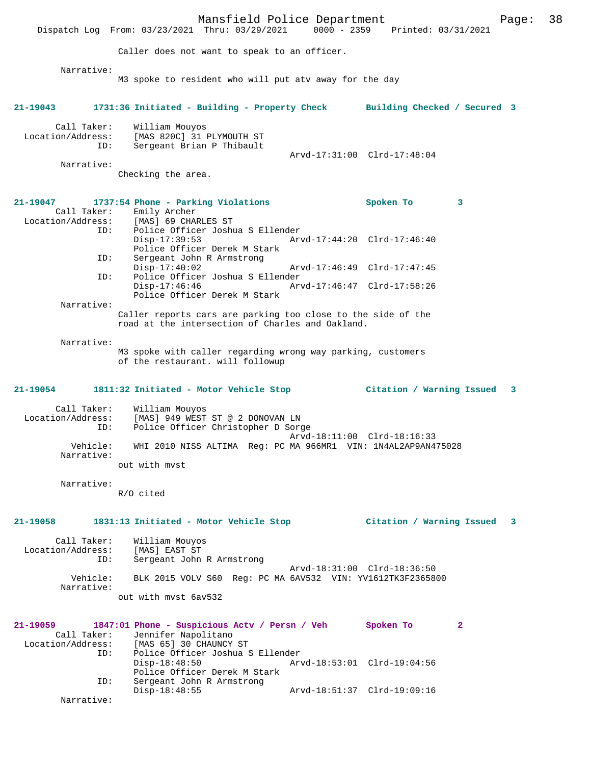Caller does not want to speak to an officer.

Narrative:
M3 spoke to resident who will put atv away for the day

**21-19043 1731:36 Initiated - Building - Property Check Building Checked / Secured 3**

Call Taker: William Mouyos
Location/Address: [MAS 820C] 31 PLYMOUTH ST
ID: Sergeant Brian P Thibault
Arvd-17:31:00 Clrd-17:48:04
Narrative:
Checking the area.

**21-19047 1737:54 Phone - Parking Violations Spoken To 3**

Call Taker: Emily Archer
Location/Address: [MAS] 69 CHARLES ST
ID: Police Officer Joshua S Ellender
Disp-17:39:53 Arvd-17:44:20 Clrd-17:46:40
Police Officer Derek M Stark
ID: Sergeant John R Armstrong
Disp-17:40:02 Arvd-17:46:49 Clrd-17:47:45
ID: Police Officer Joshua S Ellender
Disp-17:46:46 Arvd-17:46:47 Clrd-17:58:26
Police Officer Derek M Stark
Narrative:
Caller reports cars are parking too close to the side of the road at the intersection of Charles and Oakland.

Narrative:
M3 spoke with caller regarding wrong way parking, customers of the restaurant. will followup

**21-19054 1811:32 Initiated - Motor Vehicle Stop Citation / Warning Issued 3**

Call Taker: William Mouyos
Location/Address: [MAS] 949 WEST ST @ 2 DONOVAN LN
ID: Police Officer Christopher D Sorge
Arvd-18:11:00 Clrd-18:16:33
Vehicle: WHI 2010 NISS ALTIMA Reg: PC MA 966MR1 VIN: 1N4AL2AP9AN475028
Narrative:
out with mvst

Narrative:
R/O cited

**21-19058 1831:13 Initiated - Motor Vehicle Stop Citation / Warning Issued 3**

Call Taker: William Mouyos
Location/Address: [MAS] EAST ST
ID: Sergeant John R Armstrong
Arvd-18:31:00 Clrd-18:36:50
Vehicle: BLK 2015 VOLV S60 Reg: PC MA 6AV532 VIN: YV1612TK3F2365800
Narrative:
out with mvst 6av532

**21-19059 1847:01 Phone - Suspicious Actv / Persn / Veh Spoken To 2**

Call Taker: Jennifer Napolitano
Location/Address: [MAS 65] 30 CHAUNCY ST
ID: Police Officer Joshua S Ellender
Disp-18:48:50 Arvd-18:53:01 Clrd-19:04:56
Police Officer Derek M Stark
ID: Sergeant John R Armstrong
Disp-18:48:55 Arvd-18:51:37 Clrd-19:09:16
Narrative: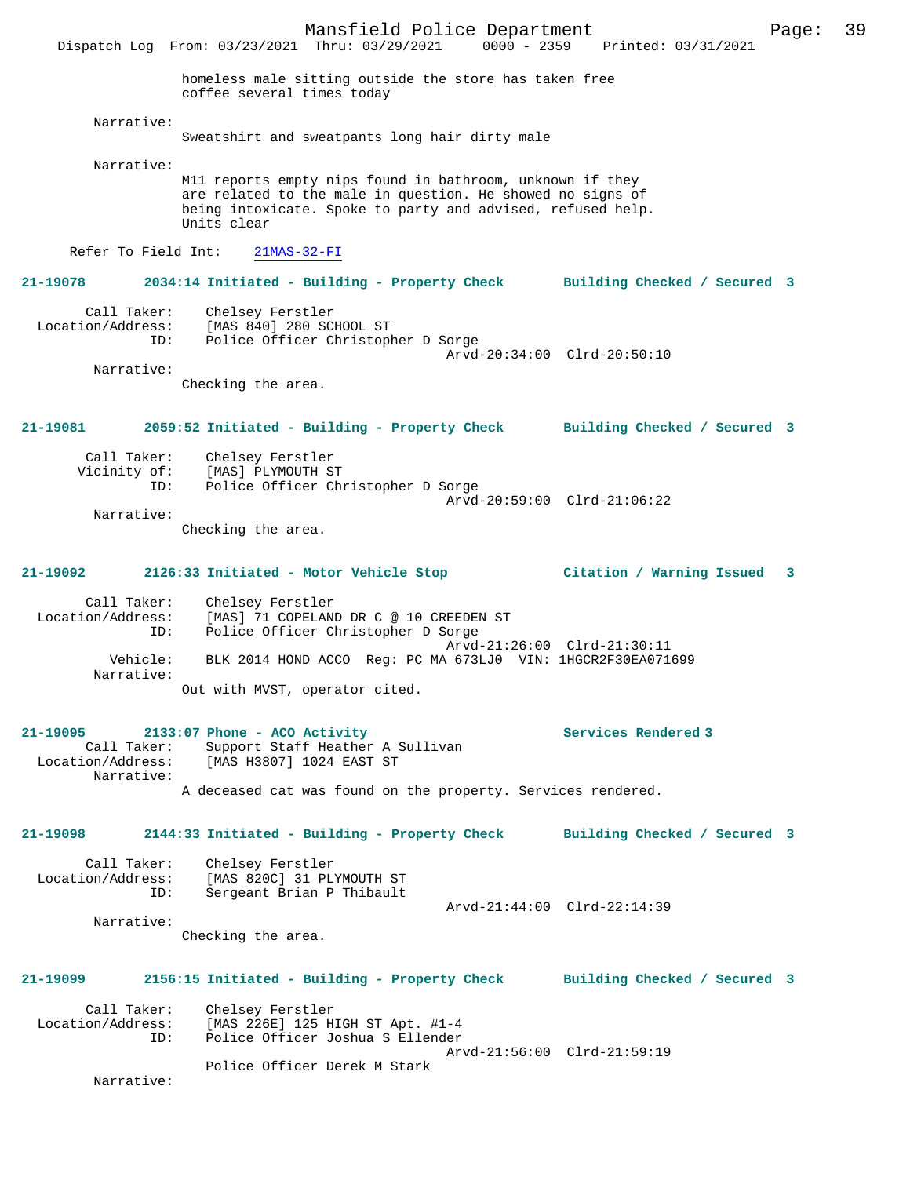homeless male sitting outside the store has taken free coffee several times today

Narrative:
Sweatshirt and sweatpants long hair dirty male

Narrative:
M11 reports empty nips found in bathroom, unknown if they are related to the male in question. He showed no signs of being intoxicate. Spoke to party and advised, refused help. Units clear

Refer To Field Int: 21MAS-32-FI

**21-19078 2034:14 Initiated - Building - Property Check Building Checked / Secured 3**

Call Taker: Chelsey Ferstler
Location/Address: [MAS 840] 280 SCHOOL ST
ID: Police Officer Christopher D Sorge
Arvd-20:34:00 Clrd-20:50:10
Narrative:
Checking the area.

**21-19081 2059:52 Initiated - Building - Property Check Building Checked / Secured 3**

Call Taker: Chelsey Ferstler
Vicinity of: [MAS] PLYMOUTH ST
ID: Police Officer Christopher D Sorge
Arvd-20:59:00 Clrd-21:06:22
Narrative:
Checking the area.

**21-19092 2126:33 Initiated - Motor Vehicle Stop Citation / Warning Issued 3**

Call Taker: Chelsey Ferstler
Location/Address: [MAS] 71 COPELAND DR C @ 10 CREEDEN ST
ID: Police Officer Christopher D Sorge
Arvd-21:26:00 Clrd-21:30:11
Vehicle: BLK 2014 HOND ACCO Reg: PC MA 673LJ0 VIN: 1HGCR2F30EA071699
Narrative:
Out with MVST, operator cited.

**21-19095 2133:07 Phone - ACO Activity Services Rendered 3**
Call Taker: Support Staff Heather A Sullivan
Location/Address: [MAS H3807] 1024 EAST ST
Narrative:
A deceased cat was found on the property. Services rendered.

**21-19098 2144:33 Initiated - Building - Property Check Building Checked / Secured 3**

Call Taker: Chelsey Ferstler
Location/Address: [MAS 820C] 31 PLYMOUTH ST
ID: Sergeant Brian P Thibault
Arvd-21:44:00 Clrd-22:14:39
Narrative:
Checking the area.

**21-19099 2156:15 Initiated - Building - Property Check Building Checked / Secured 3**

Call Taker: Chelsey Ferstler
Location/Address: [MAS 226E] 125 HIGH ST Apt. #1-4
ID: Police Officer Joshua S Ellender
Arvd-21:56:00 Clrd-21:59:19
Police Officer Derek M Stark
Narrative: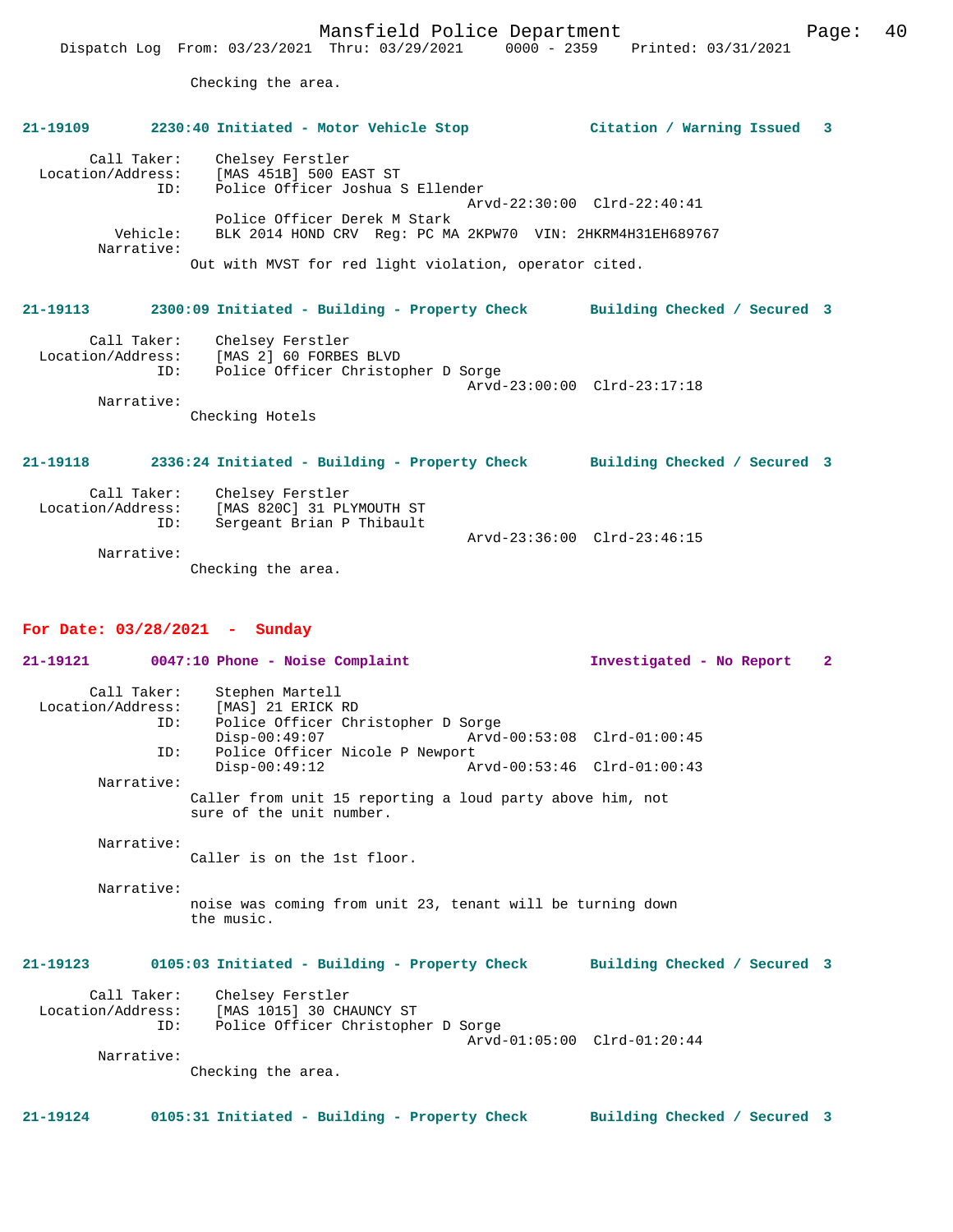Checking the area.

**21-19109 2230:40 Initiated - Motor Vehicle Stop Citation / Warning Issued 3**

```
        Call Taker:    Chelsey Ferstler
  Location/Address:    [MAS 451B] 500 EAST ST
                ID:    Police Officer Joshua S Ellender
                                             Arvd-22:30:00  Clrd-22:40:41
                       Police Officer Derek M Stark
           Vehicle:    BLK 2014 HOND CRV  Reg: PC MA 2KPW70  VIN: 2HKRM4H31EH689767
         Narrative:    
                    Out with MVST for red light violation, operator cited.
```

**21-19113 2300:09 Initiated - Building - Property Check Building Checked / Secured 3**

```
        Call Taker:    Chelsey Ferstler
  Location/Address:    [MAS 2] 60 FORBES BLVD
                ID:    Police Officer Christopher D Sorge
                                             Arvd-23:00:00  Clrd-23:17:18
         Narrative:    
                    Checking Hotels
```

**21-19118 2336:24 Initiated - Building - Property Check Building Checked / Secured 3**

```
        Call Taker:    Chelsey Ferstler
  Location/Address:    [MAS 820C] 31 PLYMOUTH ST
                ID:    Sergeant Brian P Thibault
                                             Arvd-23:36:00  Clrd-23:46:15
         Narrative:    
                    Checking the area.
```

## For Date: 03/28/2021 - Sunday

**21-19121 0047:10 Phone - Noise Complaint Investigated - No Report 2**

```
        Call Taker:    Stephen Martell
  Location/Address:    [MAS] 21 ERICK RD
                ID:    Police Officer Christopher D Sorge
                       Disp-00:49:07                Arvd-00:53:08  Clrd-01:00:45
                ID:    Police Officer Nicole P Newport
                       Disp-00:49:12                Arvd-00:53:46  Clrd-01:00:43
         Narrative:    
                    Caller from unit 15 reporting a loud party above him, not
                    sure of the unit number.

         Narrative:    
                    Caller is on the 1st floor.

         Narrative:    
                    noise was coming from unit 23, tenant will be turning down
                    the music.
```

**21-19123 0105:03 Initiated - Building - Property Check Building Checked / Secured 3**

```
        Call Taker:    Chelsey Ferstler
  Location/Address:    [MAS 1015] 30 CHAUNCY ST
                ID:    Police Officer Christopher D Sorge
                                             Arvd-01:05:00  Clrd-01:20:44
         Narrative:    
                    Checking the area.
```

**21-19124 0105:31 Initiated - Building - Property Check Building Checked / Secured 3**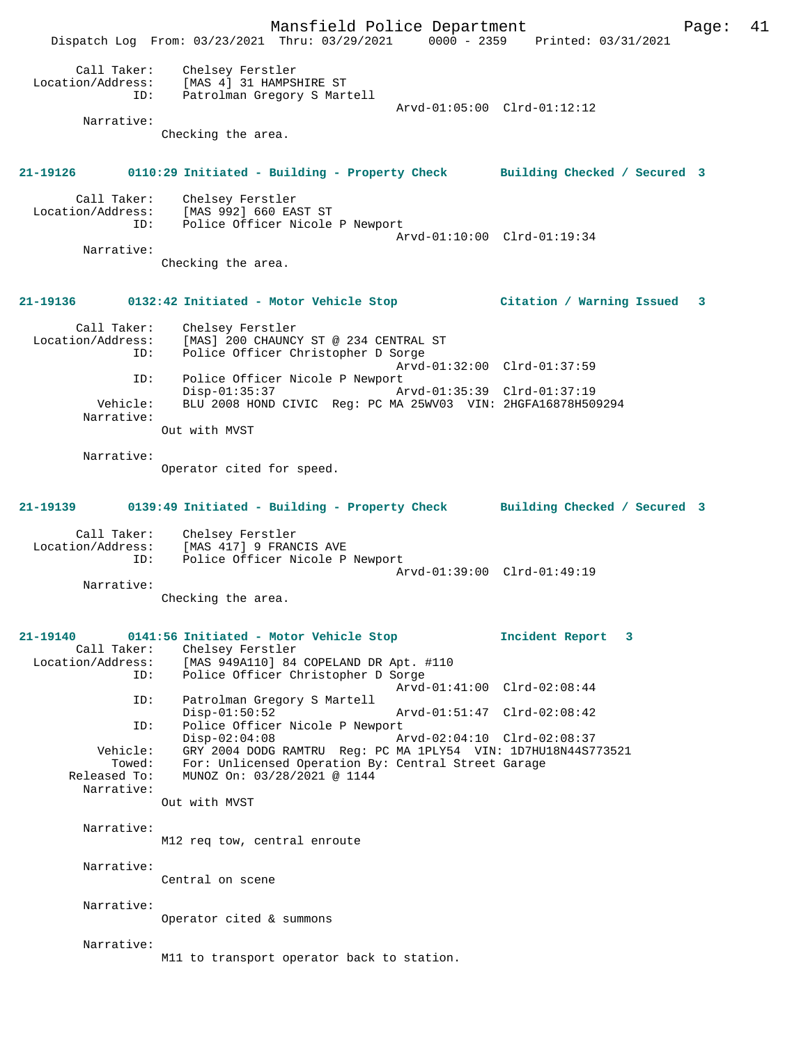```
        Call Taker:    Chelsey Ferstler
  Location/Address:    [MAS 4] 31 HAMPSHIRE ST
                ID:    Patrolman Gregory S Martell
                                             Arvd-01:05:00  Clrd-01:12:12
         Narrative:
                Checking the area.
```

**21-19126       0110:29 Initiated - Building - Property Check       Building Checked / Secured  3**

```
        Call Taker:    Chelsey Ferstler
  Location/Address:    [MAS 992] 660 EAST ST
                ID:    Police Officer Nicole P Newport
                                             Arvd-01:10:00  Clrd-01:19:34
         Narrative:
                Checking the area.
```

**21-19136       0132:42 Initiated - Motor Vehicle Stop            Citation / Warning Issued   3**

```
        Call Taker:    Chelsey Ferstler
  Location/Address:    [MAS] 200 CHAUNCY ST @ 234 CENTRAL ST
                ID:    Police Officer Christopher D Sorge
                                             Arvd-01:32:00  Clrd-01:37:59
                ID:    Police Officer Nicole P Newport
                       Disp-01:35:37         Arvd-01:35:39  Clrd-01:37:19
           Vehicle:    BLU 2008 HOND CIVIC  Reg: PC MA 25WV03  VIN: 2HGFA16878H509294
         Narrative:
                Out with MVST

         Narrative:
                Operator cited for speed.
```

**21-19139       0139:49 Initiated - Building - Property Check       Building Checked / Secured  3**

```
        Call Taker:    Chelsey Ferstler
  Location/Address:    [MAS 417] 9 FRANCIS AVE
                ID:    Police Officer Nicole P Newport
                                             Arvd-01:39:00  Clrd-01:49:19
         Narrative:
                Checking the area.
```

**21-19140       0141:56 Initiated - Motor Vehicle Stop            Incident Report   3**

```
        Call Taker:    Chelsey Ferstler
  Location/Address:    [MAS 949A110] 84 COPELAND DR Apt. #110
                ID:    Police Officer Christopher D Sorge
                                             Arvd-01:41:00  Clrd-02:08:44
                ID:    Patrolman Gregory S Martell
                       Disp-01:50:52         Arvd-01:51:47  Clrd-02:08:42
                ID:    Police Officer Nicole P Newport
                       Disp-02:04:08         Arvd-02:04:10  Clrd-02:08:37
           Vehicle:    GRY 2004 DODG RAMTRU  Reg: PC MA 1PLY54  VIN: 1D7HU18N44S773521
             Towed:    For: Unlicensed Operation By: Central Street Garage
       Released To:    MUNOZ On: 03/28/2021 @ 1144
         Narrative:
                Out with MVST

         Narrative:
                M12 req tow, central enroute

         Narrative:
                Central on scene

         Narrative:
                Operator cited & summons

         Narrative:
                M11 to transport operator back to station.
```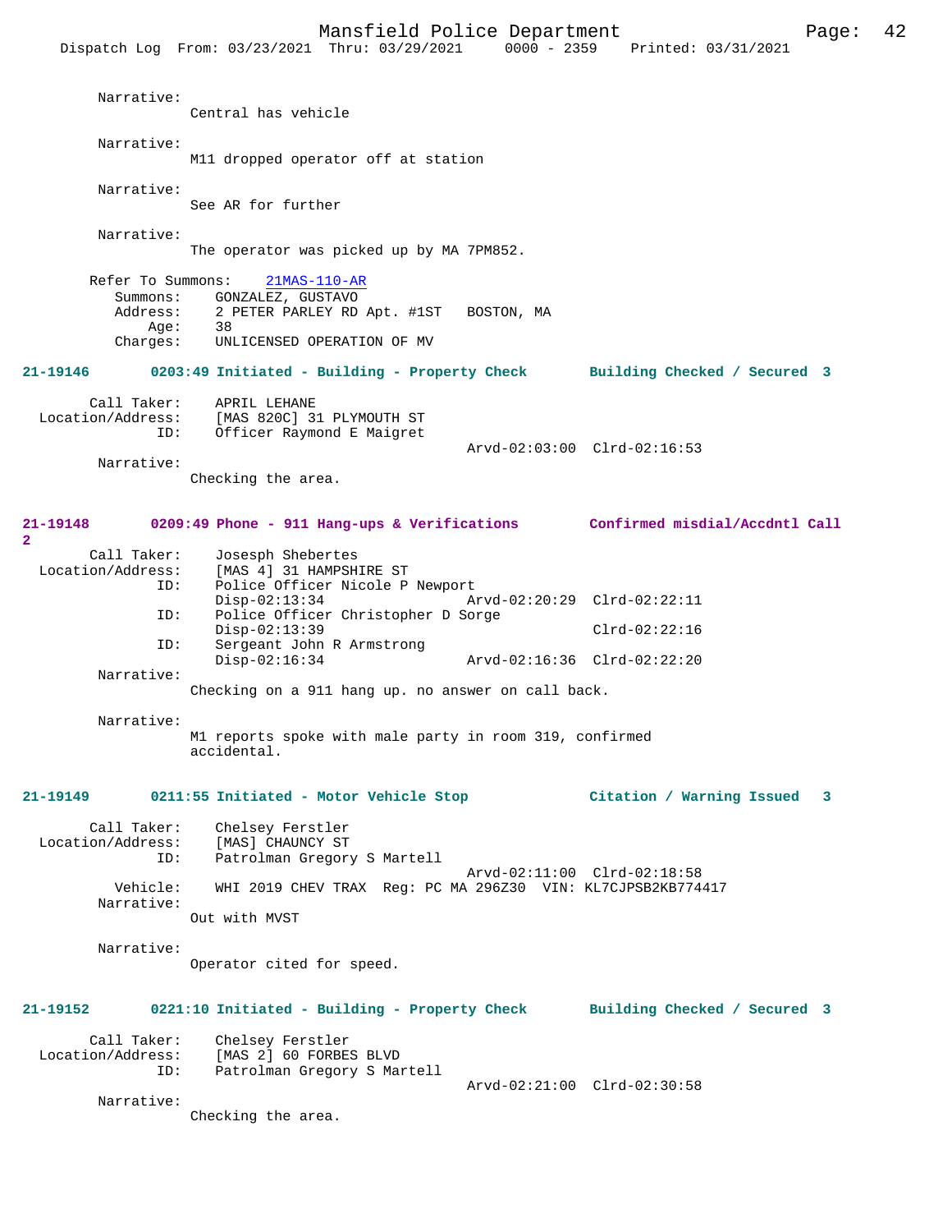```
        Narrative: 
                 Central has vehicle

        Narrative: 
                 M11 dropped operator off at station

        Narrative: 
                 See AR for further

        Narrative: 
                 The operator was picked up by MA 7PM852.

       Refer To Summons:    21MAS-110-AR
          Summons:    GONZALEZ, GUSTAVO
          Address:    2 PETER PARLEY RD Apt. #1ST   BOSTON, MA
              Age:    38
          Charges:    UNLICENSED OPERATION OF MV
```

**21-19146        0203:49 Initiated - Building - Property Check        Building Checked / Secured  3**

```
        Call Taker:    APRIL LEHANE
  Location/Address:    [MAS 820C] 31 PLYMOUTH ST
                ID:    Officer Raymond E Maigret
                                              Arvd-02:03:00  Clrd-02:16:53
        Narrative: 
                 Checking the area.
```

**21-19148        0209:49 Phone - 911 Hang-ups & Verifications        Confirmed misdial/Accdntl Call 2**

```
        Call Taker:    Josesph Shebertes
  Location/Address:    [MAS 4] 31 HAMPSHIRE ST
                ID:    Police Officer Nicole P Newport
                       Disp-02:13:34                 Arvd-02:20:29  Clrd-02:22:11
                ID:    Police Officer Christopher D Sorge
                       Disp-02:13:39                                Clrd-02:22:16
                ID:    Sergeant John R Armstrong
                       Disp-02:16:34                 Arvd-02:16:36  Clrd-02:22:20
        Narrative: 
                 Checking on a 911 hang up. no answer on call back.

        Narrative: 
                 M1 reports spoke with male party in room 319, confirmed
                 accidental.
```

**21-19149        0211:55 Initiated - Motor Vehicle Stop        Citation / Warning Issued   3**

```
        Call Taker:    Chelsey Ferstler
  Location/Address:    [MAS] CHAUNCY ST
                ID:    Patrolman Gregory S Martell
                                              Arvd-02:11:00  Clrd-02:18:58
           Vehicle:    WHI 2019 CHEV TRAX  Reg: PC MA 296Z30  VIN: KL7CJPSB2KB774417
        Narrative: 
                 Out with MVST

        Narrative: 
                 Operator cited for speed.
```

**21-19152        0221:10 Initiated - Building - Property Check        Building Checked / Secured  3**

```
        Call Taker:    Chelsey Ferstler
  Location/Address:    [MAS 2] 60 FORBES BLVD
                ID:    Patrolman Gregory S Martell
                                              Arvd-02:21:00  Clrd-02:30:58
        Narrative: 
                 Checking the area.
```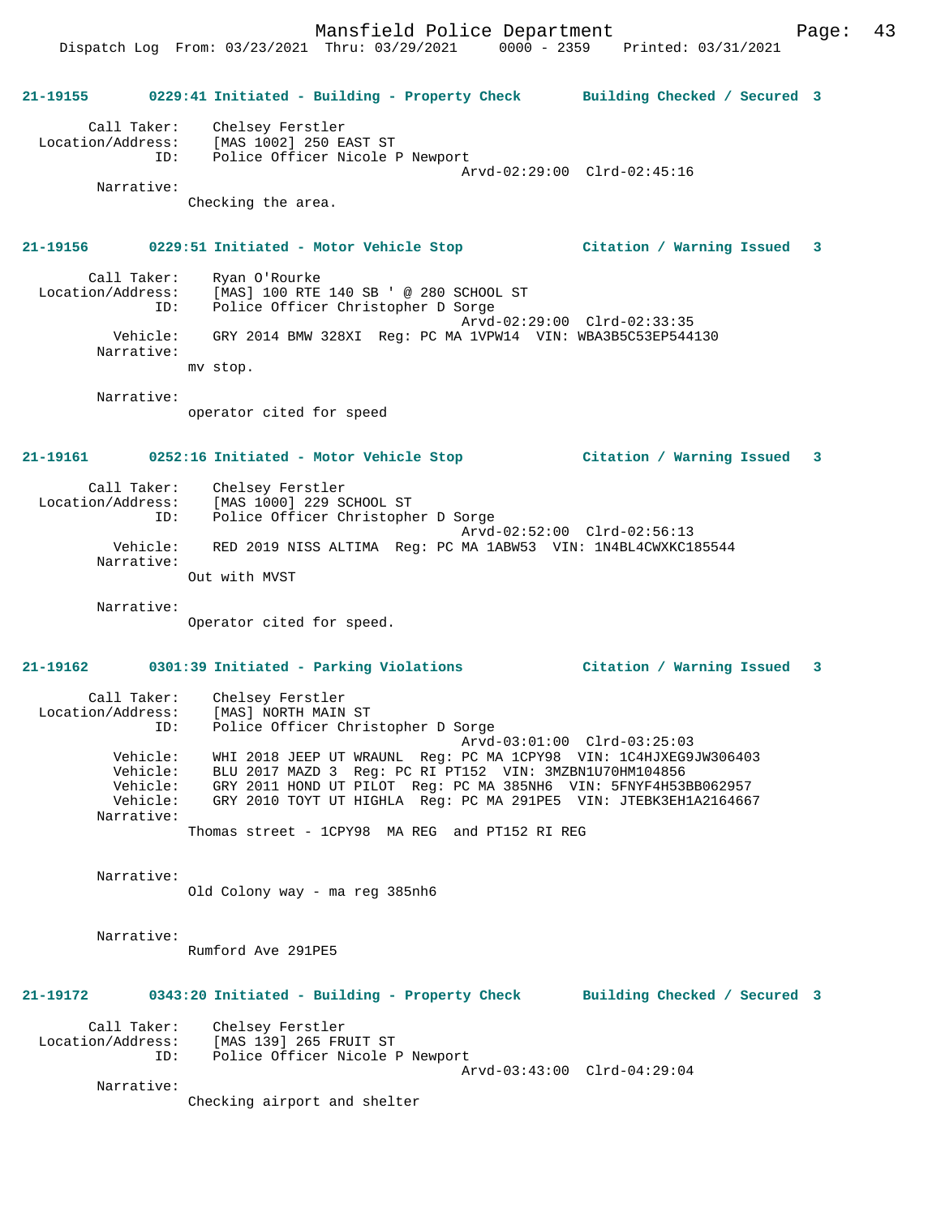**21-19155 0229:41 Initiated - Building - Property Check Building Checked / Secured 3**

Call Taker: Chelsey Ferstler
Location/Address: [MAS 1002] 250 EAST ST
ID: Police Officer Nicole P Newport
Arvd-02:29:00 Clrd-02:45:16
Narrative:
Checking the area.

**21-19156 0229:51 Initiated - Motor Vehicle Stop Citation / Warning Issued 3**

Call Taker: Ryan O'Rourke
Location/Address: [MAS] 100 RTE 140 SB ' @ 280 SCHOOL ST
ID: Police Officer Christopher D Sorge
Arvd-02:29:00 Clrd-02:33:35
Vehicle: GRY 2014 BMW 328XI Reg: PC MA 1VPW14 VIN: WBA3B5C53EP544130
Narrative:
mv stop.

Narrative:
operator cited for speed

**21-19161 0252:16 Initiated - Motor Vehicle Stop Citation / Warning Issued 3**

Call Taker: Chelsey Ferstler
Location/Address: [MAS 1000] 229 SCHOOL ST
ID: Police Officer Christopher D Sorge
Arvd-02:52:00 Clrd-02:56:13
Vehicle: RED 2019 NISS ALTIMA Reg: PC MA 1ABW53 VIN: 1N4BL4CWXKC185544
Narrative:
Out with MVST

Narrative:
Operator cited for speed.

**21-19162 0301:39 Initiated - Parking Violations Citation / Warning Issued 3**

Call Taker: Chelsey Ferstler
Location/Address: [MAS] NORTH MAIN ST
ID: Police Officer Christopher D Sorge
Arvd-03:01:00 Clrd-03:25:03
Vehicle: WHI 2018 JEEP UT WRAUNL Reg: PC MA 1CPY98 VIN: 1C4HJXEG9JW306403
Vehicle: BLU 2017 MAZD 3 Reg: PC RI PT152 VIN: 3MZBN1U70HM104856
Vehicle: GRY 2011 HOND UT PILOT Reg: PC MA 385NH6 VIN: 5FNYF4H53BB062957
Vehicle: GRY 2010 TOYT UT HIGHLA Reg: PC MA 291PE5 VIN: JTEBK3EH1A2164667
Narrative:
Thomas street - 1CPY98 MA REG and PT152 RI REG

Narrative:
Old Colony way - ma reg 385nh6

Narrative:
Rumford Ave 291PE5

**21-19172 0343:20 Initiated - Building - Property Check Building Checked / Secured 3**

Call Taker: Chelsey Ferstler
Location/Address: [MAS 139] 265 FRUIT ST
ID: Police Officer Nicole P Newport
Arvd-03:43:00 Clrd-04:29:04
Narrative:
Checking airport and shelter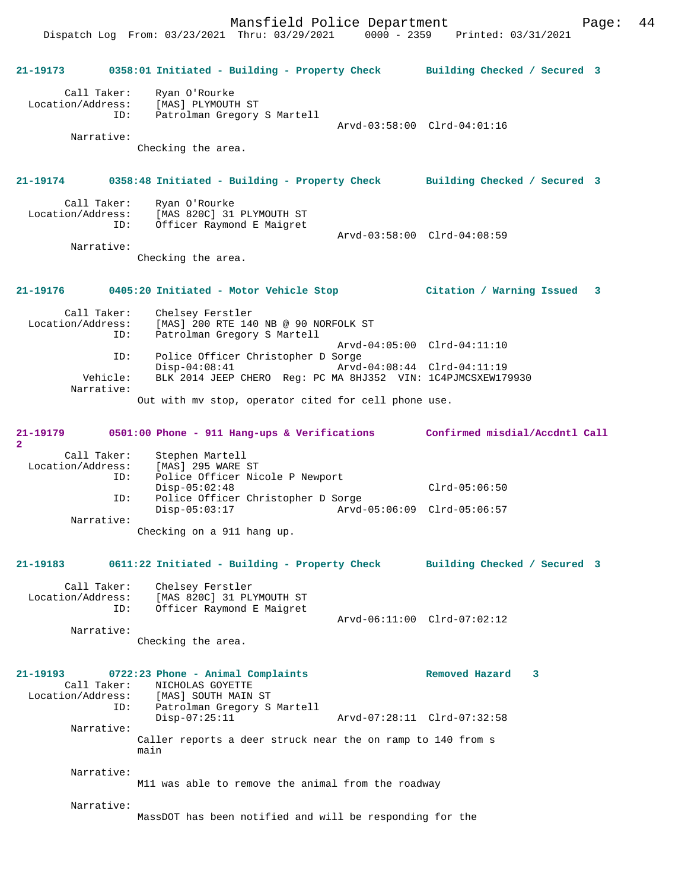**21-19173 0358:01 Initiated - Building - Property Check Building Checked / Secured 3**

Call Taker: Ryan O'Rourke
Location/Address: [MAS] PLYMOUTH ST
ID: Patrolman Gregory S Martell
Arvd-03:58:00 Clrd-04:01:16
Narrative:
Checking the area.

**21-19174 0358:48 Initiated - Building - Property Check Building Checked / Secured 3**

Call Taker: Ryan O'Rourke
Location/Address: [MAS 820C] 31 PLYMOUTH ST
ID: Officer Raymond E Maigret
Arvd-03:58:00 Clrd-04:08:59
Narrative:
Checking the area.

**21-19176 0405:20 Initiated - Motor Vehicle Stop Citation / Warning Issued 3**

Call Taker: Chelsey Ferstler
Location/Address: [MAS] 200 RTE 140 NB @ 90 NORFOLK ST
ID: Patrolman Gregory S Martell
Arvd-04:05:00 Clrd-04:11:10
ID: Police Officer Christopher D Sorge
Disp-04:08:41 Arvd-04:08:44 Clrd-04:11:19
Vehicle: BLK 2014 JEEP CHERO Reg: PC MA 8HJ352 VIN: 1C4PJMCSXEW179930
Narrative:
Out with mv stop, operator cited for cell phone use.

**21-19179 0501:00 Phone - 911 Hang-ups & Verifications Confirmed misdial/Accdntl Call 2**

Call Taker: Stephen Martell
Location/Address: [MAS] 295 WARE ST
ID: Police Officer Nicole P Newport
Disp-05:02:48 Clrd-05:06:50
ID: Police Officer Christopher D Sorge
Disp-05:03:17 Arvd-05:06:09 Clrd-05:06:57
Narrative:
Checking on a 911 hang up.

**21-19183 0611:22 Initiated - Building - Property Check Building Checked / Secured 3**

Call Taker: Chelsey Ferstler
Location/Address: [MAS 820C] 31 PLYMOUTH ST
ID: Officer Raymond E Maigret
Arvd-06:11:00 Clrd-07:02:12
Narrative:
Checking the area.

**21-19193 0722:23 Phone - Animal Complaints Removed Hazard 3**

Call Taker: NICHOLAS GOYETTE
Location/Address: [MAS] SOUTH MAIN ST
ID: Patrolman Gregory S Martell
Disp-07:25:11 Arvd-07:28:11 Clrd-07:32:58
Narrative:
Caller reports a deer struck near the on ramp to 140 from s main

Narrative:
M11 was able to remove the animal from the roadway

Narrative:
MassDOT has been notified and will be responding for the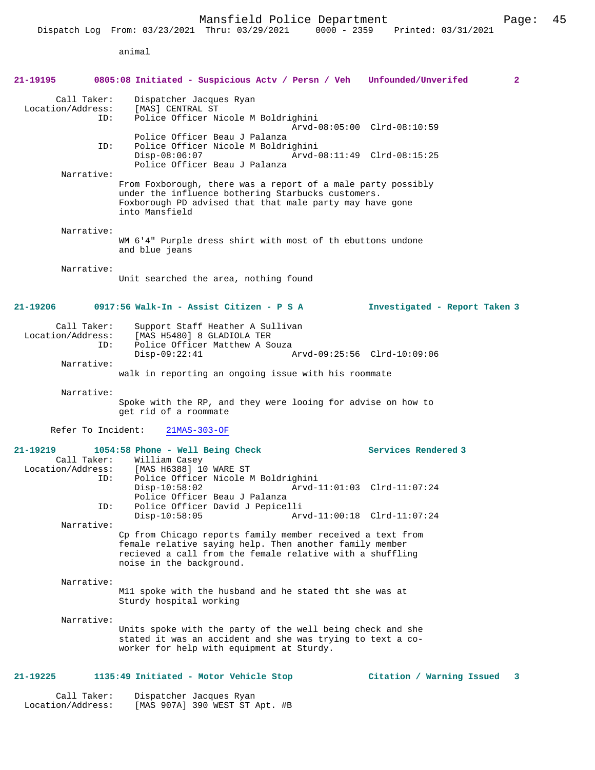animal

**21-19195 0805:08 Initiated - Suspicious Actv / Persn / Veh Unfounded/Unverifed 2**

Call Taker: Dispatcher Jacques Ryan
Location/Address: [MAS] CENTRAL ST
ID: Police Officer Nicole M Boldrighini
Arvd-08:05:00 Clrd-08:10:59
Police Officer Beau J Palanza
ID: Police Officer Nicole M Boldrighini
Disp-08:06:07 Arvd-08:11:49 Clrd-08:15:25
Police Officer Beau J Palanza

Narrative:
From Foxborough, there was a report of a male party possibly under the influence bothering Starbucks customers. Foxborough PD advised that that male party may have gone into Mansfield

Narrative:
WM 6'4" Purple dress shirt with most of th ebuttons undone and blue jeans

Narrative:
Unit searched the area, nothing found

**21-19206 0917:56 Walk-In - Assist Citizen - P S A Investigated - Report Taken 3**

Call Taker: Support Staff Heather A Sullivan
Location/Address: [MAS H5480] 8 GLADIOLA TER
ID: Police Officer Matthew A Souza
Disp-09:22:41 Arvd-09:25:56 Clrd-10:09:06

Narrative:
walk in reporting an ongoing issue with his roommate

Narrative:
Spoke with the RP, and they were looing for advise on how to get rid of a roommate

Refer To Incident: 21MAS-303-OF

**21-19219 1054:58 Phone - Well Being Check Services Rendered 3**

Call Taker: William Casey
Location/Address: [MAS H6388] 10 WARE ST
ID: Police Officer Nicole M Boldrighini
Disp-10:58:02 Arvd-11:01:03 Clrd-11:07:24
Police Officer Beau J Palanza
ID: Police Officer David J Pepicelli
Disp-10:58:05 Arvd-11:00:18 Clrd-11:07:24

Narrative:
Cp from Chicago reports family member received a text from female relative saying help. Then another family member recieved a call from the female relative with a shuffling noise in the background.

Narrative:
M11 spoke with the husband and he stated tht she was at Sturdy hospital working

Narrative:
Units spoke with the party of the well being check and she stated it was an accident and she was trying to text a co-worker for help with equipment at Sturdy.

**21-19225 1135:49 Initiated - Motor Vehicle Stop Citation / Warning Issued 3**

Call Taker: Dispatcher Jacques Ryan
Location/Address: [MAS 907A] 390 WEST ST Apt. #B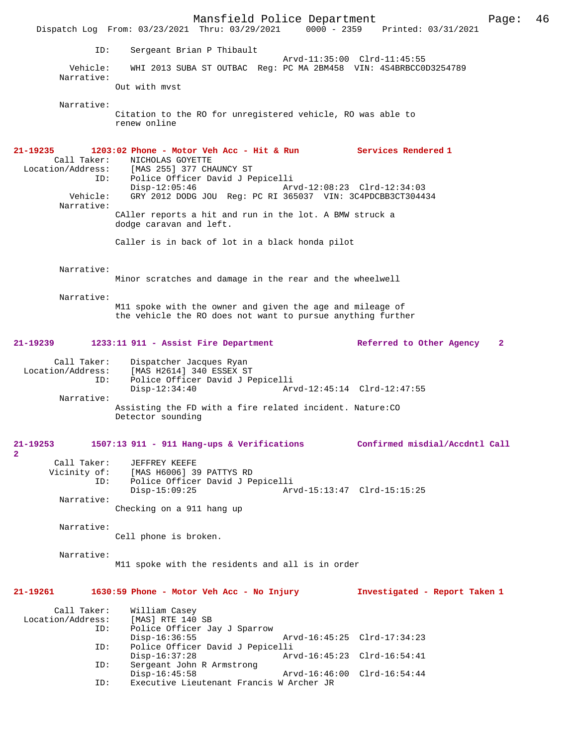ID: Sergeant Brian P Thibault
Arvd-11:35:00 Clrd-11:45:55
Vehicle: WHI 2013 SUBA ST OUTBAC Reg: PC MA 2BM458 VIN: 4S4BRBCC0D3254789
Narrative:
Out with mvst

Narrative:
Citation to the RO for unregistered vehicle, RO was able to renew online

**21-19235 1203:02 Phone - Motor Veh Acc - Hit & Run Services Rendered 1**

Call Taker: NICHOLAS GOYETTE
Location/Address: [MAS 255] 377 CHAUNCY ST
ID: Police Officer David J Pepicelli
Disp-12:05:46 Arvd-12:08:23 Clrd-12:34:03
Vehicle: GRY 2012 DODG JOU Reg: PC RI 365037 VIN: 3C4PDCBB3CT304434
Narrative:
CAller reports a hit and run in the lot. A BMW struck a dodge caravan and left.

Caller is in back of lot in a black honda pilot

Narrative:
Minor scratches and damage in the rear and the wheelwell

Narrative:
M11 spoke with the owner and given the age and mileage of the vehicle the RO does not want to pursue anything further

**21-19239 1233:11 911 - Assist Fire Department Referred to Other Agency 2**

Call Taker: Dispatcher Jacques Ryan
Location/Address: [MAS H2614] 340 ESSEX ST
ID: Police Officer David J Pepicelli
Disp-12:34:40 Arvd-12:45:14 Clrd-12:47:55
Narrative:
Assisting the FD with a fire related incident. Nature:CO Detector sounding

**21-19253 1507:13 911 - 911 Hang-ups & Verifications Confirmed misdial/Accdntl Call 2**

Call Taker: JEFFREY KEEFE
Vicinity of: [MAS H6006] 39 PATTYS RD
ID: Police Officer David J Pepicelli
Disp-15:09:25 Arvd-15:13:47 Clrd-15:15:25
Narrative:
Checking on a 911 hang up

Narrative:
Cell phone is broken.

Narrative:
M11 spoke with the residents and all is in order

**21-19261 1630:59 Phone - Motor Veh Acc - No Injury Investigated - Report Taken 1**

Call Taker: William Casey
Location/Address: [MAS] RTE 140 SB
ID: Police Officer Jay J Sparrow
Disp-16:36:55 Arvd-16:45:25 Clrd-17:34:23
ID: Police Officer David J Pepicelli
Disp-16:37:28 Arvd-16:45:23 Clrd-16:54:41
ID: Sergeant John R Armstrong
Disp-16:45:58 Arvd-16:46:00 Clrd-16:54:44
ID: Executive Lieutenant Francis W Archer JR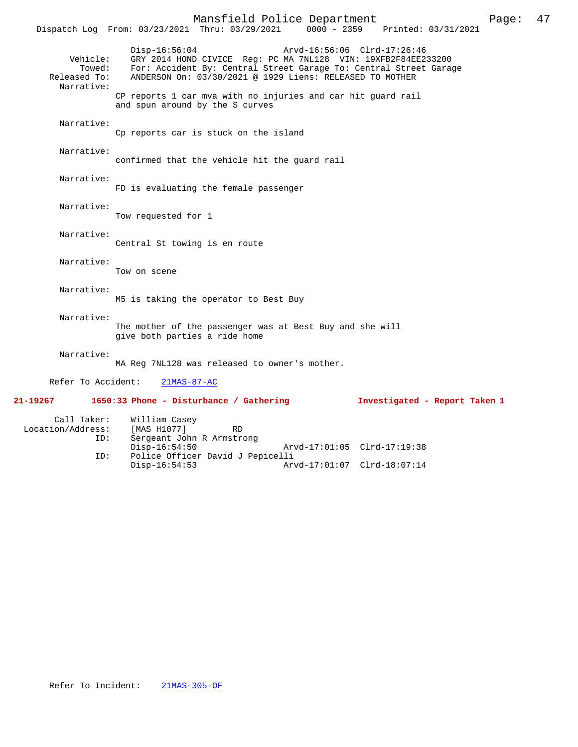Disp-16:56:04 Arvd-16:56:06 Clrd-17:26:46
Vehicle: GRY 2014 HOND CIVICE Reg: PC MA 7NL128 VIN: 19XFB2F84EE233200
Towed: For: Accident By: Central Street Garage To: Central Street Garage
Released To: ANDERSON On: 03/30/2021 @ 1929 Liens: RELEASED TO MOTHER

Narrative:
CP reports 1 car mva with no injuries and car hit guard rail and spun around by the S curves

Narrative:
Cp reports car is stuck on the island

Narrative:
confirmed that the vehicle hit the guard rail

Narrative:
FD is evaluating the female passenger

Narrative:
Tow requested for 1

Narrative:
Central St towing is en route

Narrative:
Tow on scene

Narrative:
M5 is taking the operator to Best Buy

Narrative:
The mother of the passenger was at Best Buy and she will give both parties a ride home

Narrative:
MA Reg 7NL128 was released to owner's mother.

Refer To Accident: 21MAS-87-AC

**21-19267 1650:33 Phone - Disturbance / Gathering Investigated - Report Taken 1**

Call Taker: William Casey
Location/Address: [MAS H1077] RD
ID: Sergeant John R Armstrong
Disp-16:54:50 Arvd-17:01:05 Clrd-17:19:38
ID: Police Officer David J Pepicelli
Disp-16:54:53 Arvd-17:01:07 Clrd-18:07:14

Refer To Incident: 21MAS-305-OF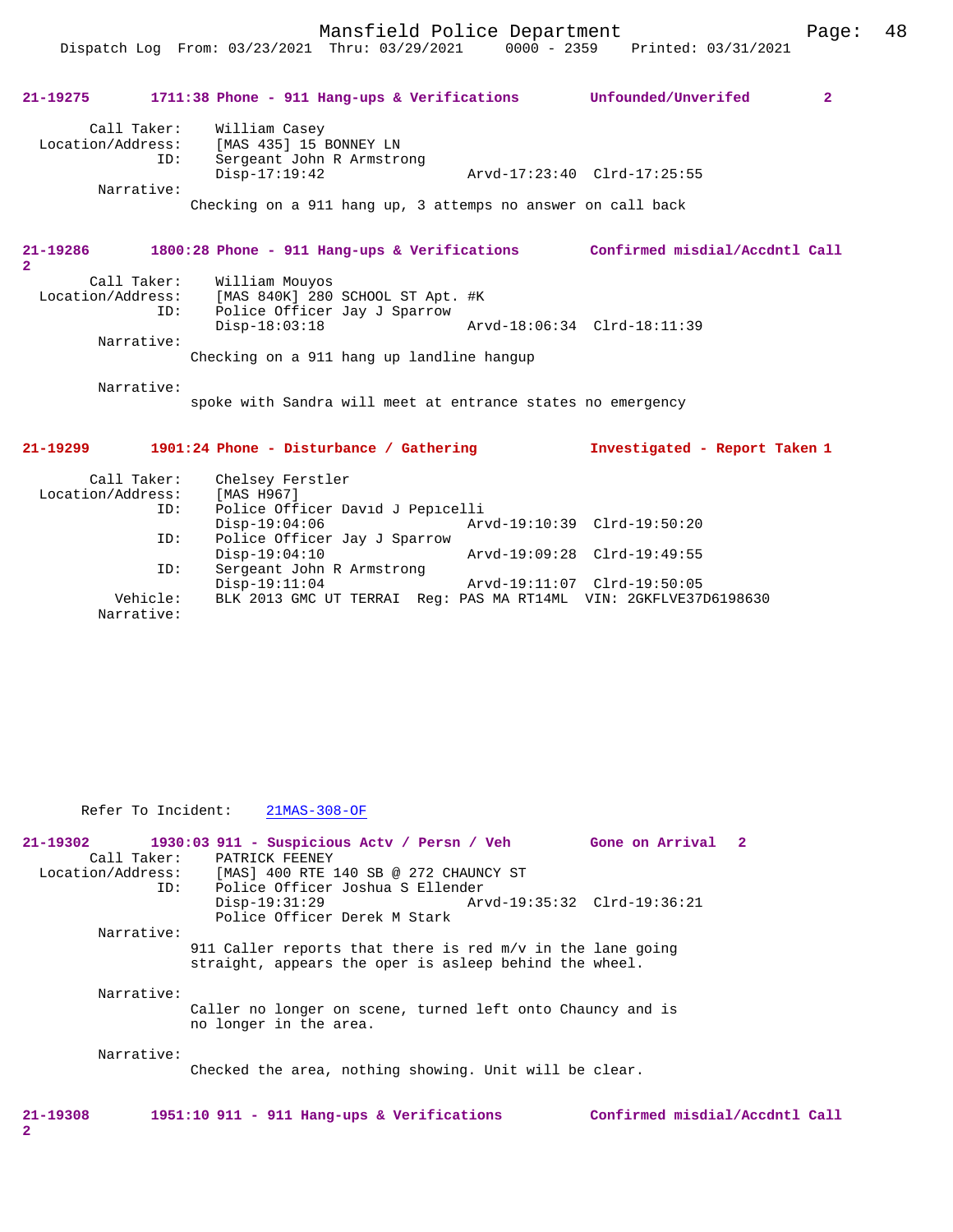**21-19275 1711:38 Phone - 911 Hang-ups & Verifications Unfounded/Unverifed 2**

Call Taker: William Casey
Location/Address: [MAS 435] 15 BONNEY LN
ID: Sergeant John R Armstrong
Disp-17:19:42 Arvd-17:23:40 Clrd-17:25:55
Narrative:
Checking on a 911 hang up, 3 attemps no answer on call back

**21-19286 1800:28 Phone - 911 Hang-ups & Verifications Confirmed misdial/Accdntl Call 2**

Call Taker: William Mouyos
Location/Address: [MAS 840K] 280 SCHOOL ST Apt. #K
ID: Police Officer Jay J Sparrow
Disp-18:03:18 Arvd-18:06:34 Clrd-18:11:39
Narrative:
Checking on a 911 hang up landline hangup

Narrative:
spoke with Sandra will meet at entrance states no emergency

**21-19299 1901:24 Phone - Disturbance / Gathering Investigated - Report Taken 1**

Call Taker: Chelsey Ferstler
Location/Address: [MAS H967]
ID: Police Officer David J Pepicelli
Disp-19:04:06 Arvd-19:10:39 Clrd-19:50:20
ID: Police Officer Jay J Sparrow
Disp-19:04:10 Arvd-19:09:28 Clrd-19:49:55
ID: Sergeant John R Armstrong
Disp-19:11:04 Arvd-19:11:07 Clrd-19:50:05
Vehicle: BLK 2013 GMC UT TERRAI Reg: PAS MA RT14ML VIN: 2GKFLVE37D6198630
Narrative:

Refer To Incident: 21MAS-308-OF

**21-19302 1930:03 911 - Suspicious Actv / Persn / Veh Gone on Arrival 2**

Call Taker: PATRICK FEENEY
Location/Address: [MAS] 400 RTE 140 SB @ 272 CHAUNCY ST
ID: Police Officer Joshua S Ellender
Disp-19:31:29 Arvd-19:35:32 Clrd-19:36:21
Police Officer Derek M Stark
Narrative:
911 Caller reports that there is red m/v in the lane going straight, appears the oper is asleep behind the wheel.

Narrative:
Caller no longer on scene, turned left onto Chauncy and is no longer in the area.

Narrative:
Checked the area, nothing showing. Unit will be clear.

**21-19308 1951:10 911 - 911 Hang-ups & Verifications Confirmed misdial/Accdntl Call 2**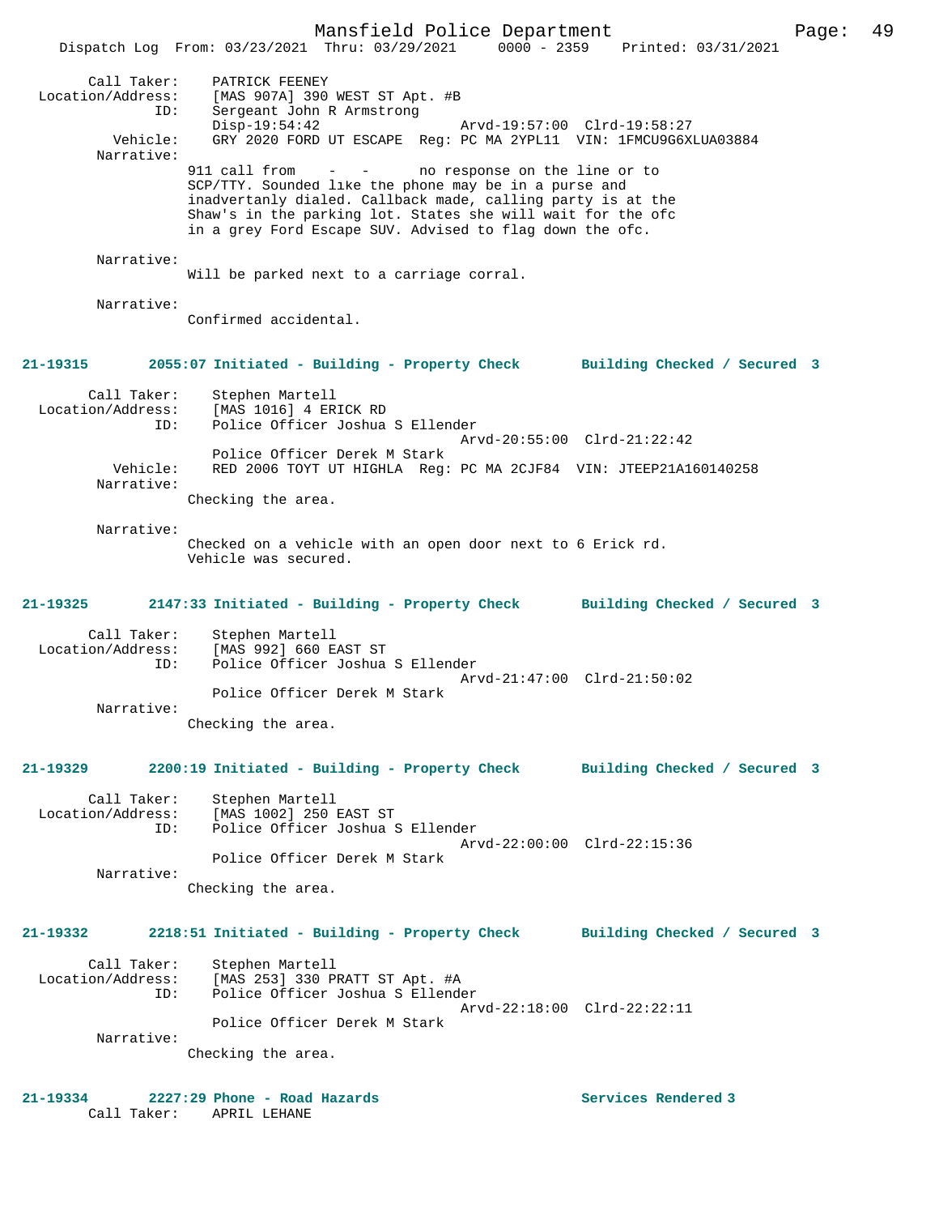Call Taker: PATRICK FEENEY
Location/Address: [MAS 907A] 390 WEST ST Apt. #B
ID: Sergeant John R Armstrong
Disp-19:54:42 Arvd-19:57:00 Clrd-19:58:27
Vehicle: GRY 2020 FORD UT ESCAPE Reg: PC MA 2YPL11 VIN: 1FMCU9G6XLUA03884
Narrative:
911 call from - - no response on the line or to SCP/TTY. Sounded like the phone may be in a purse and inadvertanly dialed. Callback made, calling party is at the Shaw's in the parking lot. States she will wait for the ofc in a grey Ford Escape SUV. Advised to flag down the ofc.

Narrative:
Will be parked next to a carriage corral.

Narrative:
Confirmed accidental.

**21-19315 2055:07 Initiated - Building - Property Check Building Checked / Secured 3**

Call Taker: Stephen Martell
Location/Address: [MAS 1016] 4 ERICK RD
ID: Police Officer Joshua S Ellender
Arvd-20:55:00 Clrd-21:22:42
Police Officer Derek M Stark
Vehicle: RED 2006 TOYT UT HIGHLA Reg: PC MA 2CJF84 VIN: JTEEP21A160140258
Narrative:
Checking the area.

Narrative:
Checked on a vehicle with an open door next to 6 Erick rd. Vehicle was secured.

**21-19325 2147:33 Initiated - Building - Property Check Building Checked / Secured 3**

Call Taker: Stephen Martell
Location/Address: [MAS 992] 660 EAST ST
ID: Police Officer Joshua S Ellender
Arvd-21:47:00 Clrd-21:50:02
Police Officer Derek M Stark
Narrative:
Checking the area.

**21-19329 2200:19 Initiated - Building - Property Check Building Checked / Secured 3**

Call Taker: Stephen Martell
Location/Address: [MAS 1002] 250 EAST ST
ID: Police Officer Joshua S Ellender
Arvd-22:00:00 Clrd-22:15:36
Police Officer Derek M Stark
Narrative:
Checking the area.

**21-19332 2218:51 Initiated - Building - Property Check Building Checked / Secured 3**

Call Taker: Stephen Martell
Location/Address: [MAS 253] 330 PRATT ST Apt. #A
ID: Police Officer Joshua S Ellender
Arvd-22:18:00 Clrd-22:22:11
Police Officer Derek M Stark
Narrative:
Checking the area.

**21-19334 2227:29 Phone - Road Hazards Services Rendered 3**

Call Taker: APRIL LEHANE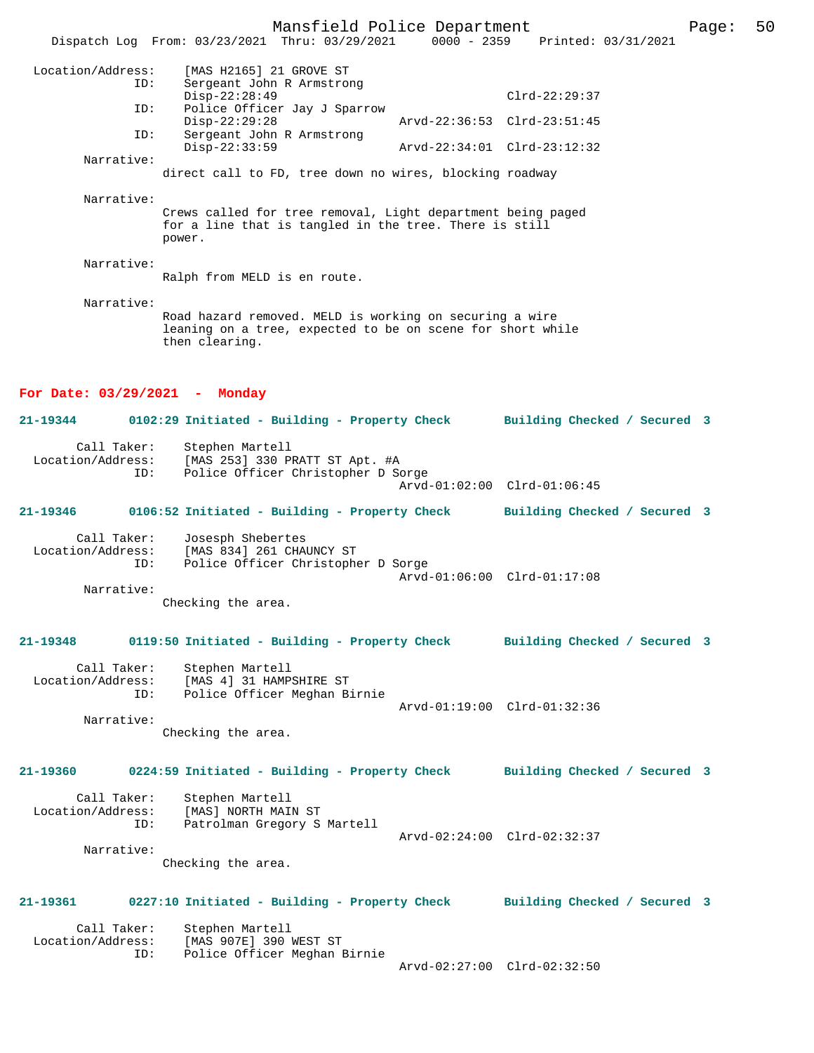Location/Address: [MAS H2165] 21 GROVE ST
ID: Sergeant John R Armstrong
Disp-22:28:49 Clrd-22:29:37
ID: Police Officer Jay J Sparrow
Disp-22:29:28 Arvd-22:36:53 Clrd-23:51:45
ID: Sergeant John R Armstrong
Disp-22:33:59 Arvd-22:34:01 Clrd-23:12:32

Narrative:
direct call to FD, tree down no wires, blocking roadway

Narrative:
Crews called for tree removal, Light department being paged for a line that is tangled in the tree. There is still power.

Narrative:
Ralph from MELD is en route.

Narrative:
Road hazard removed. MELD is working on securing a wire leaning on a tree, expected to be on scene for short while then clearing.

**For Date: 03/29/2021 - Monday**

**21-19344 0102:29 Initiated - Building - Property Check Building Checked / Secured 3**

Call Taker: Stephen Martell
Location/Address: [MAS 253] 330 PRATT ST Apt. #A
ID: Police Officer Christopher D Sorge
Arvd-01:02:00 Clrd-01:06:45

**21-19346 0106:52 Initiated - Building - Property Check Building Checked / Secured 3**

Call Taker: Josesph Shebertes
Location/Address: [MAS 834] 261 CHAUNCY ST
ID: Police Officer Christopher D Sorge
Arvd-01:06:00 Clrd-01:17:08

Narrative:
Checking the area.

**21-19348 0119:50 Initiated - Building - Property Check Building Checked / Secured 3**

Call Taker: Stephen Martell
Location/Address: [MAS 4] 31 HAMPSHIRE ST
ID: Police Officer Meghan Birnie
Arvd-01:19:00 Clrd-01:32:36

Narrative:
Checking the area.

**21-19360 0224:59 Initiated - Building - Property Check Building Checked / Secured 3**

Call Taker: Stephen Martell
Location/Address: [MAS] NORTH MAIN ST
ID: Patrolman Gregory S Martell
Arvd-02:24:00 Clrd-02:32:37

Narrative:
Checking the area.

**21-19361 0227:10 Initiated - Building - Property Check Building Checked / Secured 3**

Call Taker: Stephen Martell
Location/Address: [MAS 907E] 390 WEST ST
ID: Police Officer Meghan Birnie
Arvd-02:27:00 Clrd-02:32:50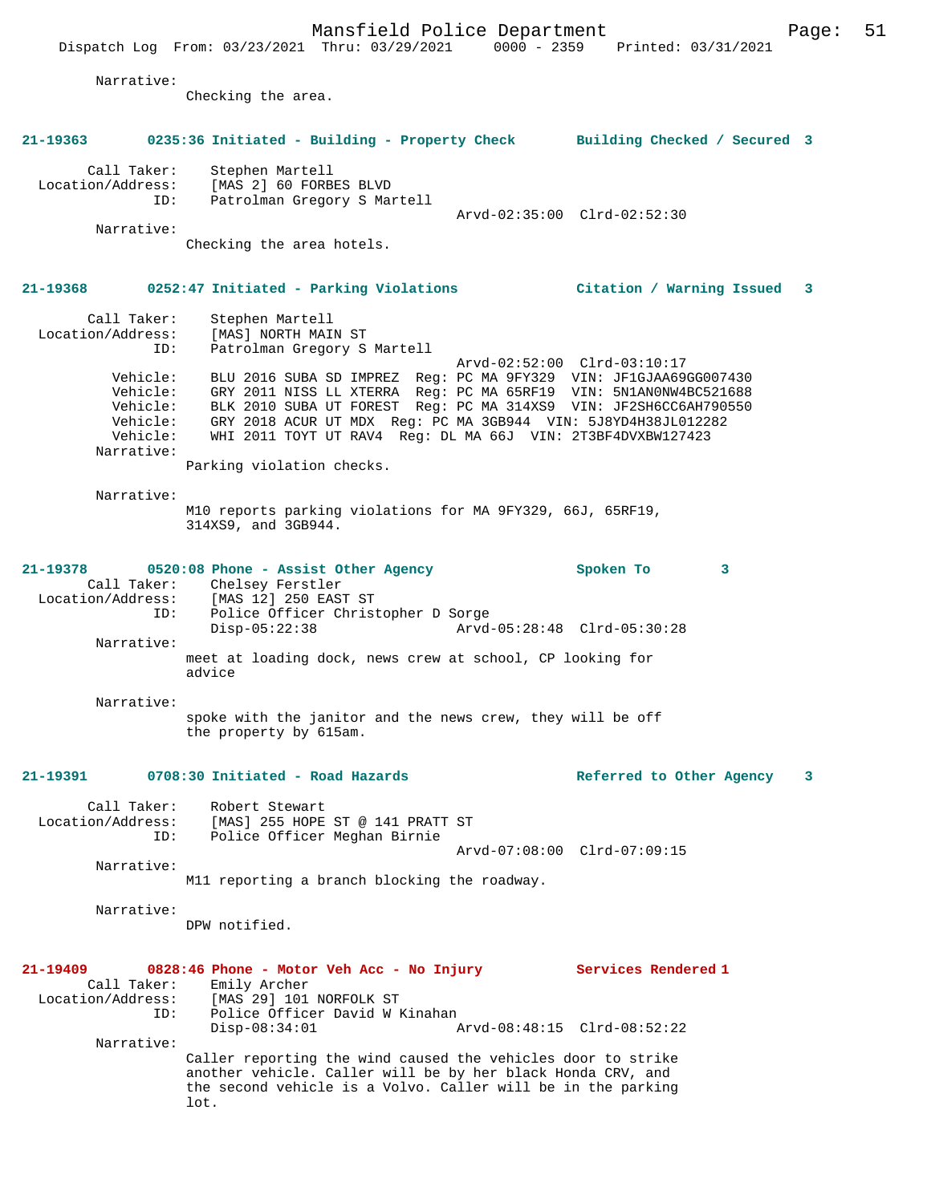Narrative:
Checking the area.

**21-19363 0235:36 Initiated - Building - Property Check Building Checked / Secured 3**

Call Taker: Stephen Martell
Location/Address: [MAS 2] 60 FORBES BLVD
ID: Patrolman Gregory S Martell
Arvd-02:35:00 Clrd-02:52:30

Narrative:
Checking the area hotels.

**21-19368 0252:47 Initiated - Parking Violations Citation / Warning Issued 3**

Call Taker: Stephen Martell
Location/Address: [MAS] NORTH MAIN ST
ID: Patrolman Gregory S Martell
Arvd-02:52:00 Clrd-03:10:17
Vehicle: BLU 2016 SUBA SD IMPREZ Reg: PC MA 9FY329 VIN: JF1GJAA69GG007430
Vehicle: GRY 2011 NISS LL XTERRA Reg: PC MA 65RF19 VIN: 5N1AN0NW4BC521688
Vehicle: BLK 2010 SUBA UT FOREST Reg: PC MA 314XS9 VIN: JF2SH6CC6AH790550
Vehicle: GRY 2018 ACUR UT MDX Reg: PC MA 3GB944 VIN: 5J8YD4H38JL012282
Vehicle: WHI 2011 TOYT UT RAV4 Reg: DL MA 66J VIN: 2T3BF4DVXBW127423

Narrative:
Parking violation checks.

Narrative:
M10 reports parking violations for MA 9FY329, 66J, 65RF19, 314XS9, and 3GB944.

**21-19378 0520:08 Phone - Assist Other Agency Spoken To 3**

Call Taker: Chelsey Ferstler
Location/Address: [MAS 12] 250 EAST ST
ID: Police Officer Christopher D Sorge
Disp-05:22:38 Arvd-05:28:48 Clrd-05:30:28

Narrative:
meet at loading dock, news crew at school, CP looking for advice

Narrative:
spoke with the janitor and the news crew, they will be off the property by 615am.

**21-19391 0708:30 Initiated - Road Hazards Referred to Other Agency 3**

Call Taker: Robert Stewart
Location/Address: [MAS] 255 HOPE ST @ 141 PRATT ST
ID: Police Officer Meghan Birnie
Arvd-07:08:00 Clrd-07:09:15

Narrative:
M11 reporting a branch blocking the roadway.

Narrative:
DPW notified.

**21-19409 0828:46 Phone - Motor Veh Acc - No Injury Services Rendered 1**

Call Taker: Emily Archer
Location/Address: [MAS 29] 101 NORFOLK ST
ID: Police Officer David W Kinahan
Disp-08:34:01 Arvd-08:48:15 Clrd-08:52:22

Narrative:
Caller reporting the wind caused the vehicles door to strike another vehicle. Caller will be by her black Honda CRV, and the second vehicle is a Volvo. Caller will be in the parking lot.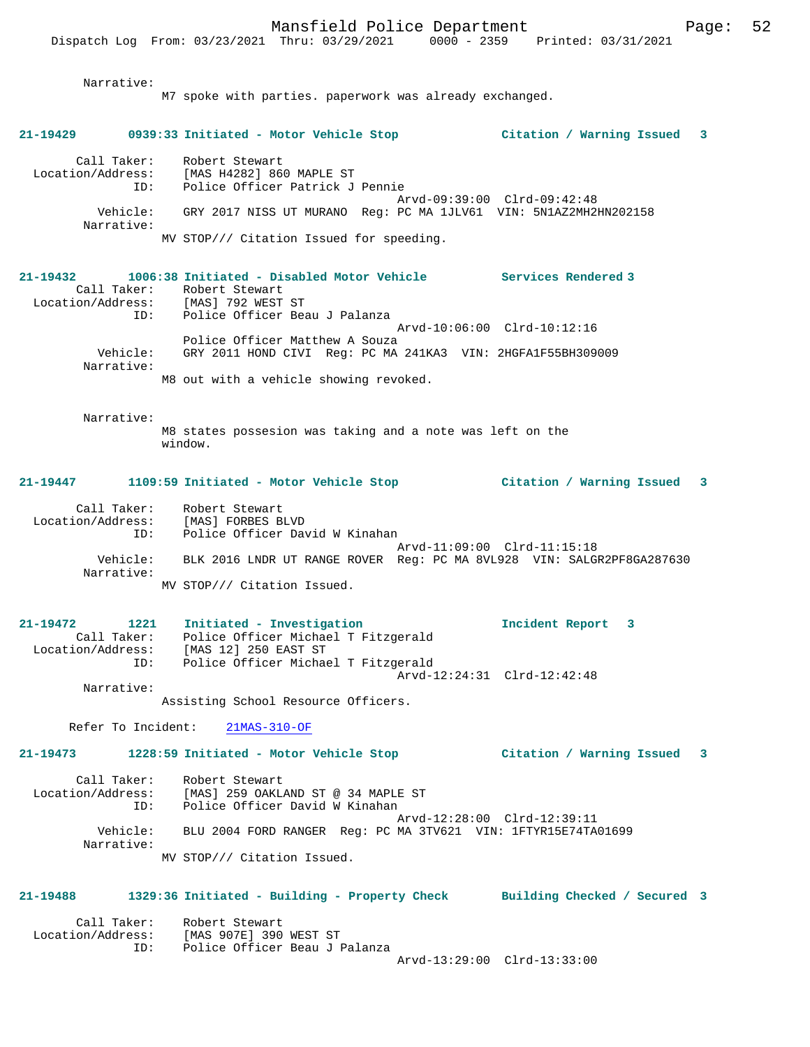Narrative:
M7 spoke with parties. paperwork was already exchanged.

**21-19429 0939:33 Initiated - Motor Vehicle Stop — Citation / Warning Issued 3**

Call Taker: Robert Stewart
Location/Address: [MAS H4282] 860 MAPLE ST
ID: Police Officer Patrick J Pennie
Arvd-09:39:00 Clrd-09:42:48
Vehicle: GRY 2017 NISS UT MURANO Reg: PC MA 1JLV61 VIN: 5N1AZ2MH2HN202158
Narrative:
MV STOP/// Citation Issued for speeding.

**21-19432 1006:38 Initiated - Disabled Motor Vehicle — Services Rendered 3**

Call Taker: Robert Stewart
Location/Address: [MAS] 792 WEST ST
ID: Police Officer Beau J Palanza
Arvd-10:06:00 Clrd-10:12:16
Police Officer Matthew A Souza
Vehicle: GRY 2011 HOND CIVI Reg: PC MA 241KA3 VIN: 2HGFA1F55BH309009
Narrative:
M8 out with a vehicle showing revoked.

Narrative:
M8 states possesion was taking and a note was left on the window.

**21-19447 1109:59 Initiated - Motor Vehicle Stop — Citation / Warning Issued 3**

Call Taker: Robert Stewart
Location/Address: [MAS] FORBES BLVD
ID: Police Officer David W Kinahan
Arvd-11:09:00 Clrd-11:15:18
Vehicle: BLK 2016 LNDR UT RANGE ROVER Reg: PC MA 8VL928 VIN: SALGR2PF8GA287630
Narrative:
MV STOP/// Citation Issued.

**21-19472 1221 Initiated - Investigation — Incident Report 3**

Call Taker: Police Officer Michael T Fitzgerald
Location/Address: [MAS 12] 250 EAST ST
ID: Police Officer Michael T Fitzgerald
Arvd-12:24:31 Clrd-12:42:48
Narrative:
Assisting School Resource Officers.

Refer To Incident: 21MAS-310-OF

**21-19473 1228:59 Initiated - Motor Vehicle Stop — Citation / Warning Issued 3**

Call Taker: Robert Stewart
Location/Address: [MAS] 259 OAKLAND ST @ 34 MAPLE ST
ID: Police Officer David W Kinahan
Arvd-12:28:00 Clrd-12:39:11
Vehicle: BLU 2004 FORD RANGER Reg: PC MA 3TV621 VIN: 1FTYR15E74TA01699
Narrative:
MV STOP/// Citation Issued.

**21-19488 1329:36 Initiated - Building - Property Check — Building Checked / Secured 3**

Call Taker: Robert Stewart
Location/Address: [MAS 907E] 390 WEST ST
ID: Police Officer Beau J Palanza
Arvd-13:29:00 Clrd-13:33:00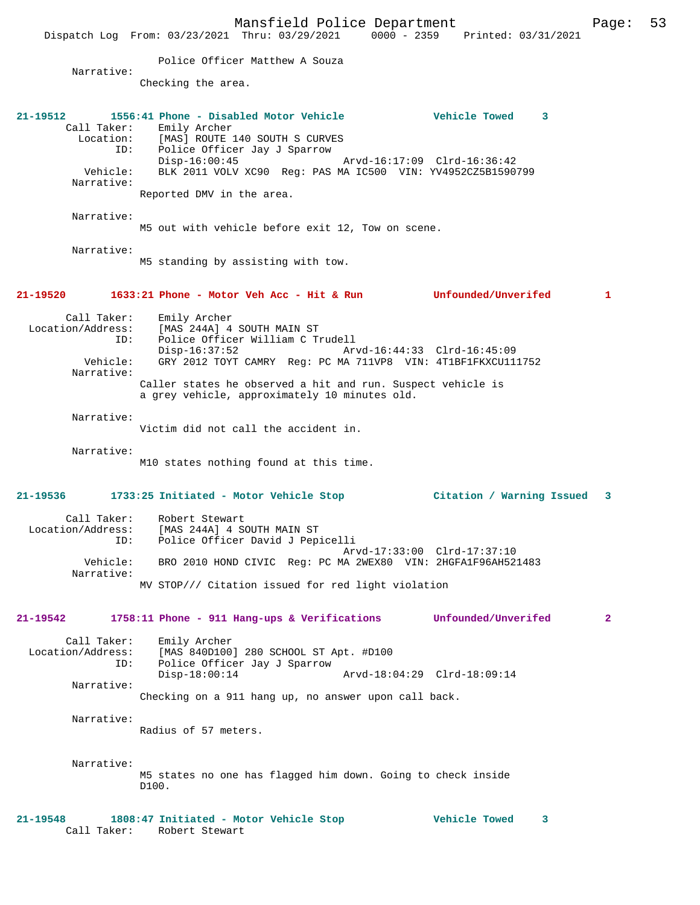Police Officer Matthew A Souza

Narrative:

Checking the area.

**21-19512 1556:41 Phone - Disabled Motor Vehicle Vehicle Towed 3**

Call Taker: Emily Archer
Location: [MAS] ROUTE 140 SOUTH S CURVES
ID: Police Officer Jay J Sparrow
Disp-16:00:45 Arvd-16:17:09 Clrd-16:36:42
Vehicle: BLK 2011 VOLV XC90 Reg: PAS MA IC500 VIN: YV4952CZ5B1590799

Narrative:

Reported DMV in the area.

Narrative:

M5 out with vehicle before exit 12, Tow on scene.

Narrative:

M5 standing by assisting with tow.

**21-19520 1633:21 Phone - Motor Veh Acc - Hit & Run Unfounded/Unverifed 1**

Call Taker: Emily Archer
Location/Address: [MAS 244A] 4 SOUTH MAIN ST
ID: Police Officer William C Trudell
Disp-16:37:52 Arvd-16:44:33 Clrd-16:45:09
Vehicle: GRY 2012 TOYT CAMRY Reg: PC MA 711VP8 VIN: 4T1BF1FKXCU111752

Narrative:

Caller states he observed a hit and run. Suspect vehicle is a grey vehicle, approximately 10 minutes old.

Narrative:

Victim did not call the accident in.

Narrative:

M10 states nothing found at this time.

**21-19536 1733:25 Initiated - Motor Vehicle Stop Citation / Warning Issued 3**

Call Taker: Robert Stewart
Location/Address: [MAS 244A] 4 SOUTH MAIN ST
ID: Police Officer David J Pepicelli
Arvd-17:33:00 Clrd-17:37:10
Vehicle: BRO 2010 HOND CIVIC Reg: PC MA 2WEX80 VIN: 2HGFA1F96AH521483

Narrative:

MV STOP/// Citation issued for red light violation

**21-19542 1758:11 Phone - 911 Hang-ups & Verifications Unfounded/Unverifed 2**

Call Taker: Emily Archer
Location/Address: [MAS 840D100] 280 SCHOOL ST Apt. #D100
ID: Police Officer Jay J Sparrow
Disp-18:00:14 Arvd-18:04:29 Clrd-18:09:14

Narrative:

Checking on a 911 hang up, no answer upon call back.

Narrative:

Radius of 57 meters.

Narrative:

M5 states no one has flagged him down. Going to check inside D100.

**21-19548 1808:47 Initiated - Motor Vehicle Stop Vehicle Towed 3**

Call Taker: Robert Stewart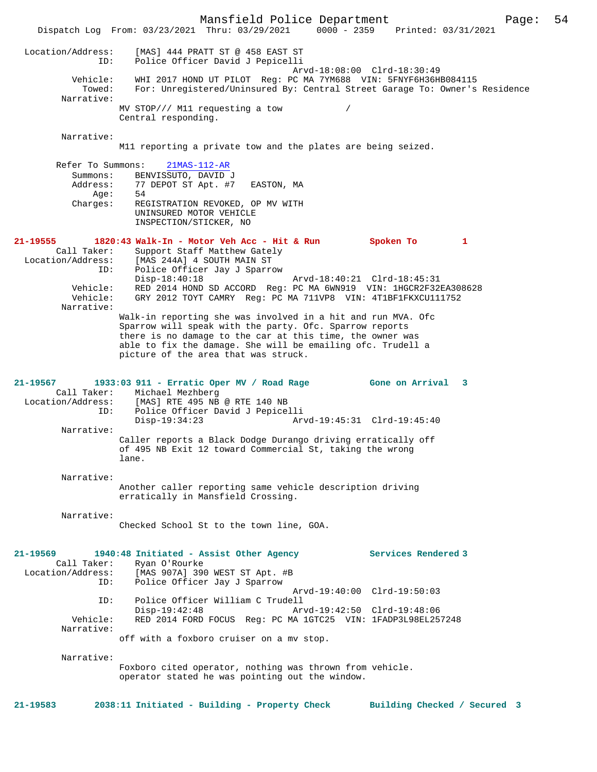```
Location/Address:    [MAS] 444 PRATT ST @ 458 EAST ST
              ID:    Police Officer David J Pepicelli
                                        Arvd-18:08:00  Clrd-18:30:49
         Vehicle:    WHI 2017 HOND UT PILOT  Reg: PC MA 7YM688  VIN: 5FNYF6H36HB084115
           Towed:    For: Unregistered/Uninsured By: Central Street Garage To: Owner's Residence
       Narrative:
                   MV STOP/// M11 requesting a tow           /
                   Central responding.

       Narrative:
                   M11 reporting a private tow and the plates are being seized.

      Refer To Summons:    21MAS-112-AR
         Summons:    BENVISSUTO, DAVID J
         Address:    77 DEPOT ST Apt. #7   EASTON, MA
             Age:    54
         Charges:    REGISTRATION REVOKED, OP MV WITH
                     UNINSURED MOTOR VEHICLE
                     INSPECTION/STICKER, NO

21-19555        1820:43 Walk-In - Motor Veh Acc - Hit & Run         Spoken To        1
      Call Taker:    Support Staff Matthew Gately
Location/Address:    [MAS 244A] 4 SOUTH MAIN ST
              ID:    Police Officer Jay J Sparrow
                     Disp-18:40:18              Arvd-18:40:21  Clrd-18:45:31
         Vehicle:    RED 2014 HOND SD ACCORD  Reg: PC MA 6WN919  VIN: 1HGCR2F32EA308628
         Vehicle:    GRY 2012 TOYT CAMRY  Reg: PC MA 711VP8  VIN: 4T1BF1FKXCU111752
       Narrative:
                   Walk-in reporting she was involved in a hit and run MVA. Ofc
                   Sparrow will speak with the party. Ofc. Sparrow reports
                   there is no damage to the car at this time, the owner was
                   able to fix the damage. She will be emailing ofc. Trudell a
                   picture of the area that was struck.

21-19567        1933:03 911 - Erratic Oper MV / Road Rage           Gone on Arrival   3
      Call Taker:    Michael Mezhberg
Location/Address:    [MAS] RTE 495 NB @ RTE 140 NB
              ID:    Police Officer David J Pepicelli
                     Disp-19:34:23              Arvd-19:45:31  Clrd-19:45:40
       Narrative:
                   Caller reports a Black Dodge Durango driving erratically off
                   of 495 NB Exit 12 toward Commercial St, taking the wrong
                   lane.

       Narrative:
                   Another caller reporting same vehicle description driving
                   erratically in Mansfield Crossing.

       Narrative:
                   Checked School St to the town line, GOA.

21-19569        1940:48 Initiated - Assist Other Agency             Services Rendered 3
      Call Taker:    Ryan O'Rourke
Location/Address:    [MAS 907A] 390 WEST ST Apt. #B
              ID:    Police Officer Jay J Sparrow
                                        Arvd-19:40:00  Clrd-19:50:03
              ID:    Police Officer William C Trudell
                     Disp-19:42:48              Arvd-19:42:50  Clrd-19:48:06
         Vehicle:    RED 2014 FORD FOCUS  Reg: PC MA 1GTC25  VIN: 1FADP3L98EL257248
       Narrative:
                   off with a foxboro cruiser on a mv stop.

       Narrative:
                   Foxboro cited operator, nothing was thrown from vehicle.
                   operator stated he was pointing out the window.

21-19583        2038:11 Initiated - Building - Property Check       Building Checked / Secured  3
```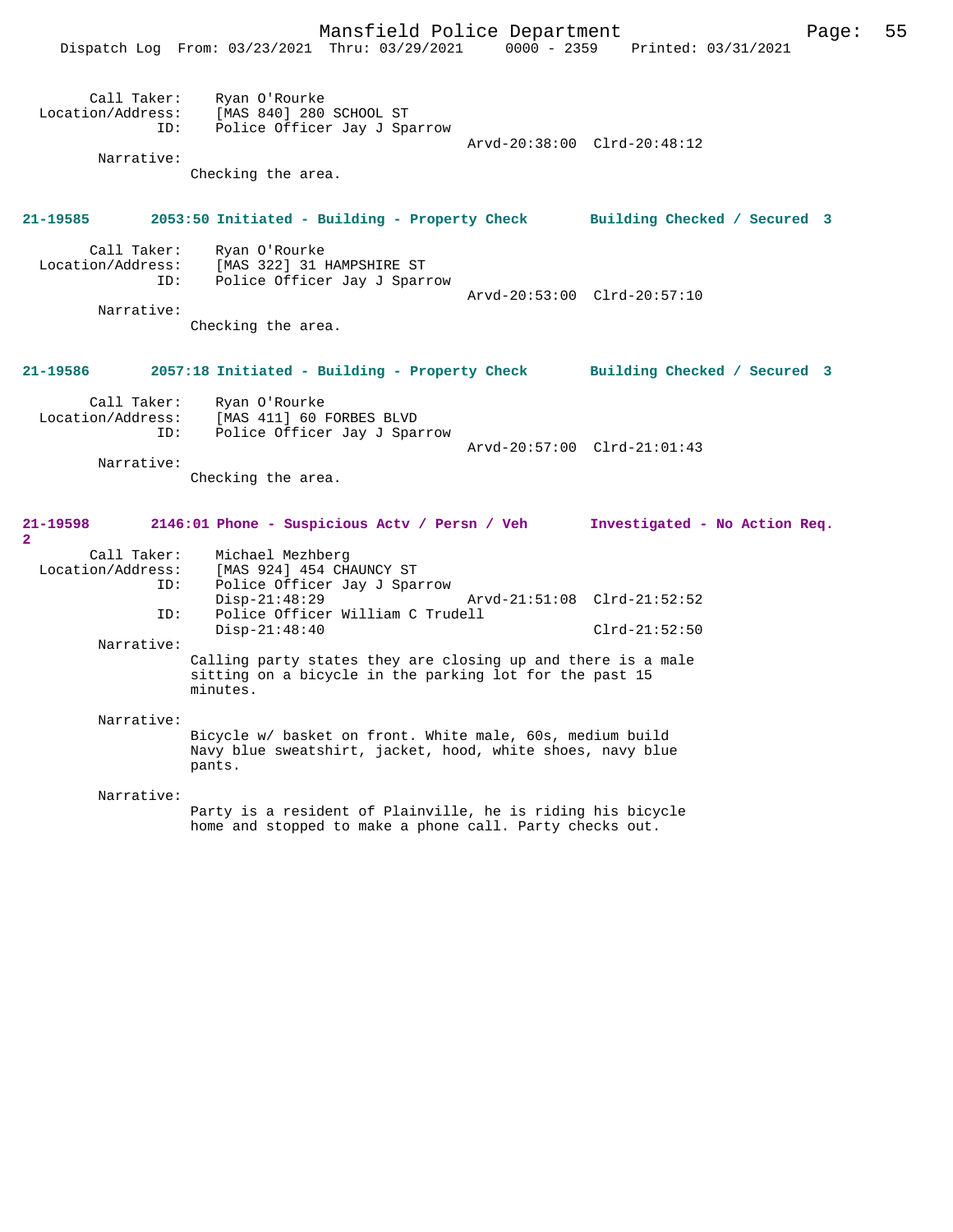Call Taker: Ryan O'Rourke
Location/Address: [MAS 840] 280 SCHOOL ST
ID: Police Officer Jay J Sparrow
Arvd-20:38:00 Clrd-20:48:12
Narrative:
Checking the area.

**21-19585 2053:50 Initiated - Building - Property Check Building Checked / Secured 3**

Call Taker: Ryan O'Rourke
Location/Address: [MAS 322] 31 HAMPSHIRE ST
ID: Police Officer Jay J Sparrow
Arvd-20:53:00 Clrd-20:57:10
Narrative:
Checking the area.

**21-19586 2057:18 Initiated - Building - Property Check Building Checked / Secured 3**

Call Taker: Ryan O'Rourke
Location/Address: [MAS 411] 60 FORBES BLVD
ID: Police Officer Jay J Sparrow
Arvd-20:57:00 Clrd-21:01:43
Narrative:
Checking the area.

**21-19598 2146:01 Phone - Suspicious Actv / Persn / Veh Investigated - No Action Req. 2**

Call Taker: Michael Mezhberg
Location/Address: [MAS 924] 454 CHAUNCY ST
ID: Police Officer Jay J Sparrow
Disp-21:48:29 Arvd-21:51:08 Clrd-21:52:52
ID: Police Officer William C Trudell
Disp-21:48:40 Clrd-21:52:50
Narrative:
Calling party states they are closing up and there is a male sitting on a bicycle in the parking lot for the past 15 minutes.

Narrative:
Bicycle w/ basket on front. White male, 60s, medium build Navy blue sweatshirt, jacket, hood, white shoes, navy blue pants.

Narrative:
Party is a resident of Plainville, he is riding his bicycle home and stopped to make a phone call. Party checks out.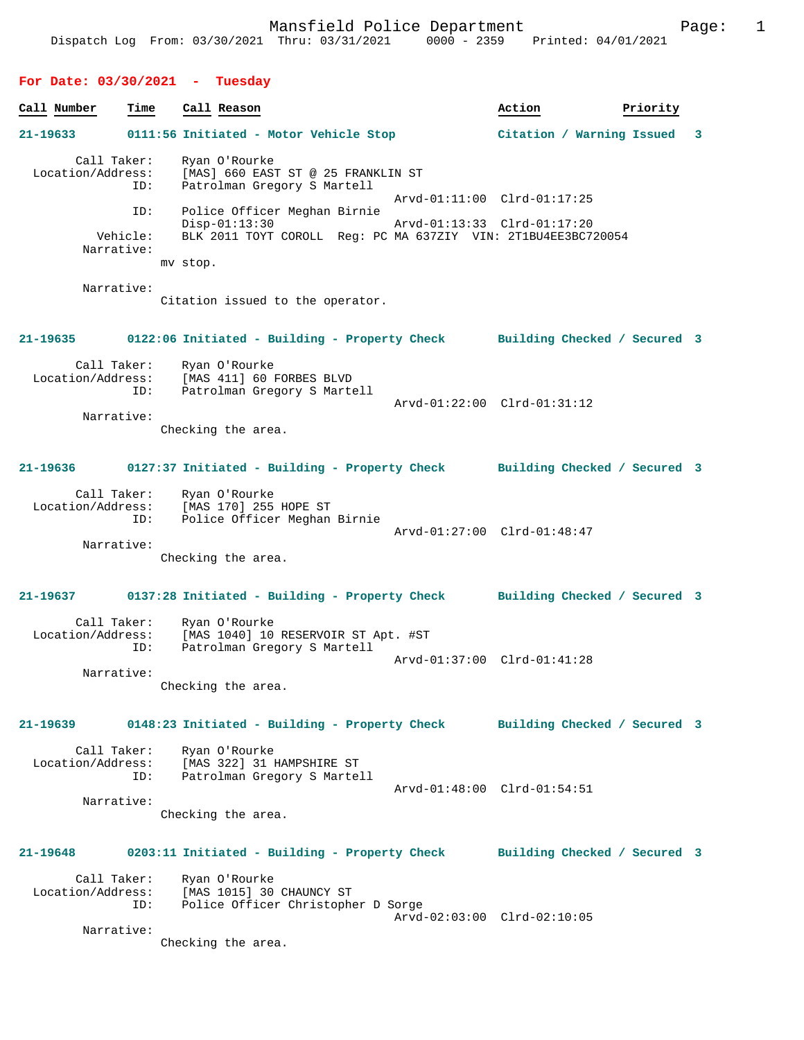Mansfield Police Department
Dispatch Log From: 03/30/2021 Thru: 03/31/2021 0000 - 2359 Printed: 04/01/2021

## For Date: 03/30/2021 - Tuesday

| Call Number | Time | Call Reason | Action | Priority |
|---|---|---|---|---|

**21-19633 0111:56 Initiated - Motor Vehicle Stop — Citation / Warning Issued 3**

Call Taker: Ryan O'Rourke
Location/Address: [MAS] 660 EAST ST @ 25 FRANKLIN ST
ID: Patrolman Gregory S Martell
Arvd-01:11:00 Clrd-01:17:25
ID: Police Officer Meghan Birnie
Disp-01:13:30 Arvd-01:13:33 Clrd-01:17:20
Vehicle: BLK 2011 TOYT COROLL Reg: PC MA 637ZIY VIN: 2T1BU4EE3BC720054
Narrative:
mv stop.

Narrative:
Citation issued to the operator.

**21-19635 0122:06 Initiated - Building - Property Check — Building Checked / Secured 3**

Call Taker: Ryan O'Rourke
Location/Address: [MAS 411] 60 FORBES BLVD
ID: Patrolman Gregory S Martell
Arvd-01:22:00 Clrd-01:31:12
Narrative:
Checking the area.

**21-19636 0127:37 Initiated - Building - Property Check — Building Checked / Secured 3**

Call Taker: Ryan O'Rourke
Location/Address: [MAS 170] 255 HOPE ST
ID: Police Officer Meghan Birnie
Arvd-01:27:00 Clrd-01:48:47
Narrative:
Checking the area.

**21-19637 0137:28 Initiated - Building - Property Check — Building Checked / Secured 3**

Call Taker: Ryan O'Rourke
Location/Address: [MAS 1040] 10 RESERVOIR ST Apt. #ST
ID: Patrolman Gregory S Martell
Arvd-01:37:00 Clrd-01:41:28
Narrative:
Checking the area.

**21-19639 0148:23 Initiated - Building - Property Check — Building Checked / Secured 3**

Call Taker: Ryan O'Rourke
Location/Address: [MAS 322] 31 HAMPSHIRE ST
ID: Patrolman Gregory S Martell
Arvd-01:48:00 Clrd-01:54:51
Narrative:
Checking the area.

**21-19648 0203:11 Initiated - Building - Property Check — Building Checked / Secured 3**

Call Taker: Ryan O'Rourke
Location/Address: [MAS 1015] 30 CHAUNCY ST
ID: Police Officer Christopher D Sorge
Arvd-02:03:00 Clrd-02:10:05
Narrative:
Checking the area.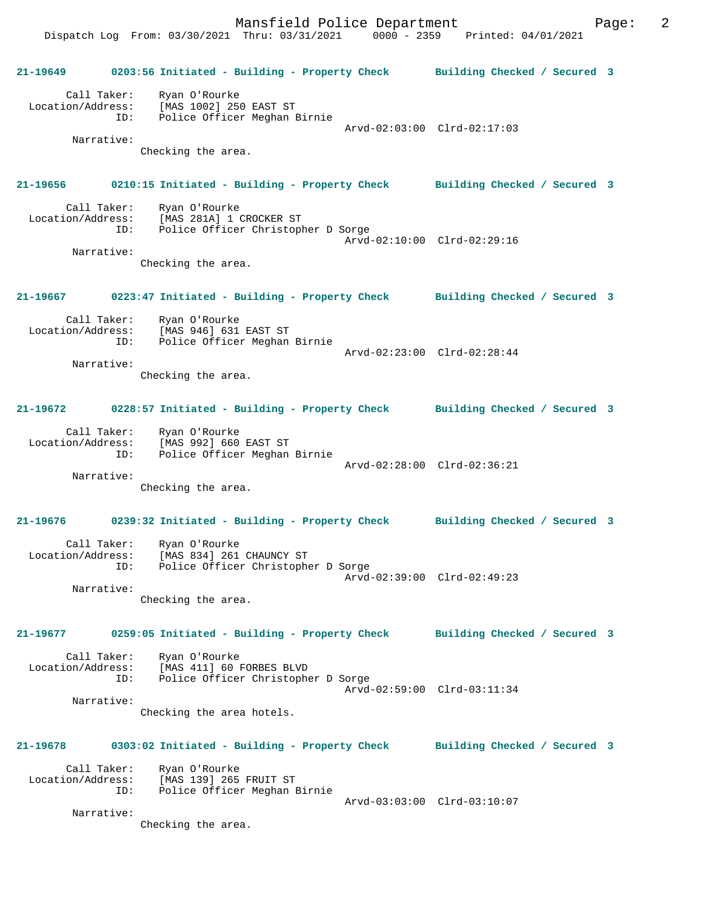**21-19649 0203:56 Initiated - Building - Property Check Building Checked / Secured 3**

Call Taker: Ryan O'Rourke
Location/Address: [MAS 1002] 250 EAST ST
ID: Police Officer Meghan Birnie
Arvd-02:03:00 Clrd-02:17:03
Narrative:
Checking the area.

**21-19656 0210:15 Initiated - Building - Property Check Building Checked / Secured 3**

Call Taker: Ryan O'Rourke
Location/Address: [MAS 281A] 1 CROCKER ST
ID: Police Officer Christopher D Sorge
Arvd-02:10:00 Clrd-02:29:16
Narrative:
Checking the area.

**21-19667 0223:47 Initiated - Building - Property Check Building Checked / Secured 3**

Call Taker: Ryan O'Rourke
Location/Address: [MAS 946] 631 EAST ST
ID: Police Officer Meghan Birnie
Arvd-02:23:00 Clrd-02:28:44
Narrative:
Checking the area.

**21-19672 0228:57 Initiated - Building - Property Check Building Checked / Secured 3**

Call Taker: Ryan O'Rourke
Location/Address: [MAS 992] 660 EAST ST
ID: Police Officer Meghan Birnie
Arvd-02:28:00 Clrd-02:36:21
Narrative:
Checking the area.

**21-19676 0239:32 Initiated - Building - Property Check Building Checked / Secured 3**

Call Taker: Ryan O'Rourke
Location/Address: [MAS 834] 261 CHAUNCY ST
ID: Police Officer Christopher D Sorge
Arvd-02:39:00 Clrd-02:49:23
Narrative:
Checking the area.

**21-19677 0259:05 Initiated - Building - Property Check Building Checked / Secured 3**

Call Taker: Ryan O'Rourke
Location/Address: [MAS 411] 60 FORBES BLVD
ID: Police Officer Christopher D Sorge
Arvd-02:59:00 Clrd-03:11:34
Narrative:
Checking the area hotels.

**21-19678 0303:02 Initiated - Building - Property Check Building Checked / Secured 3**

Call Taker: Ryan O'Rourke
Location/Address: [MAS 139] 265 FRUIT ST
ID: Police Officer Meghan Birnie
Arvd-03:03:00 Clrd-03:10:07
Narrative:
Checking the area.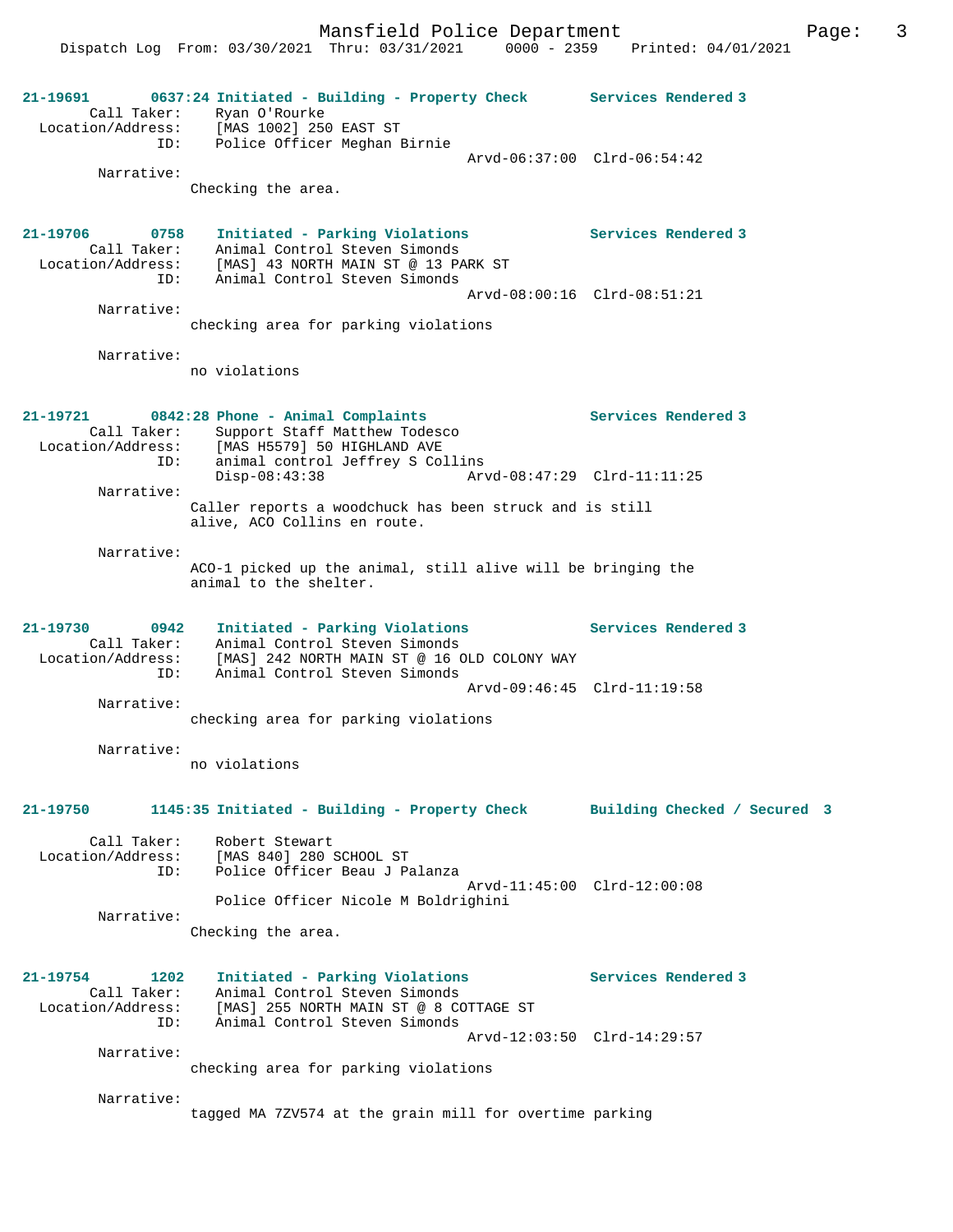**21-19691** 0637:24 Initiated - Building - Property Check — Services Rendered 3

Call Taker: Ryan O'Rourke
Location/Address: [MAS 1002] 250 EAST ST
ID: Police Officer Meghan Birnie
Arvd-06:37:00 Clrd-06:54:42

Narrative:
Checking the area.

**21-19706** 0758 Initiated - Parking Violations — Services Rendered 3

Call Taker: Animal Control Steven Simonds
Location/Address: [MAS] 43 NORTH MAIN ST @ 13 PARK ST
ID: Animal Control Steven Simonds
Arvd-08:00:16 Clrd-08:51:21

Narrative:
checking area for parking violations

Narrative:
no violations

**21-19721** 0842:28 Phone - Animal Complaints — Services Rendered 3

Call Taker: Support Staff Matthew Todesco
Location/Address: [MAS H5579] 50 HIGHLAND AVE
ID: animal control Jeffrey S Collins
Disp-08:43:38 Arvd-08:47:29 Clrd-11:11:25

Narrative:
Caller reports a woodchuck has been struck and is still alive, ACO Collins en route.

Narrative:
ACO-1 picked up the animal, still alive will be bringing the animal to the shelter.

**21-19730** 0942 Initiated - Parking Violations — Services Rendered 3

Call Taker: Animal Control Steven Simonds
Location/Address: [MAS] 242 NORTH MAIN ST @ 16 OLD COLONY WAY
ID: Animal Control Steven Simonds
Arvd-09:46:45 Clrd-11:19:58

Narrative:
checking area for parking violations

Narrative:
no violations

**21-19750** 1145:35 Initiated - Building - Property Check — Building Checked / Secured 3

Call Taker: Robert Stewart
Location/Address: [MAS 840] 280 SCHOOL ST
ID: Police Officer Beau J Palanza
Arvd-11:45:00 Clrd-12:00:08
Police Officer Nicole M Boldrighini

Narrative:
Checking the area.

**21-19754** 1202 Initiated - Parking Violations — Services Rendered 3

Call Taker: Animal Control Steven Simonds
Location/Address: [MAS] 255 NORTH MAIN ST @ 8 COTTAGE ST
ID: Animal Control Steven Simonds
Arvd-12:03:50 Clrd-14:29:57

Narrative:
checking area for parking violations

Narrative:
tagged MA 7ZV574 at the grain mill for overtime parking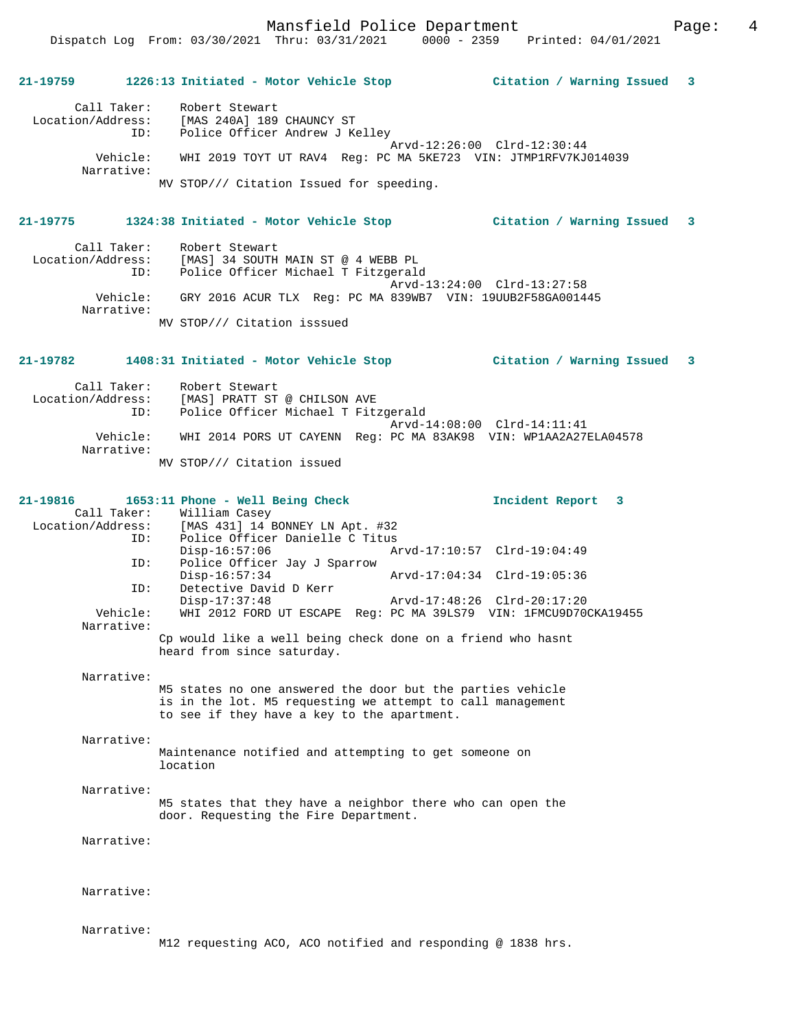**21-19759 1226:13 Initiated - Motor Vehicle Stop Citation / Warning Issued 3**

```
        Call Taker:    Robert Stewart
  Location/Address:    [MAS 240A] 189 CHAUNCY ST
                ID:    Police Officer Andrew J Kelley
                                           Arvd-12:26:00  Clrd-12:30:44
           Vehicle:    WHI 2019 TOYT UT RAV4  Reg: PC MA 5KE723  VIN: JTMP1RFV7KJ014039
         Narrative:
                 MV STOP/// Citation Issued for speeding.
```

**21-19775 1324:38 Initiated - Motor Vehicle Stop Citation / Warning Issued 3**

```
        Call Taker:    Robert Stewart
  Location/Address:    [MAS] 34 SOUTH MAIN ST @ 4 WEBB PL
                ID:    Police Officer Michael T Fitzgerald
                                           Arvd-13:24:00  Clrd-13:27:58
           Vehicle:    GRY 2016 ACUR TLX  Reg: PC MA 839WB7  VIN: 19UUB2F58GA001445
         Narrative:
                 MV STOP/// Citation isssued
```

**21-19782 1408:31 Initiated - Motor Vehicle Stop Citation / Warning Issued 3**

```
        Call Taker:    Robert Stewart
  Location/Address:    [MAS] PRATT ST @ CHILSON AVE
                ID:    Police Officer Michael T Fitzgerald
                                           Arvd-14:08:00  Clrd-14:11:41
           Vehicle:    WHI 2014 PORS UT CAYENN  Reg: PC MA 83AK98  VIN: WP1AA2A27ELA04578
         Narrative:
                 MV STOP/// Citation issued
```

**21-19816 1653:11 Phone - Well Being Check Incident Report 3**

```
        Call Taker:    William Casey
  Location/Address:    [MAS 431] 14 BONNEY LN Apt. #32
                ID:    Police Officer Danielle C Titus
                       Disp-16:57:06               Arvd-17:10:57  Clrd-19:04:49
                ID:    Police Officer Jay J Sparrow
                       Disp-16:57:34               Arvd-17:04:34  Clrd-19:05:36
                ID:    Detective David D Kerr
                       Disp-17:37:48               Arvd-17:48:26  Clrd-20:17:20
           Vehicle:    WHI 2012 FORD UT ESCAPE  Reg: PC MA 39LS79  VIN: 1FMCU9D70CKA19455
         Narrative:
                 Cp would like a well being check done on a friend who hasnt
                 heard from since saturday.

         Narrative:
                 M5 states no one answered the door but the parties vehicle
                 is in the lot. M5 requesting we attempt to call management
                 to see if they have a key to the apartment.

         Narrative:
                 Maintenance notified and attempting to get someone on
                 location

         Narrative:
                 M5 states that they have a neighbor there who can open the
                 door. Requesting the Fire Department.

         Narrative:


         Narrative:


         Narrative:
                 M12 requesting ACO, ACO notified and responding @ 1838 hrs.
```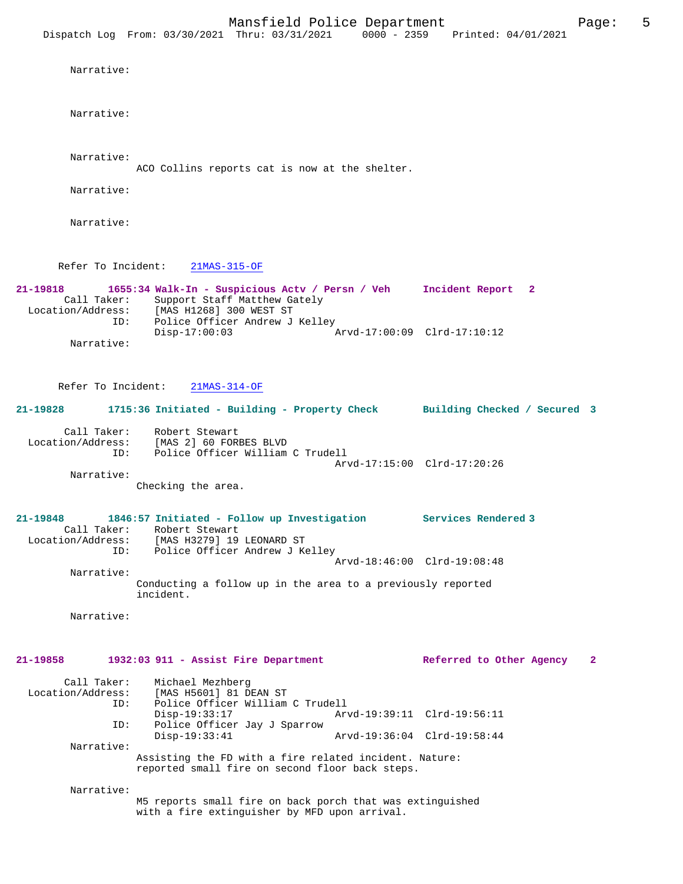Narrative:

Narrative:

Narrative:
ACO Collins reports cat is now at the shelter.

Narrative:

Narrative:

Refer To Incident: 21MAS-315-OF

**21-19818 1655:34 Walk-In - Suspicious Actv / Persn / Veh Incident Report 2**

Call Taker: Support Staff Matthew Gately
Location/Address: [MAS H1268] 300 WEST ST
ID: Police Officer Andrew J Kelley
Disp-17:00:03 Arvd-17:00:09 Clrd-17:10:12

Narrative:

Refer To Incident: 21MAS-314-OF

**21-19828 1715:36 Initiated - Building - Property Check Building Checked / Secured 3**

Call Taker: Robert Stewart
Location/Address: [MAS 2] 60 FORBES BLVD
ID: Police Officer William C Trudell
Arvd-17:15:00 Clrd-17:20:26

Narrative:
Checking the area.

**21-19848 1846:57 Initiated - Follow up Investigation Services Rendered 3**

Call Taker: Robert Stewart
Location/Address: [MAS H3279] 19 LEONARD ST
ID: Police Officer Andrew J Kelley
Arvd-18:46:00 Clrd-19:08:48

Narrative:
Conducting a follow up in the area to a previously reported incident.

Narrative:

**21-19858 1932:03 911 - Assist Fire Department Referred to Other Agency 2**

Call Taker: Michael Mezhberg
Location/Address: [MAS H5601] 81 DEAN ST
ID: Police Officer William C Trudell
Disp-19:33:17 Arvd-19:39:11 Clrd-19:56:11
ID: Police Officer Jay J Sparrow
Disp-19:33:41 Arvd-19:36:04 Clrd-19:58:44

Narrative:
Assisting the FD with a fire related incident. Nature: reported small fire on second floor back steps.

Narrative:
M5 reports small fire on back porch that was extinguished with a fire extinguisher by MFD upon arrival.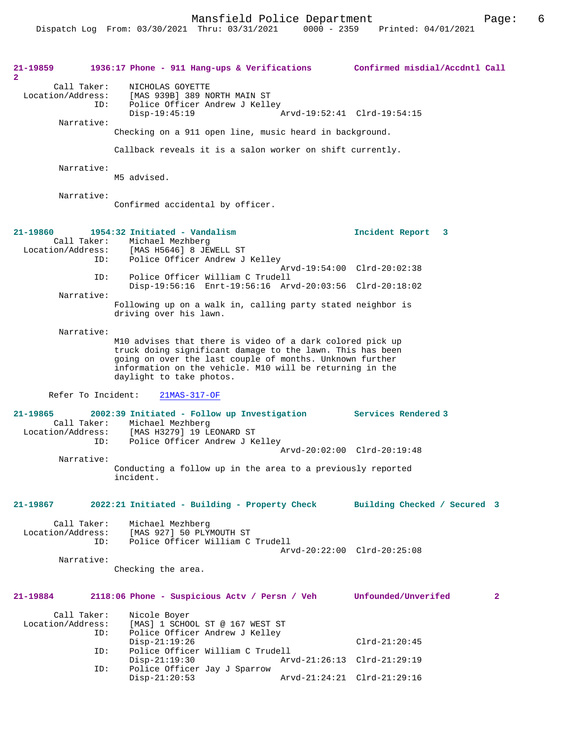**21-19859** 1936:17 Phone - 911 Hang-ups & Verifications **Confirmed misdial/Accdntl Call 2**

Call Taker: NICHOLAS GOYETTE
Location/Address: [MAS 939B] 389 NORTH MAIN ST
ID: Police Officer Andrew J Kelley
Disp-19:45:19 Arvd-19:52:41 Clrd-19:54:15

Narrative:
Checking on a 911 open line, music heard in background.

Callback reveals it is a salon worker on shift currently.

Narrative:
M5 advised.

Narrative:
Confirmed accidental by officer.

**21-19860** 1954:32 Initiated - Vandalism **Incident Report 3**

Call Taker: Michael Mezhberg
Location/Address: [MAS H5646] 8 JEWELL ST
ID: Police Officer Andrew J Kelley
Arvd-19:54:00 Clrd-20:02:38
ID: Police Officer William C Trudell
Disp-19:56:16 Enrt-19:56:16 Arvd-20:03:56 Clrd-20:18:02

Narrative:
Following up on a walk in, calling party stated neighbor is driving over his lawn.

Narrative:
M10 advises that there is video of a dark colored pick up truck doing significant damage to the lawn. This has been going on over the last couple of months. Unknown further information on the vehicle. M10 will be returning in the daylight to take photos.

Refer To Incident: 21MAS-317-OF

**21-19865** 2002:39 Initiated - Follow up Investigation **Services Rendered 3**

Call Taker: Michael Mezhberg
Location/Address: [MAS H3279] 19 LEONARD ST
ID: Police Officer Andrew J Kelley
Arvd-20:02:00 Clrd-20:19:48

Narrative:
Conducting a follow up in the area to a previously reported incident.

**21-19867** 2022:21 Initiated - Building - Property Check **Building Checked / Secured 3**

Call Taker: Michael Mezhberg
Location/Address: [MAS 927] 50 PLYMOUTH ST
ID: Police Officer William C Trudell
Arvd-20:22:00 Clrd-20:25:08

Narrative:
Checking the area.

**21-19884** 2118:06 Phone - Suspicious Actv / Persn / Veh **Unfounded/Unverifed 2**

Call Taker: Nicole Boyer
Location/Address: [MAS] 1 SCHOOL ST @ 167 WEST ST
ID: Police Officer Andrew J Kelley
Disp-21:19:26 Clrd-21:20:45
ID: Police Officer William C Trudell
Disp-21:19:30 Arvd-21:26:13 Clrd-21:29:19
ID: Police Officer Jay J Sparrow
Disp-21:20:53 Arvd-21:24:21 Clrd-21:29:16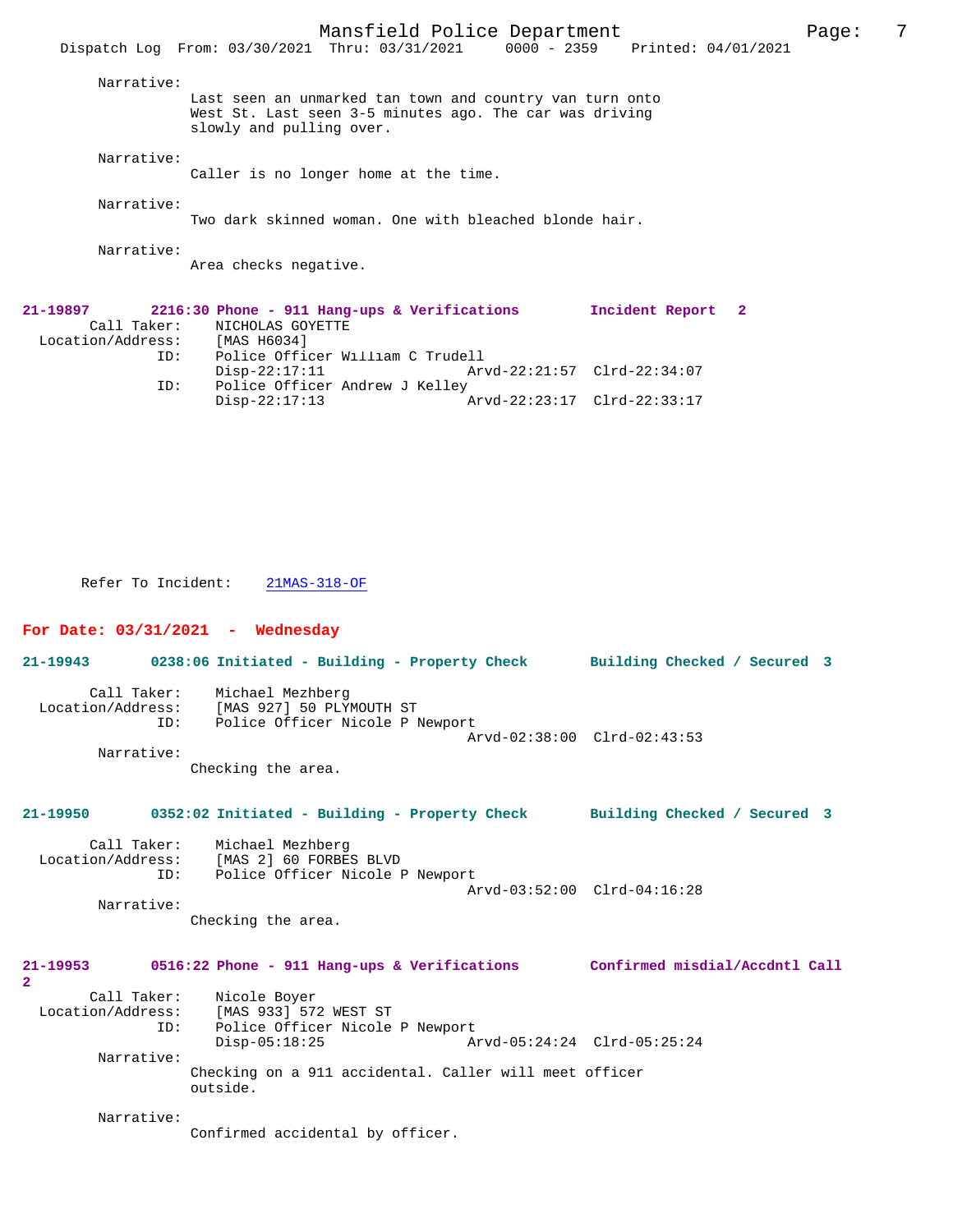Narrative:
Last seen an unmarked tan town and country van turn onto West St. Last seen 3-5 minutes ago. The car was driving slowly and pulling over.

Narrative:
Caller is no longer home at the time.

Narrative:
Two dark skinned woman. One with bleached blonde hair.

Narrative:
Area checks negative.

**21-19897 2216:30 Phone - 911 Hang-ups & Verifications Incident Report 2**

Call Taker: NICHOLAS GOYETTE
Location/Address: [MAS H6034]
ID: Police Officer William C Trudell
Disp-22:17:11 Arvd-22:21:57 Clrd-22:34:07
ID: Police Officer Andrew J Kelley
Disp-22:17:13 Arvd-22:23:17 Clrd-22:33:17

Refer To Incident: 21MAS-318-OF

## For Date: 03/31/2021 - Wednesday

**21-19943 0238:06 Initiated - Building - Property Check Building Checked / Secured 3**

Call Taker: Michael Mezhberg
Location/Address: [MAS 927] 50 PLYMOUTH ST
ID: Police Officer Nicole P Newport
Arvd-02:38:00 Clrd-02:43:53
Narrative:
Checking the area.

**21-19950 0352:02 Initiated - Building - Property Check Building Checked / Secured 3**

Call Taker: Michael Mezhberg
Location/Address: [MAS 2] 60 FORBES BLVD
ID: Police Officer Nicole P Newport
Arvd-03:52:00 Clrd-04:16:28
Narrative:
Checking the area.

**21-19953 0516:22 Phone - 911 Hang-ups & Verifications Confirmed misdial/Accdntl Call 2**

Call Taker: Nicole Boyer
Location/Address: [MAS 933] 572 WEST ST
ID: Police Officer Nicole P Newport
Disp-05:18:25 Arvd-05:24:24 Clrd-05:25:24
Narrative:
Checking on a 911 accidental. Caller will meet officer outside.

Narrative:
Confirmed accidental by officer.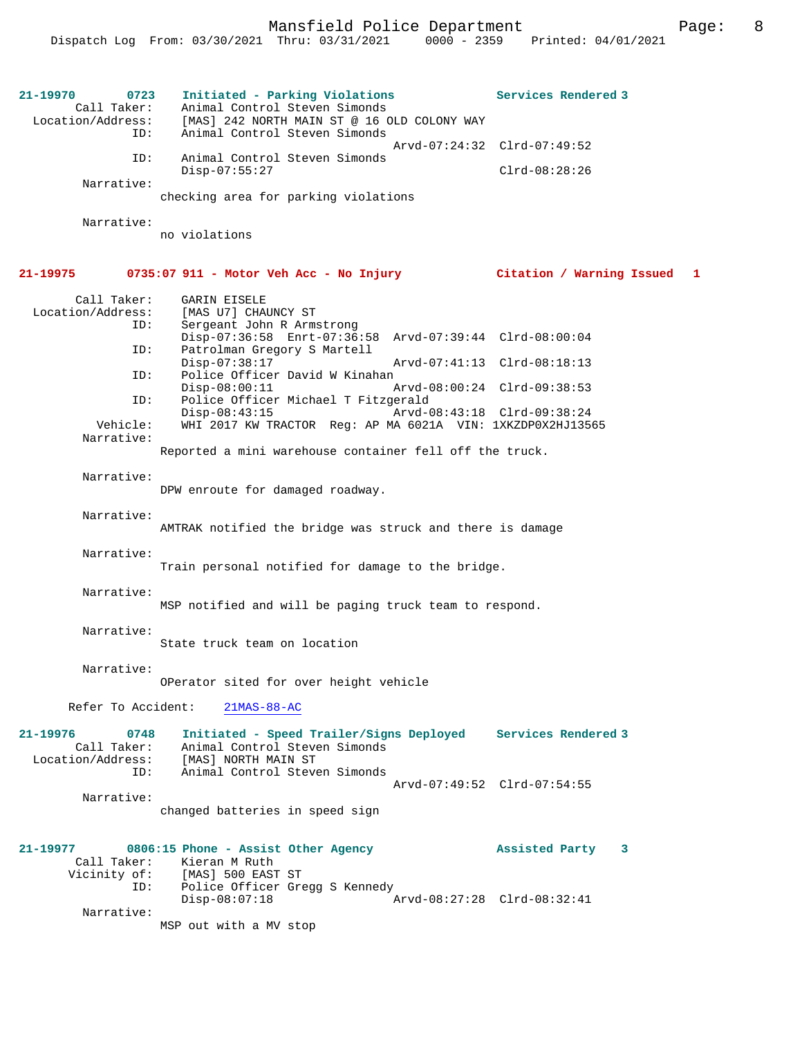**21-19970 0723 Initiated - Parking Violations — Services Rendered 3**

Call Taker: Animal Control Steven Simonds
Location/Address: [MAS] 242 NORTH MAIN ST @ 16 OLD COLONY WAY
ID: Animal Control Steven Simonds
Arvd-07:24:32 Clrd-07:49:52
ID: Animal Control Steven Simonds
Disp-07:55:27 Clrd-08:28:26
Narrative:
checking area for parking violations

Narrative:
no violations

**21-19975 0735:07 911 - Motor Veh Acc - No Injury — Citation / Warning Issued 1**

Call Taker: GARIN EISELE
Location/Address: [MAS U7] CHAUNCY ST
ID: Sergeant John R Armstrong
Disp-07:36:58 Enrt-07:36:58 Arvd-07:39:44 Clrd-08:00:04
ID: Patrolman Gregory S Martell
Disp-07:38:17 Arvd-07:41:13 Clrd-08:18:13
ID: Police Officer David W Kinahan
Disp-08:00:11 Arvd-08:00:24 Clrd-09:38:53
ID: Police Officer Michael T Fitzgerald
Disp-08:43:15 Arvd-08:43:18 Clrd-09:38:24
Vehicle: WHI 2017 KW TRACTOR Reg: AP MA 6021A VIN: 1XKZDP0X2HJ13565
Narrative:
Reported a mini warehouse container fell off the truck.

Narrative:
DPW enroute for damaged roadway.

Narrative:
AMTRAK notified the bridge was struck and there is damage

Narrative:
Train personal notified for damage to the bridge.

Narrative:
MSP notified and will be paging truck team to respond.

Narrative:
State truck team on location

Narrative:
OPerator sited for over height vehicle

Refer To Accident: 21MAS-88-AC

**21-19976 0748 Initiated - Speed Trailer/Signs Deployed — Services Rendered 3**

Call Taker: Animal Control Steven Simonds
Location/Address: [MAS] NORTH MAIN ST
ID: Animal Control Steven Simonds
Arvd-07:49:52 Clrd-07:54:55
Narrative:
changed batteries in speed sign

**21-19977 0806:15 Phone - Assist Other Agency — Assisted Party 3**

Call Taker: Kieran M Ruth
Vicinity of: [MAS] 500 EAST ST
ID: Police Officer Gregg S Kennedy
Disp-08:07:18 Arvd-08:27:28 Clrd-08:32:41
Narrative:
MSP out with a MV stop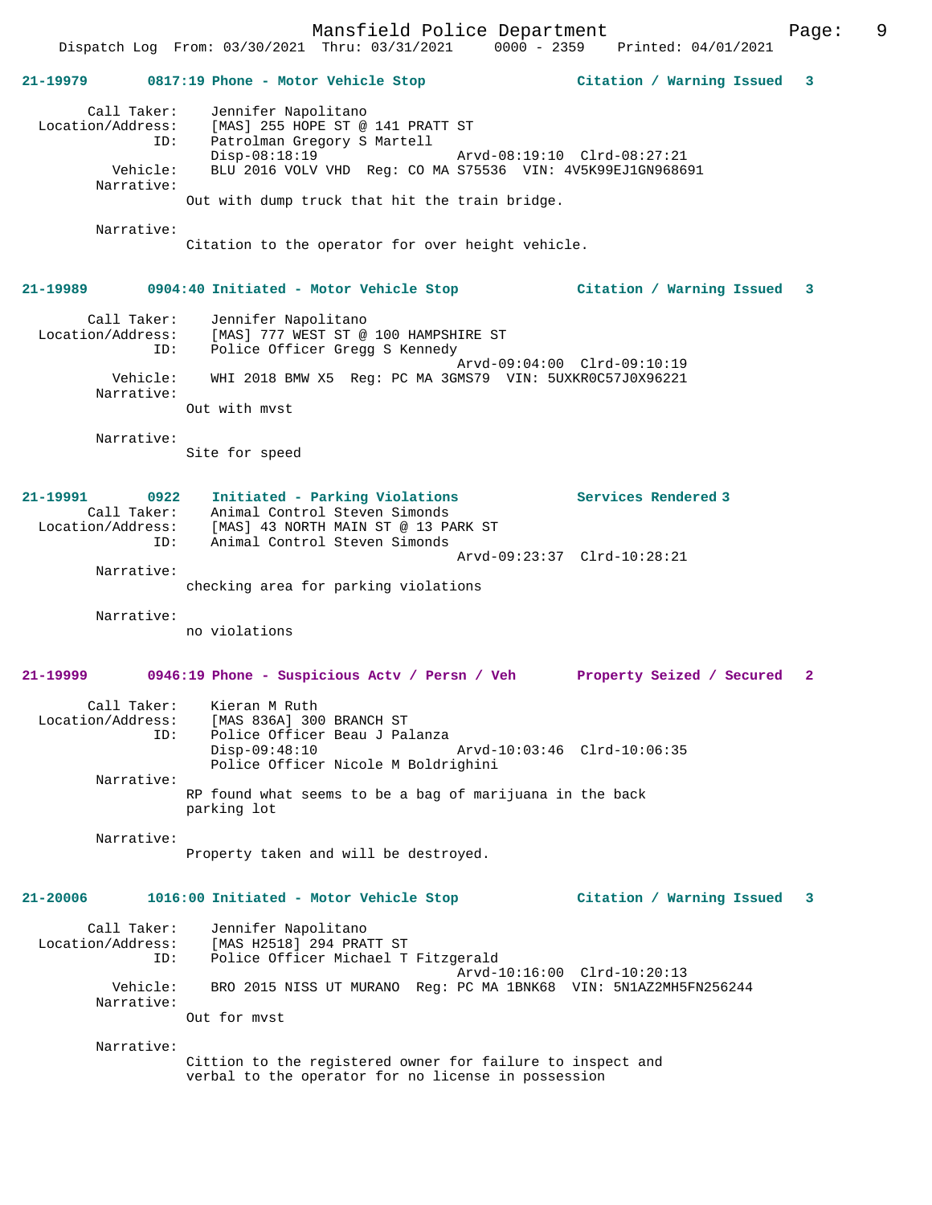**21-19979** **0817:19 Phone - Motor Vehicle Stop** **Citation / Warning Issued 3**

Call Taker: Jennifer Napolitano
Location/Address: [MAS] 255 HOPE ST @ 141 PRATT ST
ID: Patrolman Gregory S Martell
Disp-08:18:19 Arvd-08:19:10 Clrd-08:27:21
Vehicle: BLU 2016 VOLV VHD Reg: CO MA S75536 VIN: 4V5K99EJ1GN968691
Narrative:
Out with dump truck that hit the train bridge.

Narrative:
Citation to the operator for over height vehicle.

**21-19989** **0904:40 Initiated - Motor Vehicle Stop** **Citation / Warning Issued 3**

Call Taker: Jennifer Napolitano
Location/Address: [MAS] 777 WEST ST @ 100 HAMPSHIRE ST
ID: Police Officer Gregg S Kennedy
Arvd-09:04:00 Clrd-09:10:19
Vehicle: WHI 2018 BMW X5 Reg: PC MA 3GMS79 VIN: 5UXKR0C57J0X96221
Narrative:
Out with mvst

Narrative:
Site for speed

**21-19991** **0922 Initiated - Parking Violations** **Services Rendered 3**
Call Taker: Animal Control Steven Simonds
Location/Address: [MAS] 43 NORTH MAIN ST @ 13 PARK ST
ID: Animal Control Steven Simonds
Arvd-09:23:37 Clrd-10:28:21
Narrative:
checking area for parking violations

Narrative:
no violations

**21-19999** **0946:19 Phone - Suspicious Actv / Persn / Veh** **Property Seized / Secured 2**

Call Taker: Kieran M Ruth
Location/Address: [MAS 836A] 300 BRANCH ST
ID: Police Officer Beau J Palanza
Disp-09:48:10 Arvd-10:03:46 Clrd-10:06:35
Police Officer Nicole M Boldrighini
Narrative:
RP found what seems to be a bag of marijuana in the back parking lot

Narrative:
Property taken and will be destroyed.

**21-20006** **1016:00 Initiated - Motor Vehicle Stop** **Citation / Warning Issued 3**

Call Taker: Jennifer Napolitano
Location/Address: [MAS H2518] 294 PRATT ST
ID: Police Officer Michael T Fitzgerald
Arvd-10:16:00 Clrd-10:20:13
Vehicle: BRO 2015 NISS UT MURANO Reg: PC MA 1BNK68 VIN: 5N1AZ2MH5FN256244
Narrative:
Out for mvst

Narrative:
Cittion to the registered owner for failure to inspect and verbal to the operator for no license in possession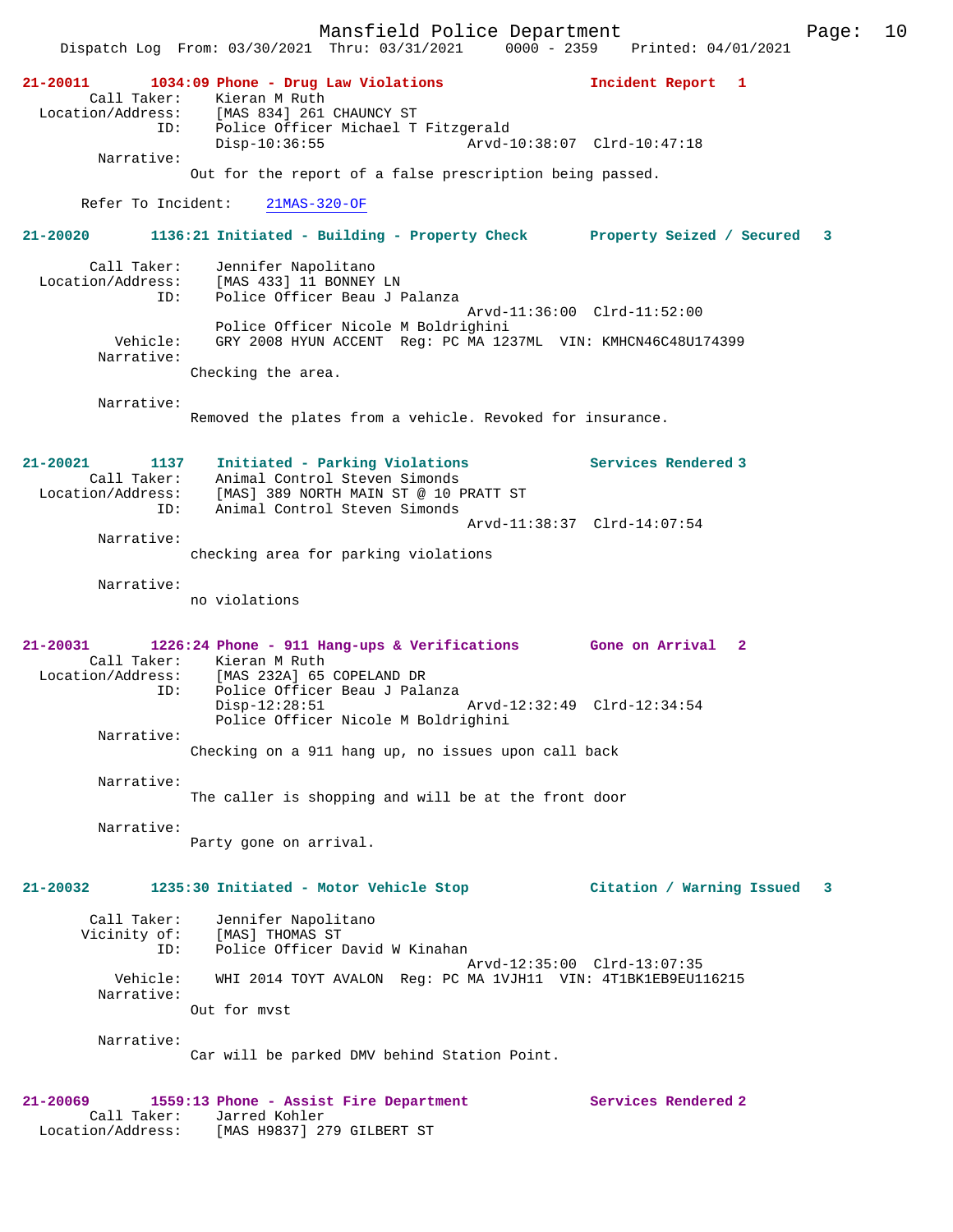**21-20011** 1034:09 Phone - Drug Law Violations **Incident Report 1**

Call Taker: Kieran M Ruth
Location/Address: [MAS 834] 261 CHAUNCY ST
ID: Police Officer Michael T Fitzgerald
Disp-10:36:55 Arvd-10:38:07 Clrd-10:47:18

Narrative:
Out for the report of a false prescription being passed.

Refer To Incident: 21MAS-320-OF

**21-20020** 1136:21 Initiated - Building - Property Check **Property Seized / Secured 3**

Call Taker: Jennifer Napolitano
Location/Address: [MAS 433] 11 BONNEY LN
ID: Police Officer Beau J Palanza
Arvd-11:36:00 Clrd-11:52:00
Police Officer Nicole M Boldrighini
Vehicle: GRY 2008 HYUN ACCENT Reg: PC MA 1237ML VIN: KMHCN46C48U174399

Narrative:
Checking the area.

Narrative:
Removed the plates from a vehicle. Revoked for insurance.

**21-20021** 1137 Initiated - Parking Violations **Services Rendered 3**

Call Taker: Animal Control Steven Simonds
Location/Address: [MAS] 389 NORTH MAIN ST @ 10 PRATT ST
ID: Animal Control Steven Simonds
Arvd-11:38:37 Clrd-14:07:54

Narrative:
checking area for parking violations

Narrative:
no violations

**21-20031** 1226:24 Phone - 911 Hang-ups & Verifications **Gone on Arrival 2**

Call Taker: Kieran M Ruth
Location/Address: [MAS 232A] 65 COPELAND DR
ID: Police Officer Beau J Palanza
Disp-12:28:51 Arvd-12:32:49 Clrd-12:34:54
Police Officer Nicole M Boldrighini

Narrative:
Checking on a 911 hang up, no issues upon call back

Narrative:
The caller is shopping and will be at the front door

Narrative:
Party gone on arrival.

**21-20032** 1235:30 Initiated - Motor Vehicle Stop **Citation / Warning Issued 3**

Call Taker: Jennifer Napolitano
Vicinity of: [MAS] THOMAS ST
ID: Police Officer David W Kinahan
Arvd-12:35:00 Clrd-13:07:35
Vehicle: WHI 2014 TOYT AVALON Reg: PC MA 1VJH11 VIN: 4T1BK1EB9EU116215

Narrative:
Out for mvst

Narrative:
Car will be parked DMV behind Station Point.

**21-20069** 1559:13 Phone - Assist Fire Department **Services Rendered 2**

Call Taker: Jarred Kohler
Location/Address: [MAS H9837] 279 GILBERT ST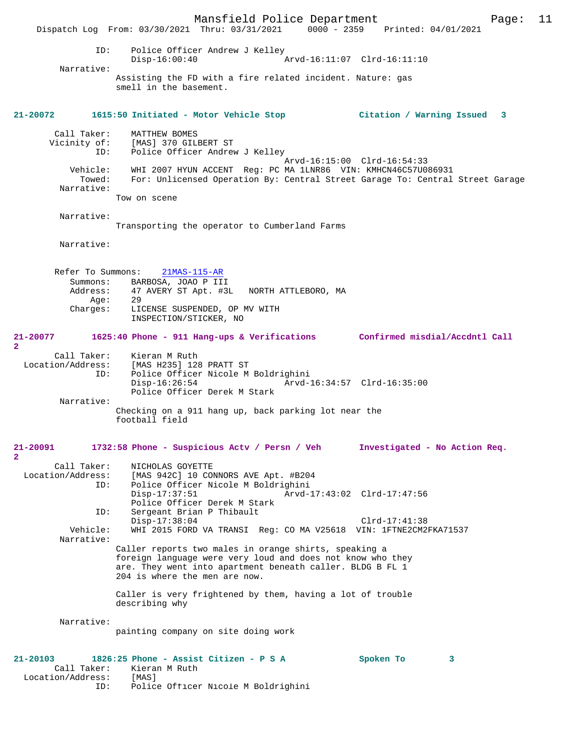```
            ID:     Police Officer Andrew J Kelley
                    Disp-16:00:40                Arvd-16:11:07  Clrd-16:11:10
        Narrative:
                Assisting the FD with a fire related incident. Nature: gas
                smell in the basement.
```

**21-20072       1615:50 Initiated - Motor Vehicle Stop             Citation / Warning Issued   3**

```
       Call Taker:    MATTHEW BOMES
       Vicinity of:   [MAS] 370 GILBERT ST
               ID:    Police Officer Andrew J Kelley
                                                 Arvd-16:15:00  Clrd-16:54:33
          Vehicle:    WHI 2007 HYUN ACCENT  Reg: PC MA 1LNR86  VIN: KMHCN46C57U086931
           Towed:     For: Unlicensed Operation By: Central Street Garage To: Central Street Garage
        Narrative:
                Tow on scene

        Narrative:
                Transporting the operator to Cumberland Farms

        Narrative:


       Refer To Summons:    21MAS-115-AR
          Summons:    BARBOSA, JOAO P III
          Address:    47 AVERY ST Apt. #3L   NORTH ATTLEBORO, MA
              Age:    29
          Charges:    LICENSE SUSPENDED, OP MV WITH
                      INSPECTION/STICKER, NO
```

**21-20077       1625:40 Phone - 911 Hang-ups & Verifications       Confirmed misdial/Accdntl Call 2**

```
       Call Taker:    Kieran M Ruth
 Location/Address:    [MAS H235] 128 PRATT ST
               ID:    Police Officer Nicole M Boldrighini
                      Disp-16:26:54                Arvd-16:34:57  Clrd-16:35:00
                      Police Officer Derek M Stark
        Narrative:
                Checking on a 911 hang up, back parking lot near the
                football field
```

**21-20091       1732:58 Phone - Suspicious Actv / Persn / Veh      Investigated - No Action Req. 2**

```
       Call Taker:    NICHOLAS GOYETTE
 Location/Address:    [MAS 942C] 10 CONNORS AVE Apt. #B204
               ID:    Police Officer Nicole M Boldrighini
                      Disp-17:37:51                Arvd-17:43:02  Clrd-17:47:56
                      Police Officer Derek M Stark
               ID:    Sergeant Brian P Thibault
                      Disp-17:38:04                               Clrd-17:41:38
          Vehicle:    WHI 2015 FORD VA TRANSI  Reg: CO MA V25618  VIN: 1FTNE2CM2FKA71537
        Narrative:
                Caller reports two males in orange shirts, speaking a
                foreign language were very loud and does not know who they
                are. They went into apartment beneath caller. BLDG B FL 1
                204 is where the men are now.

                Caller is very frightened by them, having a lot of trouble
                describing why

        Narrative:
                painting company on site doing work
```

**21-20103       1826:25 Phone - Assist Citizen - P S A             Spoken To        3**

```
       Call Taker:    Kieran M Ruth
 Location/Address:    [MAS]
               ID:    Police Officer Nicole M Boldrighini
```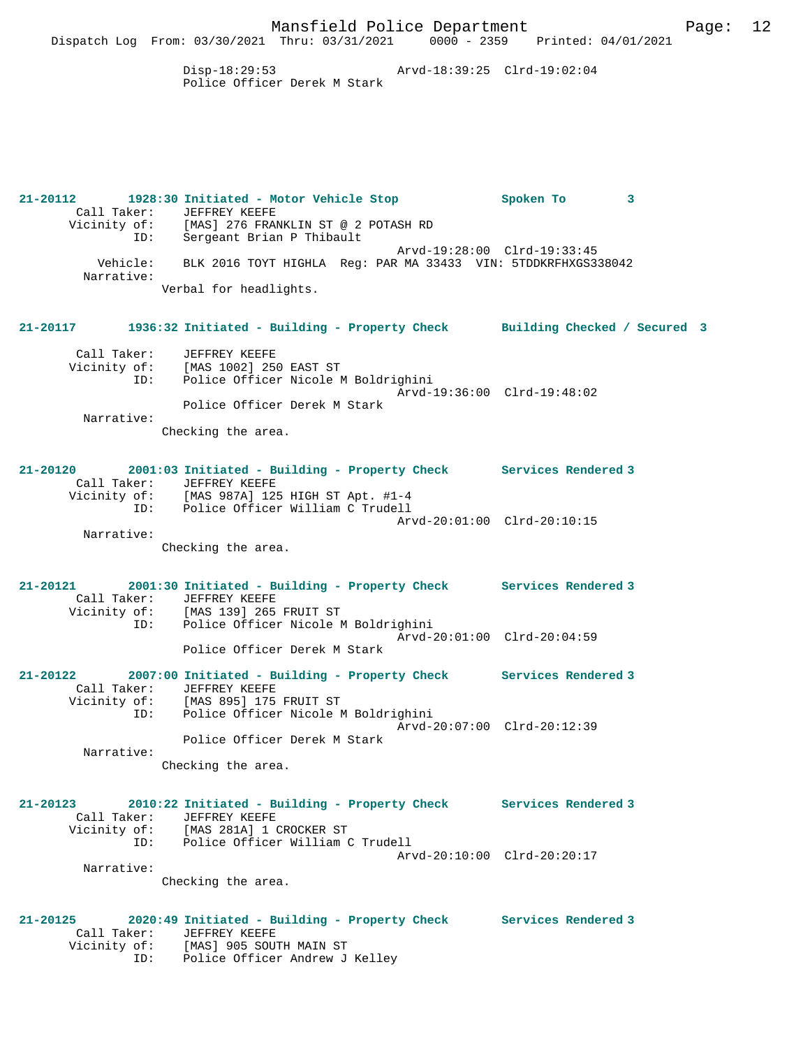Disp-18:29:53 Arvd-18:39:25 Clrd-19:02:04
Police Officer Derek M Stark

**21-20112 1928:30 Initiated - Motor Vehicle Stop Spoken To 3**

Call Taker: JEFFREY KEEFE
Vicinity of: [MAS] 276 FRANKLIN ST @ 2 POTASH RD
ID: Sergeant Brian P Thibault
Arvd-19:28:00 Clrd-19:33:45
Vehicle: BLK 2016 TOYT HIGHLA Reg: PAR MA 33433 VIN: 5TDDKRFHXGS338042
Narrative:
Verbal for headlights.

**21-20117 1936:32 Initiated - Building - Property Check Building Checked / Secured 3**

Call Taker: JEFFREY KEEFE
Vicinity of: [MAS 1002] 250 EAST ST
ID: Police Officer Nicole M Boldrighini
Arvd-19:36:00 Clrd-19:48:02
Police Officer Derek M Stark
Narrative:
Checking the area.

**21-20120 2001:03 Initiated - Building - Property Check Services Rendered 3**

Call Taker: JEFFREY KEEFE
Vicinity of: [MAS 987A] 125 HIGH ST Apt. #1-4
ID: Police Officer William C Trudell
Arvd-20:01:00 Clrd-20:10:15
Narrative:
Checking the area.

**21-20121 2001:30 Initiated - Building - Property Check Services Rendered 3**

Call Taker: JEFFREY KEEFE
Vicinity of: [MAS 139] 265 FRUIT ST
ID: Police Officer Nicole M Boldrighini
Arvd-20:01:00 Clrd-20:04:59
Police Officer Derek M Stark

**21-20122 2007:00 Initiated - Building - Property Check Services Rendered 3**

Call Taker: JEFFREY KEEFE
Vicinity of: [MAS 895] 175 FRUIT ST
ID: Police Officer Nicole M Boldrighini
Arvd-20:07:00 Clrd-20:12:39
Police Officer Derek M Stark
Narrative:
Checking the area.

**21-20123 2010:22 Initiated - Building - Property Check Services Rendered 3**

Call Taker: JEFFREY KEEFE
Vicinity of: [MAS 281A] 1 CROCKER ST
ID: Police Officer William C Trudell
Arvd-20:10:00 Clrd-20:20:17
Narrative:
Checking the area.

**21-20125 2020:49 Initiated - Building - Property Check Services Rendered 3**

Call Taker: JEFFREY KEEFE
Vicinity of: [MAS] 905 SOUTH MAIN ST
ID: Police Officer Andrew J Kelley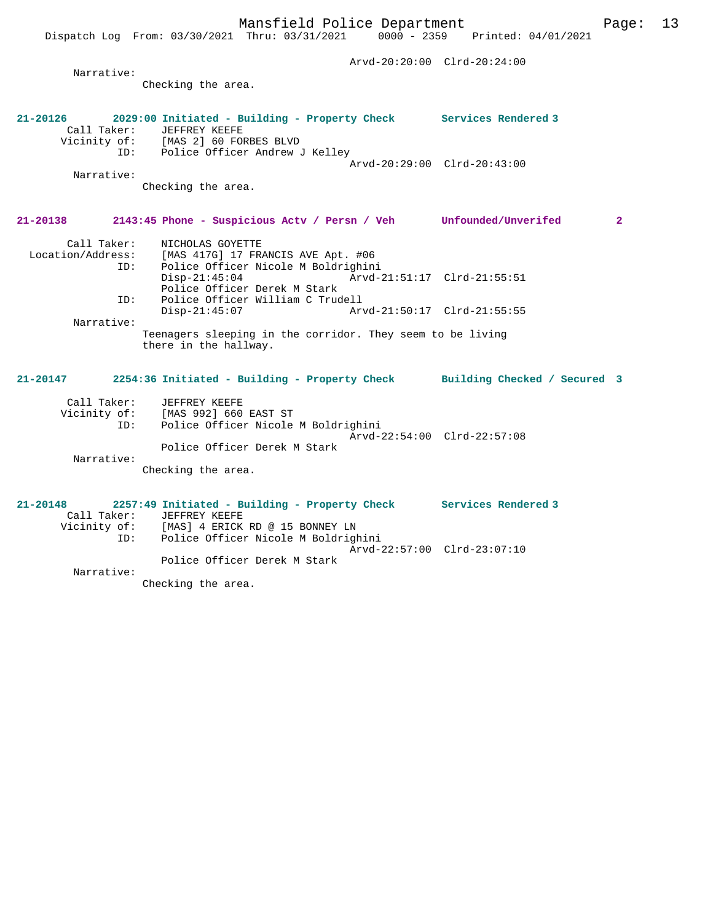Arvd-20:20:00 Clrd-20:24:00

Narrative:
Checking the area.

**21-20126 2029:00 Initiated - Building - Property Check Services Rendered 3**

Call Taker: JEFFREY KEEFE
Vicinity of: [MAS 2] 60 FORBES BLVD
ID: Police Officer Andrew J Kelley
Arvd-20:29:00 Clrd-20:43:00

Narrative:
Checking the area.

**21-20138 2143:45 Phone - Suspicious Actv / Persn / Veh Unfounded/Unverifed 2**

Call Taker: NICHOLAS GOYETTE
Location/Address: [MAS 417G] 17 FRANCIS AVE Apt. #06
ID: Police Officer Nicole M Boldrighini
Disp-21:45:04 Arvd-21:51:17 Clrd-21:55:51
Police Officer Derek M Stark
ID: Police Officer William C Trudell
Disp-21:45:07 Arvd-21:50:17 Clrd-21:55:55

Narrative:
Teenagers sleeping in the corridor. They seem to be living there in the hallway.

**21-20147 2254:36 Initiated - Building - Property Check Building Checked / Secured 3**

Call Taker: JEFFREY KEEFE
Vicinity of: [MAS 992] 660 EAST ST
ID: Police Officer Nicole M Boldrighini
Arvd-22:54:00 Clrd-22:57:08
Police Officer Derek M Stark

Narrative:
Checking the area.

**21-20148 2257:49 Initiated - Building - Property Check Services Rendered 3**

Call Taker: JEFFREY KEEFE
Vicinity of: [MAS] 4 ERICK RD @ 15 BONNEY LN
ID: Police Officer Nicole M Boldrighini
Arvd-22:57:00 Clrd-23:07:10
Police Officer Derek M Stark

Narrative:
Checking the area.